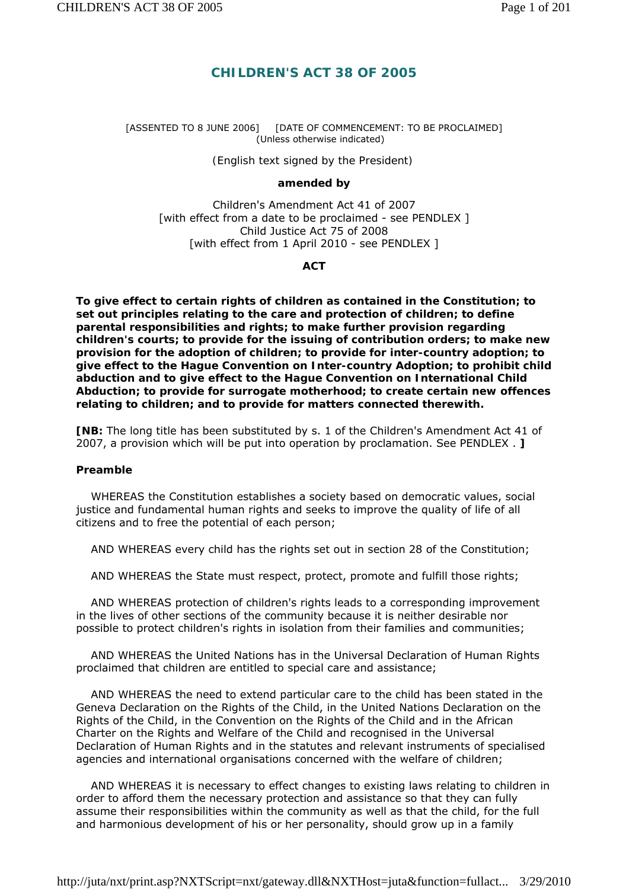# CHILDREN'S ACT 38 OF 2005

[ASSENTED TO 8 JUNE 2006] [DATE OF COMMENCEMENT: TO BE PROCLAIMED]
(Unless otherwise indicated)

(English text signed by the President)

**amended by**

Children's Amendment Act 41 of 2007
[with effect from a date to be proclaimed - see PENDLEX ]
Child Justice Act 75 of 2008
[with effect from 1 April 2010 - see PENDLEX ]

**ACT**

**To give effect to certain rights of children as contained in the Constitution; to set out principles relating to the care and protection of children; to define parental responsibilities and rights; to make further provision regarding children's courts; to provide for the issuing of contribution orders; to make new provision for the adoption of children; to provide for inter-country adoption; to give effect to the Hague Convention on Inter-country Adoption; to prohibit child abduction and to give effect to the Hague Convention on International Child Abduction; to provide for surrogate motherhood; to create certain new offences relating to children; and to provide for matters connected therewith.**

**[NB:** The long title has been substituted by s. 1 of the Children's Amendment Act 41 of 2007, a provision which will be put into operation by proclamation. See PENDLEX . **]**

**Preamble**

WHEREAS the Constitution establishes a society based on democratic values, social justice and fundamental human rights and seeks to improve the quality of life of all citizens and to free the potential of each person;

AND WHEREAS every child has the rights set out in section 28 of the Constitution;

AND WHEREAS the State must respect, protect, promote and fulfill those rights;

AND WHEREAS protection of children's rights leads to a corresponding improvement in the lives of other sections of the community because it is neither desirable nor possible to protect children's rights in isolation from their families and communities;

AND WHEREAS the United Nations has in the Universal Declaration of Human Rights proclaimed that children are entitled to special care and assistance;

AND WHEREAS the need to extend particular care to the child has been stated in the Geneva Declaration on the Rights of the Child, in the United Nations Declaration on the Rights of the Child, in the Convention on the Rights of the Child and in the African Charter on the Rights and Welfare of the Child and recognised in the Universal Declaration of Human Rights and in the statutes and relevant instruments of specialised agencies and international organisations concerned with the welfare of children;

AND WHEREAS it is necessary to effect changes to existing laws relating to children in order to afford them the necessary protection and assistance so that they can fully assume their responsibilities within the community as well as that the child, for the full and harmonious development of his or her personality, should grow up in a family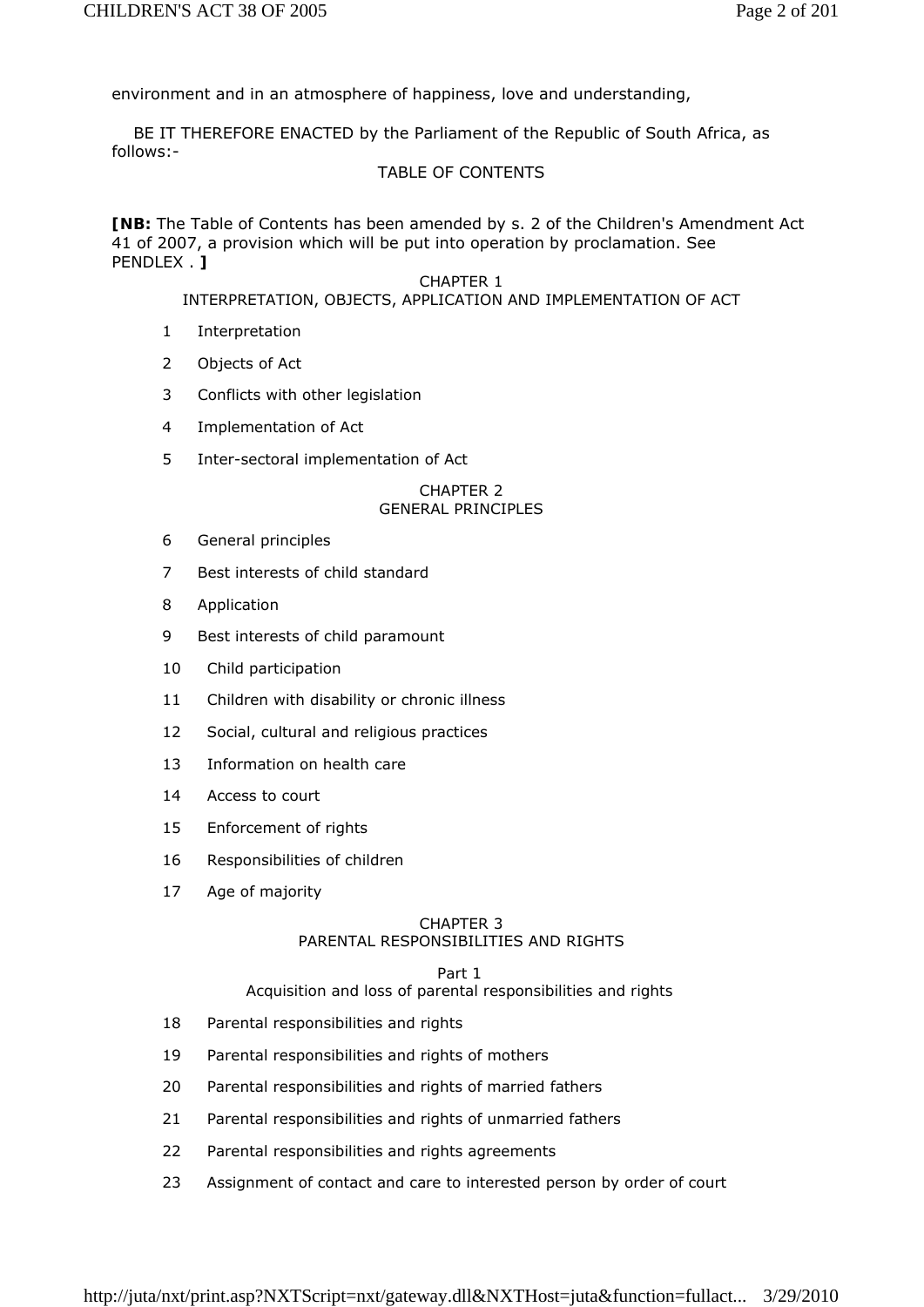environment and in an atmosphere of happiness, love and understanding,

BE IT THEREFORE ENACTED by the Parliament of the Republic of South Africa, as follows:-

TABLE OF CONTENTS

**[NB:** The Table of Contents has been amended by s. 2 of the Children's Amendment Act 41 of 2007, a provision which will be put into operation by proclamation. See PENDLEX . **]**

CHAPTER 1
INTERPRETATION, OBJECTS, APPLICATION AND IMPLEMENTATION OF ACT

1 Interpretation

2 Objects of Act

3 Conflicts with other legislation

4 Implementation of Act

5 Inter-sectoral implementation of Act

CHAPTER 2
GENERAL PRINCIPLES

6 General principles

7 Best interests of child standard

8 Application

9 Best interests of child paramount

10 Child participation

11 Children with disability or chronic illness

12 Social, cultural and religious practices

13 Information on health care

14 Access to court

15 Enforcement of rights

16 Responsibilities of children

17 Age of majority

CHAPTER 3
PARENTAL RESPONSIBILITIES AND RIGHTS

Part 1
Acquisition and loss of parental responsibilities and rights

18 Parental responsibilities and rights

19 Parental responsibilities and rights of mothers

20 Parental responsibilities and rights of married fathers

21 Parental responsibilities and rights of unmarried fathers

22 Parental responsibilities and rights agreements

23 Assignment of contact and care to interested person by order of court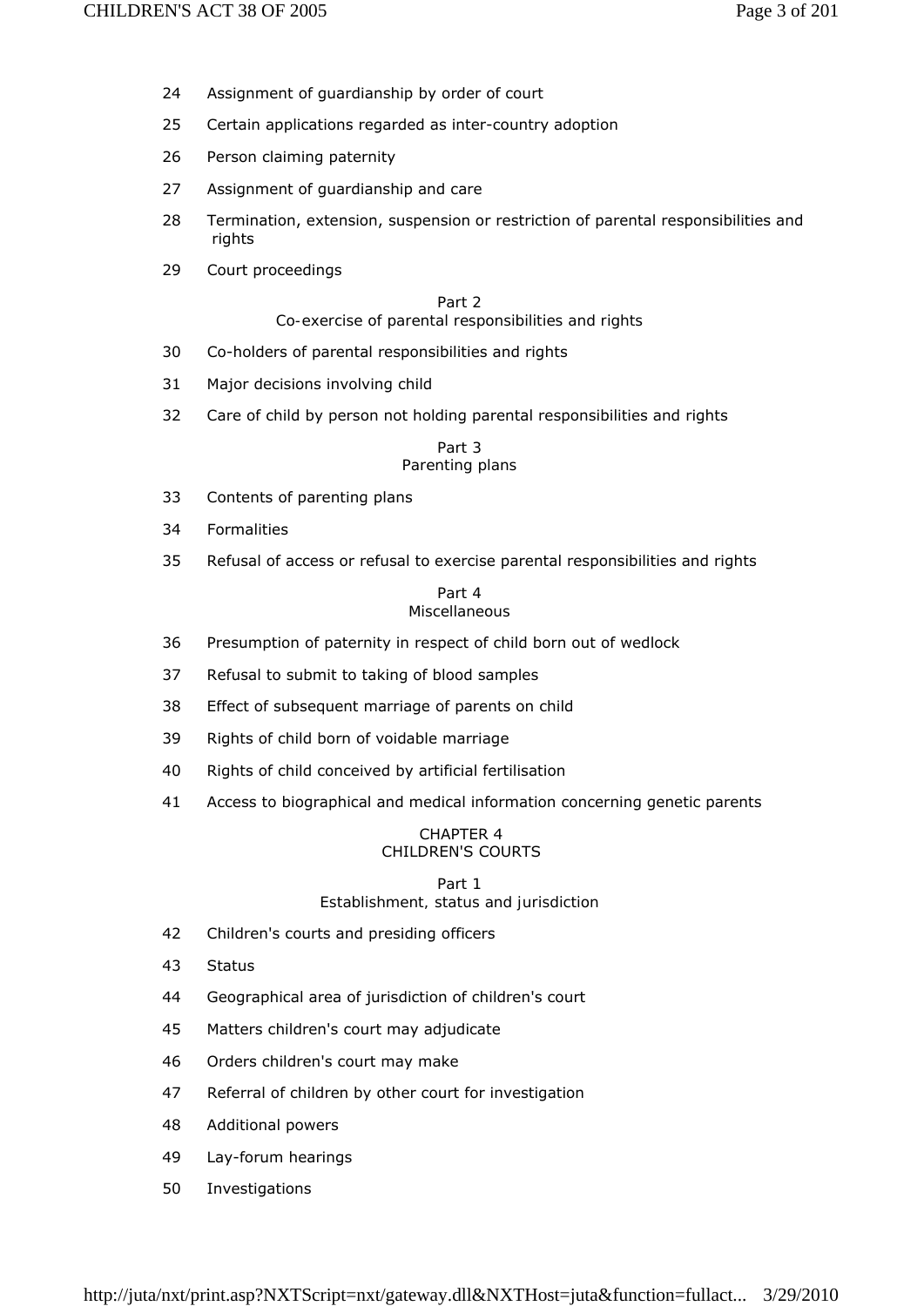24 Assignment of guardianship by order of court

25 Certain applications regarded as inter-country adoption

26 Person claiming paternity

27 Assignment of guardianship and care

28 Termination, extension, suspension or restriction of parental responsibilities and rights

29 Court proceedings

Part 2
Co-exercise of parental responsibilities and rights

30 Co-holders of parental responsibilities and rights

31 Major decisions involving child

32 Care of child by person not holding parental responsibilities and rights

Part 3
Parenting plans

33 Contents of parenting plans

34 Formalities

35 Refusal of access or refusal to exercise parental responsibilities and rights

Part 4
Miscellaneous

36 Presumption of paternity in respect of child born out of wedlock

37 Refusal to submit to taking of blood samples

38 Effect of subsequent marriage of parents on child

39 Rights of child born of voidable marriage

40 Rights of child conceived by artificial fertilisation

41 Access to biographical and medical information concerning genetic parents

CHAPTER 4
CHILDREN'S COURTS

Part 1
Establishment, status and jurisdiction

42 Children's courts and presiding officers

43 Status

44 Geographical area of jurisdiction of children's court

45 Matters children's court may adjudicate

46 Orders children's court may make

47 Referral of children by other court for investigation

48 Additional powers

49 Lay-forum hearings

50 Investigations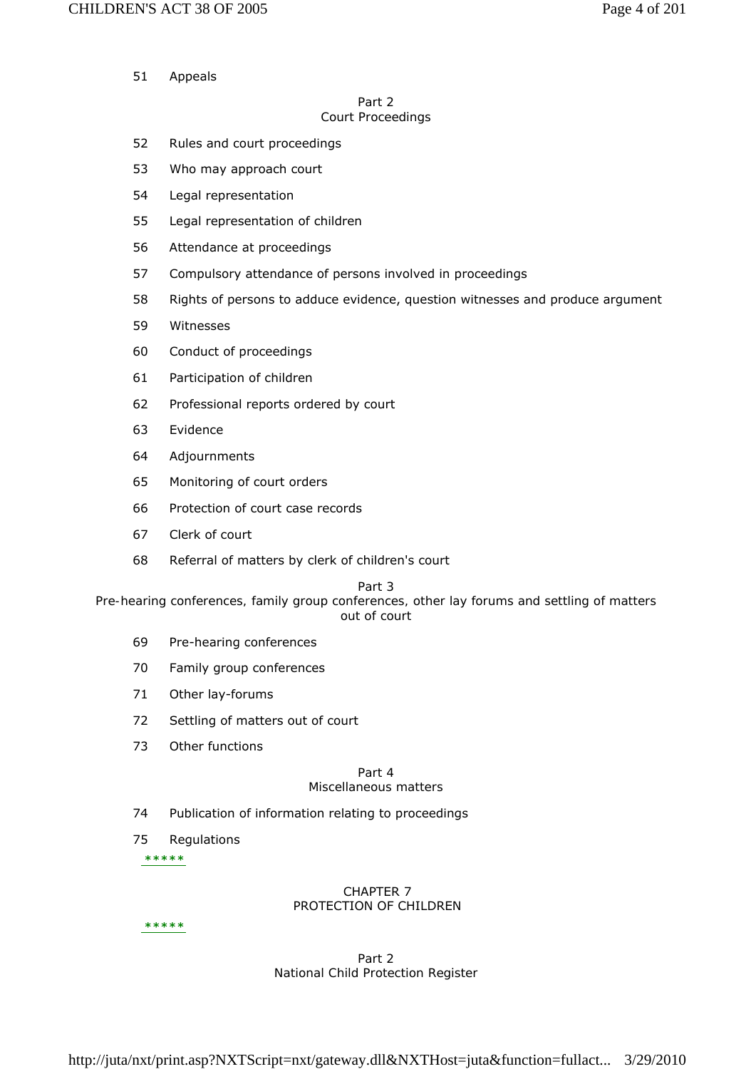51 Appeals

Part 2
Court Proceedings

52 Rules and court proceedings

53 Who may approach court

54 Legal representation

55 Legal representation of children

56 Attendance at proceedings

57 Compulsory attendance of persons involved in proceedings

58 Rights of persons to adduce evidence, question witnesses and produce argument

59 Witnesses

60 Conduct of proceedings

61 Participation of children

62 Professional reports ordered by court

63 Evidence

64 Adjournments

65 Monitoring of court orders

66 Protection of court case records

67 Clerk of court

68 Referral of matters by clerk of children's court

Part 3
Pre-hearing conferences, family group conferences, other lay forums and settling of matters out of court

69 Pre-hearing conferences

70 Family group conferences

71 Other lay-forums

72 Settling of matters out of court

73 Other functions

Part 4
Miscellaneous matters

74 Publication of information relating to proceedings

75 Regulations

*****

CHAPTER 7
PROTECTION OF CHILDREN

*****

Part 2
National Child Protection Register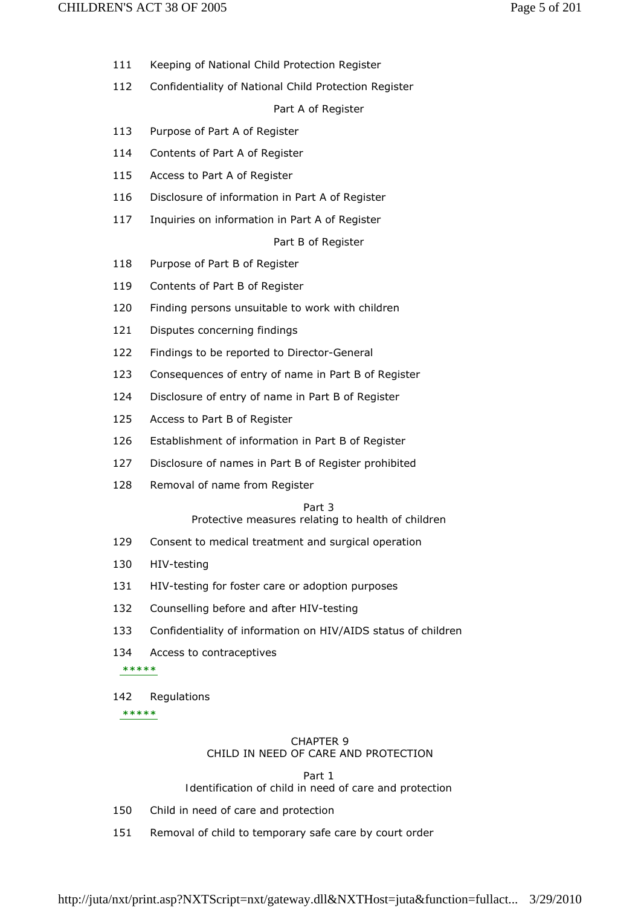111 Keeping of National Child Protection Register

112 Confidentiality of National Child Protection Register

Part A of Register

113 Purpose of Part A of Register

114 Contents of Part A of Register

115 Access to Part A of Register

116 Disclosure of information in Part A of Register

117 Inquiries on information in Part A of Register

Part B of Register

118 Purpose of Part B of Register

119 Contents of Part B of Register

120 Finding persons unsuitable to work with children

121 Disputes concerning findings

122 Findings to be reported to Director-General

123 Consequences of entry of name in Part B of Register

124 Disclosure of entry of name in Part B of Register

125 Access to Part B of Register

126 Establishment of information in Part B of Register

127 Disclosure of names in Part B of Register prohibited

128 Removal of name from Register

Part 3
Protective measures relating to health of children

129 Consent to medical treatment and surgical operation

130 HIV-testing

131 HIV-testing for foster care or adoption purposes

132 Counselling before and after HIV-testing

133 Confidentiality of information on HIV/AIDS status of children

134 Access to contraceptives

*****

142 Regulations

*****

CHAPTER 9
CHILD IN NEED OF CARE AND PROTECTION

Part 1
Identification of child in need of care and protection

150 Child in need of care and protection

151 Removal of child to temporary safe care by court order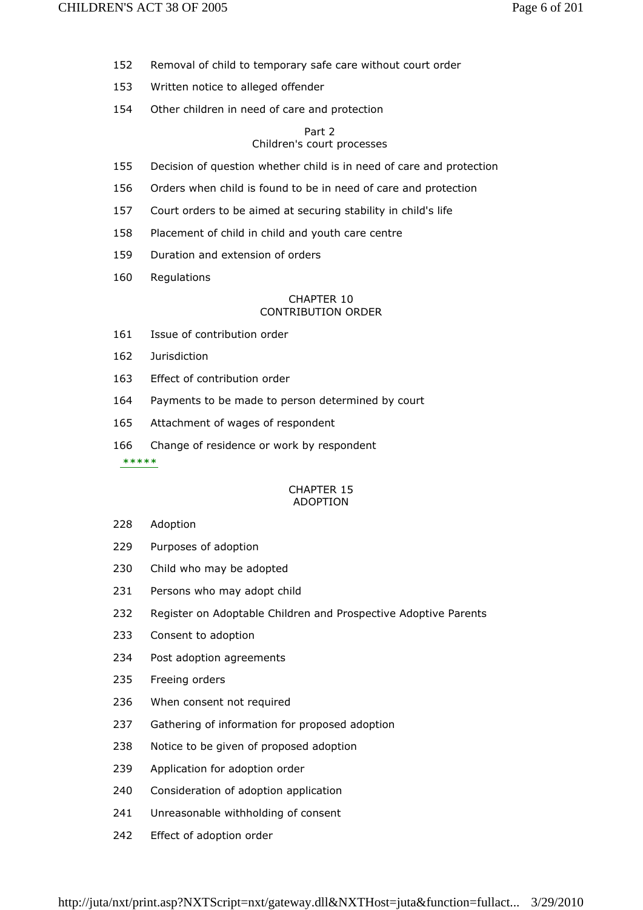152 Removal of child to temporary safe care without court order

153 Written notice to alleged offender

154 Other children in need of care and protection

Part 2
Children's court processes

155 Decision of question whether child is in need of care and protection

156 Orders when child is found to be in need of care and protection

157 Court orders to be aimed at securing stability in child's life

158 Placement of child in child and youth care centre

159 Duration and extension of orders

160 Regulations

## CHAPTER 10
## CONTRIBUTION ORDER

161 Issue of contribution order

162 Jurisdiction

163 Effect of contribution order

164 Payments to be made to person determined by court

165 Attachment of wages of respondent

166 Change of residence or work by respondent

*****

## CHAPTER 15
## ADOPTION

228 Adoption

229 Purposes of adoption

230 Child who may be adopted

231 Persons who may adopt child

232 Register on Adoptable Children and Prospective Adoptive Parents

233 Consent to adoption

234 Post adoption agreements

235 Freeing orders

236 When consent not required

237 Gathering of information for proposed adoption

238 Notice to be given of proposed adoption

239 Application for adoption order

240 Consideration of adoption application

241 Unreasonable withholding of consent

242 Effect of adoption order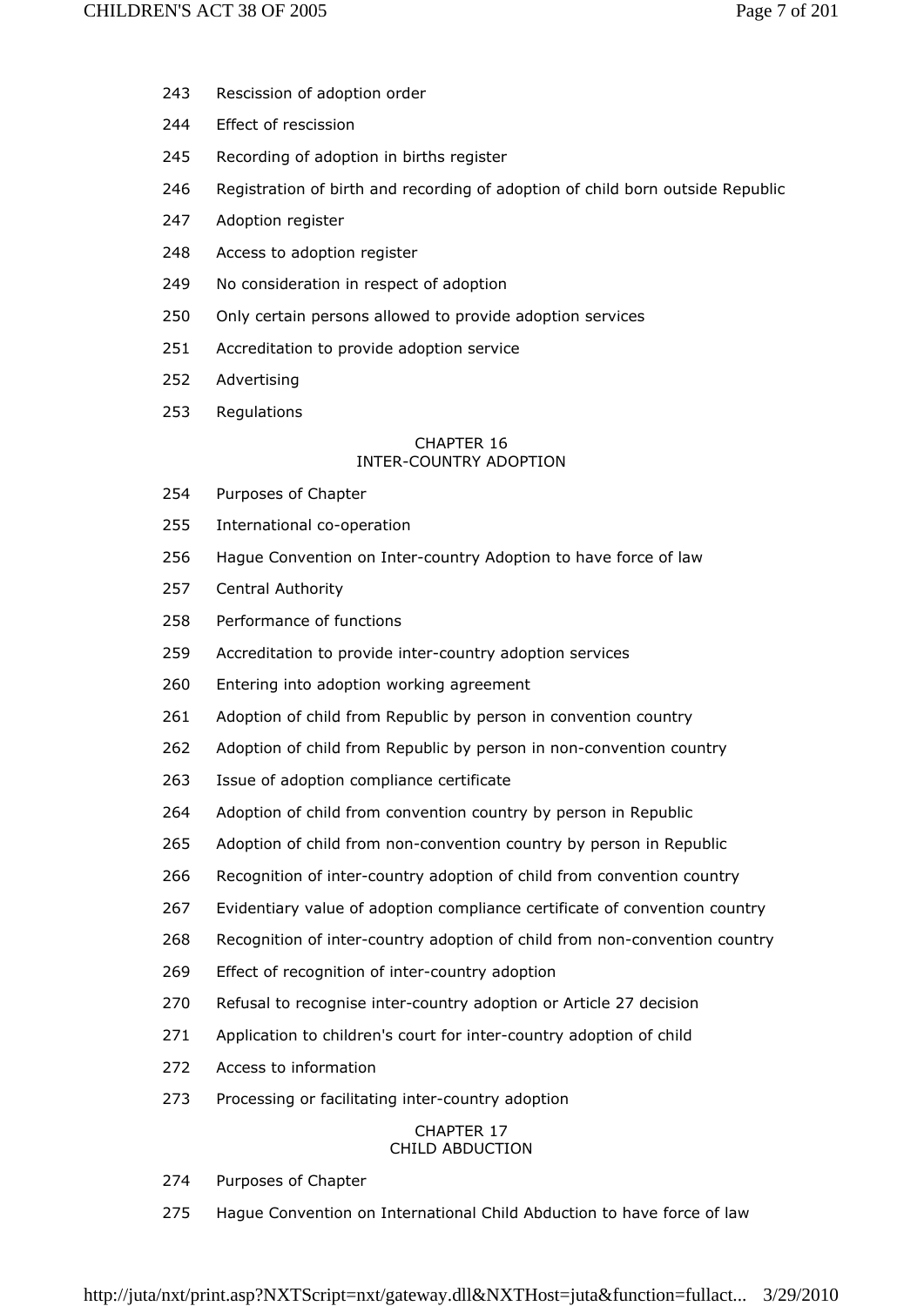243 Rescission of adoption order

244 Effect of rescission

245 Recording of adoption in births register

246 Registration of birth and recording of adoption of child born outside Republic

247 Adoption register

248 Access to adoption register

249 No consideration in respect of adoption

250 Only certain persons allowed to provide adoption services

251 Accreditation to provide adoption service

252 Advertising

253 Regulations

## CHAPTER 16
## INTER-COUNTRY ADOPTION

254 Purposes of Chapter

255 International co-operation

256 Hague Convention on Inter-country Adoption to have force of law

257 Central Authority

258 Performance of functions

259 Accreditation to provide inter-country adoption services

260 Entering into adoption working agreement

261 Adoption of child from Republic by person in convention country

262 Adoption of child from Republic by person in non-convention country

263 Issue of adoption compliance certificate

264 Adoption of child from convention country by person in Republic

265 Adoption of child from non-convention country by person in Republic

266 Recognition of inter-country adoption of child from convention country

267 Evidentiary value of adoption compliance certificate of convention country

268 Recognition of inter-country adoption of child from non-convention country

269 Effect of recognition of inter-country adoption

270 Refusal to recognise inter-country adoption or Article 27 decision

271 Application to children's court for inter-country adoption of child

272 Access to information

273 Processing or facilitating inter-country adoption

## CHAPTER 17
## CHILD ABDUCTION

274 Purposes of Chapter

275 Hague Convention on International Child Abduction to have force of law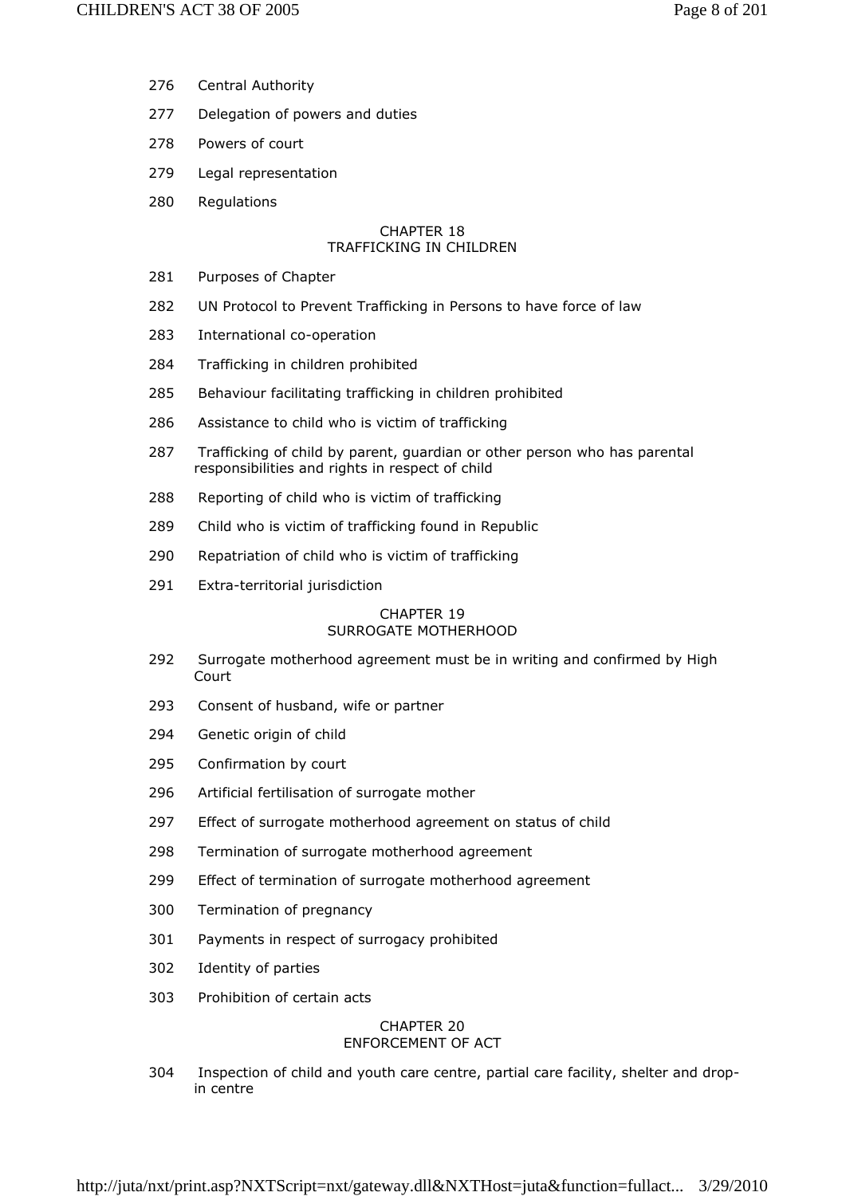276 Central Authority

277 Delegation of powers and duties

278 Powers of court

279 Legal representation

280 Regulations

## CHAPTER 18
## TRAFFICKING IN CHILDREN

281 Purposes of Chapter

282 UN Protocol to Prevent Trafficking in Persons to have force of law

283 International co-operation

284 Trafficking in children prohibited

285 Behaviour facilitating trafficking in children prohibited

286 Assistance to child who is victim of trafficking

287 Trafficking of child by parent, guardian or other person who has parental responsibilities and rights in respect of child

288 Reporting of child who is victim of trafficking

289 Child who is victim of trafficking found in Republic

290 Repatriation of child who is victim of trafficking

291 Extra-territorial jurisdiction

## CHAPTER 19
## SURROGATE MOTHERHOOD

292 Surrogate motherhood agreement must be in writing and confirmed by High Court

293 Consent of husband, wife or partner

294 Genetic origin of child

295 Confirmation by court

296 Artificial fertilisation of surrogate mother

297 Effect of surrogate motherhood agreement on status of child

298 Termination of surrogate motherhood agreement

299 Effect of termination of surrogate motherhood agreement

300 Termination of pregnancy

301 Payments in respect of surrogacy prohibited

302 Identity of parties

303 Prohibition of certain acts

## CHAPTER 20
## ENFORCEMENT OF ACT

304 Inspection of child and youth care centre, partial care facility, shelter and drop-in centre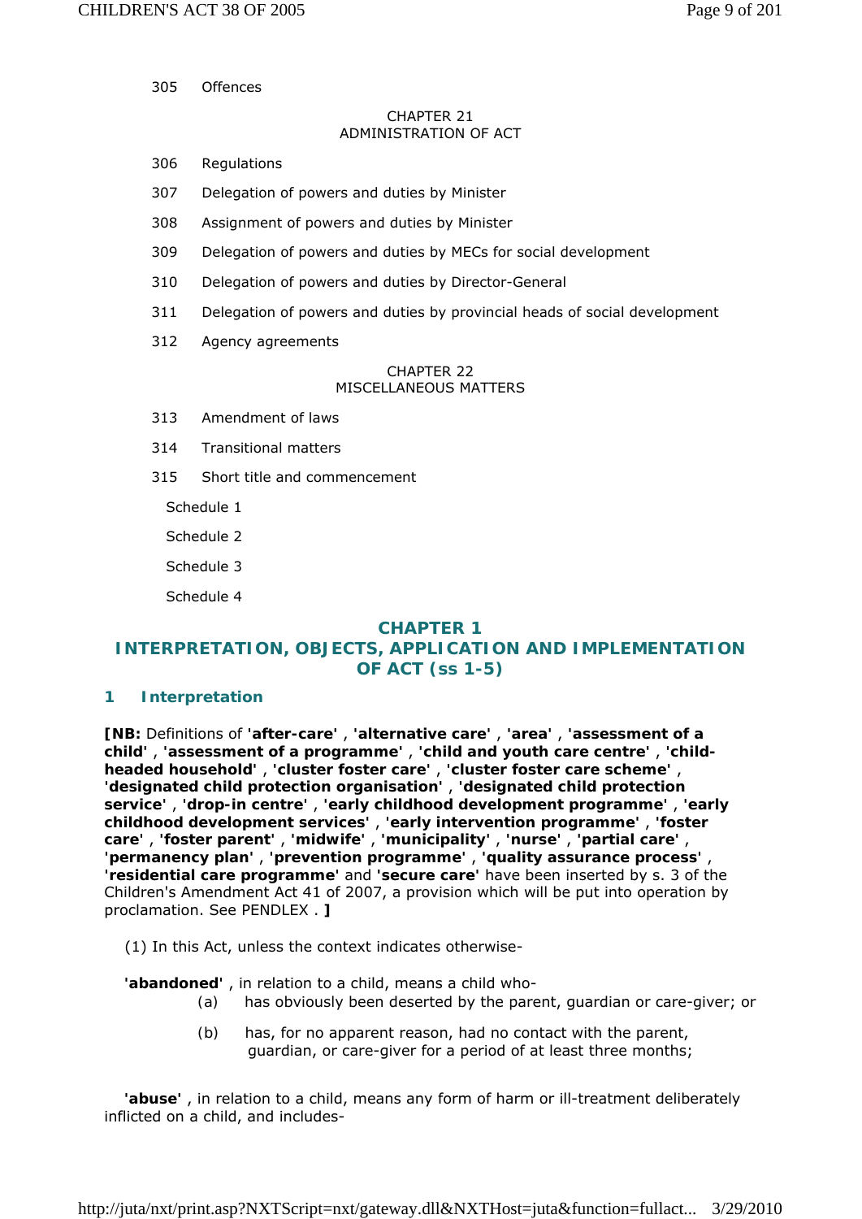305 Offences

CHAPTER 21
ADMINISTRATION OF ACT

306 Regulations

307 Delegation of powers and duties by Minister

308 Assignment of powers and duties by Minister

309 Delegation of powers and duties by MECs for social development

310 Delegation of powers and duties by Director-General

311 Delegation of powers and duties by provincial heads of social development

312 Agency agreements

CHAPTER 22
MISCELLANEOUS MATTERS

313 Amendment of laws

314 Transitional matters

315 Short title and commencement

Schedule 1

Schedule 2

Schedule 3

Schedule 4

## CHAPTER 1
## INTERPRETATION, OBJECTS, APPLICATION AND IMPLEMENTATION OF ACT (ss 1-5)

### 1 Interpretation

**[NB:** Definitions of **'after-care'** , **'alternative care'** , **'area'** , **'assessment of a child'** , **'assessment of a programme'** , **'child and youth care centre'** , **'child-headed household'** , **'cluster foster care'** , **'cluster foster care scheme'** , **'designated child protection organisation'** , **'designated child protection service'** , **'drop-in centre'** , **'early childhood development programme'** , **'early childhood development services'** , **'early intervention programme'** , **'foster care'** , **'foster parent'** , **'midwife'** , **'municipality'** , **'nurse'** , **'partial care'** , **'permanency plan'** , **'prevention programme'** , **'quality assurance process'** , **'residential care programme'** and **'secure care'** have been inserted by s. 3 of the Children's Amendment Act 41 of 2007, a provision which will be put into operation by proclamation. See PENDLEX . **]**

(1) In this Act, unless the context indicates otherwise-

**'abandoned'** , in relation to a child, means a child who-

(a) has obviously been deserted by the parent, guardian or care-giver; or

(b) has, for no apparent reason, had no contact with the parent, guardian, or care-giver for a period of at least three months;

**'abuse'** , in relation to a child, means any form of harm or ill-treatment deliberately inflicted on a child, and includes-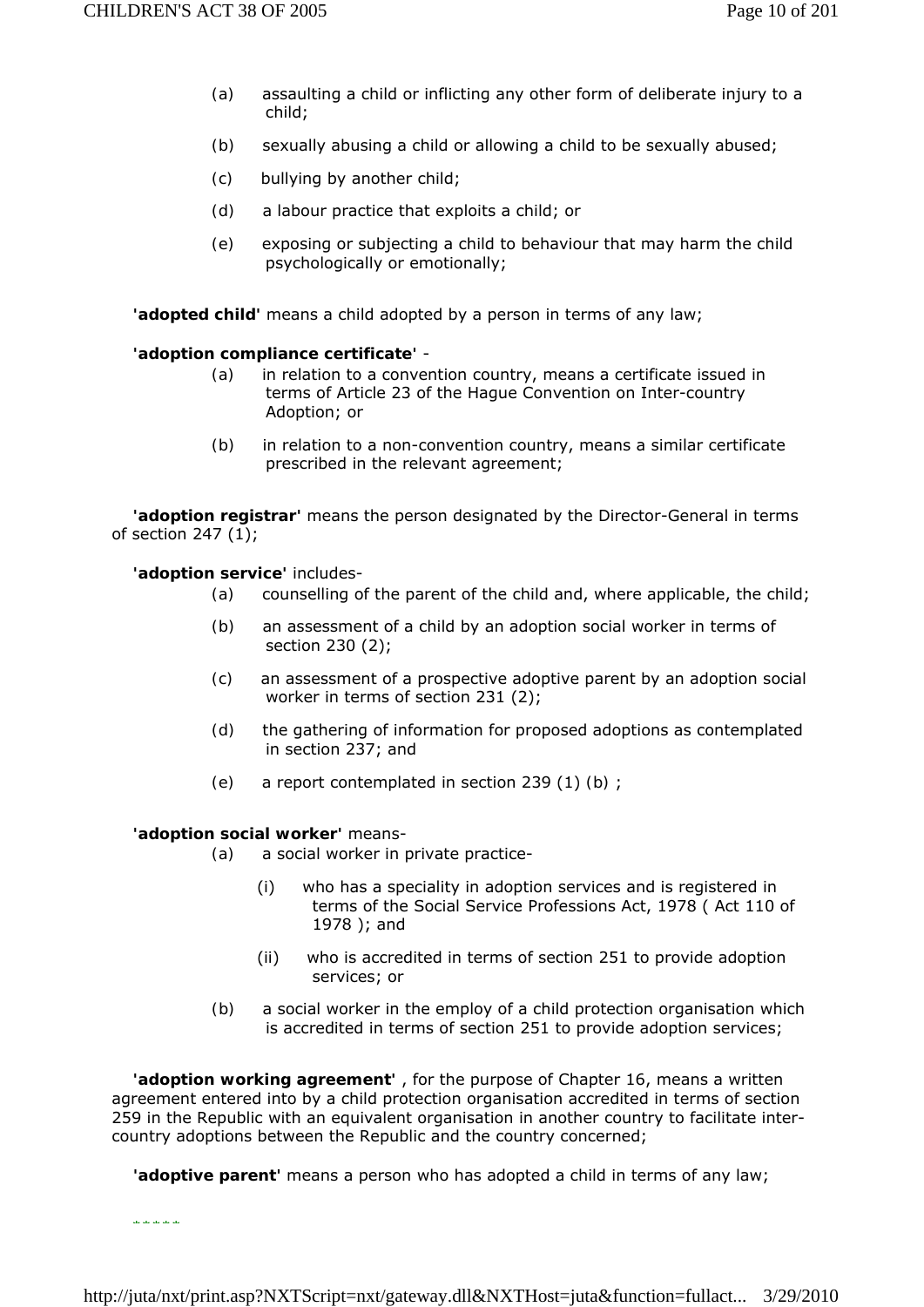(a) assaulting a child or inflicting any other form of deliberate injury to a child;

(b) sexually abusing a child or allowing a child to be sexually abused;

(c) bullying by another child;

(d) a labour practice that exploits a child; or

(e) exposing or subjecting a child to behaviour that may harm the child psychologically or emotionally;

**'adopted child'** means a child adopted by a person in terms of any law;

**'adoption compliance certificate'** -

(a) in relation to a convention country, means a certificate issued in terms of Article 23 of the Hague Convention on Inter-country Adoption; or

(b) in relation to a non-convention country, means a similar certificate prescribed in the relevant agreement;

**'adoption registrar'** means the person designated by the Director-General in terms of section 247 (1);

**'adoption service'** includes-

(a) counselling of the parent of the child and, where applicable, the child;

(b) an assessment of a child by an adoption social worker in terms of section 230 (2);

(c) an assessment of a prospective adoptive parent by an adoption social worker in terms of section 231 (2);

(d) the gathering of information for proposed adoptions as contemplated in section 237; and

(e) a report contemplated in section 239 (1) (b) ;

**'adoption social worker'** means-

(a) a social worker in private practice-

(i) who has a speciality in adoption services and is registered in terms of the Social Service Professions Act, 1978 ( Act 110 of 1978 ); and

(ii) who is accredited in terms of section 251 to provide adoption services; or

(b) a social worker in the employ of a child protection organisation which is accredited in terms of section 251 to provide adoption services;

**'adoption working agreement'** , for the purpose of Chapter 16, means a written agreement entered into by a child protection organisation accredited in terms of section 259 in the Republic with an equivalent organisation in another country to facilitate inter-country adoptions between the Republic and the country concerned;

**'adoptive parent'** means a person who has adopted a child in terms of any law;

\*\*\*\*\*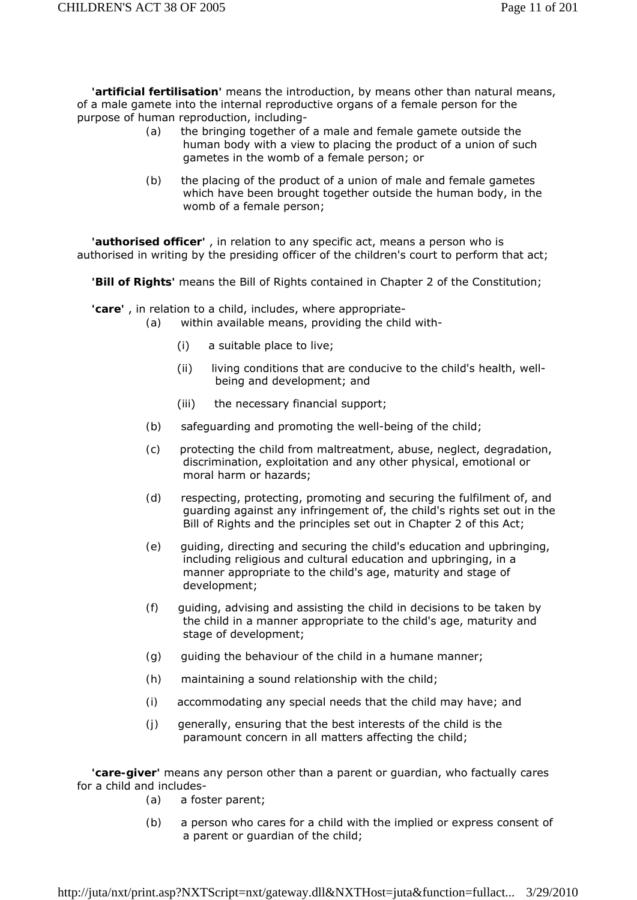**'artificial fertilisation'** means the introduction, by means other than natural means, of a male gamete into the internal reproductive organs of a female person for the purpose of human reproduction, including-

(a) the bringing together of a male and female gamete outside the human body with a view to placing the product of a union of such gametes in the womb of a female person; or

(b) the placing of the product of a union of male and female gametes which have been brought together outside the human body, in the womb of a female person;

**'authorised officer'** , in relation to any specific act, means a person who is authorised in writing by the presiding officer of the children's court to perform that act;

**'Bill of Rights'** means the Bill of Rights contained in Chapter 2 of the Constitution;

**'care'** , in relation to a child, includes, where appropriate-

(a) within available means, providing the child with-

(i) a suitable place to live;

(ii) living conditions that are conducive to the child's health, well-being and development; and

(iii) the necessary financial support;

(b) safeguarding and promoting the well-being of the child;

(c) protecting the child from maltreatment, abuse, neglect, degradation, discrimination, exploitation and any other physical, emotional or moral harm or hazards;

(d) respecting, protecting, promoting and securing the fulfilment of, and guarding against any infringement of, the child's rights set out in the Bill of Rights and the principles set out in Chapter 2 of this Act;

(e) guiding, directing and securing the child's education and upbringing, including religious and cultural education and upbringing, in a manner appropriate to the child's age, maturity and stage of development;

(f) guiding, advising and assisting the child in decisions to be taken by the child in a manner appropriate to the child's age, maturity and stage of development;

(g) guiding the behaviour of the child in a humane manner;

(h) maintaining a sound relationship with the child;

(i) accommodating any special needs that the child may have; and

(j) generally, ensuring that the best interests of the child is the paramount concern in all matters affecting the child;

**'care-giver'** means any person other than a parent or guardian, who factually cares for a child and includes-

(a) a foster parent;

(b) a person who cares for a child with the implied or express consent of a parent or guardian of the child;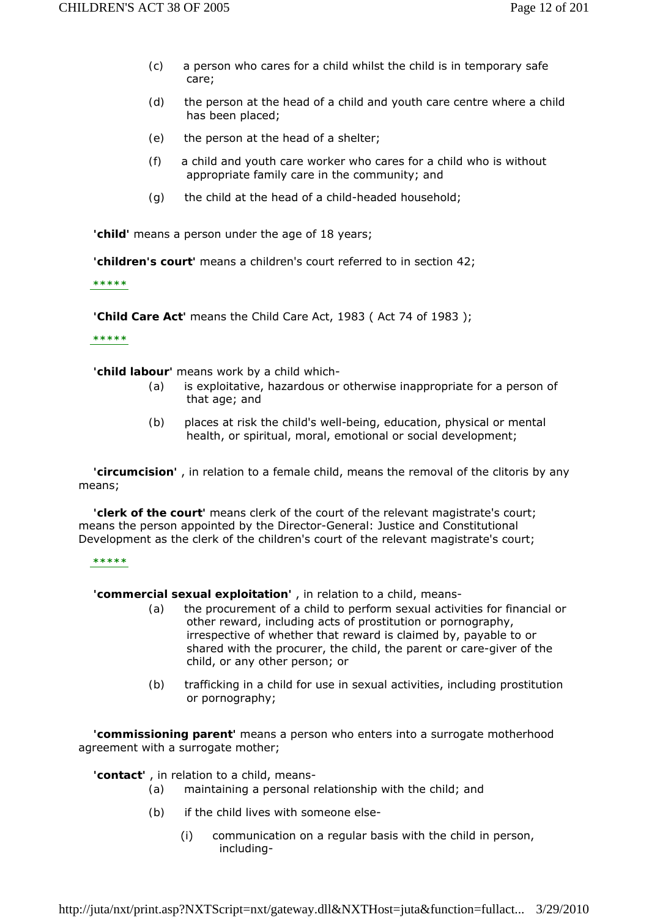(c) a person who cares for a child whilst the child is in temporary safe care;

(d) the person at the head of a child and youth care centre where a child has been placed;

(e) the person at the head of a shelter;

(f) a child and youth care worker who cares for a child who is without appropriate family care in the community; and

(g) the child at the head of a child-headed household;

**'child'** means a person under the age of 18 years;

**'children's court'** means a children's court referred to in section 42;

*****

**'Child Care Act'** means the Child Care Act, 1983 ( Act 74 of 1983 );

*****

**'child labour'** means work by a child which-

(a) is exploitative, hazardous or otherwise inappropriate for a person of that age; and

(b) places at risk the child's well-being, education, physical or mental health, or spiritual, moral, emotional or social development;

**'circumcision'** , in relation to a female child, means the removal of the clitoris by any means;

**'clerk of the court'** means clerk of the court of the relevant magistrate's court; means the person appointed by the Director-General: Justice and Constitutional Development as the clerk of the children's court of the relevant magistrate's court;

*****

**'commercial sexual exploitation'** , in relation to a child, means-

(a) the procurement of a child to perform sexual activities for financial or other reward, including acts of prostitution or pornography, irrespective of whether that reward is claimed by, payable to or shared with the procurer, the child, the parent or care-giver of the child, or any other person; or

(b) trafficking in a child for use in sexual activities, including prostitution or pornography;

**'commissioning parent'** means a person who enters into a surrogate motherhood agreement with a surrogate mother;

**'contact'** , in relation to a child, means-

(a) maintaining a personal relationship with the child; and

(b) if the child lives with someone else-

(i) communication on a regular basis with the child in person, including-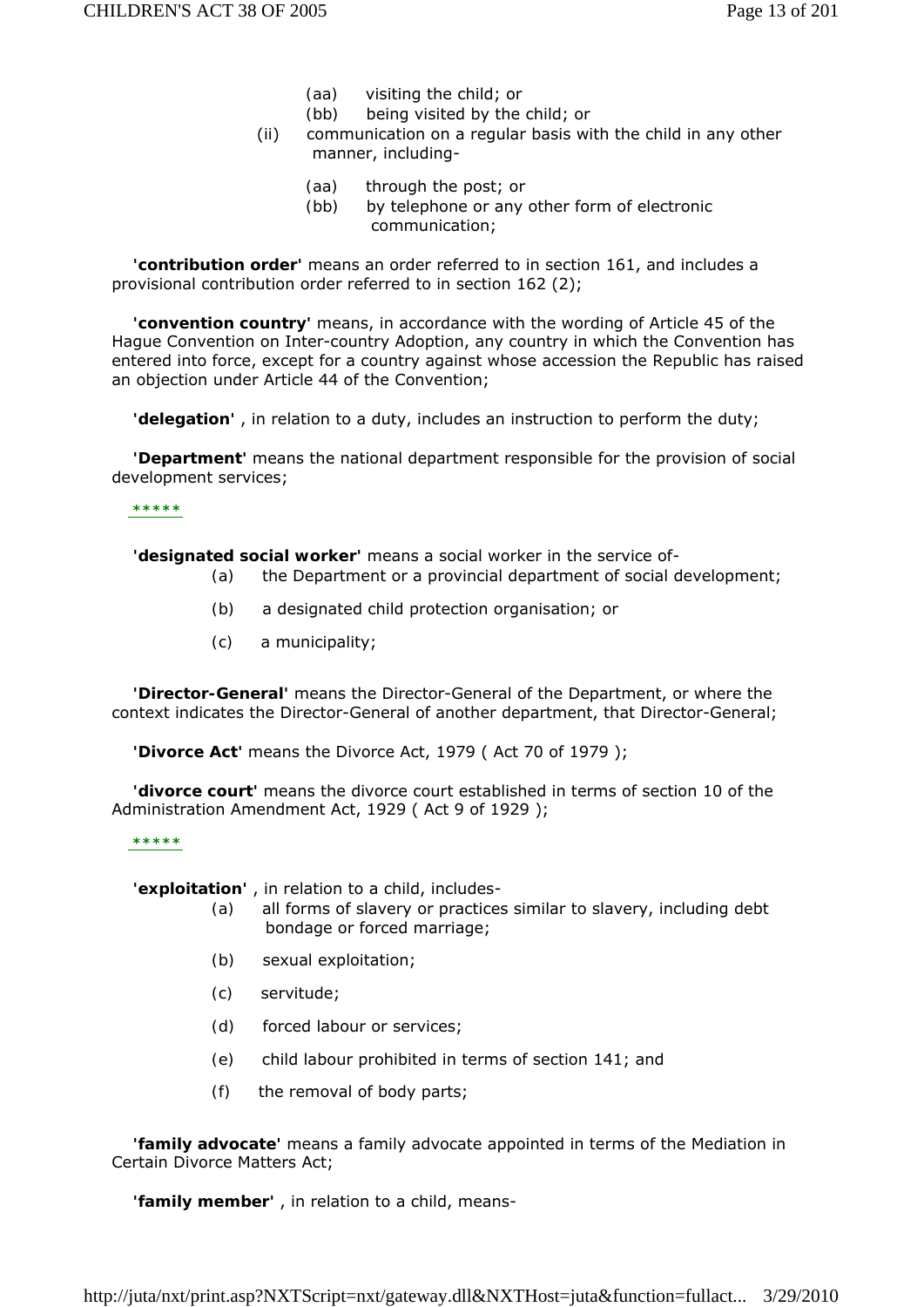(aa) visiting the child; or

(bb) being visited by the child; or

(ii) communication on a regular basis with the child in any other manner, including-

(aa) through the post; or

(bb) by telephone or any other form of electronic communication;

**'contribution order'** means an order referred to in section 161, and includes a provisional contribution order referred to in section 162 (2);

**'convention country'** means, in accordance with the wording of Article 45 of the Hague Convention on Inter-country Adoption, any country in which the Convention has entered into force, except for a country against whose accession the Republic has raised an objection under Article 44 of the Convention;

**'delegation'** , in relation to a duty, includes an instruction to perform the duty;

**'Department'** means the national department responsible for the provision of social development services;

*****

**'designated social worker'** means a social worker in the service of-

(a) the Department or a provincial department of social development;

(b) a designated child protection organisation; or

(c) a municipality;

**'Director-General'** means the Director-General of the Department, or where the context indicates the Director-General of another department, that Director-General;

**'Divorce Act'** means the Divorce Act, 1979 ( Act 70 of 1979 );

**'divorce court'** means the divorce court established in terms of section 10 of the Administration Amendment Act, 1929 ( Act 9 of 1929 );

*****

**'exploitation'** , in relation to a child, includes-

(a) all forms of slavery or practices similar to slavery, including debt bondage or forced marriage;

(b) sexual exploitation;

(c) servitude;

(d) forced labour or services;

(e) child labour prohibited in terms of section 141; and

(f) the removal of body parts;

**'family advocate'** means a family advocate appointed in terms of the Mediation in Certain Divorce Matters Act;

**'family member'** , in relation to a child, means-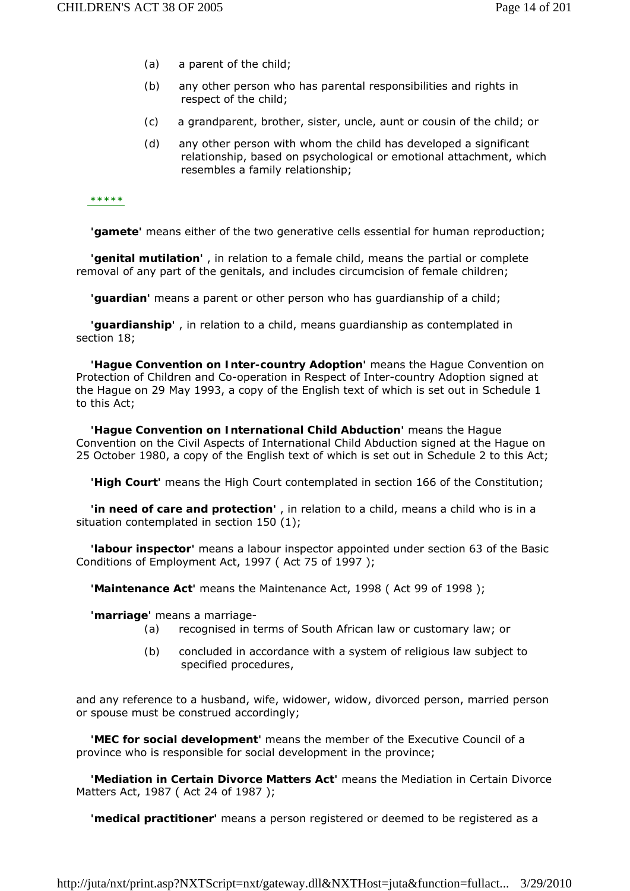(a) a parent of the child;

(b) any other person who has parental responsibilities and rights in respect of the child;

(c) a grandparent, brother, sister, uncle, aunt or cousin of the child; or

(d) any other person with whom the child has developed a significant relationship, based on psychological or emotional attachment, which resembles a family relationship;

*****

**'gamete'** means either of the two generative cells essential for human reproduction;

**'genital mutilation'** , in relation to a female child, means the partial or complete removal of any part of the genitals, and includes circumcision of female children;

**'guardian'** means a parent or other person who has guardianship of a child;

**'guardianship'** , in relation to a child, means guardianship as contemplated in section 18;

**'Hague Convention on Inter-country Adoption'** means the Hague Convention on Protection of Children and Co-operation in Respect of Inter-country Adoption signed at the Hague on 29 May 1993, a copy of the English text of which is set out in Schedule 1 to this Act;

**'Hague Convention on International Child Abduction'** means the Hague Convention on the Civil Aspects of International Child Abduction signed at the Hague on 25 October 1980, a copy of the English text of which is set out in Schedule 2 to this Act;

**'High Court'** means the High Court contemplated in section 166 of the Constitution;

**'in need of care and protection'** , in relation to a child, means a child who is in a situation contemplated in section 150 (1);

**'labour inspector'** means a labour inspector appointed under section 63 of the Basic Conditions of Employment Act, 1997 ( Act 75 of 1997 );

**'Maintenance Act'** means the Maintenance Act, 1998 ( Act 99 of 1998 );

**'marriage'** means a marriage-

(a) recognised in terms of South African law or customary law; or

(b) concluded in accordance with a system of religious law subject to specified procedures,

and any reference to a husband, wife, widower, widow, divorced person, married person or spouse must be construed accordingly;

**'MEC for social development'** means the member of the Executive Council of a province who is responsible for social development in the province;

**'Mediation in Certain Divorce Matters Act'** means the Mediation in Certain Divorce Matters Act, 1987 ( Act 24 of 1987 );

**'medical practitioner'** means a person registered or deemed to be registered as a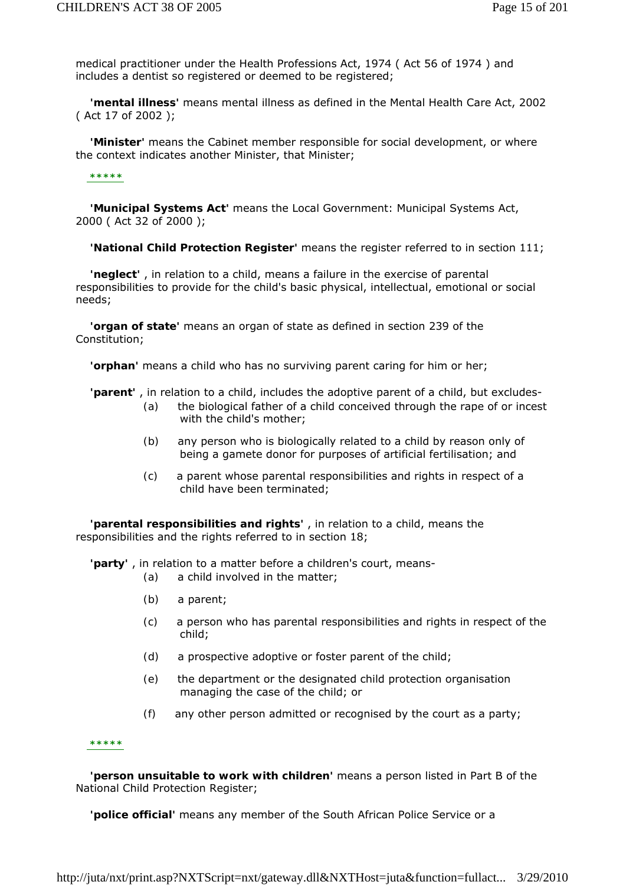medical practitioner under the Health Professions Act, 1974 ( Act 56 of 1974 ) and includes a dentist so registered or deemed to be registered;

**'mental illness'** means mental illness as defined in the Mental Health Care Act, 2002 ( Act 17 of 2002 );

**'Minister'** means the Cabinet member responsible for social development, or where the context indicates another Minister, that Minister;

*****

**'Municipal Systems Act'** means the Local Government: Municipal Systems Act, 2000 ( Act 32 of 2000 );

**'National Child Protection Register'** means the register referred to in section 111;

**'neglect'** , in relation to a child, means a failure in the exercise of parental responsibilities to provide for the child's basic physical, intellectual, emotional or social needs;

**'organ of state'** means an organ of state as defined in section 239 of the Constitution;

**'orphan'** means a child who has no surviving parent caring for him or her;

**'parent'** , in relation to a child, includes the adoptive parent of a child, but excludes-

(a) the biological father of a child conceived through the rape of or incest with the child's mother;

(b) any person who is biologically related to a child by reason only of being a gamete donor for purposes of artificial fertilisation; and

(c) a parent whose parental responsibilities and rights in respect of a child have been terminated;

**'parental responsibilities and rights'** , in relation to a child, means the responsibilities and the rights referred to in section 18;

**'party'** , in relation to a matter before a children's court, means-

(a) a child involved in the matter;

(b) a parent;

(c) a person who has parental responsibilities and rights in respect of the child;

(d) a prospective adoptive or foster parent of the child;

(e) the department or the designated child protection organisation managing the case of the child; or

(f) any other person admitted or recognised by the court as a party;

*****

**'person unsuitable to work with children'** means a person listed in Part B of the National Child Protection Register;

**'police official'** means any member of the South African Police Service or a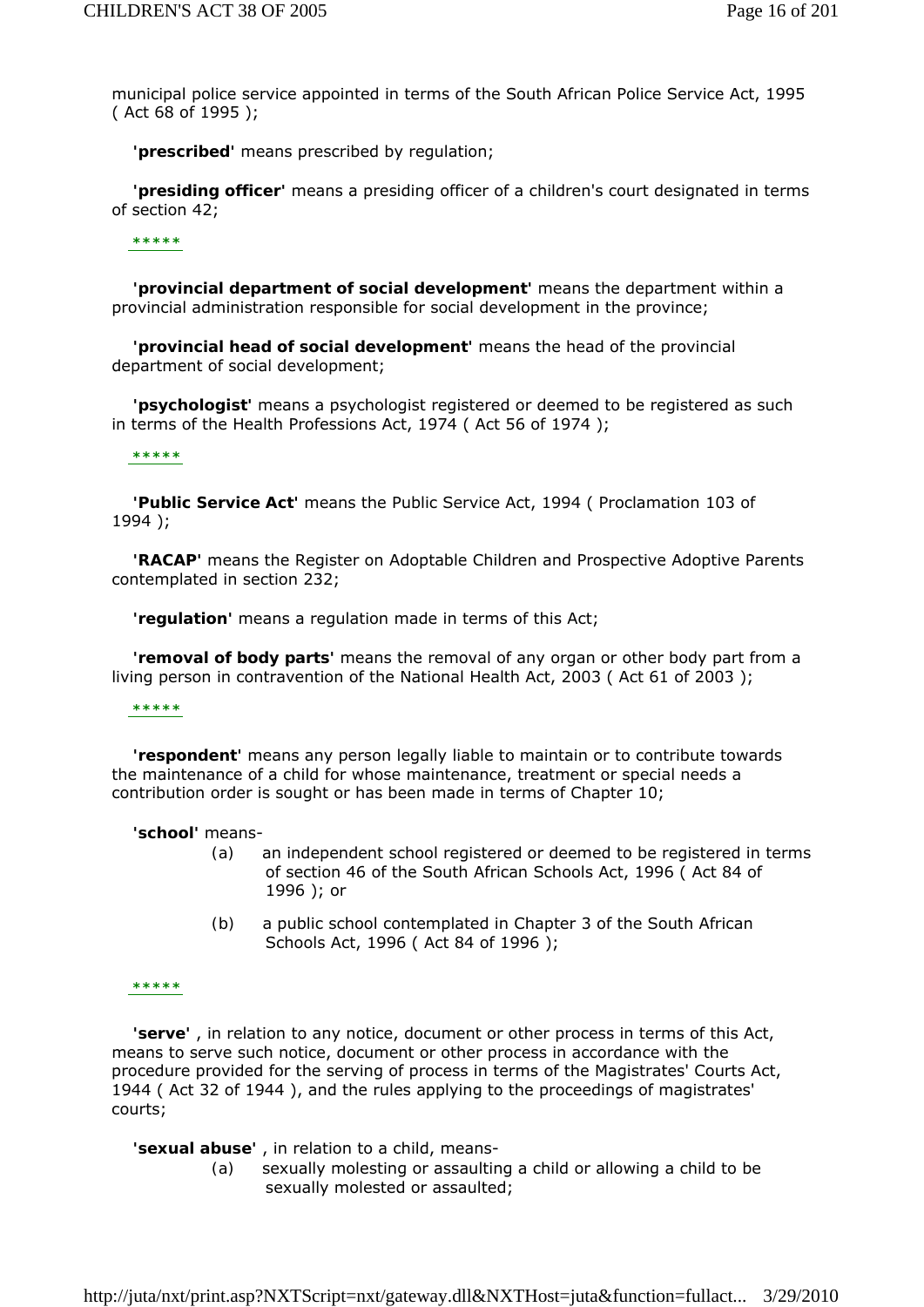municipal police service appointed in terms of the South African Police Service Act, 1995 ( Act 68 of 1995 );

**'prescribed'** means prescribed by regulation;

**'presiding officer'** means a presiding officer of a children's court designated in terms of section 42;

*****

**'provincial department of social development'** means the department within a provincial administration responsible for social development in the province;

**'provincial head of social development'** means the head of the provincial department of social development;

**'psychologist'** means a psychologist registered or deemed to be registered as such in terms of the Health Professions Act, 1974 ( Act 56 of 1974 );

*****

**'Public Service Act'** means the Public Service Act, 1994 ( Proclamation 103 of 1994 );

**'RACAP'** means the Register on Adoptable Children and Prospective Adoptive Parents contemplated in section 232;

**'regulation'** means a regulation made in terms of this Act;

**'removal of body parts'** means the removal of any organ or other body part from a living person in contravention of the National Health Act, 2003 ( Act 61 of 2003 );

*****

**'respondent'** means any person legally liable to maintain or to contribute towards the maintenance of a child for whose maintenance, treatment or special needs a contribution order is sought or has been made in terms of Chapter 10;

**'school'** means-

(a) an independent school registered or deemed to be registered in terms of section 46 of the South African Schools Act, 1996 ( Act 84 of 1996 ); or

(b) a public school contemplated in Chapter 3 of the South African Schools Act, 1996 ( Act 84 of 1996 );

*****

**'serve'** , in relation to any notice, document or other process in terms of this Act, means to serve such notice, document or other process in accordance with the procedure provided for the serving of process in terms of the Magistrates' Courts Act, 1944 ( Act 32 of 1944 ), and the rules applying to the proceedings of magistrates' courts;

**'sexual abuse'** , in relation to a child, means-

(a) sexually molesting or assaulting a child or allowing a child to be sexually molested or assaulted;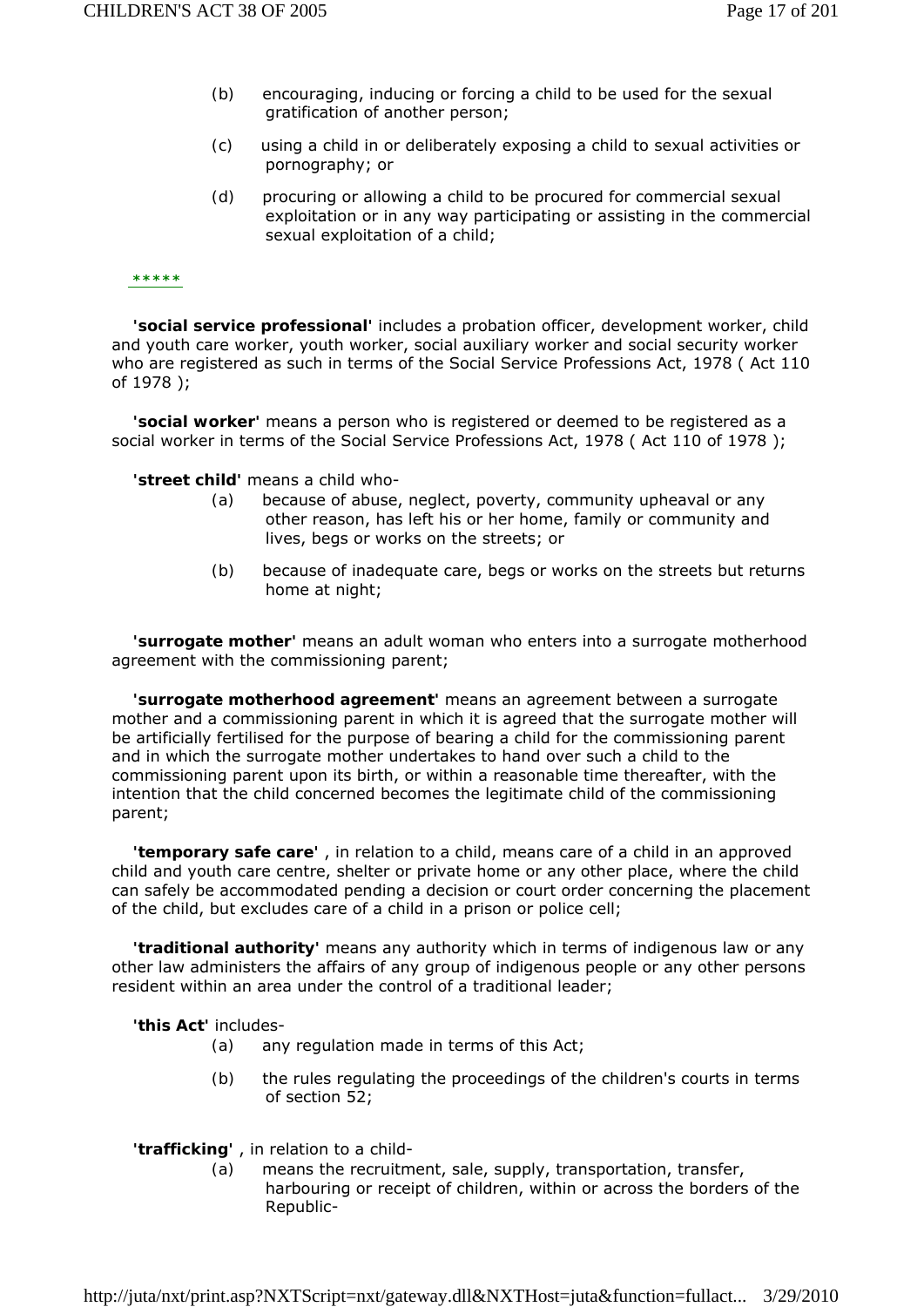(b) encouraging, inducing or forcing a child to be used for the sexual gratification of another person;

(c) using a child in or deliberately exposing a child to sexual activities or pornography; or

(d) procuring or allowing a child to be procured for commercial sexual exploitation or in any way participating or assisting in the commercial sexual exploitation of a child;

*****

**'social service professional'** includes a probation officer, development worker, child and youth care worker, youth worker, social auxiliary worker and social security worker who are registered as such in terms of the Social Service Professions Act, 1978 ( Act 110 of 1978 );

**'social worker'** means a person who is registered or deemed to be registered as a social worker in terms of the Social Service Professions Act, 1978 ( Act 110 of 1978 );

**'street child'** means a child who-

(a) because of abuse, neglect, poverty, community upheaval or any other reason, has left his or her home, family or community and lives, begs or works on the streets; or

(b) because of inadequate care, begs or works on the streets but returns home at night;

**'surrogate mother'** means an adult woman who enters into a surrogate motherhood agreement with the commissioning parent;

**'surrogate motherhood agreement'** means an agreement between a surrogate mother and a commissioning parent in which it is agreed that the surrogate mother will be artificially fertilised for the purpose of bearing a child for the commissioning parent and in which the surrogate mother undertakes to hand over such a child to the commissioning parent upon its birth, or within a reasonable time thereafter, with the intention that the child concerned becomes the legitimate child of the commissioning parent;

**'temporary safe care'** , in relation to a child, means care of a child in an approved child and youth care centre, shelter or private home or any other place, where the child can safely be accommodated pending a decision or court order concerning the placement of the child, but excludes care of a child in a prison or police cell;

**'traditional authority'** means any authority which in terms of indigenous law or any other law administers the affairs of any group of indigenous people or any other persons resident within an area under the control of a traditional leader;

**'this Act'** includes-

(a) any regulation made in terms of this Act;

(b) the rules regulating the proceedings of the children's courts in terms of section 52;

**'trafficking'** , in relation to a child-

(a) means the recruitment, sale, supply, transportation, transfer, harbouring or receipt of children, within or across the borders of the Republic-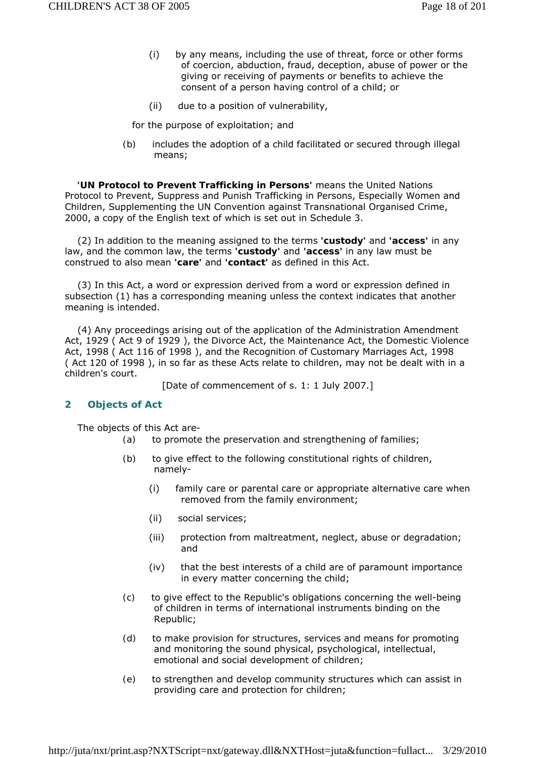(i) by any means, including the use of threat, force or other forms of coercion, abduction, fraud, deception, abuse of power or the giving or receiving of payments or benefits to achieve the consent of a person having control of a child; or

(ii) due to a position of vulnerability,

for the purpose of exploitation; and

(b) includes the adoption of a child facilitated or secured through illegal means;

**'UN Protocol to Prevent Trafficking in Persons'** means the United Nations Protocol to Prevent, Suppress and Punish Trafficking in Persons, Especially Women and Children, Supplementing the UN Convention against Transnational Organised Crime, 2000, a copy of the English text of which is set out in Schedule 3.

(2) In addition to the meaning assigned to the terms **'custody'** and **'access'** in any law, and the common law, the terms **'custody'** and **'access'** in any law must be construed to also mean **'care'** and **'contact'** as defined in this Act.

(3) In this Act, a word or expression derived from a word or expression defined in subsection (1) has a corresponding meaning unless the context indicates that another meaning is intended.

(4) Any proceedings arising out of the application of the Administration Amendment Act, 1929 ( Act 9 of 1929 ), the Divorce Act, the Maintenance Act, the Domestic Violence Act, 1998 ( Act 116 of 1998 ), and the Recognition of Customary Marriages Act, 1998 ( Act 120 of 1998 ), in so far as these Acts relate to children, may not be dealt with in a children's court.

[Date of commencement of s. 1: 1 July 2007.]

## 2 Objects of Act

The objects of this Act are-

(a) to promote the preservation and strengthening of families;

(b) to give effect to the following constitutional rights of children, namely-

(i) family care or parental care or appropriate alternative care when removed from the family environment;

(ii) social services;

(iii) protection from maltreatment, neglect, abuse or degradation; and

(iv) that the best interests of a child are of paramount importance in every matter concerning the child;

(c) to give effect to the Republic's obligations concerning the well-being of children in terms of international instruments binding on the Republic;

(d) to make provision for structures, services and means for promoting and monitoring the sound physical, psychological, intellectual, emotional and social development of children;

(e) to strengthen and develop community structures which can assist in providing care and protection for children;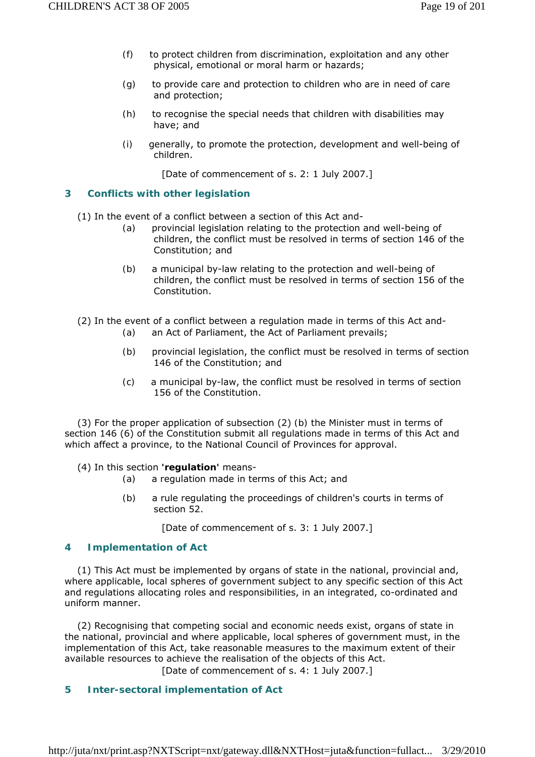(f) to protect children from discrimination, exploitation and any other physical, emotional or moral harm or hazards;

(g) to provide care and protection to children who are in need of care and protection;

(h) to recognise the special needs that children with disabilities may have; and

(i) generally, to promote the protection, development and well-being of children.

[Date of commencement of s. 2: 1 July 2007.]

## 3 Conflicts with other legislation

(1) In the event of a conflict between a section of this Act and-

(a) provincial legislation relating to the protection and well-being of children, the conflict must be resolved in terms of section 146 of the Constitution; and

(b) a municipal by-law relating to the protection and well-being of children, the conflict must be resolved in terms of section 156 of the Constitution.

(2) In the event of a conflict between a regulation made in terms of this Act and-

(a) an Act of Parliament, the Act of Parliament prevails;

(b) provincial legislation, the conflict must be resolved in terms of section 146 of the Constitution; and

(c) a municipal by-law, the conflict must be resolved in terms of section 156 of the Constitution.

(3) For the proper application of subsection (2) (b) the Minister must in terms of section 146 (6) of the Constitution submit all regulations made in terms of this Act and which affect a province, to the National Council of Provinces for approval.

(4) In this section **'regulation'** means-

(a) a regulation made in terms of this Act; and

(b) a rule regulating the proceedings of children's courts in terms of section 52.

[Date of commencement of s. 3: 1 July 2007.]

## 4 Implementation of Act

(1) This Act must be implemented by organs of state in the national, provincial and, where applicable, local spheres of government subject to any specific section of this Act and regulations allocating roles and responsibilities, in an integrated, co-ordinated and uniform manner.

(2) Recognising that competing social and economic needs exist, organs of state in the national, provincial and where applicable, local spheres of government must, in the implementation of this Act, take reasonable measures to the maximum extent of their available resources to achieve the realisation of the objects of this Act.

[Date of commencement of s. 4: 1 July 2007.]

## 5 Inter-sectoral implementation of Act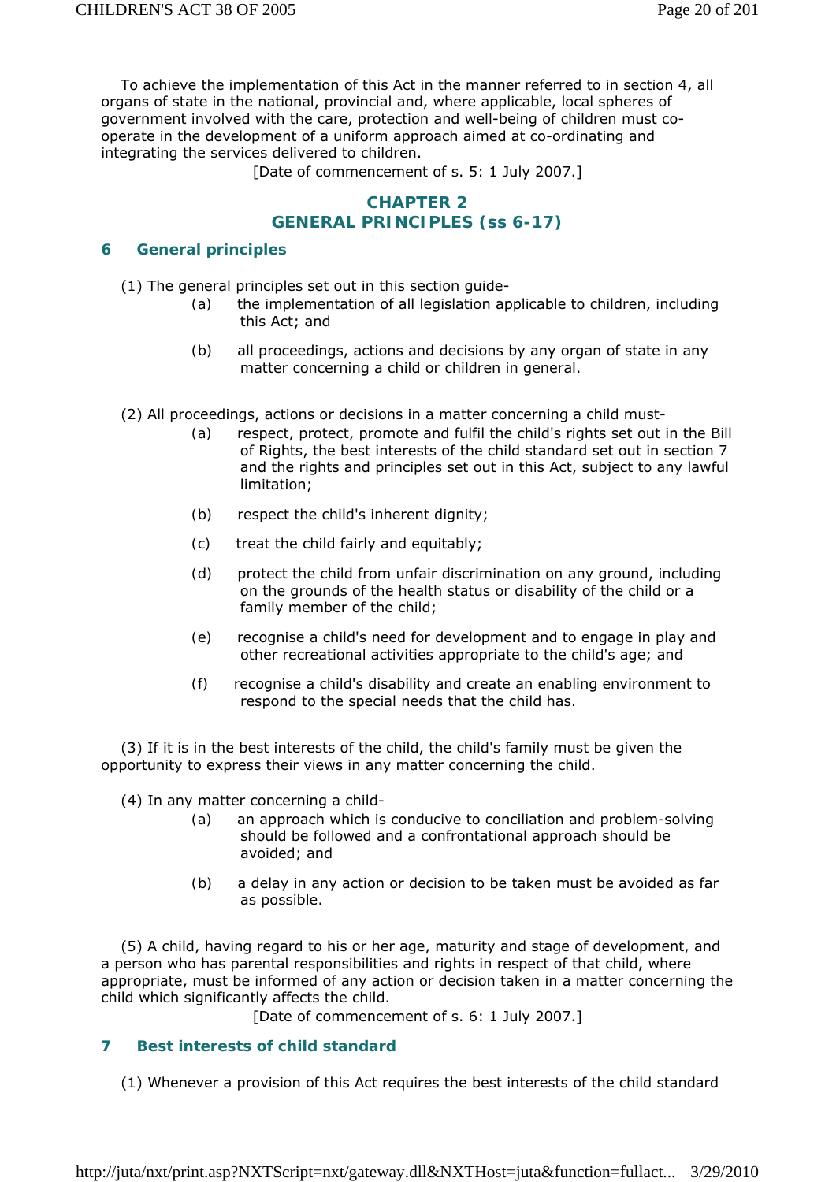To achieve the implementation of this Act in the manner referred to in section 4, all organs of state in the national, provincial and, where applicable, local spheres of government involved with the care, protection and well-being of children must co-operate in the development of a uniform approach aimed at co-ordinating and integrating the services delivered to children.

[Date of commencement of s. 5: 1 July 2007.]

## CHAPTER 2
## GENERAL PRINCIPLES (ss 6-17)

### 6 General principles

(1) The general principles set out in this section guide-

(a) the implementation of all legislation applicable to children, including this Act; and

(b) all proceedings, actions and decisions by any organ of state in any matter concerning a child or children in general.

(2) All proceedings, actions or decisions in a matter concerning a child must-

(a) respect, protect, promote and fulfil the child's rights set out in the Bill of Rights, the best interests of the child standard set out in section 7 and the rights and principles set out in this Act, subject to any lawful limitation;

(b) respect the child's inherent dignity;

(c) treat the child fairly and equitably;

(d) protect the child from unfair discrimination on any ground, including on the grounds of the health status or disability of the child or a family member of the child;

(e) recognise a child's need for development and to engage in play and other recreational activities appropriate to the child's age; and

(f) recognise a child's disability and create an enabling environment to respond to the special needs that the child has.

(3) If it is in the best interests of the child, the child's family must be given the opportunity to express their views in any matter concerning the child.

(4) In any matter concerning a child-

(a) an approach which is conducive to conciliation and problem-solving should be followed and a confrontational approach should be avoided; and

(b) a delay in any action or decision to be taken must be avoided as far as possible.

(5) A child, having regard to his or her age, maturity and stage of development, and a person who has parental responsibilities and rights in respect of that child, where appropriate, must be informed of any action or decision taken in a matter concerning the child which significantly affects the child.

[Date of commencement of s. 6: 1 July 2007.]

### 7 Best interests of child standard

(1) Whenever a provision of this Act requires the best interests of the child standard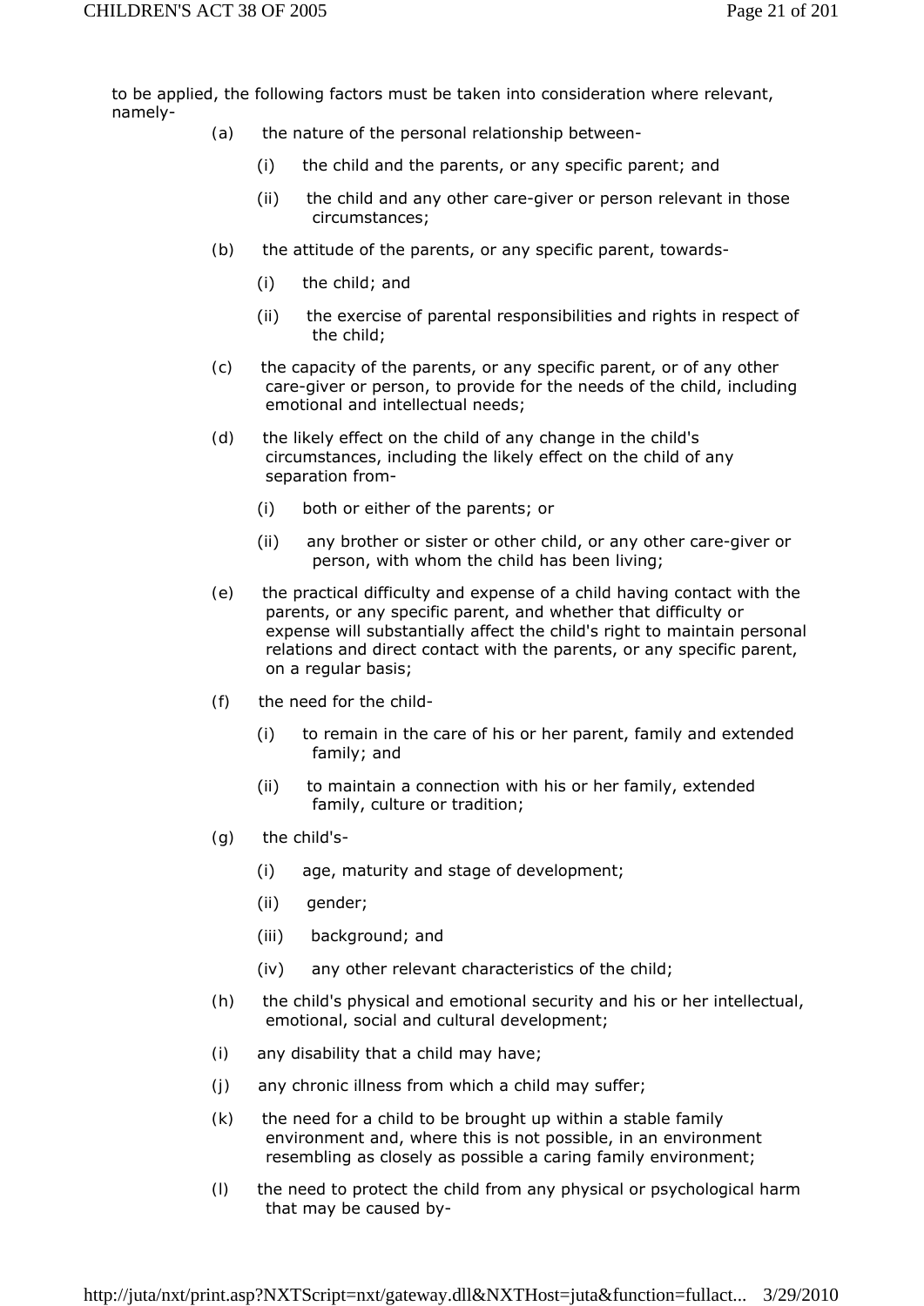to be applied, the following factors must be taken into consideration where relevant, namely-

(a) the nature of the personal relationship between-

(i) the child and the parents, or any specific parent; and

(ii) the child and any other care-giver or person relevant in those circumstances;

(b) the attitude of the parents, or any specific parent, towards-

(i) the child; and

(ii) the exercise of parental responsibilities and rights in respect of the child;

(c) the capacity of the parents, or any specific parent, or of any other care-giver or person, to provide for the needs of the child, including emotional and intellectual needs;

(d) the likely effect on the child of any change in the child's circumstances, including the likely effect on the child of any separation from-

(i) both or either of the parents; or

(ii) any brother or sister or other child, or any other care-giver or person, with whom the child has been living;

(e) the practical difficulty and expense of a child having contact with the parents, or any specific parent, and whether that difficulty or expense will substantially affect the child's right to maintain personal relations and direct contact with the parents, or any specific parent, on a regular basis;

(f) the need for the child-

(i) to remain in the care of his or her parent, family and extended family; and

(ii) to maintain a connection with his or her family, extended family, culture or tradition;

(g) the child's-

(i) age, maturity and stage of development;

(ii) gender;

(iii) background; and

(iv) any other relevant characteristics of the child;

(h) the child's physical and emotional security and his or her intellectual, emotional, social and cultural development;

(i) any disability that a child may have;

(j) any chronic illness from which a child may suffer;

(k) the need for a child to be brought up within a stable family environment and, where this is not possible, in an environment resembling as closely as possible a caring family environment;

(l) the need to protect the child from any physical or psychological harm that may be caused by-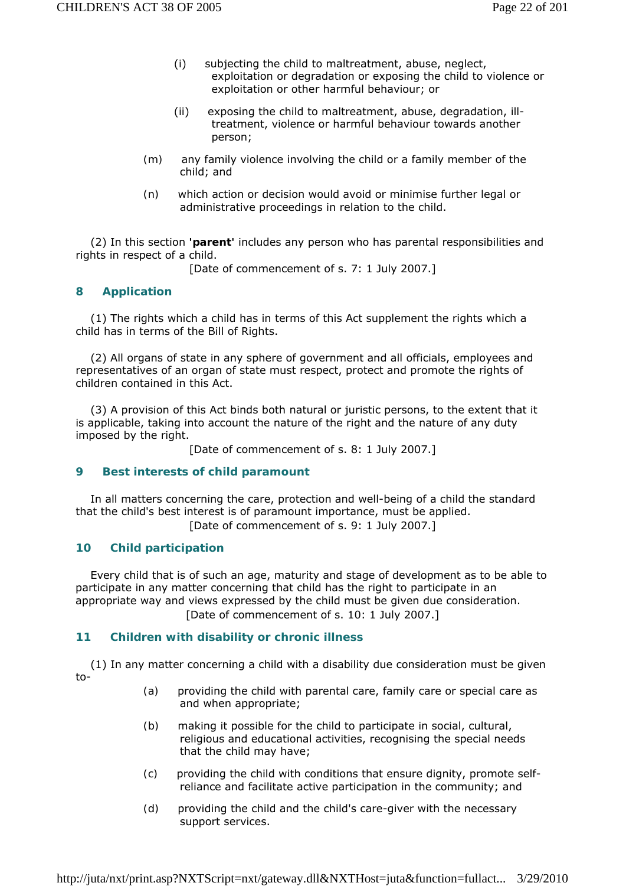(i) subjecting the child to maltreatment, abuse, neglect, exploitation or degradation or exposing the child to violence or exploitation or other harmful behaviour; or

(ii) exposing the child to maltreatment, abuse, degradation, ill-treatment, violence or harmful behaviour towards another person;

(m) any family violence involving the child or a family member of the child; and

(n) which action or decision would avoid or minimise further legal or administrative proceedings in relation to the child.

(2) In this section **'parent'** includes any person who has parental responsibilities and rights in respect of a child.

[Date of commencement of s. 7: 1 July 2007.]

## 8 Application

(1) The rights which a child has in terms of this Act supplement the rights which a child has in terms of the Bill of Rights.

(2) All organs of state in any sphere of government and all officials, employees and representatives of an organ of state must respect, protect and promote the rights of children contained in this Act.

(3) A provision of this Act binds both natural or juristic persons, to the extent that it is applicable, taking into account the nature of the right and the nature of any duty imposed by the right.

[Date of commencement of s. 8: 1 July 2007.]

## 9 Best interests of child paramount

In all matters concerning the care, protection and well-being of a child the standard that the child's best interest is of paramount importance, must be applied.

[Date of commencement of s. 9: 1 July 2007.]

## 10 Child participation

Every child that is of such an age, maturity and stage of development as to be able to participate in any matter concerning that child has the right to participate in an appropriate way and views expressed by the child must be given due consideration.

[Date of commencement of s. 10: 1 July 2007.]

## 11 Children with disability or chronic illness

(1) In any matter concerning a child with a disability due consideration must be given to-

(a) providing the child with parental care, family care or special care as and when appropriate;

(b) making it possible for the child to participate in social, cultural, religious and educational activities, recognising the special needs that the child may have;

(c) providing the child with conditions that ensure dignity, promote self-reliance and facilitate active participation in the community; and

(d) providing the child and the child's care-giver with the necessary support services.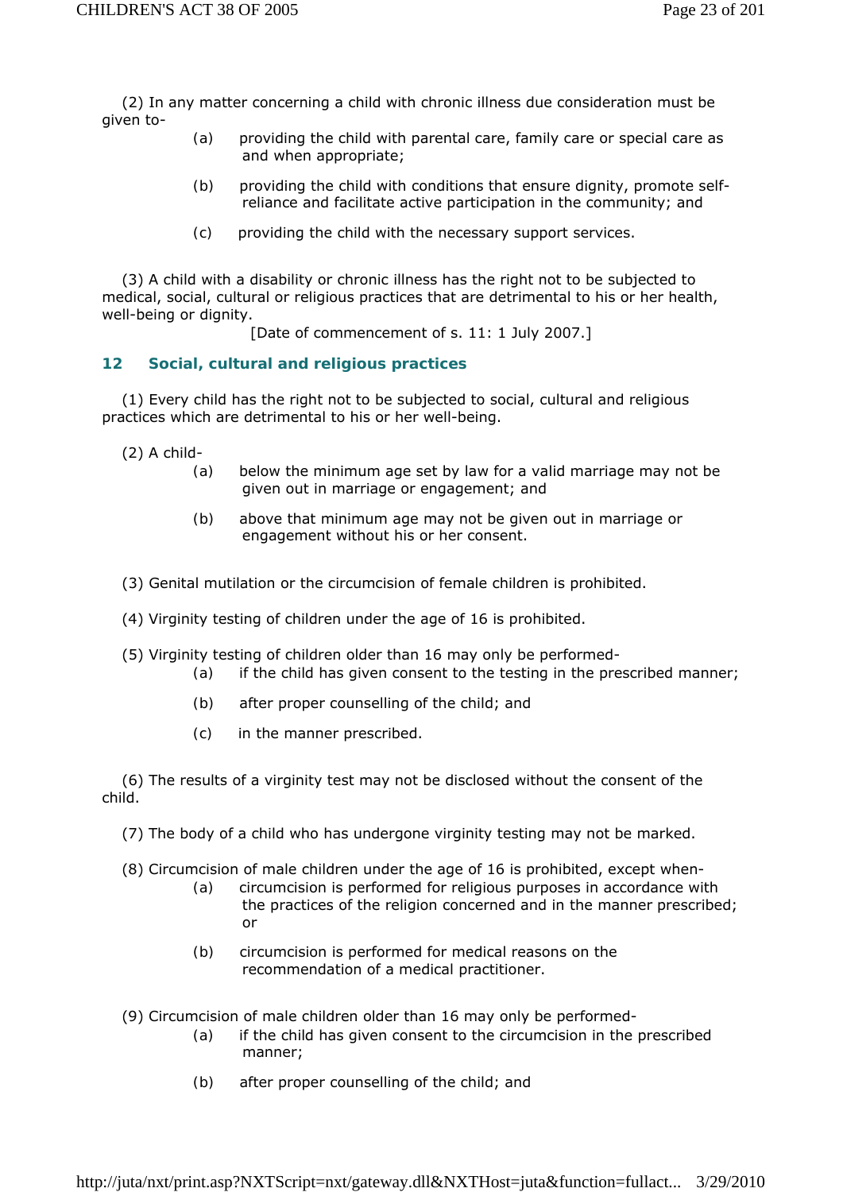(2) In any matter concerning a child with chronic illness due consideration must be given to-

(a) providing the child with parental care, family care or special care as and when appropriate;

(b) providing the child with conditions that ensure dignity, promote self-reliance and facilitate active participation in the community; and

(c) providing the child with the necessary support services.

(3) A child with a disability or chronic illness has the right not to be subjected to medical, social, cultural or religious practices that are detrimental to his or her health, well-being or dignity.

[Date of commencement of s. 11: 1 July 2007.]

### 12 Social, cultural and religious practices

(1) Every child has the right not to be subjected to social, cultural and religious practices which are detrimental to his or her well-being.

(2) A child-

(a) below the minimum age set by law for a valid marriage may not be given out in marriage or engagement; and

(b) above that minimum age may not be given out in marriage or engagement without his or her consent.

(3) Genital mutilation or the circumcision of female children is prohibited.

(4) Virginity testing of children under the age of 16 is prohibited.

(5) Virginity testing of children older than 16 may only be performed-

(a) if the child has given consent to the testing in the prescribed manner;

(b) after proper counselling of the child; and

(c) in the manner prescribed.

(6) The results of a virginity test may not be disclosed without the consent of the child.

(7) The body of a child who has undergone virginity testing may not be marked.

(8) Circumcision of male children under the age of 16 is prohibited, except when-

(a) circumcision is performed for religious purposes in accordance with the practices of the religion concerned and in the manner prescribed; or

(b) circumcision is performed for medical reasons on the recommendation of a medical practitioner.

(9) Circumcision of male children older than 16 may only be performed-

(a) if the child has given consent to the circumcision in the prescribed manner;

(b) after proper counselling of the child; and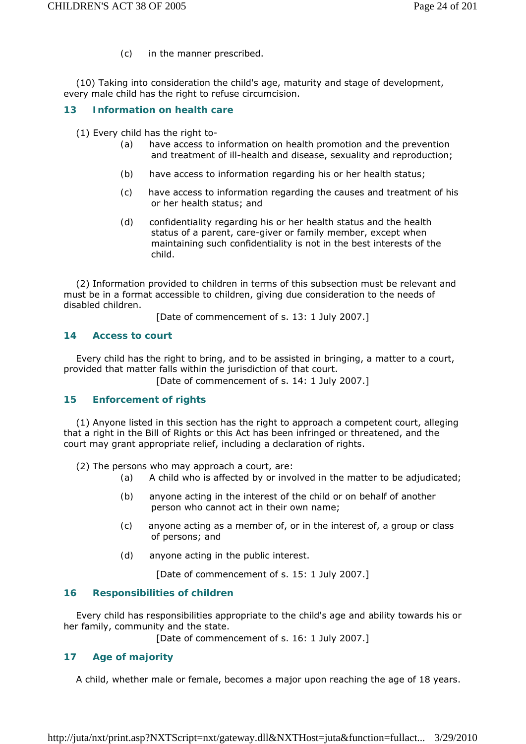(c) in the manner prescribed.

(10) Taking into consideration the child's age, maturity and stage of development, every male child has the right to refuse circumcision.

### 13 Information on health care

(1) Every child has the right to-

(a) have access to information on health promotion and the prevention and treatment of ill-health and disease, sexuality and reproduction;

(b) have access to information regarding his or her health status;

(c) have access to information regarding the causes and treatment of his or her health status; and

(d) confidentiality regarding his or her health status and the health status of a parent, care-giver or family member, except when maintaining such confidentiality is not in the best interests of the child.

(2) Information provided to children in terms of this subsection must be relevant and must be in a format accessible to children, giving due consideration to the needs of disabled children.

[Date of commencement of s. 13: 1 July 2007.]

### 14 Access to court

Every child has the right to bring, and to be assisted in bringing, a matter to a court, provided that matter falls within the jurisdiction of that court.

[Date of commencement of s. 14: 1 July 2007.]

### 15 Enforcement of rights

(1) Anyone listed in this section has the right to approach a competent court, alleging that a right in the Bill of Rights or this Act has been infringed or threatened, and the court may grant appropriate relief, including a declaration of rights.

(2) The persons who may approach a court, are:

(a) A child who is affected by or involved in the matter to be adjudicated;

(b) anyone acting in the interest of the child or on behalf of another person who cannot act in their own name;

(c) anyone acting as a member of, or in the interest of, a group or class of persons; and

(d) anyone acting in the public interest.

[Date of commencement of s. 15: 1 July 2007.]

### 16 Responsibilities of children

Every child has responsibilities appropriate to the child's age and ability towards his or her family, community and the state.

[Date of commencement of s. 16: 1 July 2007.]

### 17 Age of majority

A child, whether male or female, becomes a major upon reaching the age of 18 years.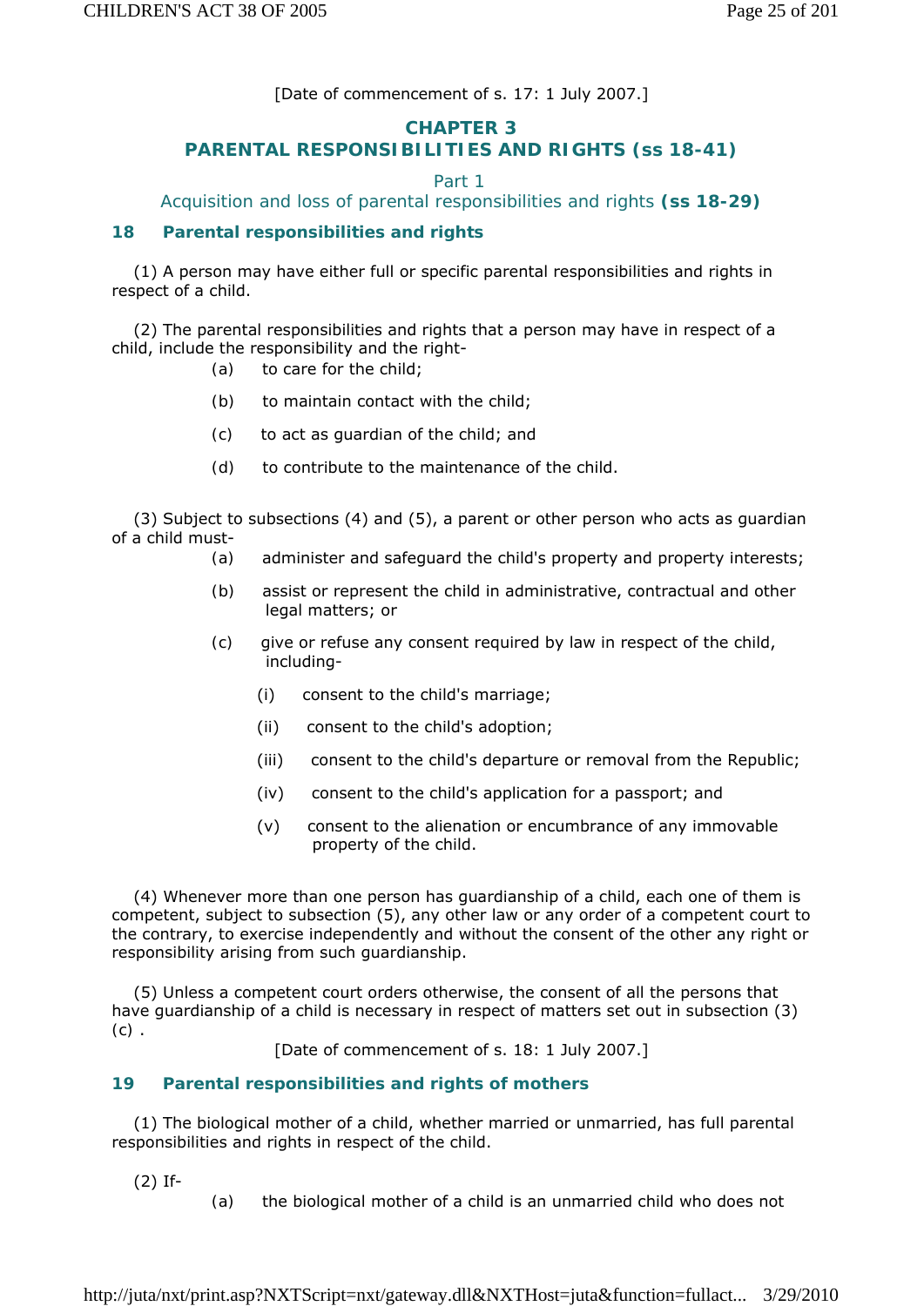[Date of commencement of s. 17: 1 July 2007.]

# CHAPTER 3
# PARENTAL RESPONSIBILITIES AND RIGHTS (ss 18-41)

## Part 1
## Acquisition and loss of parental responsibilities and rights (ss 18-29)

### 18 Parental responsibilities and rights

(1) A person may have either full or specific parental responsibilities and rights in respect of a child.

(2) The parental responsibilities and rights that a person may have in respect of a child, include the responsibility and the right-

(a) to care for the child;

(b) to maintain contact with the child;

(c) to act as guardian of the child; and

(d) to contribute to the maintenance of the child.

(3) Subject to subsections (4) and (5), a parent or other person who acts as guardian of a child must-

(a) administer and safeguard the child's property and property interests;

(b) assist or represent the child in administrative, contractual and other legal matters; or

(c) give or refuse any consent required by law in respect of the child, including-

(i) consent to the child's marriage;

(ii) consent to the child's adoption;

(iii) consent to the child's departure or removal from the Republic;

(iv) consent to the child's application for a passport; and

(v) consent to the alienation or encumbrance of any immovable property of the child.

(4) Whenever more than one person has guardianship of a child, each one of them is competent, subject to subsection (5), any other law or any order of a competent court to the contrary, to exercise independently and without the consent of the other any right or responsibility arising from such guardianship.

(5) Unless a competent court orders otherwise, the consent of all the persons that have guardianship of a child is necessary in respect of matters set out in subsection (3) (c) .

[Date of commencement of s. 18: 1 July 2007.]

### 19 Parental responsibilities and rights of mothers

(1) The biological mother of a child, whether married or unmarried, has full parental responsibilities and rights in respect of the child.

(2) If-

(a) the biological mother of a child is an unmarried child who does not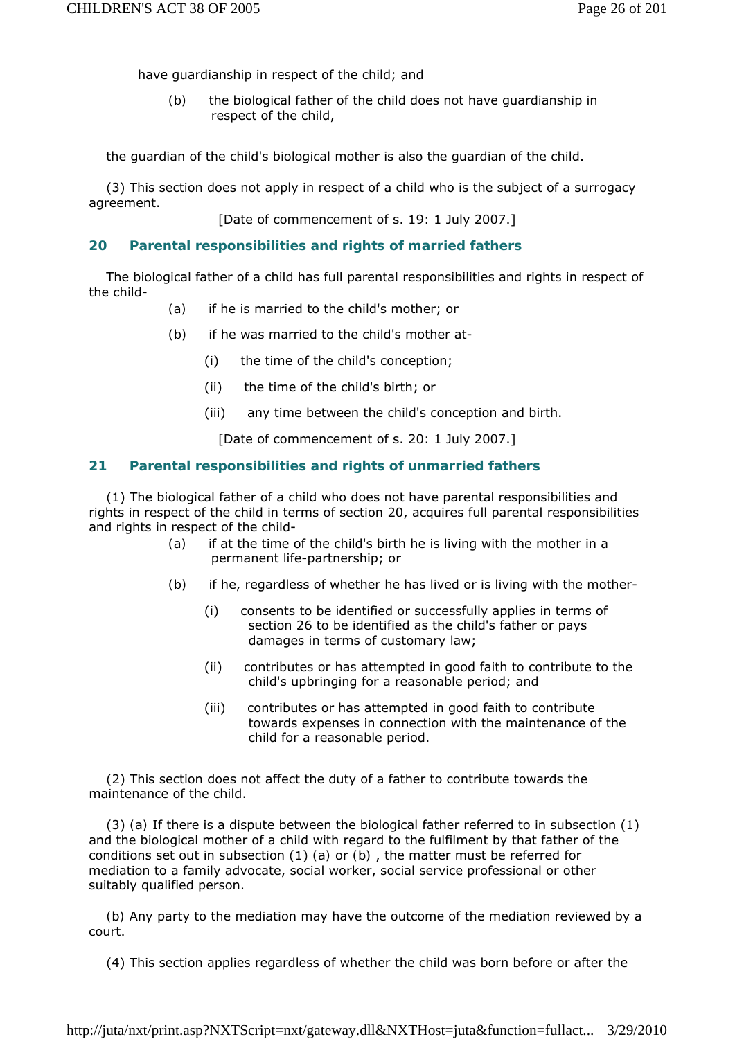have guardianship in respect of the child; and

(b) the biological father of the child does not have guardianship in respect of the child,

the guardian of the child's biological mother is also the guardian of the child.

(3) This section does not apply in respect of a child who is the subject of a surrogacy agreement.

[Date of commencement of s. 19: 1 July 2007.]

## 20 Parental responsibilities and rights of married fathers

The biological father of a child has full parental responsibilities and rights in respect of the child-

(a) if he is married to the child's mother; or

(b) if he was married to the child's mother at-

(i) the time of the child's conception;

(ii) the time of the child's birth; or

(iii) any time between the child's conception and birth.

[Date of commencement of s. 20: 1 July 2007.]

## 21 Parental responsibilities and rights of unmarried fathers

(1) The biological father of a child who does not have parental responsibilities and rights in respect of the child in terms of section 20, acquires full parental responsibilities and rights in respect of the child-

(a) if at the time of the child's birth he is living with the mother in a permanent life-partnership; or

(b) if he, regardless of whether he has lived or is living with the mother-

(i) consents to be identified or successfully applies in terms of section 26 to be identified as the child's father or pays damages in terms of customary law;

(ii) contributes or has attempted in good faith to contribute to the child's upbringing for a reasonable period; and

(iii) contributes or has attempted in good faith to contribute towards expenses in connection with the maintenance of the child for a reasonable period.

(2) This section does not affect the duty of a father to contribute towards the maintenance of the child.

(3) (a) If there is a dispute between the biological father referred to in subsection (1) and the biological mother of a child with regard to the fulfilment by that father of the conditions set out in subsection (1) (a) or (b) , the matter must be referred for mediation to a family advocate, social worker, social service professional or other suitably qualified person.

(b) Any party to the mediation may have the outcome of the mediation reviewed by a court.

(4) This section applies regardless of whether the child was born before or after the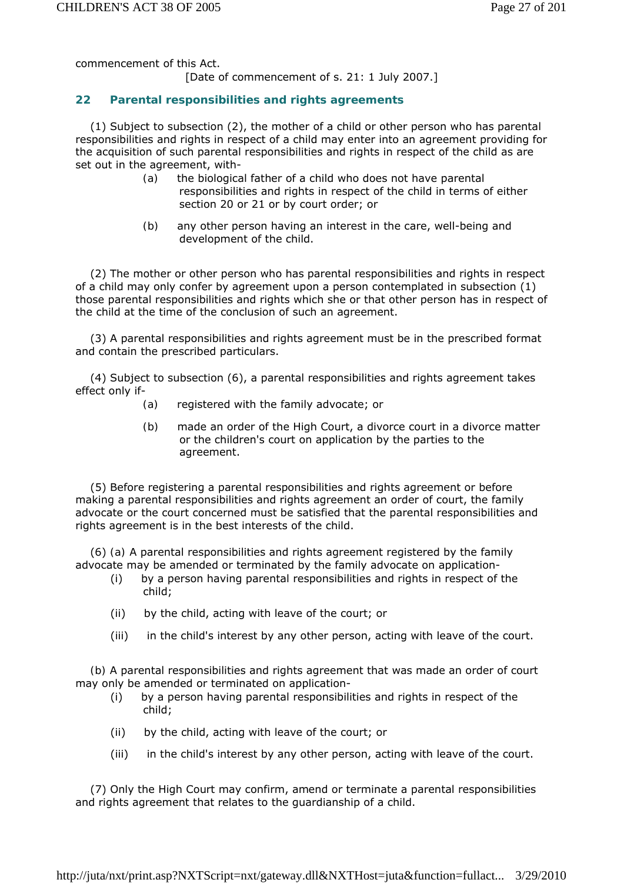commencement of this Act.

[Date of commencement of s. 21: 1 July 2007.]

## 22 Parental responsibilities and rights agreements

(1) Subject to subsection (2), the mother of a child or other person who has parental responsibilities and rights in respect of a child may enter into an agreement providing for the acquisition of such parental responsibilities and rights in respect of the child as are set out in the agreement, with-

(a) the biological father of a child who does not have parental responsibilities and rights in respect of the child in terms of either section 20 or 21 or by court order; or

(b) any other person having an interest in the care, well-being and development of the child.

(2) The mother or other person who has parental responsibilities and rights in respect of a child may only confer by agreement upon a person contemplated in subsection (1) those parental responsibilities and rights which she or that other person has in respect of the child at the time of the conclusion of such an agreement.

(3) A parental responsibilities and rights agreement must be in the prescribed format and contain the prescribed particulars.

(4) Subject to subsection (6), a parental responsibilities and rights agreement takes effect only if-

(a) registered with the family advocate; or

(b) made an order of the High Court, a divorce court in a divorce matter or the children's court on application by the parties to the agreement.

(5) Before registering a parental responsibilities and rights agreement or before making a parental responsibilities and rights agreement an order of court, the family advocate or the court concerned must be satisfied that the parental responsibilities and rights agreement is in the best interests of the child.

(6) (a) A parental responsibilities and rights agreement registered by the family advocate may be amended or terminated by the family advocate on application-

(i) by a person having parental responsibilities and rights in respect of the child;

(ii) by the child, acting with leave of the court; or

(iii) in the child's interest by any other person, acting with leave of the court.

(b) A parental responsibilities and rights agreement that was made an order of court may only be amended or terminated on application-

(i) by a person having parental responsibilities and rights in respect of the child;

(ii) by the child, acting with leave of the court; or

(iii) in the child's interest by any other person, acting with leave of the court.

(7) Only the High Court may confirm, amend or terminate a parental responsibilities and rights agreement that relates to the guardianship of a child.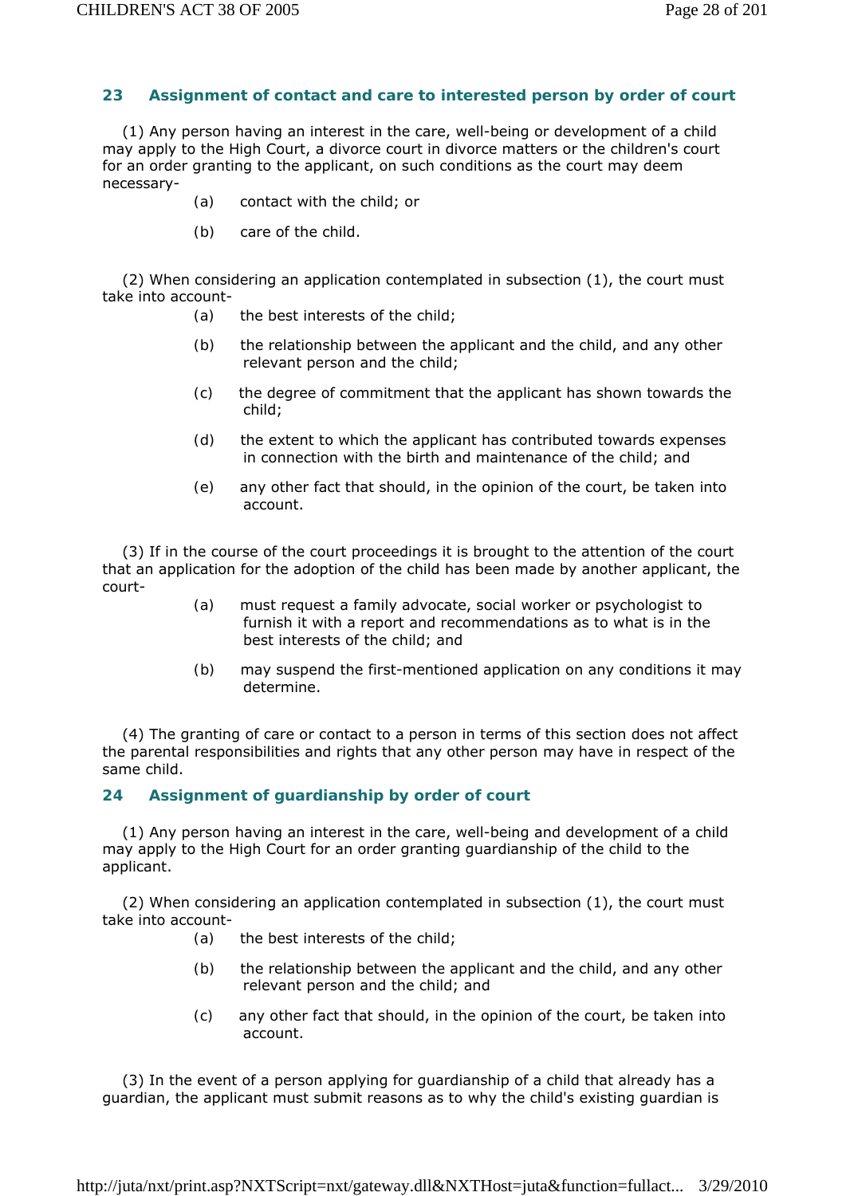### 23 Assignment of contact and care to interested person by order of court

(1) Any person having an interest in the care, well-being or development of a child may apply to the High Court, a divorce court in divorce matters or the children's court for an order granting to the applicant, on such conditions as the court may deem necessary-

(a) contact with the child; or

(b) care of the child.

(2) When considering an application contemplated in subsection (1), the court must take into account-

(a) the best interests of the child;

(b) the relationship between the applicant and the child, and any other relevant person and the child;

(c) the degree of commitment that the applicant has shown towards the child;

(d) the extent to which the applicant has contributed towards expenses in connection with the birth and maintenance of the child; and

(e) any other fact that should, in the opinion of the court, be taken into account.

(3) If in the course of the court proceedings it is brought to the attention of the court that an application for the adoption of the child has been made by another applicant, the court-

(a) must request a family advocate, social worker or psychologist to furnish it with a report and recommendations as to what is in the best interests of the child; and

(b) may suspend the first-mentioned application on any conditions it may determine.

(4) The granting of care or contact to a person in terms of this section does not affect the parental responsibilities and rights that any other person may have in respect of the same child.

### 24 Assignment of guardianship by order of court

(1) Any person having an interest in the care, well-being and development of a child may apply to the High Court for an order granting guardianship of the child to the applicant.

(2) When considering an application contemplated in subsection (1), the court must take into account-

(a) the best interests of the child;

(b) the relationship between the applicant and the child, and any other relevant person and the child; and

(c) any other fact that should, in the opinion of the court, be taken into account.

(3) In the event of a person applying for guardianship of a child that already has a guardian, the applicant must submit reasons as to why the child's existing guardian is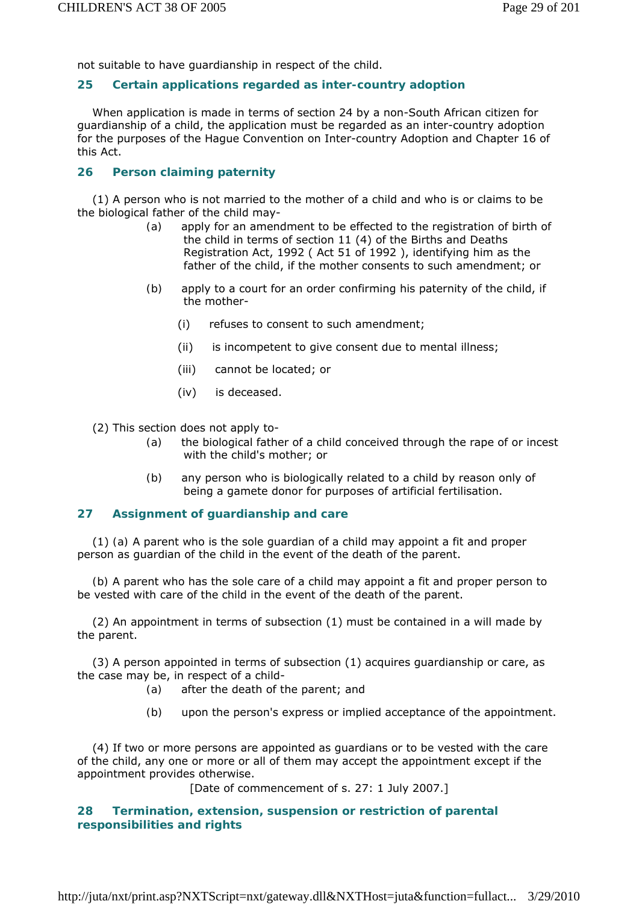not suitable to have guardianship in respect of the child.

### 25 Certain applications regarded as inter-country adoption

When application is made in terms of section 24 by a non-South African citizen for guardianship of a child, the application must be regarded as an inter-country adoption for the purposes of the Hague Convention on Inter-country Adoption and Chapter 16 of this Act.

### 26 Person claiming paternity

(1) A person who is not married to the mother of a child and who is or claims to be the biological father of the child may-

(a) apply for an amendment to be effected to the registration of birth of the child in terms of section 11 (4) of the Births and Deaths Registration Act, 1992 ( Act 51 of 1992 ), identifying him as the father of the child, if the mother consents to such amendment; or

(b) apply to a court for an order confirming his paternity of the child, if the mother-

(i) refuses to consent to such amendment;

(ii) is incompetent to give consent due to mental illness;

(iii) cannot be located; or

(iv) is deceased.

(2) This section does not apply to-

(a) the biological father of a child conceived through the rape of or incest with the child's mother; or

(b) any person who is biologically related to a child by reason only of being a gamete donor for purposes of artificial fertilisation.

### 27 Assignment of guardianship and care

(1) (a) A parent who is the sole guardian of a child may appoint a fit and proper person as guardian of the child in the event of the death of the parent.

(b) A parent who has the sole care of a child may appoint a fit and proper person to be vested with care of the child in the event of the death of the parent.

(2) An appointment in terms of subsection (1) must be contained in a will made by the parent.

(3) A person appointed in terms of subsection (1) acquires guardianship or care, as the case may be, in respect of a child-

(a) after the death of the parent; and

(b) upon the person's express or implied acceptance of the appointment.

(4) If two or more persons are appointed as guardians or to be vested with the care of the child, any one or more or all of them may accept the appointment except if the appointment provides otherwise.

[Date of commencement of s. 27: 1 July 2007.]

### 28 Termination, extension, suspension or restriction of parental responsibilities and rights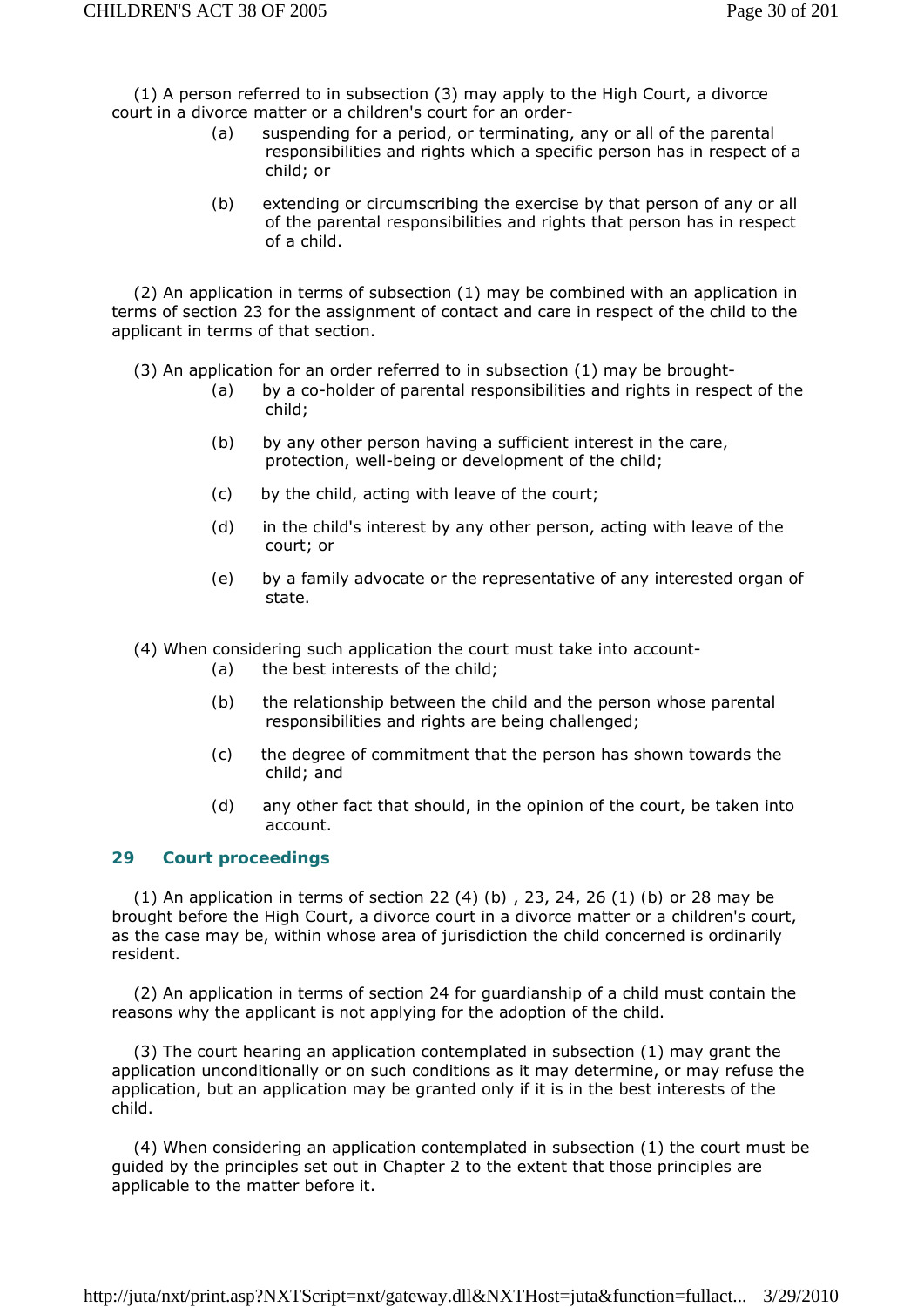(1) A person referred to in subsection (3) may apply to the High Court, a divorce court in a divorce matter or a children's court for an order-

- (a) suspending for a period, or terminating, any or all of the parental responsibilities and rights which a specific person has in respect of a child; or
- (b) extending or circumscribing the exercise by that person of any or all of the parental responsibilities and rights that person has in respect of a child.

(2) An application in terms of subsection (1) may be combined with an application in terms of section 23 for the assignment of contact and care in respect of the child to the applicant in terms of that section.

(3) An application for an order referred to in subsection (1) may be brought-

- (a) by a co-holder of parental responsibilities and rights in respect of the child;
- (b) by any other person having a sufficient interest in the care, protection, well-being or development of the child;
- (c) by the child, acting with leave of the court;
- (d) in the child's interest by any other person, acting with leave of the court; or
- (e) by a family advocate or the representative of any interested organ of state.

(4) When considering such application the court must take into account-

- (a) the best interests of the child;
- (b) the relationship between the child and the person whose parental responsibilities and rights are being challenged;
- (c) the degree of commitment that the person has shown towards the child; and
- (d) any other fact that should, in the opinion of the court, be taken into account.

## 29 Court proceedings

(1) An application in terms of section 22 (4) (b) , 23, 24, 26 (1) (b) or 28 may be brought before the High Court, a divorce court in a divorce matter or a children's court, as the case may be, within whose area of jurisdiction the child concerned is ordinarily resident.

(2) An application in terms of section 24 for guardianship of a child must contain the reasons why the applicant is not applying for the adoption of the child.

(3) The court hearing an application contemplated in subsection (1) may grant the application unconditionally or on such conditions as it may determine, or may refuse the application, but an application may be granted only if it is in the best interests of the child.

(4) When considering an application contemplated in subsection (1) the court must be guided by the principles set out in Chapter 2 to the extent that those principles are applicable to the matter before it.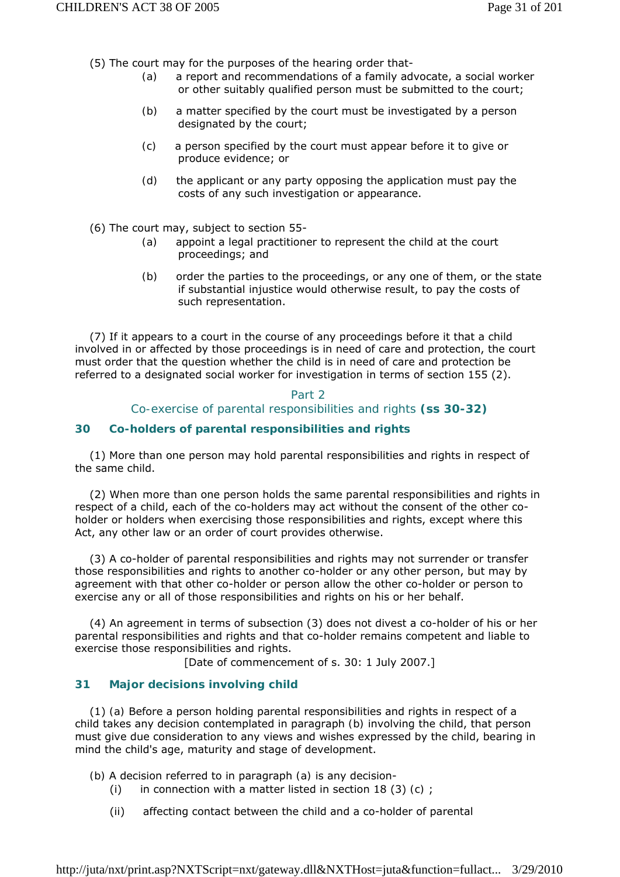(5) The court may for the purposes of the hearing order that-

(a) a report and recommendations of a family advocate, a social worker or other suitably qualified person must be submitted to the court;

(b) a matter specified by the court must be investigated by a person designated by the court;

(c) a person specified by the court must appear before it to give or produce evidence; or

(d) the applicant or any party opposing the application must pay the costs of any such investigation or appearance.

(6) The court may, subject to section 55-

(a) appoint a legal practitioner to represent the child at the court proceedings; and

(b) order the parties to the proceedings, or any one of them, or the state if substantial injustice would otherwise result, to pay the costs of such representation.

(7) If it appears to a court in the course of any proceedings before it that a child involved in or affected by those proceedings is in need of care and protection, the court must order that the question whether the child is in need of care and protection be referred to a designated social worker for investigation in terms of section 155 (2).

## Part 2
## Co-exercise of parental responsibilities and rights **(ss 30-32)**

### 30 Co-holders of parental responsibilities and rights

(1) More than one person may hold parental responsibilities and rights in respect of the same child.

(2) When more than one person holds the same parental responsibilities and rights in respect of a child, each of the co-holders may act without the consent of the other co-holder or holders when exercising those responsibilities and rights, except where this Act, any other law or an order of court provides otherwise.

(3) A co-holder of parental responsibilities and rights may not surrender or transfer those responsibilities and rights to another co-holder or any other person, but may by agreement with that other co-holder or person allow the other co-holder or person to exercise any or all of those responsibilities and rights on his or her behalf.

(4) An agreement in terms of subsection (3) does not divest a co-holder of his or her parental responsibilities and rights and that co-holder remains competent and liable to exercise those responsibilities and rights.

[Date of commencement of s. 30: 1 July 2007.]

### 31 Major decisions involving child

(1) (a) Before a person holding parental responsibilities and rights in respect of a child takes any decision contemplated in paragraph (b) involving the child, that person must give due consideration to any views and wishes expressed by the child, bearing in mind the child's age, maturity and stage of development.

(b) A decision referred to in paragraph (a) is any decision-

(i) in connection with a matter listed in section 18 (3) (c) ;

(ii) affecting contact between the child and a co-holder of parental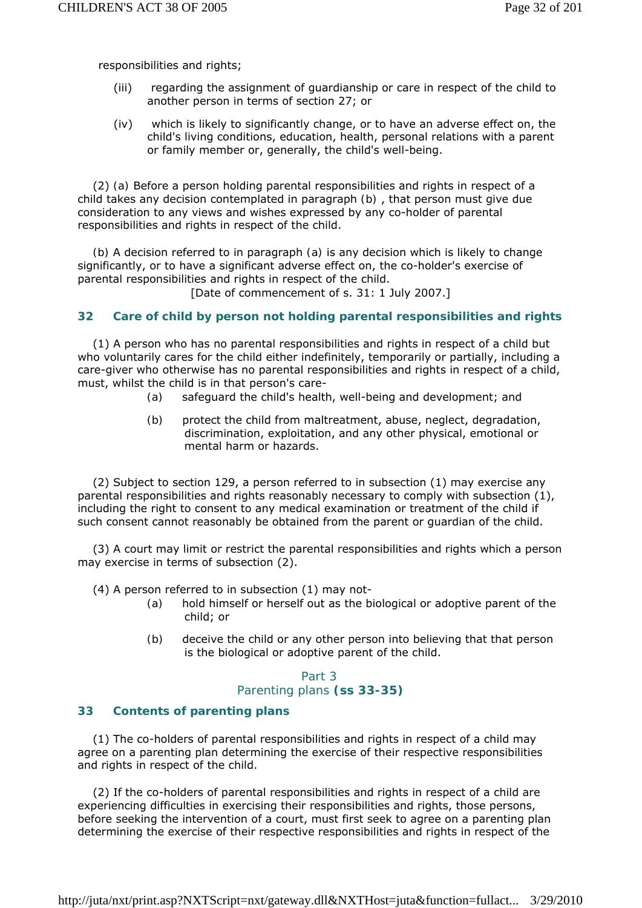responsibilities and rights;

(iii) regarding the assignment of guardianship or care in respect of the child to another person in terms of section 27; or

(iv) which is likely to significantly change, or to have an adverse effect on, the child's living conditions, education, health, personal relations with a parent or family member or, generally, the child's well-being.

(2) (a) Before a person holding parental responsibilities and rights in respect of a child takes any decision contemplated in paragraph (b) , that person must give due consideration to any views and wishes expressed by any co-holder of parental responsibilities and rights in respect of the child.

(b) A decision referred to in paragraph (a) is any decision which is likely to change significantly, or to have a significant adverse effect on, the co-holder's exercise of parental responsibilities and rights in respect of the child.

[Date of commencement of s. 31: 1 July 2007.]

### 32 Care of child by person not holding parental responsibilities and rights

(1) A person who has no parental responsibilities and rights in respect of a child but who voluntarily cares for the child either indefinitely, temporarily or partially, including a care-giver who otherwise has no parental responsibilities and rights in respect of a child, must, whilst the child is in that person's care-

(a) safeguard the child's health, well-being and development; and

(b) protect the child from maltreatment, abuse, neglect, degradation, discrimination, exploitation, and any other physical, emotional or mental harm or hazards.

(2) Subject to section 129, a person referred to in subsection (1) may exercise any parental responsibilities and rights reasonably necessary to comply with subsection (1), including the right to consent to any medical examination or treatment of the child if such consent cannot reasonably be obtained from the parent or guardian of the child.

(3) A court may limit or restrict the parental responsibilities and rights which a person may exercise in terms of subsection (2).

(4) A person referred to in subsection (1) may not-

(a) hold himself or herself out as the biological or adoptive parent of the child; or

(b) deceive the child or any other person into believing that that person is the biological or adoptive parent of the child.

## Part 3
## Parenting plans (ss 33-35)

### 33 Contents of parenting plans

(1) The co-holders of parental responsibilities and rights in respect of a child may agree on a parenting plan determining the exercise of their respective responsibilities and rights in respect of the child.

(2) If the co-holders of parental responsibilities and rights in respect of a child are experiencing difficulties in exercising their responsibilities and rights, those persons, before seeking the intervention of a court, must first seek to agree on a parenting plan determining the exercise of their respective responsibilities and rights in respect of the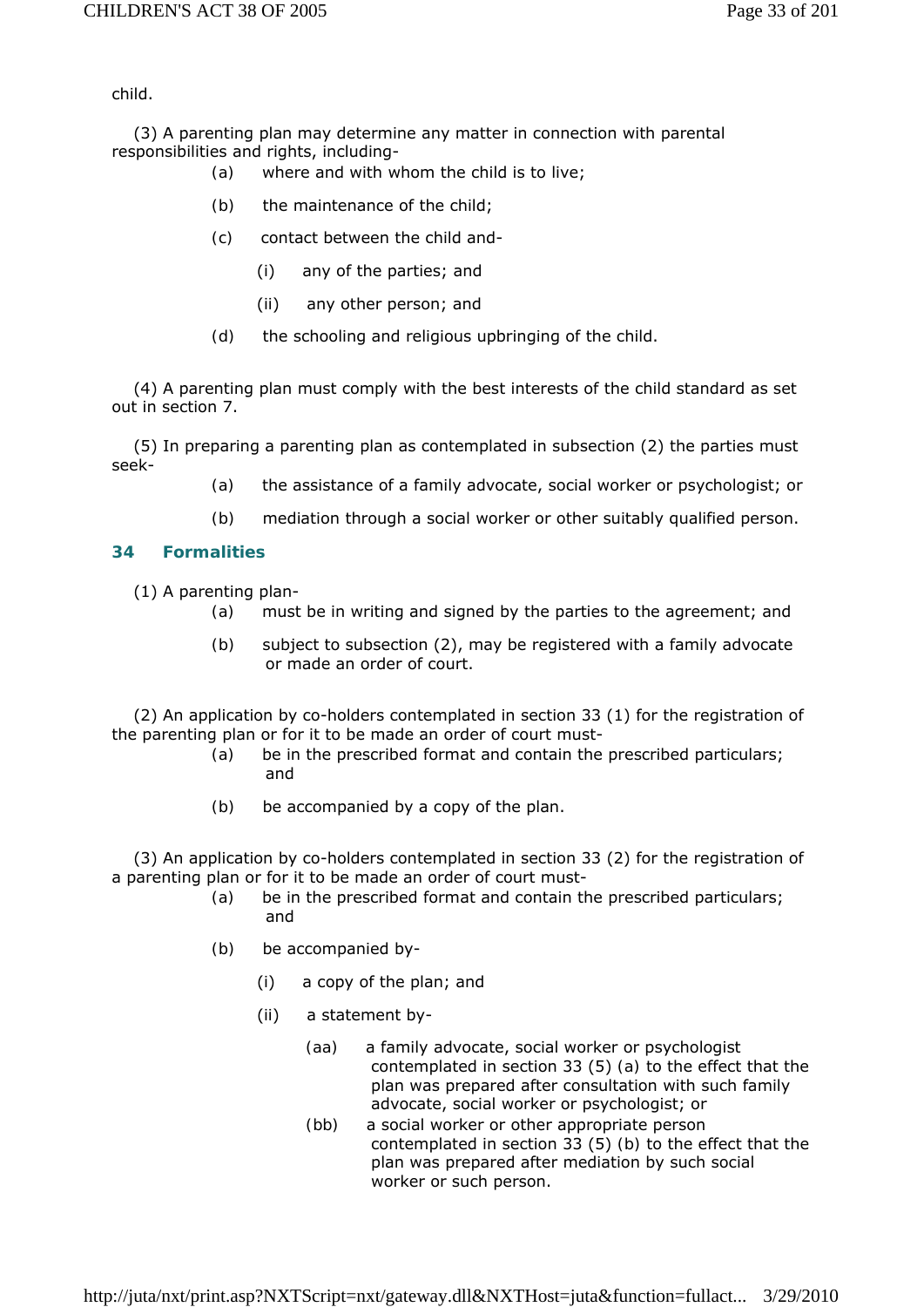child.

(3) A parenting plan may determine any matter in connection with parental responsibilities and rights, including-

(a) where and with whom the child is to live;

(b) the maintenance of the child;

(c) contact between the child and-

(i) any of the parties; and

(ii) any other person; and

(d) the schooling and religious upbringing of the child.

(4) A parenting plan must comply with the best interests of the child standard as set out in section 7.

(5) In preparing a parenting plan as contemplated in subsection (2) the parties must seek-

(a) the assistance of a family advocate, social worker or psychologist; or

(b) mediation through a social worker or other suitably qualified person.

## 34 Formalities

(1) A parenting plan-

(a) must be in writing and signed by the parties to the agreement; and

(b) subject to subsection (2), may be registered with a family advocate or made an order of court.

(2) An application by co-holders contemplated in section 33 (1) for the registration of the parenting plan or for it to be made an order of court must-

(a) be in the prescribed format and contain the prescribed particulars; and

(b) be accompanied by a copy of the plan.

(3) An application by co-holders contemplated in section 33 (2) for the registration of a parenting plan or for it to be made an order of court must-

(a) be in the prescribed format and contain the prescribed particulars; and

(b) be accompanied by-

(i) a copy of the plan; and

(ii) a statement by-

(aa) a family advocate, social worker or psychologist contemplated in section 33 (5) (a) to the effect that the plan was prepared after consultation with such family advocate, social worker or psychologist; or

(bb) a social worker or other appropriate person contemplated in section 33 (5) (b) to the effect that the plan was prepared after mediation by such social worker or such person.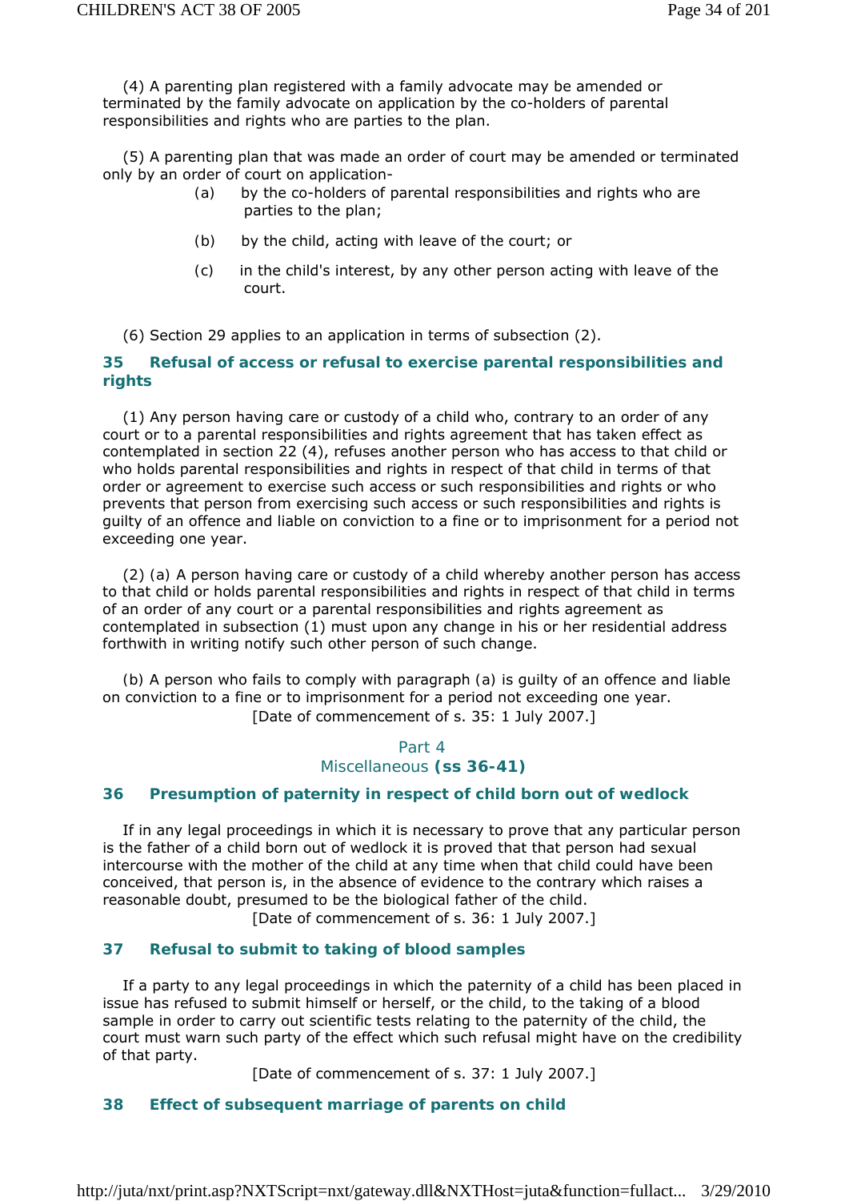(4) A parenting plan registered with a family advocate may be amended or terminated by the family advocate on application by the co-holders of parental responsibilities and rights who are parties to the plan.

(5) A parenting plan that was made an order of court may be amended or terminated only by an order of court on application-

- (a) by the co-holders of parental responsibilities and rights who are parties to the plan;
- (b) by the child, acting with leave of the court; or
- (c) in the child's interest, by any other person acting with leave of the court.

(6) Section 29 applies to an application in terms of subsection (2).

### 35 Refusal of access or refusal to exercise parental responsibilities and rights

(1) Any person having care or custody of a child who, contrary to an order of any court or to a parental responsibilities and rights agreement that has taken effect as contemplated in section 22 (4), refuses another person who has access to that child or who holds parental responsibilities and rights in respect of that child in terms of that order or agreement to exercise such access or such responsibilities and rights or who prevents that person from exercising such access or such responsibilities and rights is guilty of an offence and liable on conviction to a fine or to imprisonment for a period not exceeding one year.

(2) (a) A person having care or custody of a child whereby another person has access to that child or holds parental responsibilities and rights in respect of that child in terms of an order of any court or a parental responsibilities and rights agreement as contemplated in subsection (1) must upon any change in his or her residential address forthwith in writing notify such other person of such change.

(b) A person who fails to comply with paragraph (a) is guilty of an offence and liable on conviction to a fine or to imprisonment for a period not exceeding one year.

[Date of commencement of s. 35: 1 July 2007.]

## Part 4
## Miscellaneous **(ss 36-41)**

### 36 Presumption of paternity in respect of child born out of wedlock

If in any legal proceedings in which it is necessary to prove that any particular person is the father of a child born out of wedlock it is proved that that person had sexual intercourse with the mother of the child at any time when that child could have been conceived, that person is, in the absence of evidence to the contrary which raises a reasonable doubt, presumed to be the biological father of the child.

[Date of commencement of s. 36: 1 July 2007.]

### 37 Refusal to submit to taking of blood samples

If a party to any legal proceedings in which the paternity of a child has been placed in issue has refused to submit himself or herself, or the child, to the taking of a blood sample in order to carry out scientific tests relating to the paternity of the child, the court must warn such party of the effect which such refusal might have on the credibility of that party.

[Date of commencement of s. 37: 1 July 2007.]

### 38 Effect of subsequent marriage of parents on child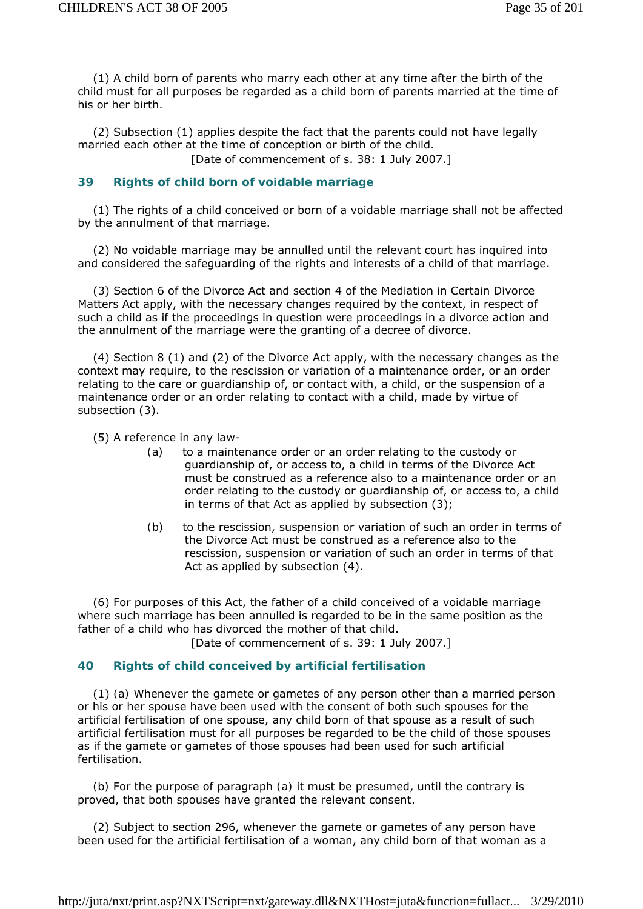(1) A child born of parents who marry each other at any time after the birth of the child must for all purposes be regarded as a child born of parents married at the time of his or her birth.

(2) Subsection (1) applies despite the fact that the parents could not have legally married each other at the time of conception or birth of the child.

[Date of commencement of s. 38: 1 July 2007.]

### 39 Rights of child born of voidable marriage

(1) The rights of a child conceived or born of a voidable marriage shall not be affected by the annulment of that marriage.

(2) No voidable marriage may be annulled until the relevant court has inquired into and considered the safeguarding of the rights and interests of a child of that marriage.

(3) Section 6 of the Divorce Act and section 4 of the Mediation in Certain Divorce Matters Act apply, with the necessary changes required by the context, in respect of such a child as if the proceedings in question were proceedings in a divorce action and the annulment of the marriage were the granting of a decree of divorce.

(4) Section 8 (1) and (2) of the Divorce Act apply, with the necessary changes as the context may require, to the rescission or variation of a maintenance order, or an order relating to the care or guardianship of, or contact with, a child, or the suspension of a maintenance order or an order relating to contact with a child, made by virtue of subsection (3).

(5) A reference in any law-

- (a) to a maintenance order or an order relating to the custody or guardianship of, or access to, a child in terms of the Divorce Act must be construed as a reference also to a maintenance order or an order relating to the custody or guardianship of, or access to, a child in terms of that Act as applied by subsection (3);
- (b) to the rescission, suspension or variation of such an order in terms of the Divorce Act must be construed as a reference also to the rescission, suspension or variation of such an order in terms of that Act as applied by subsection (4).

(6) For purposes of this Act, the father of a child conceived of a voidable marriage where such marriage has been annulled is regarded to be in the same position as the father of a child who has divorced the mother of that child.

[Date of commencement of s. 39: 1 July 2007.]

### 40 Rights of child conceived by artificial fertilisation

(1) (a) Whenever the gamete or gametes of any person other than a married person or his or her spouse have been used with the consent of both such spouses for the artificial fertilisation of one spouse, any child born of that spouse as a result of such artificial fertilisation must for all purposes be regarded to be the child of those spouses as if the gamete or gametes of those spouses had been used for such artificial fertilisation.

(b) For the purpose of paragraph (a) it must be presumed, until the contrary is proved, that both spouses have granted the relevant consent.

(2) Subject to section 296, whenever the gamete or gametes of any person have been used for the artificial fertilisation of a woman, any child born of that woman as a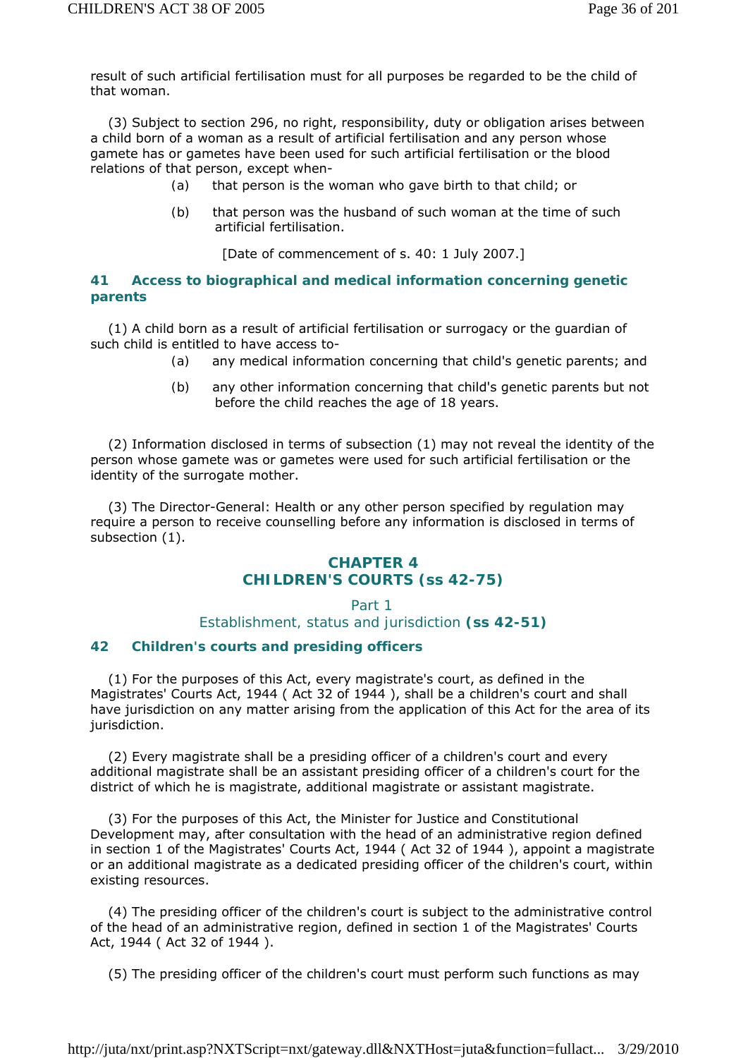result of such artificial fertilisation must for all purposes be regarded to be the child of that woman.

(3) Subject to section 296, no right, responsibility, duty or obligation arises between a child born of a woman as a result of artificial fertilisation and any person whose gamete has or gametes have been used for such artificial fertilisation or the blood relations of that person, except when-

(a) that person is the woman who gave birth to that child; or

(b) that person was the husband of such woman at the time of such artificial fertilisation.

[Date of commencement of s. 40: 1 July 2007.]

### 41 Access to biographical and medical information concerning genetic parents

(1) A child born as a result of artificial fertilisation or surrogacy or the guardian of such child is entitled to have access to-

(a) any medical information concerning that child's genetic parents; and

(b) any other information concerning that child's genetic parents but not before the child reaches the age of 18 years.

(2) Information disclosed in terms of subsection (1) may not reveal the identity of the person whose gamete was or gametes were used for such artificial fertilisation or the identity of the surrogate mother.

(3) The Director-General: Health or any other person specified by regulation may require a person to receive counselling before any information is disclosed in terms of subsection (1).

## CHAPTER 4
## CHILDREN'S COURTS (ss 42-75)

### Part 1
### Establishment, status and jurisdiction (ss 42-51)

### 42 Children's courts and presiding officers

(1) For the purposes of this Act, every magistrate's court, as defined in the Magistrates' Courts Act, 1944 ( Act 32 of 1944 ), shall be a children's court and shall have jurisdiction on any matter arising from the application of this Act for the area of its jurisdiction.

(2) Every magistrate shall be a presiding officer of a children's court and every additional magistrate shall be an assistant presiding officer of a children's court for the district of which he is magistrate, additional magistrate or assistant magistrate.

(3) For the purposes of this Act, the Minister for Justice and Constitutional Development may, after consultation with the head of an administrative region defined in section 1 of the Magistrates' Courts Act, 1944 ( Act 32 of 1944 ), appoint a magistrate or an additional magistrate as a dedicated presiding officer of the children's court, within existing resources.

(4) The presiding officer of the children's court is subject to the administrative control of the head of an administrative region, defined in section 1 of the Magistrates' Courts Act, 1944 ( Act 32 of 1944 ).

(5) The presiding officer of the children's court must perform such functions as may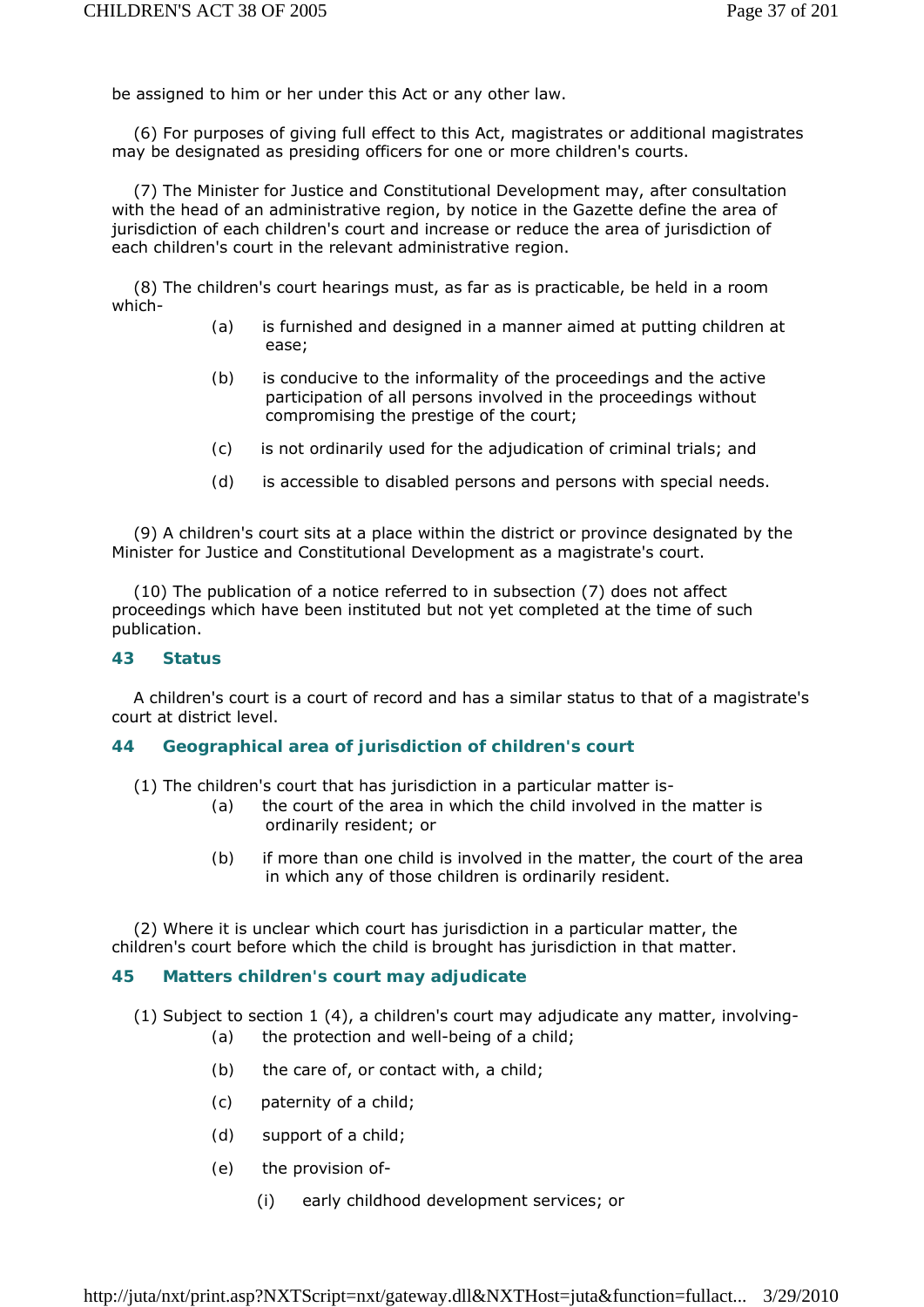be assigned to him or her under this Act or any other law.

(6) For purposes of giving full effect to this Act, magistrates or additional magistrates may be designated as presiding officers for one or more children's courts.

(7) The Minister for Justice and Constitutional Development may, after consultation with the head of an administrative region, by notice in the Gazette define the area of jurisdiction of each children's court and increase or reduce the area of jurisdiction of each children's court in the relevant administrative region.

(8) The children's court hearings must, as far as is practicable, be held in a room which-

(a) is furnished and designed in a manner aimed at putting children at ease;

(b) is conducive to the informality of the proceedings and the active participation of all persons involved in the proceedings without compromising the prestige of the court;

(c) is not ordinarily used for the adjudication of criminal trials; and

(d) is accessible to disabled persons and persons with special needs.

(9) A children's court sits at a place within the district or province designated by the Minister for Justice and Constitutional Development as a magistrate's court.

(10) The publication of a notice referred to in subsection (7) does not affect proceedings which have been instituted but not yet completed at the time of such publication.

### 43 Status

A children's court is a court of record and has a similar status to that of a magistrate's court at district level.

### 44 Geographical area of jurisdiction of children's court

(1) The children's court that has jurisdiction in a particular matter is-

(a) the court of the area in which the child involved in the matter is ordinarily resident; or

(b) if more than one child is involved in the matter, the court of the area in which any of those children is ordinarily resident.

(2) Where it is unclear which court has jurisdiction in a particular matter, the children's court before which the child is brought has jurisdiction in that matter.

### 45 Matters children's court may adjudicate

(1) Subject to section 1 (4), a children's court may adjudicate any matter, involving-

(a) the protection and well-being of a child;

(b) the care of, or contact with, a child;

(c) paternity of a child;

(d) support of a child;

(e) the provision of-

(i) early childhood development services; or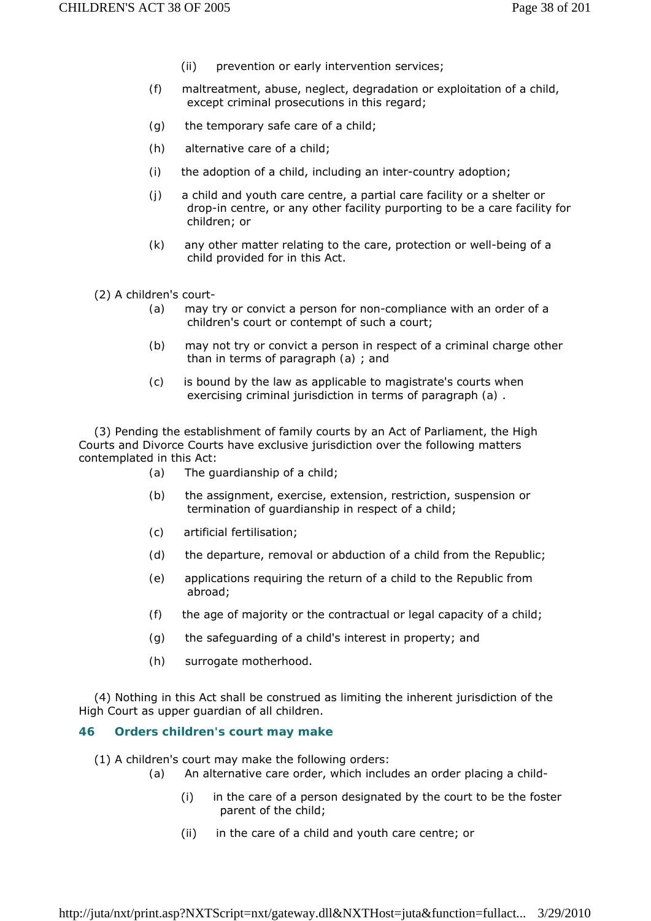(ii) prevention or early intervention services;

(f) maltreatment, abuse, neglect, degradation or exploitation of a child, except criminal prosecutions in this regard;

(g) the temporary safe care of a child;

(h) alternative care of a child;

(i) the adoption of a child, including an inter-country adoption;

(j) a child and youth care centre, a partial care facility or a shelter or drop-in centre, or any other facility purporting to be a care facility for children; or

(k) any other matter relating to the care, protection or well-being of a child provided for in this Act.

(2) A children's court-

(a) may try or convict a person for non-compliance with an order of a children's court or contempt of such a court;

(b) may not try or convict a person in respect of a criminal charge other than in terms of paragraph (a) ; and

(c) is bound by the law as applicable to magistrate's courts when exercising criminal jurisdiction in terms of paragraph (a) .

(3) Pending the establishment of family courts by an Act of Parliament, the High Courts and Divorce Courts have exclusive jurisdiction over the following matters contemplated in this Act:

(a) The guardianship of a child;

(b) the assignment, exercise, extension, restriction, suspension or termination of guardianship in respect of a child;

(c) artificial fertilisation;

(d) the departure, removal or abduction of a child from the Republic;

(e) applications requiring the return of a child to the Republic from abroad;

(f) the age of majority or the contractual or legal capacity of a child;

(g) the safeguarding of a child's interest in property; and

(h) surrogate motherhood.

(4) Nothing in this Act shall be construed as limiting the inherent jurisdiction of the High Court as upper guardian of all children.

### 46 Orders children's court may make

(1) A children's court may make the following orders:

(a) An alternative care order, which includes an order placing a child-

(i) in the care of a person designated by the court to be the foster parent of the child;

(ii) in the care of a child and youth care centre; or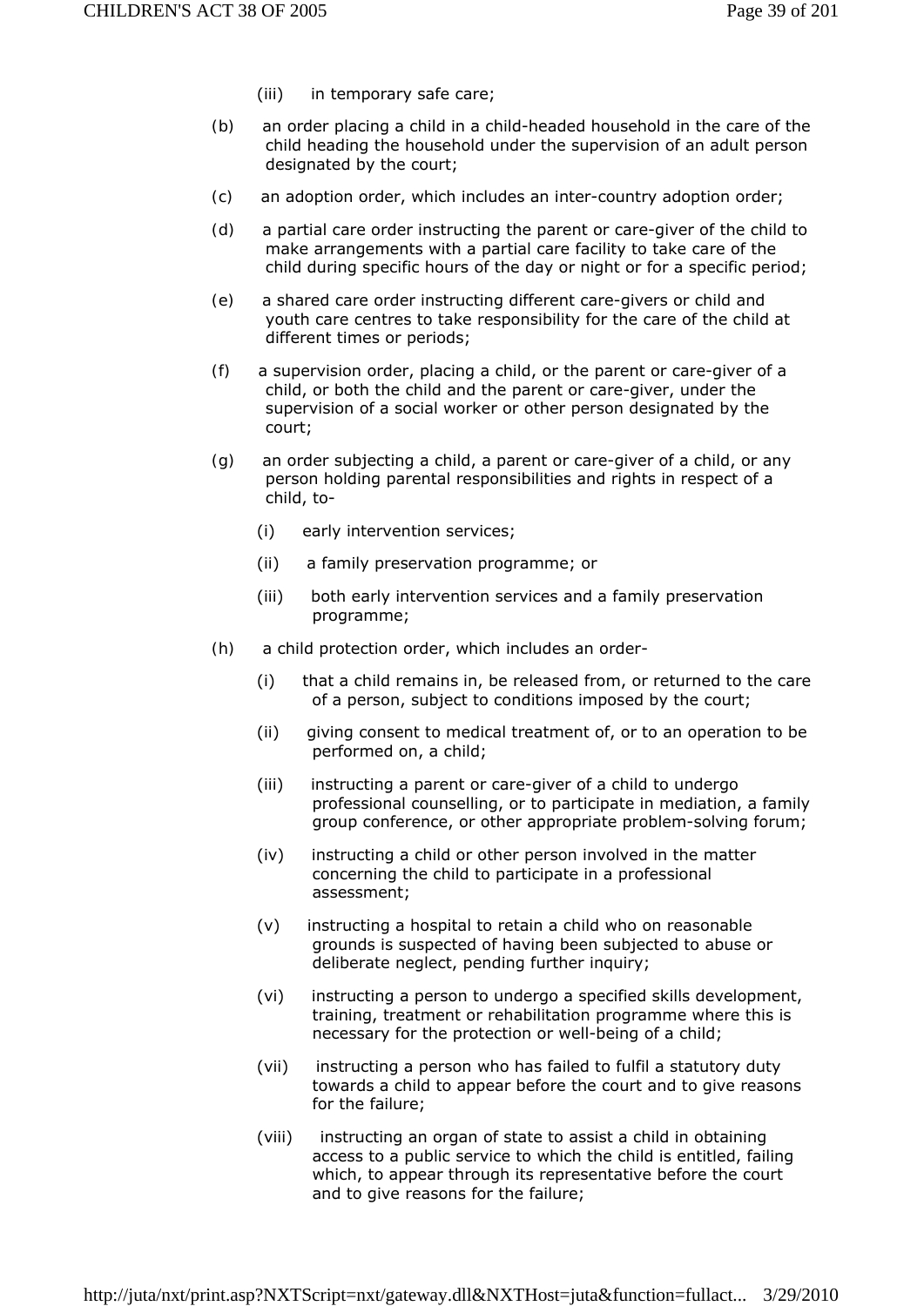(iii) in temporary safe care;

(b) an order placing a child in a child-headed household in the care of the child heading the household under the supervision of an adult person designated by the court;

(c) an adoption order, which includes an inter-country adoption order;

(d) a partial care order instructing the parent or care-giver of the child to make arrangements with a partial care facility to take care of the child during specific hours of the day or night or for a specific period;

(e) a shared care order instructing different care-givers or child and youth care centres to take responsibility for the care of the child at different times or periods;

(f) a supervision order, placing a child, or the parent or care-giver of a child, or both the child and the parent or care-giver, under the supervision of a social worker or other person designated by the court;

(g) an order subjecting a child, a parent or care-giver of a child, or any person holding parental responsibilities and rights in respect of a child, to-

(i) early intervention services;

(ii) a family preservation programme; or

(iii) both early intervention services and a family preservation programme;

(h) a child protection order, which includes an order-

(i) that a child remains in, be released from, or returned to the care of a person, subject to conditions imposed by the court;

(ii) giving consent to medical treatment of, or to an operation to be performed on, a child;

(iii) instructing a parent or care-giver of a child to undergo professional counselling, or to participate in mediation, a family group conference, or other appropriate problem-solving forum;

(iv) instructing a child or other person involved in the matter concerning the child to participate in a professional assessment;

(v) instructing a hospital to retain a child who on reasonable grounds is suspected of having been subjected to abuse or deliberate neglect, pending further inquiry;

(vi) instructing a person to undergo a specified skills development, training, treatment or rehabilitation programme where this is necessary for the protection or well-being of a child;

(vii) instructing a person who has failed to fulfil a statutory duty towards a child to appear before the court and to give reasons for the failure;

(viii) instructing an organ of state to assist a child in obtaining access to a public service to which the child is entitled, failing which, to appear through its representative before the court and to give reasons for the failure;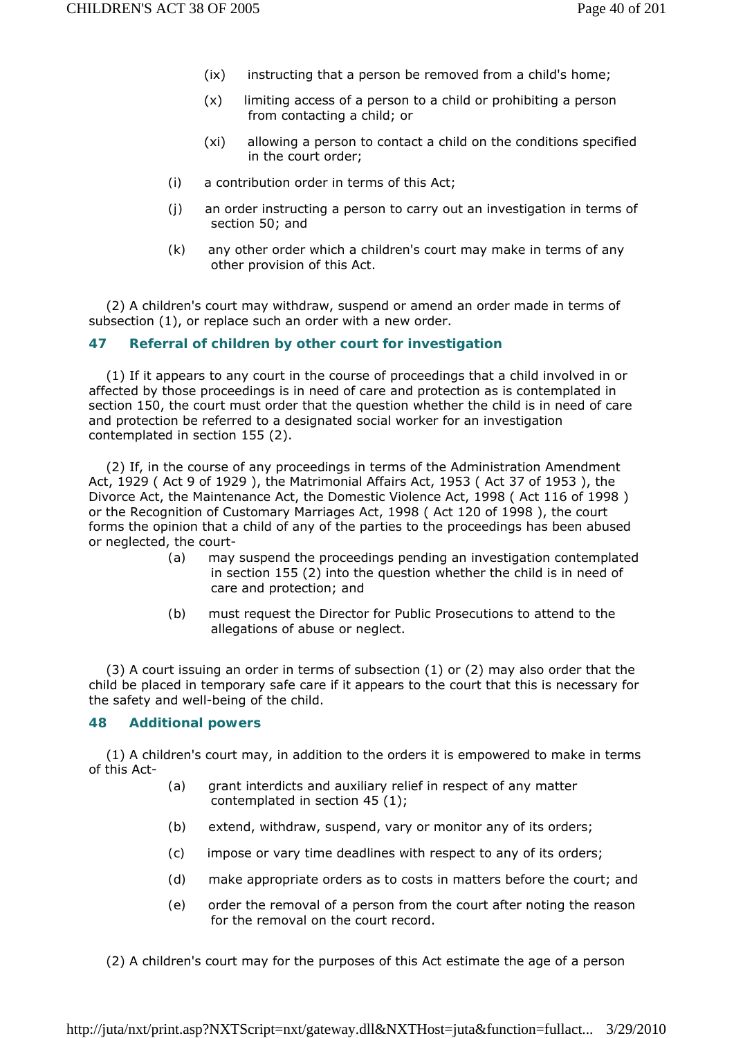(ix) instructing that a person be removed from a child's home;

(x) limiting access of a person to a child or prohibiting a person from contacting a child; or

(xi) allowing a person to contact a child on the conditions specified in the court order;

(i) a contribution order in terms of this Act;

(j) an order instructing a person to carry out an investigation in terms of section 50; and

(k) any other order which a children's court may make in terms of any other provision of this Act.

(2) A children's court may withdraw, suspend or amend an order made in terms of subsection (1), or replace such an order with a new order.

### 47 Referral of children by other court for investigation

(1) If it appears to any court in the course of proceedings that a child involved in or affected by those proceedings is in need of care and protection as is contemplated in section 150, the court must order that the question whether the child is in need of care and protection be referred to a designated social worker for an investigation contemplated in section 155 (2).

(2) If, in the course of any proceedings in terms of the Administration Amendment Act, 1929 ( Act 9 of 1929 ), the Matrimonial Affairs Act, 1953 ( Act 37 of 1953 ), the Divorce Act, the Maintenance Act, the Domestic Violence Act, 1998 ( Act 116 of 1998 ) or the Recognition of Customary Marriages Act, 1998 ( Act 120 of 1998 ), the court forms the opinion that a child of any of the parties to the proceedings has been abused or neglected, the court-

(a) may suspend the proceedings pending an investigation contemplated in section 155 (2) into the question whether the child is in need of care and protection; and

(b) must request the Director for Public Prosecutions to attend to the allegations of abuse or neglect.

(3) A court issuing an order in terms of subsection (1) or (2) may also order that the child be placed in temporary safe care if it appears to the court that this is necessary for the safety and well-being of the child.

### 48 Additional powers

(1) A children's court may, in addition to the orders it is empowered to make in terms of this Act-

(a) grant interdicts and auxiliary relief in respect of any matter contemplated in section 45 (1);

(b) extend, withdraw, suspend, vary or monitor any of its orders;

(c) impose or vary time deadlines with respect to any of its orders;

(d) make appropriate orders as to costs in matters before the court; and

(e) order the removal of a person from the court after noting the reason for the removal on the court record.

(2) A children's court may for the purposes of this Act estimate the age of a person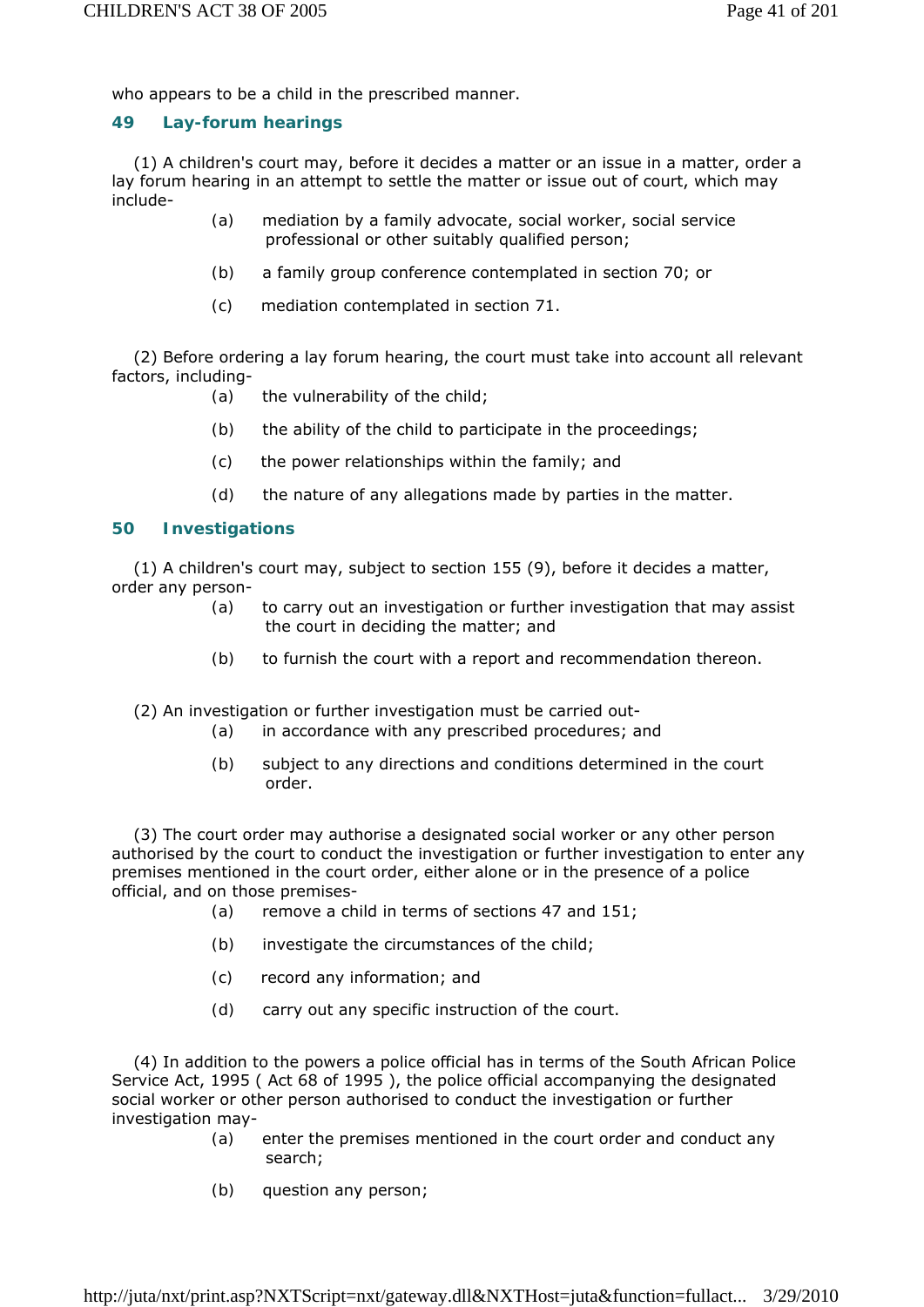who appears to be a child in the prescribed manner.

## 49 Lay-forum hearings

(1) A children's court may, before it decides a matter or an issue in a matter, order a lay forum hearing in an attempt to settle the matter or issue out of court, which may include-

- (a) mediation by a family advocate, social worker, social service professional or other suitably qualified person;
- (b) a family group conference contemplated in section 70; or
- (c) mediation contemplated in section 71.

(2) Before ordering a lay forum hearing, the court must take into account all relevant factors, including-

- (a) the vulnerability of the child;
- (b) the ability of the child to participate in the proceedings;
- (c) the power relationships within the family; and
- (d) the nature of any allegations made by parties in the matter.

## 50 Investigations

(1) A children's court may, subject to section 155 (9), before it decides a matter, order any person-

- (a) to carry out an investigation or further investigation that may assist the court in deciding the matter; and
- (b) to furnish the court with a report and recommendation thereon.

(2) An investigation or further investigation must be carried out-

- (a) in accordance with any prescribed procedures; and
- (b) subject to any directions and conditions determined in the court order.

(3) The court order may authorise a designated social worker or any other person authorised by the court to conduct the investigation or further investigation to enter any premises mentioned in the court order, either alone or in the presence of a police official, and on those premises-

- (a) remove a child in terms of sections 47 and 151;
- (b) investigate the circumstances of the child;
- (c) record any information; and
- (d) carry out any specific instruction of the court.

(4) In addition to the powers a police official has in terms of the South African Police Service Act, 1995 ( Act 68 of 1995 ), the police official accompanying the designated social worker or other person authorised to conduct the investigation or further investigation may-

- (a) enter the premises mentioned in the court order and conduct any search;
- (b) question any person;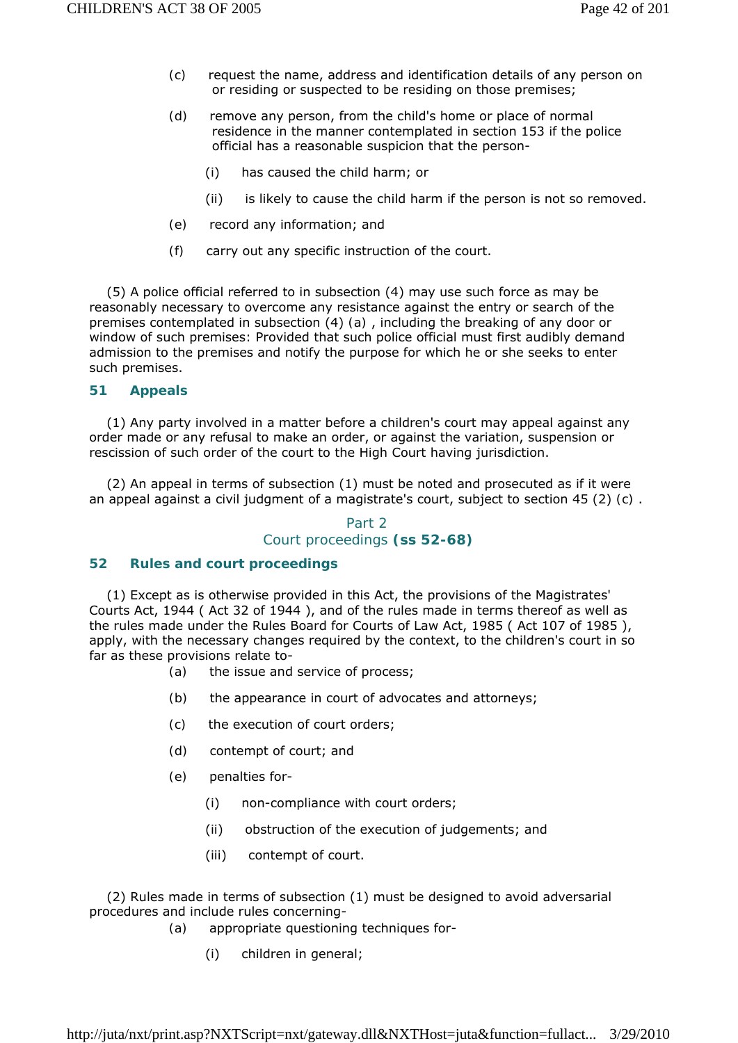(c) request the name, address and identification details of any person on or residing or suspected to be residing on those premises;

(d) remove any person, from the child's home or place of normal residence in the manner contemplated in section 153 if the police official has a reasonable suspicion that the person-

(i) has caused the child harm; or

(ii) is likely to cause the child harm if the person is not so removed.

(e) record any information; and

(f) carry out any specific instruction of the court.

(5) A police official referred to in subsection (4) may use such force as may be reasonably necessary to overcome any resistance against the entry or search of the premises contemplated in subsection (4) (a) , including the breaking of any door or window of such premises: Provided that such police official must first audibly demand admission to the premises and notify the purpose for which he or she seeks to enter such premises.

### 51 Appeals

(1) Any party involved in a matter before a children's court may appeal against any order made or any refusal to make an order, or against the variation, suspension or rescission of such order of the court to the High Court having jurisdiction.

(2) An appeal in terms of subsection (1) must be noted and prosecuted as if it were an appeal against a civil judgment of a magistrate's court, subject to section 45 (2) (c) .

## Part 2
## Court proceedings **(ss 52-68)**

### 52 Rules and court proceedings

(1) Except as is otherwise provided in this Act, the provisions of the Magistrates' Courts Act, 1944 ( Act 32 of 1944 ), and of the rules made in terms thereof as well as the rules made under the Rules Board for Courts of Law Act, 1985 ( Act 107 of 1985 ), apply, with the necessary changes required by the context, to the children's court in so far as these provisions relate to-

(a) the issue and service of process;

(b) the appearance in court of advocates and attorneys;

(c) the execution of court orders;

(d) contempt of court; and

(e) penalties for-

(i) non-compliance with court orders;

(ii) obstruction of the execution of judgements; and

(iii) contempt of court.

(2) Rules made in terms of subsection (1) must be designed to avoid adversarial procedures and include rules concerning-

(a) appropriate questioning techniques for-

(i) children in general;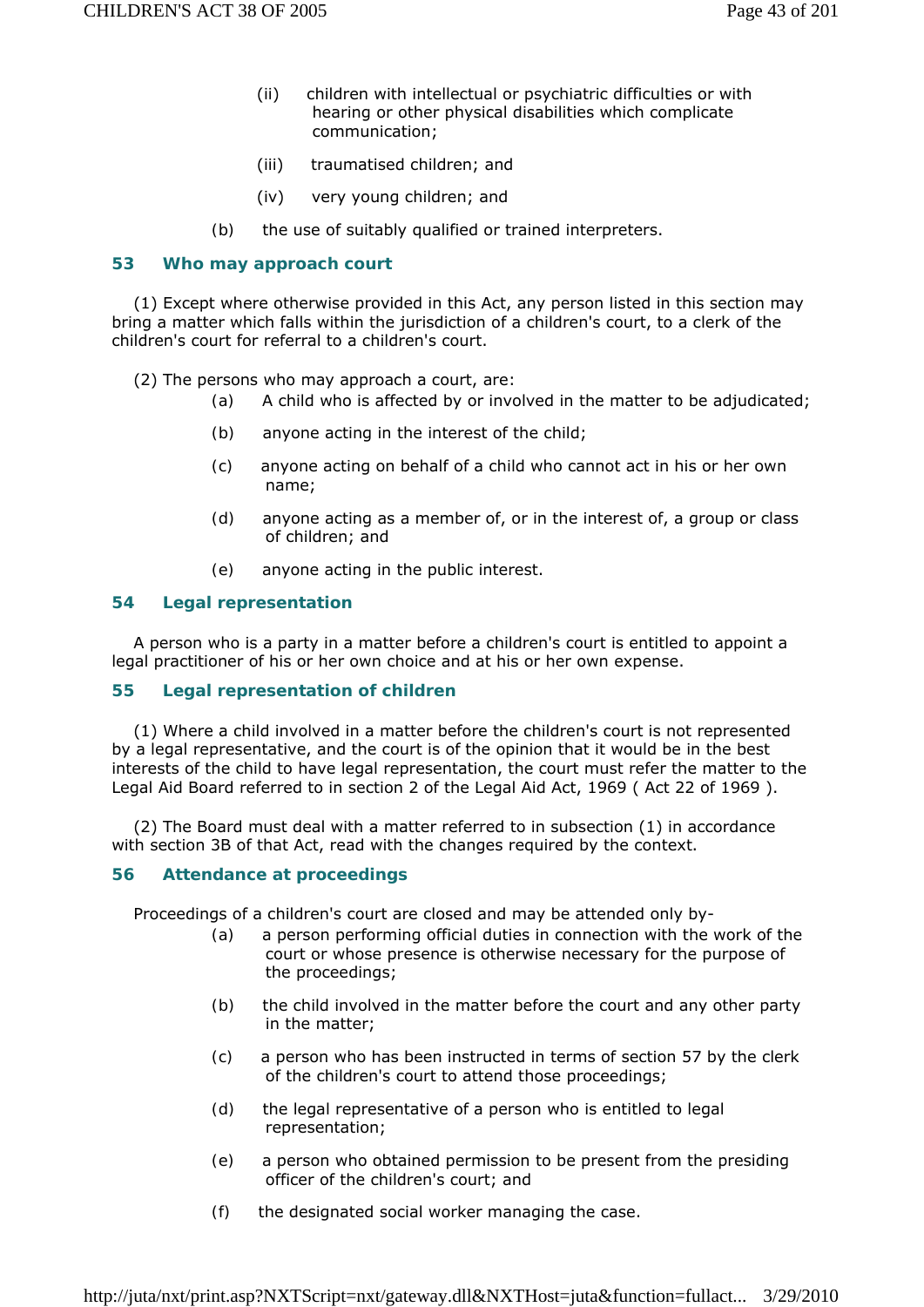(ii) children with intellectual or psychiatric difficulties or with hearing or other physical disabilities which complicate communication;

(iii) traumatised children; and

(iv) very young children; and

(b) the use of suitably qualified or trained interpreters.

## 53 Who may approach court

(1) Except where otherwise provided in this Act, any person listed in this section may bring a matter which falls within the jurisdiction of a children's court, to a clerk of the children's court for referral to a children's court.

(2) The persons who may approach a court, are:

(a) A child who is affected by or involved in the matter to be adjudicated;

(b) anyone acting in the interest of the child;

(c) anyone acting on behalf of a child who cannot act in his or her own name;

(d) anyone acting as a member of, or in the interest of, a group or class of children; and

(e) anyone acting in the public interest.

## 54 Legal representation

A person who is a party in a matter before a children's court is entitled to appoint a legal practitioner of his or her own choice and at his or her own expense.

## 55 Legal representation of children

(1) Where a child involved in a matter before the children's court is not represented by a legal representative, and the court is of the opinion that it would be in the best interests of the child to have legal representation, the court must refer the matter to the Legal Aid Board referred to in section 2 of the Legal Aid Act, 1969 ( Act 22 of 1969 ).

(2) The Board must deal with a matter referred to in subsection (1) in accordance with section 3B of that Act, read with the changes required by the context.

## 56 Attendance at proceedings

Proceedings of a children's court are closed and may be attended only by-

(a) a person performing official duties in connection with the work of the court or whose presence is otherwise necessary for the purpose of the proceedings;

(b) the child involved in the matter before the court and any other party in the matter;

(c) a person who has been instructed in terms of section 57 by the clerk of the children's court to attend those proceedings;

(d) the legal representative of a person who is entitled to legal representation;

(e) a person who obtained permission to be present from the presiding officer of the children's court; and

(f) the designated social worker managing the case.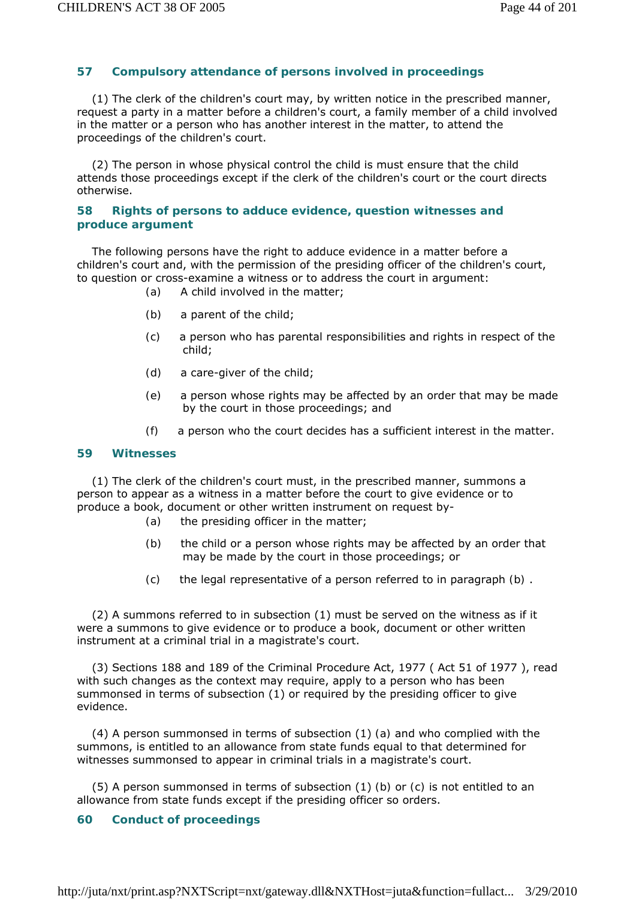### 57 Compulsory attendance of persons involved in proceedings

(1) The clerk of the children's court may, by written notice in the prescribed manner, request a party in a matter before a children's court, a family member of a child involved in the matter or a person who has another interest in the matter, to attend the proceedings of the children's court.

(2) The person in whose physical control the child is must ensure that the child attends those proceedings except if the clerk of the children's court or the court directs otherwise.

### 58 Rights of persons to adduce evidence, question witnesses and produce argument

The following persons have the right to adduce evidence in a matter before a children's court and, with the permission of the presiding officer of the children's court, to question or cross-examine a witness or to address the court in argument:

- (a) A child involved in the matter;
- (b) a parent of the child;
- (c) a person who has parental responsibilities and rights in respect of the child;
- (d) a care-giver of the child;
- (e) a person whose rights may be affected by an order that may be made by the court in those proceedings; and
- (f) a person who the court decides has a sufficient interest in the matter.

### 59 Witnesses

(1) The clerk of the children's court must, in the prescribed manner, summons a person to appear as a witness in a matter before the court to give evidence or to produce a book, document or other written instrument on request by-

- (a) the presiding officer in the matter;
- (b) the child or a person whose rights may be affected by an order that may be made by the court in those proceedings; or
- (c) the legal representative of a person referred to in paragraph (b) .

(2) A summons referred to in subsection (1) must be served on the witness as if it were a summons to give evidence or to produce a book, document or other written instrument at a criminal trial in a magistrate's court.

(3) Sections 188 and 189 of the Criminal Procedure Act, 1977 ( Act 51 of 1977 ), read with such changes as the context may require, apply to a person who has been summonsed in terms of subsection (1) or required by the presiding officer to give evidence.

(4) A person summonsed in terms of subsection (1) (a) and who complied with the summons, is entitled to an allowance from state funds equal to that determined for witnesses summonsed to appear in criminal trials in a magistrate's court.

(5) A person summonsed in terms of subsection (1) (b) or (c) is not entitled to an allowance from state funds except if the presiding officer so orders.

### 60 Conduct of proceedings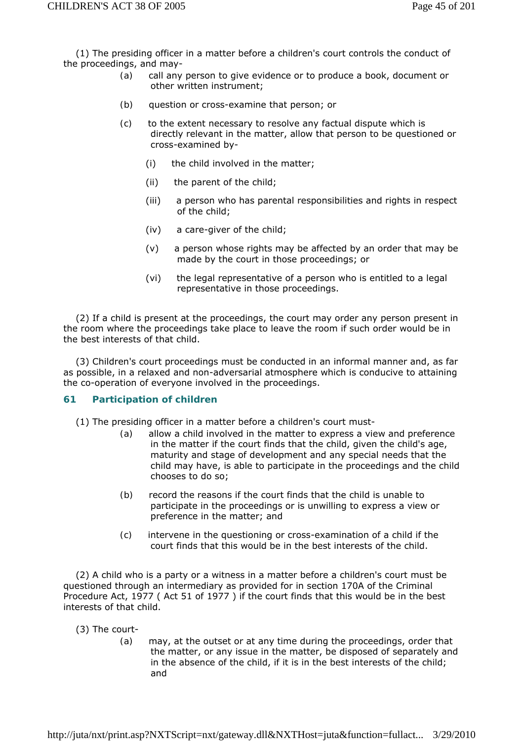(1) The presiding officer in a matter before a children's court controls the conduct of the proceedings, and may-

(a) call any person to give evidence or to produce a book, document or other written instrument;

(b) question or cross-examine that person; or

(c) to the extent necessary to resolve any factual dispute which is directly relevant in the matter, allow that person to be questioned or cross-examined by-

(i) the child involved in the matter;

(ii) the parent of the child;

(iii) a person who has parental responsibilities and rights in respect of the child;

(iv) a care-giver of the child;

(v) a person whose rights may be affected by an order that may be made by the court in those proceedings; or

(vi) the legal representative of a person who is entitled to a legal representative in those proceedings.

(2) If a child is present at the proceedings, the court may order any person present in the room where the proceedings take place to leave the room if such order would be in the best interests of that child.

(3) Children's court proceedings must be conducted in an informal manner and, as far as possible, in a relaxed and non-adversarial atmosphere which is conducive to attaining the co-operation of everyone involved in the proceedings.

### 61 Participation of children

(1) The presiding officer in a matter before a children's court must-

(a) allow a child involved in the matter to express a view and preference in the matter if the court finds that the child, given the child's age, maturity and stage of development and any special needs that the child may have, is able to participate in the proceedings and the child chooses to do so;

(b) record the reasons if the court finds that the child is unable to participate in the proceedings or is unwilling to express a view or preference in the matter; and

(c) intervene in the questioning or cross-examination of a child if the court finds that this would be in the best interests of the child.

(2) A child who is a party or a witness in a matter before a children's court must be questioned through an intermediary as provided for in section 170A of the Criminal Procedure Act, 1977 ( Act 51 of 1977 ) if the court finds that this would be in the best interests of that child.

(3) The court-

(a) may, at the outset or at any time during the proceedings, order that the matter, or any issue in the matter, be disposed of separately and in the absence of the child, if it is in the best interests of the child; and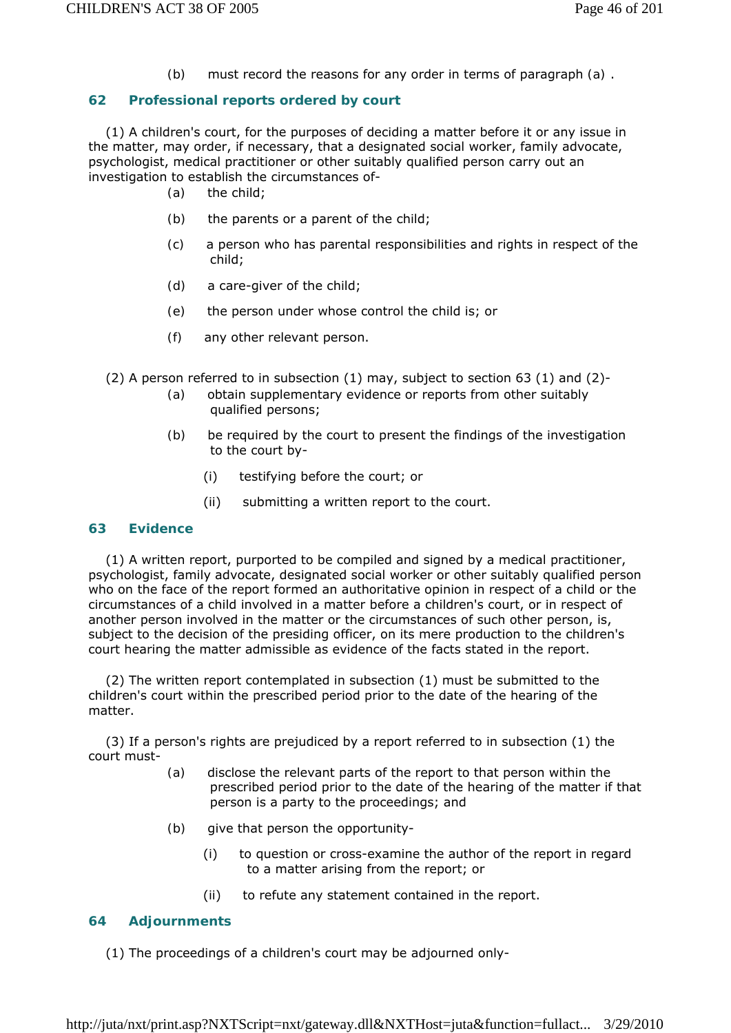(b) must record the reasons for any order in terms of paragraph (a) .

## 62 Professional reports ordered by court

(1) A children's court, for the purposes of deciding a matter before it or any issue in the matter, may order, if necessary, that a designated social worker, family advocate, psychologist, medical practitioner or other suitably qualified person carry out an investigation to establish the circumstances of-

(a) the child;

(b) the parents or a parent of the child;

(c) a person who has parental responsibilities and rights in respect of the child;

(d) a care-giver of the child;

(e) the person under whose control the child is; or

(f) any other relevant person.

(2) A person referred to in subsection (1) may, subject to section 63 (1) and (2)-

(a) obtain supplementary evidence or reports from other suitably qualified persons;

(b) be required by the court to present the findings of the investigation to the court by-

(i) testifying before the court; or

(ii) submitting a written report to the court.

## 63 Evidence

(1) A written report, purported to be compiled and signed by a medical practitioner, psychologist, family advocate, designated social worker or other suitably qualified person who on the face of the report formed an authoritative opinion in respect of a child or the circumstances of a child involved in a matter before a children's court, or in respect of another person involved in the matter or the circumstances of such other person, is, subject to the decision of the presiding officer, on its mere production to the children's court hearing the matter admissible as evidence of the facts stated in the report.

(2) The written report contemplated in subsection (1) must be submitted to the children's court within the prescribed period prior to the date of the hearing of the matter.

(3) If a person's rights are prejudiced by a report referred to in subsection (1) the court must-

(a) disclose the relevant parts of the report to that person within the prescribed period prior to the date of the hearing of the matter if that person is a party to the proceedings; and

(b) give that person the opportunity-

(i) to question or cross-examine the author of the report in regard to a matter arising from the report; or

(ii) to refute any statement contained in the report.

## 64 Adjournments

(1) The proceedings of a children's court may be adjourned only-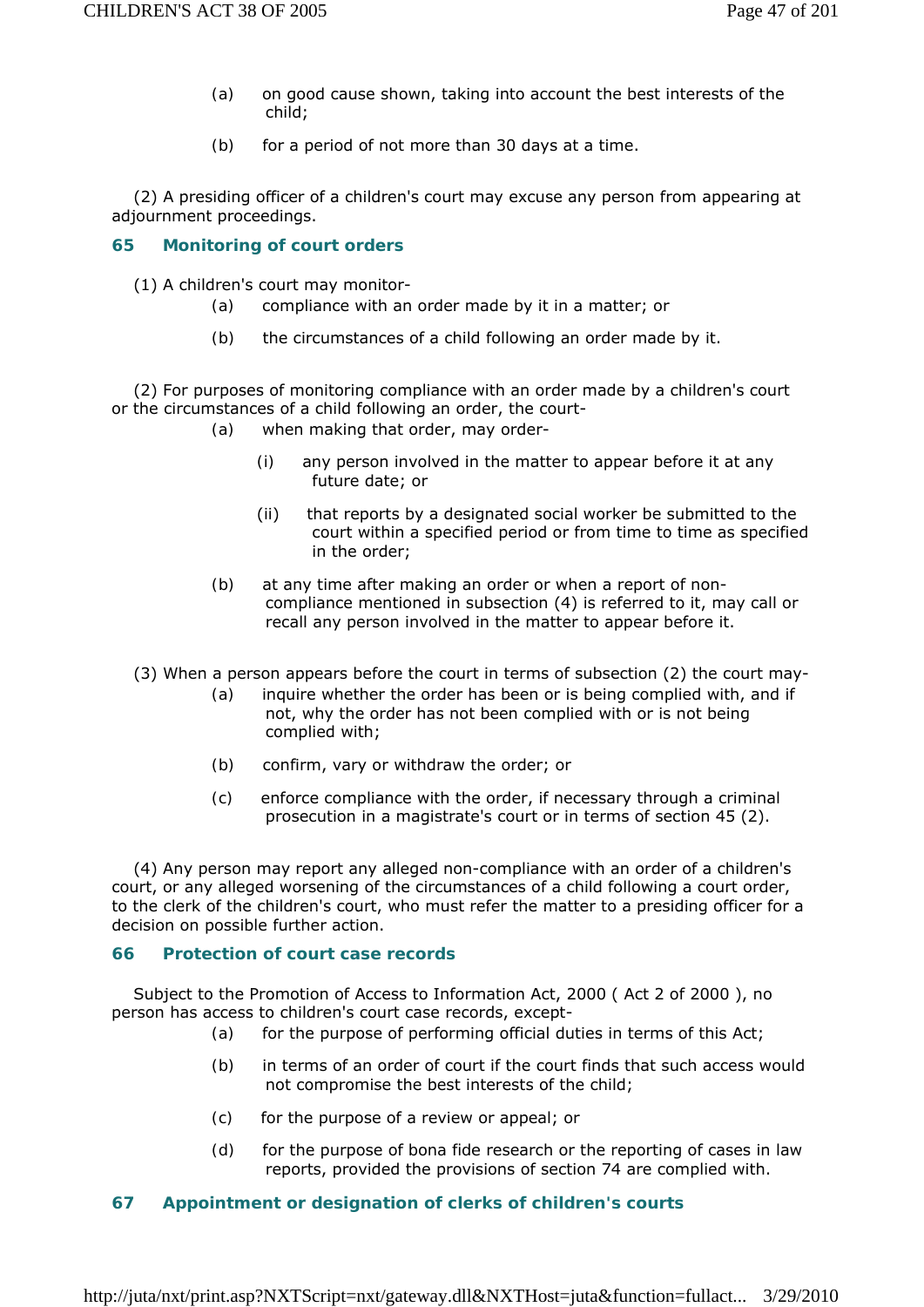(a) on good cause shown, taking into account the best interests of the child;

(b) for a period of not more than 30 days at a time.

(2) A presiding officer of a children's court may excuse any person from appearing at adjournment proceedings.

### 65 Monitoring of court orders

(1) A children's court may monitor-

(a) compliance with an order made by it in a matter; or

(b) the circumstances of a child following an order made by it.

(2) For purposes of monitoring compliance with an order made by a children's court or the circumstances of a child following an order, the court-

(a) when making that order, may order-

(i) any person involved in the matter to appear before it at any future date; or

(ii) that reports by a designated social worker be submitted to the court within a specified period or from time to time as specified in the order;

(b) at any time after making an order or when a report of non-compliance mentioned in subsection (4) is referred to it, may call or recall any person involved in the matter to appear before it.

(3) When a person appears before the court in terms of subsection (2) the court may-

(a) inquire whether the order has been or is being complied with, and if not, why the order has not been complied with or is not being complied with;

(b) confirm, vary or withdraw the order; or

(c) enforce compliance with the order, if necessary through a criminal prosecution in a magistrate's court or in terms of section 45 (2).

(4) Any person may report any alleged non-compliance with an order of a children's court, or any alleged worsening of the circumstances of a child following a court order, to the clerk of the children's court, who must refer the matter to a presiding officer for a decision on possible further action.

### 66 Protection of court case records

Subject to the Promotion of Access to Information Act, 2000 ( Act 2 of 2000 ), no person has access to children's court case records, except-

(a) for the purpose of performing official duties in terms of this Act;

(b) in terms of an order of court if the court finds that such access would not compromise the best interests of the child;

(c) for the purpose of a review or appeal; or

(d) for the purpose of bona fide research or the reporting of cases in law reports, provided the provisions of section 74 are complied with.

### 67 Appointment or designation of clerks of children's courts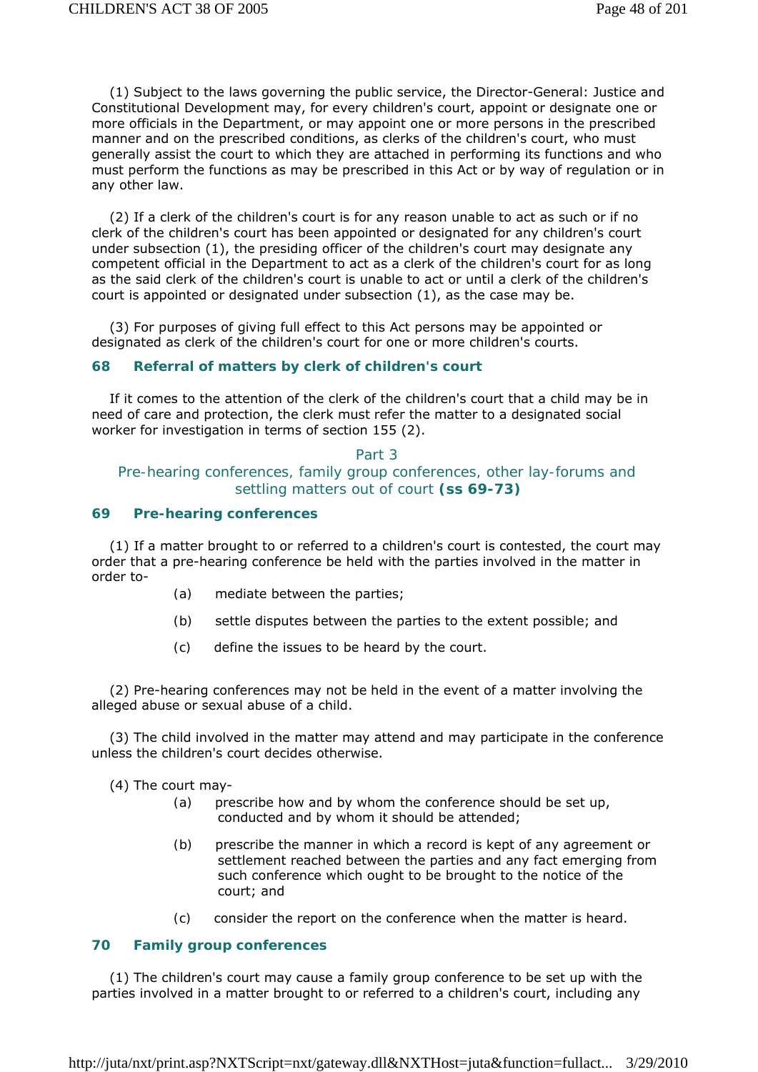(1) Subject to the laws governing the public service, the Director-General: Justice and Constitutional Development may, for every children's court, appoint or designate one or more officials in the Department, or may appoint one or more persons in the prescribed manner and on the prescribed conditions, as clerks of the children's court, who must generally assist the court to which they are attached in performing its functions and who must perform the functions as may be prescribed in this Act or by way of regulation or in any other law.

(2) If a clerk of the children's court is for any reason unable to act as such or if no clerk of the children's court has been appointed or designated for any children's court under subsection (1), the presiding officer of the children's court may designate any competent official in the Department to act as a clerk of the children's court for as long as the said clerk of the children's court is unable to act or until a clerk of the children's court is appointed or designated under subsection (1), as the case may be.

(3) For purposes of giving full effect to this Act persons may be appointed or designated as clerk of the children's court for one or more children's courts.

### 68 Referral of matters by clerk of children's court

If it comes to the attention of the clerk of the children's court that a child may be in need of care and protection, the clerk must refer the matter to a designated social worker for investigation in terms of section 155 (2).

## Part 3
## Pre-hearing conferences, family group conferences, other lay-forums and settling matters out of court **(ss 69-73)**

### 69 Pre-hearing conferences

(1) If a matter brought to or referred to a children's court is contested, the court may order that a pre-hearing conference be held with the parties involved in the matter in order to-

- (a) mediate between the parties;
- (b) settle disputes between the parties to the extent possible; and
- (c) define the issues to be heard by the court.

(2) Pre-hearing conferences may not be held in the event of a matter involving the alleged abuse or sexual abuse of a child.

(3) The child involved in the matter may attend and may participate in the conference unless the children's court decides otherwise.

(4) The court may-

- (a) prescribe how and by whom the conference should be set up, conducted and by whom it should be attended;
- (b) prescribe the manner in which a record is kept of any agreement or settlement reached between the parties and any fact emerging from such conference which ought to be brought to the notice of the court; and
- (c) consider the report on the conference when the matter is heard.

### 70 Family group conferences

(1) The children's court may cause a family group conference to be set up with the parties involved in a matter brought to or referred to a children's court, including any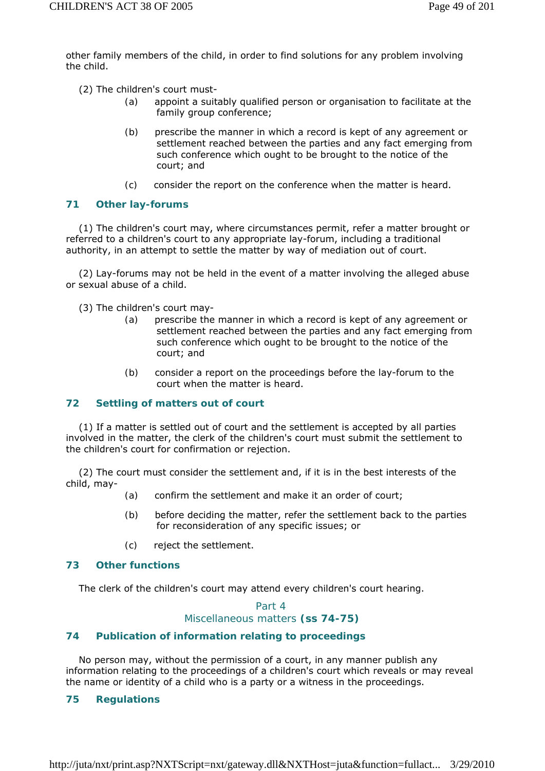other family members of the child, in order to find solutions for any problem involving the child.

(2) The children's court must-

(a) appoint a suitably qualified person or organisation to facilitate at the family group conference;

(b) prescribe the manner in which a record is kept of any agreement or settlement reached between the parties and any fact emerging from such conference which ought to be brought to the notice of the court; and

(c) consider the report on the conference when the matter is heard.

### 71 Other lay-forums

(1) The children's court may, where circumstances permit, refer a matter brought or referred to a children's court to any appropriate lay-forum, including a traditional authority, in an attempt to settle the matter by way of mediation out of court.

(2) Lay-forums may not be held in the event of a matter involving the alleged abuse or sexual abuse of a child.

(3) The children's court may-

(a) prescribe the manner in which a record is kept of any agreement or settlement reached between the parties and any fact emerging from such conference which ought to be brought to the notice of the court; and

(b) consider a report on the proceedings before the lay-forum to the court when the matter is heard.

### 72 Settling of matters out of court

(1) If a matter is settled out of court and the settlement is accepted by all parties involved in the matter, the clerk of the children's court must submit the settlement to the children's court for confirmation or rejection.

(2) The court must consider the settlement and, if it is in the best interests of the child, may-

(a) confirm the settlement and make it an order of court;

(b) before deciding the matter, refer the settlement back to the parties for reconsideration of any specific issues; or

(c) reject the settlement.

### 73 Other functions

The clerk of the children's court may attend every children's court hearing.

## Part 4
## Miscellaneous matters **(ss 74-75)**

### 74 Publication of information relating to proceedings

No person may, without the permission of a court, in any manner publish any information relating to the proceedings of a children's court which reveals or may reveal the name or identity of a child who is a party or a witness in the proceedings.

### 75 Regulations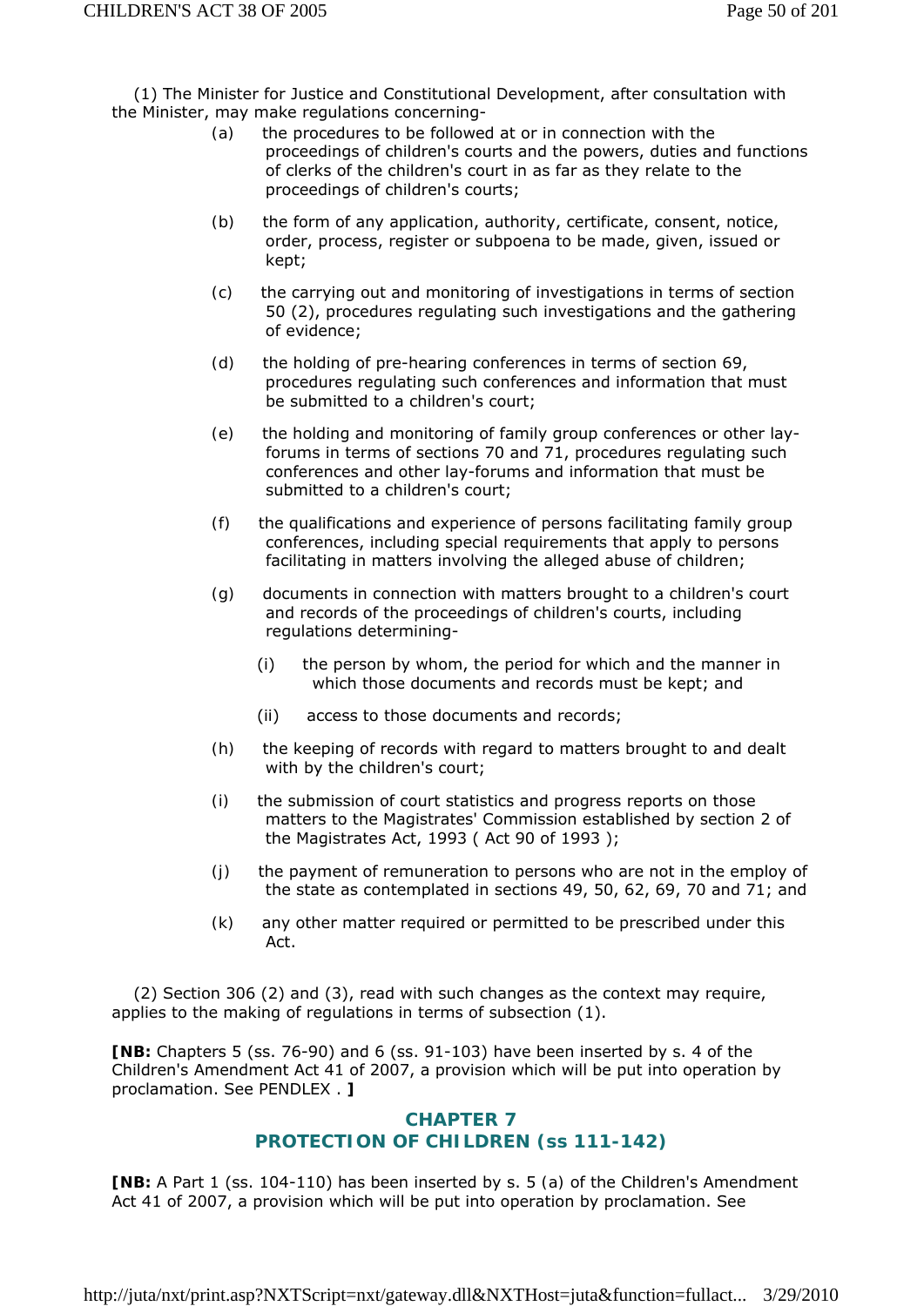(1) The Minister for Justice and Constitutional Development, after consultation with the Minister, may make regulations concerning-

(a) the procedures to be followed at or in connection with the proceedings of children's courts and the powers, duties and functions of clerks of the children's court in as far as they relate to the proceedings of children's courts;

(b) the form of any application, authority, certificate, consent, notice, order, process, register or subpoena to be made, given, issued or kept;

(c) the carrying out and monitoring of investigations in terms of section 50 (2), procedures regulating such investigations and the gathering of evidence;

(d) the holding of pre-hearing conferences in terms of section 69, procedures regulating such conferences and information that must be submitted to a children's court;

(e) the holding and monitoring of family group conferences or other lay-forums in terms of sections 70 and 71, procedures regulating such conferences and other lay-forums and information that must be submitted to a children's court;

(f) the qualifications and experience of persons facilitating family group conferences, including special requirements that apply to persons facilitating in matters involving the alleged abuse of children;

(g) documents in connection with matters brought to a children's court and records of the proceedings of children's courts, including regulations determining-

(i) the person by whom, the period for which and the manner in which those documents and records must be kept; and

(ii) access to those documents and records;

(h) the keeping of records with regard to matters brought to and dealt with by the children's court;

(i) the submission of court statistics and progress reports on those matters to the Magistrates' Commission established by section 2 of the Magistrates Act, 1993 ( Act 90 of 1993 );

(j) the payment of remuneration to persons who are not in the employ of the state as contemplated in sections 49, 50, 62, 69, 70 and 71; and

(k) any other matter required or permitted to be prescribed under this Act.

(2) Section 306 (2) and (3), read with such changes as the context may require, applies to the making of regulations in terms of subsection (1).

**[NB:** Chapters 5 (ss. 76-90) and 6 (ss. 91-103) have been inserted by s. 4 of the Children's Amendment Act 41 of 2007, a provision which will be put into operation by proclamation. See PENDLEX . **]**

## CHAPTER 7
## PROTECTION OF CHILDREN (ss 111-142)

**[NB:** A Part 1 (ss. 104-110) has been inserted by s. 5 (a) of the Children's Amendment Act 41 of 2007, a provision which will be put into operation by proclamation. See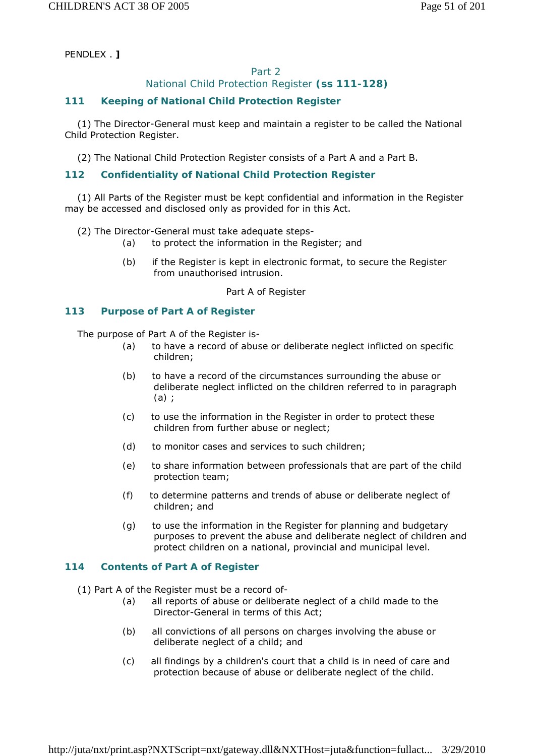PENDLEX . ]

## Part 2
## National Child Protection Register (ss 111-128)

### 111 Keeping of National Child Protection Register

(1) The Director-General must keep and maintain a register to be called the National Child Protection Register.

(2) The National Child Protection Register consists of a Part A and a Part B.

### 112 Confidentiality of National Child Protection Register

(1) All Parts of the Register must be kept confidential and information in the Register may be accessed and disclosed only as provided for in this Act.

(2) The Director-General must take adequate steps-

(a) to protect the information in the Register; and

(b) if the Register is kept in electronic format, to secure the Register from unauthorised intrusion.

Part A of Register

### 113 Purpose of Part A of Register

The purpose of Part A of the Register is-

(a) to have a record of abuse or deliberate neglect inflicted on specific children;

(b) to have a record of the circumstances surrounding the abuse or deliberate neglect inflicted on the children referred to in paragraph (a) ;

(c) to use the information in the Register in order to protect these children from further abuse or neglect;

(d) to monitor cases and services to such children;

(e) to share information between professionals that are part of the child protection team;

(f) to determine patterns and trends of abuse or deliberate neglect of children; and

(g) to use the information in the Register for planning and budgetary purposes to prevent the abuse and deliberate neglect of children and protect children on a national, provincial and municipal level.

### 114 Contents of Part A of Register

(1) Part A of the Register must be a record of-

(a) all reports of abuse or deliberate neglect of a child made to the Director-General in terms of this Act;

(b) all convictions of all persons on charges involving the abuse or deliberate neglect of a child; and

(c) all findings by a children's court that a child is in need of care and protection because of abuse or deliberate neglect of the child.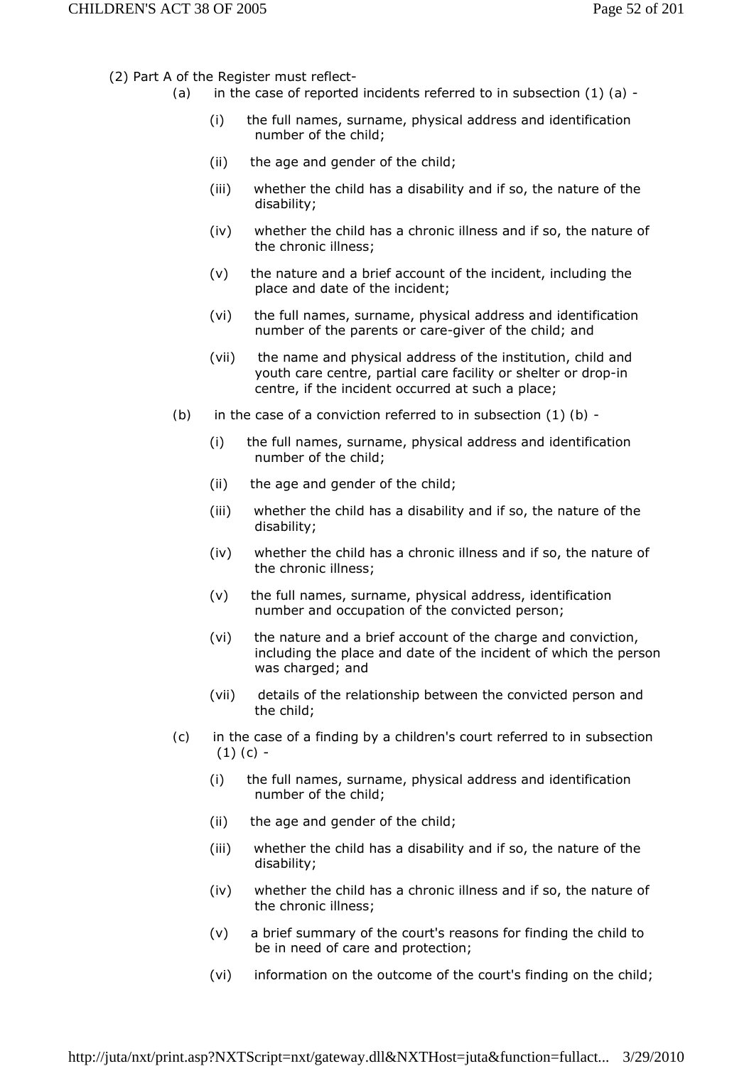(2) Part A of the Register must reflect-

(a) in the case of reported incidents referred to in subsection (1) (a) -

  (i) the full names, surname, physical address and identification number of the child;

  (ii) the age and gender of the child;

  (iii) whether the child has a disability and if so, the nature of the disability;

  (iv) whether the child has a chronic illness and if so, the nature of the chronic illness;

  (v) the nature and a brief account of the incident, including the place and date of the incident;

  (vi) the full names, surname, physical address and identification number of the parents or care-giver of the child; and

  (vii) the name and physical address of the institution, child and youth care centre, partial care facility or shelter or drop-in centre, if the incident occurred at such a place;

(b) in the case of a conviction referred to in subsection (1) (b) -

  (i) the full names, surname, physical address and identification number of the child;

  (ii) the age and gender of the child;

  (iii) whether the child has a disability and if so, the nature of the disability;

  (iv) whether the child has a chronic illness and if so, the nature of the chronic illness;

  (v) the full names, surname, physical address, identification number and occupation of the convicted person;

  (vi) the nature and a brief account of the charge and conviction, including the place and date of the incident of which the person was charged; and

  (vii) details of the relationship between the convicted person and the child;

(c) in the case of a finding by a children's court referred to in subsection (1) (c) -

  (i) the full names, surname, physical address and identification number of the child;

  (ii) the age and gender of the child;

  (iii) whether the child has a disability and if so, the nature of the disability;

  (iv) whether the child has a chronic illness and if so, the nature of the chronic illness;

  (v) a brief summary of the court's reasons for finding the child to be in need of care and protection;

  (vi) information on the outcome of the court's finding on the child;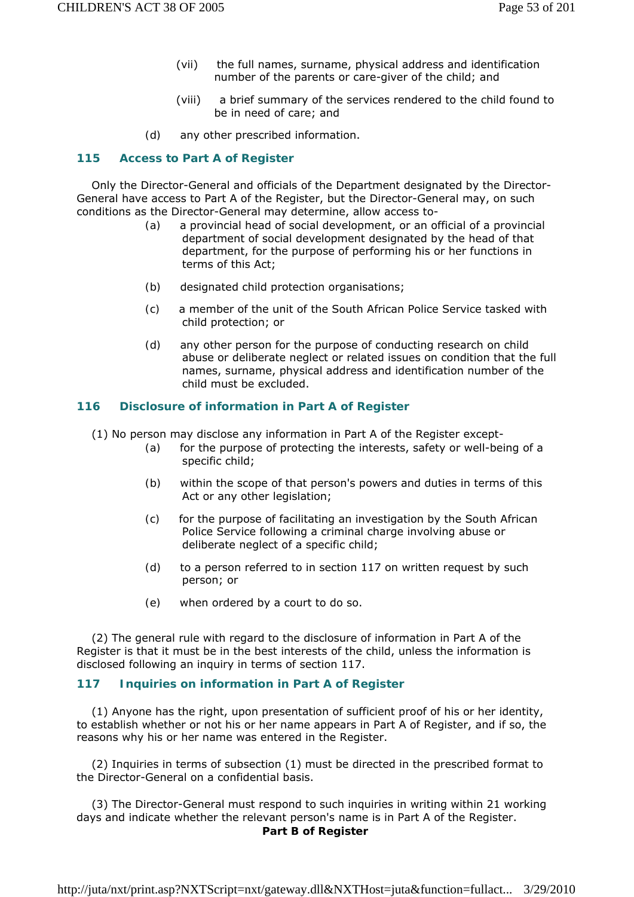(vii) the full names, surname, physical address and identification number of the parents or care-giver of the child; and

(viii) a brief summary of the services rendered to the child found to be in need of care; and

(d) any other prescribed information.

### 115 Access to Part A of Register

Only the Director-General and officials of the Department designated by the Director-General have access to Part A of the Register, but the Director-General may, on such conditions as the Director-General may determine, allow access to-

(a) a provincial head of social development, or an official of a provincial department of social development designated by the head of that department, for the purpose of performing his or her functions in terms of this Act;

(b) designated child protection organisations;

(c) a member of the unit of the South African Police Service tasked with child protection; or

(d) any other person for the purpose of conducting research on child abuse or deliberate neglect or related issues on condition that the full names, surname, physical address and identification number of the child must be excluded.

### 116 Disclosure of information in Part A of Register

(1) No person may disclose any information in Part A of the Register except-

(a) for the purpose of protecting the interests, safety or well-being of a specific child;

(b) within the scope of that person's powers and duties in terms of this Act or any other legislation;

(c) for the purpose of facilitating an investigation by the South African Police Service following a criminal charge involving abuse or deliberate neglect of a specific child;

(d) to a person referred to in section 117 on written request by such person; or

(e) when ordered by a court to do so.

(2) The general rule with regard to the disclosure of information in Part A of the Register is that it must be in the best interests of the child, unless the information is disclosed following an inquiry in terms of section 117.

### 117 Inquiries on information in Part A of Register

(1) Anyone has the right, upon presentation of sufficient proof of his or her identity, to establish whether or not his or her name appears in Part A of Register, and if so, the reasons why his or her name was entered in the Register.

(2) Inquiries in terms of subsection (1) must be directed in the prescribed format to the Director-General on a confidential basis.

(3) The Director-General must respond to such inquiries in writing within 21 working days and indicate whether the relevant person's name is in Part A of the Register.

**Part B of Register**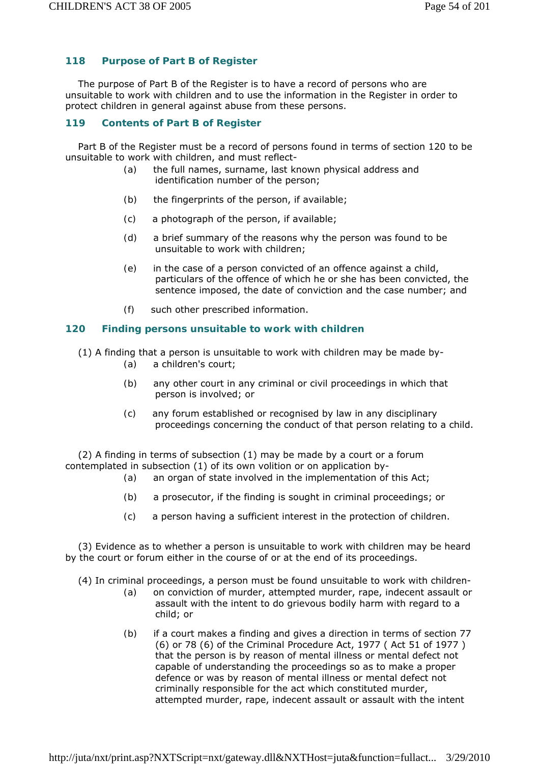### 118 Purpose of Part B of Register

The purpose of Part B of the Register is to have a record of persons who are unsuitable to work with children and to use the information in the Register in order to protect children in general against abuse from these persons.

### 119 Contents of Part B of Register

Part B of the Register must be a record of persons found in terms of section 120 to be unsuitable to work with children, and must reflect-

(a) the full names, surname, last known physical address and identification number of the person;

(b) the fingerprints of the person, if available;

(c) a photograph of the person, if available;

(d) a brief summary of the reasons why the person was found to be unsuitable to work with children;

(e) in the case of a person convicted of an offence against a child, particulars of the offence of which he or she has been convicted, the sentence imposed, the date of conviction and the case number; and

(f) such other prescribed information.

### 120 Finding persons unsuitable to work with children

(1) A finding that a person is unsuitable to work with children may be made by-

(a) a children's court;

(b) any other court in any criminal or civil proceedings in which that person is involved; or

(c) any forum established or recognised by law in any disciplinary proceedings concerning the conduct of that person relating to a child.

(2) A finding in terms of subsection (1) may be made by a court or a forum contemplated in subsection (1) of its own volition or on application by-

(a) an organ of state involved in the implementation of this Act;

(b) a prosecutor, if the finding is sought in criminal proceedings; or

(c) a person having a sufficient interest in the protection of children.

(3) Evidence as to whether a person is unsuitable to work with children may be heard by the court or forum either in the course of or at the end of its proceedings.

(4) In criminal proceedings, a person must be found unsuitable to work with children-

(a) on conviction of murder, attempted murder, rape, indecent assault or assault with the intent to do grievous bodily harm with regard to a child; or

(b) if a court makes a finding and gives a direction in terms of section 77 (6) or 78 (6) of the Criminal Procedure Act, 1977 ( Act 51 of 1977 ) that the person is by reason of mental illness or mental defect not capable of understanding the proceedings so as to make a proper defence or was by reason of mental illness or mental defect not criminally responsible for the act which constituted murder, attempted murder, rape, indecent assault or assault with the intent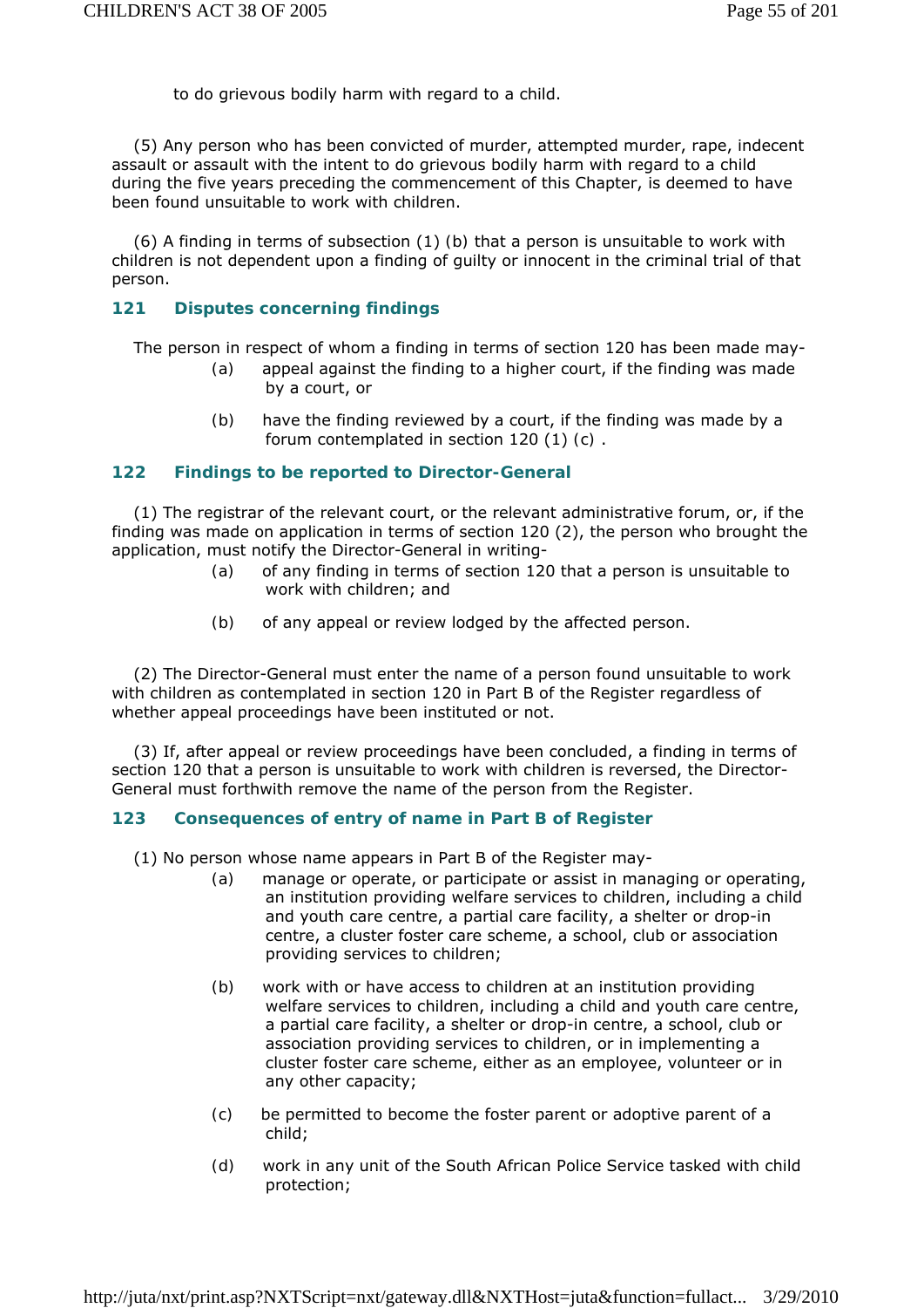to do grievous bodily harm with regard to a child.

(5) Any person who has been convicted of murder, attempted murder, rape, indecent assault or assault with the intent to do grievous bodily harm with regard to a child during the five years preceding the commencement of this Chapter, is deemed to have been found unsuitable to work with children.

(6) A finding in terms of subsection (1) (b) that a person is unsuitable to work with children is not dependent upon a finding of guilty or innocent in the criminal trial of that person.

### 121 Disputes concerning findings

The person in respect of whom a finding in terms of section 120 has been made may-

(a) appeal against the finding to a higher court, if the finding was made by a court, or

(b) have the finding reviewed by a court, if the finding was made by a forum contemplated in section 120 (1) (c) .

### 122 Findings to be reported to Director-General

(1) The registrar of the relevant court, or the relevant administrative forum, or, if the finding was made on application in terms of section 120 (2), the person who brought the application, must notify the Director-General in writing-

(a) of any finding in terms of section 120 that a person is unsuitable to work with children; and

(b) of any appeal or review lodged by the affected person.

(2) The Director-General must enter the name of a person found unsuitable to work with children as contemplated in section 120 in Part B of the Register regardless of whether appeal proceedings have been instituted or not.

(3) If, after appeal or review proceedings have been concluded, a finding in terms of section 120 that a person is unsuitable to work with children is reversed, the Director-General must forthwith remove the name of the person from the Register.

### 123 Consequences of entry of name in Part B of Register

(1) No person whose name appears in Part B of the Register may-

(a) manage or operate, or participate or assist in managing or operating, an institution providing welfare services to children, including a child and youth care centre, a partial care facility, a shelter or drop-in centre, a cluster foster care scheme, a school, club or association providing services to children;

(b) work with or have access to children at an institution providing welfare services to children, including a child and youth care centre, a partial care facility, a shelter or drop-in centre, a school, club or association providing services to children, or in implementing a cluster foster care scheme, either as an employee, volunteer or in any other capacity;

(c) be permitted to become the foster parent or adoptive parent of a child;

(d) work in any unit of the South African Police Service tasked with child protection;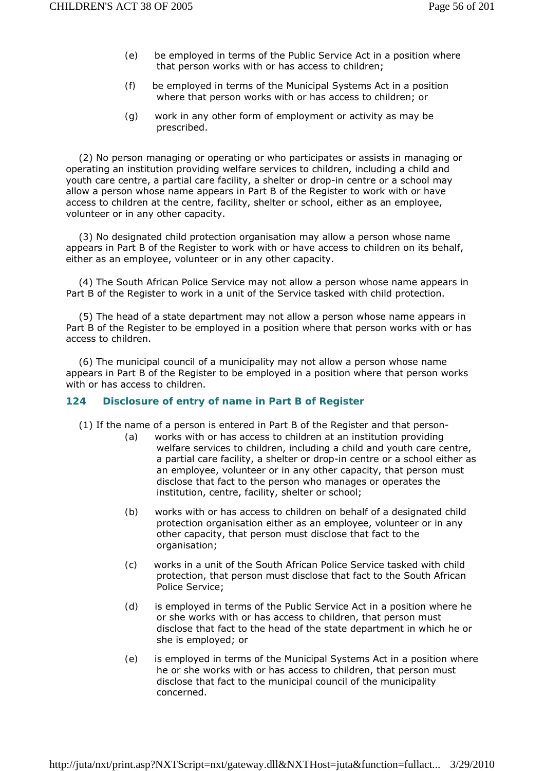(e) be employed in terms of the Public Service Act in a position where that person works with or has access to children;

(f) be employed in terms of the Municipal Systems Act in a position where that person works with or has access to children; or

(g) work in any other form of employment or activity as may be prescribed.

(2) No person managing or operating or who participates or assists in managing or operating an institution providing welfare services to children, including a child and youth care centre, a partial care facility, a shelter or drop-in centre or a school may allow a person whose name appears in Part B of the Register to work with or have access to children at the centre, facility, shelter or school, either as an employee, volunteer or in any other capacity.

(3) No designated child protection organisation may allow a person whose name appears in Part B of the Register to work with or have access to children on its behalf, either as an employee, volunteer or in any other capacity.

(4) The South African Police Service may not allow a person whose name appears in Part B of the Register to work in a unit of the Service tasked with child protection.

(5) The head of a state department may not allow a person whose name appears in Part B of the Register to be employed in a position where that person works with or has access to children.

(6) The municipal council of a municipality may not allow a person whose name appears in Part B of the Register to be employed in a position where that person works with or has access to children.

### 124 Disclosure of entry of name in Part B of Register

(1) If the name of a person is entered in Part B of the Register and that person-

(a) works with or has access to children at an institution providing welfare services to children, including a child and youth care centre, a partial care facility, a shelter or drop-in centre or a school either as an employee, volunteer or in any other capacity, that person must disclose that fact to the person who manages or operates the institution, centre, facility, shelter or school;

(b) works with or has access to children on behalf of a designated child protection organisation either as an employee, volunteer or in any other capacity, that person must disclose that fact to the organisation;

(c) works in a unit of the South African Police Service tasked with child protection, that person must disclose that fact to the South African Police Service;

(d) is employed in terms of the Public Service Act in a position where he or she works with or has access to children, that person must disclose that fact to the head of the state department in which he or she is employed; or

(e) is employed in terms of the Municipal Systems Act in a position where he or she works with or has access to children, that person must disclose that fact to the municipal council of the municipality concerned.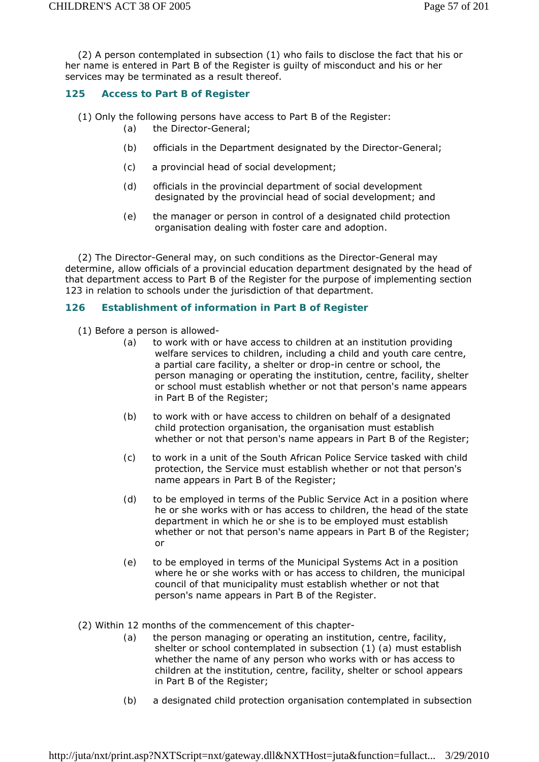(2) A person contemplated in subsection (1) who fails to disclose the fact that his or her name is entered in Part B of the Register is guilty of misconduct and his or her services may be terminated as a result thereof.

### 125 Access to Part B of Register

(1) Only the following persons have access to Part B of the Register:

(a) the Director-General;

(b) officials in the Department designated by the Director-General;

(c) a provincial head of social development;

(d) officials in the provincial department of social development designated by the provincial head of social development; and

(e) the manager or person in control of a designated child protection organisation dealing with foster care and adoption.

(2) The Director-General may, on such conditions as the Director-General may determine, allow officials of a provincial education department designated by the head of that department access to Part B of the Register for the purpose of implementing section 123 in relation to schools under the jurisdiction of that department.

### 126 Establishment of information in Part B of Register

(1) Before a person is allowed-

(a) to work with or have access to children at an institution providing welfare services to children, including a child and youth care centre, a partial care facility, a shelter or drop-in centre or school, the person managing or operating the institution, centre, facility, shelter or school must establish whether or not that person's name appears in Part B of the Register;

(b) to work with or have access to children on behalf of a designated child protection organisation, the organisation must establish whether or not that person's name appears in Part B of the Register;

(c) to work in a unit of the South African Police Service tasked with child protection, the Service must establish whether or not that person's name appears in Part B of the Register;

(d) to be employed in terms of the Public Service Act in a position where he or she works with or has access to children, the head of the state department in which he or she is to be employed must establish whether or not that person's name appears in Part B of the Register; or

(e) to be employed in terms of the Municipal Systems Act in a position where he or she works with or has access to children, the municipal council of that municipality must establish whether or not that person's name appears in Part B of the Register.

(2) Within 12 months of the commencement of this chapter-

(a) the person managing or operating an institution, centre, facility, shelter or school contemplated in subsection (1) (a) must establish whether the name of any person who works with or has access to children at the institution, centre, facility, shelter or school appears in Part B of the Register;

(b) a designated child protection organisation contemplated in subsection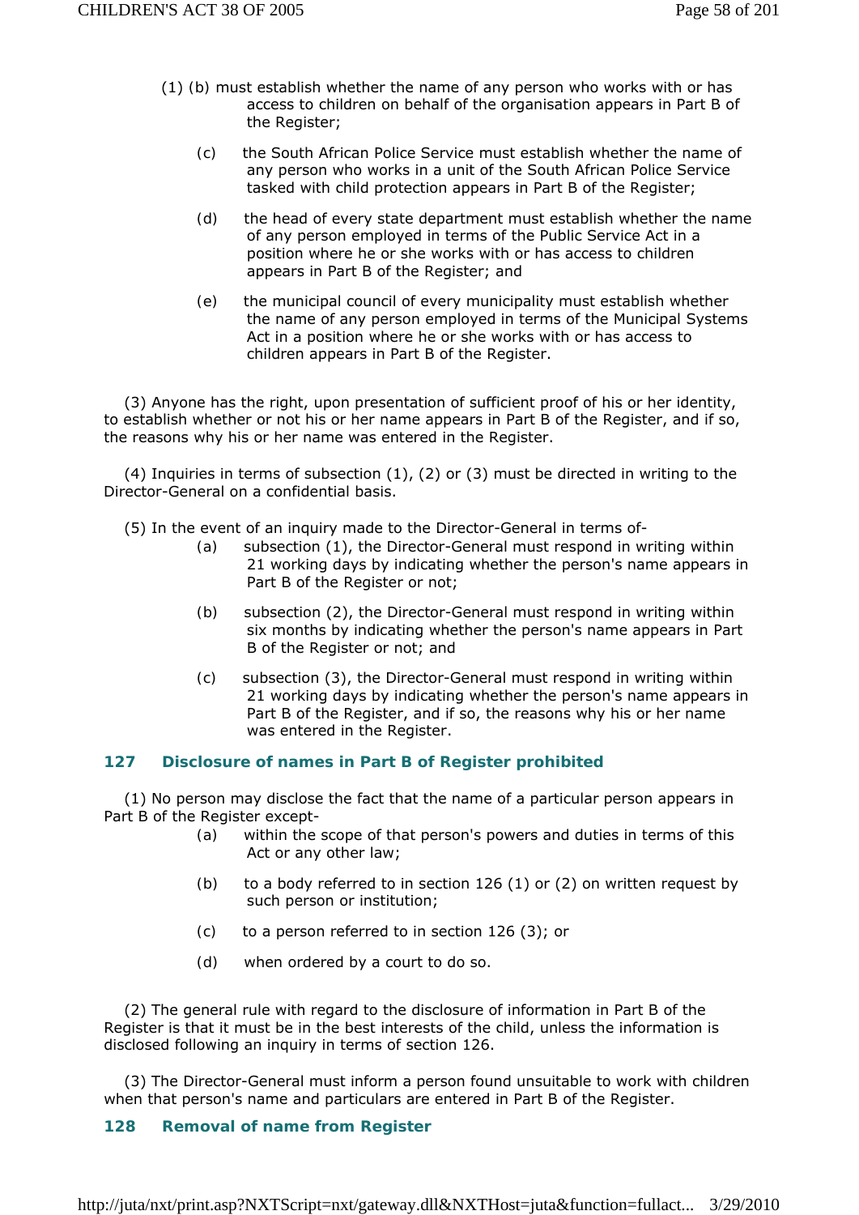(1) (b) must establish whether the name of any person who works with or has access to children on behalf of the organisation appears in Part B of the Register;

(c) the South African Police Service must establish whether the name of any person who works in a unit of the South African Police Service tasked with child protection appears in Part B of the Register;

(d) the head of every state department must establish whether the name of any person employed in terms of the Public Service Act in a position where he or she works with or has access to children appears in Part B of the Register; and

(e) the municipal council of every municipality must establish whether the name of any person employed in terms of the Municipal Systems Act in a position where he or she works with or has access to children appears in Part B of the Register.

(3) Anyone has the right, upon presentation of sufficient proof of his or her identity, to establish whether or not his or her name appears in Part B of the Register, and if so, the reasons why his or her name was entered in the Register.

(4) Inquiries in terms of subsection (1), (2) or (3) must be directed in writing to the Director-General on a confidential basis.

(5) In the event of an inquiry made to the Director-General in terms of-

(a) subsection (1), the Director-General must respond in writing within 21 working days by indicating whether the person's name appears in Part B of the Register or not;

(b) subsection (2), the Director-General must respond in writing within six months by indicating whether the person's name appears in Part B of the Register or not; and

(c) subsection (3), the Director-General must respond in writing within 21 working days by indicating whether the person's name appears in Part B of the Register, and if so, the reasons why his or her name was entered in the Register.

## 127 Disclosure of names in Part B of Register prohibited

(1) No person may disclose the fact that the name of a particular person appears in Part B of the Register except-

(a) within the scope of that person's powers and duties in terms of this Act or any other law;

(b) to a body referred to in section 126 (1) or (2) on written request by such person or institution;

(c) to a person referred to in section 126 (3); or

(d) when ordered by a court to do so.

(2) The general rule with regard to the disclosure of information in Part B of the Register is that it must be in the best interests of the child, unless the information is disclosed following an inquiry in terms of section 126.

(3) The Director-General must inform a person found unsuitable to work with children when that person's name and particulars are entered in Part B of the Register.

## 128 Removal of name from Register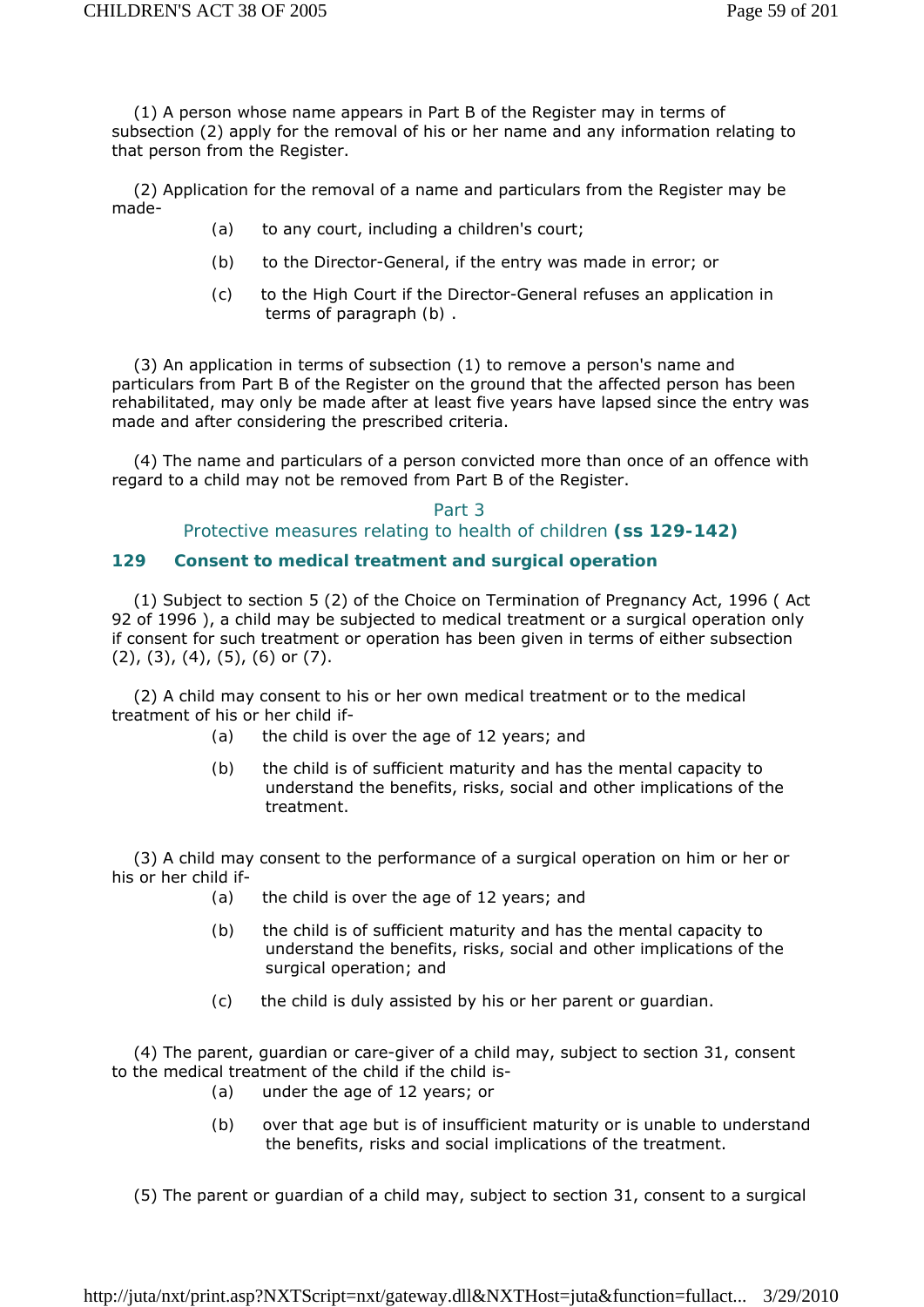(1) A person whose name appears in Part B of the Register may in terms of subsection (2) apply for the removal of his or her name and any information relating to that person from the Register.

(2) Application for the removal of a name and particulars from the Register may be made-

(a) to any court, including a children's court;

(b) to the Director-General, if the entry was made in error; or

(c) to the High Court if the Director-General refuses an application in terms of paragraph (b) .

(3) An application in terms of subsection (1) to remove a person's name and particulars from Part B of the Register on the ground that the affected person has been rehabilitated, may only be made after at least five years have lapsed since the entry was made and after considering the prescribed criteria.

(4) The name and particulars of a person convicted more than once of an offence with regard to a child may not be removed from Part B of the Register.

## Part 3
## Protective measures relating to health of children **(ss 129-142)**

### 129 Consent to medical treatment and surgical operation

(1) Subject to section 5 (2) of the Choice on Termination of Pregnancy Act, 1996 ( Act 92 of 1996 ), a child may be subjected to medical treatment or a surgical operation only if consent for such treatment or operation has been given in terms of either subsection (2), (3), (4), (5), (6) or (7).

(2) A child may consent to his or her own medical treatment or to the medical treatment of his or her child if-

(a) the child is over the age of 12 years; and

(b) the child is of sufficient maturity and has the mental capacity to understand the benefits, risks, social and other implications of the treatment.

(3) A child may consent to the performance of a surgical operation on him or her or his or her child if-

(a) the child is over the age of 12 years; and

(b) the child is of sufficient maturity and has the mental capacity to understand the benefits, risks, social and other implications of the surgical operation; and

(c) the child is duly assisted by his or her parent or guardian.

(4) The parent, guardian or care-giver of a child may, subject to section 31, consent to the medical treatment of the child if the child is-

(a) under the age of 12 years; or

(b) over that age but is of insufficient maturity or is unable to understand the benefits, risks and social implications of the treatment.

(5) The parent or guardian of a child may, subject to section 31, consent to a surgical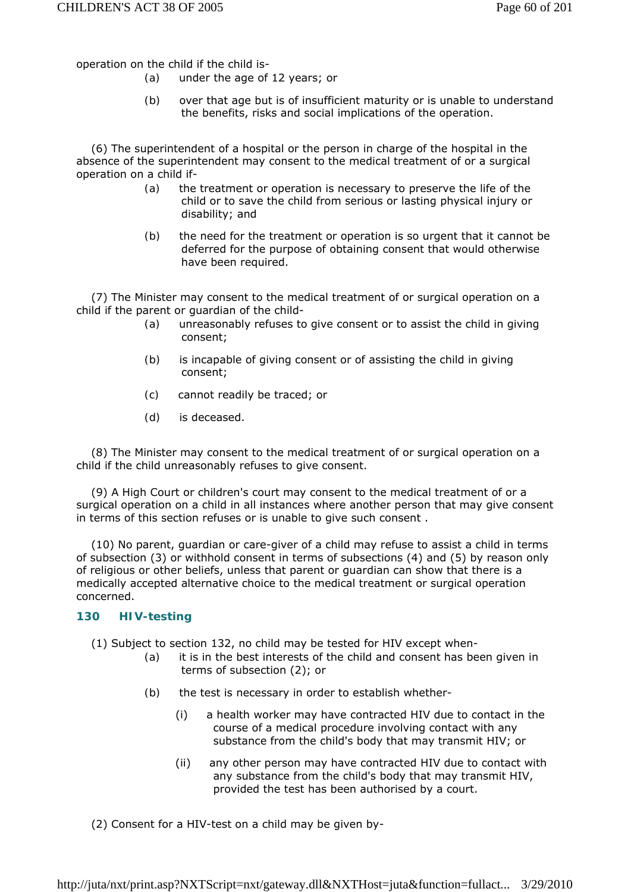operation on the child if the child is-

(a) under the age of 12 years; or

(b) over that age but is of insufficient maturity or is unable to understand the benefits, risks and social implications of the operation.

(6) The superintendent of a hospital or the person in charge of the hospital in the absence of the superintendent may consent to the medical treatment of or a surgical operation on a child if-

(a) the treatment or operation is necessary to preserve the life of the child or to save the child from serious or lasting physical injury or disability; and

(b) the need for the treatment or operation is so urgent that it cannot be deferred for the purpose of obtaining consent that would otherwise have been required.

(7) The Minister may consent to the medical treatment of or surgical operation on a child if the parent or guardian of the child-

(a) unreasonably refuses to give consent or to assist the child in giving consent;

(b) is incapable of giving consent or of assisting the child in giving consent;

(c) cannot readily be traced; or

(d) is deceased.

(8) The Minister may consent to the medical treatment of or surgical operation on a child if the child unreasonably refuses to give consent.

(9) A High Court or children's court may consent to the medical treatment of or a surgical operation on a child in all instances where another person that may give consent in terms of this section refuses or is unable to give such consent .

(10) No parent, guardian or care-giver of a child may refuse to assist a child in terms of subsection (3) or withhold consent in terms of subsections (4) and (5) by reason only of religious or other beliefs, unless that parent or guardian can show that there is a medically accepted alternative choice to the medical treatment or surgical operation concerned.

### 130 HIV-testing

(1) Subject to section 132, no child may be tested for HIV except when-

(a) it is in the best interests of the child and consent has been given in terms of subsection (2); or

(b) the test is necessary in order to establish whether-

(i) a health worker may have contracted HIV due to contact in the course of a medical procedure involving contact with any substance from the child's body that may transmit HIV; or

(ii) any other person may have contracted HIV due to contact with any substance from the child's body that may transmit HIV, provided the test has been authorised by a court.

(2) Consent for a HIV-test on a child may be given by-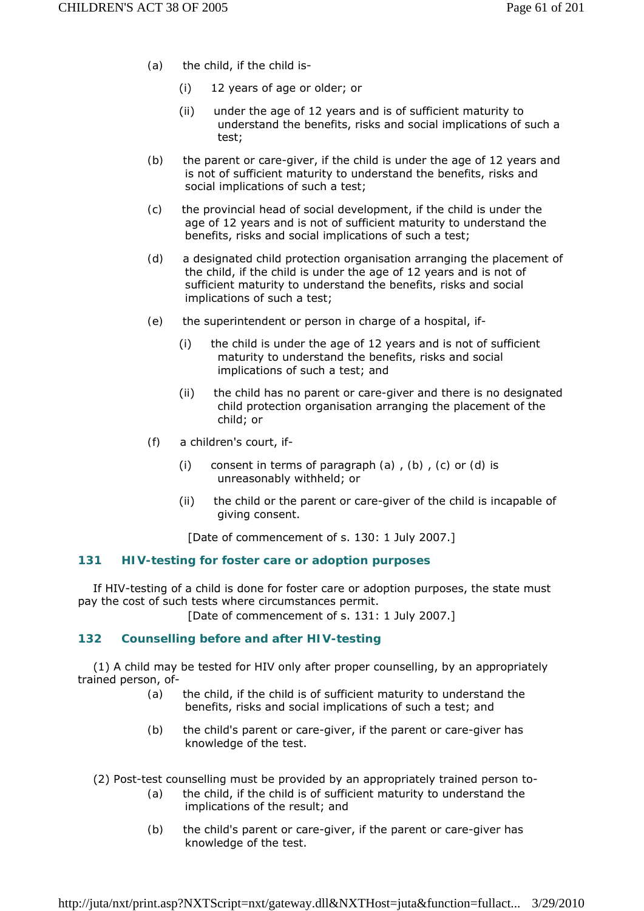(a) the child, if the child is-

  (i) 12 years of age or older; or

  (ii) under the age of 12 years and is of sufficient maturity to understand the benefits, risks and social implications of such a test;

(b) the parent or care-giver, if the child is under the age of 12 years and is not of sufficient maturity to understand the benefits, risks and social implications of such a test;

(c) the provincial head of social development, if the child is under the age of 12 years and is not of sufficient maturity to understand the benefits, risks and social implications of such a test;

(d) a designated child protection organisation arranging the placement of the child, if the child is under the age of 12 years and is not of sufficient maturity to understand the benefits, risks and social implications of such a test;

(e) the superintendent or person in charge of a hospital, if-

  (i) the child is under the age of 12 years and is not of sufficient maturity to understand the benefits, risks and social implications of such a test; and

  (ii) the child has no parent or care-giver and there is no designated child protection organisation arranging the placement of the child; or

(f) a children's court, if-

  (i) consent in terms of paragraph (a) , (b) , (c) or (d) is unreasonably withheld; or

  (ii) the child or the parent or care-giver of the child is incapable of giving consent.

[Date of commencement of s. 130: 1 July 2007.]

## 131 HIV-testing for foster care or adoption purposes

If HIV-testing of a child is done for foster care or adoption purposes, the state must pay the cost of such tests where circumstances permit.

[Date of commencement of s. 131: 1 July 2007.]

## 132 Counselling before and after HIV-testing

(1) A child may be tested for HIV only after proper counselling, by an appropriately trained person, of-

(a) the child, if the child is of sufficient maturity to understand the benefits, risks and social implications of such a test; and

(b) the child's parent or care-giver, if the parent or care-giver has knowledge of the test.

(2) Post-test counselling must be provided by an appropriately trained person to-

(a) the child, if the child is of sufficient maturity to understand the implications of the result; and

(b) the child's parent or care-giver, if the parent or care-giver has knowledge of the test.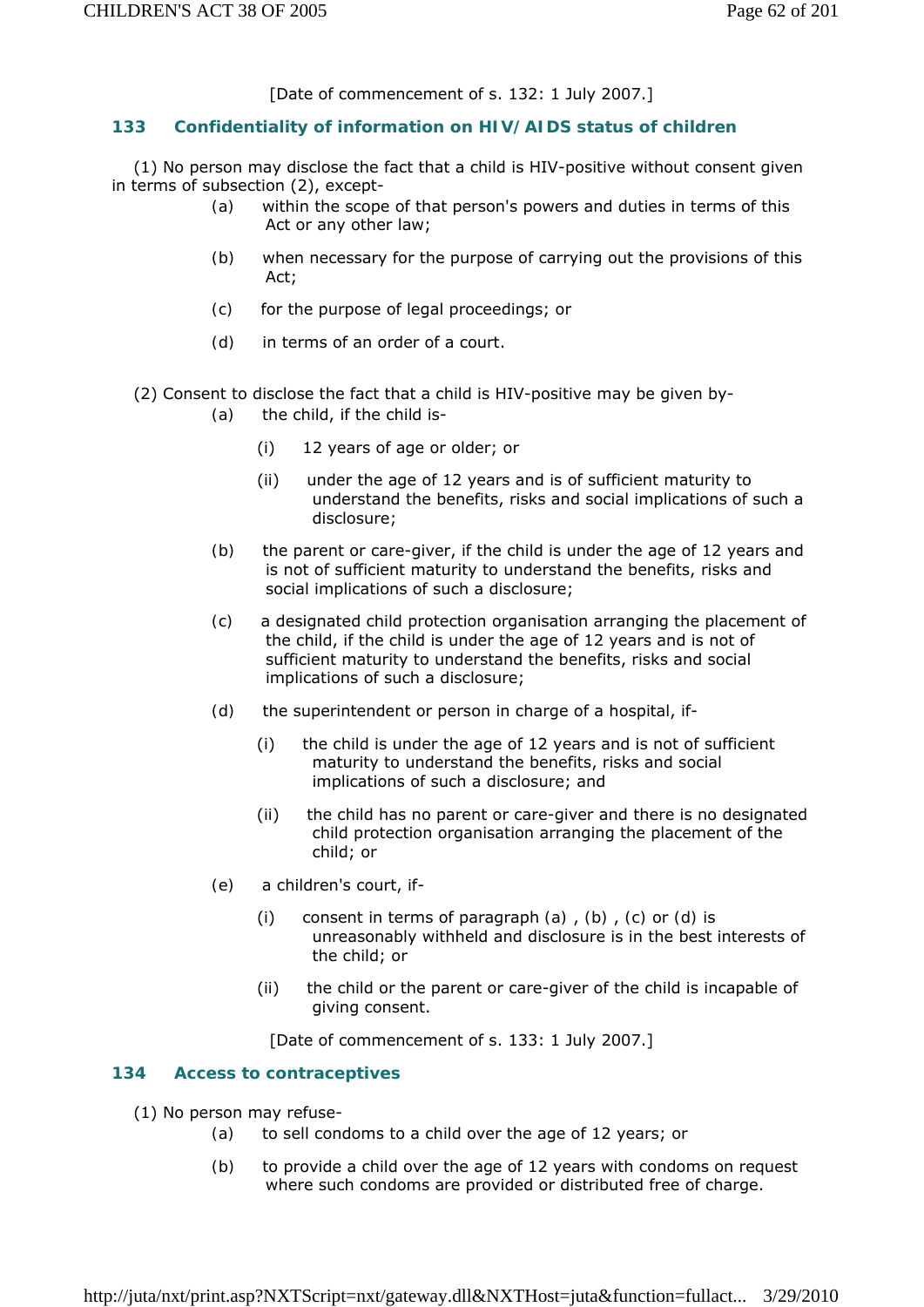[Date of commencement of s. 132: 1 July 2007.]

### 133 Confidentiality of information on HIV/AIDS status of children

(1) No person may disclose the fact that a child is HIV-positive without consent given in terms of subsection (2), except-

- (a) within the scope of that person's powers and duties in terms of this Act or any other law;
- (b) when necessary for the purpose of carrying out the provisions of this Act;
- (c) for the purpose of legal proceedings; or
- (d) in terms of an order of a court.

(2) Consent to disclose the fact that a child is HIV-positive may be given by-

- (a) the child, if the child is-
  - (i) 12 years of age or older; or
  - (ii) under the age of 12 years and is of sufficient maturity to understand the benefits, risks and social implications of such a disclosure;
- (b) the parent or care-giver, if the child is under the age of 12 years and is not of sufficient maturity to understand the benefits, risks and social implications of such a disclosure;
- (c) a designated child protection organisation arranging the placement of the child, if the child is under the age of 12 years and is not of sufficient maturity to understand the benefits, risks and social implications of such a disclosure;
- (d) the superintendent or person in charge of a hospital, if-
  - (i) the child is under the age of 12 years and is not of sufficient maturity to understand the benefits, risks and social implications of such a disclosure; and
  - (ii) the child has no parent or care-giver and there is no designated child protection organisation arranging the placement of the child; or
- (e) a children's court, if-
  - (i) consent in terms of paragraph (a) , (b) , (c) or (d) is unreasonably withheld and disclosure is in the best interests of the child; or
  - (ii) the child or the parent or care-giver of the child is incapable of giving consent.

[Date of commencement of s. 133: 1 July 2007.]

### 134 Access to contraceptives

(1) No person may refuse-

- (a) to sell condoms to a child over the age of 12 years; or
- (b) to provide a child over the age of 12 years with condoms on request where such condoms are provided or distributed free of charge.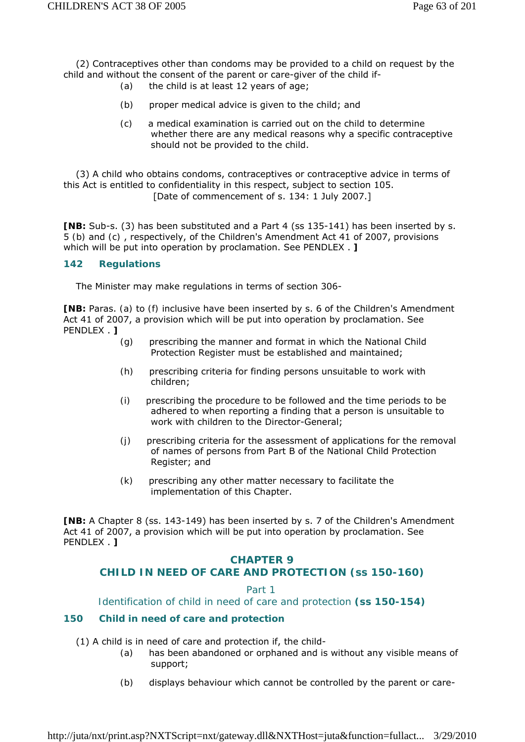(2) Contraceptives other than condoms may be provided to a child on request by the child and without the consent of the parent or care-giver of the child if-

(a) the child is at least 12 years of age;

(b) proper medical advice is given to the child; and

(c) a medical examination is carried out on the child to determine whether there are any medical reasons why a specific contraceptive should not be provided to the child.

(3) A child who obtains condoms, contraceptives or contraceptive advice in terms of this Act is entitled to confidentiality in this respect, subject to section 105.

[Date of commencement of s. 134: 1 July 2007.]

**[NB:** Sub-s. (3) has been substituted and a Part 4 (ss 135-141) has been inserted by s. 5 (b) and (c) , respectively, of the Children's Amendment Act 41 of 2007, provisions which will be put into operation by proclamation. See PENDLEX . **]**

### 142 Regulations

The Minister may make regulations in terms of section 306-

**[NB:** Paras. (a) to (f) inclusive have been inserted by s. 6 of the Children's Amendment Act 41 of 2007, a provision which will be put into operation by proclamation. See PENDLEX . **]**

(g) prescribing the manner and format in which the National Child Protection Register must be established and maintained;

(h) prescribing criteria for finding persons unsuitable to work with children;

(i) prescribing the procedure to be followed and the time periods to be adhered to when reporting a finding that a person is unsuitable to work with children to the Director-General;

(j) prescribing criteria for the assessment of applications for the removal of names of persons from Part B of the National Child Protection Register; and

(k) prescribing any other matter necessary to facilitate the implementation of this Chapter.

**[NB:** A Chapter 8 (ss. 143-149) has been inserted by s. 7 of the Children's Amendment Act 41 of 2007, a provision which will be put into operation by proclamation. See PENDLEX . **]**

## CHAPTER 9
## CHILD IN NEED OF CARE AND PROTECTION (ss 150-160)

### Part 1
### Identification of child in need of care and protection **(ss 150-154)**

### 150 Child in need of care and protection

(1) A child is in need of care and protection if, the child-

(a) has been abandoned or orphaned and is without any visible means of support;

(b) displays behaviour which cannot be controlled by the parent or care-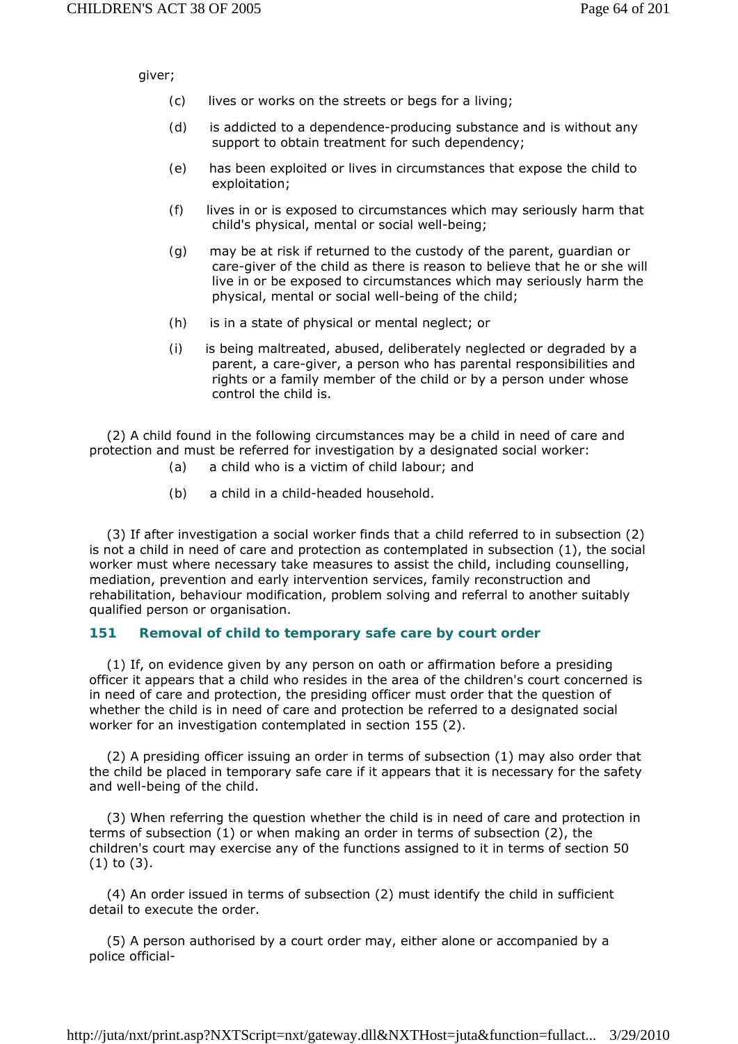giver;

(c) lives or works on the streets or begs for a living;

(d) is addicted to a dependence-producing substance and is without any support to obtain treatment for such dependency;

(e) has been exploited or lives in circumstances that expose the child to exploitation;

(f) lives in or is exposed to circumstances which may seriously harm that child's physical, mental or social well-being;

(g) may be at risk if returned to the custody of the parent, guardian or care-giver of the child as there is reason to believe that he or she will live in or be exposed to circumstances which may seriously harm the physical, mental or social well-being of the child;

(h) is in a state of physical or mental neglect; or

(i) is being maltreated, abused, deliberately neglected or degraded by a parent, a care-giver, a person who has parental responsibilities and rights or a family member of the child or by a person under whose control the child is.

(2) A child found in the following circumstances may be a child in need of care and protection and must be referred for investigation by a designated social worker:

(a) a child who is a victim of child labour; and

(b) a child in a child-headed household.

(3) If after investigation a social worker finds that a child referred to in subsection (2) is not a child in need of care and protection as contemplated in subsection (1), the social worker must where necessary take measures to assist the child, including counselling, mediation, prevention and early intervention services, family reconstruction and rehabilitation, behaviour modification, problem solving and referral to another suitably qualified person or organisation.

### 151 Removal of child to temporary safe care by court order

(1) If, on evidence given by any person on oath or affirmation before a presiding officer it appears that a child who resides in the area of the children's court concerned is in need of care and protection, the presiding officer must order that the question of whether the child is in need of care and protection be referred to a designated social worker for an investigation contemplated in section 155 (2).

(2) A presiding officer issuing an order in terms of subsection (1) may also order that the child be placed in temporary safe care if it appears that it is necessary for the safety and well-being of the child.

(3) When referring the question whether the child is in need of care and protection in terms of subsection (1) or when making an order in terms of subsection (2), the children's court may exercise any of the functions assigned to it in terms of section 50 (1) to (3).

(4) An order issued in terms of subsection (2) must identify the child in sufficient detail to execute the order.

(5) A person authorised by a court order may, either alone or accompanied by a police official-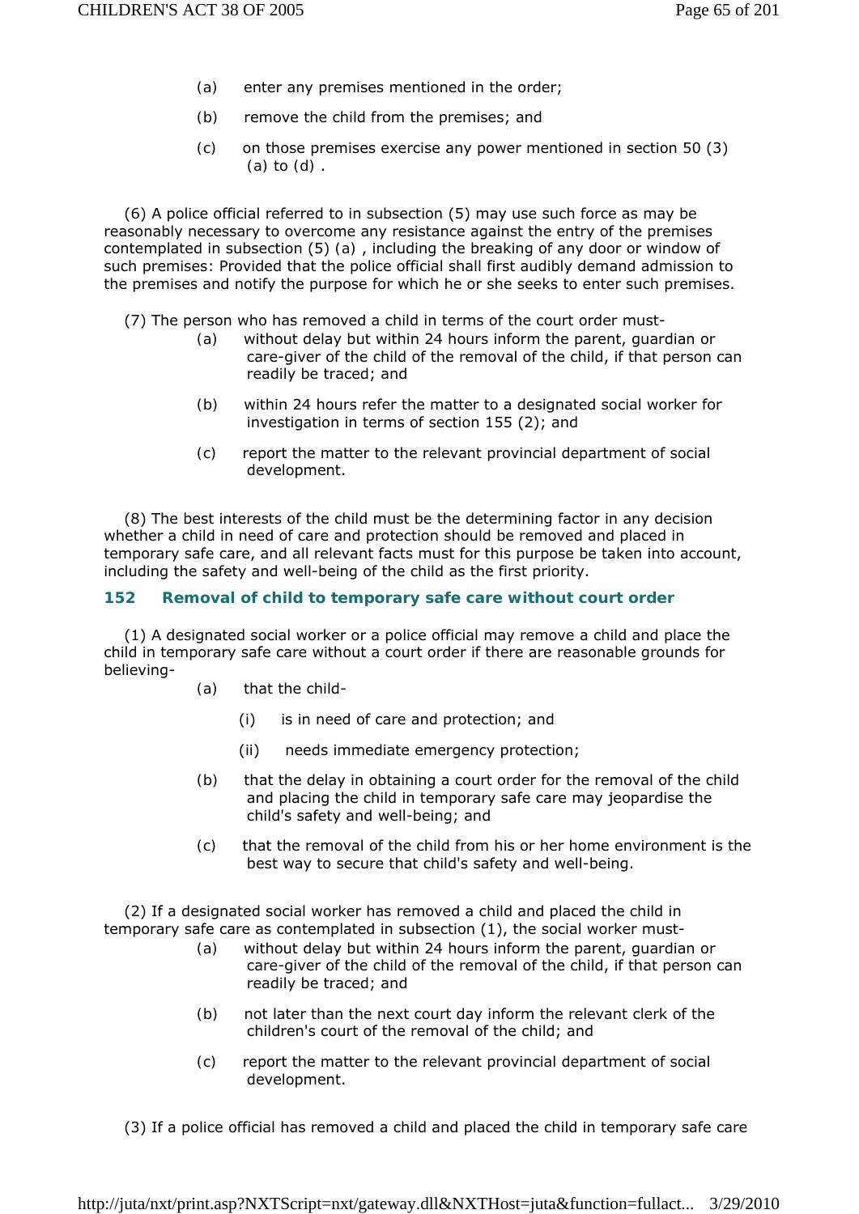(a) enter any premises mentioned in the order;

(b) remove the child from the premises; and

(c) on those premises exercise any power mentioned in section 50 (3) (a) to (d) .

(6) A police official referred to in subsection (5) may use such force as may be reasonably necessary to overcome any resistance against the entry of the premises contemplated in subsection (5) (a) , including the breaking of any door or window of such premises: Provided that the police official shall first audibly demand admission to the premises and notify the purpose for which he or she seeks to enter such premises.

(7) The person who has removed a child in terms of the court order must-

(a) without delay but within 24 hours inform the parent, guardian or care-giver of the child of the removal of the child, if that person can readily be traced; and

(b) within 24 hours refer the matter to a designated social worker for investigation in terms of section 155 (2); and

(c) report the matter to the relevant provincial department of social development.

(8) The best interests of the child must be the determining factor in any decision whether a child in need of care and protection should be removed and placed in temporary safe care, and all relevant facts must for this purpose be taken into account, including the safety and well-being of the child as the first priority.

### 152 Removal of child to temporary safe care without court order

(1) A designated social worker or a police official may remove a child and place the child in temporary safe care without a court order if there are reasonable grounds for believing-

(a) that the child-

(i) is in need of care and protection; and

(ii) needs immediate emergency protection;

(b) that the delay in obtaining a court order for the removal of the child and placing the child in temporary safe care may jeopardise the child's safety and well-being; and

(c) that the removal of the child from his or her home environment is the best way to secure that child's safety and well-being.

(2) If a designated social worker has removed a child and placed the child in temporary safe care as contemplated in subsection (1), the social worker must-

(a) without delay but within 24 hours inform the parent, guardian or care-giver of the child of the removal of the child, if that person can readily be traced; and

(b) not later than the next court day inform the relevant clerk of the children's court of the removal of the child; and

(c) report the matter to the relevant provincial department of social development.

(3) If a police official has removed a child and placed the child in temporary safe care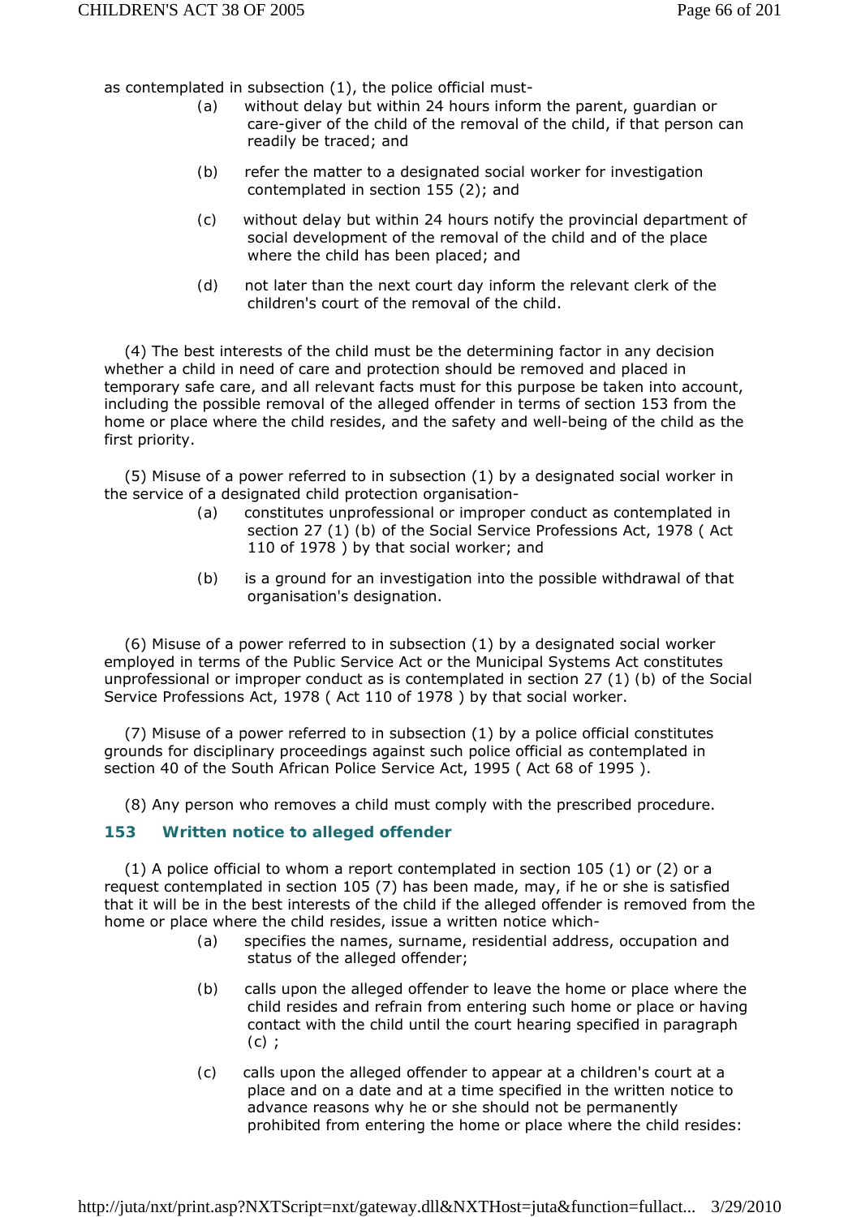as contemplated in subsection (1), the police official must-

(a) without delay but within 24 hours inform the parent, guardian or care-giver of the child of the removal of the child, if that person can readily be traced; and

(b) refer the matter to a designated social worker for investigation contemplated in section 155 (2); and

(c) without delay but within 24 hours notify the provincial department of social development of the removal of the child and of the place where the child has been placed; and

(d) not later than the next court day inform the relevant clerk of the children's court of the removal of the child.

(4) The best interests of the child must be the determining factor in any decision whether a child in need of care and protection should be removed and placed in temporary safe care, and all relevant facts must for this purpose be taken into account, including the possible removal of the alleged offender in terms of section 153 from the home or place where the child resides, and the safety and well-being of the child as the first priority.

(5) Misuse of a power referred to in subsection (1) by a designated social worker in the service of a designated child protection organisation-

(a) constitutes unprofessional or improper conduct as contemplated in section 27 (1) (b) of the Social Service Professions Act, 1978 ( Act 110 of 1978 ) by that social worker; and

(b) is a ground for an investigation into the possible withdrawal of that organisation's designation.

(6) Misuse of a power referred to in subsection (1) by a designated social worker employed in terms of the Public Service Act or the Municipal Systems Act constitutes unprofessional or improper conduct as is contemplated in section 27 (1) (b) of the Social Service Professions Act, 1978 ( Act 110 of 1978 ) by that social worker.

(7) Misuse of a power referred to in subsection (1) by a police official constitutes grounds for disciplinary proceedings against such police official as contemplated in section 40 of the South African Police Service Act, 1995 ( Act 68 of 1995 ).

(8) Any person who removes a child must comply with the prescribed procedure.

### 153 Written notice to alleged offender

(1) A police official to whom a report contemplated in section 105 (1) or (2) or a request contemplated in section 105 (7) has been made, may, if he or she is satisfied that it will be in the best interests of the child if the alleged offender is removed from the home or place where the child resides, issue a written notice which-

(a) specifies the names, surname, residential address, occupation and status of the alleged offender;

(b) calls upon the alleged offender to leave the home or place where the child resides and refrain from entering such home or place or having contact with the child until the court hearing specified in paragraph (c) ;

(c) calls upon the alleged offender to appear at a children's court at a place and on a date and at a time specified in the written notice to advance reasons why he or she should not be permanently prohibited from entering the home or place where the child resides: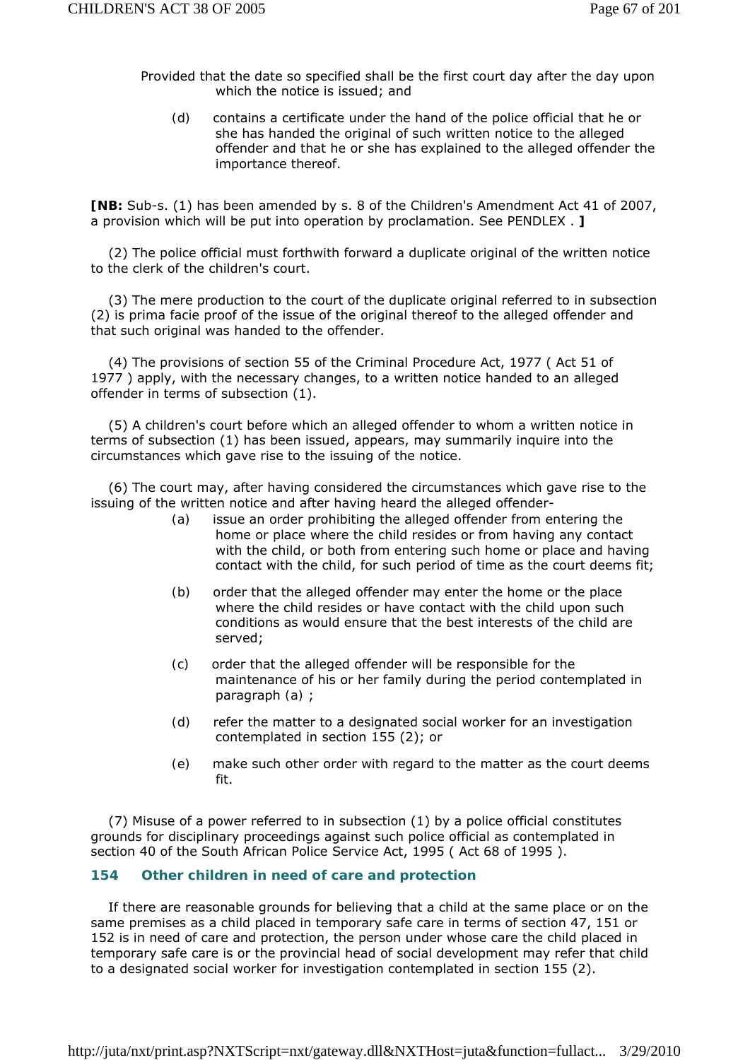Provided that the date so specified shall be the first court day after the day upon which the notice is issued; and

(d) contains a certificate under the hand of the police official that he or she has handed the original of such written notice to the alleged offender and that he or she has explained to the alleged offender the importance thereof.

**[NB:** Sub-s. (1) has been amended by s. 8 of the Children's Amendment Act 41 of 2007, a provision which will be put into operation by proclamation. See PENDLEX . **]**

(2) The police official must forthwith forward a duplicate original of the written notice to the clerk of the children's court.

(3) The mere production to the court of the duplicate original referred to in subsection (2) is prima facie proof of the issue of the original thereof to the alleged offender and that such original was handed to the offender.

(4) The provisions of section 55 of the Criminal Procedure Act, 1977 ( Act 51 of 1977 ) apply, with the necessary changes, to a written notice handed to an alleged offender in terms of subsection (1).

(5) A children's court before which an alleged offender to whom a written notice in terms of subsection (1) has been issued, appears, may summarily inquire into the circumstances which gave rise to the issuing of the notice.

(6) The court may, after having considered the circumstances which gave rise to the issuing of the written notice and after having heard the alleged offender-

(a) issue an order prohibiting the alleged offender from entering the home or place where the child resides or from having any contact with the child, or both from entering such home or place and having contact with the child, for such period of time as the court deems fit;

(b) order that the alleged offender may enter the home or the place where the child resides or have contact with the child upon such conditions as would ensure that the best interests of the child are served;

(c) order that the alleged offender will be responsible for the maintenance of his or her family during the period contemplated in paragraph (a) ;

(d) refer the matter to a designated social worker for an investigation contemplated in section 155 (2); or

(e) make such other order with regard to the matter as the court deems fit.

(7) Misuse of a power referred to in subsection (1) by a police official constitutes grounds for disciplinary proceedings against such police official as contemplated in section 40 of the South African Police Service Act, 1995 ( Act 68 of 1995 ).

### 154 Other children in need of care and protection

If there are reasonable grounds for believing that a child at the same place or on the same premises as a child placed in temporary safe care in terms of section 47, 151 or 152 is in need of care and protection, the person under whose care the child placed in temporary safe care is or the provincial head of social development may refer that child to a designated social worker for investigation contemplated in section 155 (2).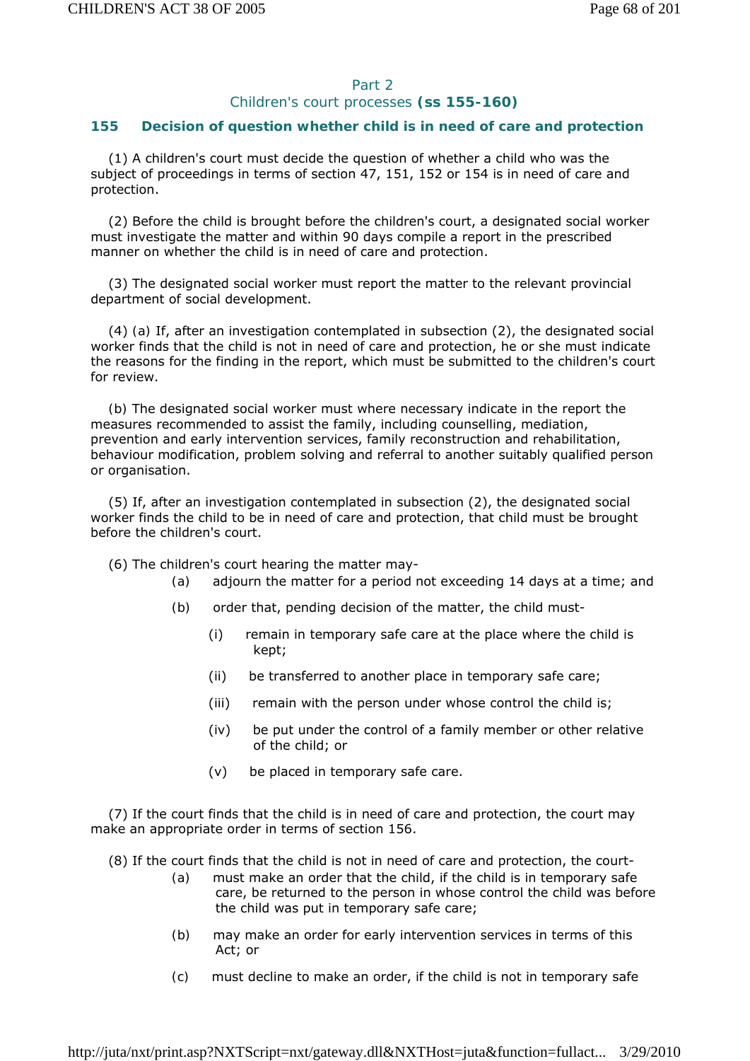## Part 2
## Children's court processes (ss 155-160)

### 155 Decision of question whether child is in need of care and protection

(1) A children's court must decide the question of whether a child who was the subject of proceedings in terms of section 47, 151, 152 or 154 is in need of care and protection.

(2) Before the child is brought before the children's court, a designated social worker must investigate the matter and within 90 days compile a report in the prescribed manner on whether the child is in need of care and protection.

(3) The designated social worker must report the matter to the relevant provincial department of social development.

(4) (a) If, after an investigation contemplated in subsection (2), the designated social worker finds that the child is not in need of care and protection, he or she must indicate the reasons for the finding in the report, which must be submitted to the children's court for review.

(b) The designated social worker must where necessary indicate in the report the measures recommended to assist the family, including counselling, mediation, prevention and early intervention services, family reconstruction and rehabilitation, behaviour modification, problem solving and referral to another suitably qualified person or organisation.

(5) If, after an investigation contemplated in subsection (2), the designated social worker finds the child to be in need of care and protection, that child must be brought before the children's court.

(6) The children's court hearing the matter may-

- (a) adjourn the matter for a period not exceeding 14 days at a time; and
- (b) order that, pending decision of the matter, the child must-
  - (i) remain in temporary safe care at the place where the child is kept;
  - (ii) be transferred to another place in temporary safe care;
  - (iii) remain with the person under whose control the child is;
  - (iv) be put under the control of a family member or other relative of the child; or
  - (v) be placed in temporary safe care.

(7) If the court finds that the child is in need of care and protection, the court may make an appropriate order in terms of section 156.

(8) If the court finds that the child is not in need of care and protection, the court-

- (a) must make an order that the child, if the child is in temporary safe care, be returned to the person in whose control the child was before the child was put in temporary safe care;
- (b) may make an order for early intervention services in terms of this Act; or
- (c) must decline to make an order, if the child is not in temporary safe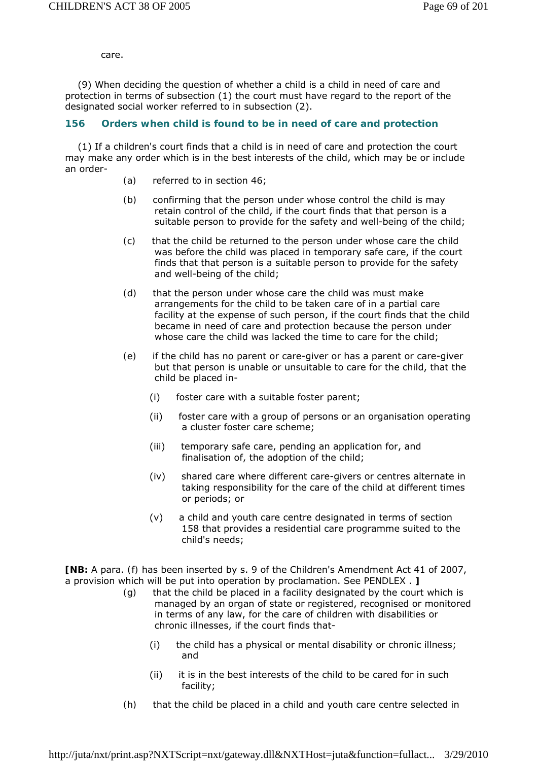care.

(9) When deciding the question of whether a child is a child in need of care and protection in terms of subsection (1) the court must have regard to the report of the designated social worker referred to in subsection (2).

### 156 Orders when child is found to be in need of care and protection

(1) If a children's court finds that a child is in need of care and protection the court may make any order which is in the best interests of the child, which may be or include an order-

(a) referred to in section 46;

(b) confirming that the person under whose control the child is may retain control of the child, if the court finds that that person is a suitable person to provide for the safety and well-being of the child;

(c) that the child be returned to the person under whose care the child was before the child was placed in temporary safe care, if the court finds that that person is a suitable person to provide for the safety and well-being of the child;

(d) that the person under whose care the child was must make arrangements for the child to be taken care of in a partial care facility at the expense of such person, if the court finds that the child became in need of care and protection because the person under whose care the child was lacked the time to care for the child;

(e) if the child has no parent or care-giver or has a parent or care-giver but that person is unable or unsuitable to care for the child, that the child be placed in-

(i) foster care with a suitable foster parent;

(ii) foster care with a group of persons or an organisation operating a cluster foster care scheme;

(iii) temporary safe care, pending an application for, and finalisation of, the adoption of the child;

(iv) shared care where different care-givers or centres alternate in taking responsibility for the care of the child at different times or periods; or

(v) a child and youth care centre designated in terms of section 158 that provides a residential care programme suited to the child's needs;

**[NB:** A para. (f) has been inserted by s. 9 of the Children's Amendment Act 41 of 2007, a provision which will be put into operation by proclamation. See PENDLEX . **]**

(g) that the child be placed in a facility designated by the court which is managed by an organ of state or registered, recognised or monitored in terms of any law, for the care of children with disabilities or chronic illnesses, if the court finds that-

(i) the child has a physical or mental disability or chronic illness; and

(ii) it is in the best interests of the child to be cared for in such facility;

(h) that the child be placed in a child and youth care centre selected in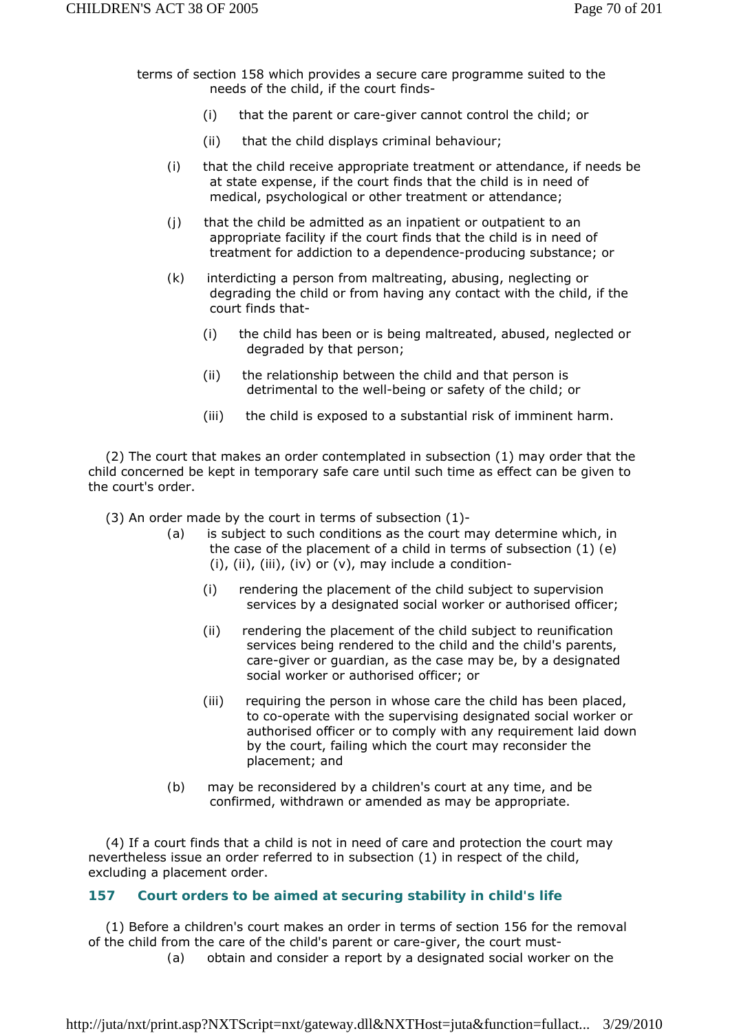terms of section 158 which provides a secure care programme suited to the needs of the child, if the court finds-

- (i) that the parent or care-giver cannot control the child; or
- (ii) that the child displays criminal behaviour;

(i) that the child receive appropriate treatment or attendance, if needs be at state expense, if the court finds that the child is in need of medical, psychological or other treatment or attendance;

(j) that the child be admitted as an inpatient or outpatient to an appropriate facility if the court finds that the child is in need of treatment for addiction to a dependence-producing substance; or

(k) interdicting a person from maltreating, abusing, neglecting or degrading the child or from having any contact with the child, if the court finds that-

- (i) the child has been or is being maltreated, abused, neglected or degraded by that person;
- (ii) the relationship between the child and that person is detrimental to the well-being or safety of the child; or
- (iii) the child is exposed to a substantial risk of imminent harm.

(2) The court that makes an order contemplated in subsection (1) may order that the child concerned be kept in temporary safe care until such time as effect can be given to the court's order.

(3) An order made by the court in terms of subsection (1)-

(a) is subject to such conditions as the court may determine which, in the case of the placement of a child in terms of subsection (1) (e) (i), (ii), (iii), (iv) or (v), may include a condition-

- (i) rendering the placement of the child subject to supervision services by a designated social worker or authorised officer;
- (ii) rendering the placement of the child subject to reunification services being rendered to the child and the child's parents, care-giver or guardian, as the case may be, by a designated social worker or authorised officer; or
- (iii) requiring the person in whose care the child has been placed, to co-operate with the supervising designated social worker or authorised officer or to comply with any requirement laid down by the court, failing which the court may reconsider the placement; and

(b) may be reconsidered by a children's court at any time, and be confirmed, withdrawn or amended as may be appropriate.

(4) If a court finds that a child is not in need of care and protection the court may nevertheless issue an order referred to in subsection (1) in respect of the child, excluding a placement order.

### 157 Court orders to be aimed at securing stability in child's life

(1) Before a children's court makes an order in terms of section 156 for the removal of the child from the care of the child's parent or care-giver, the court must-

(a) obtain and consider a report by a designated social worker on the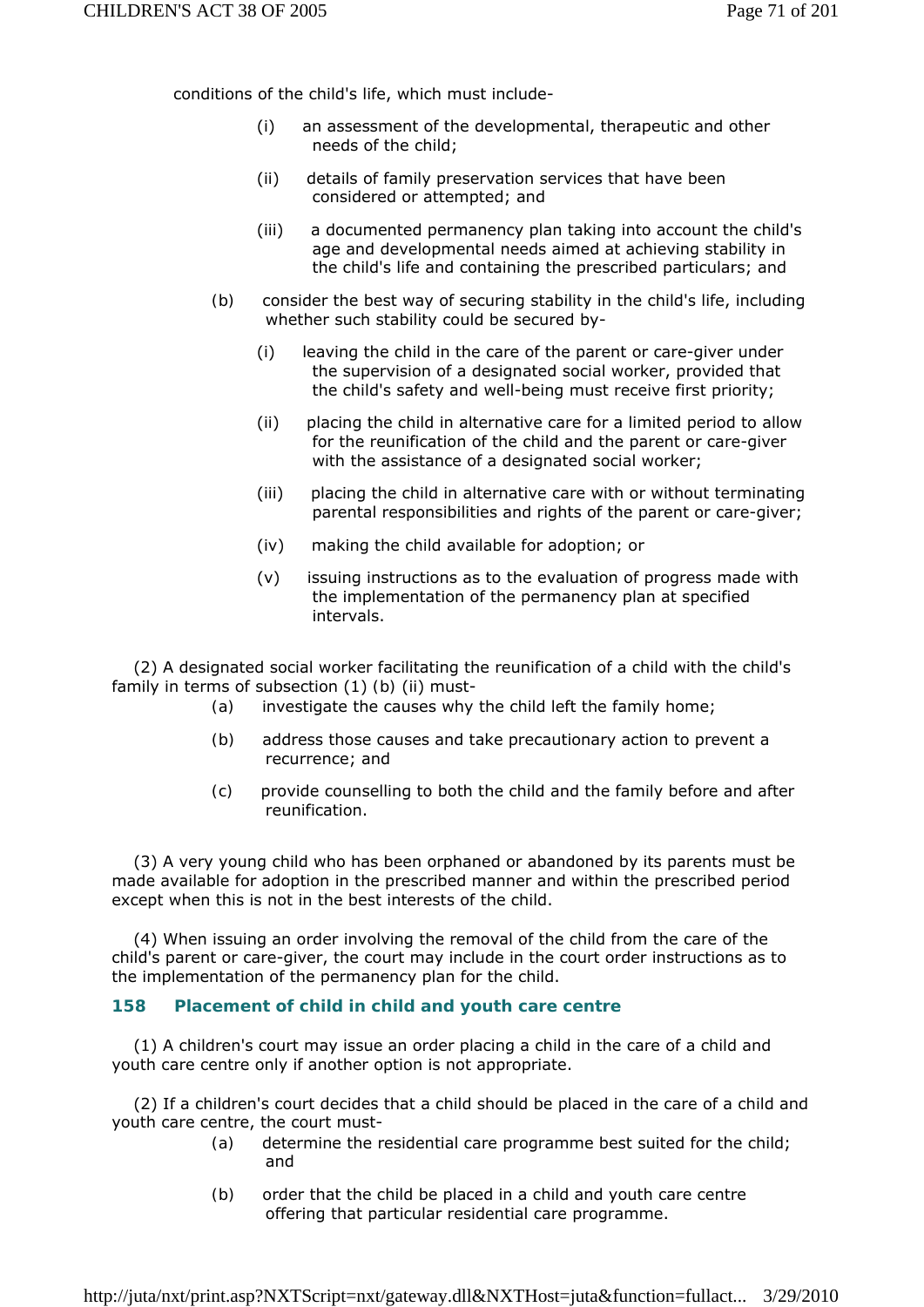conditions of the child's life, which must include-

(i) an assessment of the developmental, therapeutic and other needs of the child;

(ii) details of family preservation services that have been considered or attempted; and

(iii) a documented permanency plan taking into account the child's age and developmental needs aimed at achieving stability in the child's life and containing the prescribed particulars; and

(b) consider the best way of securing stability in the child's life, including whether such stability could be secured by-

(i) leaving the child in the care of the parent or care-giver under the supervision of a designated social worker, provided that the child's safety and well-being must receive first priority;

(ii) placing the child in alternative care for a limited period to allow for the reunification of the child and the parent or care-giver with the assistance of a designated social worker;

(iii) placing the child in alternative care with or without terminating parental responsibilities and rights of the parent or care-giver;

(iv) making the child available for adoption; or

(v) issuing instructions as to the evaluation of progress made with the implementation of the permanency plan at specified intervals.

(2) A designated social worker facilitating the reunification of a child with the child's family in terms of subsection (1) (b) (ii) must-

(a) investigate the causes why the child left the family home;

(b) address those causes and take precautionary action to prevent a recurrence; and

(c) provide counselling to both the child and the family before and after reunification.

(3) A very young child who has been orphaned or abandoned by its parents must be made available for adoption in the prescribed manner and within the prescribed period except when this is not in the best interests of the child.

(4) When issuing an order involving the removal of the child from the care of the child's parent or care-giver, the court may include in the court order instructions as to the implementation of the permanency plan for the child.

### 158 Placement of child in child and youth care centre

(1) A children's court may issue an order placing a child in the care of a child and youth care centre only if another option is not appropriate.

(2) If a children's court decides that a child should be placed in the care of a child and youth care centre, the court must-

(a) determine the residential care programme best suited for the child; and

(b) order that the child be placed in a child and youth care centre offering that particular residential care programme.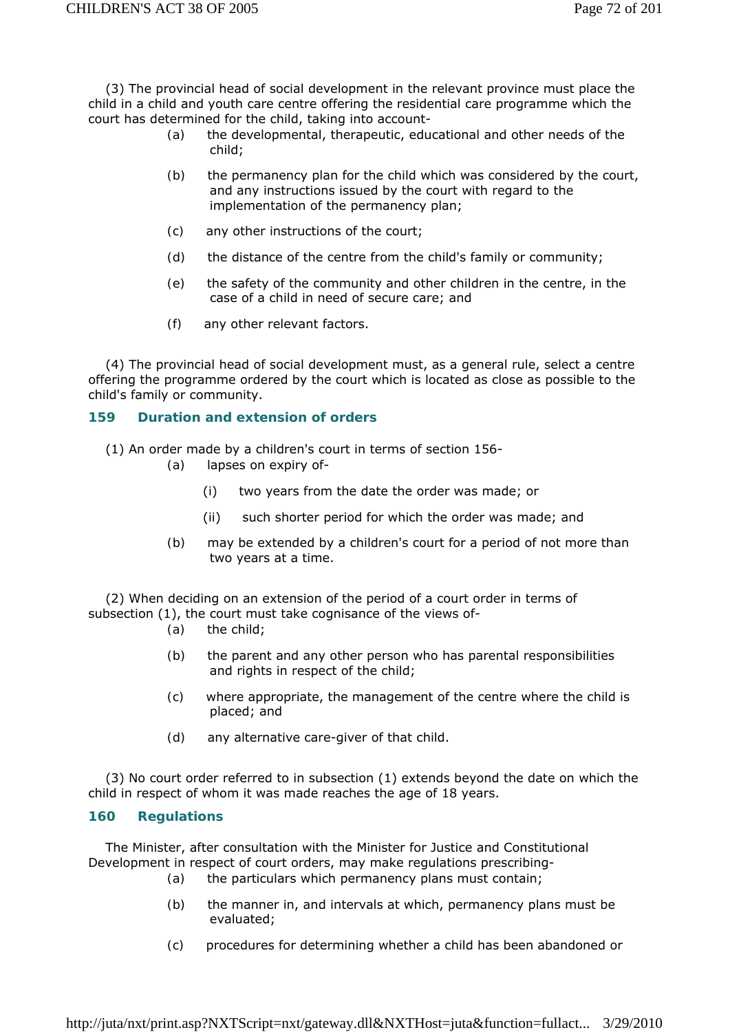(3) The provincial head of social development in the relevant province must place the child in a child and youth care centre offering the residential care programme which the court has determined for the child, taking into account-

(a) the developmental, therapeutic, educational and other needs of the child;

(b) the permanency plan for the child which was considered by the court, and any instructions issued by the court with regard to the implementation of the permanency plan;

(c) any other instructions of the court;

(d) the distance of the centre from the child's family or community;

(e) the safety of the community and other children in the centre, in the case of a child in need of secure care; and

(f) any other relevant factors.

(4) The provincial head of social development must, as a general rule, select a centre offering the programme ordered by the court which is located as close as possible to the child's family or community.

## 159 Duration and extension of orders

(1) An order made by a children's court in terms of section 156-

(a) lapses on expiry of-

(i) two years from the date the order was made; or

(ii) such shorter period for which the order was made; and

(b) may be extended by a children's court for a period of not more than two years at a time.

(2) When deciding on an extension of the period of a court order in terms of subsection (1), the court must take cognisance of the views of-

(a) the child;

(b) the parent and any other person who has parental responsibilities and rights in respect of the child;

(c) where appropriate, the management of the centre where the child is placed; and

(d) any alternative care-giver of that child.

(3) No court order referred to in subsection (1) extends beyond the date on which the child in respect of whom it was made reaches the age of 18 years.

## 160 Regulations

The Minister, after consultation with the Minister for Justice and Constitutional Development in respect of court orders, may make regulations prescribing-

(a) the particulars which permanency plans must contain;

(b) the manner in, and intervals at which, permanency plans must be evaluated;

(c) procedures for determining whether a child has been abandoned or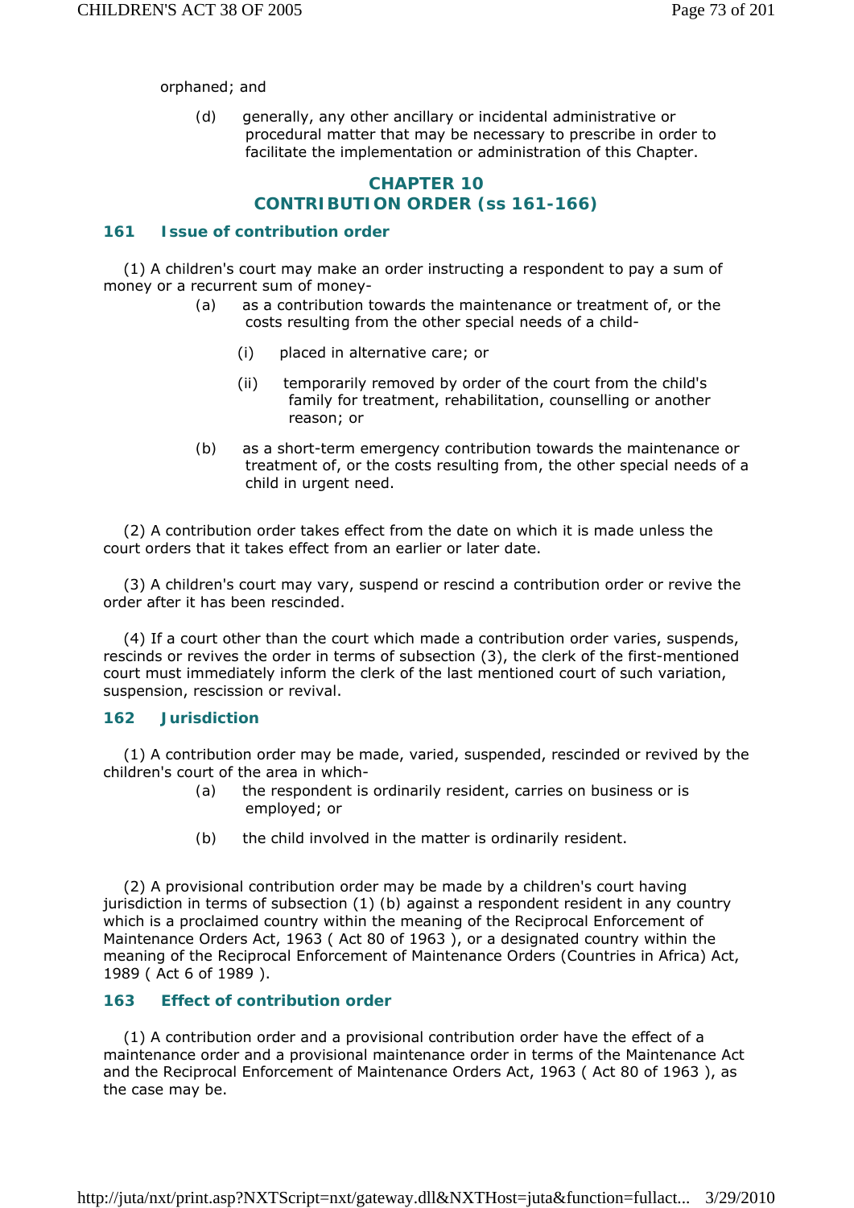orphaned; and

(d) generally, any other ancillary or incidental administrative or procedural matter that may be necessary to prescribe in order to facilitate the implementation or administration of this Chapter.

## CHAPTER 10
## CONTRIBUTION ORDER (ss 161-166)

### 161 Issue of contribution order

(1) A children's court may make an order instructing a respondent to pay a sum of money or a recurrent sum of money-

(a) as a contribution towards the maintenance or treatment of, or the costs resulting from the other special needs of a child-

(i) placed in alternative care; or

(ii) temporarily removed by order of the court from the child's family for treatment, rehabilitation, counselling or another reason; or

(b) as a short-term emergency contribution towards the maintenance or treatment of, or the costs resulting from, the other special needs of a child in urgent need.

(2) A contribution order takes effect from the date on which it is made unless the court orders that it takes effect from an earlier or later date.

(3) A children's court may vary, suspend or rescind a contribution order or revive the order after it has been rescinded.

(4) If a court other than the court which made a contribution order varies, suspends, rescinds or revives the order in terms of subsection (3), the clerk of the first-mentioned court must immediately inform the clerk of the last mentioned court of such variation, suspension, rescission or revival.

### 162 Jurisdiction

(1) A contribution order may be made, varied, suspended, rescinded or revived by the children's court of the area in which-

(a) the respondent is ordinarily resident, carries on business or is employed; or

(b) the child involved in the matter is ordinarily resident.

(2) A provisional contribution order may be made by a children's court having jurisdiction in terms of subsection (1) (b) against a respondent resident in any country which is a proclaimed country within the meaning of the Reciprocal Enforcement of Maintenance Orders Act, 1963 ( Act 80 of 1963 ), or a designated country within the meaning of the Reciprocal Enforcement of Maintenance Orders (Countries in Africa) Act, 1989 ( Act 6 of 1989 ).

### 163 Effect of contribution order

(1) A contribution order and a provisional contribution order have the effect of a maintenance order and a provisional maintenance order in terms of the Maintenance Act and the Reciprocal Enforcement of Maintenance Orders Act, 1963 ( Act 80 of 1963 ), as the case may be.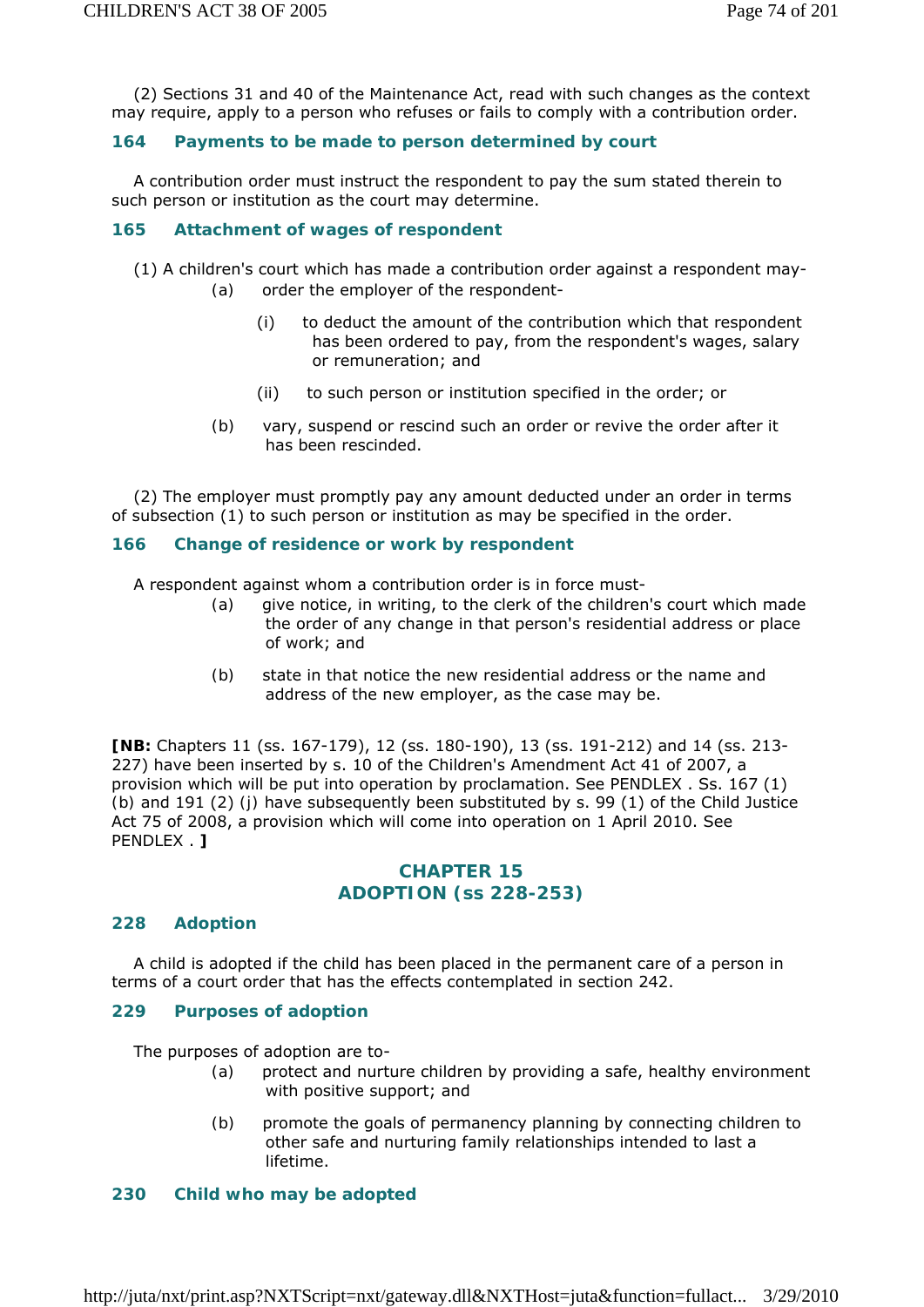(2) Sections 31 and 40 of the Maintenance Act, read with such changes as the context may require, apply to a person who refuses or fails to comply with a contribution order.

### 164 Payments to be made to person determined by court

A contribution order must instruct the respondent to pay the sum stated therein to such person or institution as the court may determine.

### 165 Attachment of wages of respondent

(1) A children's court which has made a contribution order against a respondent may-

- (a) order the employer of the respondent-
  - (i) to deduct the amount of the contribution which that respondent has been ordered to pay, from the respondent's wages, salary or remuneration; and
  - (ii) to such person or institution specified in the order; or
- (b) vary, suspend or rescind such an order or revive the order after it has been rescinded.

(2) The employer must promptly pay any amount deducted under an order in terms of subsection (1) to such person or institution as may be specified in the order.

### 166 Change of residence or work by respondent

A respondent against whom a contribution order is in force must-

- (a) give notice, in writing, to the clerk of the children's court which made the order of any change in that person's residential address or place of work; and
- (b) state in that notice the new residential address or the name and address of the new employer, as the case may be.

**[NB:** Chapters 11 (ss. 167-179), 12 (ss. 180-190), 13 (ss. 191-212) and 14 (ss. 213-227) have been inserted by s. 10 of the Children's Amendment Act 41 of 2007, a provision which will be put into operation by proclamation. See PENDLEX . Ss. 167 (1) (b) and 191 (2) (j) have subsequently been substituted by s. 99 (1) of the Child Justice Act 75 of 2008, a provision which will come into operation on 1 April 2010. See PENDLEX . **]**

## CHAPTER 15
## ADOPTION (ss 228-253)

### 228 Adoption

A child is adopted if the child has been placed in the permanent care of a person in terms of a court order that has the effects contemplated in section 242.

### 229 Purposes of adoption

The purposes of adoption are to-

- (a) protect and nurture children by providing a safe, healthy environment with positive support; and
- (b) promote the goals of permanency planning by connecting children to other safe and nurturing family relationships intended to last a lifetime.

### 230 Child who may be adopted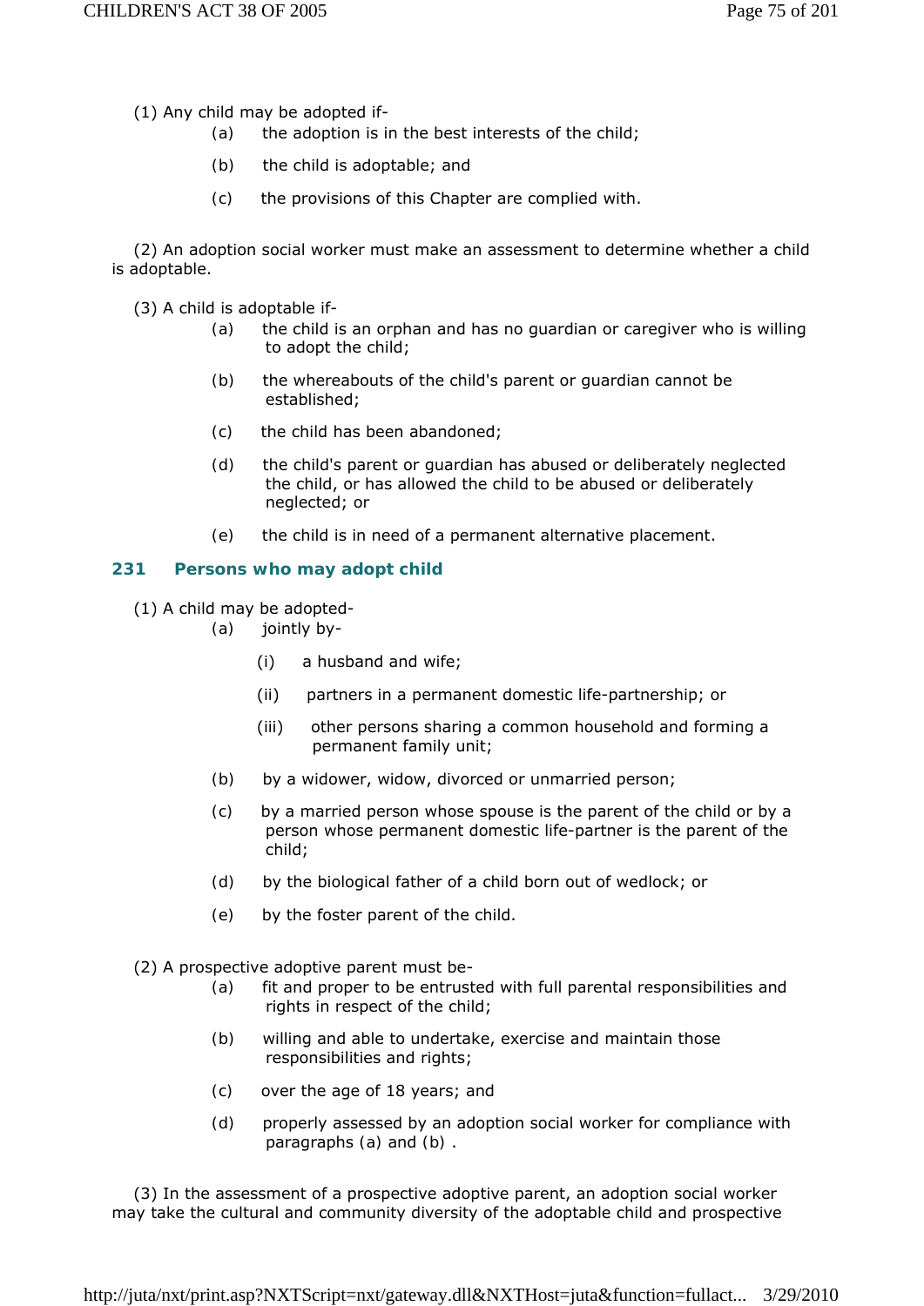(1) Any child may be adopted if-

(a) the adoption is in the best interests of the child;

(b) the child is adoptable; and

(c) the provisions of this Chapter are complied with.

(2) An adoption social worker must make an assessment to determine whether a child is adoptable.

(3) A child is adoptable if-

(a) the child is an orphan and has no guardian or caregiver who is willing to adopt the child;

(b) the whereabouts of the child's parent or guardian cannot be established;

(c) the child has been abandoned;

(d) the child's parent or guardian has abused or deliberately neglected the child, or has allowed the child to be abused or deliberately neglected; or

(e) the child is in need of a permanent alternative placement.

### 231 Persons who may adopt child

(1) A child may be adopted-

(a) jointly by-

(i) a husband and wife;

(ii) partners in a permanent domestic life-partnership; or

(iii) other persons sharing a common household and forming a permanent family unit;

(b) by a widower, widow, divorced or unmarried person;

(c) by a married person whose spouse is the parent of the child or by a person whose permanent domestic life-partner is the parent of the child;

(d) by the biological father of a child born out of wedlock; or

(e) by the foster parent of the child.

(2) A prospective adoptive parent must be-

(a) fit and proper to be entrusted with full parental responsibilities and rights in respect of the child;

(b) willing and able to undertake, exercise and maintain those responsibilities and rights;

(c) over the age of 18 years; and

(d) properly assessed by an adoption social worker for compliance with paragraphs (a) and (b) .

(3) In the assessment of a prospective adoptive parent, an adoption social worker may take the cultural and community diversity of the adoptable child and prospective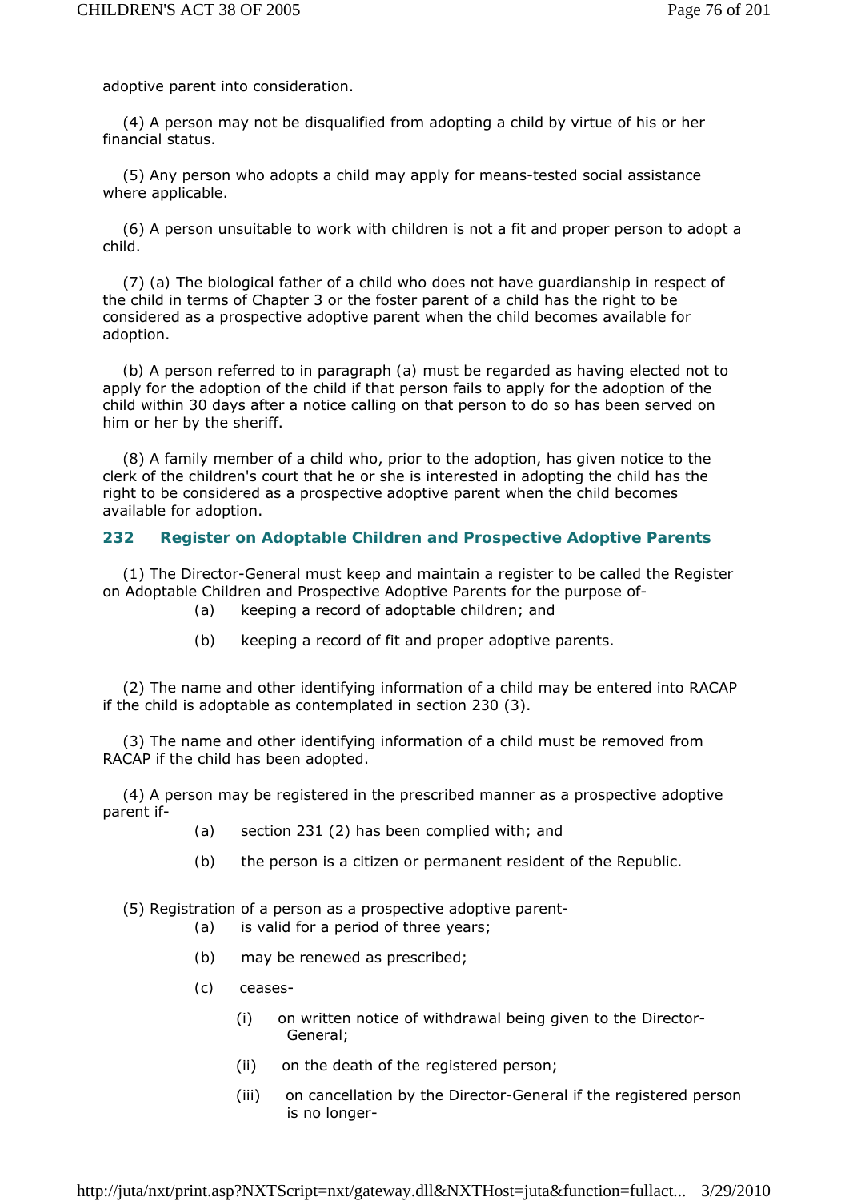adoptive parent into consideration.

(4) A person may not be disqualified from adopting a child by virtue of his or her financial status.

(5) Any person who adopts a child may apply for means-tested social assistance where applicable.

(6) A person unsuitable to work with children is not a fit and proper person to adopt a child.

(7) (a) The biological father of a child who does not have guardianship in respect of the child in terms of Chapter 3 or the foster parent of a child has the right to be considered as a prospective adoptive parent when the child becomes available for adoption.

(b) A person referred to in paragraph (a) must be regarded as having elected not to apply for the adoption of the child if that person fails to apply for the adoption of the child within 30 days after a notice calling on that person to do so has been served on him or her by the sheriff.

(8) A family member of a child who, prior to the adoption, has given notice to the clerk of the children's court that he or she is interested in adopting the child has the right to be considered as a prospective adoptive parent when the child becomes available for adoption.

### 232 Register on Adoptable Children and Prospective Adoptive Parents

(1) The Director-General must keep and maintain a register to be called the Register on Adoptable Children and Prospective Adoptive Parents for the purpose of-

(a) keeping a record of adoptable children; and

(b) keeping a record of fit and proper adoptive parents.

(2) The name and other identifying information of a child may be entered into RACAP if the child is adoptable as contemplated in section 230 (3).

(3) The name and other identifying information of a child must be removed from RACAP if the child has been adopted.

(4) A person may be registered in the prescribed manner as a prospective adoptive parent if-

(a) section 231 (2) has been complied with; and

(b) the person is a citizen or permanent resident of the Republic.

(5) Registration of a person as a prospective adoptive parent-

(a) is valid for a period of three years;

(b) may be renewed as prescribed;

(c) ceases-

(i) on written notice of withdrawal being given to the Director-General;

(ii) on the death of the registered person;

(iii) on cancellation by the Director-General if the registered person is no longer-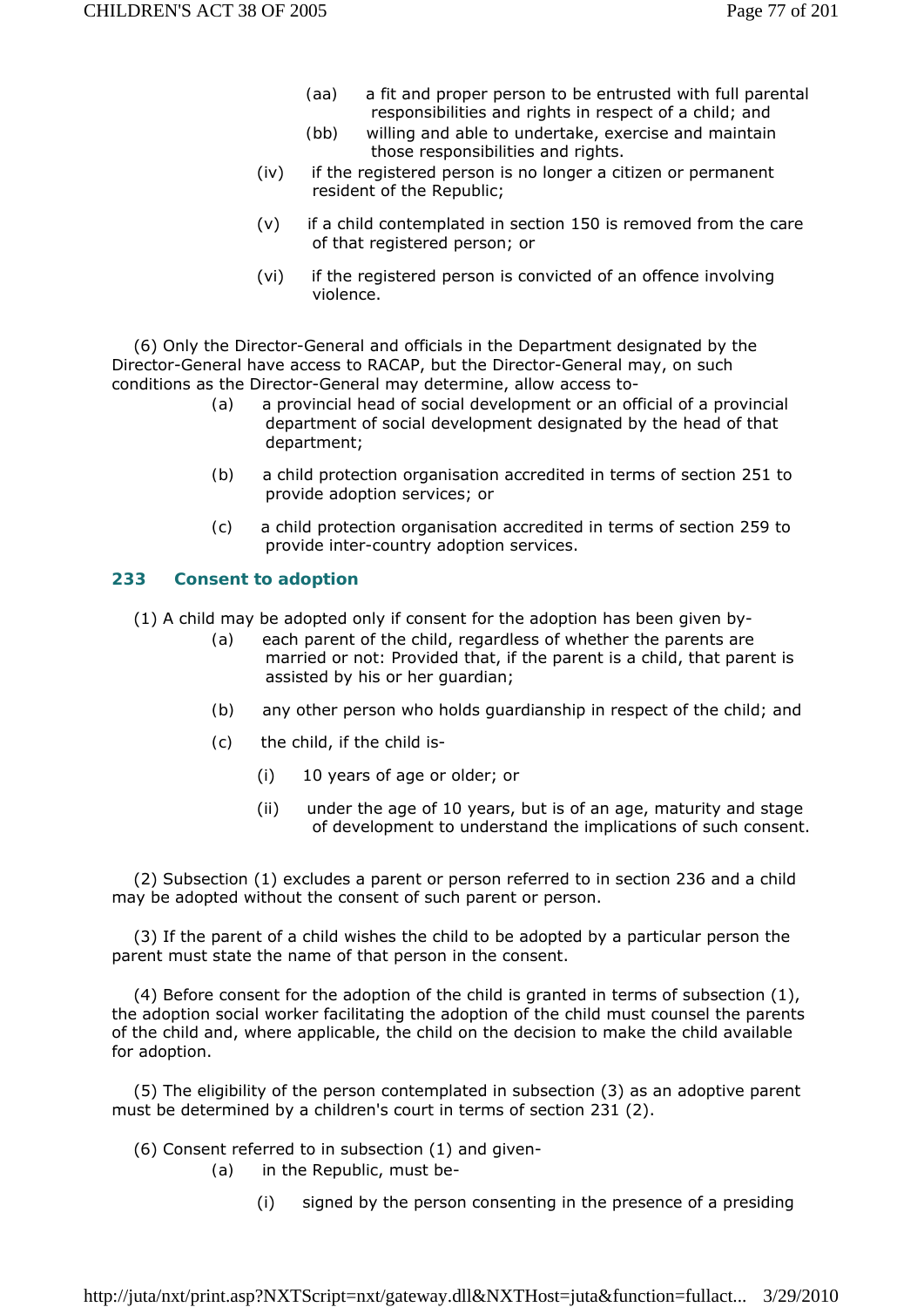(aa) a fit and proper person to be entrusted with full parental responsibilities and rights in respect of a child; and

(bb) willing and able to undertake, exercise and maintain those responsibilities and rights.

(iv) if the registered person is no longer a citizen or permanent resident of the Republic;

(v) if a child contemplated in section 150 is removed from the care of that registered person; or

(vi) if the registered person is convicted of an offence involving violence.

(6) Only the Director-General and officials in the Department designated by the Director-General have access to RACAP, but the Director-General may, on such conditions as the Director-General may determine, allow access to-

(a) a provincial head of social development or an official of a provincial department of social development designated by the head of that department;

(b) a child protection organisation accredited in terms of section 251 to provide adoption services; or

(c) a child protection organisation accredited in terms of section 259 to provide inter-country adoption services.

### 233 Consent to adoption

(1) A child may be adopted only if consent for the adoption has been given by-

(a) each parent of the child, regardless of whether the parents are married or not: Provided that, if the parent is a child, that parent is assisted by his or her guardian;

(b) any other person who holds guardianship in respect of the child; and

(c) the child, if the child is-

(i) 10 years of age or older; or

(ii) under the age of 10 years, but is of an age, maturity and stage of development to understand the implications of such consent.

(2) Subsection (1) excludes a parent or person referred to in section 236 and a child may be adopted without the consent of such parent or person.

(3) If the parent of a child wishes the child to be adopted by a particular person the parent must state the name of that person in the consent.

(4) Before consent for the adoption of the child is granted in terms of subsection (1), the adoption social worker facilitating the adoption of the child must counsel the parents of the child and, where applicable, the child on the decision to make the child available for adoption.

(5) The eligibility of the person contemplated in subsection (3) as an adoptive parent must be determined by a children's court in terms of section 231 (2).

(6) Consent referred to in subsection (1) and given-

(a) in the Republic, must be-

(i) signed by the person consenting in the presence of a presiding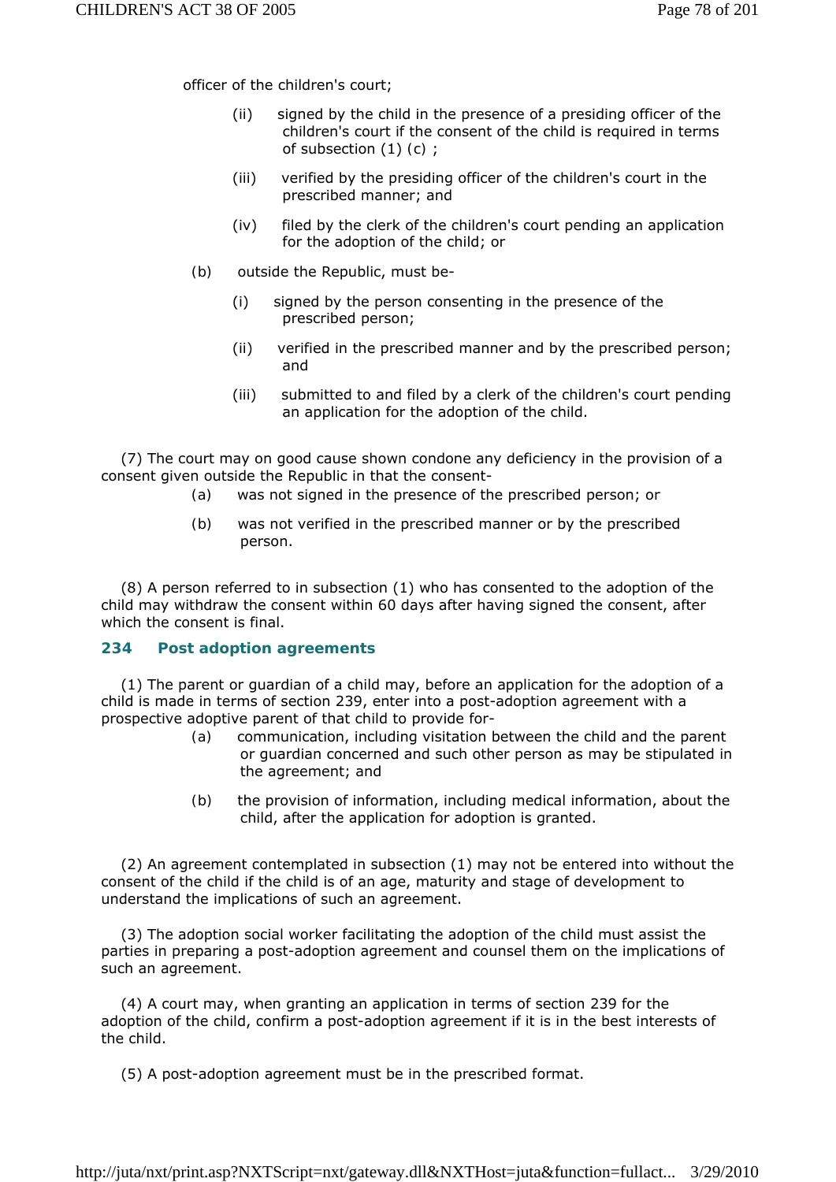officer of the children's court;

(ii) signed by the child in the presence of a presiding officer of the children's court if the consent of the child is required in terms of subsection (1) (c) ;

(iii) verified by the presiding officer of the children's court in the prescribed manner; and

(iv) filed by the clerk of the children's court pending an application for the adoption of the child; or

(b) outside the Republic, must be-

(i) signed by the person consenting in the presence of the prescribed person;

(ii) verified in the prescribed manner and by the prescribed person; and

(iii) submitted to and filed by a clerk of the children's court pending an application for the adoption of the child.

(7) The court may on good cause shown condone any deficiency in the provision of a consent given outside the Republic in that the consent-

(a) was not signed in the presence of the prescribed person; or

(b) was not verified in the prescribed manner or by the prescribed person.

(8) A person referred to in subsection (1) who has consented to the adoption of the child may withdraw the consent within 60 days after having signed the consent, after which the consent is final.

### 234 Post adoption agreements

(1) The parent or guardian of a child may, before an application for the adoption of a child is made in terms of section 239, enter into a post-adoption agreement with a prospective adoptive parent of that child to provide for-

(a) communication, including visitation between the child and the parent or guardian concerned and such other person as may be stipulated in the agreement; and

(b) the provision of information, including medical information, about the child, after the application for adoption is granted.

(2) An agreement contemplated in subsection (1) may not be entered into without the consent of the child if the child is of an age, maturity and stage of development to understand the implications of such an agreement.

(3) The adoption social worker facilitating the adoption of the child must assist the parties in preparing a post-adoption agreement and counsel them on the implications of such an agreement.

(4) A court may, when granting an application in terms of section 239 for the adoption of the child, confirm a post-adoption agreement if it is in the best interests of the child.

(5) A post-adoption agreement must be in the prescribed format.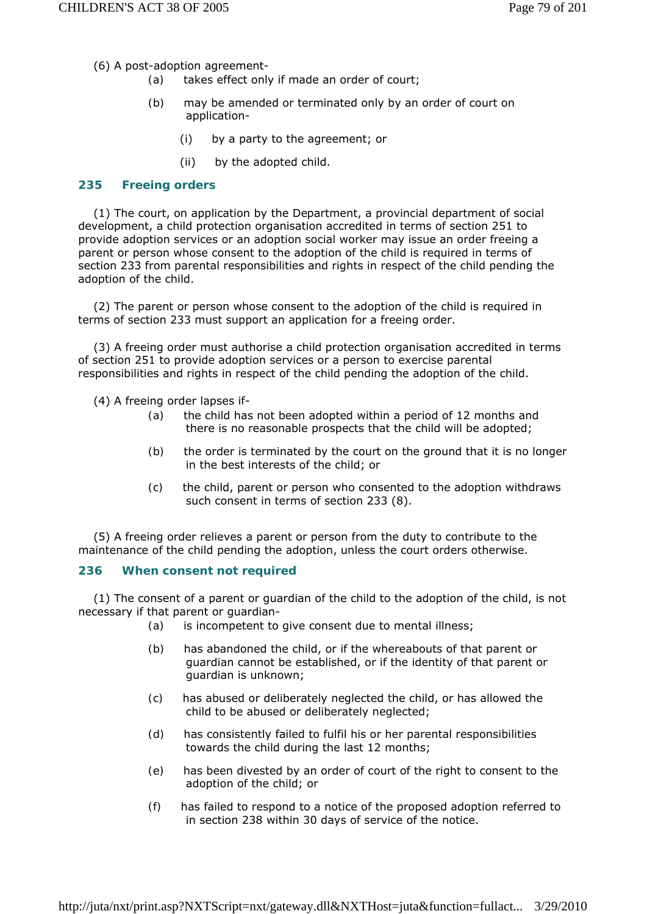(6) A post-adoption agreement-

(a) takes effect only if made an order of court;

(b) may be amended or terminated only by an order of court on application-

(i) by a party to the agreement; or

(ii) by the adopted child.

### 235 Freeing orders

(1) The court, on application by the Department, a provincial department of social development, a child protection organisation accredited in terms of section 251 to provide adoption services or an adoption social worker may issue an order freeing a parent or person whose consent to the adoption of the child is required in terms of section 233 from parental responsibilities and rights in respect of the child pending the adoption of the child.

(2) The parent or person whose consent to the adoption of the child is required in terms of section 233 must support an application for a freeing order.

(3) A freeing order must authorise a child protection organisation accredited in terms of section 251 to provide adoption services or a person to exercise parental responsibilities and rights in respect of the child pending the adoption of the child.

(4) A freeing order lapses if-

(a) the child has not been adopted within a period of 12 months and there is no reasonable prospects that the child will be adopted;

(b) the order is terminated by the court on the ground that it is no longer in the best interests of the child; or

(c) the child, parent or person who consented to the adoption withdraws such consent in terms of section 233 (8).

(5) A freeing order relieves a parent or person from the duty to contribute to the maintenance of the child pending the adoption, unless the court orders otherwise.

### 236 When consent not required

(1) The consent of a parent or guardian of the child to the adoption of the child, is not necessary if that parent or guardian-

(a) is incompetent to give consent due to mental illness;

(b) has abandoned the child, or if the whereabouts of that parent or guardian cannot be established, or if the identity of that parent or guardian is unknown;

(c) has abused or deliberately neglected the child, or has allowed the child to be abused or deliberately neglected;

(d) has consistently failed to fulfil his or her parental responsibilities towards the child during the last 12 months;

(e) has been divested by an order of court of the right to consent to the adoption of the child; or

(f) has failed to respond to a notice of the proposed adoption referred to in section 238 within 30 days of service of the notice.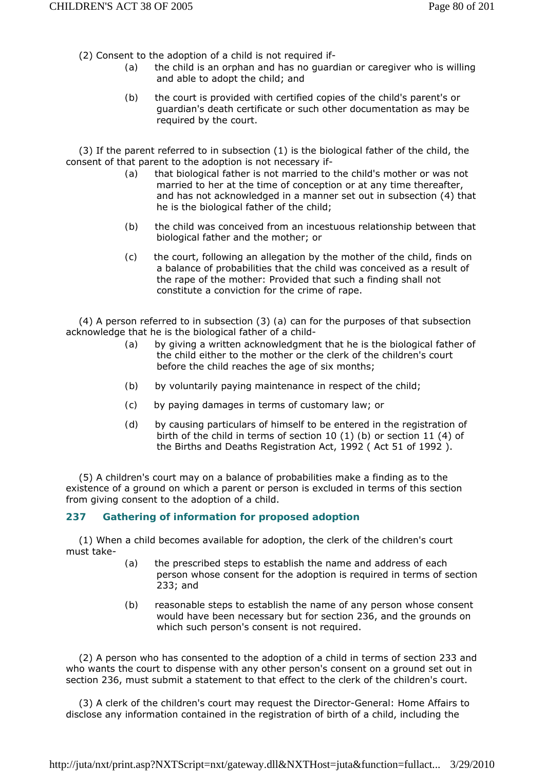(2) Consent to the adoption of a child is not required if-

(a) the child is an orphan and has no guardian or caregiver who is willing and able to adopt the child; and

(b) the court is provided with certified copies of the child's parent's or guardian's death certificate or such other documentation as may be required by the court.

(3) If the parent referred to in subsection (1) is the biological father of the child, the consent of that parent to the adoption is not necessary if-

(a) that biological father is not married to the child's mother or was not married to her at the time of conception or at any time thereafter, and has not acknowledged in a manner set out in subsection (4) that he is the biological father of the child;

(b) the child was conceived from an incestuous relationship between that biological father and the mother; or

(c) the court, following an allegation by the mother of the child, finds on a balance of probabilities that the child was conceived as a result of the rape of the mother: Provided that such a finding shall not constitute a conviction for the crime of rape.

(4) A person referred to in subsection (3) (a) can for the purposes of that subsection acknowledge that he is the biological father of a child-

(a) by giving a written acknowledgment that he is the biological father of the child either to the mother or the clerk of the children's court before the child reaches the age of six months;

(b) by voluntarily paying maintenance in respect of the child;

(c) by paying damages in terms of customary law; or

(d) by causing particulars of himself to be entered in the registration of birth of the child in terms of section 10 (1) (b) or section 11 (4) of the Births and Deaths Registration Act, 1992 ( Act 51 of 1992 ).

(5) A children's court may on a balance of probabilities make a finding as to the existence of a ground on which a parent or person is excluded in terms of this section from giving consent to the adoption of a child.

### 237 Gathering of information for proposed adoption

(1) When a child becomes available for adoption, the clerk of the children's court must take-

(a) the prescribed steps to establish the name and address of each person whose consent for the adoption is required in terms of section 233; and

(b) reasonable steps to establish the name of any person whose consent would have been necessary but for section 236, and the grounds on which such person's consent is not required.

(2) A person who has consented to the adoption of a child in terms of section 233 and who wants the court to dispense with any other person's consent on a ground set out in section 236, must submit a statement to that effect to the clerk of the children's court.

(3) A clerk of the children's court may request the Director-General: Home Affairs to disclose any information contained in the registration of birth of a child, including the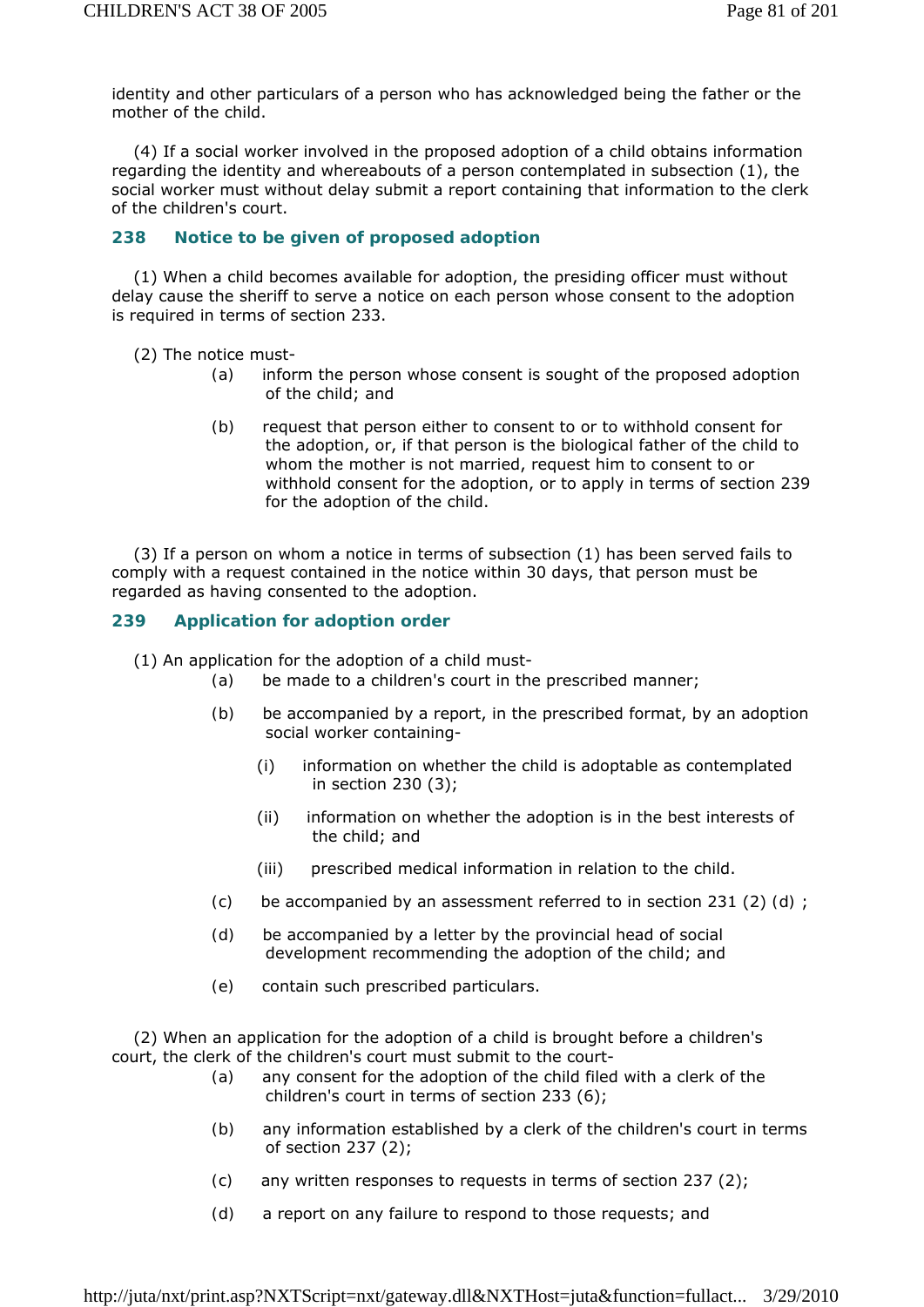identity and other particulars of a person who has acknowledged being the father or the mother of the child.

(4) If a social worker involved in the proposed adoption of a child obtains information regarding the identity and whereabouts of a person contemplated in subsection (1), the social worker must without delay submit a report containing that information to the clerk of the children's court.

### 238 Notice to be given of proposed adoption

(1) When a child becomes available for adoption, the presiding officer must without delay cause the sheriff to serve a notice on each person whose consent to the adoption is required in terms of section 233.

(2) The notice must-

(a) inform the person whose consent is sought of the proposed adoption of the child; and

(b) request that person either to consent to or to withhold consent for the adoption, or, if that person is the biological father of the child to whom the mother is not married, request him to consent to or withhold consent for the adoption, or to apply in terms of section 239 for the adoption of the child.

(3) If a person on whom a notice in terms of subsection (1) has been served fails to comply with a request contained in the notice within 30 days, that person must be regarded as having consented to the adoption.

### 239 Application for adoption order

(1) An application for the adoption of a child must-

(a) be made to a children's court in the prescribed manner;

(b) be accompanied by a report, in the prescribed format, by an adoption social worker containing-

(i) information on whether the child is adoptable as contemplated in section 230 (3);

(ii) information on whether the adoption is in the best interests of the child; and

(iii) prescribed medical information in relation to the child.

(c) be accompanied by an assessment referred to in section 231 (2) (d) ;

(d) be accompanied by a letter by the provincial head of social development recommending the adoption of the child; and

(e) contain such prescribed particulars.

(2) When an application for the adoption of a child is brought before a children's court, the clerk of the children's court must submit to the court-

(a) any consent for the adoption of the child filed with a clerk of the children's court in terms of section 233 (6);

(b) any information established by a clerk of the children's court in terms of section 237 (2);

(c) any written responses to requests in terms of section 237 (2);

(d) a report on any failure to respond to those requests; and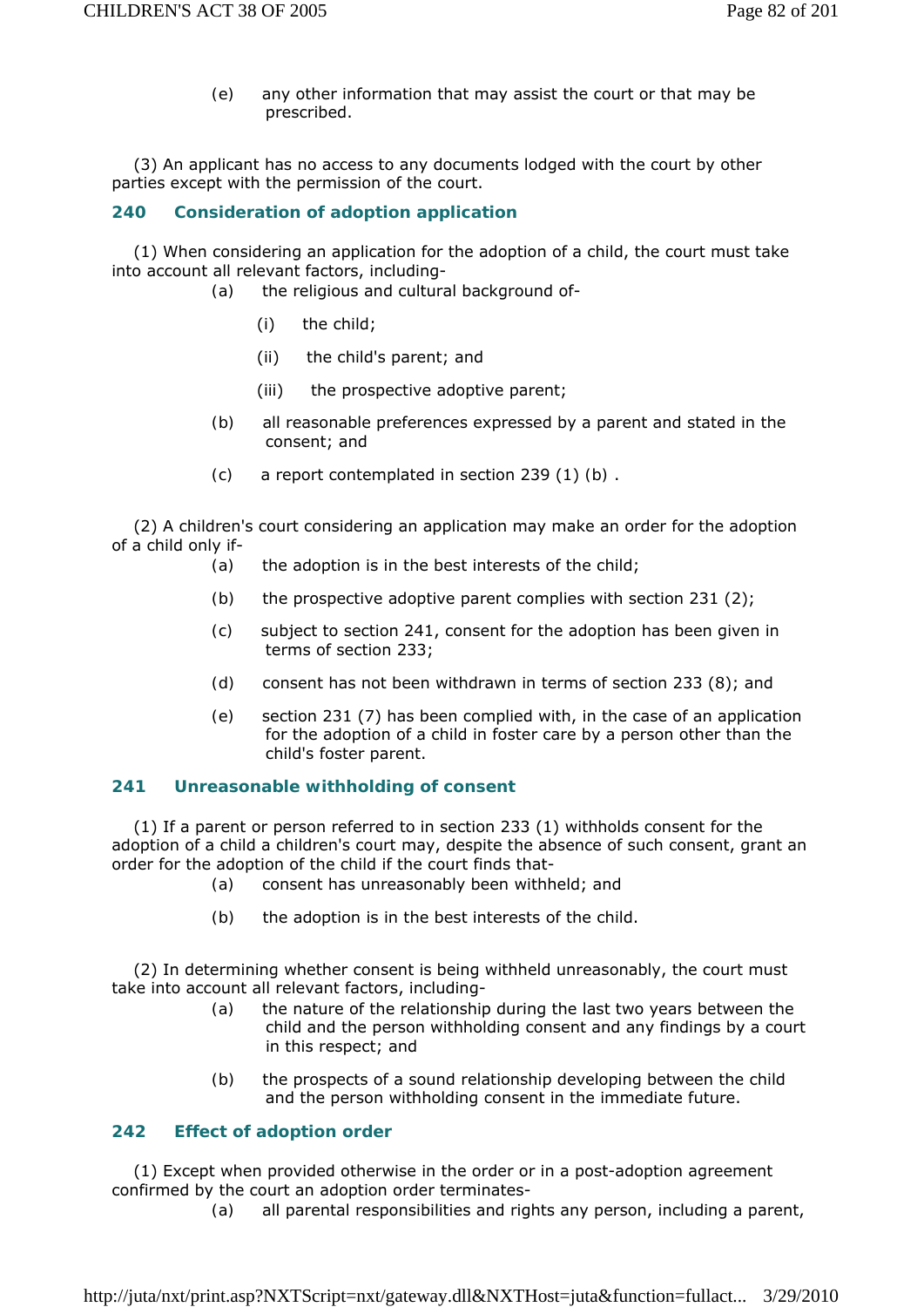(e) any other information that may assist the court or that may be prescribed.

(3) An applicant has no access to any documents lodged with the court by other parties except with the permission of the court.

### 240 Consideration of adoption application

(1) When considering an application for the adoption of a child, the court must take into account all relevant factors, including-

(a) the religious and cultural background of-

(i) the child;

(ii) the child's parent; and

(iii) the prospective adoptive parent;

(b) all reasonable preferences expressed by a parent and stated in the consent; and

(c) a report contemplated in section 239 (1) (b) .

(2) A children's court considering an application may make an order for the adoption of a child only if-

(a) the adoption is in the best interests of the child;

(b) the prospective adoptive parent complies with section 231 (2);

(c) subject to section 241, consent for the adoption has been given in terms of section 233;

(d) consent has not been withdrawn in terms of section 233 (8); and

(e) section 231 (7) has been complied with, in the case of an application for the adoption of a child in foster care by a person other than the child's foster parent.

### 241 Unreasonable withholding of consent

(1) If a parent or person referred to in section 233 (1) withholds consent for the adoption of a child a children's court may, despite the absence of such consent, grant an order for the adoption of the child if the court finds that-

(a) consent has unreasonably been withheld; and

(b) the adoption is in the best interests of the child.

(2) In determining whether consent is being withheld unreasonably, the court must take into account all relevant factors, including-

(a) the nature of the relationship during the last two years between the child and the person withholding consent and any findings by a court in this respect; and

(b) the prospects of a sound relationship developing between the child and the person withholding consent in the immediate future.

### 242 Effect of adoption order

(1) Except when provided otherwise in the order or in a post-adoption agreement confirmed by the court an adoption order terminates-

(a) all parental responsibilities and rights any person, including a parent,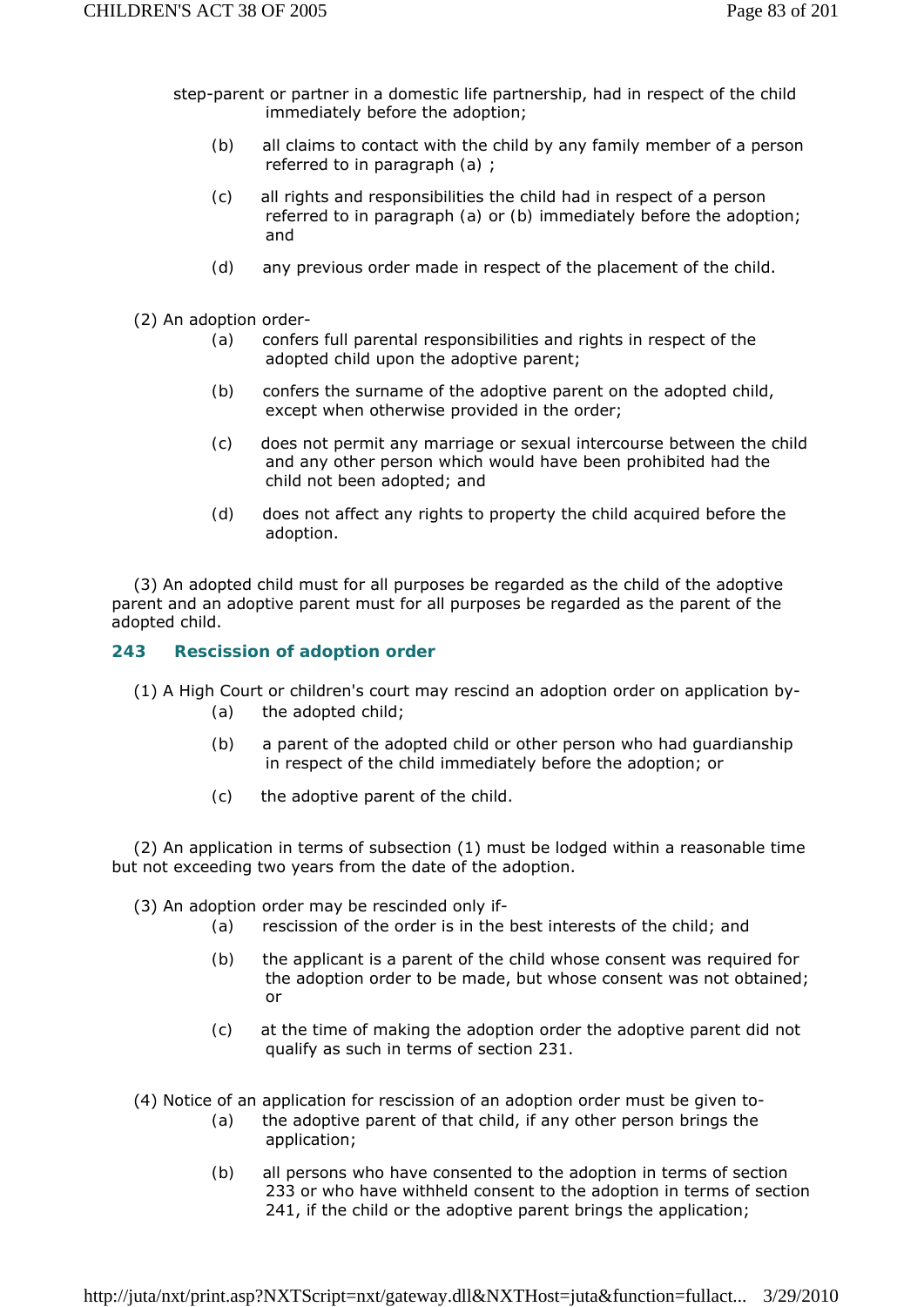step-parent or partner in a domestic life partnership, had in respect of the child immediately before the adoption;

(b) all claims to contact with the child by any family member of a person referred to in paragraph (a) ;

(c) all rights and responsibilities the child had in respect of a person referred to in paragraph (a) or (b) immediately before the adoption; and

(d) any previous order made in respect of the placement of the child.

(2) An adoption order-

(a) confers full parental responsibilities and rights in respect of the adopted child upon the adoptive parent;

(b) confers the surname of the adoptive parent on the adopted child, except when otherwise provided in the order;

(c) does not permit any marriage or sexual intercourse between the child and any other person which would have been prohibited had the child not been adopted; and

(d) does not affect any rights to property the child acquired before the adoption.

(3) An adopted child must for all purposes be regarded as the child of the adoptive parent and an adoptive parent must for all purposes be regarded as the parent of the adopted child.

### 243 Rescission of adoption order

(1) A High Court or children's court may rescind an adoption order on application by-

(a) the adopted child;

(b) a parent of the adopted child or other person who had guardianship in respect of the child immediately before the adoption; or

(c) the adoptive parent of the child.

(2) An application in terms of subsection (1) must be lodged within a reasonable time but not exceeding two years from the date of the adoption.

(3) An adoption order may be rescinded only if-

(a) rescission of the order is in the best interests of the child; and

(b) the applicant is a parent of the child whose consent was required for the adoption order to be made, but whose consent was not obtained; or

(c) at the time of making the adoption order the adoptive parent did not qualify as such in terms of section 231.

(4) Notice of an application for rescission of an adoption order must be given to-

(a) the adoptive parent of that child, if any other person brings the application;

(b) all persons who have consented to the adoption in terms of section 233 or who have withheld consent to the adoption in terms of section 241, if the child or the adoptive parent brings the application;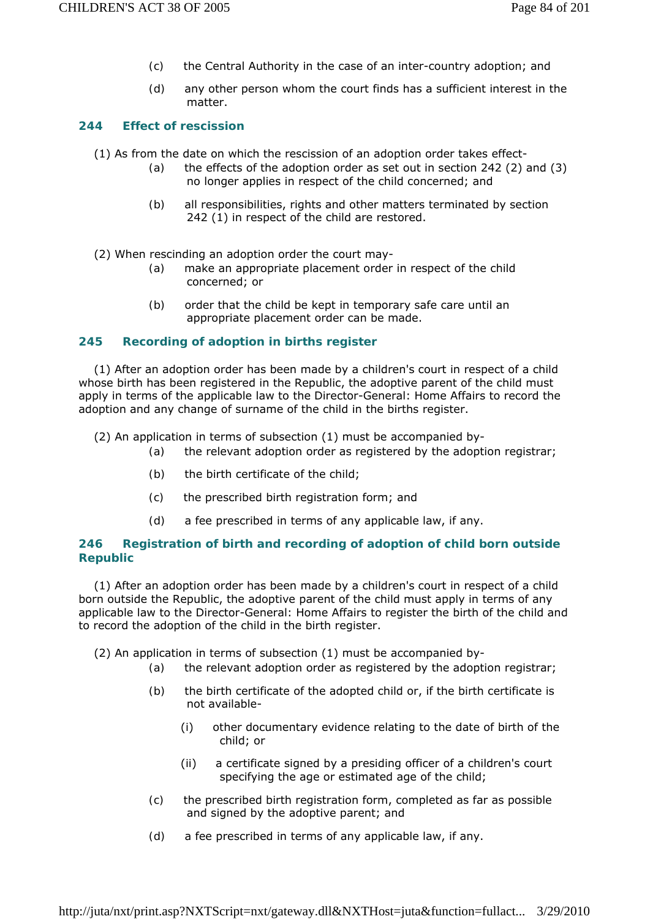(c) the Central Authority in the case of an inter-country adoption; and

(d) any other person whom the court finds has a sufficient interest in the matter.

### 244 Effect of rescission

(1) As from the date on which the rescission of an adoption order takes effect-

(a) the effects of the adoption order as set out in section 242 (2) and (3) no longer applies in respect of the child concerned; and

(b) all responsibilities, rights and other matters terminated by section 242 (1) in respect of the child are restored.

(2) When rescinding an adoption order the court may-

(a) make an appropriate placement order in respect of the child concerned; or

(b) order that the child be kept in temporary safe care until an appropriate placement order can be made.

### 245 Recording of adoption in births register

(1) After an adoption order has been made by a children's court in respect of a child whose birth has been registered in the Republic, the adoptive parent of the child must apply in terms of the applicable law to the Director-General: Home Affairs to record the adoption and any change of surname of the child in the births register.

(2) An application in terms of subsection (1) must be accompanied by-

(a) the relevant adoption order as registered by the adoption registrar;

(b) the birth certificate of the child;

(c) the prescribed birth registration form; and

(d) a fee prescribed in terms of any applicable law, if any.

### 246 Registration of birth and recording of adoption of child born outside Republic

(1) After an adoption order has been made by a children's court in respect of a child born outside the Republic, the adoptive parent of the child must apply in terms of any applicable law to the Director-General: Home Affairs to register the birth of the child and to record the adoption of the child in the birth register.

(2) An application in terms of subsection (1) must be accompanied by-

(a) the relevant adoption order as registered by the adoption registrar;

(b) the birth certificate of the adopted child or, if the birth certificate is not available-

(i) other documentary evidence relating to the date of birth of the child; or

(ii) a certificate signed by a presiding officer of a children's court specifying the age or estimated age of the child;

(c) the prescribed birth registration form, completed as far as possible and signed by the adoptive parent; and

(d) a fee prescribed in terms of any applicable law, if any.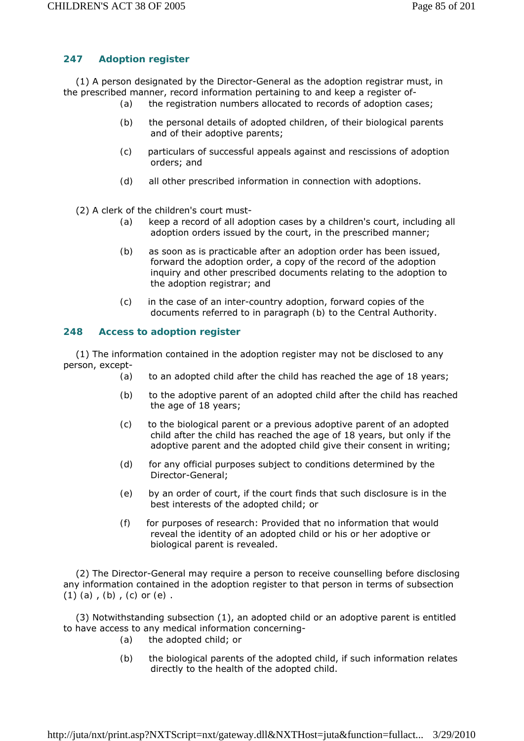### 247 Adoption register

(1) A person designated by the Director-General as the adoption registrar must, in the prescribed manner, record information pertaining to and keep a register of-

(a) the registration numbers allocated to records of adoption cases;

(b) the personal details of adopted children, of their biological parents and of their adoptive parents;

(c) particulars of successful appeals against and rescissions of adoption orders; and

(d) all other prescribed information in connection with adoptions.

(2) A clerk of the children's court must-

(a) keep a record of all adoption cases by a children's court, including all adoption orders issued by the court, in the prescribed manner;

(b) as soon as is practicable after an adoption order has been issued, forward the adoption order, a copy of the record of the adoption inquiry and other prescribed documents relating to the adoption to the adoption registrar; and

(c) in the case of an inter-country adoption, forward copies of the documents referred to in paragraph (b) to the Central Authority.

### 248 Access to adoption register

(1) The information contained in the adoption register may not be disclosed to any person, except-

(a) to an adopted child after the child has reached the age of 18 years;

(b) to the adoptive parent of an adopted child after the child has reached the age of 18 years;

(c) to the biological parent or a previous adoptive parent of an adopted child after the child has reached the age of 18 years, but only if the adoptive parent and the adopted child give their consent in writing;

(d) for any official purposes subject to conditions determined by the Director-General;

(e) by an order of court, if the court finds that such disclosure is in the best interests of the adopted child; or

(f) for purposes of research: Provided that no information that would reveal the identity of an adopted child or his or her adoptive or biological parent is revealed.

(2) The Director-General may require a person to receive counselling before disclosing any information contained in the adoption register to that person in terms of subsection (1) (a) , (b) , (c) or (e) .

(3) Notwithstanding subsection (1), an adopted child or an adoptive parent is entitled to have access to any medical information concerning-

(a) the adopted child; or

(b) the biological parents of the adopted child, if such information relates directly to the health of the adopted child.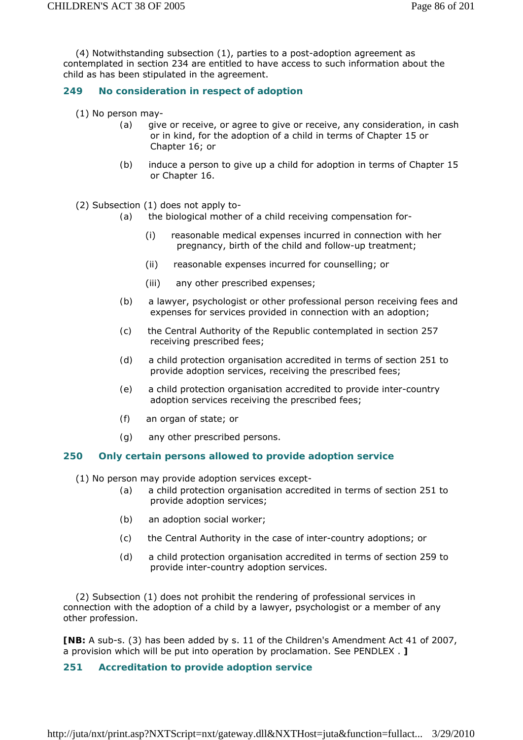(4) Notwithstanding subsection (1), parties to a post-adoption agreement as contemplated in section 234 are entitled to have access to such information about the child as has been stipulated in the agreement.

### 249 No consideration in respect of adoption

(1) No person may-

(a) give or receive, or agree to give or receive, any consideration, in cash or in kind, for the adoption of a child in terms of Chapter 15 or Chapter 16; or

(b) induce a person to give up a child for adoption in terms of Chapter 15 or Chapter 16.

(2) Subsection (1) does not apply to-

(a) the biological mother of a child receiving compensation for-

(i) reasonable medical expenses incurred in connection with her pregnancy, birth of the child and follow-up treatment;

(ii) reasonable expenses incurred for counselling; or

(iii) any other prescribed expenses;

(b) a lawyer, psychologist or other professional person receiving fees and expenses for services provided in connection with an adoption;

(c) the Central Authority of the Republic contemplated in section 257 receiving prescribed fees;

(d) a child protection organisation accredited in terms of section 251 to provide adoption services, receiving the prescribed fees;

(e) a child protection organisation accredited to provide inter-country adoption services receiving the prescribed fees;

(f) an organ of state; or

(g) any other prescribed persons.

### 250 Only certain persons allowed to provide adoption service

(1) No person may provide adoption services except-

(a) a child protection organisation accredited in terms of section 251 to provide adoption services;

(b) an adoption social worker;

(c) the Central Authority in the case of inter-country adoptions; or

(d) a child protection organisation accredited in terms of section 259 to provide inter-country adoption services.

(2) Subsection (1) does not prohibit the rendering of professional services in connection with the adoption of a child by a lawyer, psychologist or a member of any other profession.

**[NB:** A sub-s. (3) has been added by s. 11 of the Children's Amendment Act 41 of 2007, a provision which will be put into operation by proclamation. See PENDLEX . **]**

### 251 Accreditation to provide adoption service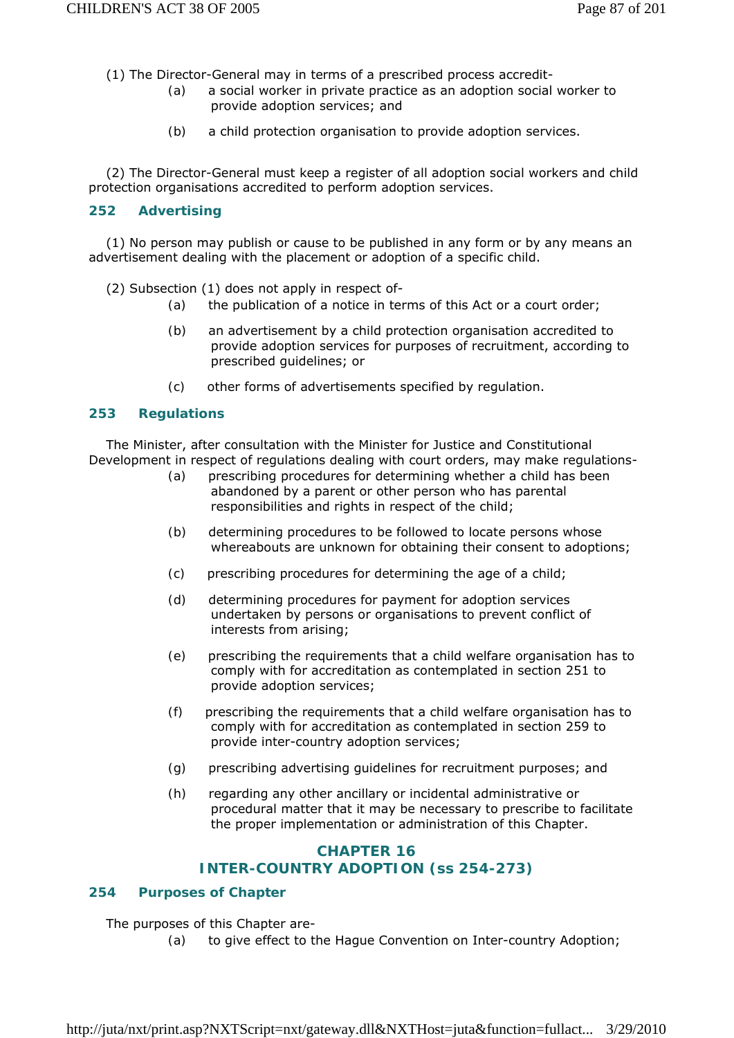(1) The Director-General may in terms of a prescribed process accredit-

(a) a social worker in private practice as an adoption social worker to provide adoption services; and

(b) a child protection organisation to provide adoption services.

(2) The Director-General must keep a register of all adoption social workers and child protection organisations accredited to perform adoption services.

### 252 Advertising

(1) No person may publish or cause to be published in any form or by any means an advertisement dealing with the placement or adoption of a specific child.

(2) Subsection (1) does not apply in respect of-

(a) the publication of a notice in terms of this Act or a court order;

(b) an advertisement by a child protection organisation accredited to provide adoption services for purposes of recruitment, according to prescribed guidelines; or

(c) other forms of advertisements specified by regulation.

### 253 Regulations

The Minister, after consultation with the Minister for Justice and Constitutional Development in respect of regulations dealing with court orders, may make regulations-

(a) prescribing procedures for determining whether a child has been abandoned by a parent or other person who has parental responsibilities and rights in respect of the child;

(b) determining procedures to be followed to locate persons whose whereabouts are unknown for obtaining their consent to adoptions;

(c) prescribing procedures for determining the age of a child;

(d) determining procedures for payment for adoption services undertaken by persons or organisations to prevent conflict of interests from arising;

(e) prescribing the requirements that a child welfare organisation has to comply with for accreditation as contemplated in section 251 to provide adoption services;

(f) prescribing the requirements that a child welfare organisation has to comply with for accreditation as contemplated in section 259 to provide inter-country adoption services;

(g) prescribing advertising guidelines for recruitment purposes; and

(h) regarding any other ancillary or incidental administrative or procedural matter that it may be necessary to prescribe to facilitate the proper implementation or administration of this Chapter.

## CHAPTER 16
## INTER-COUNTRY ADOPTION (ss 254-273)

### 254 Purposes of Chapter

The purposes of this Chapter are-

(a) to give effect to the Hague Convention on Inter-country Adoption;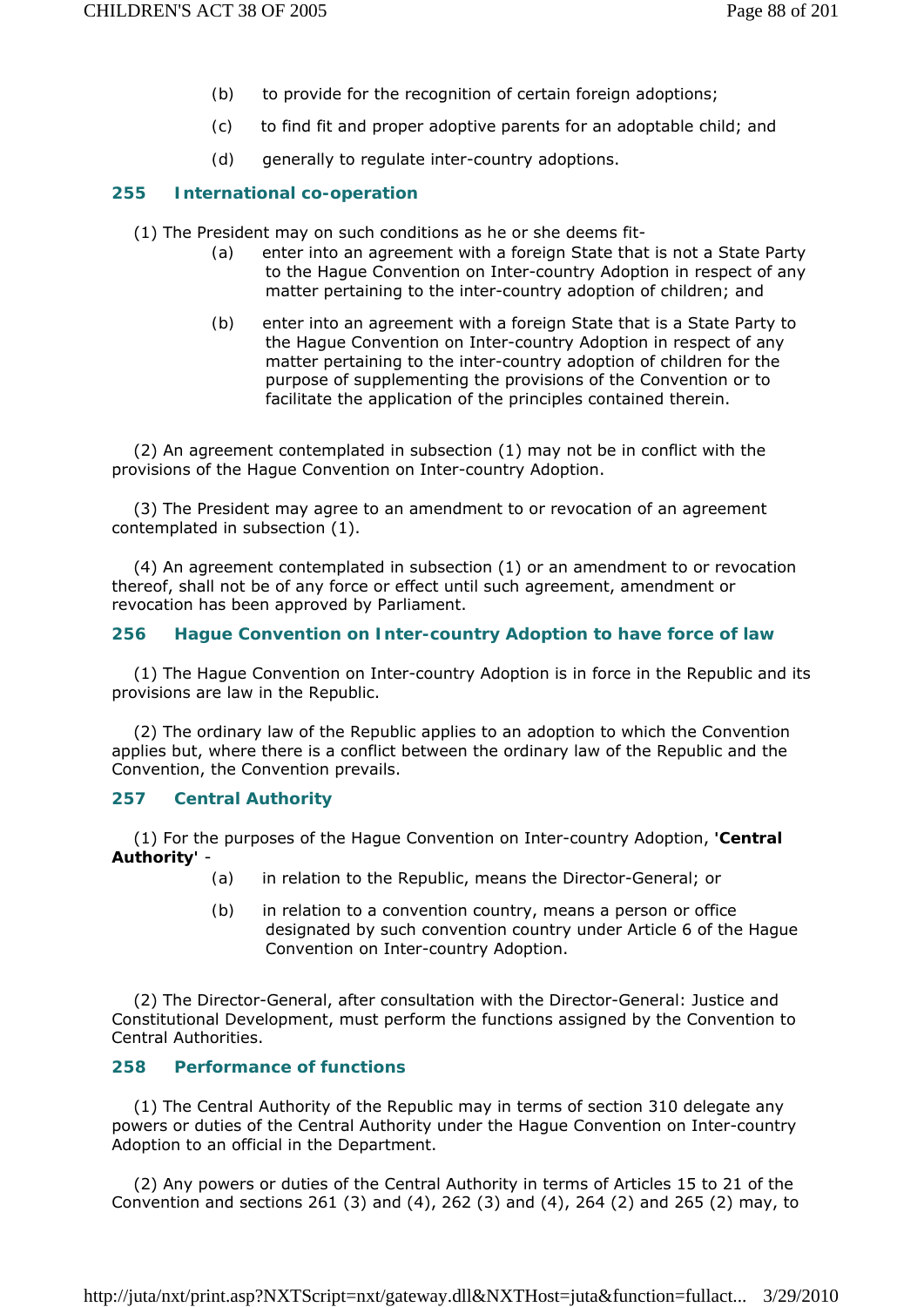(b) to provide for the recognition of certain foreign adoptions;

(c) to find fit and proper adoptive parents for an adoptable child; and

(d) generally to regulate inter-country adoptions.

### 255 International co-operation

(1) The President may on such conditions as he or she deems fit-

(a) enter into an agreement with a foreign State that is not a State Party to the Hague Convention on Inter-country Adoption in respect of any matter pertaining to the inter-country adoption of children; and

(b) enter into an agreement with a foreign State that is a State Party to the Hague Convention on Inter-country Adoption in respect of any matter pertaining to the inter-country adoption of children for the purpose of supplementing the provisions of the Convention or to facilitate the application of the principles contained therein.

(2) An agreement contemplated in subsection (1) may not be in conflict with the provisions of the Hague Convention on Inter-country Adoption.

(3) The President may agree to an amendment to or revocation of an agreement contemplated in subsection (1).

(4) An agreement contemplated in subsection (1) or an amendment to or revocation thereof, shall not be of any force or effect until such agreement, amendment or revocation has been approved by Parliament.

### 256 Hague Convention on Inter-country Adoption to have force of law

(1) The Hague Convention on Inter-country Adoption is in force in the Republic and its provisions are law in the Republic.

(2) The ordinary law of the Republic applies to an adoption to which the Convention applies but, where there is a conflict between the ordinary law of the Republic and the Convention, the Convention prevails.

### 257 Central Authority

(1) For the purposes of the Hague Convention on Inter-country Adoption, **'Central Authority'** -

(a) in relation to the Republic, means the Director-General; or

(b) in relation to a convention country, means a person or office designated by such convention country under Article 6 of the Hague Convention on Inter-country Adoption.

(2) The Director-General, after consultation with the Director-General: Justice and Constitutional Development, must perform the functions assigned by the Convention to Central Authorities.

### 258 Performance of functions

(1) The Central Authority of the Republic may in terms of section 310 delegate any powers or duties of the Central Authority under the Hague Convention on Inter-country Adoption to an official in the Department.

(2) Any powers or duties of the Central Authority in terms of Articles 15 to 21 of the Convention and sections 261 (3) and (4), 262 (3) and (4), 264 (2) and 265 (2) may, to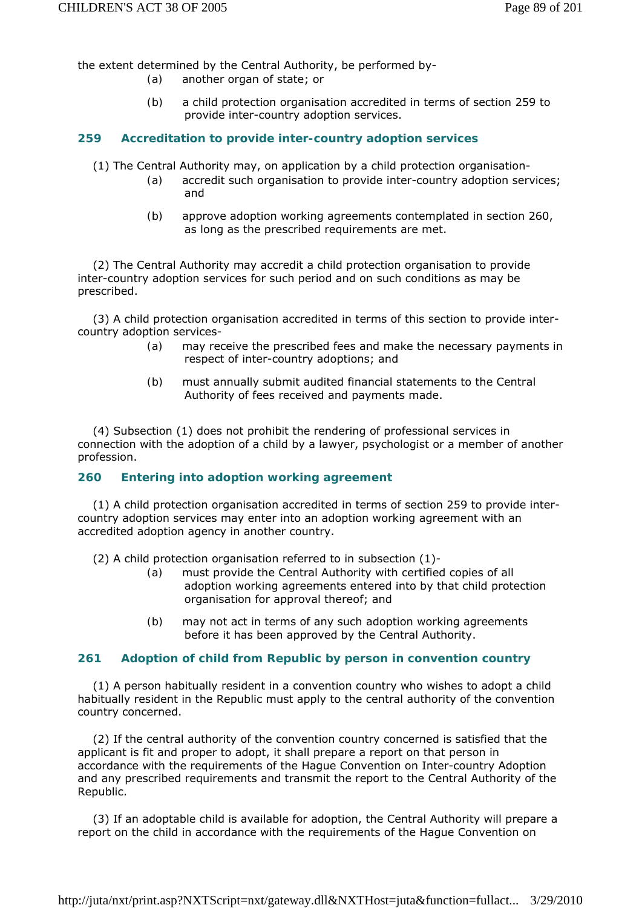the extent determined by the Central Authority, be performed by-

(a) another organ of state; or

(b) a child protection organisation accredited in terms of section 259 to provide inter-country adoption services.

### 259 Accreditation to provide inter-country adoption services

(1) The Central Authority may, on application by a child protection organisation-

(a) accredit such organisation to provide inter-country adoption services; and

(b) approve adoption working agreements contemplated in section 260, as long as the prescribed requirements are met.

(2) The Central Authority may accredit a child protection organisation to provide inter-country adoption services for such period and on such conditions as may be prescribed.

(3) A child protection organisation accredited in terms of this section to provide inter-country adoption services-

(a) may receive the prescribed fees and make the necessary payments in respect of inter-country adoptions; and

(b) must annually submit audited financial statements to the Central Authority of fees received and payments made.

(4) Subsection (1) does not prohibit the rendering of professional services in connection with the adoption of a child by a lawyer, psychologist or a member of another profession.

### 260 Entering into adoption working agreement

(1) A child protection organisation accredited in terms of section 259 to provide inter-country adoption services may enter into an adoption working agreement with an accredited adoption agency in another country.

(2) A child protection organisation referred to in subsection (1)-

(a) must provide the Central Authority with certified copies of all adoption working agreements entered into by that child protection organisation for approval thereof; and

(b) may not act in terms of any such adoption working agreements before it has been approved by the Central Authority.

### 261 Adoption of child from Republic by person in convention country

(1) A person habitually resident in a convention country who wishes to adopt a child habitually resident in the Republic must apply to the central authority of the convention country concerned.

(2) If the central authority of the convention country concerned is satisfied that the applicant is fit and proper to adopt, it shall prepare a report on that person in accordance with the requirements of the Hague Convention on Inter-country Adoption and any prescribed requirements and transmit the report to the Central Authority of the Republic.

(3) If an adoptable child is available for adoption, the Central Authority will prepare a report on the child in accordance with the requirements of the Hague Convention on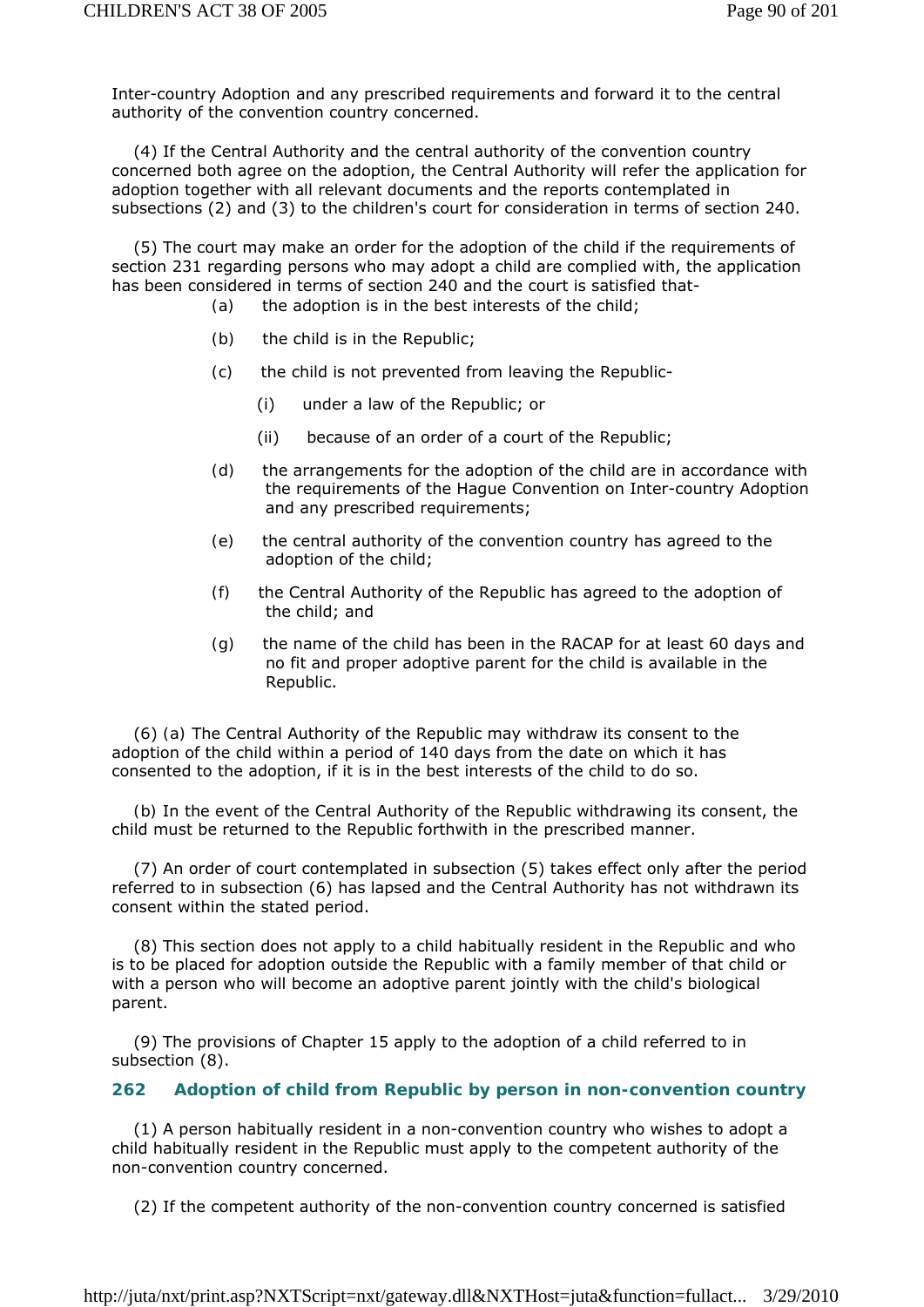Inter-country Adoption and any prescribed requirements and forward it to the central authority of the convention country concerned.

(4) If the Central Authority and the central authority of the convention country concerned both agree on the adoption, the Central Authority will refer the application for adoption together with all relevant documents and the reports contemplated in subsections (2) and (3) to the children's court for consideration in terms of section 240.

(5) The court may make an order for the adoption of the child if the requirements of section 231 regarding persons who may adopt a child are complied with, the application has been considered in terms of section 240 and the court is satisfied that-

(a) the adoption is in the best interests of the child;

(b) the child is in the Republic;

(c) the child is not prevented from leaving the Republic-

(i) under a law of the Republic; or

(ii) because of an order of a court of the Republic;

(d) the arrangements for the adoption of the child are in accordance with the requirements of the Hague Convention on Inter-country Adoption and any prescribed requirements;

(e) the central authority of the convention country has agreed to the adoption of the child;

(f) the Central Authority of the Republic has agreed to the adoption of the child; and

(g) the name of the child has been in the RACAP for at least 60 days and no fit and proper adoptive parent for the child is available in the Republic.

(6) (a) The Central Authority of the Republic may withdraw its consent to the adoption of the child within a period of 140 days from the date on which it has consented to the adoption, if it is in the best interests of the child to do so.

(b) In the event of the Central Authority of the Republic withdrawing its consent, the child must be returned to the Republic forthwith in the prescribed manner.

(7) An order of court contemplated in subsection (5) takes effect only after the period referred to in subsection (6) has lapsed and the Central Authority has not withdrawn its consent within the stated period.

(8) This section does not apply to a child habitually resident in the Republic and who is to be placed for adoption outside the Republic with a family member of that child or with a person who will become an adoptive parent jointly with the child's biological parent.

(9) The provisions of Chapter 15 apply to the adoption of a child referred to in subsection (8).

### 262 Adoption of child from Republic by person in non-convention country

(1) A person habitually resident in a non-convention country who wishes to adopt a child habitually resident in the Republic must apply to the competent authority of the non-convention country concerned.

(2) If the competent authority of the non-convention country concerned is satisfied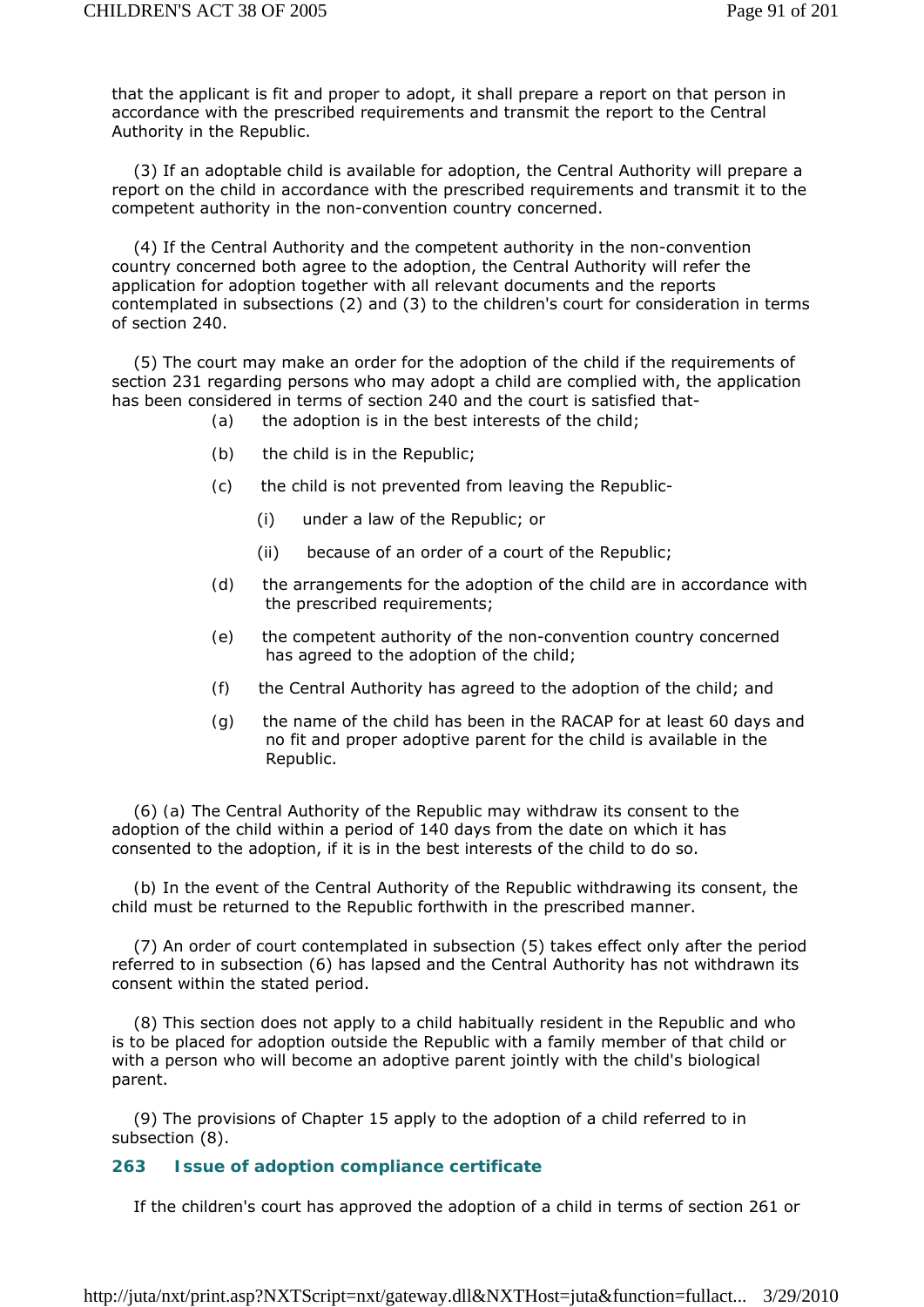that the applicant is fit and proper to adopt, it shall prepare a report on that person in accordance with the prescribed requirements and transmit the report to the Central Authority in the Republic.

(3) If an adoptable child is available for adoption, the Central Authority will prepare a report on the child in accordance with the prescribed requirements and transmit it to the competent authority in the non-convention country concerned.

(4) If the Central Authority and the competent authority in the non-convention country concerned both agree to the adoption, the Central Authority will refer the application for adoption together with all relevant documents and the reports contemplated in subsections (2) and (3) to the children's court for consideration in terms of section 240.

(5) The court may make an order for the adoption of the child if the requirements of section 231 regarding persons who may adopt a child are complied with, the application has been considered in terms of section 240 and the court is satisfied that-

- (a) the adoption is in the best interests of the child;
- (b) the child is in the Republic;
- (c) the child is not prevented from leaving the Republic-
  - (i) under a law of the Republic; or
  - (ii) because of an order of a court of the Republic;
- (d) the arrangements for the adoption of the child are in accordance with the prescribed requirements;
- (e) the competent authority of the non-convention country concerned has agreed to the adoption of the child;
- (f) the Central Authority has agreed to the adoption of the child; and
- (g) the name of the child has been in the RACAP for at least 60 days and no fit and proper adoptive parent for the child is available in the Republic.

(6) (a) The Central Authority of the Republic may withdraw its consent to the adoption of the child within a period of 140 days from the date on which it has consented to the adoption, if it is in the best interests of the child to do so.

(b) In the event of the Central Authority of the Republic withdrawing its consent, the child must be returned to the Republic forthwith in the prescribed manner.

(7) An order of court contemplated in subsection (5) takes effect only after the period referred to in subsection (6) has lapsed and the Central Authority has not withdrawn its consent within the stated period.

(8) This section does not apply to a child habitually resident in the Republic and who is to be placed for adoption outside the Republic with a family member of that child or with a person who will become an adoptive parent jointly with the child's biological parent.

(9) The provisions of Chapter 15 apply to the adoption of a child referred to in subsection (8).

## 263 Issue of adoption compliance certificate

If the children's court has approved the adoption of a child in terms of section 261 or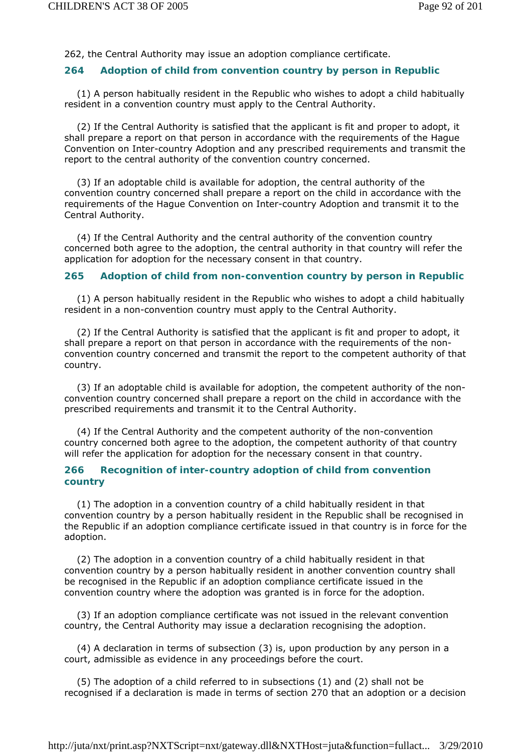262, the Central Authority may issue an adoption compliance certificate.

### 264 Adoption of child from convention country by person in Republic

(1) A person habitually resident in the Republic who wishes to adopt a child habitually resident in a convention country must apply to the Central Authority.

(2) If the Central Authority is satisfied that the applicant is fit and proper to adopt, it shall prepare a report on that person in accordance with the requirements of the Hague Convention on Inter-country Adoption and any prescribed requirements and transmit the report to the central authority of the convention country concerned.

(3) If an adoptable child is available for adoption, the central authority of the convention country concerned shall prepare a report on the child in accordance with the requirements of the Hague Convention on Inter-country Adoption and transmit it to the Central Authority.

(4) If the Central Authority and the central authority of the convention country concerned both agree to the adoption, the central authority in that country will refer the application for adoption for the necessary consent in that country.

### 265 Adoption of child from non-convention country by person in Republic

(1) A person habitually resident in the Republic who wishes to adopt a child habitually resident in a non-convention country must apply to the Central Authority.

(2) If the Central Authority is satisfied that the applicant is fit and proper to adopt, it shall prepare a report on that person in accordance with the requirements of the non-convention country concerned and transmit the report to the competent authority of that country.

(3) If an adoptable child is available for adoption, the competent authority of the non-convention country concerned shall prepare a report on the child in accordance with the prescribed requirements and transmit it to the Central Authority.

(4) If the Central Authority and the competent authority of the non-convention country concerned both agree to the adoption, the competent authority of that country will refer the application for adoption for the necessary consent in that country.

### 266 Recognition of inter-country adoption of child from convention country

(1) The adoption in a convention country of a child habitually resident in that convention country by a person habitually resident in the Republic shall be recognised in the Republic if an adoption compliance certificate issued in that country is in force for the adoption.

(2) The adoption in a convention country of a child habitually resident in that convention country by a person habitually resident in another convention country shall be recognised in the Republic if an adoption compliance certificate issued in the convention country where the adoption was granted is in force for the adoption.

(3) If an adoption compliance certificate was not issued in the relevant convention country, the Central Authority may issue a declaration recognising the adoption.

(4) A declaration in terms of subsection (3) is, upon production by any person in a court, admissible as evidence in any proceedings before the court.

(5) The adoption of a child referred to in subsections (1) and (2) shall not be recognised if a declaration is made in terms of section 270 that an adoption or a decision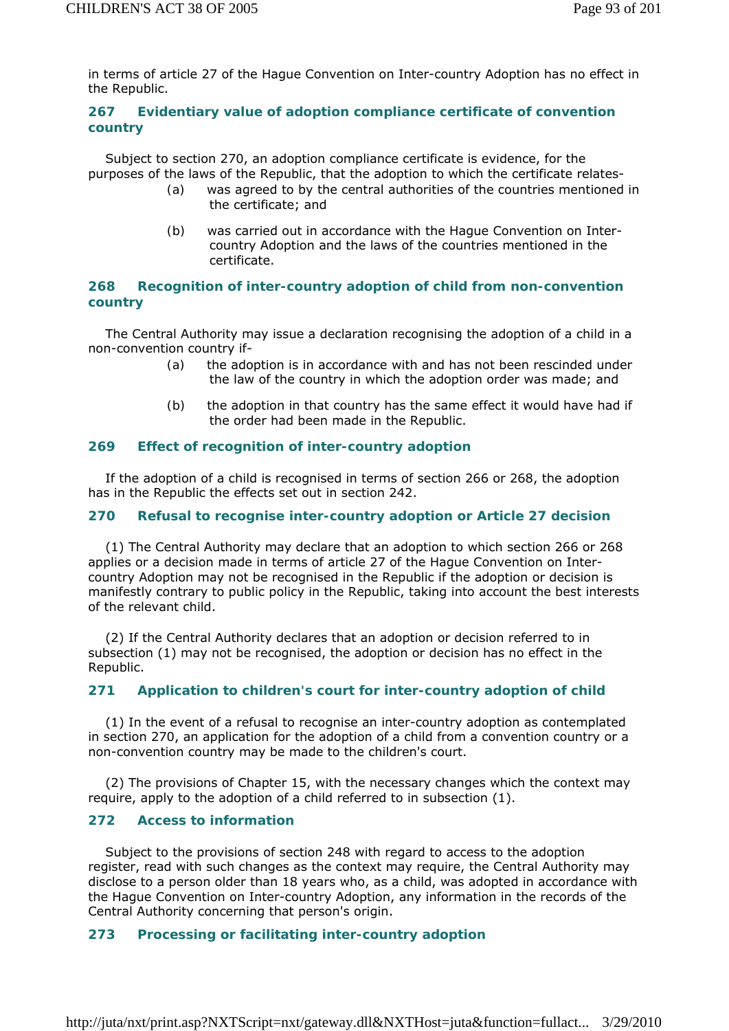in terms of article 27 of the Hague Convention on Inter-country Adoption has no effect in the Republic.

### 267 Evidentiary value of adoption compliance certificate of convention country

Subject to section 270, an adoption compliance certificate is evidence, for the purposes of the laws of the Republic, that the adoption to which the certificate relates-

(a) was agreed to by the central authorities of the countries mentioned in the certificate; and

(b) was carried out in accordance with the Hague Convention on Inter-country Adoption and the laws of the countries mentioned in the certificate.

### 268 Recognition of inter-country adoption of child from non-convention country

The Central Authority may issue a declaration recognising the adoption of a child in a non-convention country if-

(a) the adoption is in accordance with and has not been rescinded under the law of the country in which the adoption order was made; and

(b) the adoption in that country has the same effect it would have had if the order had been made in the Republic.

### 269 Effect of recognition of inter-country adoption

If the adoption of a child is recognised in terms of section 266 or 268, the adoption has in the Republic the effects set out in section 242.

### 270 Refusal to recognise inter-country adoption or Article 27 decision

(1) The Central Authority may declare that an adoption to which section 266 or 268 applies or a decision made in terms of article 27 of the Hague Convention on Inter-country Adoption may not be recognised in the Republic if the adoption or decision is manifestly contrary to public policy in the Republic, taking into account the best interests of the relevant child.

(2) If the Central Authority declares that an adoption or decision referred to in subsection (1) may not be recognised, the adoption or decision has no effect in the Republic.

### 271 Application to children's court for inter-country adoption of child

(1) In the event of a refusal to recognise an inter-country adoption as contemplated in section 270, an application for the adoption of a child from a convention country or a non-convention country may be made to the children's court.

(2) The provisions of Chapter 15, with the necessary changes which the context may require, apply to the adoption of a child referred to in subsection (1).

### 272 Access to information

Subject to the provisions of section 248 with regard to access to the adoption register, read with such changes as the context may require, the Central Authority may disclose to a person older than 18 years who, as a child, was adopted in accordance with the Hague Convention on Inter-country Adoption, any information in the records of the Central Authority concerning that person's origin.

### 273 Processing or facilitating inter-country adoption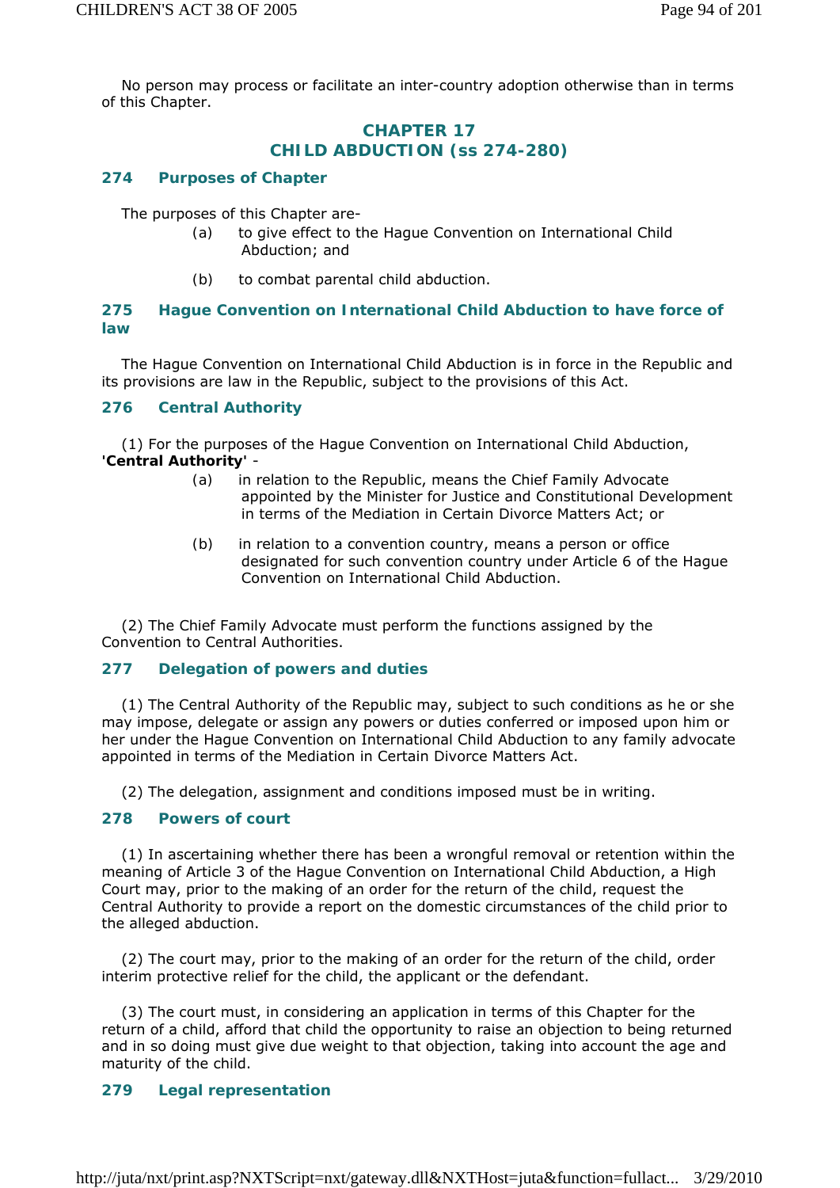No person may process or facilitate an inter-country adoption otherwise than in terms of this Chapter.

## CHAPTER 17
## CHILD ABDUCTION (ss 274-280)

### 274 Purposes of Chapter

The purposes of this Chapter are-

(a) to give effect to the Hague Convention on International Child Abduction; and

(b) to combat parental child abduction.

### 275 Hague Convention on International Child Abduction to have force of law

The Hague Convention on International Child Abduction is in force in the Republic and its provisions are law in the Republic, subject to the provisions of this Act.

### 276 Central Authority

(1) For the purposes of the Hague Convention on International Child Abduction, **'Central Authority'** -

(a) in relation to the Republic, means the Chief Family Advocate appointed by the Minister for Justice and Constitutional Development in terms of the Mediation in Certain Divorce Matters Act; or

(b) in relation to a convention country, means a person or office designated for such convention country under Article 6 of the Hague Convention on International Child Abduction.

(2) The Chief Family Advocate must perform the functions assigned by the Convention to Central Authorities.

### 277 Delegation of powers and duties

(1) The Central Authority of the Republic may, subject to such conditions as he or she may impose, delegate or assign any powers or duties conferred or imposed upon him or her under the Hague Convention on International Child Abduction to any family advocate appointed in terms of the Mediation in Certain Divorce Matters Act.

(2) The delegation, assignment and conditions imposed must be in writing.

### 278 Powers of court

(1) In ascertaining whether there has been a wrongful removal or retention within the meaning of Article 3 of the Hague Convention on International Child Abduction, a High Court may, prior to the making of an order for the return of the child, request the Central Authority to provide a report on the domestic circumstances of the child prior to the alleged abduction.

(2) The court may, prior to the making of an order for the return of the child, order interim protective relief for the child, the applicant or the defendant.

(3) The court must, in considering an application in terms of this Chapter for the return of a child, afford that child the opportunity to raise an objection to being returned and in so doing must give due weight to that objection, taking into account the age and maturity of the child.

### 279 Legal representation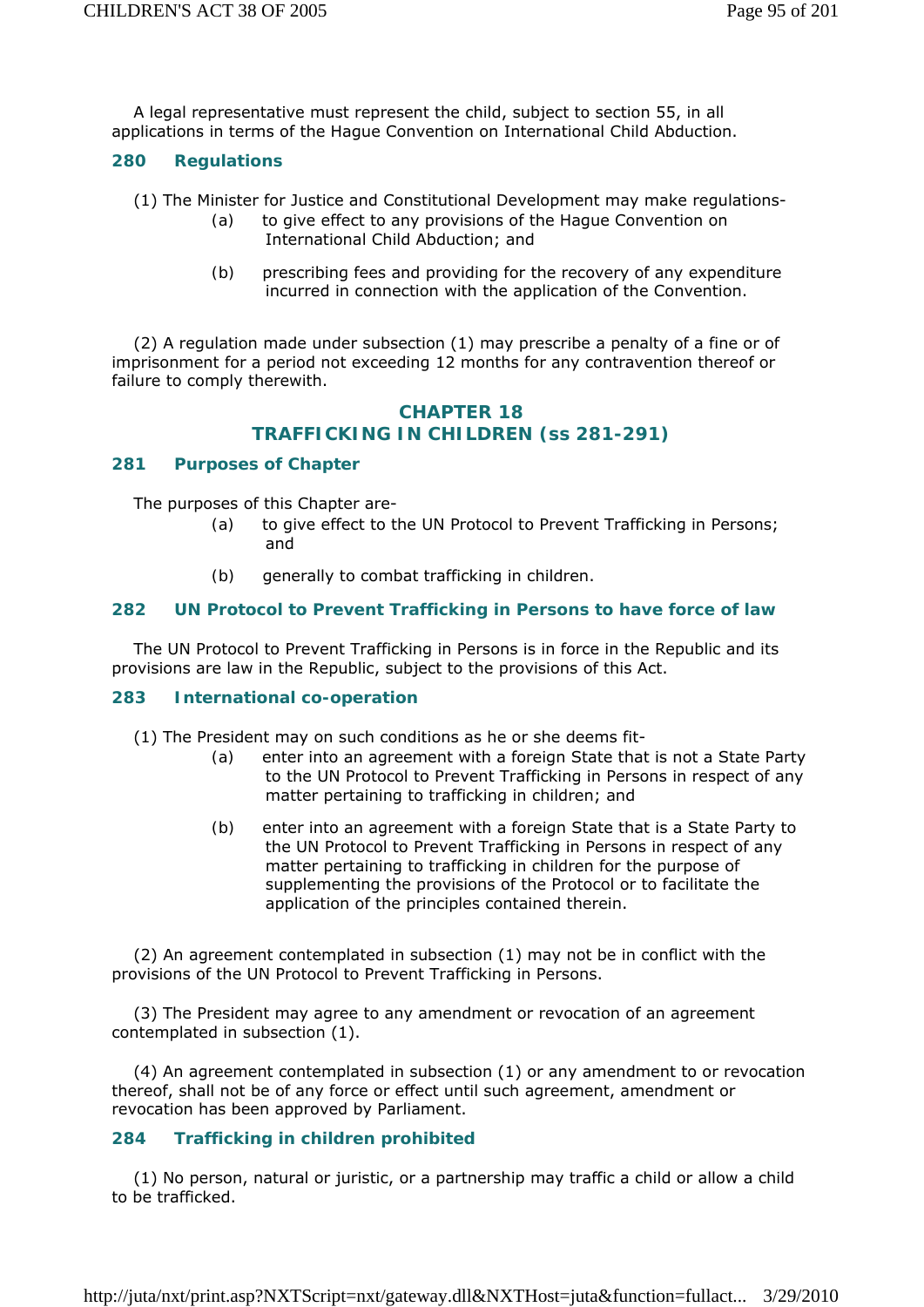A legal representative must represent the child, subject to section 55, in all applications in terms of the Hague Convention on International Child Abduction.

### 280 Regulations

(1) The Minister for Justice and Constitutional Development may make regulations-

(a) to give effect to any provisions of the Hague Convention on International Child Abduction; and

(b) prescribing fees and providing for the recovery of any expenditure incurred in connection with the application of the Convention.

(2) A regulation made under subsection (1) may prescribe a penalty of a fine or of imprisonment for a period not exceeding 12 months for any contravention thereof or failure to comply therewith.

## CHAPTER 18
## TRAFFICKING IN CHILDREN (ss 281-291)

### 281 Purposes of Chapter

The purposes of this Chapter are-

(a) to give effect to the UN Protocol to Prevent Trafficking in Persons; and

(b) generally to combat trafficking in children.

### 282 UN Protocol to Prevent Trafficking in Persons to have force of law

The UN Protocol to Prevent Trafficking in Persons is in force in the Republic and its provisions are law in the Republic, subject to the provisions of this Act.

### 283 International co-operation

(1) The President may on such conditions as he or she deems fit-

(a) enter into an agreement with a foreign State that is not a State Party to the UN Protocol to Prevent Trafficking in Persons in respect of any matter pertaining to trafficking in children; and

(b) enter into an agreement with a foreign State that is a State Party to the UN Protocol to Prevent Trafficking in Persons in respect of any matter pertaining to trafficking in children for the purpose of supplementing the provisions of the Protocol or to facilitate the application of the principles contained therein.

(2) An agreement contemplated in subsection (1) may not be in conflict with the provisions of the UN Protocol to Prevent Trafficking in Persons.

(3) The President may agree to any amendment or revocation of an agreement contemplated in subsection (1).

(4) An agreement contemplated in subsection (1) or any amendment to or revocation thereof, shall not be of any force or effect until such agreement, amendment or revocation has been approved by Parliament.

### 284 Trafficking in children prohibited

(1) No person, natural or juristic, or a partnership may traffic a child or allow a child to be trafficked.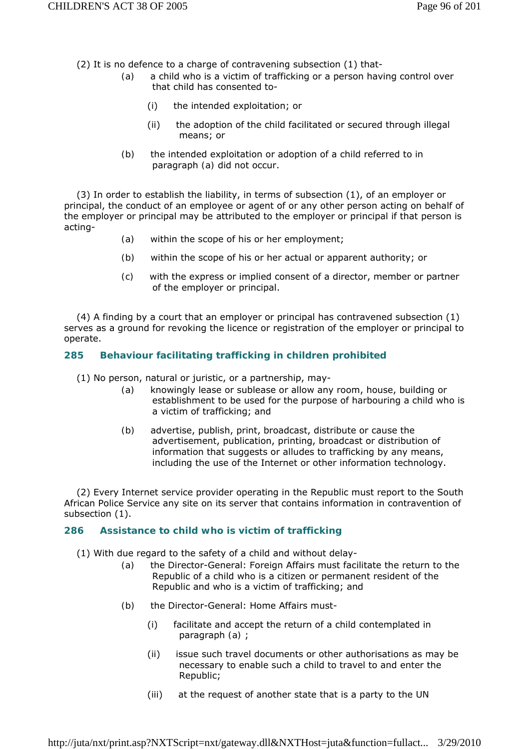(2) It is no defence to a charge of contravening subsection (1) that-

(a) a child who is a victim of trafficking or a person having control over that child has consented to-

(i) the intended exploitation; or

(ii) the adoption of the child facilitated or secured through illegal means; or

(b) the intended exploitation or adoption of a child referred to in paragraph (a) did not occur.

(3) In order to establish the liability, in terms of subsection (1), of an employer or principal, the conduct of an employee or agent of or any other person acting on behalf of the employer or principal may be attributed to the employer or principal if that person is acting-

(a) within the scope of his or her employment;

(b) within the scope of his or her actual or apparent authority; or

(c) with the express or implied consent of a director, member or partner of the employer or principal.

(4) A finding by a court that an employer or principal has contravened subsection (1) serves as a ground for revoking the licence or registration of the employer or principal to operate.

### 285 Behaviour facilitating trafficking in children prohibited

(1) No person, natural or juristic, or a partnership, may-

(a) knowingly lease or sublease or allow any room, house, building or establishment to be used for the purpose of harbouring a child who is a victim of trafficking; and

(b) advertise, publish, print, broadcast, distribute or cause the advertisement, publication, printing, broadcast or distribution of information that suggests or alludes to trafficking by any means, including the use of the Internet or other information technology.

(2) Every Internet service provider operating in the Republic must report to the South African Police Service any site on its server that contains information in contravention of subsection (1).

### 286 Assistance to child who is victim of trafficking

(1) With due regard to the safety of a child and without delay-

(a) the Director-General: Foreign Affairs must facilitate the return to the Republic of a child who is a citizen or permanent resident of the Republic and who is a victim of trafficking; and

(b) the Director-General: Home Affairs must-

(i) facilitate and accept the return of a child contemplated in paragraph (a) ;

(ii) issue such travel documents or other authorisations as may be necessary to enable such a child to travel to and enter the Republic;

(iii) at the request of another state that is a party to the UN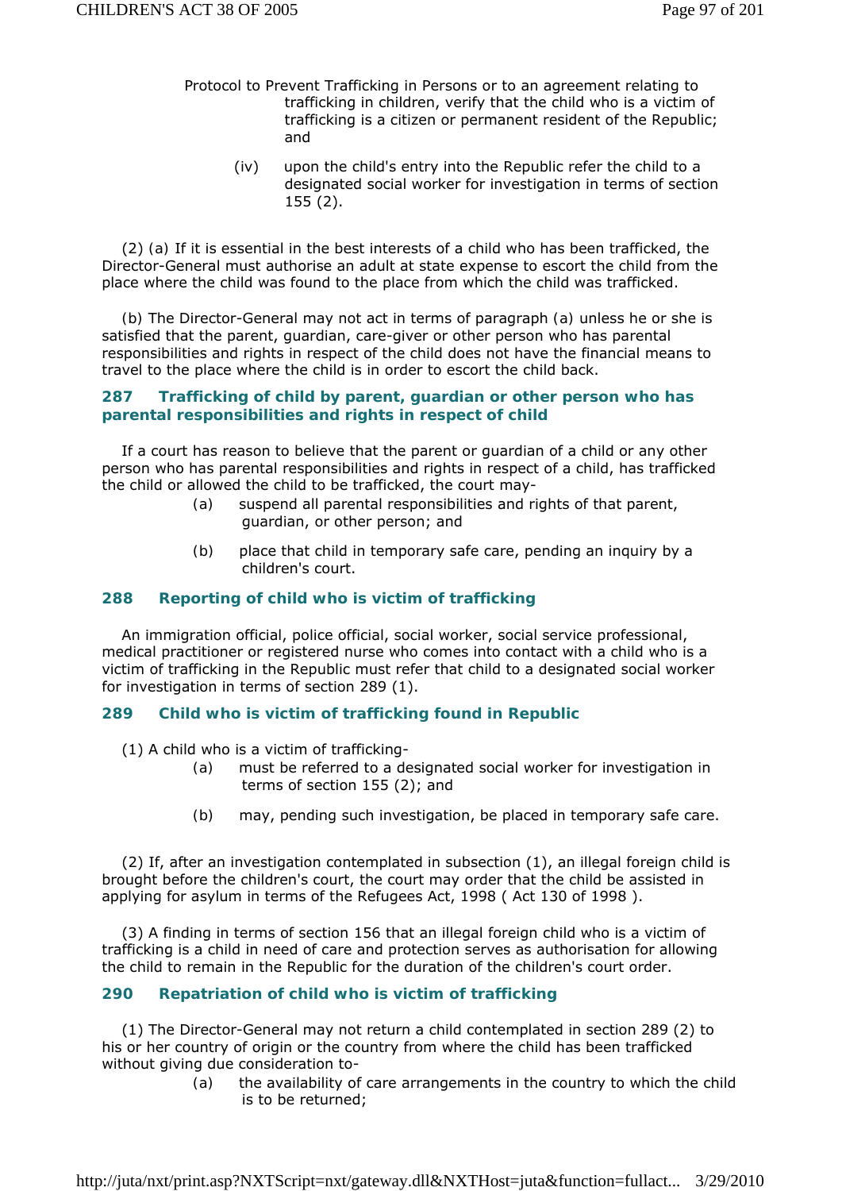Protocol to Prevent Trafficking in Persons or to an agreement relating to trafficking in children, verify that the child who is a victim of trafficking is a citizen or permanent resident of the Republic; and

(iv) upon the child's entry into the Republic refer the child to a designated social worker for investigation in terms of section 155 (2).

(2) (a) If it is essential in the best interests of a child who has been trafficked, the Director-General must authorise an adult at state expense to escort the child from the place where the child was found to the place from which the child was trafficked.

(b) The Director-General may not act in terms of paragraph (a) unless he or she is satisfied that the parent, guardian, care-giver or other person who has parental responsibilities and rights in respect of the child does not have the financial means to travel to the place where the child is in order to escort the child back.

### 287 Trafficking of child by parent, guardian or other person who has parental responsibilities and rights in respect of child

If a court has reason to believe that the parent or guardian of a child or any other person who has parental responsibilities and rights in respect of a child, has trafficked the child or allowed the child to be trafficked, the court may-

(a) suspend all parental responsibilities and rights of that parent, guardian, or other person; and

(b) place that child in temporary safe care, pending an inquiry by a children's court.

### 288 Reporting of child who is victim of trafficking

An immigration official, police official, social worker, social service professional, medical practitioner or registered nurse who comes into contact with a child who is a victim of trafficking in the Republic must refer that child to a designated social worker for investigation in terms of section 289 (1).

### 289 Child who is victim of trafficking found in Republic

(1) A child who is a victim of trafficking-

(a) must be referred to a designated social worker for investigation in terms of section 155 (2); and

(b) may, pending such investigation, be placed in temporary safe care.

(2) If, after an investigation contemplated in subsection (1), an illegal foreign child is brought before the children's court, the court may order that the child be assisted in applying for asylum in terms of the Refugees Act, 1998 ( Act 130 of 1998 ).

(3) A finding in terms of section 156 that an illegal foreign child who is a victim of trafficking is a child in need of care and protection serves as authorisation for allowing the child to remain in the Republic for the duration of the children's court order.

### 290 Repatriation of child who is victim of trafficking

(1) The Director-General may not return a child contemplated in section 289 (2) to his or her country of origin or the country from where the child has been trafficked without giving due consideration to-

(a) the availability of care arrangements in the country to which the child is to be returned;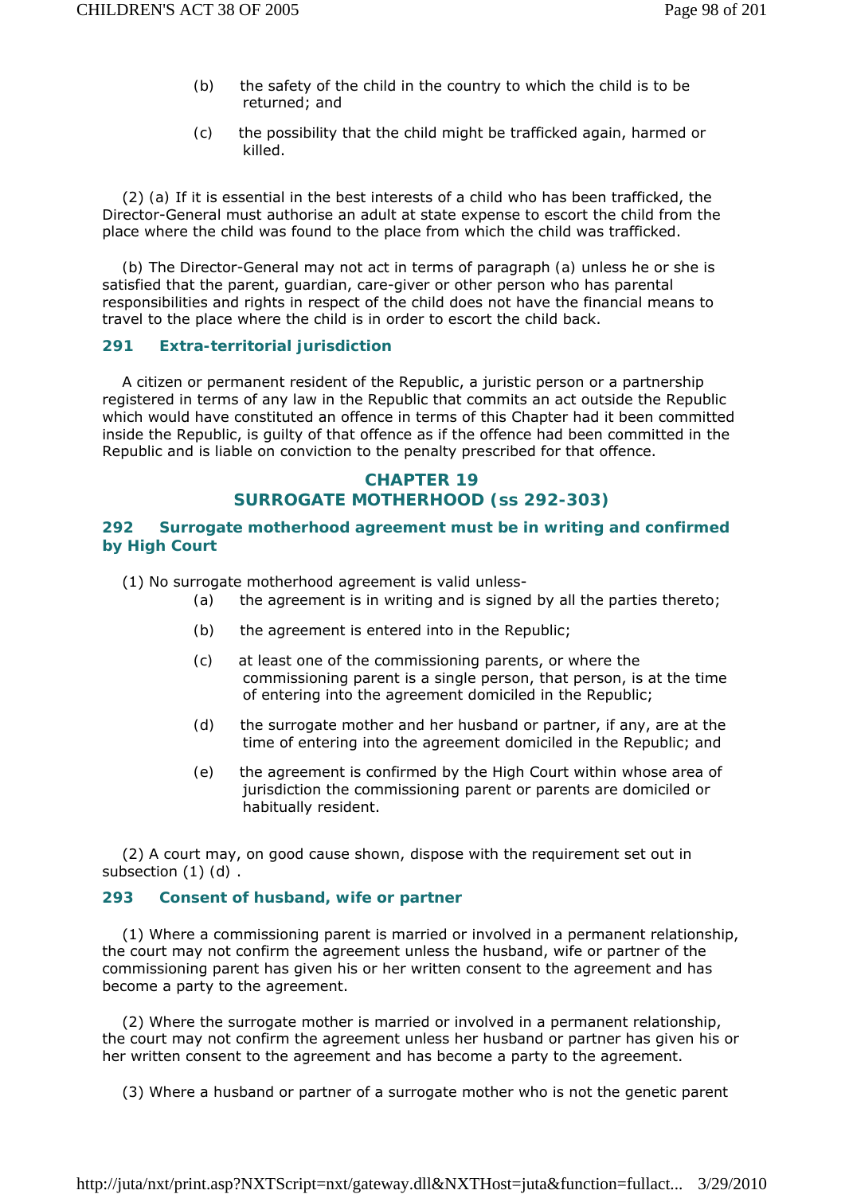(b) the safety of the child in the country to which the child is to be returned; and

(c) the possibility that the child might be trafficked again, harmed or killed.

(2) (a) If it is essential in the best interests of a child who has been trafficked, the Director-General must authorise an adult at state expense to escort the child from the place where the child was found to the place from which the child was trafficked.

(b) The Director-General may not act in terms of paragraph (a) unless he or she is satisfied that the parent, guardian, care-giver or other person who has parental responsibilities and rights in respect of the child does not have the financial means to travel to the place where the child is in order to escort the child back.

### 291 Extra-territorial jurisdiction

A citizen or permanent resident of the Republic, a juristic person or a partnership registered in terms of any law in the Republic that commits an act outside the Republic which would have constituted an offence in terms of this Chapter had it been committed inside the Republic, is guilty of that offence as if the offence had been committed in the Republic and is liable on conviction to the penalty prescribed for that offence.

## CHAPTER 19
## SURROGATE MOTHERHOOD (ss 292-303)

### 292 Surrogate motherhood agreement must be in writing and confirmed by High Court

(1) No surrogate motherhood agreement is valid unless-

(a) the agreement is in writing and is signed by all the parties thereto;

(b) the agreement is entered into in the Republic;

(c) at least one of the commissioning parents, or where the commissioning parent is a single person, that person, is at the time of entering into the agreement domiciled in the Republic;

(d) the surrogate mother and her husband or partner, if any, are at the time of entering into the agreement domiciled in the Republic; and

(e) the agreement is confirmed by the High Court within whose area of jurisdiction the commissioning parent or parents are domiciled or habitually resident.

(2) A court may, on good cause shown, dispose with the requirement set out in subsection (1) (d) .

### 293 Consent of husband, wife or partner

(1) Where a commissioning parent is married or involved in a permanent relationship, the court may not confirm the agreement unless the husband, wife or partner of the commissioning parent has given his or her written consent to the agreement and has become a party to the agreement.

(2) Where the surrogate mother is married or involved in a permanent relationship, the court may not confirm the agreement unless her husband or partner has given his or her written consent to the agreement and has become a party to the agreement.

(3) Where a husband or partner of a surrogate mother who is not the genetic parent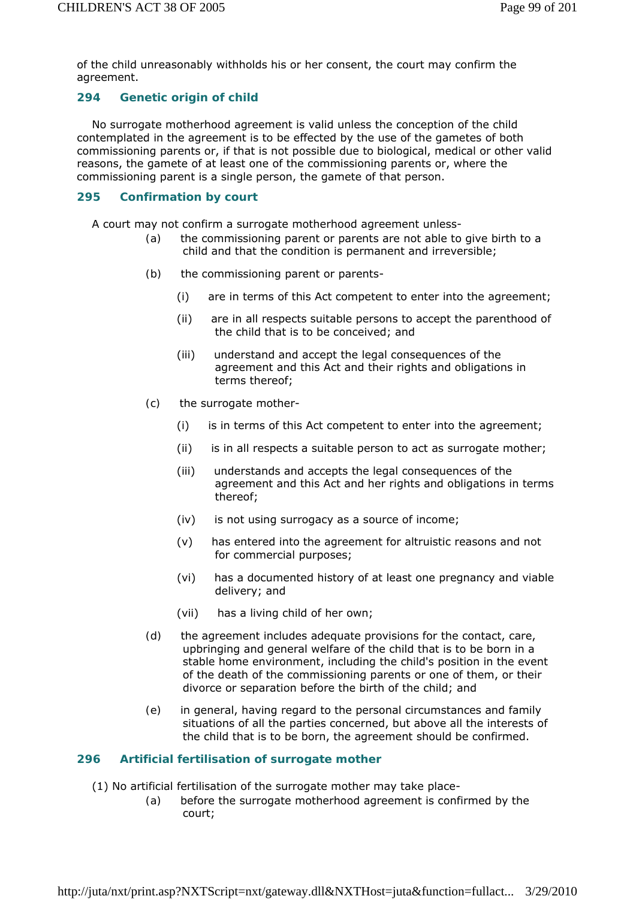of the child unreasonably withholds his or her consent, the court may confirm the agreement.

### 294 Genetic origin of child

No surrogate motherhood agreement is valid unless the conception of the child contemplated in the agreement is to be effected by the use of the gametes of both commissioning parents or, if that is not possible due to biological, medical or other valid reasons, the gamete of at least one of the commissioning parents or, where the commissioning parent is a single person, the gamete of that person.

### 295 Confirmation by court

A court may not confirm a surrogate motherhood agreement unless-

(a) the commissioning parent or parents are not able to give birth to a child and that the condition is permanent and irreversible;

(b) the commissioning parent or parents-

  (i) are in terms of this Act competent to enter into the agreement;

  (ii) are in all respects suitable persons to accept the parenthood of the child that is to be conceived; and

  (iii) understand and accept the legal consequences of the agreement and this Act and their rights and obligations in terms thereof;

(c) the surrogate mother-

  (i) is in terms of this Act competent to enter into the agreement;

  (ii) is in all respects a suitable person to act as surrogate mother;

  (iii) understands and accepts the legal consequences of the agreement and this Act and her rights and obligations in terms thereof;

  (iv) is not using surrogacy as a source of income;

  (v) has entered into the agreement for altruistic reasons and not for commercial purposes;

  (vi) has a documented history of at least one pregnancy and viable delivery; and

  (vii) has a living child of her own;

(d) the agreement includes adequate provisions for the contact, care, upbringing and general welfare of the child that is to be born in a stable home environment, including the child's position in the event of the death of the commissioning parents or one of them, or their divorce or separation before the birth of the child; and

(e) in general, having regard to the personal circumstances and family situations of all the parties concerned, but above all the interests of the child that is to be born, the agreement should be confirmed.

### 296 Artificial fertilisation of surrogate mother

(1) No artificial fertilisation of the surrogate mother may take place-

(a) before the surrogate motherhood agreement is confirmed by the court;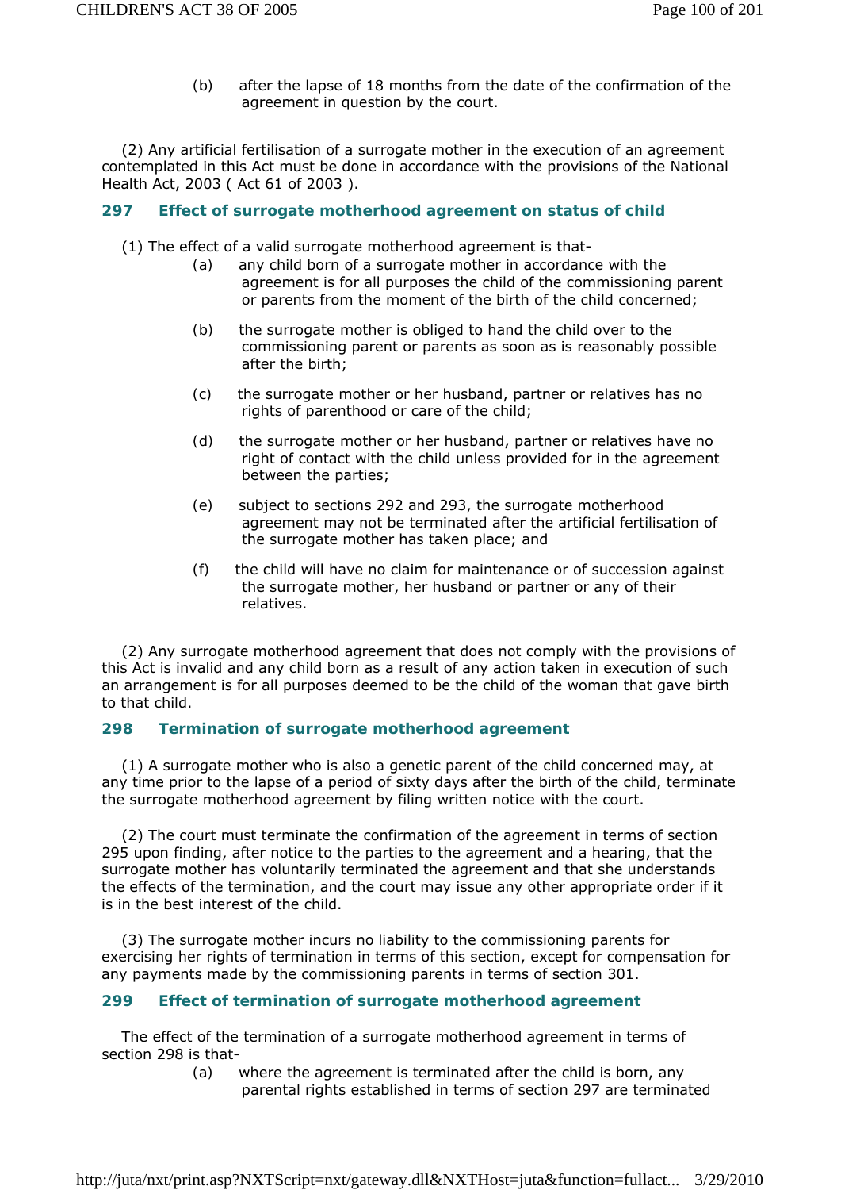(b) after the lapse of 18 months from the date of the confirmation of the agreement in question by the court.

(2) Any artificial fertilisation of a surrogate mother in the execution of an agreement contemplated in this Act must be done in accordance with the provisions of the National Health Act, 2003 ( Act 61 of 2003 ).

## 297 Effect of surrogate motherhood agreement on status of child

(1) The effect of a valid surrogate motherhood agreement is that-

(a) any child born of a surrogate mother in accordance with the agreement is for all purposes the child of the commissioning parent or parents from the moment of the birth of the child concerned;

(b) the surrogate mother is obliged to hand the child over to the commissioning parent or parents as soon as is reasonably possible after the birth;

(c) the surrogate mother or her husband, partner or relatives has no rights of parenthood or care of the child;

(d) the surrogate mother or her husband, partner or relatives have no right of contact with the child unless provided for in the agreement between the parties;

(e) subject to sections 292 and 293, the surrogate motherhood agreement may not be terminated after the artificial fertilisation of the surrogate mother has taken place; and

(f) the child will have no claim for maintenance or of succession against the surrogate mother, her husband or partner or any of their relatives.

(2) Any surrogate motherhood agreement that does not comply with the provisions of this Act is invalid and any child born as a result of any action taken in execution of such an arrangement is for all purposes deemed to be the child of the woman that gave birth to that child.

## 298 Termination of surrogate motherhood agreement

(1) A surrogate mother who is also a genetic parent of the child concerned may, at any time prior to the lapse of a period of sixty days after the birth of the child, terminate the surrogate motherhood agreement by filing written notice with the court.

(2) The court must terminate the confirmation of the agreement in terms of section 295 upon finding, after notice to the parties to the agreement and a hearing, that the surrogate mother has voluntarily terminated the agreement and that she understands the effects of the termination, and the court may issue any other appropriate order if it is in the best interest of the child.

(3) The surrogate mother incurs no liability to the commissioning parents for exercising her rights of termination in terms of this section, except for compensation for any payments made by the commissioning parents in terms of section 301.

## 299 Effect of termination of surrogate motherhood agreement

The effect of the termination of a surrogate motherhood agreement in terms of section 298 is that-

(a) where the agreement is terminated after the child is born, any parental rights established in terms of section 297 are terminated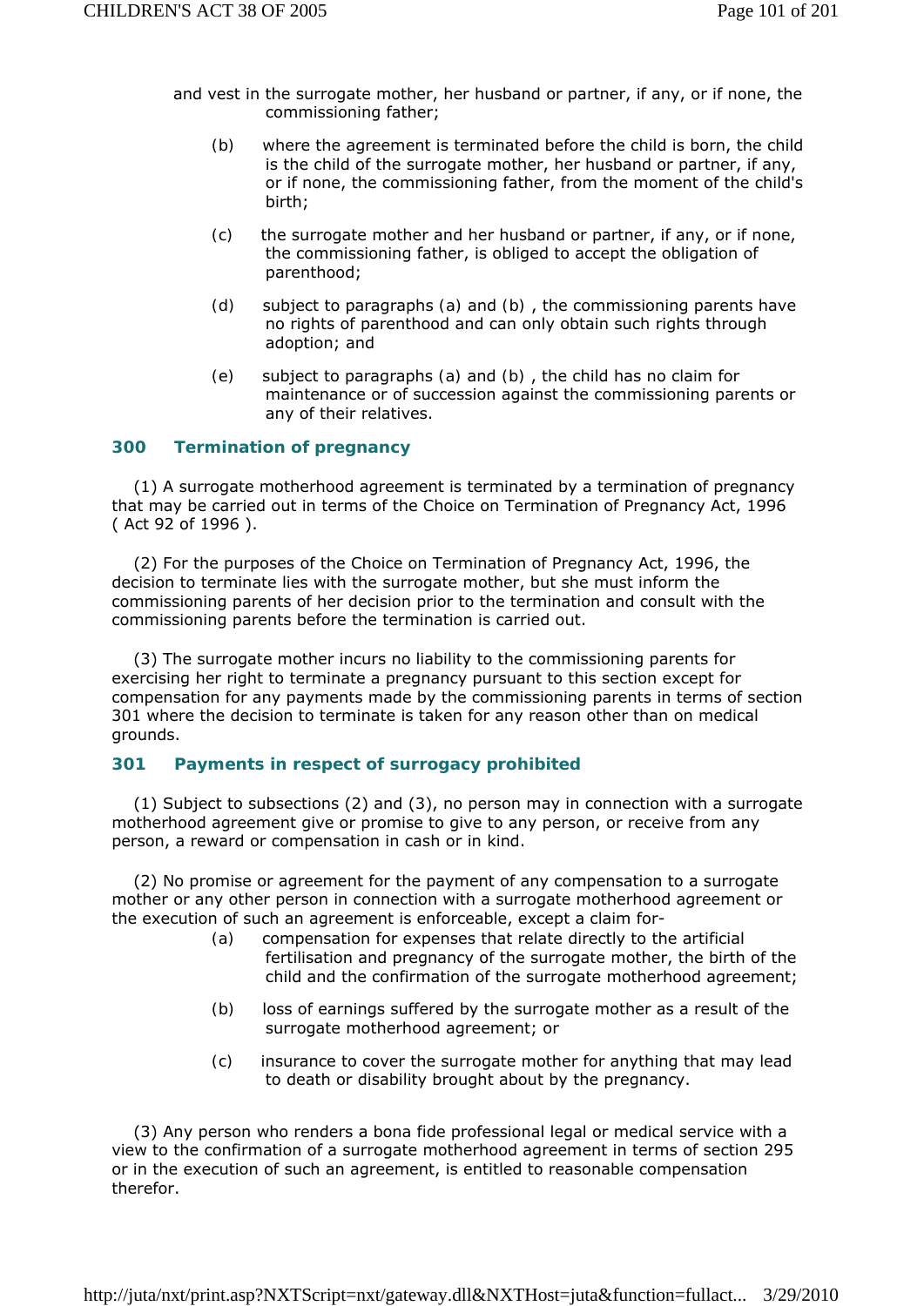and vest in the surrogate mother, her husband or partner, if any, or if none, the commissioning father;

(b) where the agreement is terminated before the child is born, the child is the child of the surrogate mother, her husband or partner, if any, or if none, the commissioning father, from the moment of the child's birth;

(c) the surrogate mother and her husband or partner, if any, or if none, the commissioning father, is obliged to accept the obligation of parenthood;

(d) subject to paragraphs (a) and (b) , the commissioning parents have no rights of parenthood and can only obtain such rights through adoption; and

(e) subject to paragraphs (a) and (b) , the child has no claim for maintenance or of succession against the commissioning parents or any of their relatives.

### 300 Termination of pregnancy

(1) A surrogate motherhood agreement is terminated by a termination of pregnancy that may be carried out in terms of the Choice on Termination of Pregnancy Act, 1996 ( Act 92 of 1996 ).

(2) For the purposes of the Choice on Termination of Pregnancy Act, 1996, the decision to terminate lies with the surrogate mother, but she must inform the commissioning parents of her decision prior to the termination and consult with the commissioning parents before the termination is carried out.

(3) The surrogate mother incurs no liability to the commissioning parents for exercising her right to terminate a pregnancy pursuant to this section except for compensation for any payments made by the commissioning parents in terms of section 301 where the decision to terminate is taken for any reason other than on medical grounds.

### 301 Payments in respect of surrogacy prohibited

(1) Subject to subsections (2) and (3), no person may in connection with a surrogate motherhood agreement give or promise to give to any person, or receive from any person, a reward or compensation in cash or in kind.

(2) No promise or agreement for the payment of any compensation to a surrogate mother or any other person in connection with a surrogate motherhood agreement or the execution of such an agreement is enforceable, except a claim for-

(a) compensation for expenses that relate directly to the artificial fertilisation and pregnancy of the surrogate mother, the birth of the child and the confirmation of the surrogate motherhood agreement;

(b) loss of earnings suffered by the surrogate mother as a result of the surrogate motherhood agreement; or

(c) insurance to cover the surrogate mother for anything that may lead to death or disability brought about by the pregnancy.

(3) Any person who renders a bona fide professional legal or medical service with a view to the confirmation of a surrogate motherhood agreement in terms of section 295 or in the execution of such an agreement, is entitled to reasonable compensation therefor.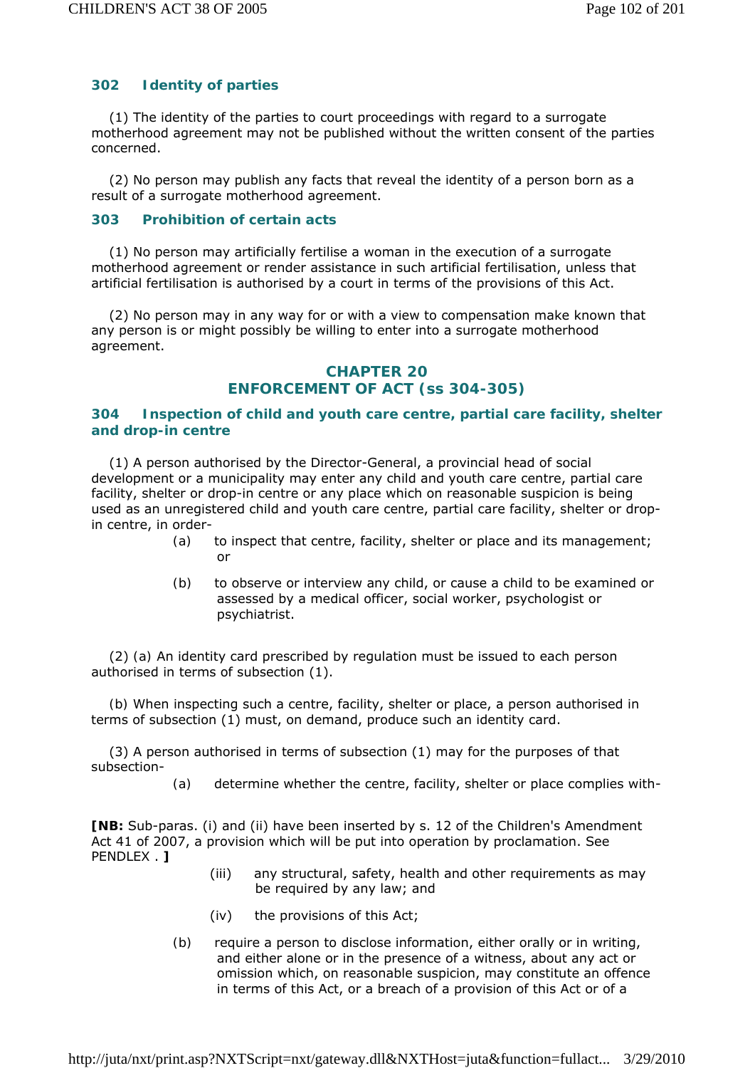### 302 Identity of parties

(1) The identity of the parties to court proceedings with regard to a surrogate motherhood agreement may not be published without the written consent of the parties concerned.

(2) No person may publish any facts that reveal the identity of a person born as a result of a surrogate motherhood agreement.

### 303 Prohibition of certain acts

(1) No person may artificially fertilise a woman in the execution of a surrogate motherhood agreement or render assistance in such artificial fertilisation, unless that artificial fertilisation is authorised by a court in terms of the provisions of this Act.

(2) No person may in any way for or with a view to compensation make known that any person is or might possibly be willing to enter into a surrogate motherhood agreement.

## CHAPTER 20
## ENFORCEMENT OF ACT (ss 304-305)

### 304 Inspection of child and youth care centre, partial care facility, shelter and drop-in centre

(1) A person authorised by the Director-General, a provincial head of social development or a municipality may enter any child and youth care centre, partial care facility, shelter or drop-in centre or any place which on reasonable suspicion is being used as an unregistered child and youth care centre, partial care facility, shelter or drop-in centre, in order-

- (a) to inspect that centre, facility, shelter or place and its management; or
- (b) to observe or interview any child, or cause a child to be examined or assessed by a medical officer, social worker, psychologist or psychiatrist.

(2) (a) An identity card prescribed by regulation must be issued to each person authorised in terms of subsection (1).

(b) When inspecting such a centre, facility, shelter or place, a person authorised in terms of subsection (1) must, on demand, produce such an identity card.

(3) A person authorised in terms of subsection (1) may for the purposes of that subsection-

- (a) determine whether the centre, facility, shelter or place complies with-

**[NB:** Sub-paras. (i) and (ii) have been inserted by s. 12 of the Children's Amendment Act 41 of 2007, a provision which will be put into operation by proclamation. See PENDLEX . **]**

  - (iii) any structural, safety, health and other requirements as may be required by any law; and
  - (iv) the provisions of this Act;
- (b) require a person to disclose information, either orally or in writing, and either alone or in the presence of a witness, about any act or omission which, on reasonable suspicion, may constitute an offence in terms of this Act, or a breach of a provision of this Act or of a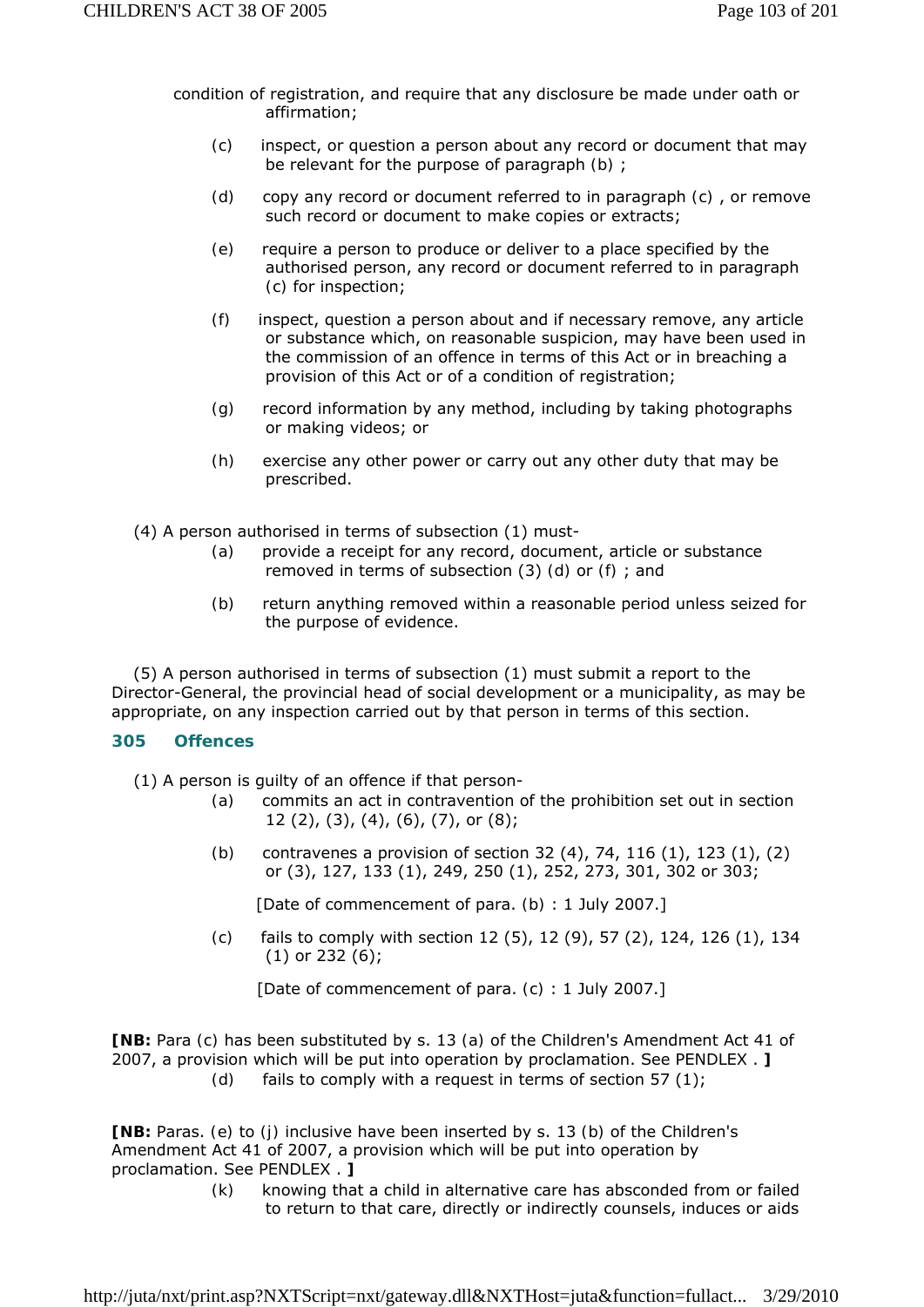condition of registration, and require that any disclosure be made under oath or affirmation;

(c) inspect, or question a person about any record or document that may be relevant for the purpose of paragraph (b) ;

(d) copy any record or document referred to in paragraph (c) , or remove such record or document to make copies or extracts;

(e) require a person to produce or deliver to a place specified by the authorised person, any record or document referred to in paragraph (c) for inspection;

(f) inspect, question a person about and if necessary remove, any article or substance which, on reasonable suspicion, may have been used in the commission of an offence in terms of this Act or in breaching a provision of this Act or of a condition of registration;

(g) record information by any method, including by taking photographs or making videos; or

(h) exercise any other power or carry out any other duty that may be prescribed.

(4) A person authorised in terms of subsection (1) must-

(a) provide a receipt for any record, document, article or substance removed in terms of subsection (3) (d) or (f) ; and

(b) return anything removed within a reasonable period unless seized for the purpose of evidence.

(5) A person authorised in terms of subsection (1) must submit a report to the Director-General, the provincial head of social development or a municipality, as may be appropriate, on any inspection carried out by that person in terms of this section.

### 305 Offences

(1) A person is guilty of an offence if that person-

(a) commits an act in contravention of the prohibition set out in section 12 (2), (3), (4), (6), (7), or (8);

(b) contravenes a provision of section 32 (4), 74, 116 (1), 123 (1), (2) or (3), 127, 133 (1), 249, 250 (1), 252, 273, 301, 302 or 303;

[Date of commencement of para. (b) : 1 July 2007.]

(c) fails to comply with section 12 (5), 12 (9), 57 (2), 124, 126 (1), 134 (1) or 232 (6);

[Date of commencement of para. (c) : 1 July 2007.]

**[NB:** Para (c) has been substituted by s. 13 (a) of the Children's Amendment Act 41 of 2007, a provision which will be put into operation by proclamation. See PENDLEX . **]**

(d) fails to comply with a request in terms of section 57 (1);

**[NB:** Paras. (e) to (j) inclusive have been inserted by s. 13 (b) of the Children's Amendment Act 41 of 2007, a provision which will be put into operation by proclamation. See PENDLEX . **]**

(k) knowing that a child in alternative care has absconded from or failed to return to that care, directly or indirectly counsels, induces or aids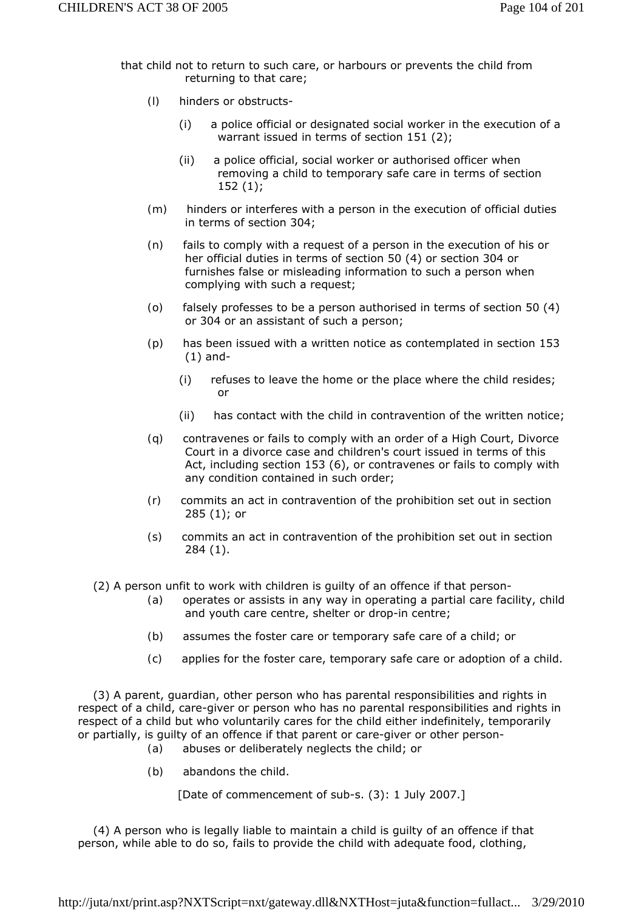that child not to return to such care, or harbours or prevents the child from returning to that care;

(l) hinders or obstructs-

(i) a police official or designated social worker in the execution of a warrant issued in terms of section 151 (2);

(ii) a police official, social worker or authorised officer when removing a child to temporary safe care in terms of section 152 (1);

(m) hinders or interferes with a person in the execution of official duties in terms of section 304;

(n) fails to comply with a request of a person in the execution of his or her official duties in terms of section 50 (4) or section 304 or furnishes false or misleading information to such a person when complying with such a request;

(o) falsely professes to be a person authorised in terms of section 50 (4) or 304 or an assistant of such a person;

(p) has been issued with a written notice as contemplated in section 153 (1) and-

(i) refuses to leave the home or the place where the child resides; or

(ii) has contact with the child in contravention of the written notice;

(q) contravenes or fails to comply with an order of a High Court, Divorce Court in a divorce case and children's court issued in terms of this Act, including section 153 (6), or contravenes or fails to comply with any condition contained in such order;

(r) commits an act in contravention of the prohibition set out in section 285 (1); or

(s) commits an act in contravention of the prohibition set out in section 284 (1).

(2) A person unfit to work with children is guilty of an offence if that person-

(a) operates or assists in any way in operating a partial care facility, child and youth care centre, shelter or drop-in centre;

(b) assumes the foster care or temporary safe care of a child; or

(c) applies for the foster care, temporary safe care or adoption of a child.

(3) A parent, guardian, other person who has parental responsibilities and rights in respect of a child, care-giver or person who has no parental responsibilities and rights in respect of a child but who voluntarily cares for the child either indefinitely, temporarily or partially, is guilty of an offence if that parent or care-giver or other person-

(a) abuses or deliberately neglects the child; or

(b) abandons the child.

[Date of commencement of sub-s. (3): 1 July 2007.]

(4) A person who is legally liable to maintain a child is guilty of an offence if that person, while able to do so, fails to provide the child with adequate food, clothing,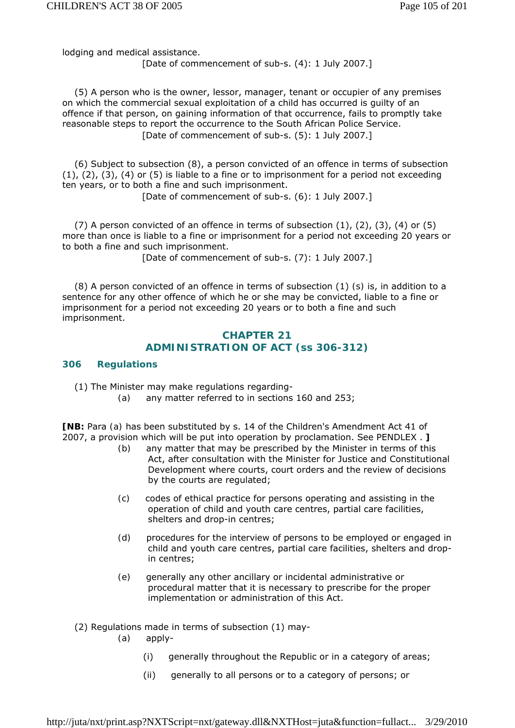lodging and medical assistance.

[Date of commencement of sub-s. (4): 1 July 2007.]

(5) A person who is the owner, lessor, manager, tenant or occupier of any premises on which the commercial sexual exploitation of a child has occurred is guilty of an offence if that person, on gaining information of that occurrence, fails to promptly take reasonable steps to report the occurrence to the South African Police Service.

[Date of commencement of sub-s. (5): 1 July 2007.]

(6) Subject to subsection (8), a person convicted of an offence in terms of subsection (1), (2), (3), (4) or (5) is liable to a fine or to imprisonment for a period not exceeding ten years, or to both a fine and such imprisonment.

[Date of commencement of sub-s. (6): 1 July 2007.]

(7) A person convicted of an offence in terms of subsection (1), (2), (3), (4) or (5) more than once is liable to a fine or imprisonment for a period not exceeding 20 years or to both a fine and such imprisonment.

[Date of commencement of sub-s. (7): 1 July 2007.]

(8) A person convicted of an offence in terms of subsection (1) (s) is, in addition to a sentence for any other offence of which he or she may be convicted, liable to a fine or imprisonment for a period not exceeding 20 years or to both a fine and such imprisonment.

## CHAPTER 21
## ADMINISTRATION OF ACT (ss 306-312)

### 306 Regulations

(1) The Minister may make regulations regarding-

(a) any matter referred to in sections 160 and 253;

**[NB:** Para (a) has been substituted by s. 14 of the Children's Amendment Act 41 of 2007, a provision which will be put into operation by proclamation. See PENDLEX . **]**

(b) any matter that may be prescribed by the Minister in terms of this Act, after consultation with the Minister for Justice and Constitutional Development where courts, court orders and the review of decisions by the courts are regulated;

(c) codes of ethical practice for persons operating and assisting in the operation of child and youth care centres, partial care facilities, shelters and drop-in centres;

(d) procedures for the interview of persons to be employed or engaged in child and youth care centres, partial care facilities, shelters and drop-in centres;

(e) generally any other ancillary or incidental administrative or procedural matter that it is necessary to prescribe for the proper implementation or administration of this Act.

(2) Regulations made in terms of subsection (1) may-

(a) apply-

(i) generally throughout the Republic or in a category of areas;

(ii) generally to all persons or to a category of persons; or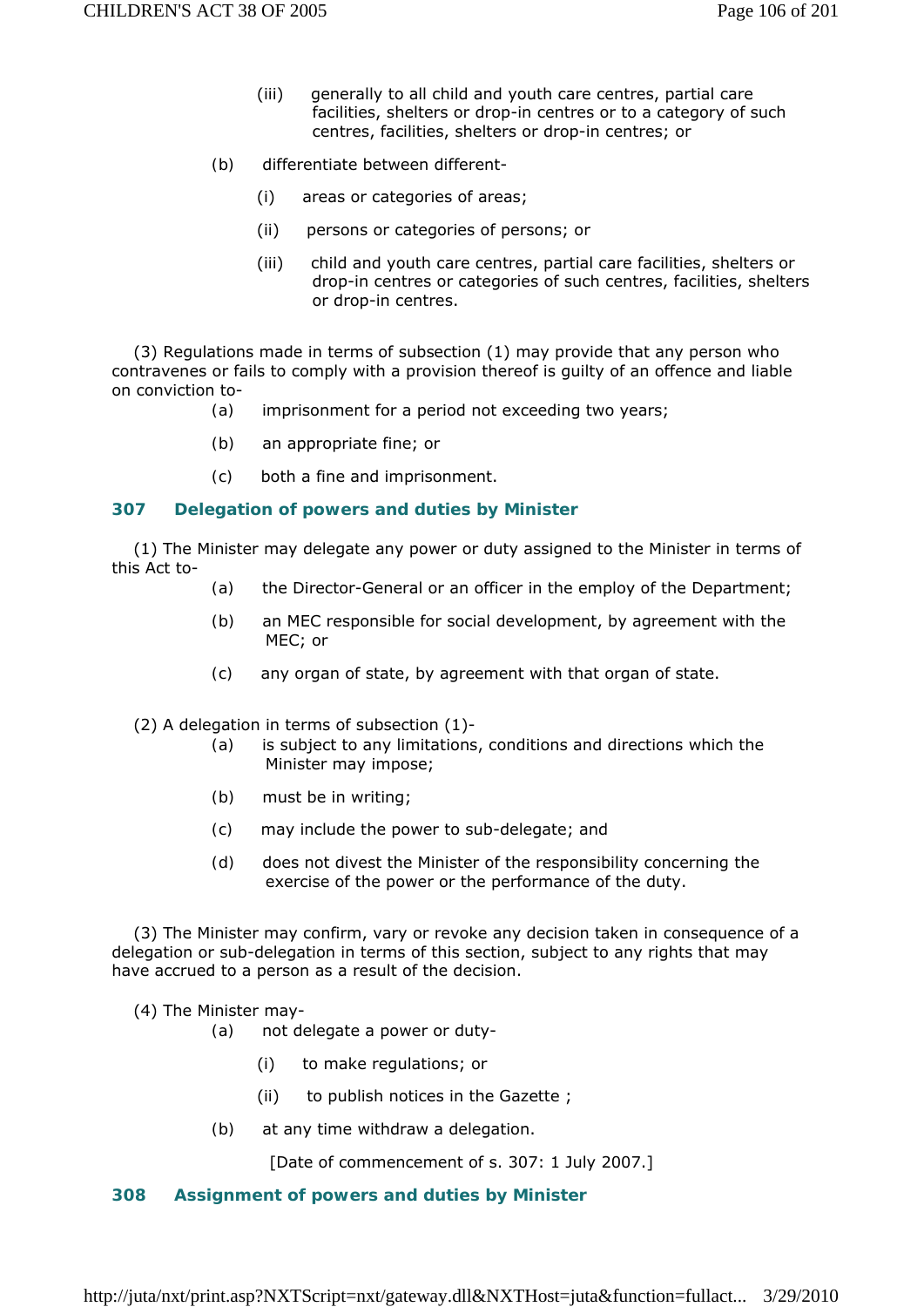(iii) generally to all child and youth care centres, partial care facilities, shelters or drop-in centres or to a category of such centres, facilities, shelters or drop-in centres; or

(b) differentiate between different-

(i) areas or categories of areas;

(ii) persons or categories of persons; or

(iii) child and youth care centres, partial care facilities, shelters or drop-in centres or categories of such centres, facilities, shelters or drop-in centres.

(3) Regulations made in terms of subsection (1) may provide that any person who contravenes or fails to comply with a provision thereof is guilty of an offence and liable on conviction to-

(a) imprisonment for a period not exceeding two years;

(b) an appropriate fine; or

(c) both a fine and imprisonment.

### 307 Delegation of powers and duties by Minister

(1) The Minister may delegate any power or duty assigned to the Minister in terms of this Act to-

(a) the Director-General or an officer in the employ of the Department;

(b) an MEC responsible for social development, by agreement with the MEC; or

(c) any organ of state, by agreement with that organ of state.

(2) A delegation in terms of subsection (1)-

(a) is subject to any limitations, conditions and directions which the Minister may impose;

(b) must be in writing;

(c) may include the power to sub-delegate; and

(d) does not divest the Minister of the responsibility concerning the exercise of the power or the performance of the duty.

(3) The Minister may confirm, vary or revoke any decision taken in consequence of a delegation or sub-delegation in terms of this section, subject to any rights that may have accrued to a person as a result of the decision.

(4) The Minister may-

(a) not delegate a power or duty-

(i) to make regulations; or

(ii) to publish notices in the Gazette ;

(b) at any time withdraw a delegation.

[Date of commencement of s. 307: 1 July 2007.]

### 308 Assignment of powers and duties by Minister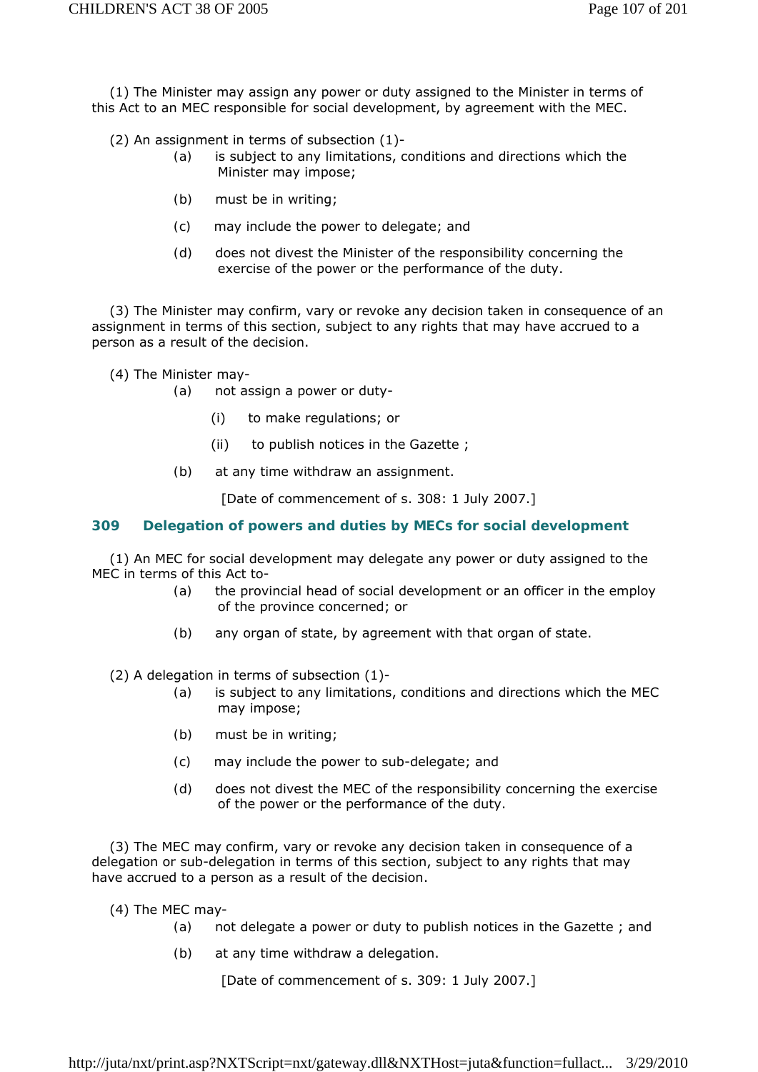(1) The Minister may assign any power or duty assigned to the Minister in terms of this Act to an MEC responsible for social development, by agreement with the MEC.

(2) An assignment in terms of subsection (1)-

(a) is subject to any limitations, conditions and directions which the Minister may impose;

(b) must be in writing;

(c) may include the power to delegate; and

(d) does not divest the Minister of the responsibility concerning the exercise of the power or the performance of the duty.

(3) The Minister may confirm, vary or revoke any decision taken in consequence of an assignment in terms of this section, subject to any rights that may have accrued to a person as a result of the decision.

(4) The Minister may-

(a) not assign a power or duty-

(i) to make regulations; or

(ii) to publish notices in the Gazette ;

(b) at any time withdraw an assignment.

[Date of commencement of s. 308: 1 July 2007.]

### 309 Delegation of powers and duties by MECs for social development

(1) An MEC for social development may delegate any power or duty assigned to the MEC in terms of this Act to-

(a) the provincial head of social development or an officer in the employ of the province concerned; or

(b) any organ of state, by agreement with that organ of state.

(2) A delegation in terms of subsection (1)-

(a) is subject to any limitations, conditions and directions which the MEC may impose;

(b) must be in writing;

(c) may include the power to sub-delegate; and

(d) does not divest the MEC of the responsibility concerning the exercise of the power or the performance of the duty.

(3) The MEC may confirm, vary or revoke any decision taken in consequence of a delegation or sub-delegation in terms of this section, subject to any rights that may have accrued to a person as a result of the decision.

(4) The MEC may-

(a) not delegate a power or duty to publish notices in the Gazette ; and

(b) at any time withdraw a delegation.

[Date of commencement of s. 309: 1 July 2007.]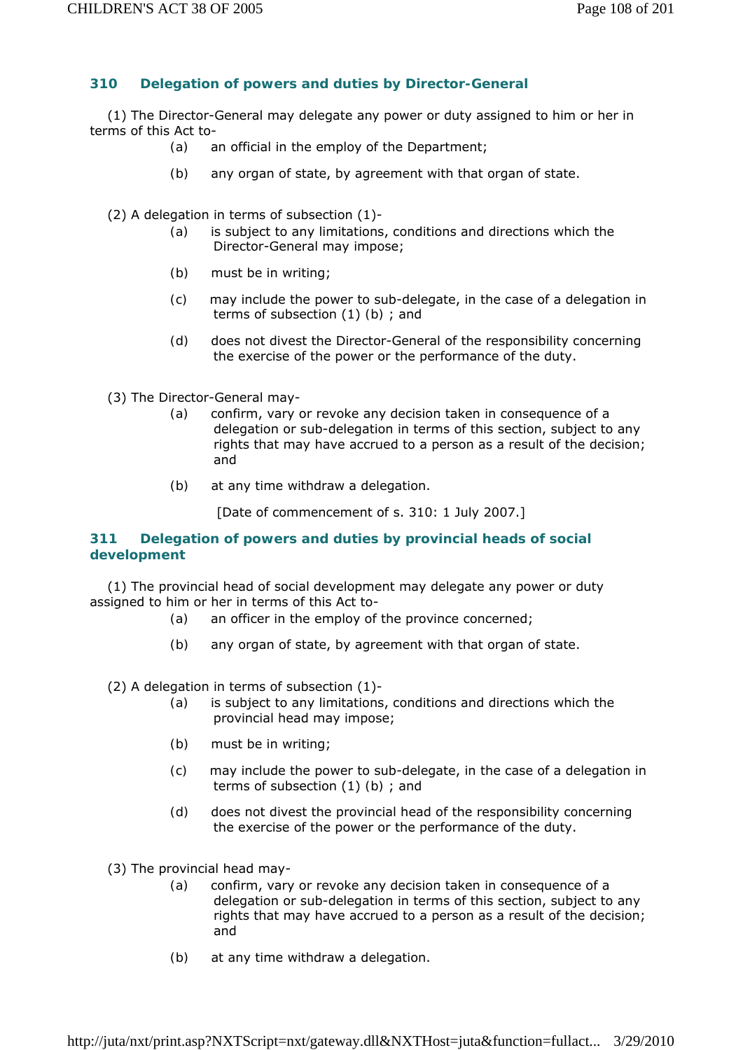### 310 Delegation of powers and duties by Director-General

(1) The Director-General may delegate any power or duty assigned to him or her in terms of this Act to-

(a) an official in the employ of the Department;

(b) any organ of state, by agreement with that organ of state.

(2) A delegation in terms of subsection (1)-

(a) is subject to any limitations, conditions and directions which the Director-General may impose;

(b) must be in writing;

(c) may include the power to sub-delegate, in the case of a delegation in terms of subsection (1) (b) ; and

(d) does not divest the Director-General of the responsibility concerning the exercise of the power or the performance of the duty.

(3) The Director-General may-

(a) confirm, vary or revoke any decision taken in consequence of a delegation or sub-delegation in terms of this section, subject to any rights that may have accrued to a person as a result of the decision; and

(b) at any time withdraw a delegation.

[Date of commencement of s. 310: 1 July 2007.]

### 311 Delegation of powers and duties by provincial heads of social development

(1) The provincial head of social development may delegate any power or duty assigned to him or her in terms of this Act to-

(a) an officer in the employ of the province concerned;

(b) any organ of state, by agreement with that organ of state.

(2) A delegation in terms of subsection (1)-

(a) is subject to any limitations, conditions and directions which the provincial head may impose;

(b) must be in writing;

(c) may include the power to sub-delegate, in the case of a delegation in terms of subsection (1) (b) ; and

(d) does not divest the provincial head of the responsibility concerning the exercise of the power or the performance of the duty.

(3) The provincial head may-

(a) confirm, vary or revoke any decision taken in consequence of a delegation or sub-delegation in terms of this section, subject to any rights that may have accrued to a person as a result of the decision; and

(b) at any time withdraw a delegation.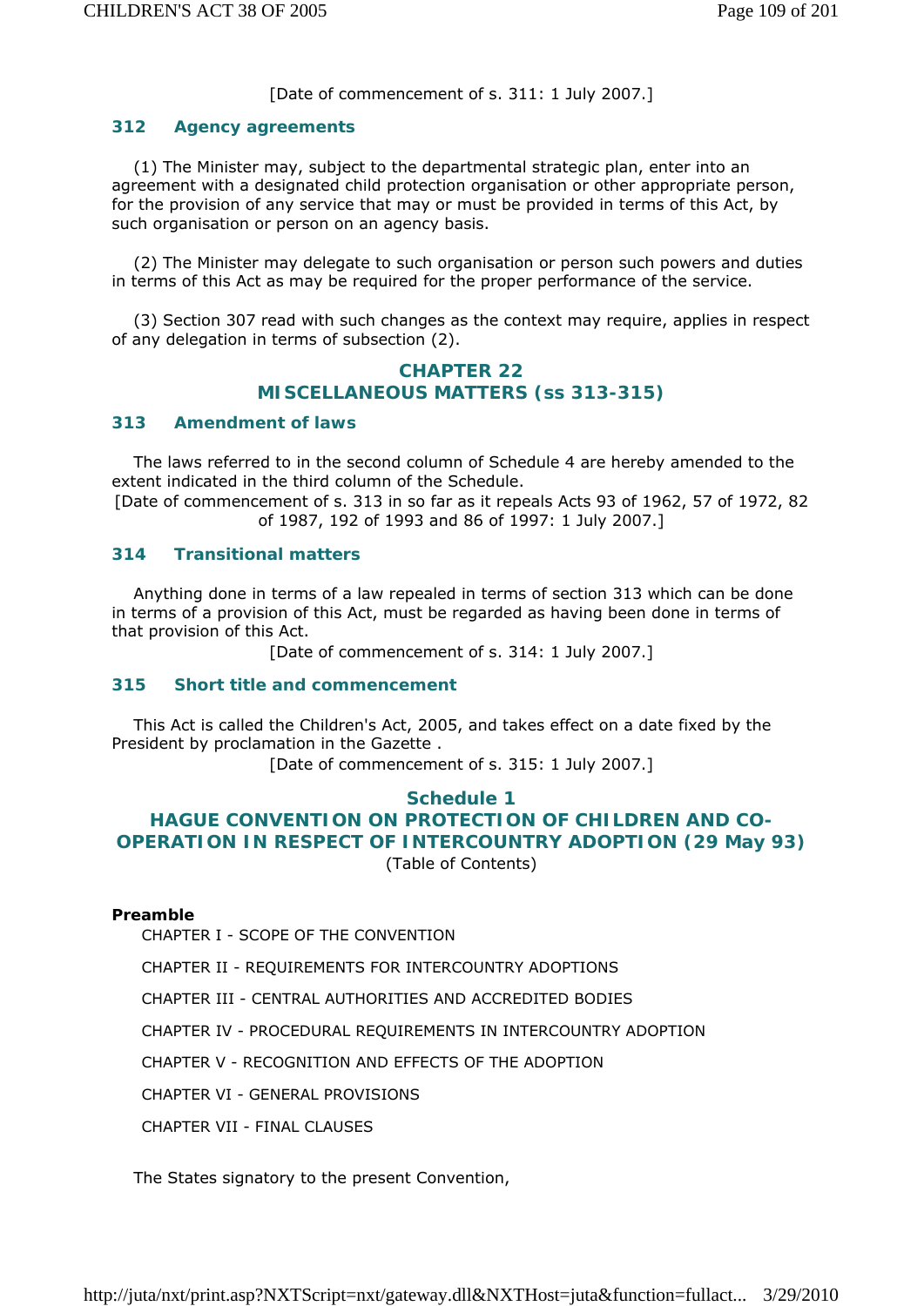[Date of commencement of s. 311: 1 July 2007.]

### 312 Agency agreements

(1) The Minister may, subject to the departmental strategic plan, enter into an agreement with a designated child protection organisation or other appropriate person, for the provision of any service that may or must be provided in terms of this Act, by such organisation or person on an agency basis.

(2) The Minister may delegate to such organisation or person such powers and duties in terms of this Act as may be required for the proper performance of the service.

(3) Section 307 read with such changes as the context may require, applies in respect of any delegation in terms of subsection (2).

## CHAPTER 22
## MISCELLANEOUS MATTERS (ss 313-315)

### 313 Amendment of laws

The laws referred to in the second column of Schedule 4 are hereby amended to the extent indicated in the third column of the Schedule.

[Date of commencement of s. 313 in so far as it repeals Acts 93 of 1962, 57 of 1972, 82 of 1987, 192 of 1993 and 86 of 1997: 1 July 2007.]

### 314 Transitional matters

Anything done in terms of a law repealed in terms of section 313 which can be done in terms of a provision of this Act, must be regarded as having been done in terms of that provision of this Act.

[Date of commencement of s. 314: 1 July 2007.]

### 315 Short title and commencement

This Act is called the Children's Act, 2005, and takes effect on a date fixed by the President by proclamation in the Gazette .

[Date of commencement of s. 315: 1 July 2007.]

## Schedule 1
## HAGUE CONVENTION ON PROTECTION OF CHILDREN AND CO-OPERATION IN RESPECT OF INTERCOUNTRY ADOPTION (29 May 93)

(Table of Contents)

**Preamble**

CHAPTER I - SCOPE OF THE CONVENTION

CHAPTER II - REQUIREMENTS FOR INTERCOUNTRY ADOPTIONS

CHAPTER III - CENTRAL AUTHORITIES AND ACCREDITED BODIES

CHAPTER IV - PROCEDURAL REQUIREMENTS IN INTERCOUNTRY ADOPTION

CHAPTER V - RECOGNITION AND EFFECTS OF THE ADOPTION

CHAPTER VI - GENERAL PROVISIONS

CHAPTER VII - FINAL CLAUSES

The States signatory to the present Convention,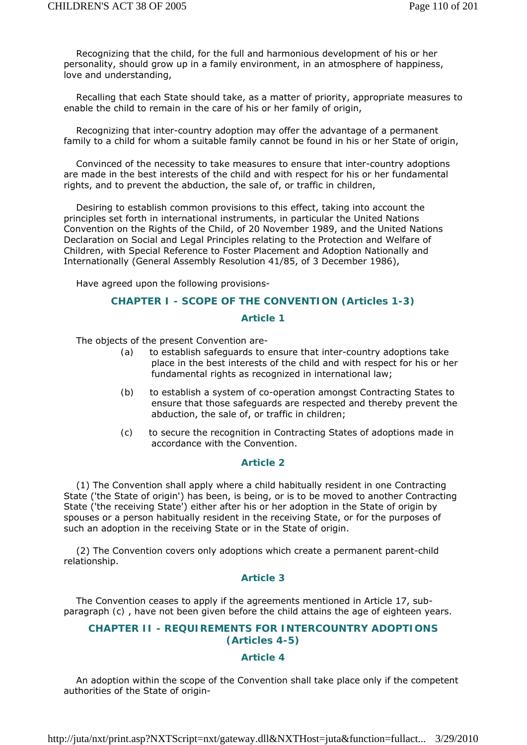Recognizing that the child, for the full and harmonious development of his or her personality, should grow up in a family environment, in an atmosphere of happiness, love and understanding,

Recalling that each State should take, as a matter of priority, appropriate measures to enable the child to remain in the care of his or her family of origin,

Recognizing that inter-country adoption may offer the advantage of a permanent family to a child for whom a suitable family cannot be found in his or her State of origin,

Convinced of the necessity to take measures to ensure that inter-country adoptions are made in the best interests of the child and with respect for his or her fundamental rights, and to prevent the abduction, the sale of, or traffic in children,

Desiring to establish common provisions to this effect, taking into account the principles set forth in international instruments, in particular the United Nations Convention on the Rights of the Child, of 20 November 1989, and the United Nations Declaration on Social and Legal Principles relating to the Protection and Welfare of Children, with Special Reference to Foster Placement and Adoption Nationally and Internationally (General Assembly Resolution 41/85, of 3 December 1986),

Have agreed upon the following provisions-

## CHAPTER I - SCOPE OF THE CONVENTION (Articles 1-3)

### Article 1

The objects of the present Convention are-

(a) to establish safeguards to ensure that inter-country adoptions take place in the best interests of the child and with respect for his or her fundamental rights as recognized in international law;

(b) to establish a system of co-operation amongst Contracting States to ensure that those safeguards are respected and thereby prevent the abduction, the sale of, or traffic in children;

(c) to secure the recognition in Contracting States of adoptions made in accordance with the Convention.

### Article 2

(1) The Convention shall apply where a child habitually resident in one Contracting State ('the State of origin') has been, is being, or is to be moved to another Contracting State ('the receiving State') either after his or her adoption in the State of origin by spouses or a person habitually resident in the receiving State, or for the purposes of such an adoption in the receiving State or in the State of origin.

(2) The Convention covers only adoptions which create a permanent parent-child relationship.

### Article 3

The Convention ceases to apply if the agreements mentioned in Article 17, sub-paragraph (c) , have not been given before the child attains the age of eighteen years.

## CHAPTER II - REQUIREMENTS FOR INTERCOUNTRY ADOPTIONS (Articles 4-5)

### Article 4

An adoption within the scope of the Convention shall take place only if the competent authorities of the State of origin-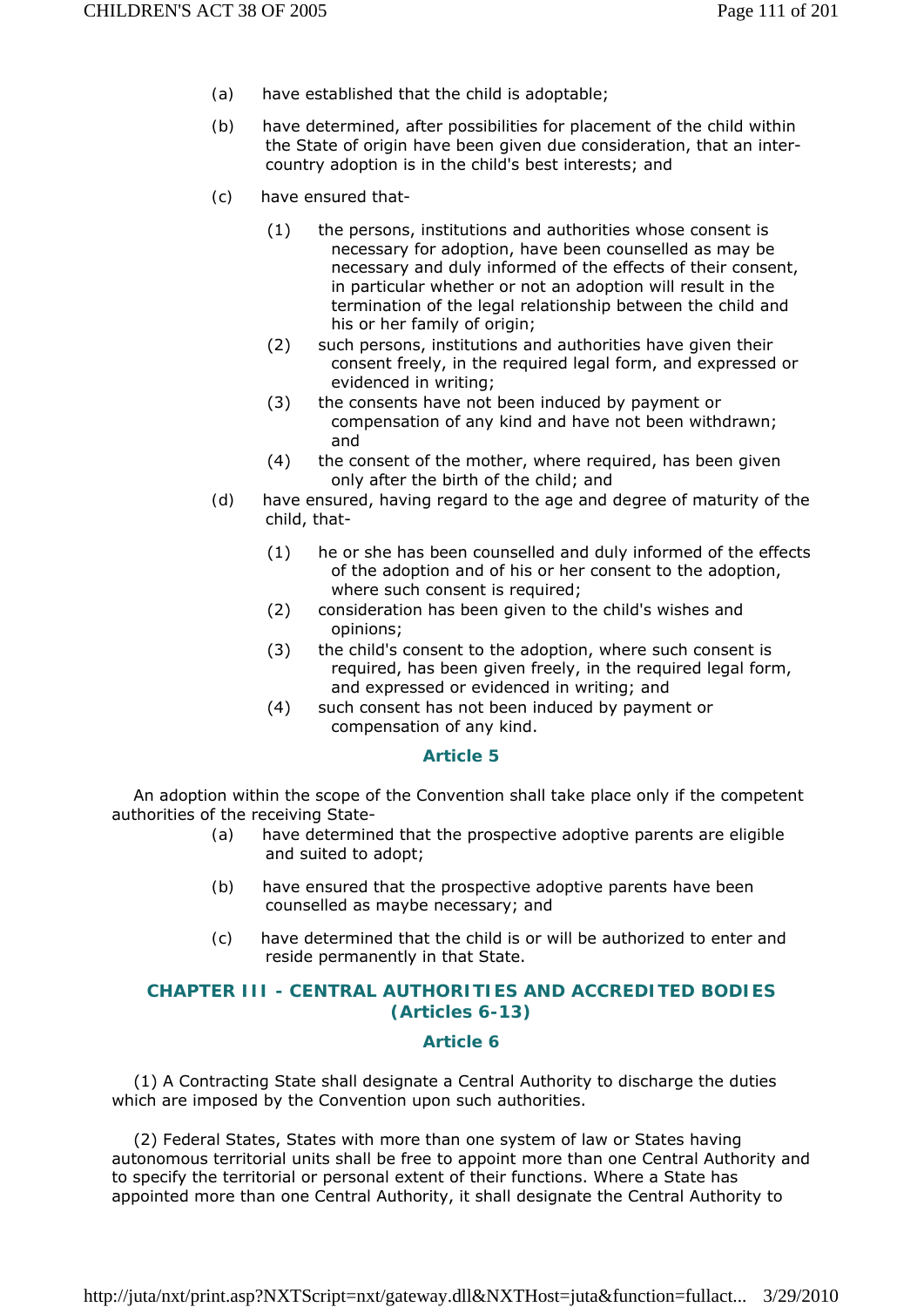(a) have established that the child is adoptable;

(b) have determined, after possibilities for placement of the child within the State of origin have been given due consideration, that an inter-country adoption is in the child's best interests; and

(c) have ensured that-

(1) the persons, institutions and authorities whose consent is necessary for adoption, have been counselled as may be necessary and duly informed of the effects of their consent, in particular whether or not an adoption will result in the termination of the legal relationship between the child and his or her family of origin;

(2) such persons, institutions and authorities have given their consent freely, in the required legal form, and expressed or evidenced in writing;

(3) the consents have not been induced by payment or compensation of any kind and have not been withdrawn; and

(4) the consent of the mother, where required, has been given only after the birth of the child; and

(d) have ensured, having regard to the age and degree of maturity of the child, that-

(1) he or she has been counselled and duly informed of the effects of the adoption and of his or her consent to the adoption, where such consent is required;

(2) consideration has been given to the child's wishes and opinions;

(3) the child's consent to the adoption, where such consent is required, has been given freely, in the required legal form, and expressed or evidenced in writing; and

(4) such consent has not been induced by payment or compensation of any kind.

### Article 5

An adoption within the scope of the Convention shall take place only if the competent authorities of the receiving State-

(a) have determined that the prospective adoptive parents are eligible and suited to adopt;

(b) have ensured that the prospective adoptive parents have been counselled as maybe necessary; and

(c) have determined that the child is or will be authorized to enter and reside permanently in that State.

## CHAPTER III - CENTRAL AUTHORITIES AND ACCREDITED BODIES (Articles 6-13)

### Article 6

(1) A Contracting State shall designate a Central Authority to discharge the duties which are imposed by the Convention upon such authorities.

(2) Federal States, States with more than one system of law or States having autonomous territorial units shall be free to appoint more than one Central Authority and to specify the territorial or personal extent of their functions. Where a State has appointed more than one Central Authority, it shall designate the Central Authority to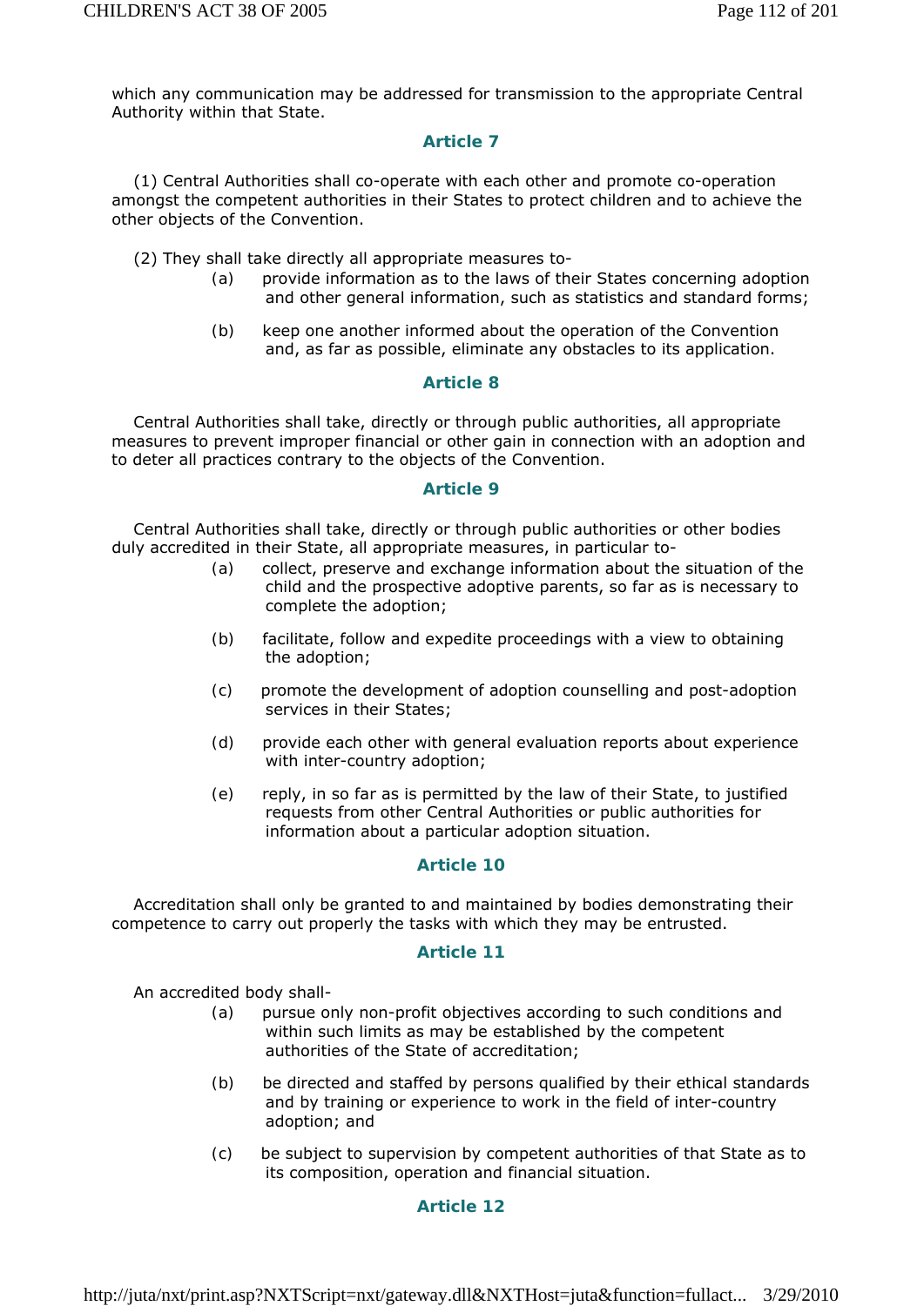which any communication may be addressed for transmission to the appropriate Central Authority within that State.

### Article 7

(1) Central Authorities shall co-operate with each other and promote co-operation amongst the competent authorities in their States to protect children and to achieve the other objects of the Convention.

(2) They shall take directly all appropriate measures to-

(a) provide information as to the laws of their States concerning adoption and other general information, such as statistics and standard forms;

(b) keep one another informed about the operation of the Convention and, as far as possible, eliminate any obstacles to its application.

### Article 8

Central Authorities shall take, directly or through public authorities, all appropriate measures to prevent improper financial or other gain in connection with an adoption and to deter all practices contrary to the objects of the Convention.

### Article 9

Central Authorities shall take, directly or through public authorities or other bodies duly accredited in their State, all appropriate measures, in particular to-

(a) collect, preserve and exchange information about the situation of the child and the prospective adoptive parents, so far as is necessary to complete the adoption;

(b) facilitate, follow and expedite proceedings with a view to obtaining the adoption;

(c) promote the development of adoption counselling and post-adoption services in their States;

(d) provide each other with general evaluation reports about experience with inter-country adoption;

(e) reply, in so far as is permitted by the law of their State, to justified requests from other Central Authorities or public authorities for information about a particular adoption situation.

### Article 10

Accreditation shall only be granted to and maintained by bodies demonstrating their competence to carry out properly the tasks with which they may be entrusted.

### Article 11

An accredited body shall-

(a) pursue only non-profit objectives according to such conditions and within such limits as may be established by the competent authorities of the State of accreditation;

(b) be directed and staffed by persons qualified by their ethical standards and by training or experience to work in the field of inter-country adoption; and

(c) be subject to supervision by competent authorities of that State as to its composition, operation and financial situation.

### Article 12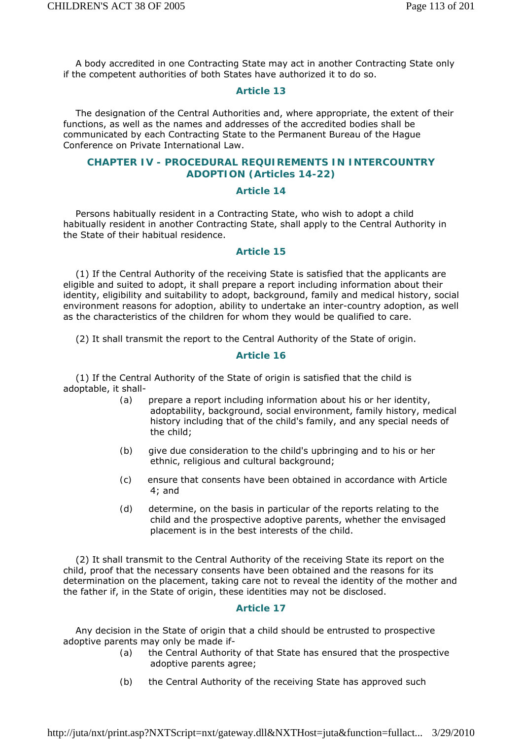A body accredited in one Contracting State may act in another Contracting State only if the competent authorities of both States have authorized it to do so.

### Article 13

The designation of the Central Authorities and, where appropriate, the extent of their functions, as well as the names and addresses of the accredited bodies shall be communicated by each Contracting State to the Permanent Bureau of the Hague Conference on Private International Law.

## CHAPTER IV - PROCEDURAL REQUIREMENTS IN INTERCOUNTRY ADOPTION (Articles 14-22)

### Article 14

Persons habitually resident in a Contracting State, who wish to adopt a child habitually resident in another Contracting State, shall apply to the Central Authority in the State of their habitual residence.

### Article 15

(1) If the Central Authority of the receiving State is satisfied that the applicants are eligible and suited to adopt, it shall prepare a report including information about their identity, eligibility and suitability to adopt, background, family and medical history, social environment reasons for adoption, ability to undertake an inter-country adoption, as well as the characteristics of the children for whom they would be qualified to care.

(2) It shall transmit the report to the Central Authority of the State of origin.

### Article 16

(1) If the Central Authority of the State of origin is satisfied that the child is adoptable, it shall-

(a) prepare a report including information about his or her identity, adoptability, background, social environment, family history, medical history including that of the child's family, and any special needs of the child;

(b) give due consideration to the child's upbringing and to his or her ethnic, religious and cultural background;

(c) ensure that consents have been obtained in accordance with Article 4; and

(d) determine, on the basis in particular of the reports relating to the child and the prospective adoptive parents, whether the envisaged placement is in the best interests of the child.

(2) It shall transmit to the Central Authority of the receiving State its report on the child, proof that the necessary consents have been obtained and the reasons for its determination on the placement, taking care not to reveal the identity of the mother and the father if, in the State of origin, these identities may not be disclosed.

### Article 17

Any decision in the State of origin that a child should be entrusted to prospective adoptive parents may only be made if-

(a) the Central Authority of that State has ensured that the prospective adoptive parents agree;

(b) the Central Authority of the receiving State has approved such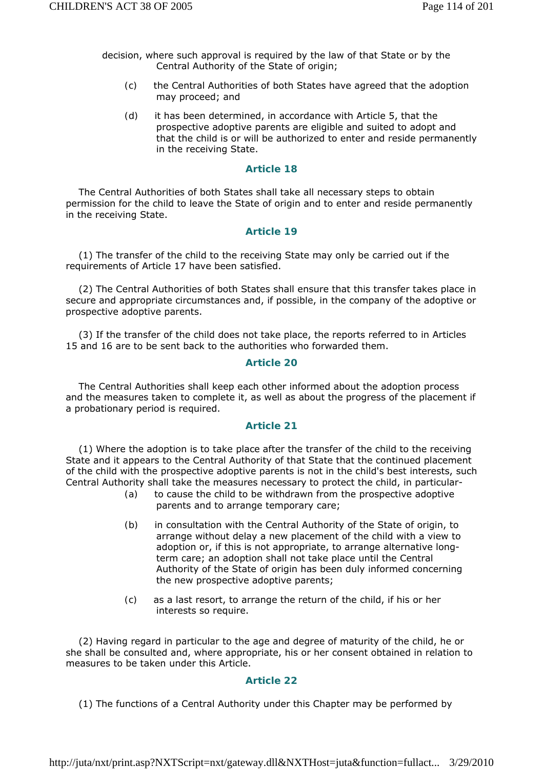decision, where such approval is required by the law of that State or by the Central Authority of the State of origin;

(c) the Central Authorities of both States have agreed that the adoption may proceed; and

(d) it has been determined, in accordance with Article 5, that the prospective adoptive parents are eligible and suited to adopt and that the child is or will be authorized to enter and reside permanently in the receiving State.

### Article 18

The Central Authorities of both States shall take all necessary steps to obtain permission for the child to leave the State of origin and to enter and reside permanently in the receiving State.

### Article 19

(1) The transfer of the child to the receiving State may only be carried out if the requirements of Article 17 have been satisfied.

(2) The Central Authorities of both States shall ensure that this transfer takes place in secure and appropriate circumstances and, if possible, in the company of the adoptive or prospective adoptive parents.

(3) If the transfer of the child does not take place, the reports referred to in Articles 15 and 16 are to be sent back to the authorities who forwarded them.

### Article 20

The Central Authorities shall keep each other informed about the adoption process and the measures taken to complete it, as well as about the progress of the placement if a probationary period is required.

### Article 21

(1) Where the adoption is to take place after the transfer of the child to the receiving State and it appears to the Central Authority of that State that the continued placement of the child with the prospective adoptive parents is not in the child's best interests, such Central Authority shall take the measures necessary to protect the child, in particular-

(a) to cause the child to be withdrawn from the prospective adoptive parents and to arrange temporary care;

(b) in consultation with the Central Authority of the State of origin, to arrange without delay a new placement of the child with a view to adoption or, if this is not appropriate, to arrange alternative long-term care; an adoption shall not take place until the Central Authority of the State of origin has been duly informed concerning the new prospective adoptive parents;

(c) as a last resort, to arrange the return of the child, if his or her interests so require.

(2) Having regard in particular to the age and degree of maturity of the child, he or she shall be consulted and, where appropriate, his or her consent obtained in relation to measures to be taken under this Article.

### Article 22

(1) The functions of a Central Authority under this Chapter may be performed by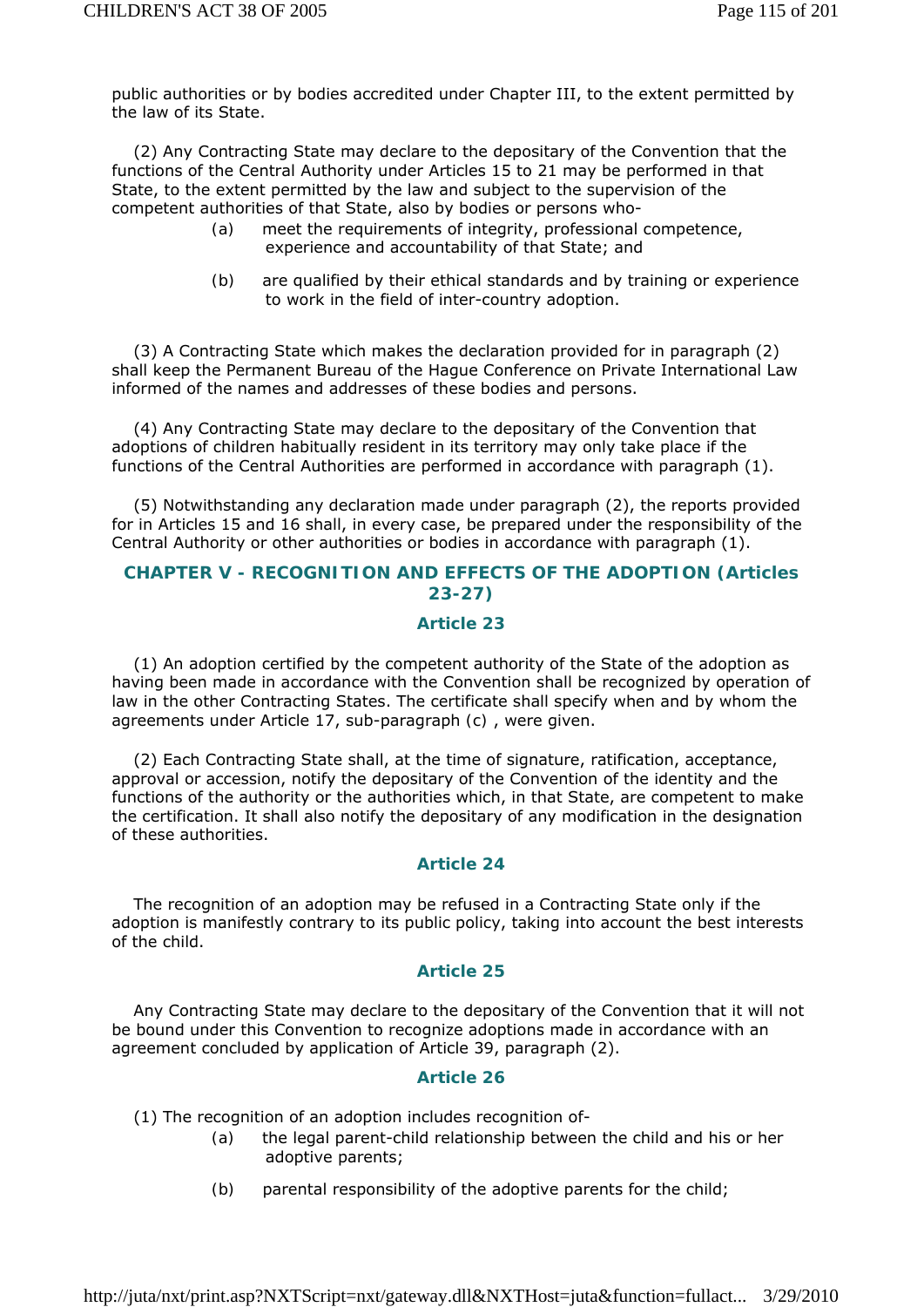public authorities or by bodies accredited under Chapter III, to the extent permitted by the law of its State.

(2) Any Contracting State may declare to the depositary of the Convention that the functions of the Central Authority under Articles 15 to 21 may be performed in that State, to the extent permitted by the law and subject to the supervision of the competent authorities of that State, also by bodies or persons who-

(a) meet the requirements of integrity, professional competence, experience and accountability of that State; and

(b) are qualified by their ethical standards and by training or experience to work in the field of inter-country adoption.

(3) A Contracting State which makes the declaration provided for in paragraph (2) shall keep the Permanent Bureau of the Hague Conference on Private International Law informed of the names and addresses of these bodies and persons.

(4) Any Contracting State may declare to the depositary of the Convention that adoptions of children habitually resident in its territory may only take place if the functions of the Central Authorities are performed in accordance with paragraph (1).

(5) Notwithstanding any declaration made under paragraph (2), the reports provided for in Articles 15 and 16 shall, in every case, be prepared under the responsibility of the Central Authority or other authorities or bodies in accordance with paragraph (1).

## CHAPTER V - RECOGNITION AND EFFECTS OF THE ADOPTION (Articles 23-27)

### Article 23

(1) An adoption certified by the competent authority of the State of the adoption as having been made in accordance with the Convention shall be recognized by operation of law in the other Contracting States. The certificate shall specify when and by whom the agreements under Article 17, sub-paragraph (c) , were given.

(2) Each Contracting State shall, at the time of signature, ratification, acceptance, approval or accession, notify the depositary of the Convention of the identity and the functions of the authority or the authorities which, in that State, are competent to make the certification. It shall also notify the depositary of any modification in the designation of these authorities.

### Article 24

The recognition of an adoption may be refused in a Contracting State only if the adoption is manifestly contrary to its public policy, taking into account the best interests of the child.

### Article 25

Any Contracting State may declare to the depositary of the Convention that it will not be bound under this Convention to recognize adoptions made in accordance with an agreement concluded by application of Article 39, paragraph (2).

### Article 26

(1) The recognition of an adoption includes recognition of-

(a) the legal parent-child relationship between the child and his or her adoptive parents;

(b) parental responsibility of the adoptive parents for the child;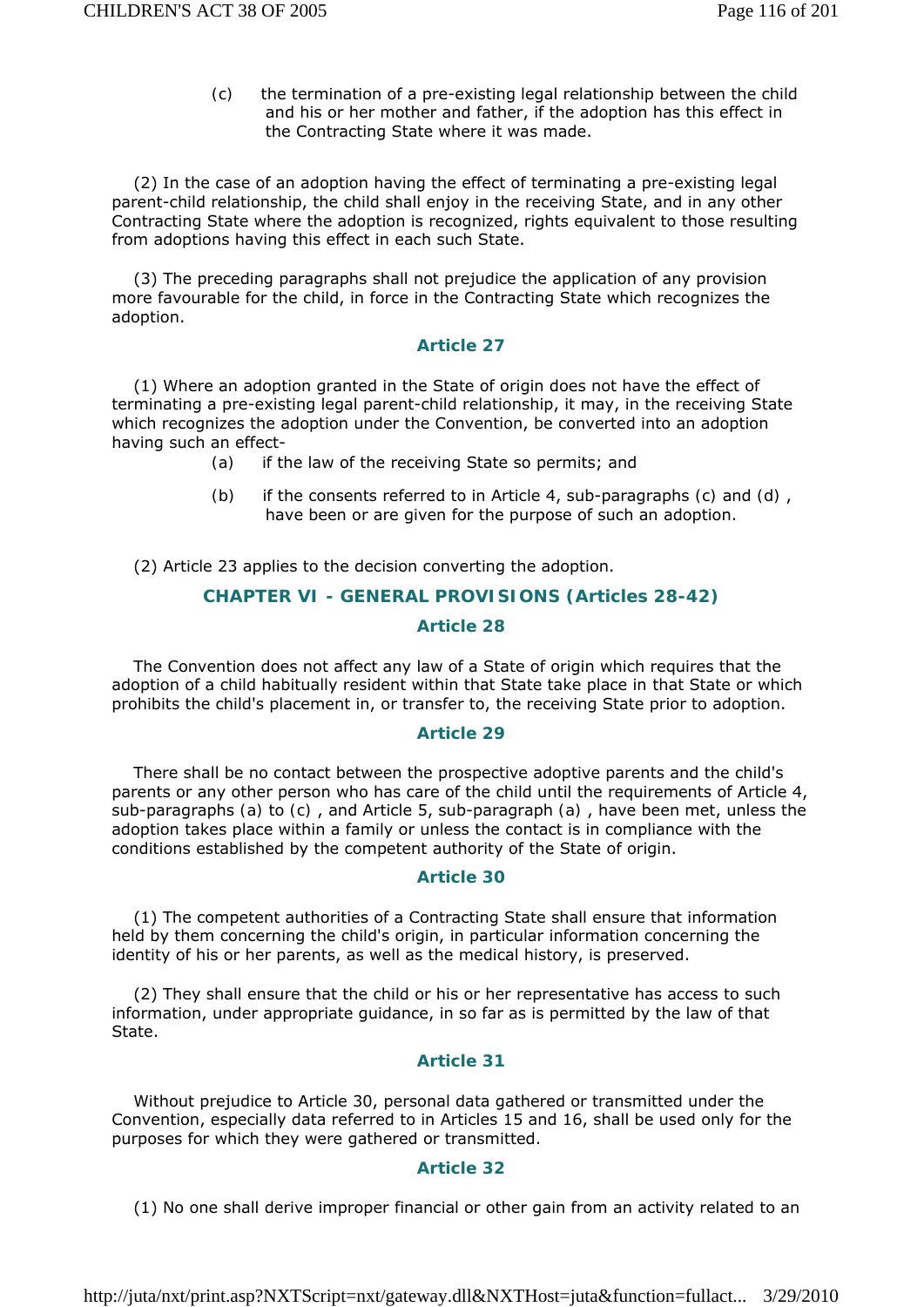(c) the termination of a pre-existing legal relationship between the child and his or her mother and father, if the adoption has this effect in the Contracting State where it was made.

(2) In the case of an adoption having the effect of terminating a pre-existing legal parent-child relationship, the child shall enjoy in the receiving State, and in any other Contracting State where the adoption is recognized, rights equivalent to those resulting from adoptions having this effect in each such State.

(3) The preceding paragraphs shall not prejudice the application of any provision more favourable for the child, in force in the Contracting State which recognizes the adoption.

### Article 27

(1) Where an adoption granted in the State of origin does not have the effect of terminating a pre-existing legal parent-child relationship, it may, in the receiving State which recognizes the adoption under the Convention, be converted into an adoption having such an effect-

(a) if the law of the receiving State so permits; and

(b) if the consents referred to in Article 4, sub-paragraphs (c) and (d) , have been or are given for the purpose of such an adoption.

(2) Article 23 applies to the decision converting the adoption.

## CHAPTER VI - GENERAL PROVISIONS (Articles 28-42)

### Article 28

The Convention does not affect any law of a State of origin which requires that the adoption of a child habitually resident within that State take place in that State or which prohibits the child's placement in, or transfer to, the receiving State prior to adoption.

### Article 29

There shall be no contact between the prospective adoptive parents and the child's parents or any other person who has care of the child until the requirements of Article 4, sub-paragraphs (a) to (c) , and Article 5, sub-paragraph (a) , have been met, unless the adoption takes place within a family or unless the contact is in compliance with the conditions established by the competent authority of the State of origin.

### Article 30

(1) The competent authorities of a Contracting State shall ensure that information held by them concerning the child's origin, in particular information concerning the identity of his or her parents, as well as the medical history, is preserved.

(2) They shall ensure that the child or his or her representative has access to such information, under appropriate guidance, in so far as is permitted by the law of that State.

### Article 31

Without prejudice to Article 30, personal data gathered or transmitted under the Convention, especially data referred to in Articles 15 and 16, shall be used only for the purposes for which they were gathered or transmitted.

### Article 32

(1) No one shall derive improper financial or other gain from an activity related to an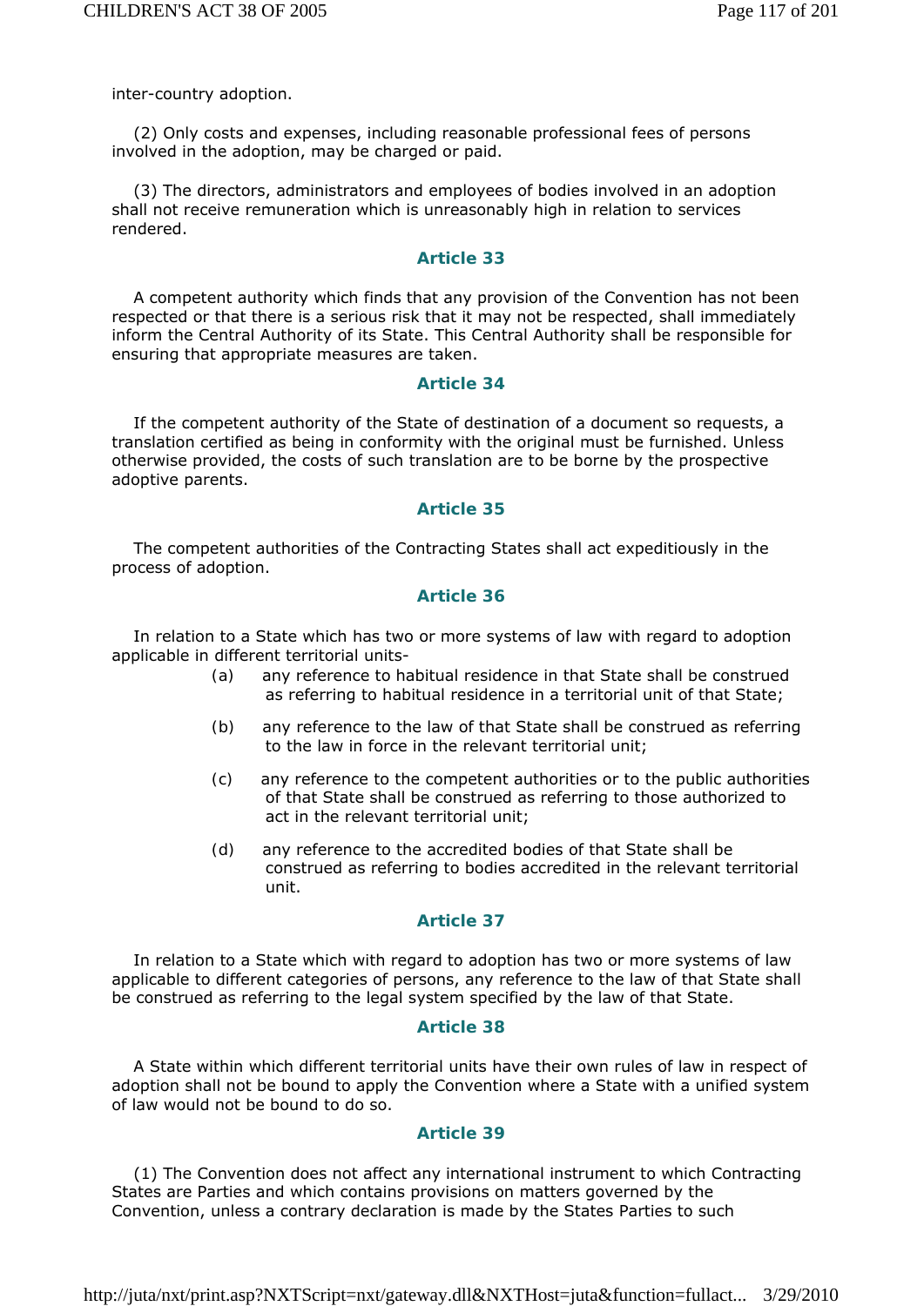inter-country adoption.

(2) Only costs and expenses, including reasonable professional fees of persons involved in the adoption, may be charged or paid.

(3) The directors, administrators and employees of bodies involved in an adoption shall not receive remuneration which is unreasonably high in relation to services rendered.

### Article 33

A competent authority which finds that any provision of the Convention has not been respected or that there is a serious risk that it may not be respected, shall immediately inform the Central Authority of its State. This Central Authority shall be responsible for ensuring that appropriate measures are taken.

### Article 34

If the competent authority of the State of destination of a document so requests, a translation certified as being in conformity with the original must be furnished. Unless otherwise provided, the costs of such translation are to be borne by the prospective adoptive parents.

### Article 35

The competent authorities of the Contracting States shall act expeditiously in the process of adoption.

### Article 36

In relation to a State which has two or more systems of law with regard to adoption applicable in different territorial units-

(a) any reference to habitual residence in that State shall be construed as referring to habitual residence in a territorial unit of that State;

(b) any reference to the law of that State shall be construed as referring to the law in force in the relevant territorial unit;

(c) any reference to the competent authorities or to the public authorities of that State shall be construed as referring to those authorized to act in the relevant territorial unit;

(d) any reference to the accredited bodies of that State shall be construed as referring to bodies accredited in the relevant territorial unit.

### Article 37

In relation to a State which with regard to adoption has two or more systems of law applicable to different categories of persons, any reference to the law of that State shall be construed as referring to the legal system specified by the law of that State.

### Article 38

A State within which different territorial units have their own rules of law in respect of adoption shall not be bound to apply the Convention where a State with a unified system of law would not be bound to do so.

### Article 39

(1) The Convention does not affect any international instrument to which Contracting States are Parties and which contains provisions on matters governed by the Convention, unless a contrary declaration is made by the States Parties to such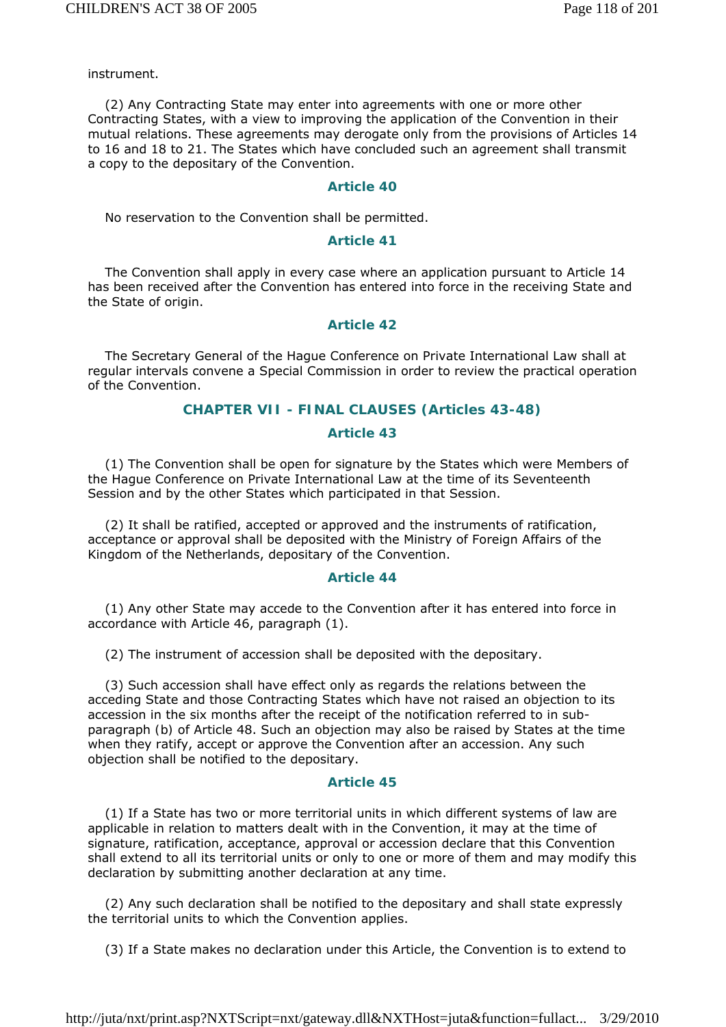instrument.

(2) Any Contracting State may enter into agreements with one or more other Contracting States, with a view to improving the application of the Convention in their mutual relations. These agreements may derogate only from the provisions of Articles 14 to 16 and 18 to 21. The States which have concluded such an agreement shall transmit a copy to the depositary of the Convention.

### Article 40

No reservation to the Convention shall be permitted.

### Article 41

The Convention shall apply in every case where an application pursuant to Article 14 has been received after the Convention has entered into force in the receiving State and the State of origin.

### Article 42

The Secretary General of the Hague Conference on Private International Law shall at regular intervals convene a Special Commission in order to review the practical operation of the Convention.

## CHAPTER VII - FINAL CLAUSES (Articles 43-48)

### Article 43

(1) The Convention shall be open for signature by the States which were Members of the Hague Conference on Private International Law at the time of its Seventeenth Session and by the other States which participated in that Session.

(2) It shall be ratified, accepted or approved and the instruments of ratification, acceptance or approval shall be deposited with the Ministry of Foreign Affairs of the Kingdom of the Netherlands, depositary of the Convention.

### Article 44

(1) Any other State may accede to the Convention after it has entered into force in accordance with Article 46, paragraph (1).

(2) The instrument of accession shall be deposited with the depositary.

(3) Such accession shall have effect only as regards the relations between the acceding State and those Contracting States which have not raised an objection to its accession in the six months after the receipt of the notification referred to in sub-paragraph (b) of Article 48. Such an objection may also be raised by States at the time when they ratify, accept or approve the Convention after an accession. Any such objection shall be notified to the depositary.

### Article 45

(1) If a State has two or more territorial units in which different systems of law are applicable in relation to matters dealt with in the Convention, it may at the time of signature, ratification, acceptance, approval or accession declare that this Convention shall extend to all its territorial units or only to one or more of them and may modify this declaration by submitting another declaration at any time.

(2) Any such declaration shall be notified to the depositary and shall state expressly the territorial units to which the Convention applies.

(3) If a State makes no declaration under this Article, the Convention is to extend to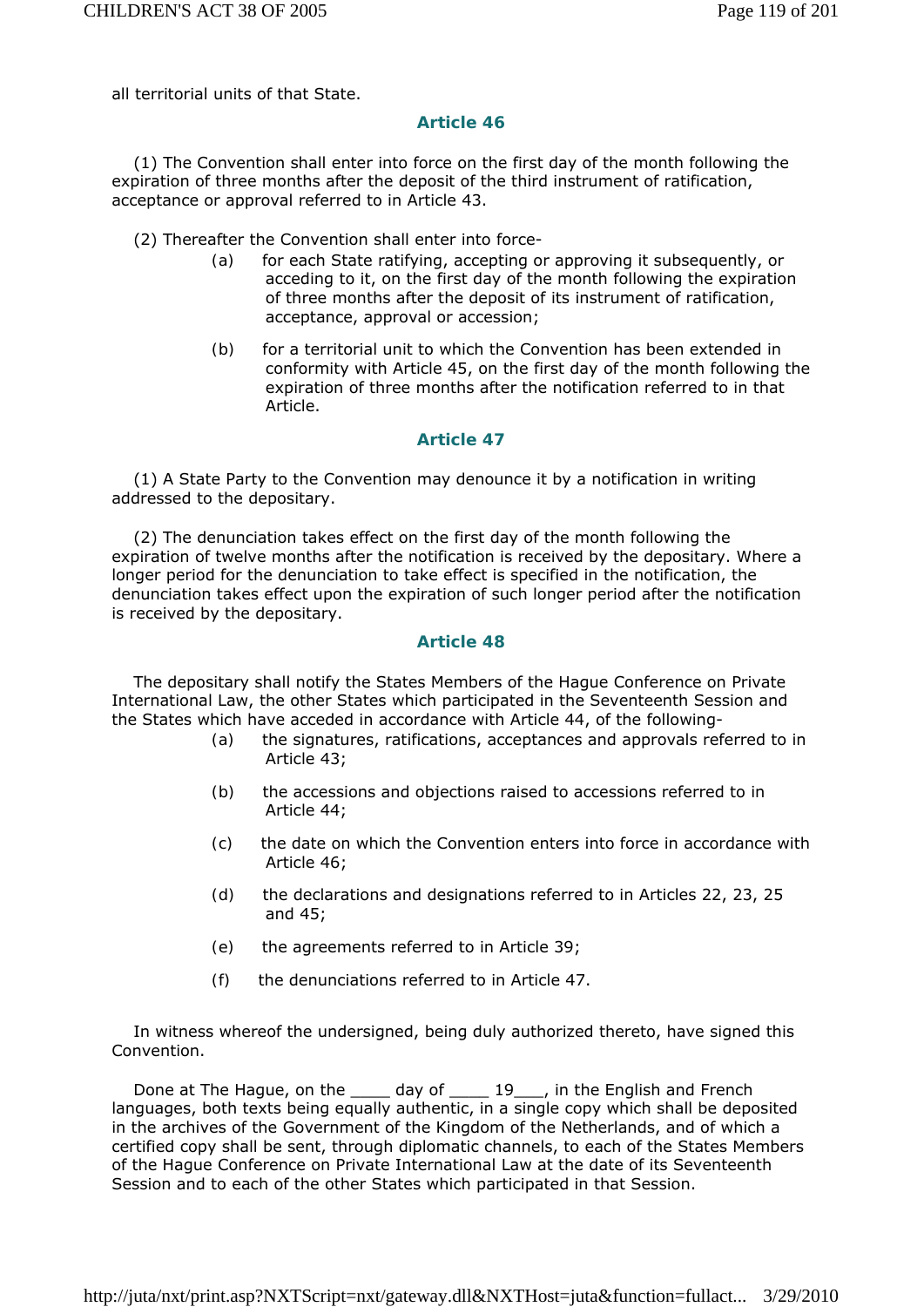all territorial units of that State.

### Article 46

(1) The Convention shall enter into force on the first day of the month following the expiration of three months after the deposit of the third instrument of ratification, acceptance or approval referred to in Article 43.

(2) Thereafter the Convention shall enter into force-

(a) for each State ratifying, accepting or approving it subsequently, or acceding to it, on the first day of the month following the expiration of three months after the deposit of its instrument of ratification, acceptance, approval or accession;

(b) for a territorial unit to which the Convention has been extended in conformity with Article 45, on the first day of the month following the expiration of three months after the notification referred to in that Article.

### Article 47

(1) A State Party to the Convention may denounce it by a notification in writing addressed to the depositary.

(2) The denunciation takes effect on the first day of the month following the expiration of twelve months after the notification is received by the depositary. Where a longer period for the denunciation to take effect is specified in the notification, the denunciation takes effect upon the expiration of such longer period after the notification is received by the depositary.

### Article 48

The depositary shall notify the States Members of the Hague Conference on Private International Law, the other States which participated in the Seventeenth Session and the States which have acceded in accordance with Article 44, of the following-

(a) the signatures, ratifications, acceptances and approvals referred to in Article 43;

(b) the accessions and objections raised to accessions referred to in Article 44;

(c) the date on which the Convention enters into force in accordance with Article 46;

(d) the declarations and designations referred to in Articles 22, 23, 25 and 45;

(e) the agreements referred to in Article 39;

(f) the denunciations referred to in Article 47.

In witness whereof the undersigned, being duly authorized thereto, have signed this Convention.

Done at The Hague, on the ____ day of ____ 19___, in the English and French languages, both texts being equally authentic, in a single copy which shall be deposited in the archives of the Government of the Kingdom of the Netherlands, and of which a certified copy shall be sent, through diplomatic channels, to each of the States Members of the Hague Conference on Private International Law at the date of its Seventeenth Session and to each of the other States which participated in that Session.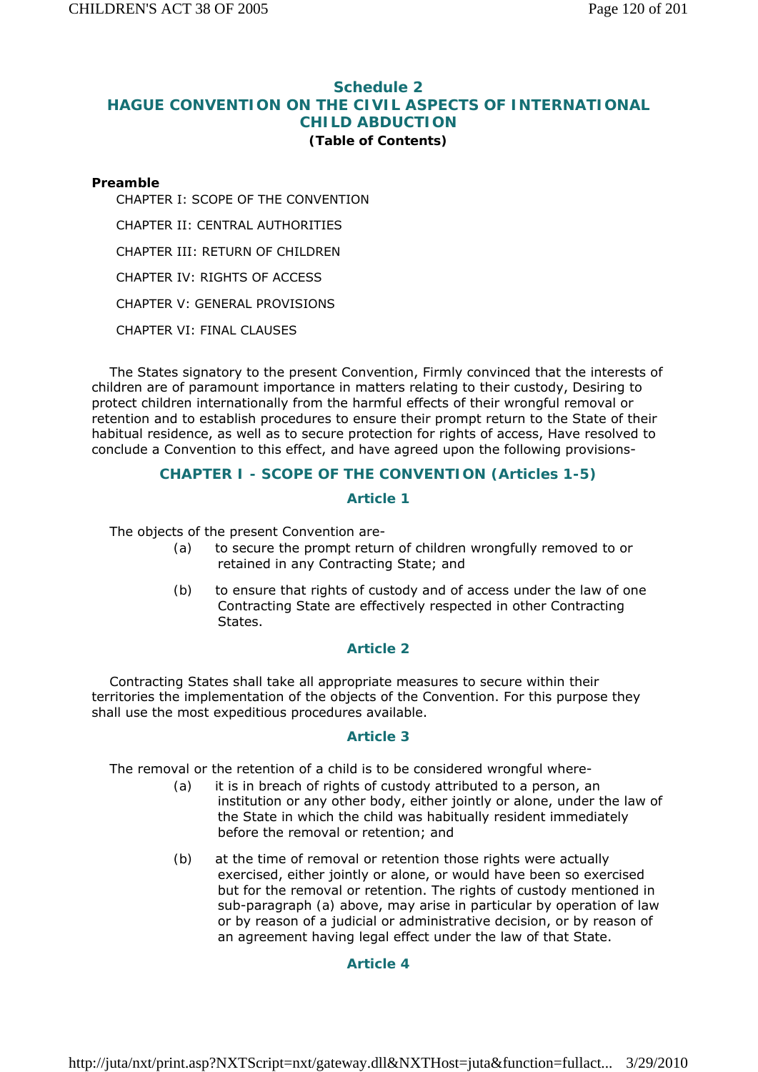## Schedule 2
## HAGUE CONVENTION ON THE CIVIL ASPECTS OF INTERNATIONAL CHILD ABDUCTION
**(Table of Contents)**

**Preamble**

CHAPTER I: SCOPE OF THE CONVENTION

CHAPTER II: CENTRAL AUTHORITIES

CHAPTER III: RETURN OF CHILDREN

CHAPTER IV: RIGHTS OF ACCESS

CHAPTER V: GENERAL PROVISIONS

CHAPTER VI: FINAL CLAUSES

The States signatory to the present Convention, Firmly convinced that the interests of children are of paramount importance in matters relating to their custody, Desiring to protect children internationally from the harmful effects of their wrongful removal or retention and to establish procedures to ensure their prompt return to the State of their habitual residence, as well as to secure protection for rights of access, Have resolved to conclude a Convention to this effect, and have agreed upon the following provisions-

### CHAPTER I - SCOPE OF THE CONVENTION (Articles 1-5)

#### Article 1

The objects of the present Convention are-

(a) to secure the prompt return of children wrongfully removed to or retained in any Contracting State; and

(b) to ensure that rights of custody and of access under the law of one Contracting State are effectively respected in other Contracting States.

#### Article 2

Contracting States shall take all appropriate measures to secure within their territories the implementation of the objects of the Convention. For this purpose they shall use the most expeditious procedures available.

#### Article 3

The removal or the retention of a child is to be considered wrongful where-

(a) it is in breach of rights of custody attributed to a person, an institution or any other body, either jointly or alone, under the law of the State in which the child was habitually resident immediately before the removal or retention; and

(b) at the time of removal or retention those rights were actually exercised, either jointly or alone, or would have been so exercised but for the removal or retention. The rights of custody mentioned in sub-paragraph (a) above, may arise in particular by operation of law or by reason of a judicial or administrative decision, or by reason of an agreement having legal effect under the law of that State.

#### Article 4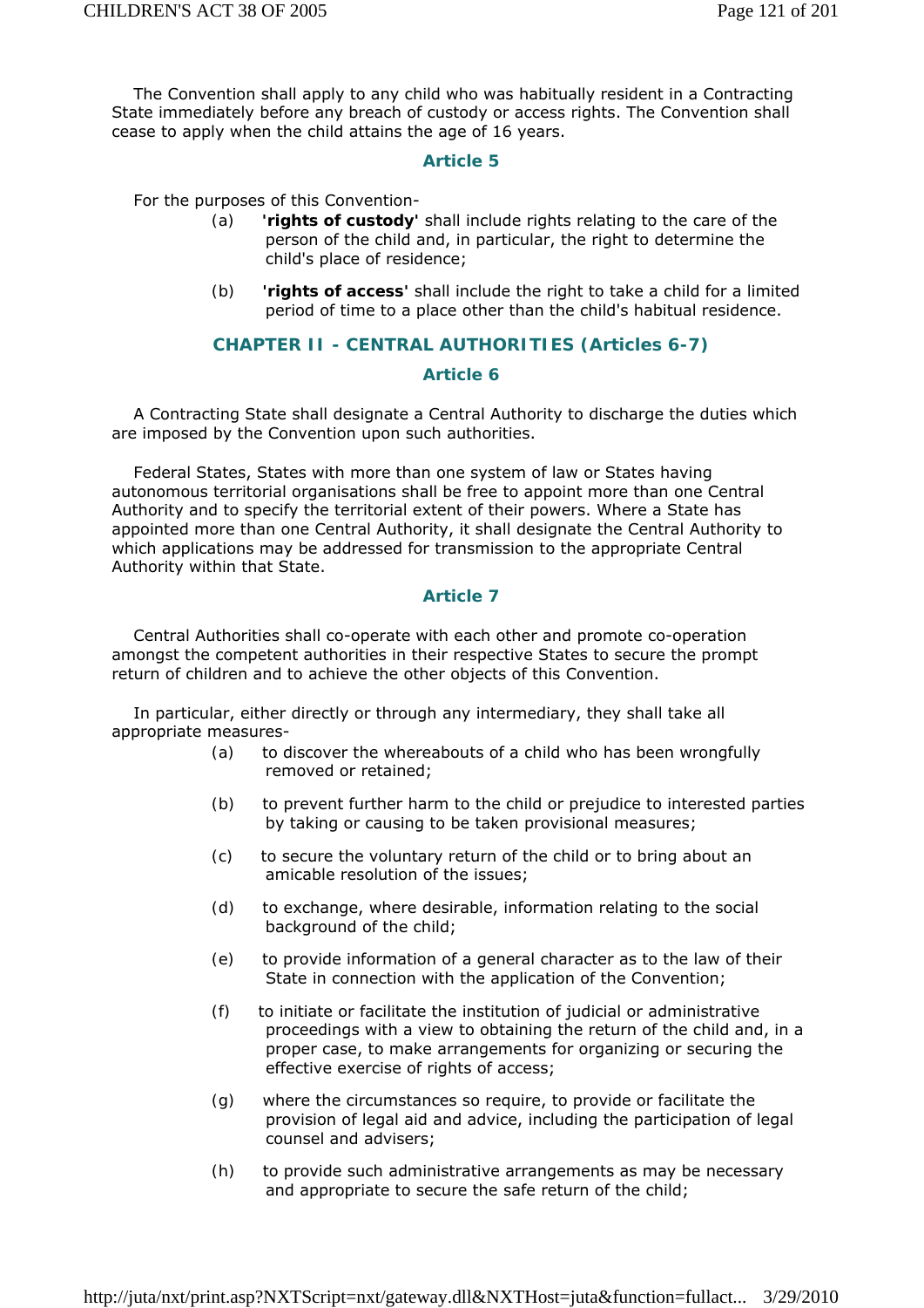The Convention shall apply to any child who was habitually resident in a Contracting State immediately before any breach of custody or access rights. The Convention shall cease to apply when the child attains the age of 16 years.

### Article 5

For the purposes of this Convention-

(a) **'rights of custody'** shall include rights relating to the care of the person of the child and, in particular, the right to determine the child's place of residence;

(b) **'rights of access'** shall include the right to take a child for a limited period of time to a place other than the child's habitual residence.

## CHAPTER II - CENTRAL AUTHORITIES (Articles 6-7)

### Article 6

A Contracting State shall designate a Central Authority to discharge the duties which are imposed by the Convention upon such authorities.

Federal States, States with more than one system of law or States having autonomous territorial organisations shall be free to appoint more than one Central Authority and to specify the territorial extent of their powers. Where a State has appointed more than one Central Authority, it shall designate the Central Authority to which applications may be addressed for transmission to the appropriate Central Authority within that State.

### Article 7

Central Authorities shall co-operate with each other and promote co-operation amongst the competent authorities in their respective States to secure the prompt return of children and to achieve the other objects of this Convention.

In particular, either directly or through any intermediary, they shall take all appropriate measures-

(a) to discover the whereabouts of a child who has been wrongfully removed or retained;

(b) to prevent further harm to the child or prejudice to interested parties by taking or causing to be taken provisional measures;

(c) to secure the voluntary return of the child or to bring about an amicable resolution of the issues;

(d) to exchange, where desirable, information relating to the social background of the child;

(e) to provide information of a general character as to the law of their State in connection with the application of the Convention;

(f) to initiate or facilitate the institution of judicial or administrative proceedings with a view to obtaining the return of the child and, in a proper case, to make arrangements for organizing or securing the effective exercise of rights of access;

(g) where the circumstances so require, to provide or facilitate the provision of legal aid and advice, including the participation of legal counsel and advisers;

(h) to provide such administrative arrangements as may be necessary and appropriate to secure the safe return of the child;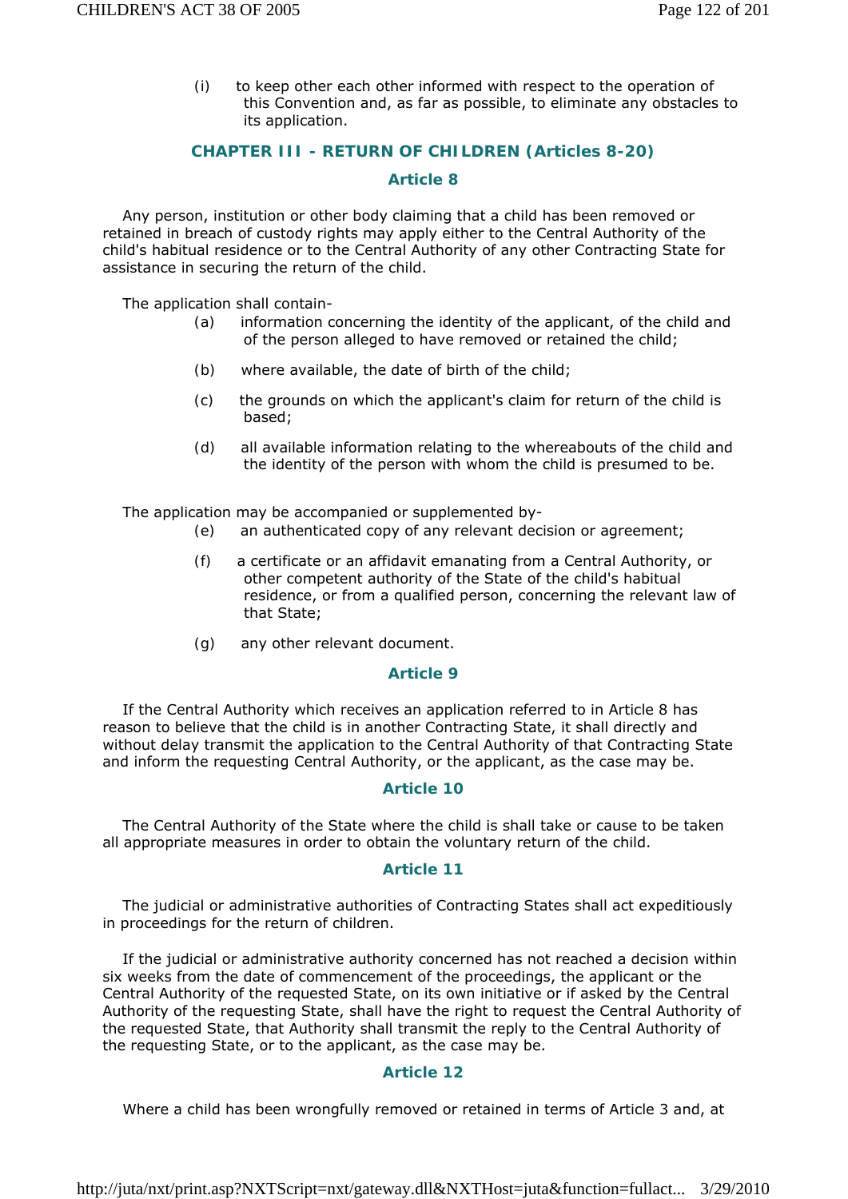(i) to keep other each other informed with respect to the operation of this Convention and, as far as possible, to eliminate any obstacles to its application.

## CHAPTER III - RETURN OF CHILDREN (Articles 8-20)

### Article 8

Any person, institution or other body claiming that a child has been removed or retained in breach of custody rights may apply either to the Central Authority of the child's habitual residence or to the Central Authority of any other Contracting State for assistance in securing the return of the child.

The application shall contain-

(a) information concerning the identity of the applicant, of the child and of the person alleged to have removed or retained the child;

(b) where available, the date of birth of the child;

(c) the grounds on which the applicant's claim for return of the child is based;

(d) all available information relating to the whereabouts of the child and the identity of the person with whom the child is presumed to be.

The application may be accompanied or supplemented by-

(e) an authenticated copy of any relevant decision or agreement;

(f) a certificate or an affidavit emanating from a Central Authority, or other competent authority of the State of the child's habitual residence, or from a qualified person, concerning the relevant law of that State;

(g) any other relevant document.

### Article 9

If the Central Authority which receives an application referred to in Article 8 has reason to believe that the child is in another Contracting State, it shall directly and without delay transmit the application to the Central Authority of that Contracting State and inform the requesting Central Authority, or the applicant, as the case may be.

### Article 10

The Central Authority of the State where the child is shall take or cause to be taken all appropriate measures in order to obtain the voluntary return of the child.

### Article 11

The judicial or administrative authorities of Contracting States shall act expeditiously in proceedings for the return of children.

If the judicial or administrative authority concerned has not reached a decision within six weeks from the date of commencement of the proceedings, the applicant or the Central Authority of the requested State, on its own initiative or if asked by the Central Authority of the requesting State, shall have the right to request the Central Authority of the requested State, that Authority shall transmit the reply to the Central Authority of the requesting State, or to the applicant, as the case may be.

### Article 12

Where a child has been wrongfully removed or retained in terms of Article 3 and, at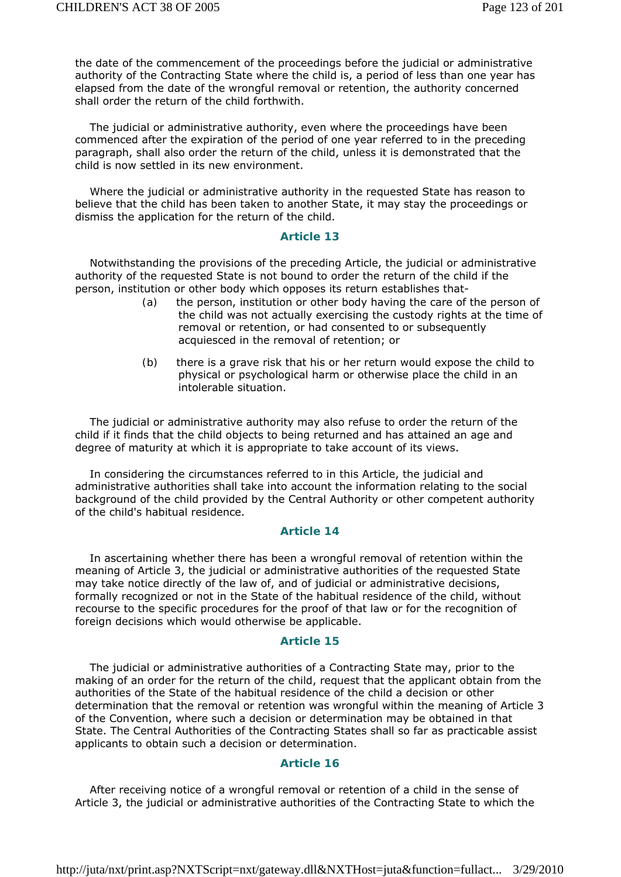the date of the commencement of the proceedings before the judicial or administrative authority of the Contracting State where the child is, a period of less than one year has elapsed from the date of the wrongful removal or retention, the authority concerned shall order the return of the child forthwith.

The judicial or administrative authority, even where the proceedings have been commenced after the expiration of the period of one year referred to in the preceding paragraph, shall also order the return of the child, unless it is demonstrated that the child is now settled in its new environment.

Where the judicial or administrative authority in the requested State has reason to believe that the child has been taken to another State, it may stay the proceedings or dismiss the application for the return of the child.

### Article 13

Notwithstanding the provisions of the preceding Article, the judicial or administrative authority of the requested State is not bound to order the return of the child if the person, institution or other body which opposes its return establishes that-

(a) the person, institution or other body having the care of the person of the child was not actually exercising the custody rights at the time of removal or retention, or had consented to or subsequently acquiesced in the removal of retention; or

(b) there is a grave risk that his or her return would expose the child to physical or psychological harm or otherwise place the child in an intolerable situation.

The judicial or administrative authority may also refuse to order the return of the child if it finds that the child objects to being returned and has attained an age and degree of maturity at which it is appropriate to take account of its views.

In considering the circumstances referred to in this Article, the judicial and administrative authorities shall take into account the information relating to the social background of the child provided by the Central Authority or other competent authority of the child's habitual residence.

### Article 14

In ascertaining whether there has been a wrongful removal of retention within the meaning of Article 3, the judicial or administrative authorities of the requested State may take notice directly of the law of, and of judicial or administrative decisions, formally recognized or not in the State of the habitual residence of the child, without recourse to the specific procedures for the proof of that law or for the recognition of foreign decisions which would otherwise be applicable.

### Article 15

The judicial or administrative authorities of a Contracting State may, prior to the making of an order for the return of the child, request that the applicant obtain from the authorities of the State of the habitual residence of the child a decision or other determination that the removal or retention was wrongful within the meaning of Article 3 of the Convention, where such a decision or determination may be obtained in that State. The Central Authorities of the Contracting States shall so far as practicable assist applicants to obtain such a decision or determination.

### Article 16

After receiving notice of a wrongful removal or retention of a child in the sense of Article 3, the judicial or administrative authorities of the Contracting State to which the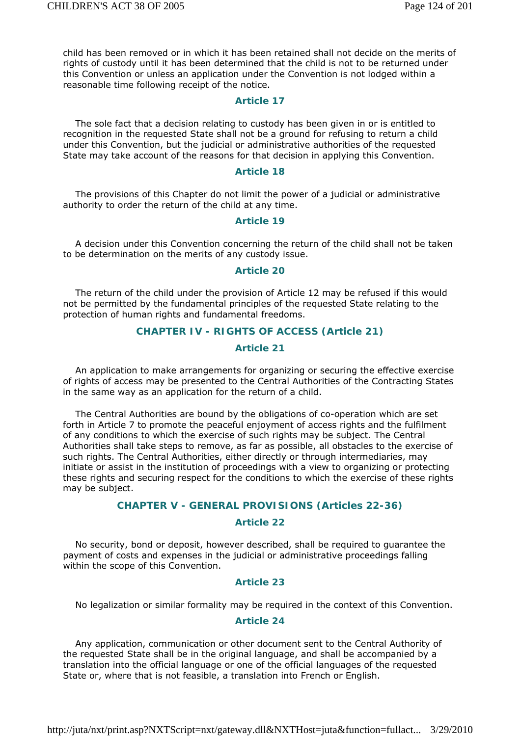child has been removed or in which it has been retained shall not decide on the merits of rights of custody until it has been determined that the child is not to be returned under this Convention or unless an application under the Convention is not lodged within a reasonable time following receipt of the notice.

### Article 17

The sole fact that a decision relating to custody has been given in or is entitled to recognition in the requested State shall not be a ground for refusing to return a child under this Convention, but the judicial or administrative authorities of the requested State may take account of the reasons for that decision in applying this Convention.

### Article 18

The provisions of this Chapter do not limit the power of a judicial or administrative authority to order the return of the child at any time.

### Article 19

A decision under this Convention concerning the return of the child shall not be taken to be determination on the merits of any custody issue.

### Article 20

The return of the child under the provision of Article 12 may be refused if this would not be permitted by the fundamental principles of the requested State relating to the protection of human rights and fundamental freedoms.

## CHAPTER IV - RIGHTS OF ACCESS (Article 21)

### Article 21

An application to make arrangements for organizing or securing the effective exercise of rights of access may be presented to the Central Authorities of the Contracting States in the same way as an application for the return of a child.

The Central Authorities are bound by the obligations of co-operation which are set forth in Article 7 to promote the peaceful enjoyment of access rights and the fulfilment of any conditions to which the exercise of such rights may be subject. The Central Authorities shall take steps to remove, as far as possible, all obstacles to the exercise of such rights. The Central Authorities, either directly or through intermediaries, may initiate or assist in the institution of proceedings with a view to organizing or protecting these rights and securing respect for the conditions to which the exercise of these rights may be subject.

## CHAPTER V - GENERAL PROVISIONS (Articles 22-36)

### Article 22

No security, bond or deposit, however described, shall be required to guarantee the payment of costs and expenses in the judicial or administrative proceedings falling within the scope of this Convention.

### Article 23

No legalization or similar formality may be required in the context of this Convention.

### Article 24

Any application, communication or other document sent to the Central Authority of the requested State shall be in the original language, and shall be accompanied by a translation into the official language or one of the official languages of the requested State or, where that is not feasible, a translation into French or English.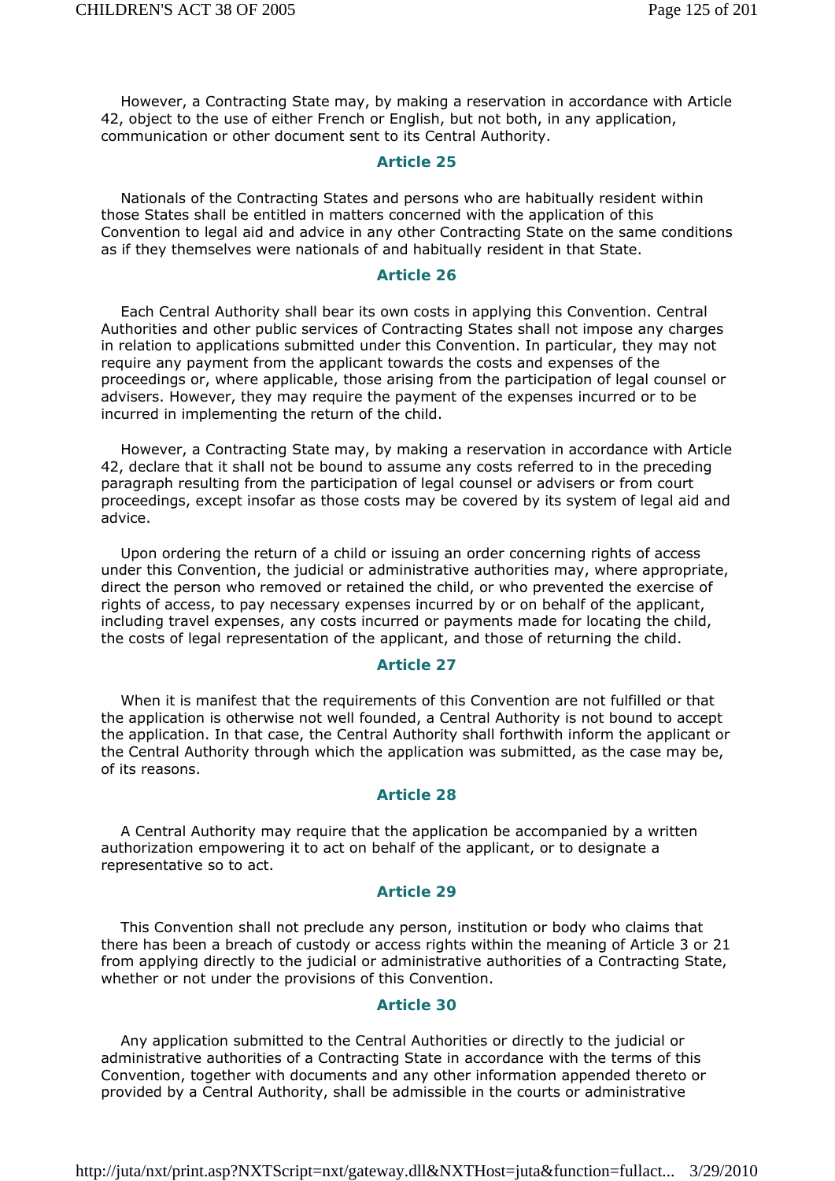However, a Contracting State may, by making a reservation in accordance with Article 42, object to the use of either French or English, but not both, in any application, communication or other document sent to its Central Authority.

### Article 25

Nationals of the Contracting States and persons who are habitually resident within those States shall be entitled in matters concerned with the application of this Convention to legal aid and advice in any other Contracting State on the same conditions as if they themselves were nationals of and habitually resident in that State.

### Article 26

Each Central Authority shall bear its own costs in applying this Convention. Central Authorities and other public services of Contracting States shall not impose any charges in relation to applications submitted under this Convention. In particular, they may not require any payment from the applicant towards the costs and expenses of the proceedings or, where applicable, those arising from the participation of legal counsel or advisers. However, they may require the payment of the expenses incurred or to be incurred in implementing the return of the child.

However, a Contracting State may, by making a reservation in accordance with Article 42, declare that it shall not be bound to assume any costs referred to in the preceding paragraph resulting from the participation of legal counsel or advisers or from court proceedings, except insofar as those costs may be covered by its system of legal aid and advice.

Upon ordering the return of a child or issuing an order concerning rights of access under this Convention, the judicial or administrative authorities may, where appropriate, direct the person who removed or retained the child, or who prevented the exercise of rights of access, to pay necessary expenses incurred by or on behalf of the applicant, including travel expenses, any costs incurred or payments made for locating the child, the costs of legal representation of the applicant, and those of returning the child.

### Article 27

When it is manifest that the requirements of this Convention are not fulfilled or that the application is otherwise not well founded, a Central Authority is not bound to accept the application. In that case, the Central Authority shall forthwith inform the applicant or the Central Authority through which the application was submitted, as the case may be, of its reasons.

### Article 28

A Central Authority may require that the application be accompanied by a written authorization empowering it to act on behalf of the applicant, or to designate a representative so to act.

### Article 29

This Convention shall not preclude any person, institution or body who claims that there has been a breach of custody or access rights within the meaning of Article 3 or 21 from applying directly to the judicial or administrative authorities of a Contracting State, whether or not under the provisions of this Convention.

### Article 30

Any application submitted to the Central Authorities or directly to the judicial or administrative authorities of a Contracting State in accordance with the terms of this Convention, together with documents and any other information appended thereto or provided by a Central Authority, shall be admissible in the courts or administrative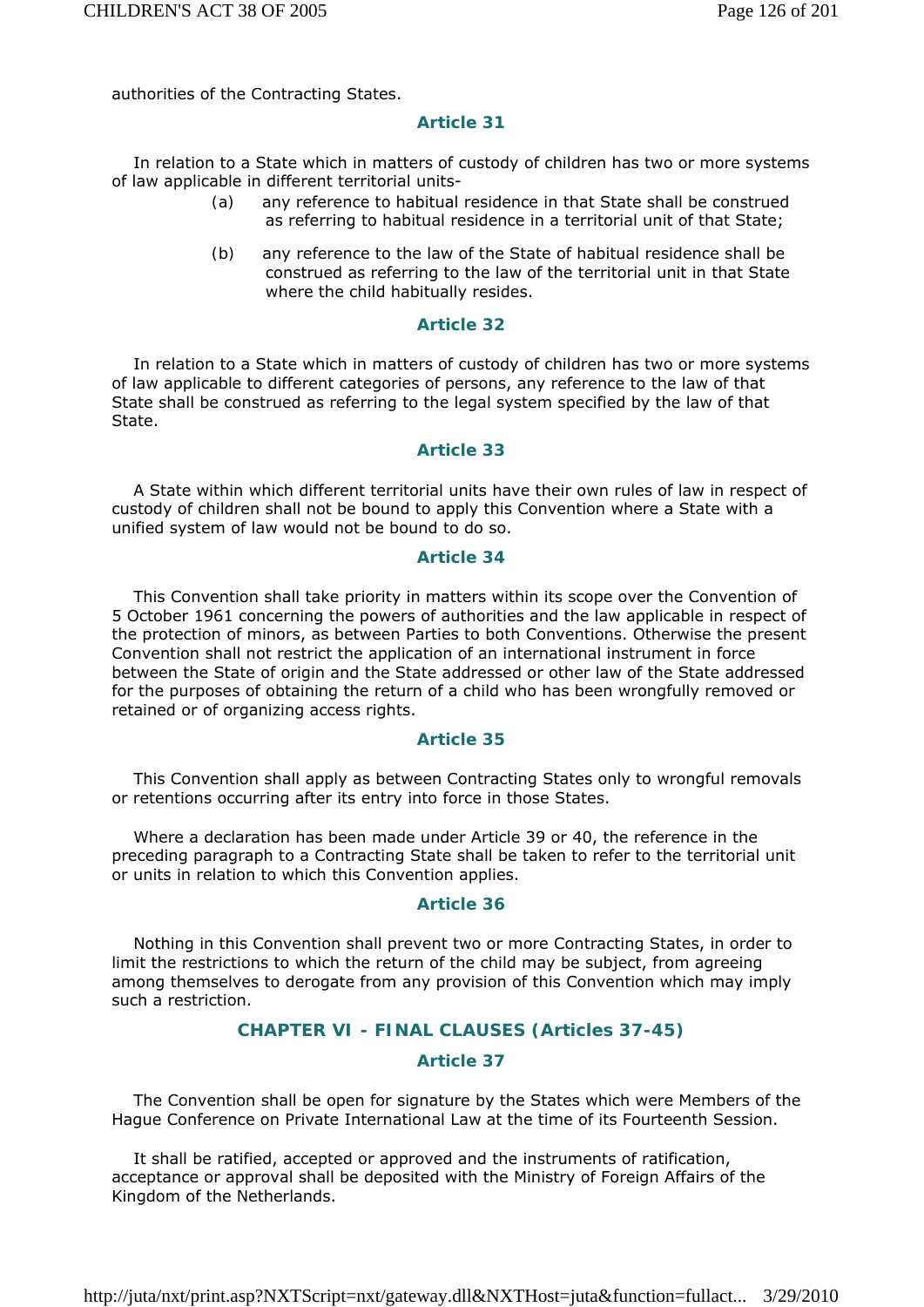authorities of the Contracting States.

### Article 31

In relation to a State which in matters of custody of children has two or more systems of law applicable in different territorial units-

(a) any reference to habitual residence in that State shall be construed as referring to habitual residence in a territorial unit of that State;

(b) any reference to the law of the State of habitual residence shall be construed as referring to the law of the territorial unit in that State where the child habitually resides.

### Article 32

In relation to a State which in matters of custody of children has two or more systems of law applicable to different categories of persons, any reference to the law of that State shall be construed as referring to the legal system specified by the law of that State.

### Article 33

A State within which different territorial units have their own rules of law in respect of custody of children shall not be bound to apply this Convention where a State with a unified system of law would not be bound to do so.

### Article 34

This Convention shall take priority in matters within its scope over the Convention of 5 October 1961 concerning the powers of authorities and the law applicable in respect of the protection of minors, as between Parties to both Conventions. Otherwise the present Convention shall not restrict the application of an international instrument in force between the State of origin and the State addressed or other law of the State addressed for the purposes of obtaining the return of a child who has been wrongfully removed or retained or of organizing access rights.

### Article 35

This Convention shall apply as between Contracting States only to wrongful removals or retentions occurring after its entry into force in those States.

Where a declaration has been made under Article 39 or 40, the reference in the preceding paragraph to a Contracting State shall be taken to refer to the territorial unit or units in relation to which this Convention applies.

### Article 36

Nothing in this Convention shall prevent two or more Contracting States, in order to limit the restrictions to which the return of the child may be subject, from agreeing among themselves to derogate from any provision of this Convention which may imply such a restriction.

## CHAPTER VI - FINAL CLAUSES (Articles 37-45)

### Article 37

The Convention shall be open for signature by the States which were Members of the Hague Conference on Private International Law at the time of its Fourteenth Session.

It shall be ratified, accepted or approved and the instruments of ratification, acceptance or approval shall be deposited with the Ministry of Foreign Affairs of the Kingdom of the Netherlands.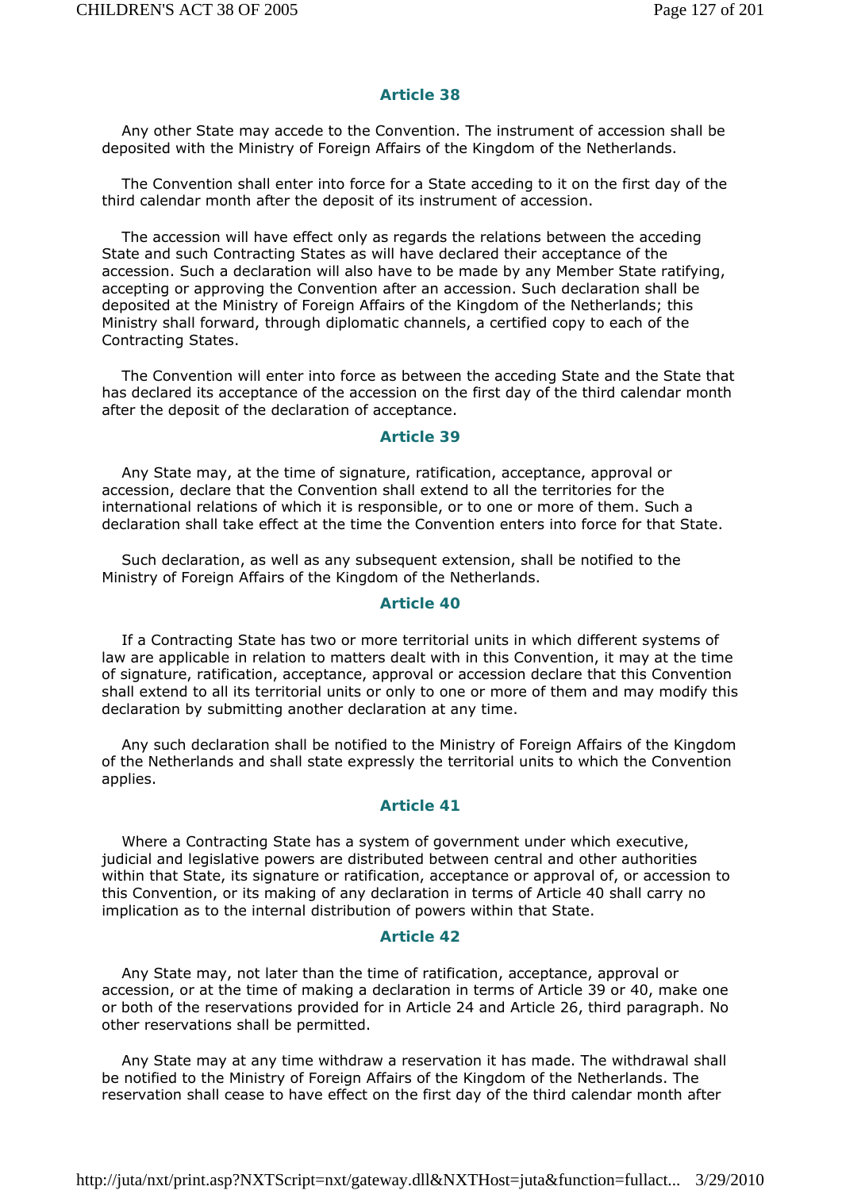### Article 38

Any other State may accede to the Convention. The instrument of accession shall be deposited with the Ministry of Foreign Affairs of the Kingdom of the Netherlands.

The Convention shall enter into force for a State acceding to it on the first day of the third calendar month after the deposit of its instrument of accession.

The accession will have effect only as regards the relations between the acceding State and such Contracting States as will have declared their acceptance of the accession. Such a declaration will also have to be made by any Member State ratifying, accepting or approving the Convention after an accession. Such declaration shall be deposited at the Ministry of Foreign Affairs of the Kingdom of the Netherlands; this Ministry shall forward, through diplomatic channels, a certified copy to each of the Contracting States.

The Convention will enter into force as between the acceding State and the State that has declared its acceptance of the accession on the first day of the third calendar month after the deposit of the declaration of acceptance.

### Article 39

Any State may, at the time of signature, ratification, acceptance, approval or accession, declare that the Convention shall extend to all the territories for the international relations of which it is responsible, or to one or more of them. Such a declaration shall take effect at the time the Convention enters into force for that State.

Such declaration, as well as any subsequent extension, shall be notified to the Ministry of Foreign Affairs of the Kingdom of the Netherlands.

### Article 40

If a Contracting State has two or more territorial units in which different systems of law are applicable in relation to matters dealt with in this Convention, it may at the time of signature, ratification, acceptance, approval or accession declare that this Convention shall extend to all its territorial units or only to one or more of them and may modify this declaration by submitting another declaration at any time.

Any such declaration shall be notified to the Ministry of Foreign Affairs of the Kingdom of the Netherlands and shall state expressly the territorial units to which the Convention applies.

### Article 41

Where a Contracting State has a system of government under which executive, judicial and legislative powers are distributed between central and other authorities within that State, its signature or ratification, acceptance or approval of, or accession to this Convention, or its making of any declaration in terms of Article 40 shall carry no implication as to the internal distribution of powers within that State.

### Article 42

Any State may, not later than the time of ratification, acceptance, approval or accession, or at the time of making a declaration in terms of Article 39 or 40, make one or both of the reservations provided for in Article 24 and Article 26, third paragraph. No other reservations shall be permitted.

Any State may at any time withdraw a reservation it has made. The withdrawal shall be notified to the Ministry of Foreign Affairs of the Kingdom of the Netherlands. The reservation shall cease to have effect on the first day of the third calendar month after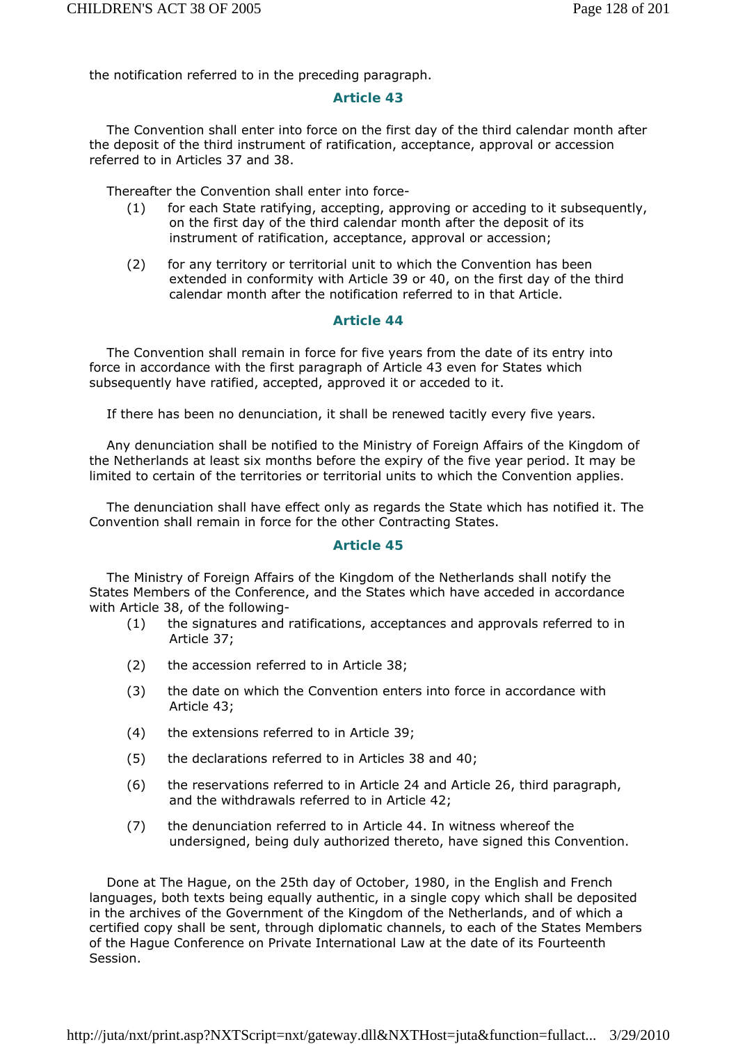the notification referred to in the preceding paragraph.

### Article 43

The Convention shall enter into force on the first day of the third calendar month after the deposit of the third instrument of ratification, acceptance, approval or accession referred to in Articles 37 and 38.

Thereafter the Convention shall enter into force-

(1) for each State ratifying, accepting, approving or acceding to it subsequently, on the first day of the third calendar month after the deposit of its instrument of ratification, acceptance, approval or accession;

(2) for any territory or territorial unit to which the Convention has been extended in conformity with Article 39 or 40, on the first day of the third calendar month after the notification referred to in that Article.

### Article 44

The Convention shall remain in force for five years from the date of its entry into force in accordance with the first paragraph of Article 43 even for States which subsequently have ratified, accepted, approved it or acceded to it.

If there has been no denunciation, it shall be renewed tacitly every five years.

Any denunciation shall be notified to the Ministry of Foreign Affairs of the Kingdom of the Netherlands at least six months before the expiry of the five year period. It may be limited to certain of the territories or territorial units to which the Convention applies.

The denunciation shall have effect only as regards the State which has notified it. The Convention shall remain in force for the other Contracting States.

### Article 45

The Ministry of Foreign Affairs of the Kingdom of the Netherlands shall notify the States Members of the Conference, and the States which have acceded in accordance with Article 38, of the following-

(1) the signatures and ratifications, acceptances and approvals referred to in Article 37;

(2) the accession referred to in Article 38;

(3) the date on which the Convention enters into force in accordance with Article 43;

(4) the extensions referred to in Article 39;

(5) the declarations referred to in Articles 38 and 40;

(6) the reservations referred to in Article 24 and Article 26, third paragraph, and the withdrawals referred to in Article 42;

(7) the denunciation referred to in Article 44. In witness whereof the undersigned, being duly authorized thereto, have signed this Convention.

Done at The Hague, on the 25th day of October, 1980, in the English and French languages, both texts being equally authentic, in a single copy which shall be deposited in the archives of the Government of the Kingdom of the Netherlands, and of which a certified copy shall be sent, through diplomatic channels, to each of the States Members of the Hague Conference on Private International Law at the date of its Fourteenth Session.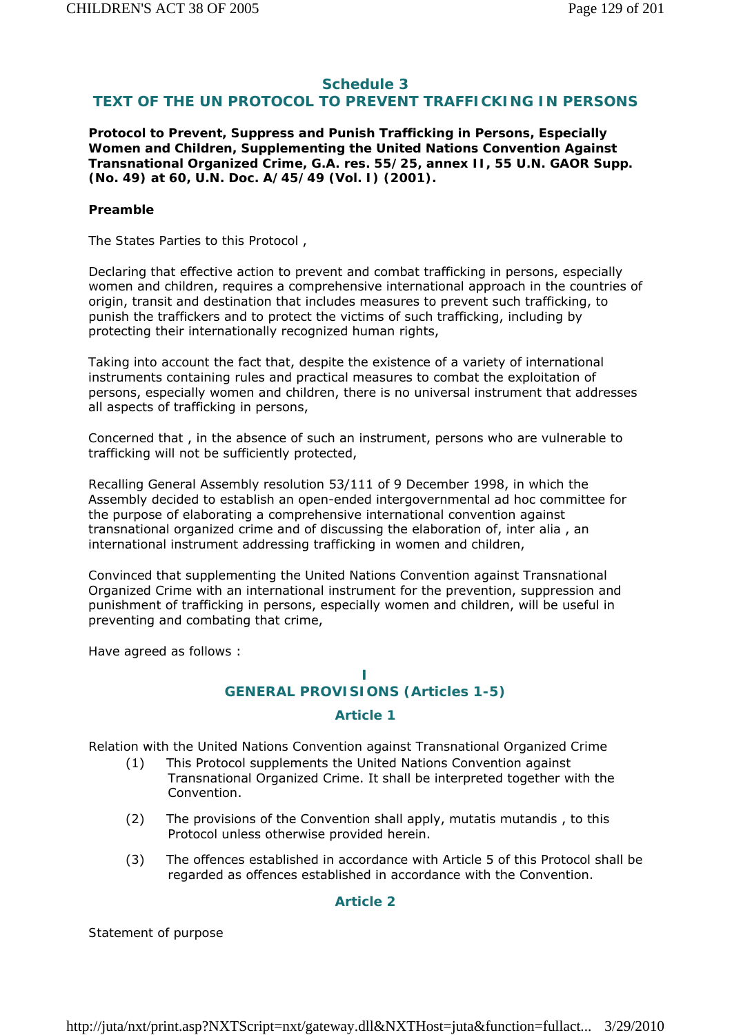## Schedule 3
## TEXT OF THE UN PROTOCOL TO PREVENT TRAFFICKING IN PERSONS

**Protocol to Prevent, Suppress and Punish Trafficking in Persons, Especially Women and Children, Supplementing the United Nations Convention Against Transnational Organized Crime, G.A. res. 55/25, annex II, 55 U.N. GAOR Supp. (No. 49) at 60, U.N. Doc. A/45/49 (Vol. I) (2001).**

**Preamble**

The States Parties to this Protocol ,

Declaring that effective action to prevent and combat trafficking in persons, especially women and children, requires a comprehensive international approach in the countries of origin, transit and destination that includes measures to prevent such trafficking, to punish the traffickers and to protect the victims of such trafficking, including by protecting their internationally recognized human rights,

Taking into account the fact that, despite the existence of a variety of international instruments containing rules and practical measures to combat the exploitation of persons, especially women and children, there is no universal instrument that addresses all aspects of trafficking in persons,

Concerned that , in the absence of such an instrument, persons who are vulnerable to trafficking will not be sufficiently protected,

Recalling General Assembly resolution 53/111 of 9 December 1998, in which the Assembly decided to establish an open-ended intergovernmental ad hoc committee for the purpose of elaborating a comprehensive international convention against transnational organized crime and of discussing the elaboration of, inter alia , an international instrument addressing trafficking in women and children,

Convinced that supplementing the United Nations Convention against Transnational Organized Crime with an international instrument for the prevention, suppression and punishment of trafficking in persons, especially women and children, will be useful in preventing and combating that crime,

Have agreed as follows :

### I
### GENERAL PROVISIONS (Articles 1-5)

#### Article 1

Relation with the United Nations Convention against Transnational Organized Crime

(1) This Protocol supplements the United Nations Convention against Transnational Organized Crime. It shall be interpreted together with the Convention.

(2) The provisions of the Convention shall apply, mutatis mutandis , to this Protocol unless otherwise provided herein.

(3) The offences established in accordance with Article 5 of this Protocol shall be regarded as offences established in accordance with the Convention.

#### Article 2

Statement of purpose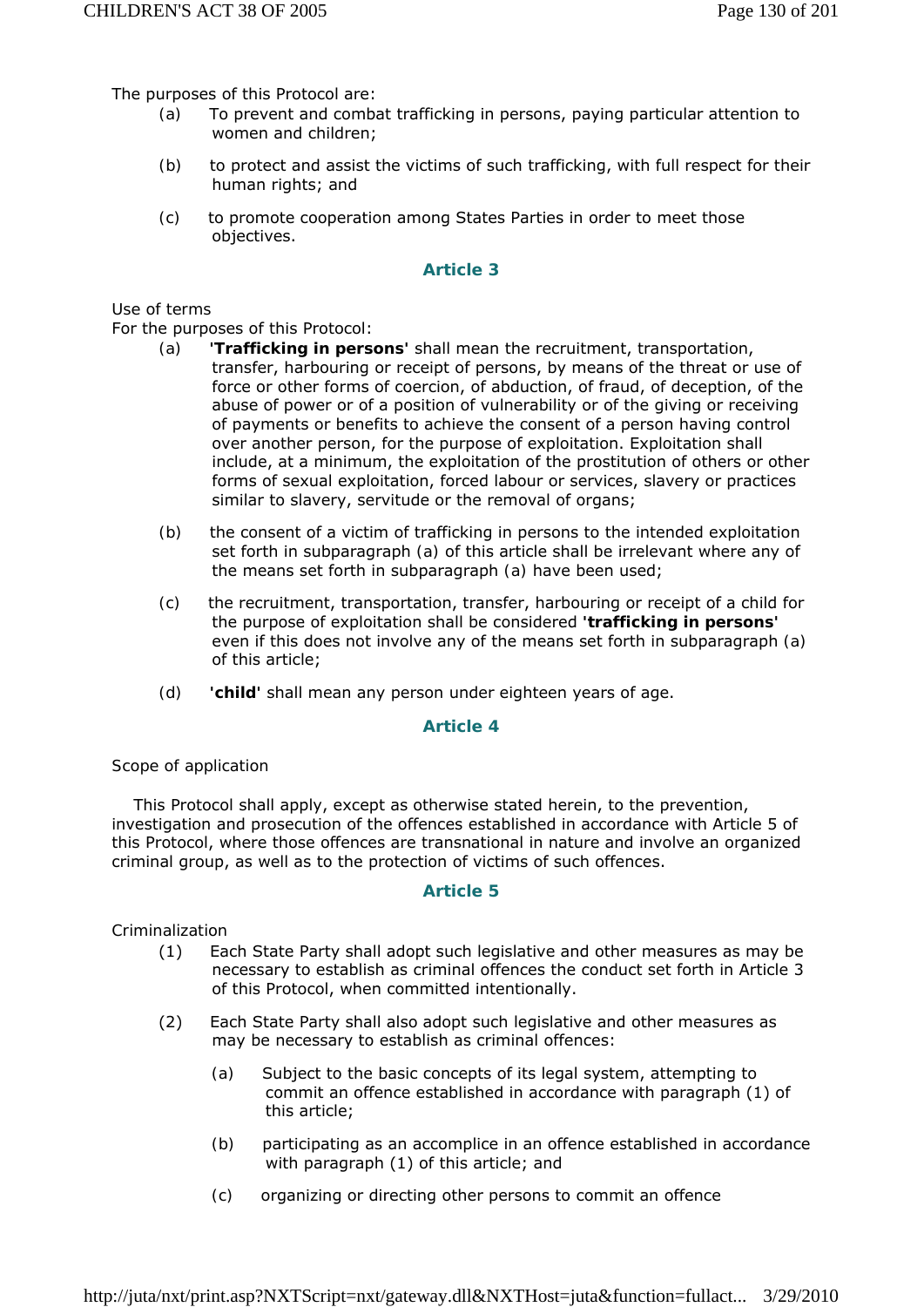The purposes of this Protocol are:

(a) To prevent and combat trafficking in persons, paying particular attention to women and children;

(b) to protect and assist the victims of such trafficking, with full respect for their human rights; and

(c) to promote cooperation among States Parties in order to meet those objectives.

### Article 3

Use of terms

For the purposes of this Protocol:

(a) **'Trafficking in persons'** shall mean the recruitment, transportation, transfer, harbouring or receipt of persons, by means of the threat or use of force or other forms of coercion, of abduction, of fraud, of deception, of the abuse of power or of a position of vulnerability or of the giving or receiving of payments or benefits to achieve the consent of a person having control over another person, for the purpose of exploitation. Exploitation shall include, at a minimum, the exploitation of the prostitution of others or other forms of sexual exploitation, forced labour or services, slavery or practices similar to slavery, servitude or the removal of organs;

(b) the consent of a victim of trafficking in persons to the intended exploitation set forth in subparagraph (a) of this article shall be irrelevant where any of the means set forth in subparagraph (a) have been used;

(c) the recruitment, transportation, transfer, harbouring or receipt of a child for the purpose of exploitation shall be considered **'trafficking in persons'** even if this does not involve any of the means set forth in subparagraph (a) of this article;

(d) **'child'** shall mean any person under eighteen years of age.

### Article 4

Scope of application

This Protocol shall apply, except as otherwise stated herein, to the prevention, investigation and prosecution of the offences established in accordance with Article 5 of this Protocol, where those offences are transnational in nature and involve an organized criminal group, as well as to the protection of victims of such offences.

### Article 5

Criminalization

(1) Each State Party shall adopt such legislative and other measures as may be necessary to establish as criminal offences the conduct set forth in Article 3 of this Protocol, when committed intentionally.

(2) Each State Party shall also adopt such legislative and other measures as may be necessary to establish as criminal offences:

(a) Subject to the basic concepts of its legal system, attempting to commit an offence established in accordance with paragraph (1) of this article;

(b) participating as an accomplice in an offence established in accordance with paragraph (1) of this article; and

(c) organizing or directing other persons to commit an offence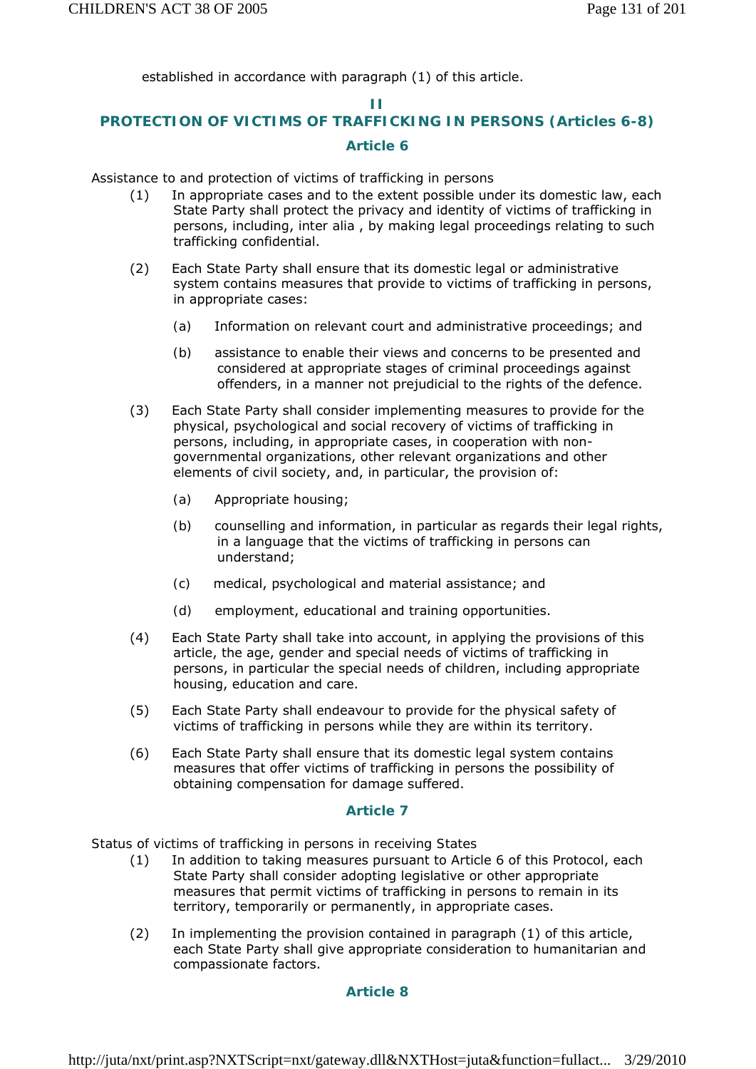established in accordance with paragraph (1) of this article.

## II
## PROTECTION OF VICTIMS OF TRAFFICKING IN PERSONS (Articles 6-8)

### Article 6

Assistance to and protection of victims of trafficking in persons

(1) In appropriate cases and to the extent possible under its domestic law, each State Party shall protect the privacy and identity of victims of trafficking in persons, including, inter alia , by making legal proceedings relating to such trafficking confidential.

(2) Each State Party shall ensure that its domestic legal or administrative system contains measures that provide to victims of trafficking in persons, in appropriate cases:

(a) Information on relevant court and administrative proceedings; and

(b) assistance to enable their views and concerns to be presented and considered at appropriate stages of criminal proceedings against offenders, in a manner not prejudicial to the rights of the defence.

(3) Each State Party shall consider implementing measures to provide for the physical, psychological and social recovery of victims of trafficking in persons, including, in appropriate cases, in cooperation with non-governmental organizations, other relevant organizations and other elements of civil society, and, in particular, the provision of:

(a) Appropriate housing;

(b) counselling and information, in particular as regards their legal rights, in a language that the victims of trafficking in persons can understand;

(c) medical, psychological and material assistance; and

(d) employment, educational and training opportunities.

(4) Each State Party shall take into account, in applying the provisions of this article, the age, gender and special needs of victims of trafficking in persons, in particular the special needs of children, including appropriate housing, education and care.

(5) Each State Party shall endeavour to provide for the physical safety of victims of trafficking in persons while they are within its territory.

(6) Each State Party shall ensure that its domestic legal system contains measures that offer victims of trafficking in persons the possibility of obtaining compensation for damage suffered.

### Article 7

Status of victims of trafficking in persons in receiving States

(1) In addition to taking measures pursuant to Article 6 of this Protocol, each State Party shall consider adopting legislative or other appropriate measures that permit victims of trafficking in persons to remain in its territory, temporarily or permanently, in appropriate cases.

(2) In implementing the provision contained in paragraph (1) of this article, each State Party shall give appropriate consideration to humanitarian and compassionate factors.

### Article 8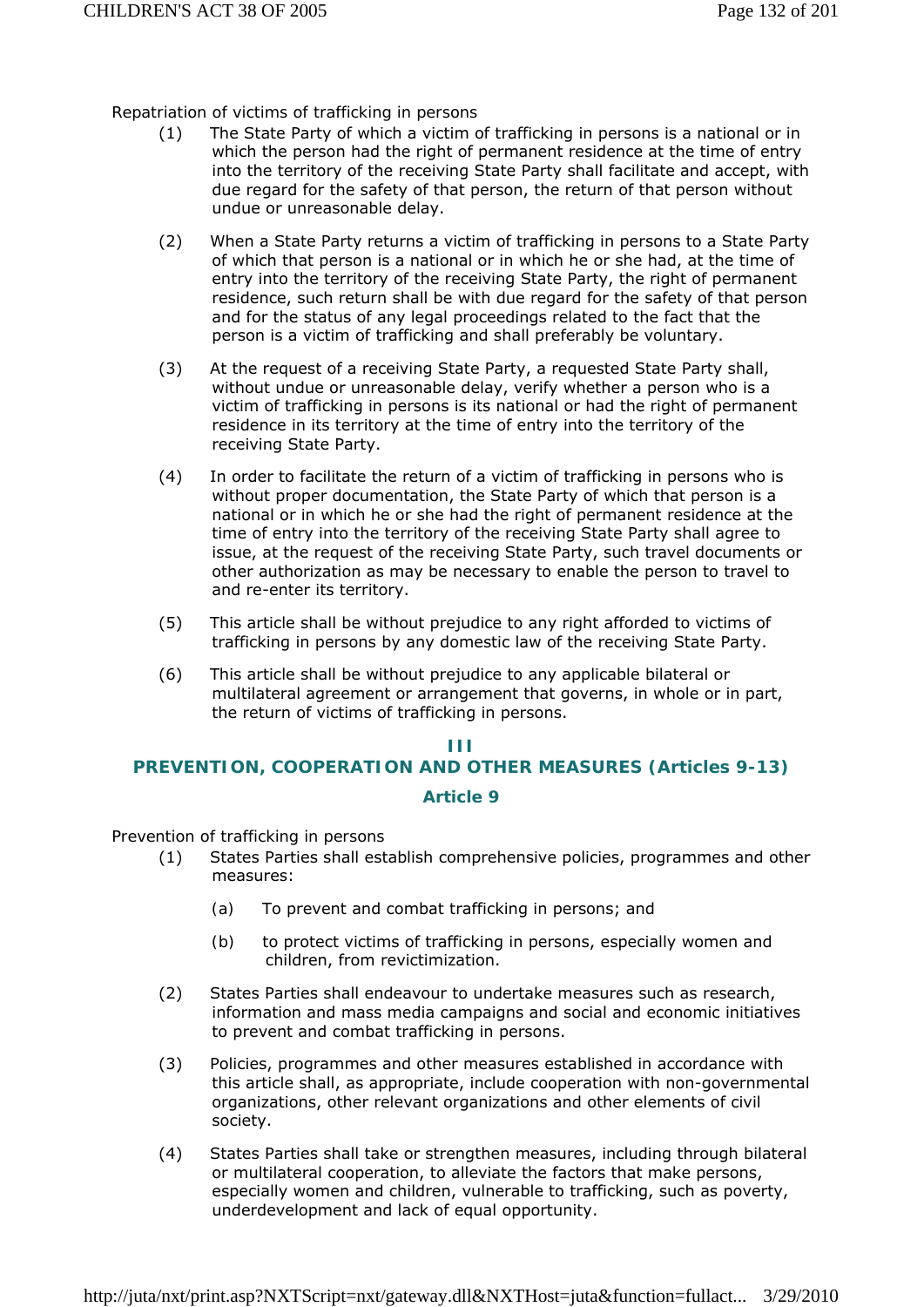Repatriation of victims of trafficking in persons

(1) The State Party of which a victim of trafficking in persons is a national or in which the person had the right of permanent residence at the time of entry into the territory of the receiving State Party shall facilitate and accept, with due regard for the safety of that person, the return of that person without undue or unreasonable delay.

(2) When a State Party returns a victim of trafficking in persons to a State Party of which that person is a national or in which he or she had, at the time of entry into the territory of the receiving State Party, the right of permanent residence, such return shall be with due regard for the safety of that person and for the status of any legal proceedings related to the fact that the person is a victim of trafficking and shall preferably be voluntary.

(3) At the request of a receiving State Party, a requested State Party shall, without undue or unreasonable delay, verify whether a person who is a victim of trafficking in persons is its national or had the right of permanent residence in its territory at the time of entry into the territory of the receiving State Party.

(4) In order to facilitate the return of a victim of trafficking in persons who is without proper documentation, the State Party of which that person is a national or in which he or she had the right of permanent residence at the time of entry into the territory of the receiving State Party shall agree to issue, at the request of the receiving State Party, such travel documents or other authorization as may be necessary to enable the person to travel to and re-enter its territory.

(5) This article shall be without prejudice to any right afforded to victims of trafficking in persons by any domestic law of the receiving State Party.

(6) This article shall be without prejudice to any applicable bilateral or multilateral agreement or arrangement that governs, in whole or in part, the return of victims of trafficking in persons.

## III
## PREVENTION, COOPERATION AND OTHER MEASURES (Articles 9-13)

### Article 9

Prevention of trafficking in persons

(1) States Parties shall establish comprehensive policies, programmes and other measures:

(a) To prevent and combat trafficking in persons; and

(b) to protect victims of trafficking in persons, especially women and children, from revictimization.

(2) States Parties shall endeavour to undertake measures such as research, information and mass media campaigns and social and economic initiatives to prevent and combat trafficking in persons.

(3) Policies, programmes and other measures established in accordance with this article shall, as appropriate, include cooperation with non-governmental organizations, other relevant organizations and other elements of civil society.

(4) States Parties shall take or strengthen measures, including through bilateral or multilateral cooperation, to alleviate the factors that make persons, especially women and children, vulnerable to trafficking, such as poverty, underdevelopment and lack of equal opportunity.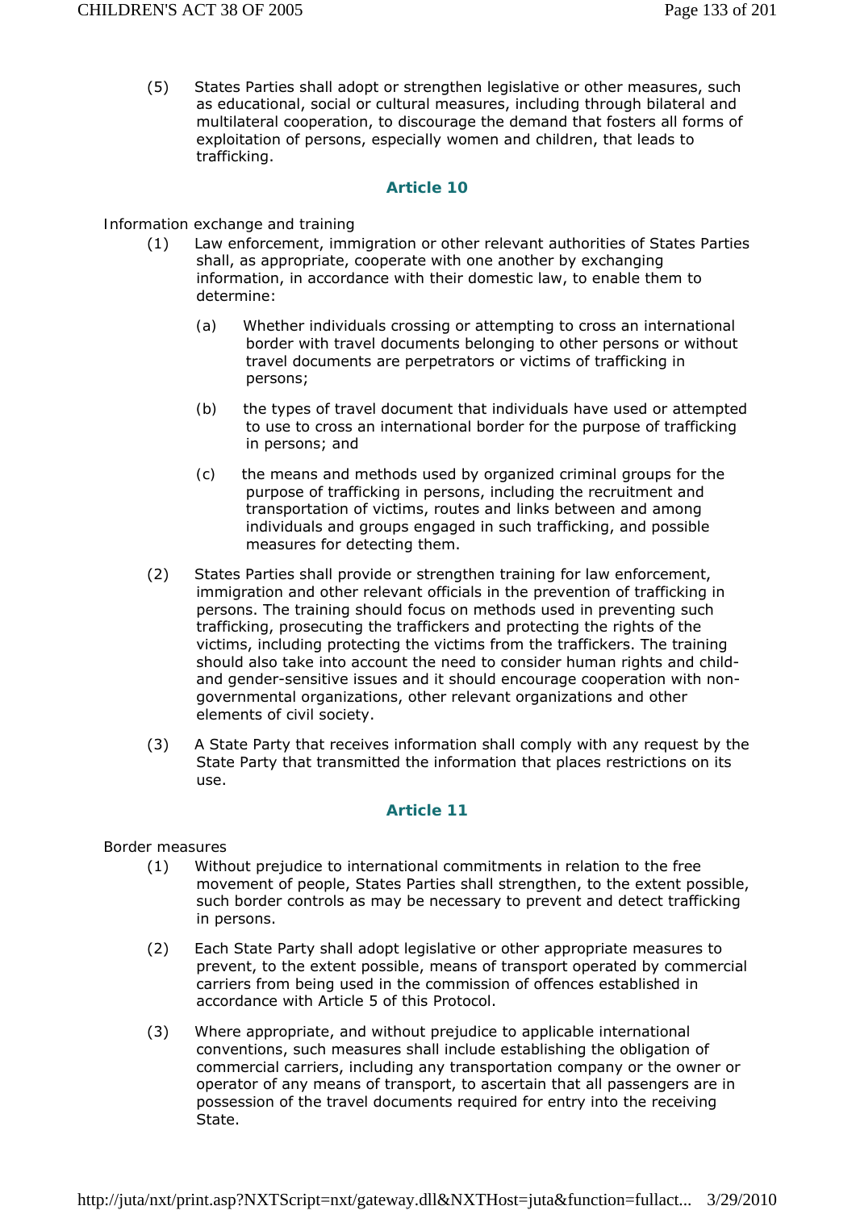(5) States Parties shall adopt or strengthen legislative or other measures, such as educational, social or cultural measures, including through bilateral and multilateral cooperation, to discourage the demand that fosters all forms of exploitation of persons, especially women and children, that leads to trafficking.

## Article 10

Information exchange and training

(1) Law enforcement, immigration or other relevant authorities of States Parties shall, as appropriate, cooperate with one another by exchanging information, in accordance with their domestic law, to enable them to determine:

(a) Whether individuals crossing or attempting to cross an international border with travel documents belonging to other persons or without travel documents are perpetrators or victims of trafficking in persons;

(b) the types of travel document that individuals have used or attempted to use to cross an international border for the purpose of trafficking in persons; and

(c) the means and methods used by organized criminal groups for the purpose of trafficking in persons, including the recruitment and transportation of victims, routes and links between and among individuals and groups engaged in such trafficking, and possible measures for detecting them.

(2) States Parties shall provide or strengthen training for law enforcement, immigration and other relevant officials in the prevention of trafficking in persons. The training should focus on methods used in preventing such trafficking, prosecuting the traffickers and protecting the rights of the victims, including protecting the victims from the traffickers. The training should also take into account the need to consider human rights and child- and gender-sensitive issues and it should encourage cooperation with non-governmental organizations, other relevant organizations and other elements of civil society.

(3) A State Party that receives information shall comply with any request by the State Party that transmitted the information that places restrictions on its use.

## Article 11

Border measures

(1) Without prejudice to international commitments in relation to the free movement of people, States Parties shall strengthen, to the extent possible, such border controls as may be necessary to prevent and detect trafficking in persons.

(2) Each State Party shall adopt legislative or other appropriate measures to prevent, to the extent possible, means of transport operated by commercial carriers from being used in the commission of offences established in accordance with Article 5 of this Protocol.

(3) Where appropriate, and without prejudice to applicable international conventions, such measures shall include establishing the obligation of commercial carriers, including any transportation company or the owner or operator of any means of transport, to ascertain that all passengers are in possession of the travel documents required for entry into the receiving State.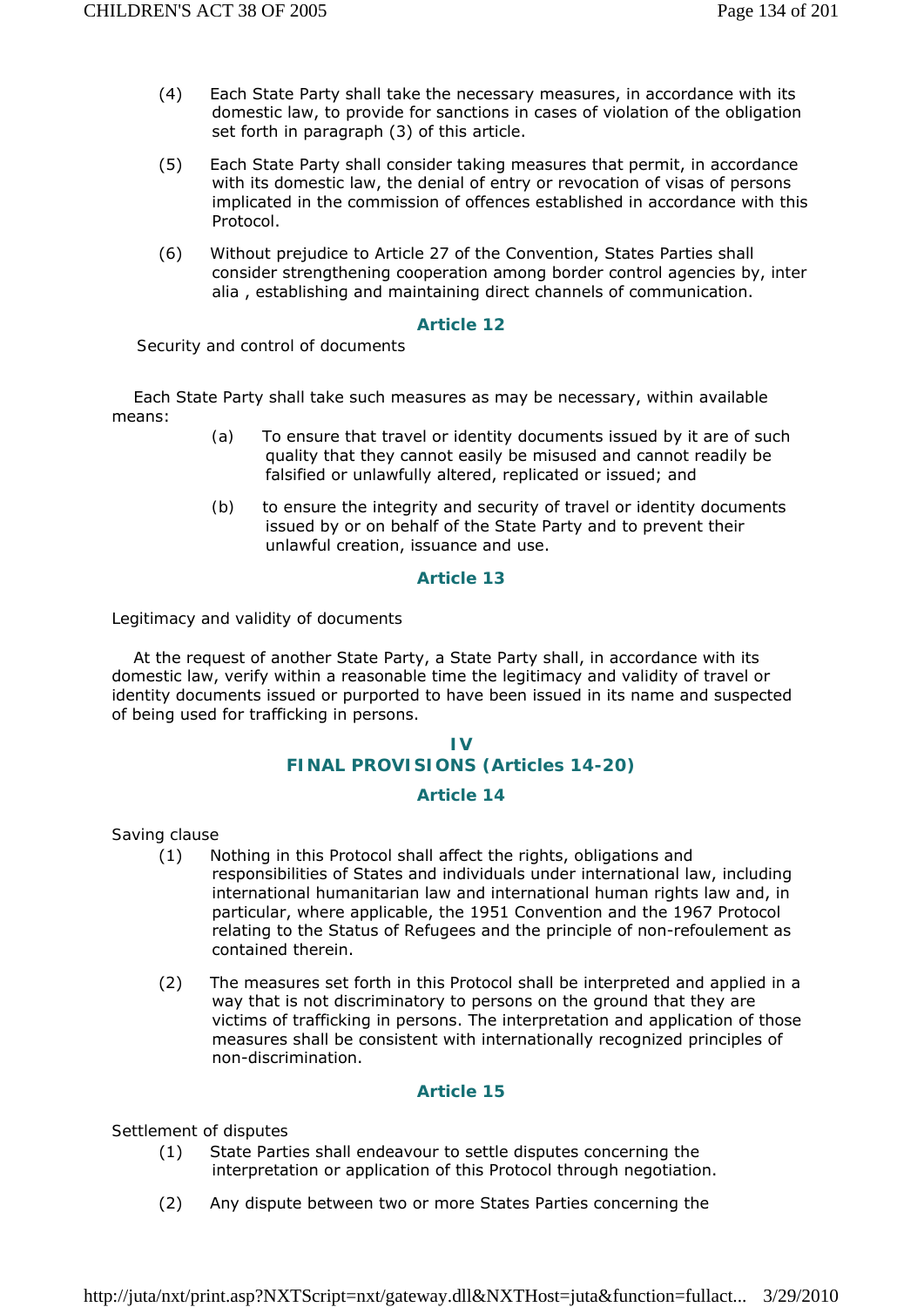(4) Each State Party shall take the necessary measures, in accordance with its domestic law, to provide for sanctions in cases of violation of the obligation set forth in paragraph (3) of this article.

(5) Each State Party shall consider taking measures that permit, in accordance with its domestic law, the denial of entry or revocation of visas of persons implicated in the commission of offences established in accordance with this Protocol.

(6) Without prejudice to Article 27 of the Convention, States Parties shall consider strengthening cooperation among border control agencies by, *inter alia* , establishing and maintaining direct channels of communication.

### Article 12

Security and control of documents

Each State Party shall take such measures as may be necessary, within available means:

(a) To ensure that travel or identity documents issued by it are of such quality that they cannot easily be misused and cannot readily be falsified or unlawfully altered, replicated or issued; and

(b) to ensure the integrity and security of travel or identity documents issued by or on behalf of the State Party and to prevent their unlawful creation, issuance and use.

### Article 13

Legitimacy and validity of documents

At the request of another State Party, a State Party shall, in accordance with its domestic law, verify within a reasonable time the legitimacy and validity of travel or identity documents issued or purported to have been issued in its name and suspected of being used for trafficking in persons.

## IV
## FINAL PROVISIONS (Articles 14-20)

### Article 14

Saving clause

(1) Nothing in this Protocol shall affect the rights, obligations and responsibilities of States and individuals under international law, including international humanitarian law and international human rights law and, in particular, where applicable, the 1951 Convention and the 1967 Protocol relating to the Status of Refugees and the principle of non-refoulement as contained therein.

(2) The measures set forth in this Protocol shall be interpreted and applied in a way that is not discriminatory to persons on the ground that they are victims of trafficking in persons. The interpretation and application of those measures shall be consistent with internationally recognized principles of non-discrimination.

### Article 15

Settlement of disputes

(1) State Parties shall endeavour to settle disputes concerning the interpretation or application of this Protocol through negotiation.

(2) Any dispute between two or more States Parties concerning the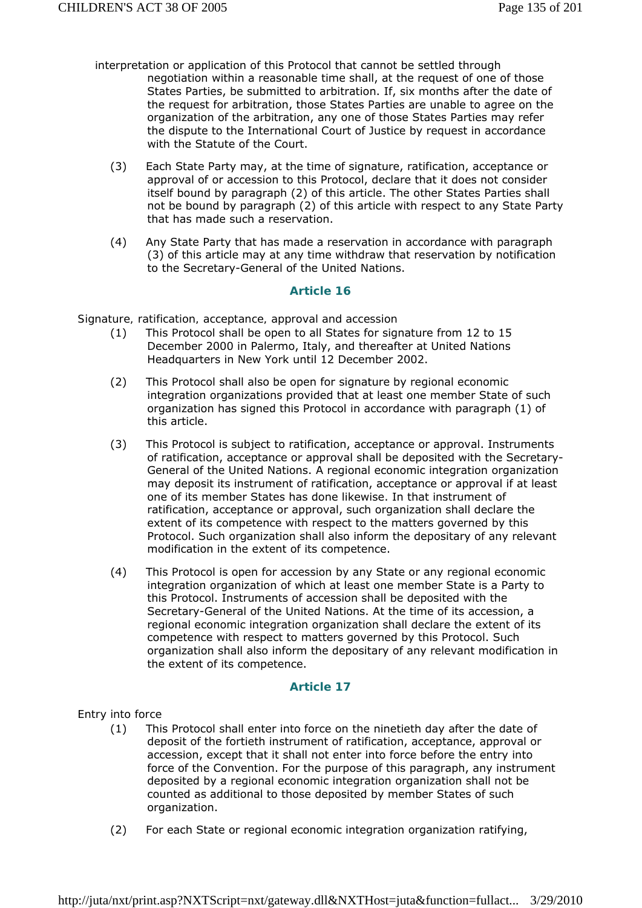interpretation or application of this Protocol that cannot be settled through negotiation within a reasonable time shall, at the request of one of those States Parties, be submitted to arbitration. If, six months after the date of the request for arbitration, those States Parties are unable to agree on the organization of the arbitration, any one of those States Parties may refer the dispute to the International Court of Justice by request in accordance with the Statute of the Court.

(3) Each State Party may, at the time of signature, ratification, acceptance or approval of or accession to this Protocol, declare that it does not consider itself bound by paragraph (2) of this article. The other States Parties shall not be bound by paragraph (2) of this article with respect to any State Party that has made such a reservation.

(4) Any State Party that has made a reservation in accordance with paragraph (3) of this article may at any time withdraw that reservation by notification to the Secretary-General of the United Nations.

### Article 16

Signature, ratification, acceptance, approval and accession

(1) This Protocol shall be open to all States for signature from 12 to 15 December 2000 in Palermo, Italy, and thereafter at United Nations Headquarters in New York until 12 December 2002.

(2) This Protocol shall also be open for signature by regional economic integration organizations provided that at least one member State of such organization has signed this Protocol in accordance with paragraph (1) of this article.

(3) This Protocol is subject to ratification, acceptance or approval. Instruments of ratification, acceptance or approval shall be deposited with the Secretary-General of the United Nations. A regional economic integration organization may deposit its instrument of ratification, acceptance or approval if at least one of its member States has done likewise. In that instrument of ratification, acceptance or approval, such organization shall declare the extent of its competence with respect to the matters governed by this Protocol. Such organization shall also inform the depositary of any relevant modification in the extent of its competence.

(4) This Protocol is open for accession by any State or any regional economic integration organization of which at least one member State is a Party to this Protocol. Instruments of accession shall be deposited with the Secretary-General of the United Nations. At the time of its accession, a regional economic integration organization shall declare the extent of its competence with respect to matters governed by this Protocol. Such organization shall also inform the depositary of any relevant modification in the extent of its competence.

### Article 17

Entry into force

(1) This Protocol shall enter into force on the ninetieth day after the date of deposit of the fortieth instrument of ratification, acceptance, approval or accession, except that it shall not enter into force before the entry into force of the Convention. For the purpose of this paragraph, any instrument deposited by a regional economic integration organization shall not be counted as additional to those deposited by member States of such organization.

(2) For each State or regional economic integration organization ratifying,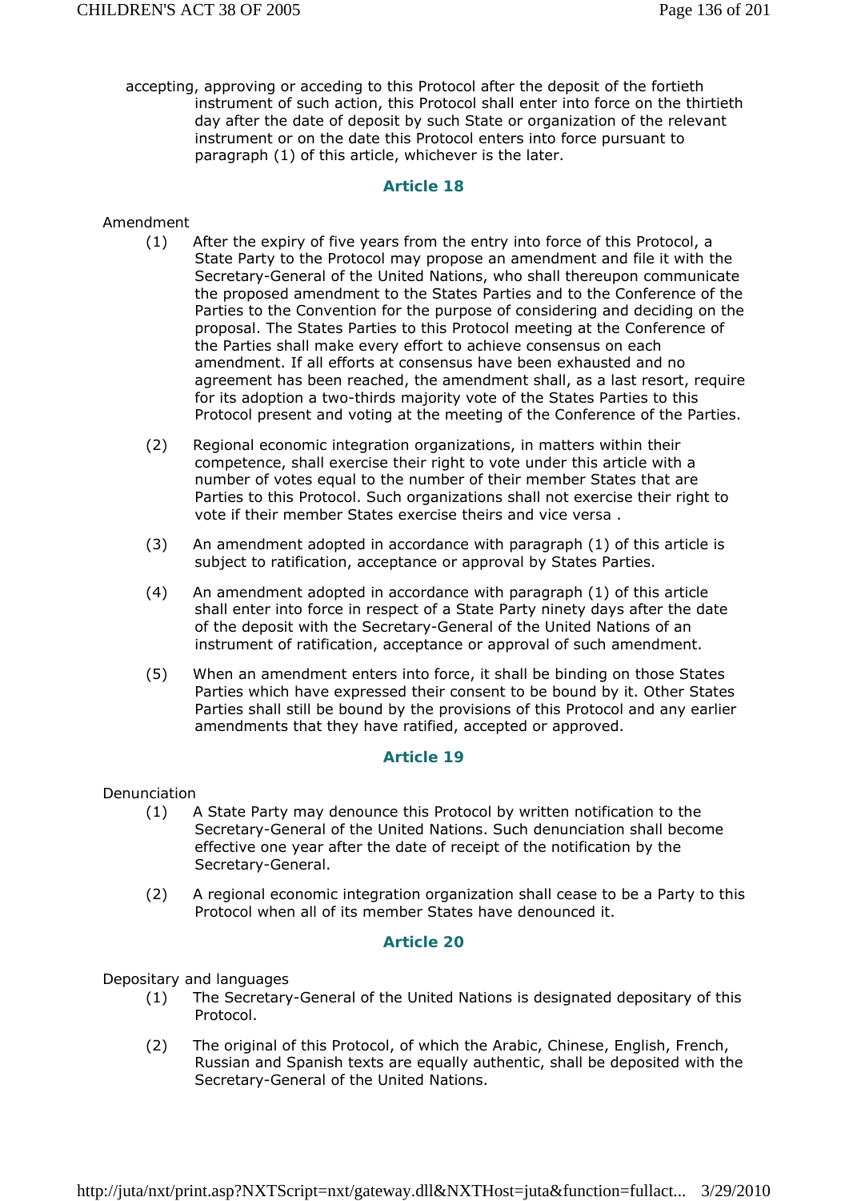accepting, approving or acceding to this Protocol after the deposit of the fortieth instrument of such action, this Protocol shall enter into force on the thirtieth day after the date of deposit by such State or organization of the relevant instrument or on the date this Protocol enters into force pursuant to paragraph (1) of this article, whichever is the later.

### Article 18

Amendment

(1) After the expiry of five years from the entry into force of this Protocol, a State Party to the Protocol may propose an amendment and file it with the Secretary-General of the United Nations, who shall thereupon communicate the proposed amendment to the States Parties and to the Conference of the Parties to the Convention for the purpose of considering and deciding on the proposal. The States Parties to this Protocol meeting at the Conference of the Parties shall make every effort to achieve consensus on each amendment. If all efforts at consensus have been exhausted and no agreement has been reached, the amendment shall, as a last resort, require for its adoption a two-thirds majority vote of the States Parties to this Protocol present and voting at the meeting of the Conference of the Parties.

(2) Regional economic integration organizations, in matters within their competence, shall exercise their right to vote under this article with a number of votes equal to the number of their member States that are Parties to this Protocol. Such organizations shall not exercise their right to vote if their member States exercise theirs and vice versa .

(3) An amendment adopted in accordance with paragraph (1) of this article is subject to ratification, acceptance or approval by States Parties.

(4) An amendment adopted in accordance with paragraph (1) of this article shall enter into force in respect of a State Party ninety days after the date of the deposit with the Secretary-General of the United Nations of an instrument of ratification, acceptance or approval of such amendment.

(5) When an amendment enters into force, it shall be binding on those States Parties which have expressed their consent to be bound by it. Other States Parties shall still be bound by the provisions of this Protocol and any earlier amendments that they have ratified, accepted or approved.

### Article 19

Denunciation

(1) A State Party may denounce this Protocol by written notification to the Secretary-General of the United Nations. Such denunciation shall become effective one year after the date of receipt of the notification by the Secretary-General.

(2) A regional economic integration organization shall cease to be a Party to this Protocol when all of its member States have denounced it.

### Article 20

Depositary and languages

(1) The Secretary-General of the United Nations is designated depositary of this Protocol.

(2) The original of this Protocol, of which the Arabic, Chinese, English, French, Russian and Spanish texts are equally authentic, shall be deposited with the Secretary-General of the United Nations.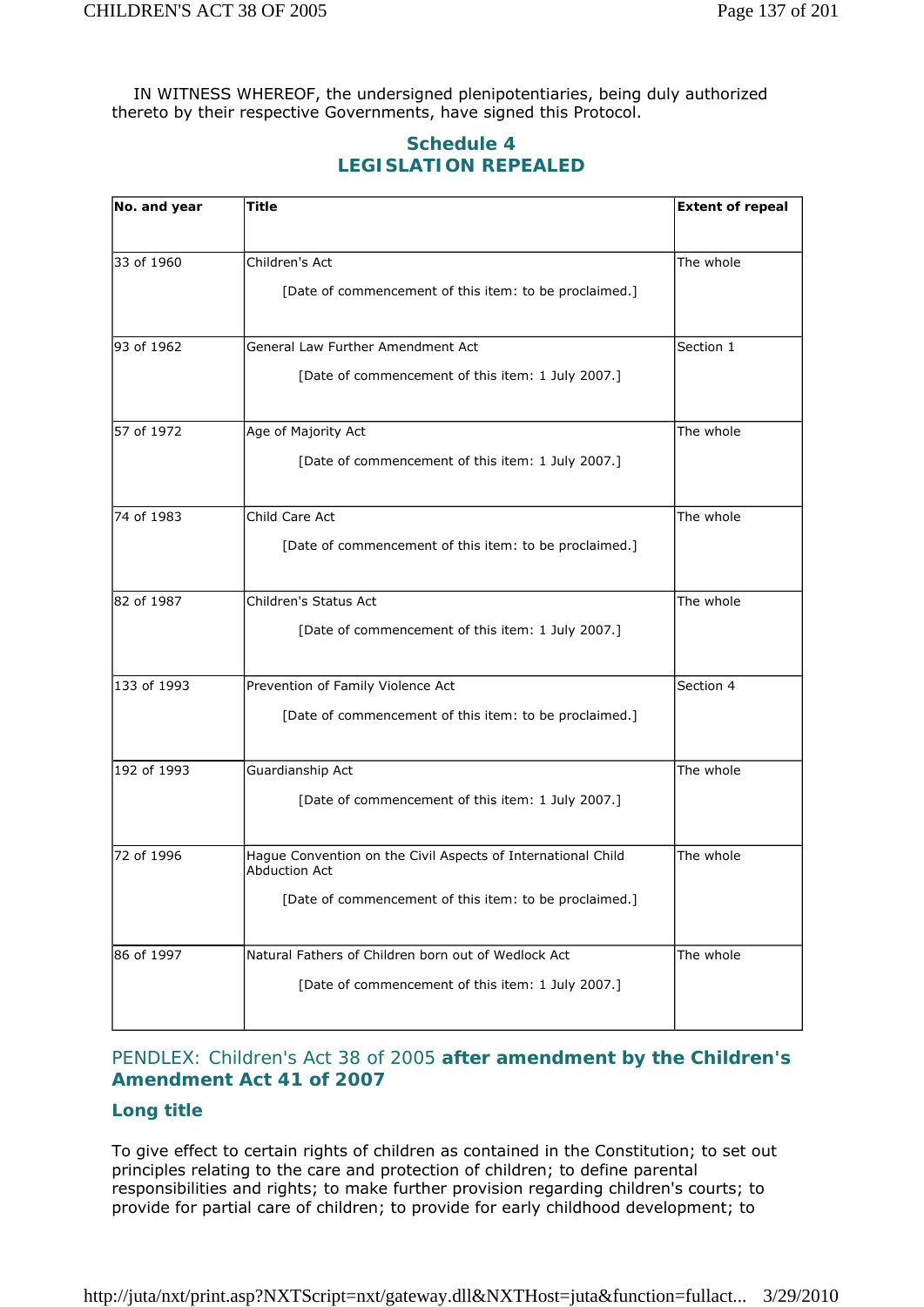IN WITNESS WHEREOF, the undersigned plenipotentiaries, being duly authorized thereto by their respective Governments, have signed this Protocol.

## Schedule 4
## LEGISLATION REPEALED

| No. and year | Title | Extent of repeal |
|---|---|---|
| 33 of 1960 | Children's Act [Date of commencement of this item: to be proclaimed.] | The whole |
| 93 of 1962 | General Law Further Amendment Act [Date of commencement of this item: 1 July 2007.] | Section 1 |
| 57 of 1972 | Age of Majority Act [Date of commencement of this item: 1 July 2007.] | The whole |
| 74 of 1983 | Child Care Act [Date of commencement of this item: to be proclaimed.] | The whole |
| 82 of 1987 | Children's Status Act [Date of commencement of this item: 1 July 2007.] | The whole |
| 133 of 1993 | Prevention of Family Violence Act [Date of commencement of this item: to be proclaimed.] | Section 4 |
| 192 of 1993 | Guardianship Act [Date of commencement of this item: 1 July 2007.] | The whole |
| 72 of 1996 | Hague Convention on the Civil Aspects of International Child Abduction Act [Date of commencement of this item: to be proclaimed.] | The whole |
| 86 of 1997 | Natural Fathers of Children born out of Wedlock Act [Date of commencement of this item: 1 July 2007.] | The whole |

## PENDLEX: Children's Act 38 of 2005 **after amendment by the Children's Amendment Act 41 of 2007**

### Long title

To give effect to certain rights of children as contained in the Constitution; to set out principles relating to the care and protection of children; to define parental responsibilities and rights; to make further provision regarding children's courts; to provide for partial care of children; to provide for early childhood development; to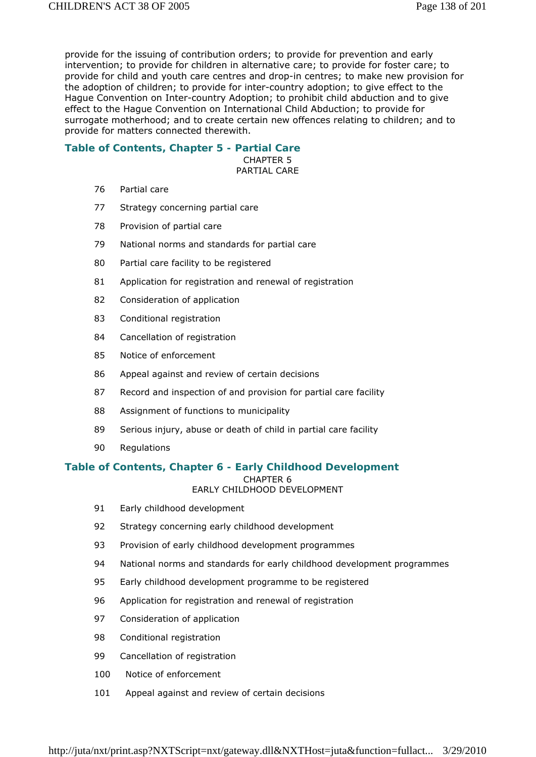provide for the issuing of contribution orders; to provide for prevention and early intervention; to provide for children in alternative care; to provide for foster care; to provide for child and youth care centres and drop-in centres; to make new provision for the adoption of children; to provide for inter-country adoption; to give effect to the Hague Convention on Inter-country Adoption; to prohibit child abduction and to give effect to the Hague Convention on International Child Abduction; to provide for surrogate motherhood; and to create certain new offences relating to children; and to provide for matters connected therewith.

## Table of Contents, Chapter 5 - Partial Care

CHAPTER 5
PARTIAL CARE

76 Partial care

77 Strategy concerning partial care

78 Provision of partial care

79 National norms and standards for partial care

80 Partial care facility to be registered

81 Application for registration and renewal of registration

82 Consideration of application

83 Conditional registration

84 Cancellation of registration

85 Notice of enforcement

86 Appeal against and review of certain decisions

87 Record and inspection of and provision for partial care facility

88 Assignment of functions to municipality

89 Serious injury, abuse or death of child in partial care facility

90 Regulations

## Table of Contents, Chapter 6 - Early Childhood Development

CHAPTER 6
EARLY CHILDHOOD DEVELOPMENT

91 Early childhood development

92 Strategy concerning early childhood development

93 Provision of early childhood development programmes

94 National norms and standards for early childhood development programmes

95 Early childhood development programme to be registered

96 Application for registration and renewal of registration

97 Consideration of application

98 Conditional registration

99 Cancellation of registration

100 Notice of enforcement

101 Appeal against and review of certain decisions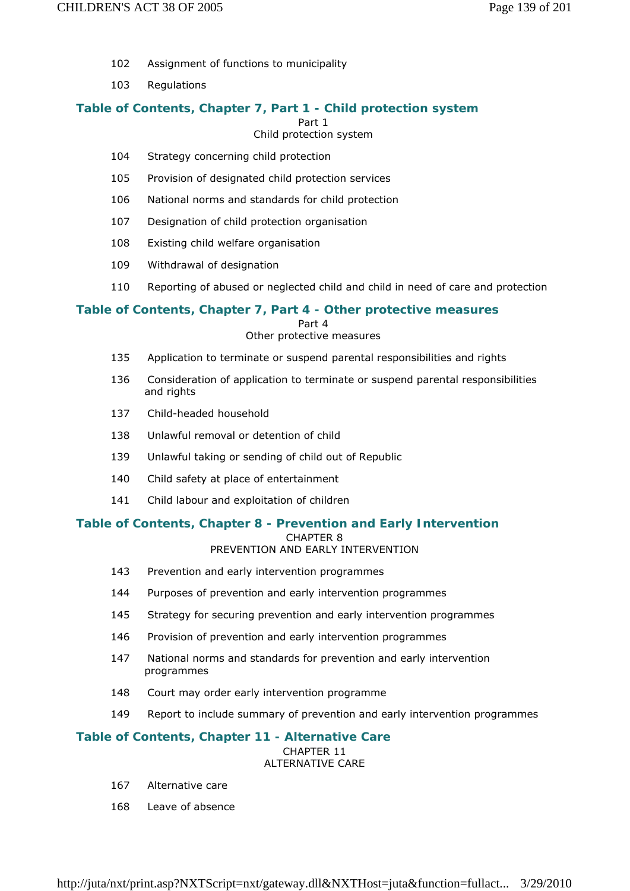102 Assignment of functions to municipality

103 Regulations

## Table of Contents, Chapter 7, Part 1 - Child protection system

Part 1
Child protection system

104 Strategy concerning child protection

105 Provision of designated child protection services

106 National norms and standards for child protection

107 Designation of child protection organisation

108 Existing child welfare organisation

109 Withdrawal of designation

110 Reporting of abused or neglected child and child in need of care and protection

## Table of Contents, Chapter 7, Part 4 - Other protective measures

Part 4
Other protective measures

135 Application to terminate or suspend parental responsibilities and rights

136 Consideration of application to terminate or suspend parental responsibilities and rights

137 Child-headed household

138 Unlawful removal or detention of child

139 Unlawful taking or sending of child out of Republic

140 Child safety at place of entertainment

141 Child labour and exploitation of children

## Table of Contents, Chapter 8 - Prevention and Early Intervention

CHAPTER 8
PREVENTION AND EARLY INTERVENTION

143 Prevention and early intervention programmes

144 Purposes of prevention and early intervention programmes

145 Strategy for securing prevention and early intervention programmes

146 Provision of prevention and early intervention programmes

147 National norms and standards for prevention and early intervention programmes

148 Court may order early intervention programme

149 Report to include summary of prevention and early intervention programmes

## Table of Contents, Chapter 11 - Alternative Care

CHAPTER 11
ALTERNATIVE CARE

167 Alternative care

168 Leave of absence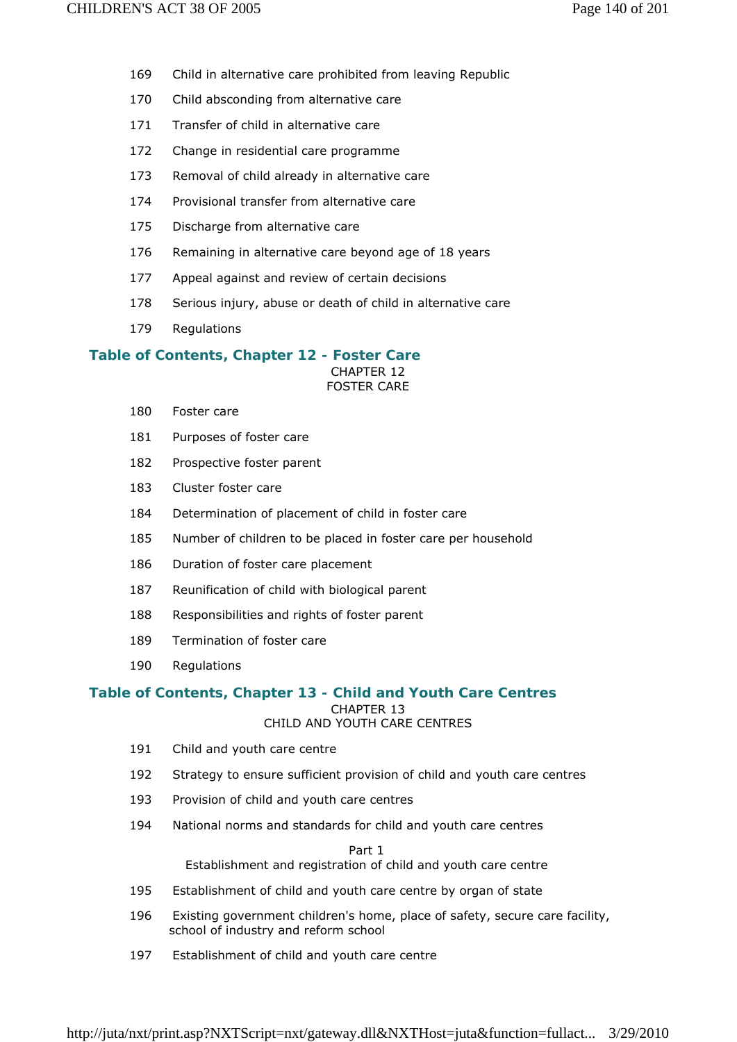169 Child in alternative care prohibited from leaving Republic

170 Child absconding from alternative care

171 Transfer of child in alternative care

172 Change in residential care programme

173 Removal of child already in alternative care

174 Provisional transfer from alternative care

175 Discharge from alternative care

176 Remaining in alternative care beyond age of 18 years

177 Appeal against and review of certain decisions

178 Serious injury, abuse or death of child in alternative care

179 Regulations

## Table of Contents, Chapter 12 - Foster Care

CHAPTER 12
FOSTER CARE

180 Foster care

181 Purposes of foster care

182 Prospective foster parent

183 Cluster foster care

184 Determination of placement of child in foster care

185 Number of children to be placed in foster care per household

186 Duration of foster care placement

187 Reunification of child with biological parent

188 Responsibilities and rights of foster parent

189 Termination of foster care

190 Regulations

## Table of Contents, Chapter 13 - Child and Youth Care Centres

CHAPTER 13
CHILD AND YOUTH CARE CENTRES

191 Child and youth care centre

192 Strategy to ensure sufficient provision of child and youth care centres

193 Provision of child and youth care centres

194 National norms and standards for child and youth care centres

Part 1
Establishment and registration of child and youth care centre

195 Establishment of child and youth care centre by organ of state

196 Existing government children's home, place of safety, secure care facility, school of industry and reform school

197 Establishment of child and youth care centre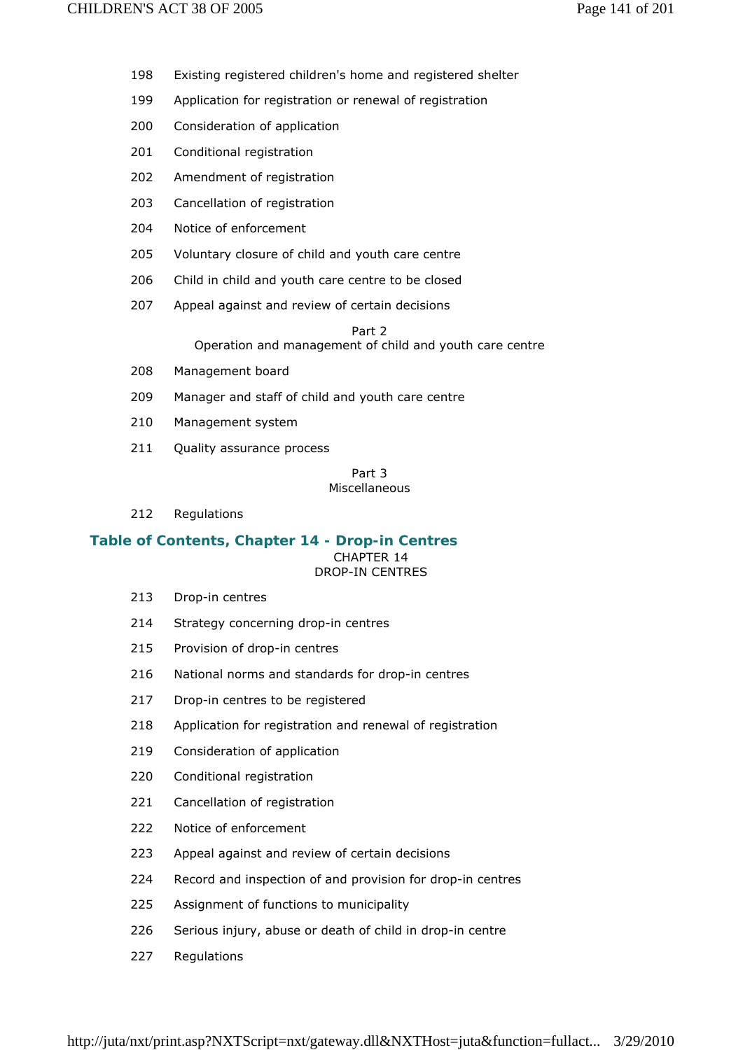198 Existing registered children's home and registered shelter

199 Application for registration or renewal of registration

200 Consideration of application

201 Conditional registration

202 Amendment of registration

203 Cancellation of registration

204 Notice of enforcement

205 Voluntary closure of child and youth care centre

206 Child in child and youth care centre to be closed

207 Appeal against and review of certain decisions

Part 2
Operation and management of child and youth care centre

208 Management board

209 Manager and staff of child and youth care centre

210 Management system

211 Quality assurance process

Part 3
Miscellaneous

212 Regulations

## Table of Contents, Chapter 14 - Drop-in Centres

CHAPTER 14
DROP-IN CENTRES

213 Drop-in centres

214 Strategy concerning drop-in centres

215 Provision of drop-in centres

216 National norms and standards for drop-in centres

217 Drop-in centres to be registered

218 Application for registration and renewal of registration

219 Consideration of application

220 Conditional registration

221 Cancellation of registration

222 Notice of enforcement

223 Appeal against and review of certain decisions

224 Record and inspection of and provision for drop-in centres

225 Assignment of functions to municipality

226 Serious injury, abuse or death of child in drop-in centre

227 Regulations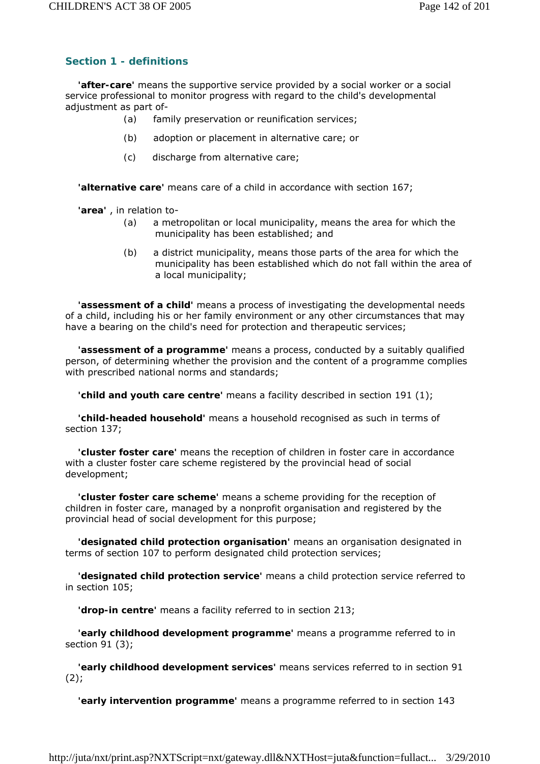## Section 1 - definitions

**'after-care'** means the supportive service provided by a social worker or a social service professional to monitor progress with regard to the child's developmental adjustment as part of-

(a) family preservation or reunification services;

(b) adoption or placement in alternative care; or

(c) discharge from alternative care;

**'alternative care'** means care of a child in accordance with section 167;

**'area'** , in relation to-

(a) a metropolitan or local municipality, means the area for which the municipality has been established; and

(b) a district municipality, means those parts of the area for which the municipality has been established which do not fall within the area of a local municipality;

**'assessment of a child'** means a process of investigating the developmental needs of a child, including his or her family environment or any other circumstances that may have a bearing on the child's need for protection and therapeutic services;

**'assessment of a programme'** means a process, conducted by a suitably qualified person, of determining whether the provision and the content of a programme complies with prescribed national norms and standards;

**'child and youth care centre'** means a facility described in section 191 (1);

**'child-headed household'** means a household recognised as such in terms of section 137;

**'cluster foster care'** means the reception of children in foster care in accordance with a cluster foster care scheme registered by the provincial head of social development;

**'cluster foster care scheme'** means a scheme providing for the reception of children in foster care, managed by a nonprofit organisation and registered by the provincial head of social development for this purpose;

**'designated child protection organisation'** means an organisation designated in terms of section 107 to perform designated child protection services;

**'designated child protection service'** means a child protection service referred to in section 105;

**'drop-in centre'** means a facility referred to in section 213;

**'early childhood development programme'** means a programme referred to in section 91 (3);

**'early childhood development services'** means services referred to in section 91 (2);

**'early intervention programme'** means a programme referred to in section 143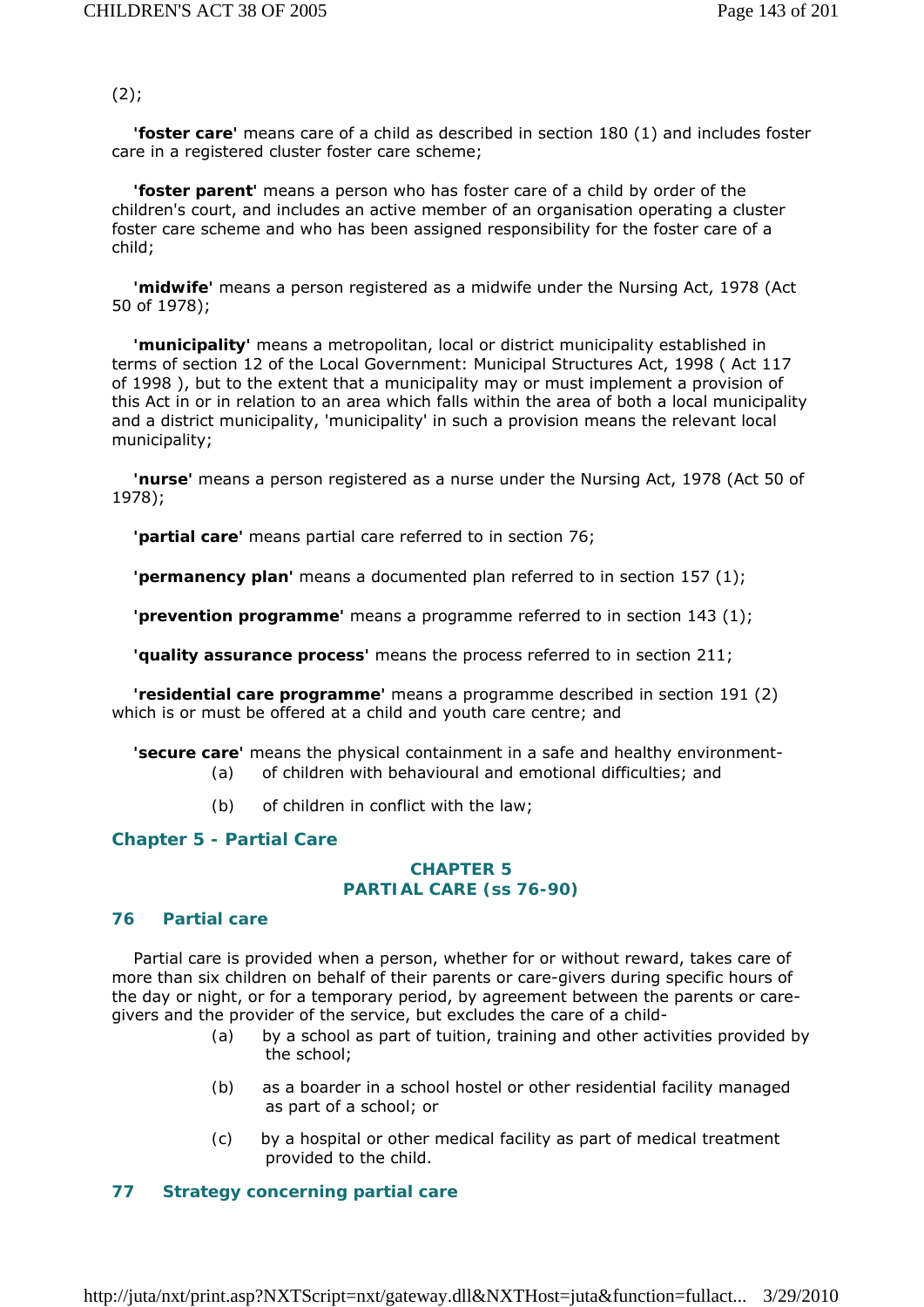(2);

**'foster care'** means care of a child as described in section 180 (1) and includes foster care in a registered cluster foster care scheme;

**'foster parent'** means a person who has foster care of a child by order of the children's court, and includes an active member of an organisation operating a cluster foster care scheme and who has been assigned responsibility for the foster care of a child;

**'midwife'** means a person registered as a midwife under the Nursing Act, 1978 (Act 50 of 1978);

**'municipality'** means a metropolitan, local or district municipality established in terms of section 12 of the Local Government: Municipal Structures Act, 1998 ( Act 117 of 1998 ), but to the extent that a municipality may or must implement a provision of this Act in or in relation to an area which falls within the area of both a local municipality and a district municipality, 'municipality' in such a provision means the relevant local municipality;

**'nurse'** means a person registered as a nurse under the Nursing Act, 1978 (Act 50 of 1978);

**'partial care'** means partial care referred to in section 76;

**'permanency plan'** means a documented plan referred to in section 157 (1);

**'prevention programme'** means a programme referred to in section 143 (1);

**'quality assurance process'** means the process referred to in section 211;

**'residential care programme'** means a programme described in section 191 (2) which is or must be offered at a child and youth care centre; and

**'secure care'** means the physical containment in a safe and healthy environment-

(a) of children with behavioural and emotional difficulties; and

(b) of children in conflict with the law;

## Chapter 5 - Partial Care

## CHAPTER 5
## PARTIAL CARE (ss 76-90)

### 76 Partial care

Partial care is provided when a person, whether for or without reward, takes care of more than six children on behalf of their parents or care-givers during specific hours of the day or night, or for a temporary period, by agreement between the parents or care-givers and the provider of the service, but excludes the care of a child-

(a) by a school as part of tuition, training and other activities provided by the school;

(b) as a boarder in a school hostel or other residential facility managed as part of a school; or

(c) by a hospital or other medical facility as part of medical treatment provided to the child.

### 77 Strategy concerning partial care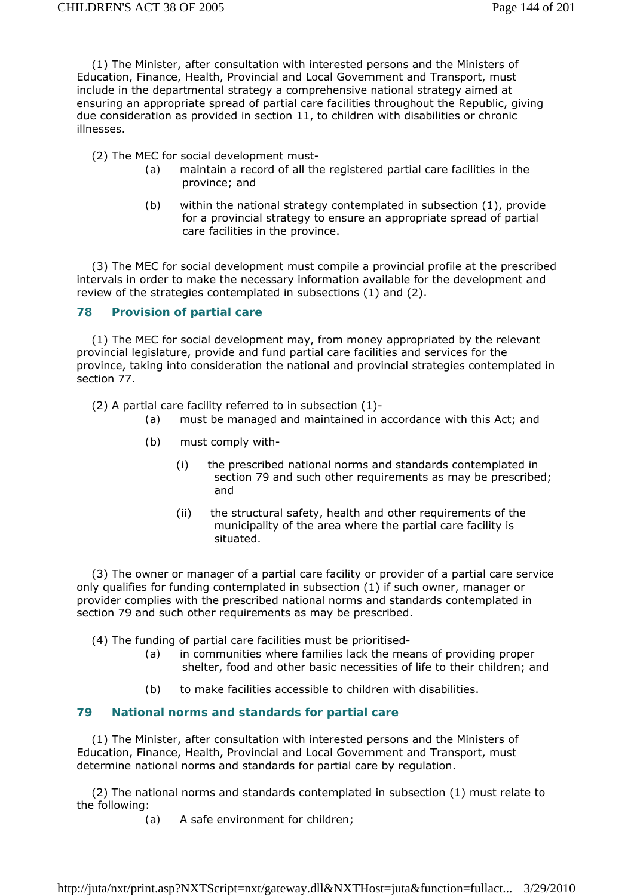(1) The Minister, after consultation with interested persons and the Ministers of Education, Finance, Health, Provincial and Local Government and Transport, must include in the departmental strategy a comprehensive national strategy aimed at ensuring an appropriate spread of partial care facilities throughout the Republic, giving due consideration as provided in section 11, to children with disabilities or chronic illnesses.

(2) The MEC for social development must-

- (a) maintain a record of all the registered partial care facilities in the province; and
- (b) within the national strategy contemplated in subsection (1), provide for a provincial strategy to ensure an appropriate spread of partial care facilities in the province.

(3) The MEC for social development must compile a provincial profile at the prescribed intervals in order to make the necessary information available for the development and review of the strategies contemplated in subsections (1) and (2).

## 78 Provision of partial care

(1) The MEC for social development may, from money appropriated by the relevant provincial legislature, provide and fund partial care facilities and services for the province, taking into consideration the national and provincial strategies contemplated in section 77.

(2) A partial care facility referred to in subsection (1)-

- (a) must be managed and maintained in accordance with this Act; and
- (b) must comply with-
  - (i) the prescribed national norms and standards contemplated in section 79 and such other requirements as may be prescribed; and
  - (ii) the structural safety, health and other requirements of the municipality of the area where the partial care facility is situated.

(3) The owner or manager of a partial care facility or provider of a partial care service only qualifies for funding contemplated in subsection (1) if such owner, manager or provider complies with the prescribed national norms and standards contemplated in section 79 and such other requirements as may be prescribed.

(4) The funding of partial care facilities must be prioritised-

- (a) in communities where families lack the means of providing proper shelter, food and other basic necessities of life to their children; and
- (b) to make facilities accessible to children with disabilities.

## 79 National norms and standards for partial care

(1) The Minister, after consultation with interested persons and the Ministers of Education, Finance, Health, Provincial and Local Government and Transport, must determine national norms and standards for partial care by regulation.

(2) The national norms and standards contemplated in subsection (1) must relate to the following:

- (a) A safe environment for children;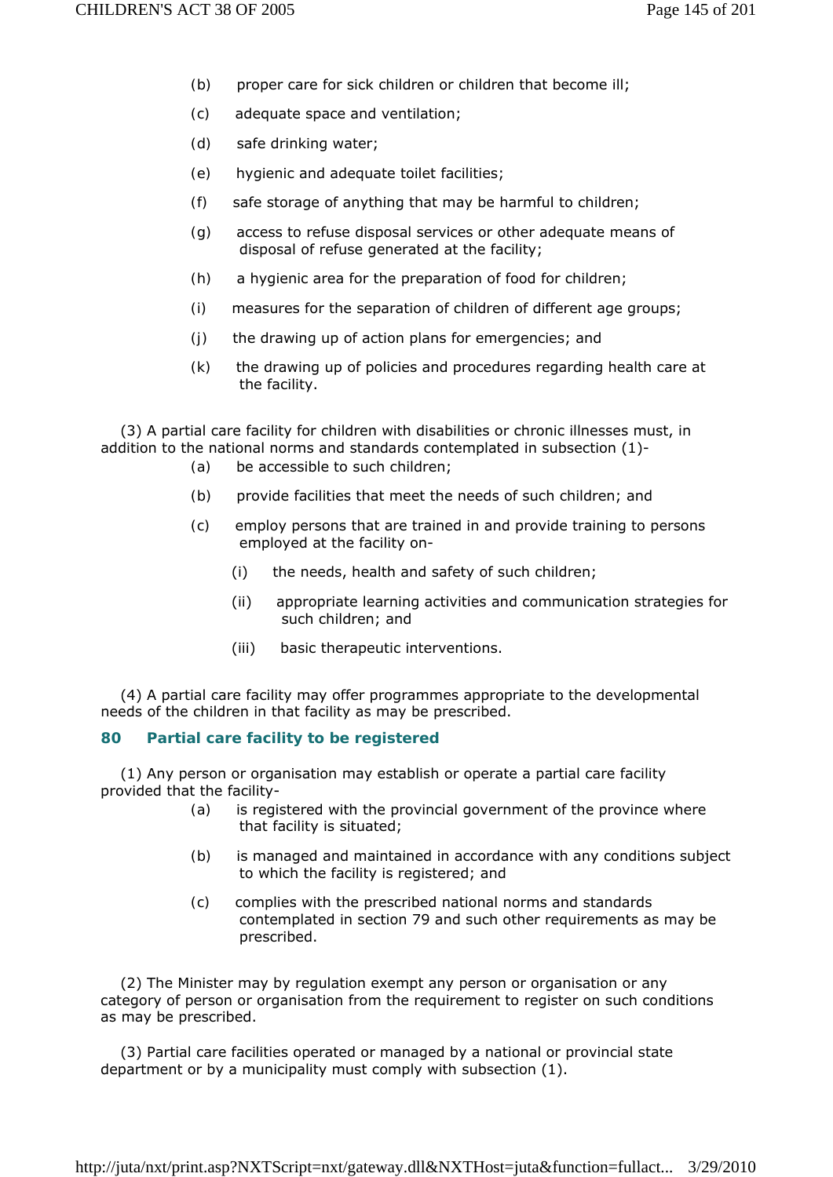(b) proper care for sick children or children that become ill;

(c) adequate space and ventilation;

(d) safe drinking water;

(e) hygienic and adequate toilet facilities;

(f) safe storage of anything that may be harmful to children;

(g) access to refuse disposal services or other adequate means of disposal of refuse generated at the facility;

(h) a hygienic area for the preparation of food for children;

(i) measures for the separation of children of different age groups;

(j) the drawing up of action plans for emergencies; and

(k) the drawing up of policies and procedures regarding health care at the facility.

(3) A partial care facility for children with disabilities or chronic illnesses must, in addition to the national norms and standards contemplated in subsection (1)-

(a) be accessible to such children;

(b) provide facilities that meet the needs of such children; and

(c) employ persons that are trained in and provide training to persons employed at the facility on-

(i) the needs, health and safety of such children;

(ii) appropriate learning activities and communication strategies for such children; and

(iii) basic therapeutic interventions.

(4) A partial care facility may offer programmes appropriate to the developmental needs of the children in that facility as may be prescribed.

### 80 Partial care facility to be registered

(1) Any person or organisation may establish or operate a partial care facility provided that the facility-

(a) is registered with the provincial government of the province where that facility is situated;

(b) is managed and maintained in accordance with any conditions subject to which the facility is registered; and

(c) complies with the prescribed national norms and standards contemplated in section 79 and such other requirements as may be prescribed.

(2) The Minister may by regulation exempt any person or organisation or any category of person or organisation from the requirement to register on such conditions as may be prescribed.

(3) Partial care facilities operated or managed by a national or provincial state department or by a municipality must comply with subsection (1).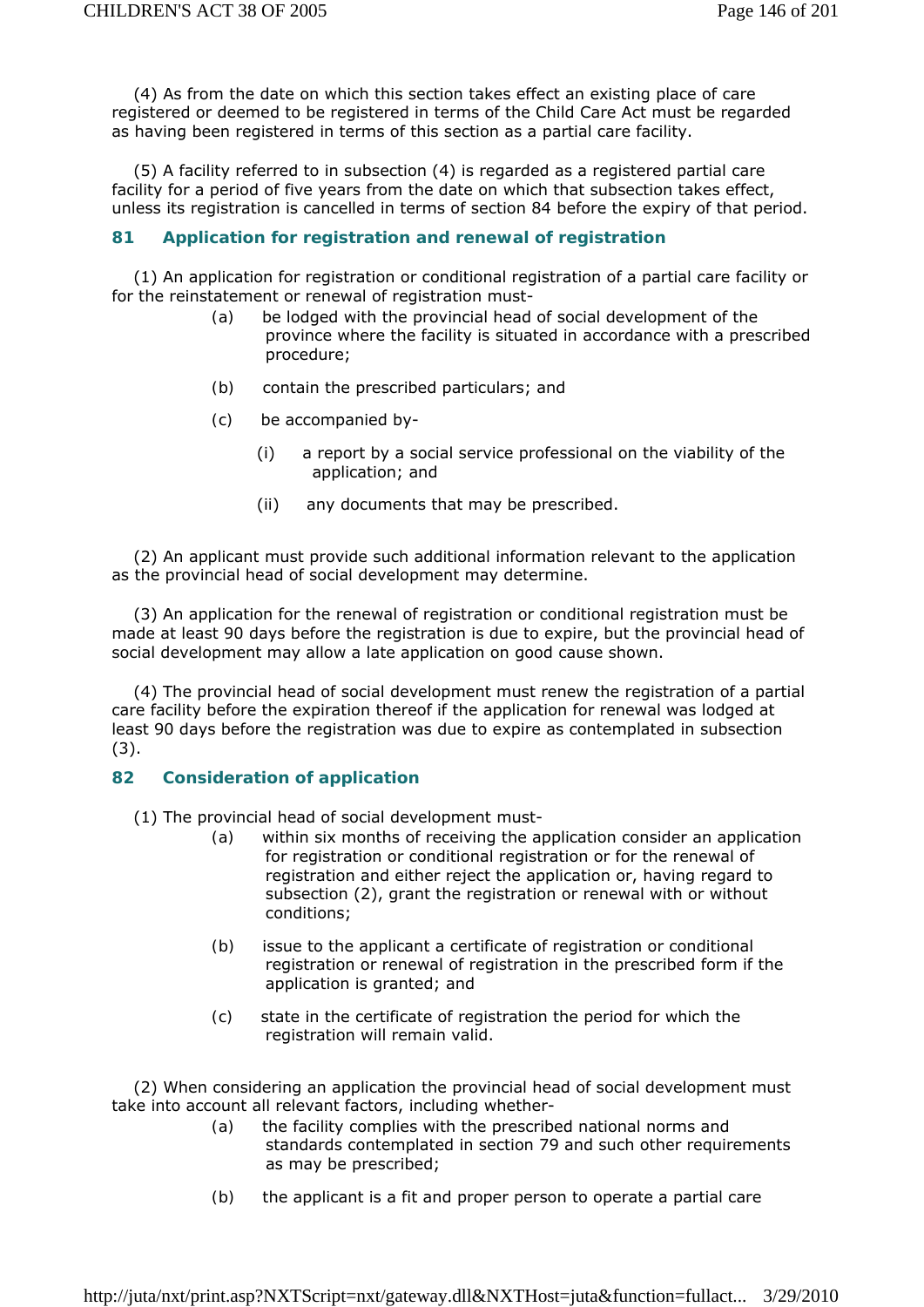(4) As from the date on which this section takes effect an existing place of care registered or deemed to be registered in terms of the Child Care Act must be regarded as having been registered in terms of this section as a partial care facility.

(5) A facility referred to in subsection (4) is regarded as a registered partial care facility for a period of five years from the date on which that subsection takes effect, unless its registration is cancelled in terms of section 84 before the expiry of that period.

### 81 Application for registration and renewal of registration

(1) An application for registration or conditional registration of a partial care facility or for the reinstatement or renewal of registration must-

- (a) be lodged with the provincial head of social development of the province where the facility is situated in accordance with a prescribed procedure;
- (b) contain the prescribed particulars; and
- (c) be accompanied by-
  - (i) a report by a social service professional on the viability of the application; and
  - (ii) any documents that may be prescribed.

(2) An applicant must provide such additional information relevant to the application as the provincial head of social development may determine.

(3) An application for the renewal of registration or conditional registration must be made at least 90 days before the registration is due to expire, but the provincial head of social development may allow a late application on good cause shown.

(4) The provincial head of social development must renew the registration of a partial care facility before the expiration thereof if the application for renewal was lodged at least 90 days before the registration was due to expire as contemplated in subsection (3).

### 82 Consideration of application

(1) The provincial head of social development must-

- (a) within six months of receiving the application consider an application for registration or conditional registration or for the renewal of registration and either reject the application or, having regard to subsection (2), grant the registration or renewal with or without conditions;
- (b) issue to the applicant a certificate of registration or conditional registration or renewal of registration in the prescribed form if the application is granted; and
- (c) state in the certificate of registration the period for which the registration will remain valid.

(2) When considering an application the provincial head of social development must take into account all relevant factors, including whether-

- (a) the facility complies with the prescribed national norms and standards contemplated in section 79 and such other requirements as may be prescribed;
- (b) the applicant is a fit and proper person to operate a partial care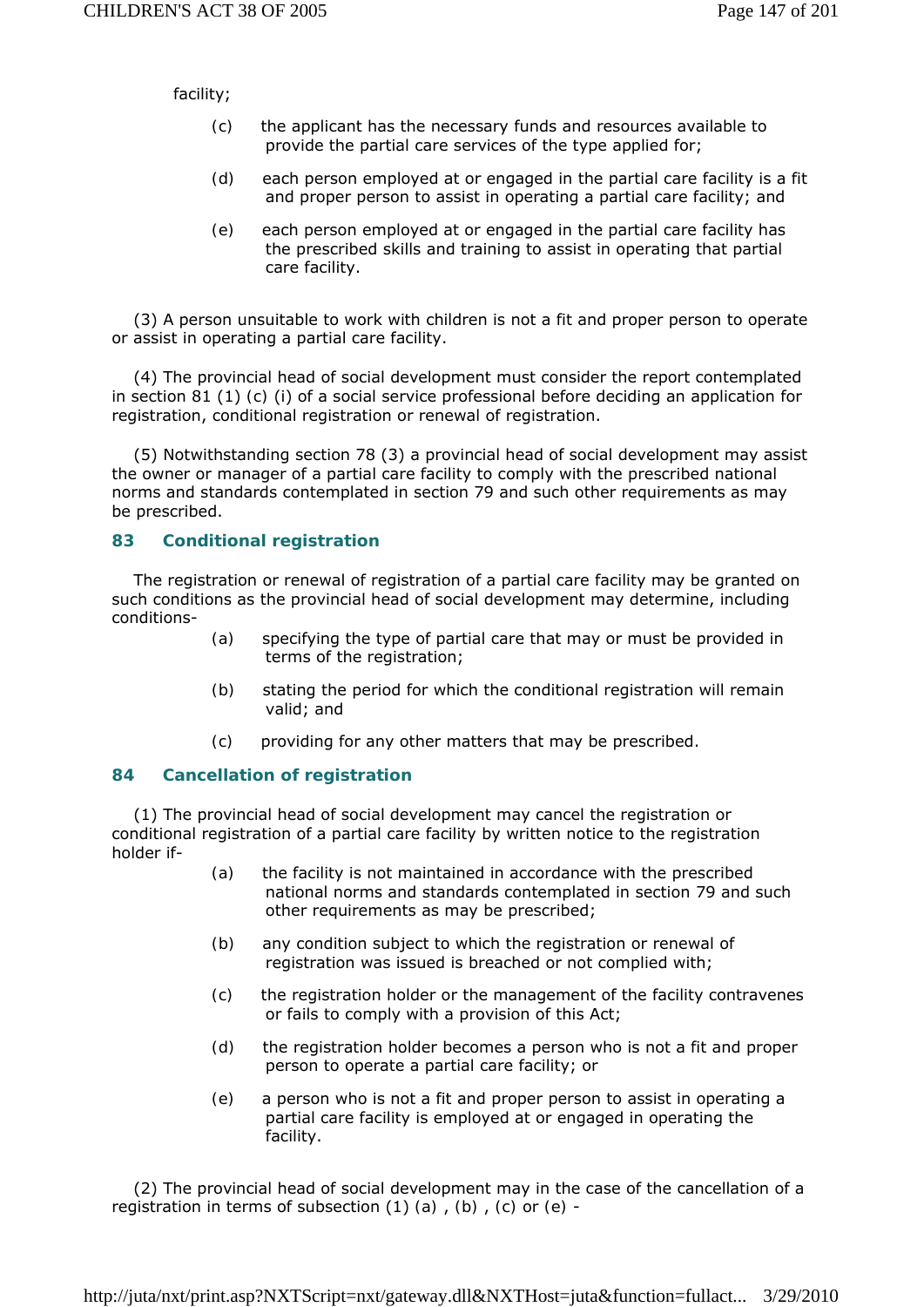facility;

(c) the applicant has the necessary funds and resources available to provide the partial care services of the type applied for;

(d) each person employed at or engaged in the partial care facility is a fit and proper person to assist in operating a partial care facility; and

(e) each person employed at or engaged in the partial care facility has the prescribed skills and training to assist in operating that partial care facility.

(3) A person unsuitable to work with children is not a fit and proper person to operate or assist in operating a partial care facility.

(4) The provincial head of social development must consider the report contemplated in section 81 (1) (c) (i) of a social service professional before deciding an application for registration, conditional registration or renewal of registration.

(5) Notwithstanding section 78 (3) a provincial head of social development may assist the owner or manager of a partial care facility to comply with the prescribed national norms and standards contemplated in section 79 and such other requirements as may be prescribed.

### 83 Conditional registration

The registration or renewal of registration of a partial care facility may be granted on such conditions as the provincial head of social development may determine, including conditions-

(a) specifying the type of partial care that may or must be provided in terms of the registration;

(b) stating the period for which the conditional registration will remain valid; and

(c) providing for any other matters that may be prescribed.

### 84 Cancellation of registration

(1) The provincial head of social development may cancel the registration or conditional registration of a partial care facility by written notice to the registration holder if-

(a) the facility is not maintained in accordance with the prescribed national norms and standards contemplated in section 79 and such other requirements as may be prescribed;

(b) any condition subject to which the registration or renewal of registration was issued is breached or not complied with;

(c) the registration holder or the management of the facility contravenes or fails to comply with a provision of this Act;

(d) the registration holder becomes a person who is not a fit and proper person to operate a partial care facility; or

(e) a person who is not a fit and proper person to assist in operating a partial care facility is employed at or engaged in operating the facility.

(2) The provincial head of social development may in the case of the cancellation of a registration in terms of subsection (1) (a) , (b) , (c) or (e) -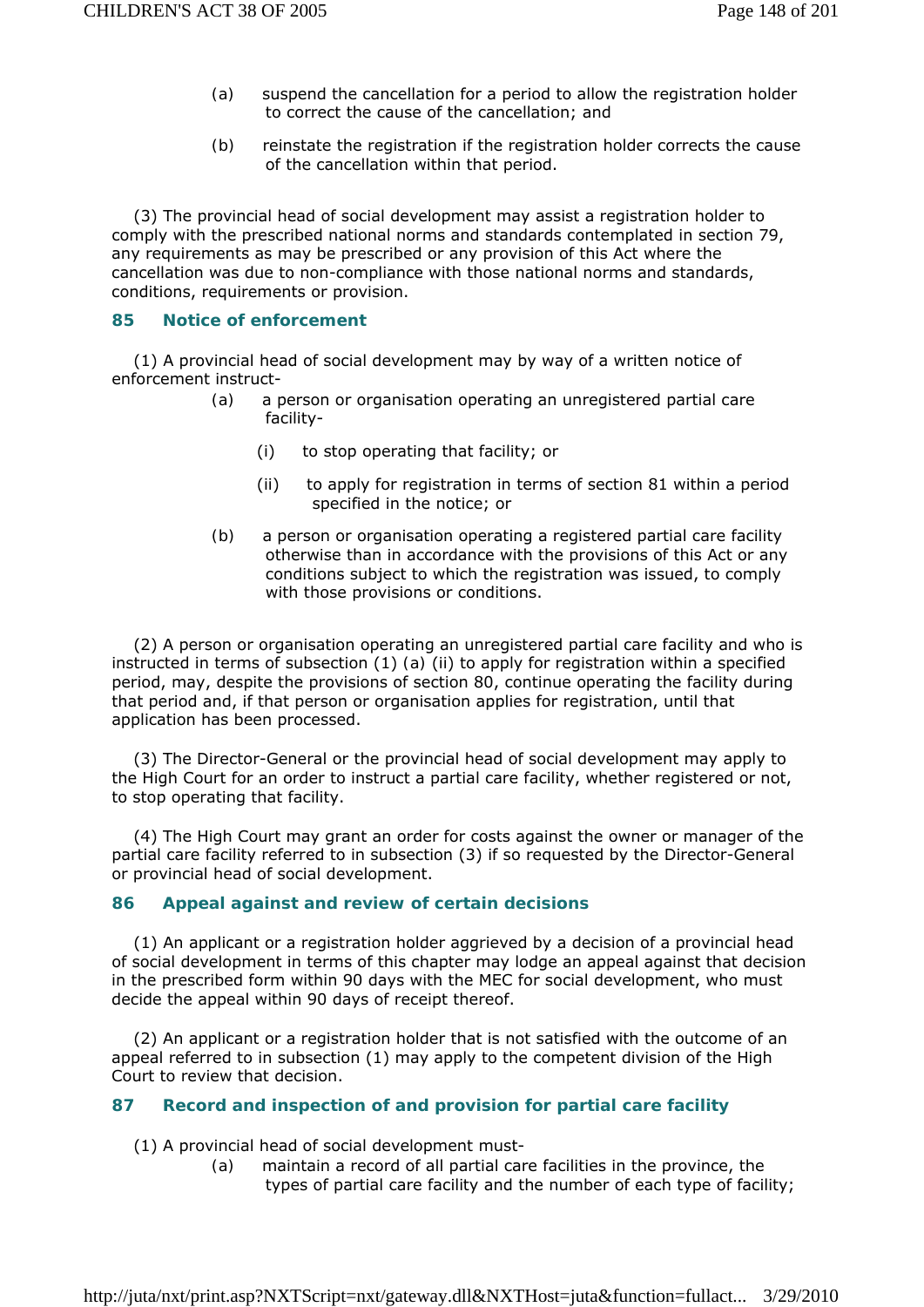(a) suspend the cancellation for a period to allow the registration holder to correct the cause of the cancellation; and

(b) reinstate the registration if the registration holder corrects the cause of the cancellation within that period.

(3) The provincial head of social development may assist a registration holder to comply with the prescribed national norms and standards contemplated in section 79, any requirements as may be prescribed or any provision of this Act where the cancellation was due to non-compliance with those national norms and standards, conditions, requirements or provision.

### 85 Notice of enforcement

(1) A provincial head of social development may by way of a written notice of enforcement instruct-

(a) a person or organisation operating an unregistered partial care facility-

(i) to stop operating that facility; or

(ii) to apply for registration in terms of section 81 within a period specified in the notice; or

(b) a person or organisation operating a registered partial care facility otherwise than in accordance with the provisions of this Act or any conditions subject to which the registration was issued, to comply with those provisions or conditions.

(2) A person or organisation operating an unregistered partial care facility and who is instructed in terms of subsection (1) (a) (ii) to apply for registration within a specified period, may, despite the provisions of section 80, continue operating the facility during that period and, if that person or organisation applies for registration, until that application has been processed.

(3) The Director-General or the provincial head of social development may apply to the High Court for an order to instruct a partial care facility, whether registered or not, to stop operating that facility.

(4) The High Court may grant an order for costs against the owner or manager of the partial care facility referred to in subsection (3) if so requested by the Director-General or provincial head of social development.

### 86 Appeal against and review of certain decisions

(1) An applicant or a registration holder aggrieved by a decision of a provincial head of social development in terms of this chapter may lodge an appeal against that decision in the prescribed form within 90 days with the MEC for social development, who must decide the appeal within 90 days of receipt thereof.

(2) An applicant or a registration holder that is not satisfied with the outcome of an appeal referred to in subsection (1) may apply to the competent division of the High Court to review that decision.

### 87 Record and inspection of and provision for partial care facility

(1) A provincial head of social development must-

(a) maintain a record of all partial care facilities in the province, the types of partial care facility and the number of each type of facility;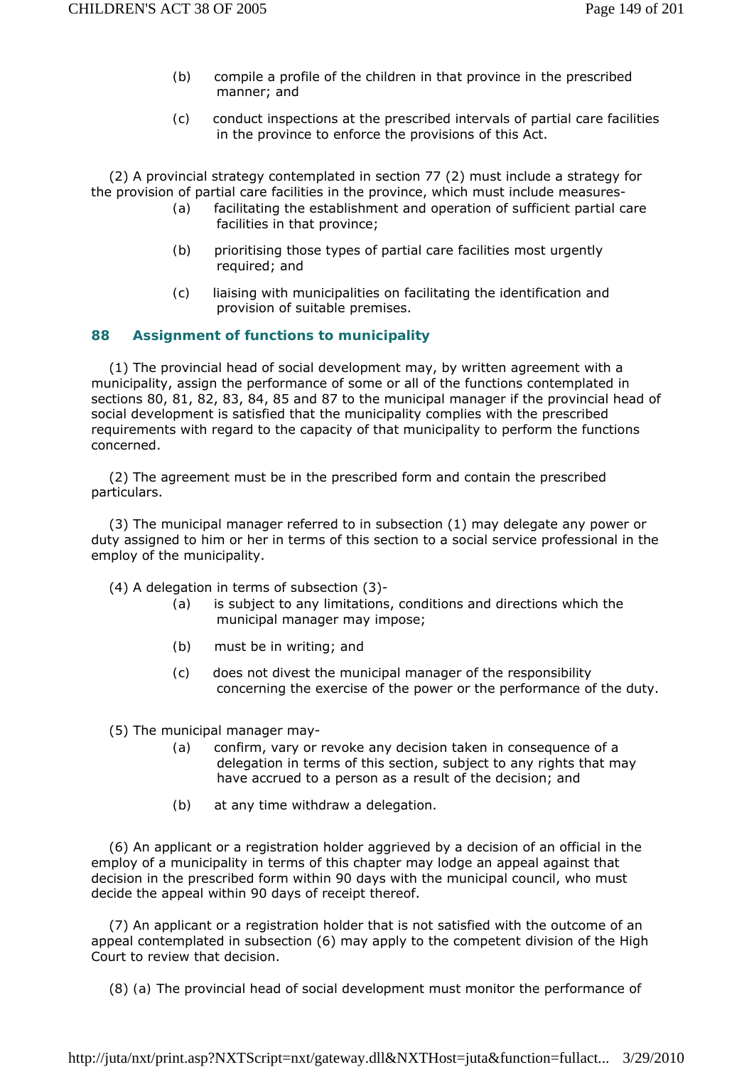(b) compile a profile of the children in that province in the prescribed manner; and

(c) conduct inspections at the prescribed intervals of partial care facilities in the province to enforce the provisions of this Act.

(2) A provincial strategy contemplated in section 77 (2) must include a strategy for the provision of partial care facilities in the province, which must include measures-

(a) facilitating the establishment and operation of sufficient partial care facilities in that province;

(b) prioritising those types of partial care facilities most urgently required; and

(c) liaising with municipalities on facilitating the identification and provision of suitable premises.

### 88 Assignment of functions to municipality

(1) The provincial head of social development may, by written agreement with a municipality, assign the performance of some or all of the functions contemplated in sections 80, 81, 82, 83, 84, 85 and 87 to the municipal manager if the provincial head of social development is satisfied that the municipality complies with the prescribed requirements with regard to the capacity of that municipality to perform the functions concerned.

(2) The agreement must be in the prescribed form and contain the prescribed particulars.

(3) The municipal manager referred to in subsection (1) may delegate any power or duty assigned to him or her in terms of this section to a social service professional in the employ of the municipality.

(4) A delegation in terms of subsection (3)-

(a) is subject to any limitations, conditions and directions which the municipal manager may impose;

(b) must be in writing; and

(c) does not divest the municipal manager of the responsibility concerning the exercise of the power or the performance of the duty.

(5) The municipal manager may-

(a) confirm, vary or revoke any decision taken in consequence of a delegation in terms of this section, subject to any rights that may have accrued to a person as a result of the decision; and

(b) at any time withdraw a delegation.

(6) An applicant or a registration holder aggrieved by a decision of an official in the employ of a municipality in terms of this chapter may lodge an appeal against that decision in the prescribed form within 90 days with the municipal council, who must decide the appeal within 90 days of receipt thereof.

(7) An applicant or a registration holder that is not satisfied with the outcome of an appeal contemplated in subsection (6) may apply to the competent division of the High Court to review that decision.

(8) (a) The provincial head of social development must monitor the performance of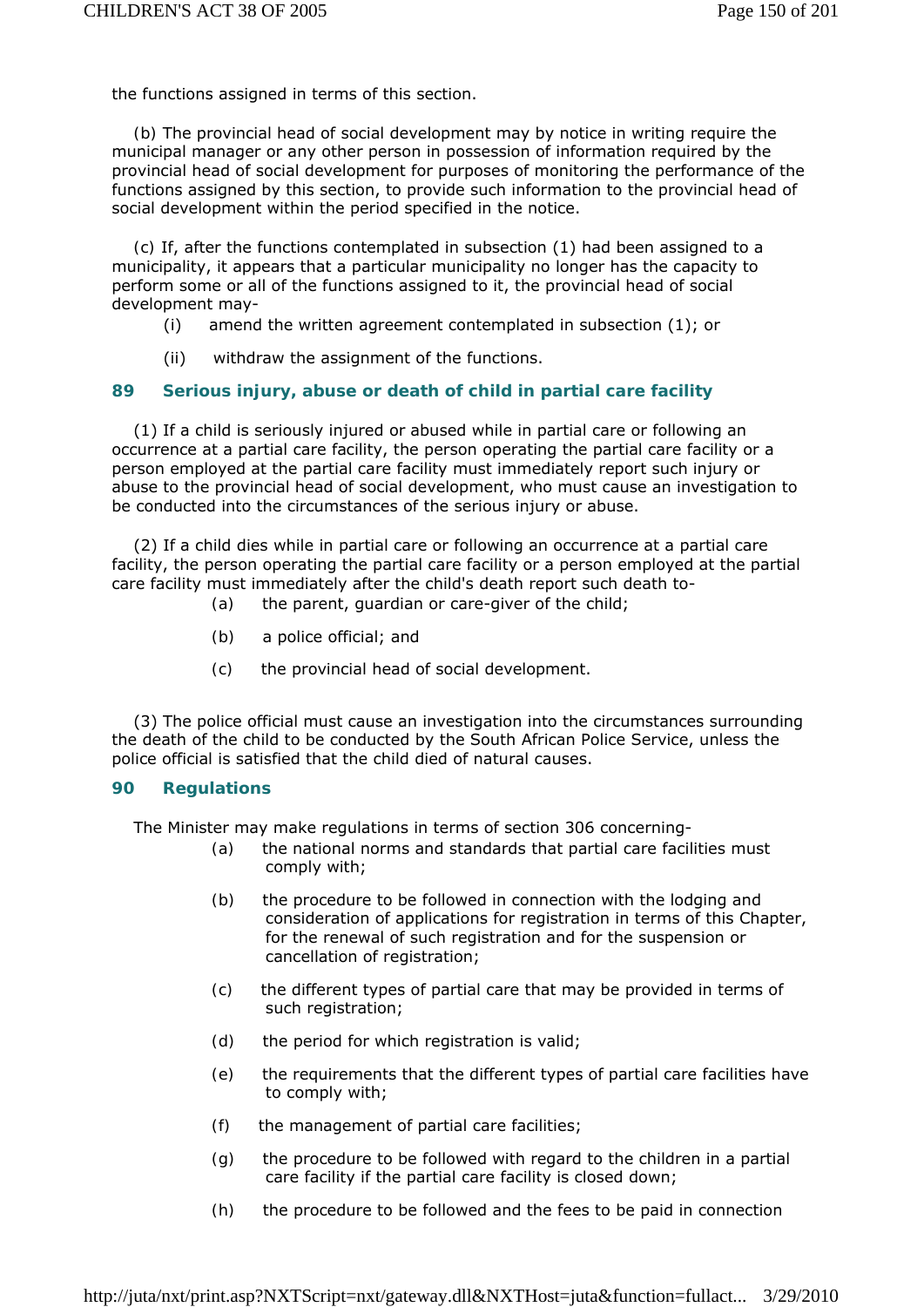the functions assigned in terms of this section.

(b) The provincial head of social development may by notice in writing require the municipal manager or any other person in possession of information required by the provincial head of social development for purposes of monitoring the performance of the functions assigned by this section, to provide such information to the provincial head of social development within the period specified in the notice.

(c) If, after the functions contemplated in subsection (1) had been assigned to a municipality, it appears that a particular municipality no longer has the capacity to perform some or all of the functions assigned to it, the provincial head of social development may-

(i) amend the written agreement contemplated in subsection (1); or

(ii) withdraw the assignment of the functions.

### 89 Serious injury, abuse or death of child in partial care facility

(1) If a child is seriously injured or abused while in partial care or following an occurrence at a partial care facility, the person operating the partial care facility or a person employed at the partial care facility must immediately report such injury or abuse to the provincial head of social development, who must cause an investigation to be conducted into the circumstances of the serious injury or abuse.

(2) If a child dies while in partial care or following an occurrence at a partial care facility, the person operating the partial care facility or a person employed at the partial care facility must immediately after the child's death report such death to-

(a) the parent, guardian or care-giver of the child;

(b) a police official; and

(c) the provincial head of social development.

(3) The police official must cause an investigation into the circumstances surrounding the death of the child to be conducted by the South African Police Service, unless the police official is satisfied that the child died of natural causes.

### 90 Regulations

The Minister may make regulations in terms of section 306 concerning-

(a) the national norms and standards that partial care facilities must comply with;

(b) the procedure to be followed in connection with the lodging and consideration of applications for registration in terms of this Chapter, for the renewal of such registration and for the suspension or cancellation of registration;

(c) the different types of partial care that may be provided in terms of such registration;

(d) the period for which registration is valid;

(e) the requirements that the different types of partial care facilities have to comply with;

(f) the management of partial care facilities;

(g) the procedure to be followed with regard to the children in a partial care facility if the partial care facility is closed down;

(h) the procedure to be followed and the fees to be paid in connection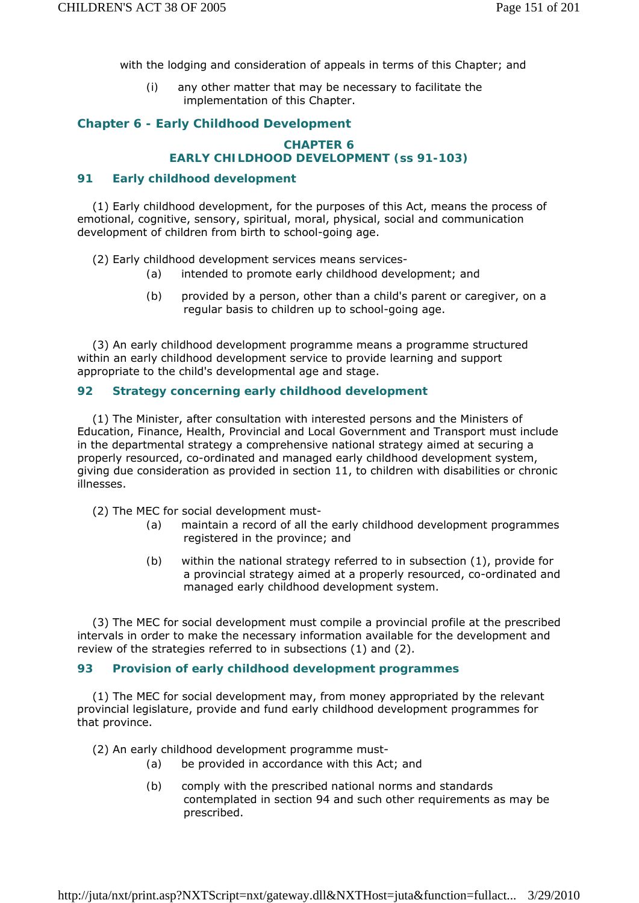with the lodging and consideration of appeals in terms of this Chapter; and

(i) any other matter that may be necessary to facilitate the implementation of this Chapter.

## Chapter 6 - Early Childhood Development

### CHAPTER 6
### EARLY CHILDHOOD DEVELOPMENT (ss 91-103)

### 91 Early childhood development

(1) Early childhood development, for the purposes of this Act, means the process of emotional, cognitive, sensory, spiritual, moral, physical, social and communication development of children from birth to school-going age.

(2) Early childhood development services means services-

(a) intended to promote early childhood development; and

(b) provided by a person, other than a child's parent or caregiver, on a regular basis to children up to school-going age.

(3) An early childhood development programme means a programme structured within an early childhood development service to provide learning and support appropriate to the child's developmental age and stage.

### 92 Strategy concerning early childhood development

(1) The Minister, after consultation with interested persons and the Ministers of Education, Finance, Health, Provincial and Local Government and Transport must include in the departmental strategy a comprehensive national strategy aimed at securing a properly resourced, co-ordinated and managed early childhood development system, giving due consideration as provided in section 11, to children with disabilities or chronic illnesses.

(2) The MEC for social development must-

(a) maintain a record of all the early childhood development programmes registered in the province; and

(b) within the national strategy referred to in subsection (1), provide for a provincial strategy aimed at a properly resourced, co-ordinated and managed early childhood development system.

(3) The MEC for social development must compile a provincial profile at the prescribed intervals in order to make the necessary information available for the development and review of the strategies referred to in subsections (1) and (2).

### 93 Provision of early childhood development programmes

(1) The MEC for social development may, from money appropriated by the relevant provincial legislature, provide and fund early childhood development programmes for that province.

(2) An early childhood development programme must-

(a) be provided in accordance with this Act; and

(b) comply with the prescribed national norms and standards contemplated in section 94 and such other requirements as may be prescribed.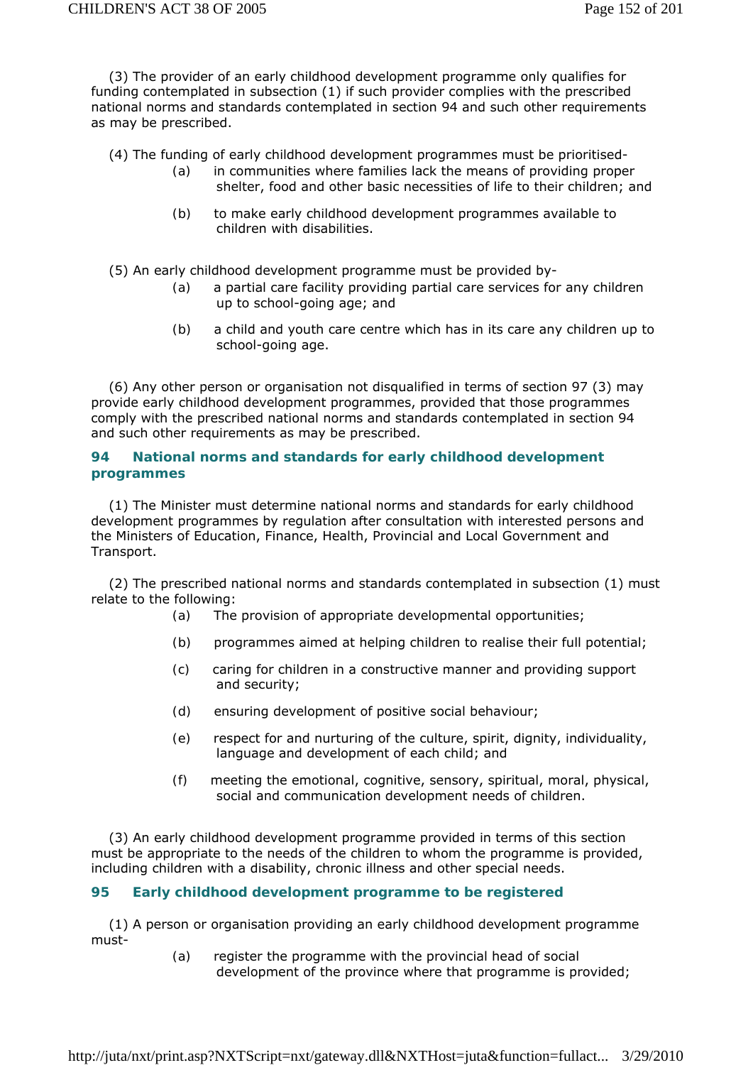(3) The provider of an early childhood development programme only qualifies for funding contemplated in subsection (1) if such provider complies with the prescribed national norms and standards contemplated in section 94 and such other requirements as may be prescribed.

(4) The funding of early childhood development programmes must be prioritised-

(a) in communities where families lack the means of providing proper shelter, food and other basic necessities of life to their children; and

(b) to make early childhood development programmes available to children with disabilities.

(5) An early childhood development programme must be provided by-

(a) a partial care facility providing partial care services for any children up to school-going age; and

(b) a child and youth care centre which has in its care any children up to school-going age.

(6) Any other person or organisation not disqualified in terms of section 97 (3) may provide early childhood development programmes, provided that those programmes comply with the prescribed national norms and standards contemplated in section 94 and such other requirements as may be prescribed.

## 94 National norms and standards for early childhood development programmes

(1) The Minister must determine national norms and standards for early childhood development programmes by regulation after consultation with interested persons and the Ministers of Education, Finance, Health, Provincial and Local Government and Transport.

(2) The prescribed national norms and standards contemplated in subsection (1) must relate to the following:

(a) The provision of appropriate developmental opportunities;

(b) programmes aimed at helping children to realise their full potential;

(c) caring for children in a constructive manner and providing support and security;

(d) ensuring development of positive social behaviour;

(e) respect for and nurturing of the culture, spirit, dignity, individuality, language and development of each child; and

(f) meeting the emotional, cognitive, sensory, spiritual, moral, physical, social and communication development needs of children.

(3) An early childhood development programme provided in terms of this section must be appropriate to the needs of the children to whom the programme is provided, including children with a disability, chronic illness and other special needs.

## 95 Early childhood development programme to be registered

(1) A person or organisation providing an early childhood development programme must-

(a) register the programme with the provincial head of social development of the province where that programme is provided;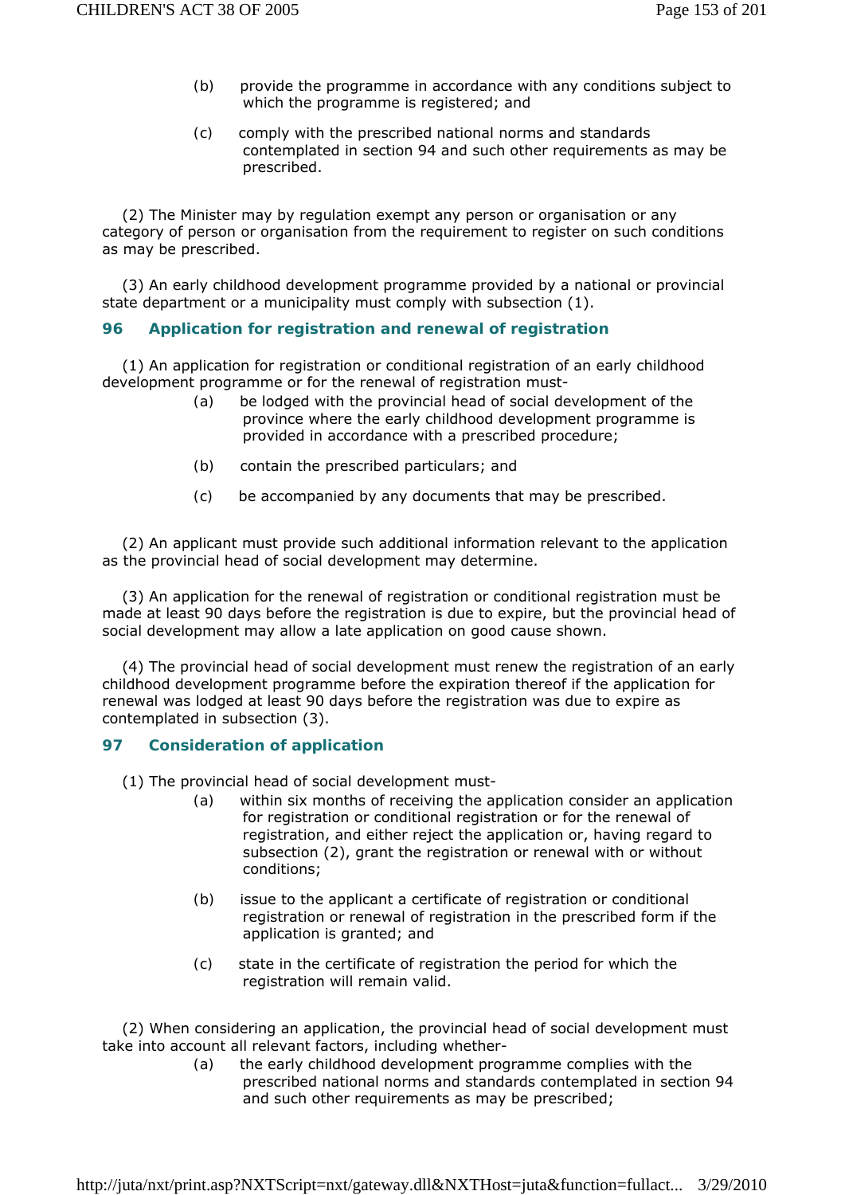(b) provide the programme in accordance with any conditions subject to which the programme is registered; and

(c) comply with the prescribed national norms and standards contemplated in section 94 and such other requirements as may be prescribed.

(2) The Minister may by regulation exempt any person or organisation or any category of person or organisation from the requirement to register on such conditions as may be prescribed.

(3) An early childhood development programme provided by a national or provincial state department or a municipality must comply with subsection (1).

## 96 Application for registration and renewal of registration

(1) An application for registration or conditional registration of an early childhood development programme or for the renewal of registration must-

(a) be lodged with the provincial head of social development of the province where the early childhood development programme is provided in accordance with a prescribed procedure;

(b) contain the prescribed particulars; and

(c) be accompanied by any documents that may be prescribed.

(2) An applicant must provide such additional information relevant to the application as the provincial head of social development may determine.

(3) An application for the renewal of registration or conditional registration must be made at least 90 days before the registration is due to expire, but the provincial head of social development may allow a late application on good cause shown.

(4) The provincial head of social development must renew the registration of an early childhood development programme before the expiration thereof if the application for renewal was lodged at least 90 days before the registration was due to expire as contemplated in subsection (3).

## 97 Consideration of application

(1) The provincial head of social development must-

(a) within six months of receiving the application consider an application for registration or conditional registration or for the renewal of registration, and either reject the application or, having regard to subsection (2), grant the registration or renewal with or without conditions;

(b) issue to the applicant a certificate of registration or conditional registration or renewal of registration in the prescribed form if the application is granted; and

(c) state in the certificate of registration the period for which the registration will remain valid.

(2) When considering an application, the provincial head of social development must take into account all relevant factors, including whether-

(a) the early childhood development programme complies with the prescribed national norms and standards contemplated in section 94 and such other requirements as may be prescribed;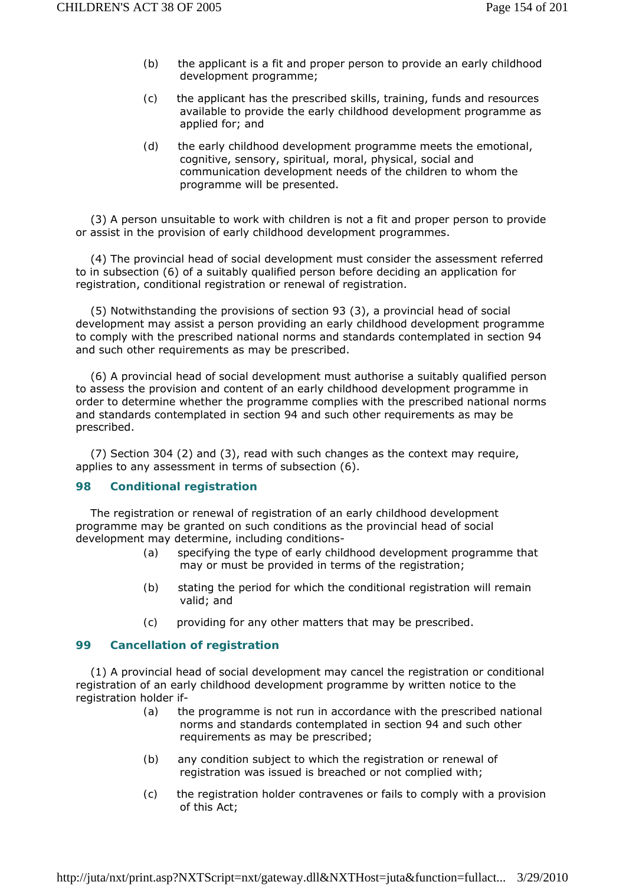(b) the applicant is a fit and proper person to provide an early childhood development programme;

(c) the applicant has the prescribed skills, training, funds and resources available to provide the early childhood development programme as applied for; and

(d) the early childhood development programme meets the emotional, cognitive, sensory, spiritual, moral, physical, social and communication development needs of the children to whom the programme will be presented.

(3) A person unsuitable to work with children is not a fit and proper person to provide or assist in the provision of early childhood development programmes.

(4) The provincial head of social development must consider the assessment referred to in subsection (6) of a suitably qualified person before deciding an application for registration, conditional registration or renewal of registration.

(5) Notwithstanding the provisions of section 93 (3), a provincial head of social development may assist a person providing an early childhood development programme to comply with the prescribed national norms and standards contemplated in section 94 and such other requirements as may be prescribed.

(6) A provincial head of social development must authorise a suitably qualified person to assess the provision and content of an early childhood development programme in order to determine whether the programme complies with the prescribed national norms and standards contemplated in section 94 and such other requirements as may be prescribed.

(7) Section 304 (2) and (3), read with such changes as the context may require, applies to any assessment in terms of subsection (6).

## 98 Conditional registration

The registration or renewal of registration of an early childhood development programme may be granted on such conditions as the provincial head of social development may determine, including conditions-

(a) specifying the type of early childhood development programme that may or must be provided in terms of the registration;

(b) stating the period for which the conditional registration will remain valid; and

(c) providing for any other matters that may be prescribed.

## 99 Cancellation of registration

(1) A provincial head of social development may cancel the registration or conditional registration of an early childhood development programme by written notice to the registration holder if-

(a) the programme is not run in accordance with the prescribed national norms and standards contemplated in section 94 and such other requirements as may be prescribed;

(b) any condition subject to which the registration or renewal of registration was issued is breached or not complied with;

(c) the registration holder contravenes or fails to comply with a provision of this Act;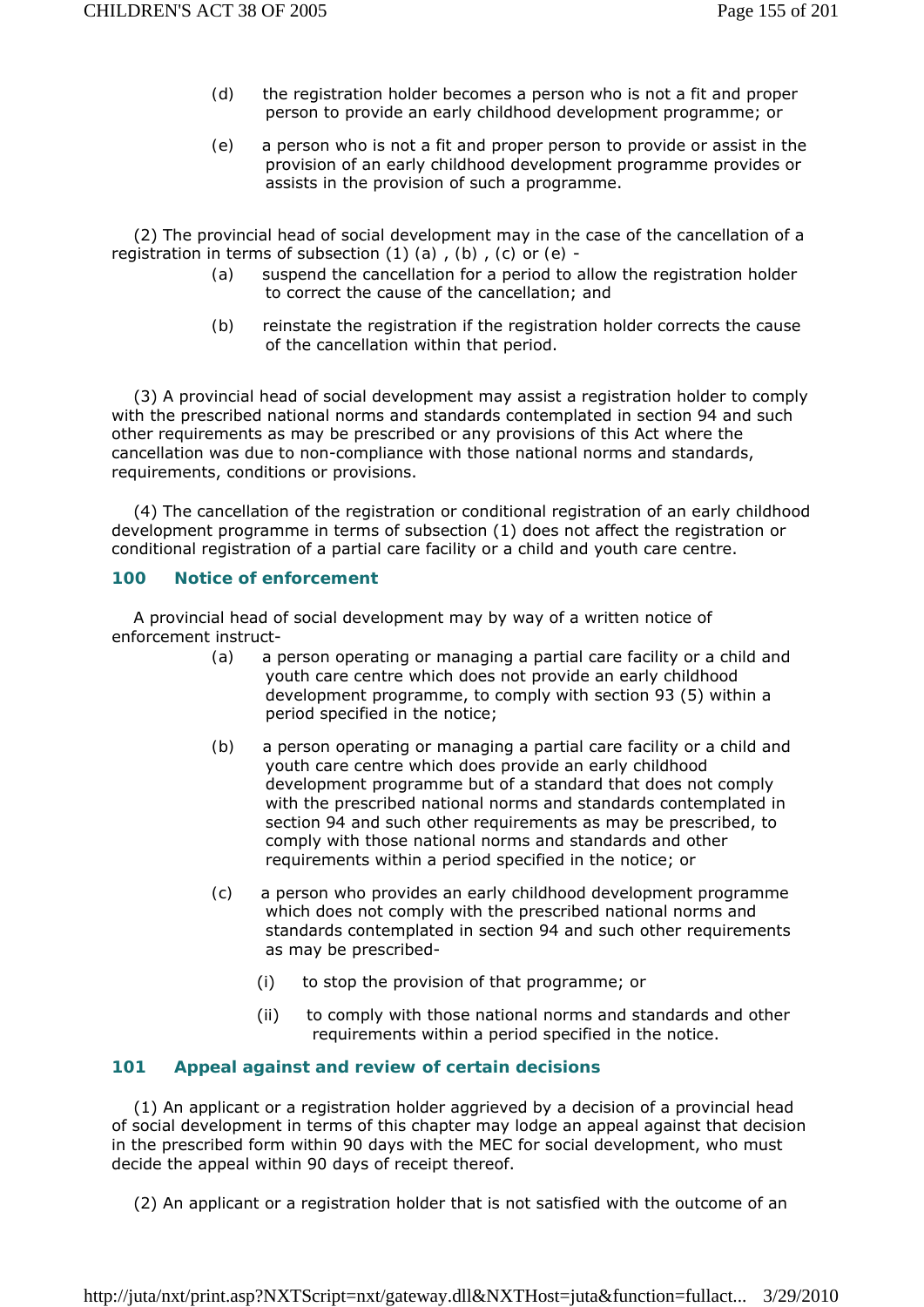(d) the registration holder becomes a person who is not a fit and proper person to provide an early childhood development programme; or

(e) a person who is not a fit and proper person to provide or assist in the provision of an early childhood development programme provides or assists in the provision of such a programme.

(2) The provincial head of social development may in the case of the cancellation of a registration in terms of subsection (1) (a) , (b) , (c) or (e) -

(a) suspend the cancellation for a period to allow the registration holder to correct the cause of the cancellation; and

(b) reinstate the registration if the registration holder corrects the cause of the cancellation within that period.

(3) A provincial head of social development may assist a registration holder to comply with the prescribed national norms and standards contemplated in section 94 and such other requirements as may be prescribed or any provisions of this Act where the cancellation was due to non-compliance with those national norms and standards, requirements, conditions or provisions.

(4) The cancellation of the registration or conditional registration of an early childhood development programme in terms of subsection (1) does not affect the registration or conditional registration of a partial care facility or a child and youth care centre.

## 100 Notice of enforcement

A provincial head of social development may by way of a written notice of enforcement instruct-

(a) a person operating or managing a partial care facility or a child and youth care centre which does not provide an early childhood development programme, to comply with section 93 (5) within a period specified in the notice;

(b) a person operating or managing a partial care facility or a child and youth care centre which does provide an early childhood development programme but of a standard that does not comply with the prescribed national norms and standards contemplated in section 94 and such other requirements as may be prescribed, to comply with those national norms and standards and other requirements within a period specified in the notice; or

(c) a person who provides an early childhood development programme which does not comply with the prescribed national norms and standards contemplated in section 94 and such other requirements as may be prescribed-

(i) to stop the provision of that programme; or

(ii) to comply with those national norms and standards and other requirements within a period specified in the notice.

## 101 Appeal against and review of certain decisions

(1) An applicant or a registration holder aggrieved by a decision of a provincial head of social development in terms of this chapter may lodge an appeal against that decision in the prescribed form within 90 days with the MEC for social development, who must decide the appeal within 90 days of receipt thereof.

(2) An applicant or a registration holder that is not satisfied with the outcome of an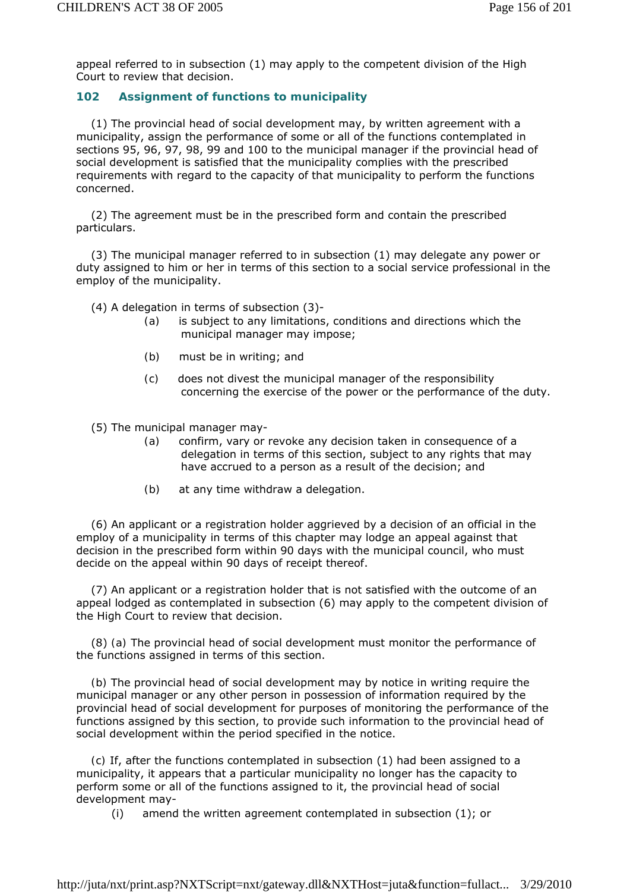appeal referred to in subsection (1) may apply to the competent division of the High Court to review that decision.

### 102 Assignment of functions to municipality

(1) The provincial head of social development may, by written agreement with a municipality, assign the performance of some or all of the functions contemplated in sections 95, 96, 97, 98, 99 and 100 to the municipal manager if the provincial head of social development is satisfied that the municipality complies with the prescribed requirements with regard to the capacity of that municipality to perform the functions concerned.

(2) The agreement must be in the prescribed form and contain the prescribed particulars.

(3) The municipal manager referred to in subsection (1) may delegate any power or duty assigned to him or her in terms of this section to a social service professional in the employ of the municipality.

(4) A delegation in terms of subsection (3)-

- (a) is subject to any limitations, conditions and directions which the municipal manager may impose;
- (b) must be in writing; and
- (c) does not divest the municipal manager of the responsibility concerning the exercise of the power or the performance of the duty.

(5) The municipal manager may-

- (a) confirm, vary or revoke any decision taken in consequence of a delegation in terms of this section, subject to any rights that may have accrued to a person as a result of the decision; and
- (b) at any time withdraw a delegation.

(6) An applicant or a registration holder aggrieved by a decision of an official in the employ of a municipality in terms of this chapter may lodge an appeal against that decision in the prescribed form within 90 days with the municipal council, who must decide on the appeal within 90 days of receipt thereof.

(7) An applicant or a registration holder that is not satisfied with the outcome of an appeal lodged as contemplated in subsection (6) may apply to the competent division of the High Court to review that decision.

(8) (a) The provincial head of social development must monitor the performance of the functions assigned in terms of this section.

(b) The provincial head of social development may by notice in writing require the municipal manager or any other person in possession of information required by the provincial head of social development for purposes of monitoring the performance of the functions assigned by this section, to provide such information to the provincial head of social development within the period specified in the notice.

(c) If, after the functions contemplated in subsection (1) had been assigned to a municipality, it appears that a particular municipality no longer has the capacity to perform some or all of the functions assigned to it, the provincial head of social development may-

- (i) amend the written agreement contemplated in subsection (1); or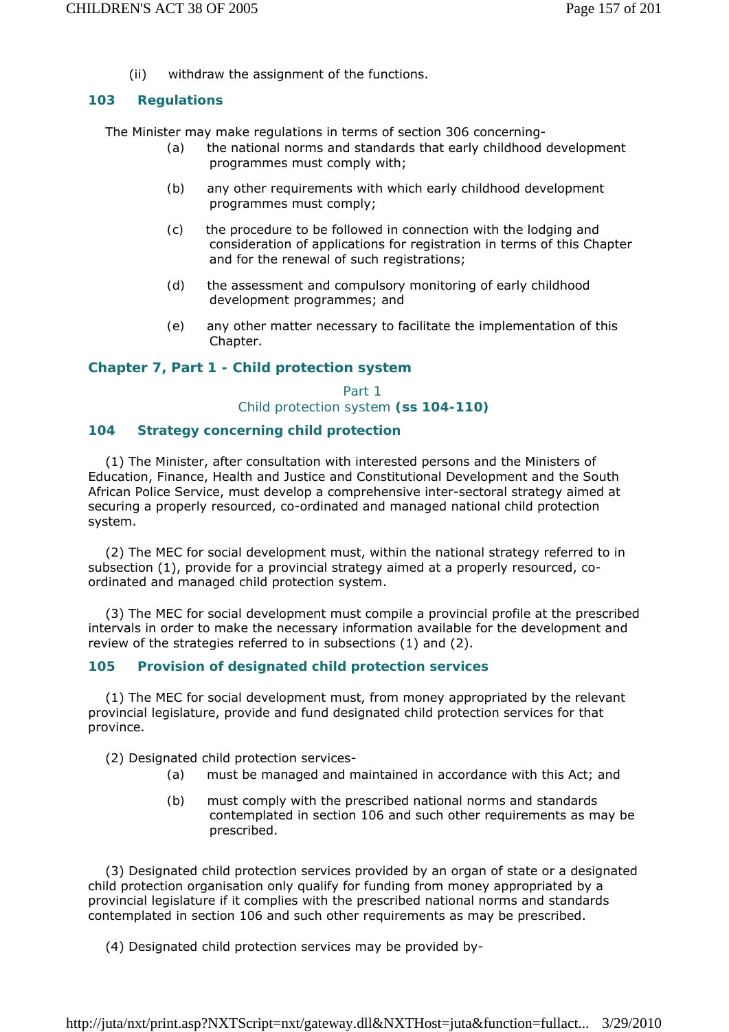(ii) withdraw the assignment of the functions.

### 103 Regulations

The Minister may make regulations in terms of section 306 concerning-

(a) the national norms and standards that early childhood development programmes must comply with;

(b) any other requirements with which early childhood development programmes must comply;

(c) the procedure to be followed in connection with the lodging and consideration of applications for registration in terms of this Chapter and for the renewal of such registrations;

(d) the assessment and compulsory monitoring of early childhood development programmes; and

(e) any other matter necessary to facilitate the implementation of this Chapter.

## Chapter 7, Part 1 - Child protection system

Part 1
Child protection system **(ss 104-110)**

### 104 Strategy concerning child protection

(1) The Minister, after consultation with interested persons and the Ministers of Education, Finance, Health and Justice and Constitutional Development and the South African Police Service, must develop a comprehensive inter-sectoral strategy aimed at securing a properly resourced, co-ordinated and managed national child protection system.

(2) The MEC for social development must, within the national strategy referred to in subsection (1), provide for a provincial strategy aimed at a properly resourced, co-ordinated and managed child protection system.

(3) The MEC for social development must compile a provincial profile at the prescribed intervals in order to make the necessary information available for the development and review of the strategies referred to in subsections (1) and (2).

### 105 Provision of designated child protection services

(1) The MEC for social development must, from money appropriated by the relevant provincial legislature, provide and fund designated child protection services for that province.

(2) Designated child protection services-

(a) must be managed and maintained in accordance with this Act; and

(b) must comply with the prescribed national norms and standards contemplated in section 106 and such other requirements as may be prescribed.

(3) Designated child protection services provided by an organ of state or a designated child protection organisation only qualify for funding from money appropriated by a provincial legislature if it complies with the prescribed national norms and standards contemplated in section 106 and such other requirements as may be prescribed.

(4) Designated child protection services may be provided by-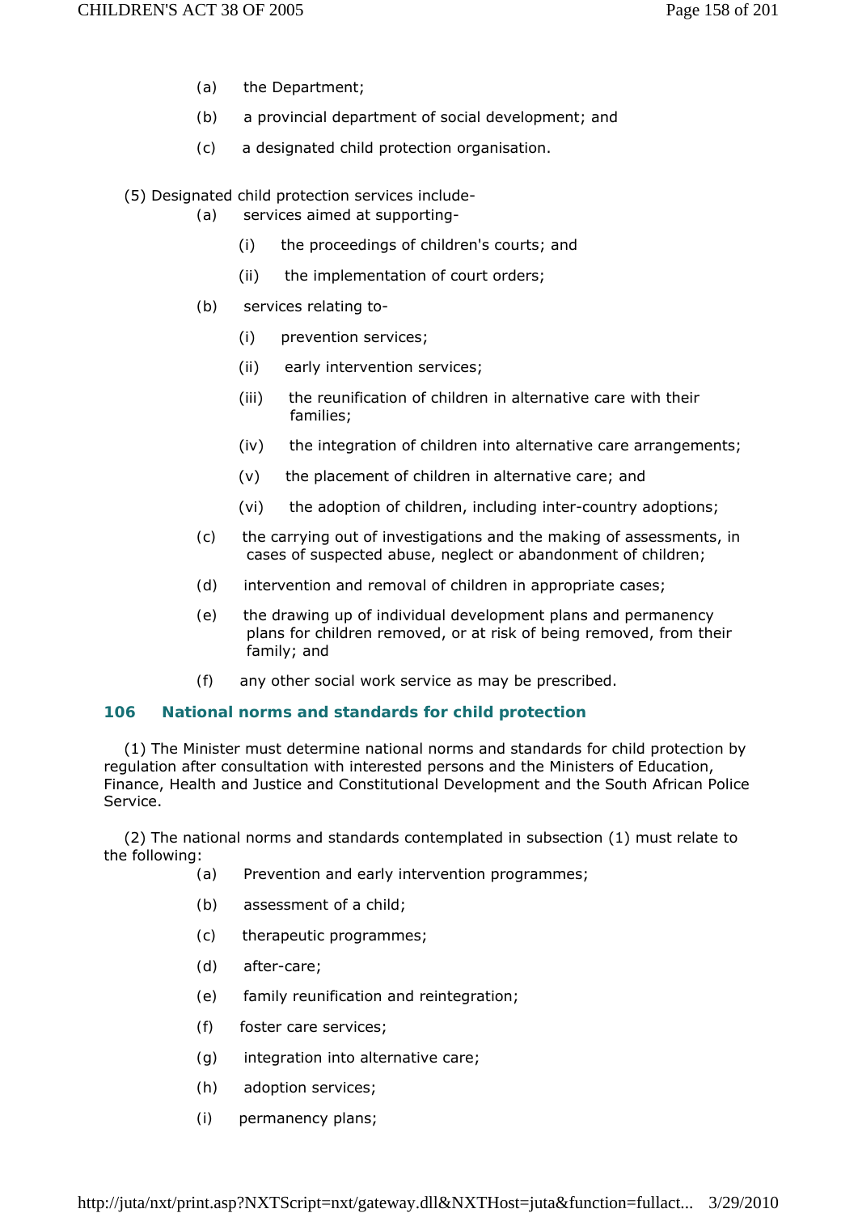(a) the Department;

(b) a provincial department of social development; and

(c) a designated child protection organisation.

(5) Designated child protection services include-

(a) services aimed at supporting-

(i) the proceedings of children's courts; and

(ii) the implementation of court orders;

(b) services relating to-

(i) prevention services;

(ii) early intervention services;

(iii) the reunification of children in alternative care with their families;

(iv) the integration of children into alternative care arrangements;

(v) the placement of children in alternative care; and

(vi) the adoption of children, including inter-country adoptions;

(c) the carrying out of investigations and the making of assessments, in cases of suspected abuse, neglect or abandonment of children;

(d) intervention and removal of children in appropriate cases;

(e) the drawing up of individual development plans and permanency plans for children removed, or at risk of being removed, from their family; and

(f) any other social work service as may be prescribed.

### 106 National norms and standards for child protection

(1) The Minister must determine national norms and standards for child protection by regulation after consultation with interested persons and the Ministers of Education, Finance, Health and Justice and Constitutional Development and the South African Police Service.

(2) The national norms and standards contemplated in subsection (1) must relate to the following:

(a) Prevention and early intervention programmes;

(b) assessment of a child;

(c) therapeutic programmes;

(d) after-care;

(e) family reunification and reintegration;

(f) foster care services;

(g) integration into alternative care;

(h) adoption services;

(i) permanency plans;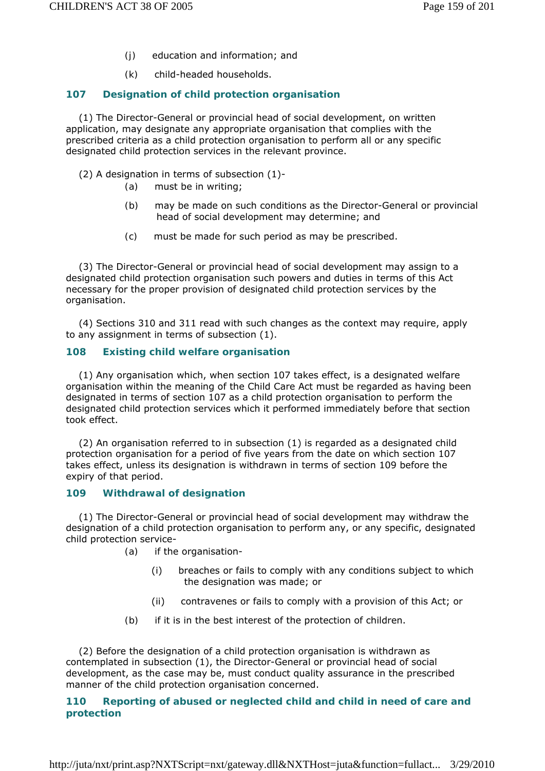(j) education and information; and

(k) child-headed households.

### 107 Designation of child protection organisation

(1) The Director-General or provincial head of social development, on written application, may designate any appropriate organisation that complies with the prescribed criteria as a child protection organisation to perform all or any specific designated child protection services in the relevant province.

(2) A designation in terms of subsection (1)-

(a) must be in writing;

(b) may be made on such conditions as the Director-General or provincial head of social development may determine; and

(c) must be made for such period as may be prescribed.

(3) The Director-General or provincial head of social development may assign to a designated child protection organisation such powers and duties in terms of this Act necessary for the proper provision of designated child protection services by the organisation.

(4) Sections 310 and 311 read with such changes as the context may require, apply to any assignment in terms of subsection (1).

### 108 Existing child welfare organisation

(1) Any organisation which, when section 107 takes effect, is a designated welfare organisation within the meaning of the Child Care Act must be regarded as having been designated in terms of section 107 as a child protection organisation to perform the designated child protection services which it performed immediately before that section took effect.

(2) An organisation referred to in subsection (1) is regarded as a designated child protection organisation for a period of five years from the date on which section 107 takes effect, unless its designation is withdrawn in terms of section 109 before the expiry of that period.

### 109 Withdrawal of designation

(1) The Director-General or provincial head of social development may withdraw the designation of a child protection organisation to perform any, or any specific, designated child protection service-

(a) if the organisation-

(i) breaches or fails to comply with any conditions subject to which the designation was made; or

(ii) contravenes or fails to comply with a provision of this Act; or

(b) if it is in the best interest of the protection of children.

(2) Before the designation of a child protection organisation is withdrawn as contemplated in subsection (1), the Director-General or provincial head of social development, as the case may be, must conduct quality assurance in the prescribed manner of the child protection organisation concerned.

### 110 Reporting of abused or neglected child and child in need of care and protection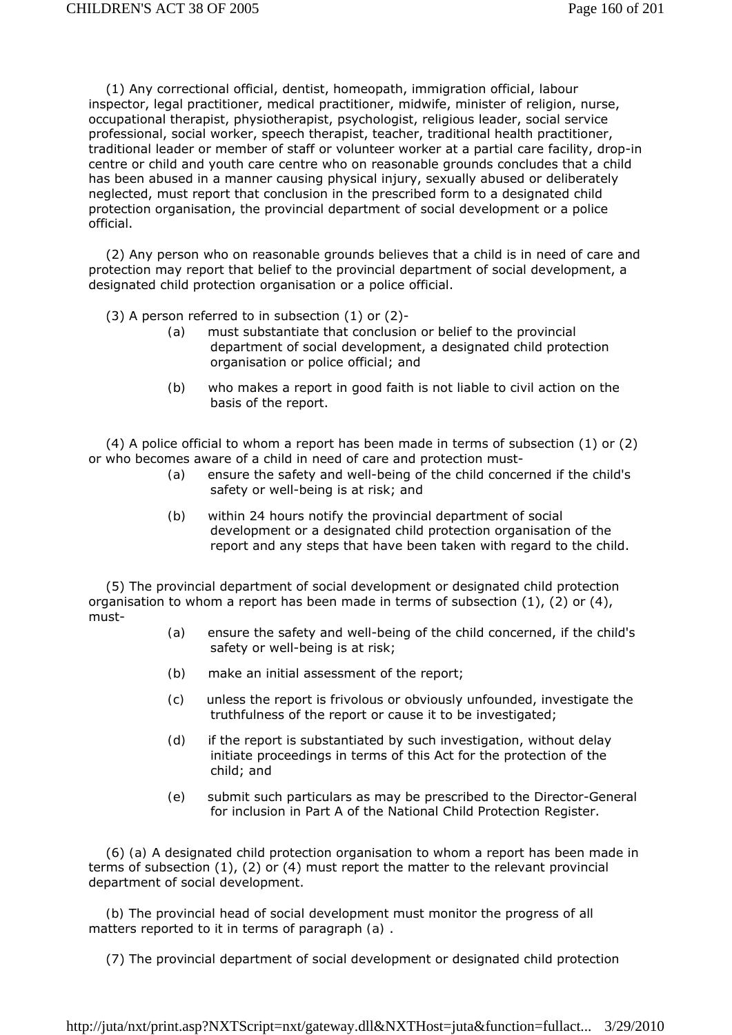(1) Any correctional official, dentist, homeopath, immigration official, labour inspector, legal practitioner, medical practitioner, midwife, minister of religion, nurse, occupational therapist, physiotherapist, psychologist, religious leader, social service professional, social worker, speech therapist, teacher, traditional health practitioner, traditional leader or member of staff or volunteer worker at a partial care facility, drop-in centre or child and youth care centre who on reasonable grounds concludes that a child has been abused in a manner causing physical injury, sexually abused or deliberately neglected, must report that conclusion in the prescribed form to a designated child protection organisation, the provincial department of social development or a police official.

(2) Any person who on reasonable grounds believes that a child is in need of care and protection may report that belief to the provincial department of social development, a designated child protection organisation or a police official.

(3) A person referred to in subsection (1) or (2)-

(a) must substantiate that conclusion or belief to the provincial department of social development, a designated child protection organisation or police official; and

(b) who makes a report in good faith is not liable to civil action on the basis of the report.

(4) A police official to whom a report has been made in terms of subsection (1) or (2) or who becomes aware of a child in need of care and protection must-

(a) ensure the safety and well-being of the child concerned if the child's safety or well-being is at risk; and

(b) within 24 hours notify the provincial department of social development or a designated child protection organisation of the report and any steps that have been taken with regard to the child.

(5) The provincial department of social development or designated child protection organisation to whom a report has been made in terms of subsection (1), (2) or (4), must-

(a) ensure the safety and well-being of the child concerned, if the child's safety or well-being is at risk;

(b) make an initial assessment of the report;

(c) unless the report is frivolous or obviously unfounded, investigate the truthfulness of the report or cause it to be investigated;

(d) if the report is substantiated by such investigation, without delay initiate proceedings in terms of this Act for the protection of the child; and

(e) submit such particulars as may be prescribed to the Director-General for inclusion in Part A of the National Child Protection Register.

(6) (a) A designated child protection organisation to whom a report has been made in terms of subsection (1), (2) or (4) must report the matter to the relevant provincial department of social development.

(b) The provincial head of social development must monitor the progress of all matters reported to it in terms of paragraph (a) .

(7) The provincial department of social development or designated child protection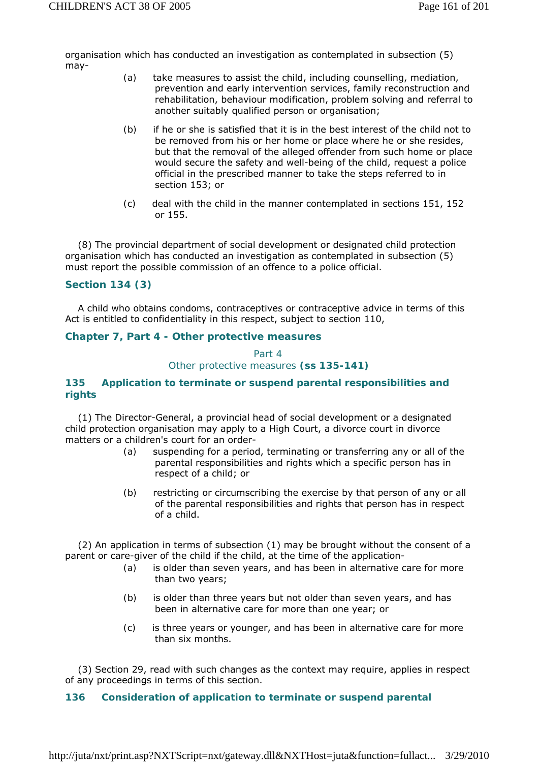organisation which has conducted an investigation as contemplated in subsection (5) may-

(a) take measures to assist the child, including counselling, mediation, prevention and early intervention services, family reconstruction and rehabilitation, behaviour modification, problem solving and referral to another suitably qualified person or organisation;

(b) if he or she is satisfied that it is in the best interest of the child not to be removed from his or her home or place where he or she resides, but that the removal of the alleged offender from such home or place would secure the safety and well-being of the child, request a police official in the prescribed manner to take the steps referred to in section 153; or

(c) deal with the child in the manner contemplated in sections 151, 152 or 155.

(8) The provincial department of social development or designated child protection organisation which has conducted an investigation as contemplated in subsection (5) must report the possible commission of an offence to a police official.

### Section 134 (3)

A child who obtains condoms, contraceptives or contraceptive advice in terms of this Act is entitled to confidentiality in this respect, subject to section 110,

### Chapter 7, Part 4 - Other protective measures

Part 4
Other protective measures **(ss 135-141)**

### 135 Application to terminate or suspend parental responsibilities and rights

(1) The Director-General, a provincial head of social development or a designated child protection organisation may apply to a High Court, a divorce court in divorce matters or a children's court for an order-

(a) suspending for a period, terminating or transferring any or all of the parental responsibilities and rights which a specific person has in respect of a child; or

(b) restricting or circumscribing the exercise by that person of any or all of the parental responsibilities and rights that person has in respect of a child.

(2) An application in terms of subsection (1) may be brought without the consent of a parent or care-giver of the child if the child, at the time of the application-

(a) is older than seven years, and has been in alternative care for more than two years;

(b) is older than three years but not older than seven years, and has been in alternative care for more than one year; or

(c) is three years or younger, and has been in alternative care for more than six months.

(3) Section 29, read with such changes as the context may require, applies in respect of any proceedings in terms of this section.

### 136 Consideration of application to terminate or suspend parental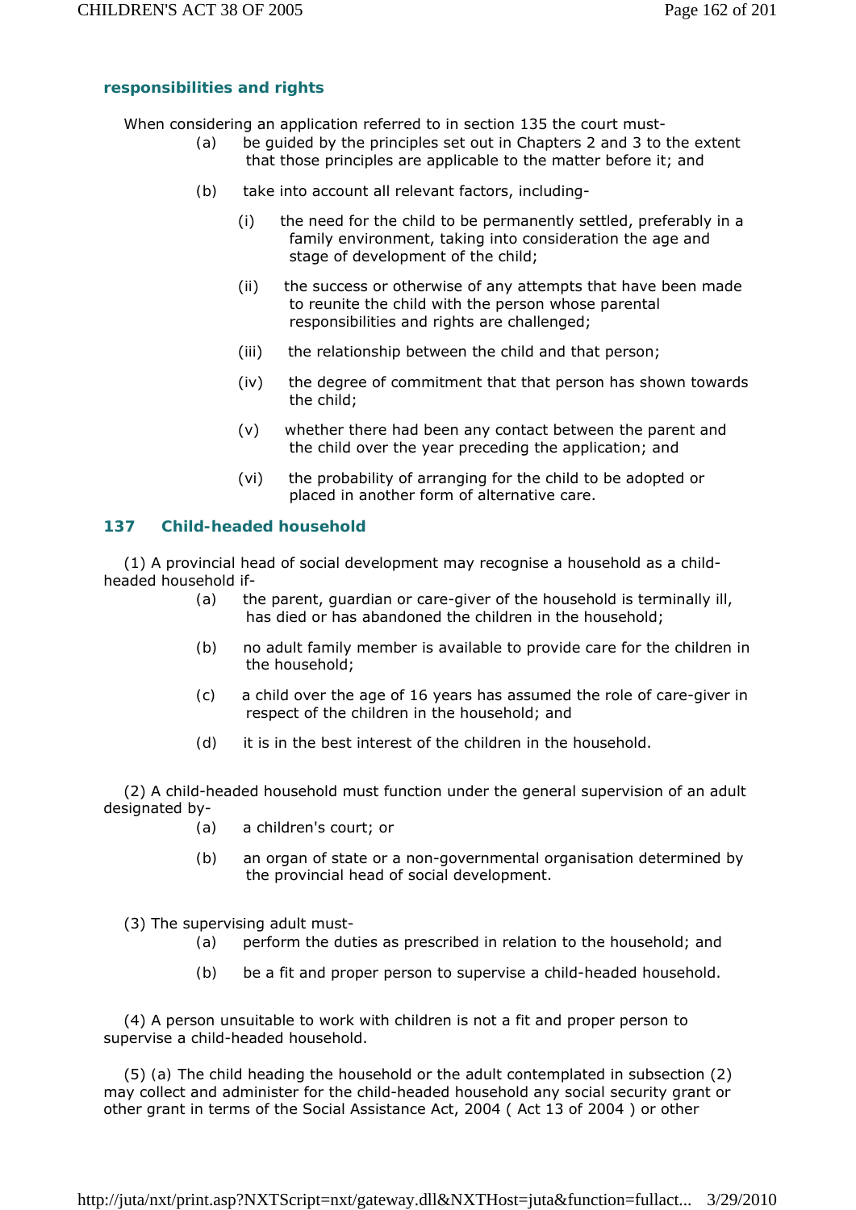### responsibilities and rights

When considering an application referred to in section 135 the court must-

(a) be guided by the principles set out in Chapters 2 and 3 to the extent that those principles are applicable to the matter before it; and

(b) take into account all relevant factors, including-

(i) the need for the child to be permanently settled, preferably in a family environment, taking into consideration the age and stage of development of the child;

(ii) the success or otherwise of any attempts that have been made to reunite the child with the person whose parental responsibilities and rights are challenged;

(iii) the relationship between the child and that person;

(iv) the degree of commitment that that person has shown towards the child;

(v) whether there had been any contact between the parent and the child over the year preceding the application; and

(vi) the probability of arranging for the child to be adopted or placed in another form of alternative care.

### 137 Child-headed household

(1) A provincial head of social development may recognise a household as a child-headed household if-

(a) the parent, guardian or care-giver of the household is terminally ill, has died or has abandoned the children in the household;

(b) no adult family member is available to provide care for the children in the household;

(c) a child over the age of 16 years has assumed the role of care-giver in respect of the children in the household; and

(d) it is in the best interest of the children in the household.

(2) A child-headed household must function under the general supervision of an adult designated by-

(a) a children's court; or

(b) an organ of state or a non-governmental organisation determined by the provincial head of social development.

(3) The supervising adult must-

(a) perform the duties as prescribed in relation to the household; and

(b) be a fit and proper person to supervise a child-headed household.

(4) A person unsuitable to work with children is not a fit and proper person to supervise a child-headed household.

(5) (a) The child heading the household or the adult contemplated in subsection (2) may collect and administer for the child-headed household any social security grant or other grant in terms of the Social Assistance Act, 2004 ( Act 13 of 2004 ) or other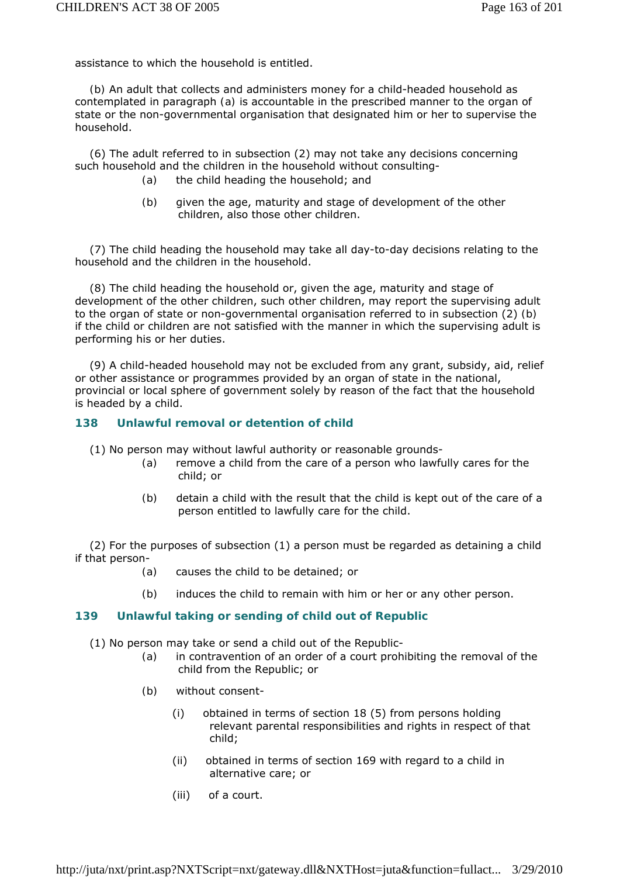assistance to which the household is entitled.

(b) An adult that collects and administers money for a child-headed household as contemplated in paragraph (a) is accountable in the prescribed manner to the organ of state or the non-governmental organisation that designated him or her to supervise the household.

(6) The adult referred to in subsection (2) may not take any decisions concerning such household and the children in the household without consulting-

(a) the child heading the household; and

(b) given the age, maturity and stage of development of the other children, also those other children.

(7) The child heading the household may take all day-to-day decisions relating to the household and the children in the household.

(8) The child heading the household or, given the age, maturity and stage of development of the other children, such other children, may report the supervising adult to the organ of state or non-governmental organisation referred to in subsection (2) (b) if the child or children are not satisfied with the manner in which the supervising adult is performing his or her duties.

(9) A child-headed household may not be excluded from any grant, subsidy, aid, relief or other assistance or programmes provided by an organ of state in the national, provincial or local sphere of government solely by reason of the fact that the household is headed by a child.

### 138 Unlawful removal or detention of child

(1) No person may without lawful authority or reasonable grounds-

(a) remove a child from the care of a person who lawfully cares for the child; or

(b) detain a child with the result that the child is kept out of the care of a person entitled to lawfully care for the child.

(2) For the purposes of subsection (1) a person must be regarded as detaining a child if that person-

(a) causes the child to be detained; or

(b) induces the child to remain with him or her or any other person.

### 139 Unlawful taking or sending of child out of Republic

(1) No person may take or send a child out of the Republic-

(a) in contravention of an order of a court prohibiting the removal of the child from the Republic; or

(b) without consent-

(i) obtained in terms of section 18 (5) from persons holding relevant parental responsibilities and rights in respect of that child;

(ii) obtained in terms of section 169 with regard to a child in alternative care; or

(iii) of a court.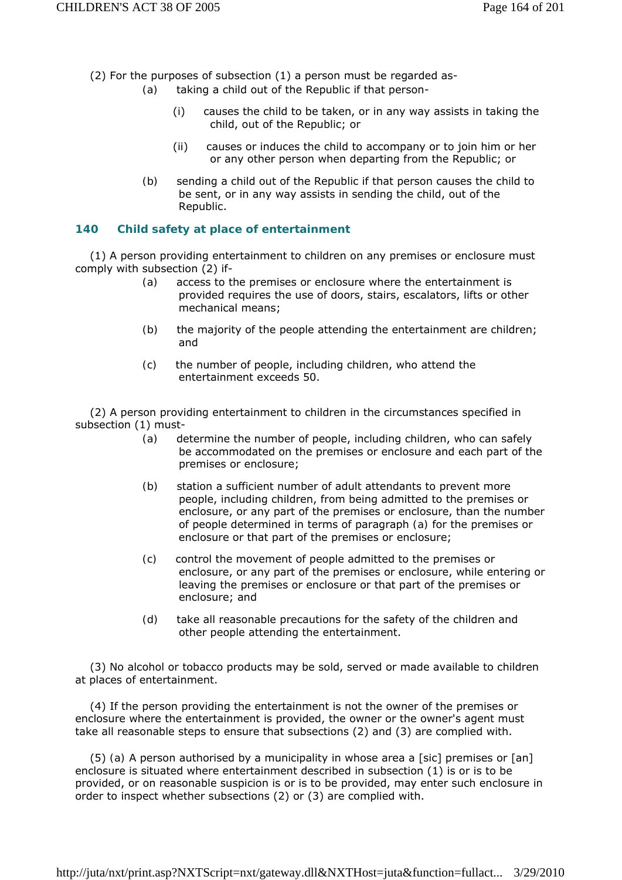(2) For the purposes of subsection (1) a person must be regarded as-

(a) taking a child out of the Republic if that person-

(i) causes the child to be taken, or in any way assists in taking the child, out of the Republic; or

(ii) causes or induces the child to accompany or to join him or her or any other person when departing from the Republic; or

(b) sending a child out of the Republic if that person causes the child to be sent, or in any way assists in sending the child, out of the Republic.

### 140 Child safety at place of entertainment

(1) A person providing entertainment to children on any premises or enclosure must comply with subsection (2) if-

(a) access to the premises or enclosure where the entertainment is provided requires the use of doors, stairs, escalators, lifts or other mechanical means;

(b) the majority of the people attending the entertainment are children; and

(c) the number of people, including children, who attend the entertainment exceeds 50.

(2) A person providing entertainment to children in the circumstances specified in subsection (1) must-

(a) determine the number of people, including children, who can safely be accommodated on the premises or enclosure and each part of the premises or enclosure;

(b) station a sufficient number of adult attendants to prevent more people, including children, from being admitted to the premises or enclosure, or any part of the premises or enclosure, than the number of people determined in terms of paragraph (a) for the premises or enclosure or that part of the premises or enclosure;

(c) control the movement of people admitted to the premises or enclosure, or any part of the premises or enclosure, while entering or leaving the premises or enclosure or that part of the premises or enclosure; and

(d) take all reasonable precautions for the safety of the children and other people attending the entertainment.

(3) No alcohol or tobacco products may be sold, served or made available to children at places of entertainment.

(4) If the person providing the entertainment is not the owner of the premises or enclosure where the entertainment is provided, the owner or the owner's agent must take all reasonable steps to ensure that subsections (2) and (3) are complied with.

(5) (a) A person authorised by a municipality in whose area a [sic] premises or [an] enclosure is situated where entertainment described in subsection (1) is or is to be provided, or on reasonable suspicion is or is to be provided, may enter such enclosure in order to inspect whether subsections (2) or (3) are complied with.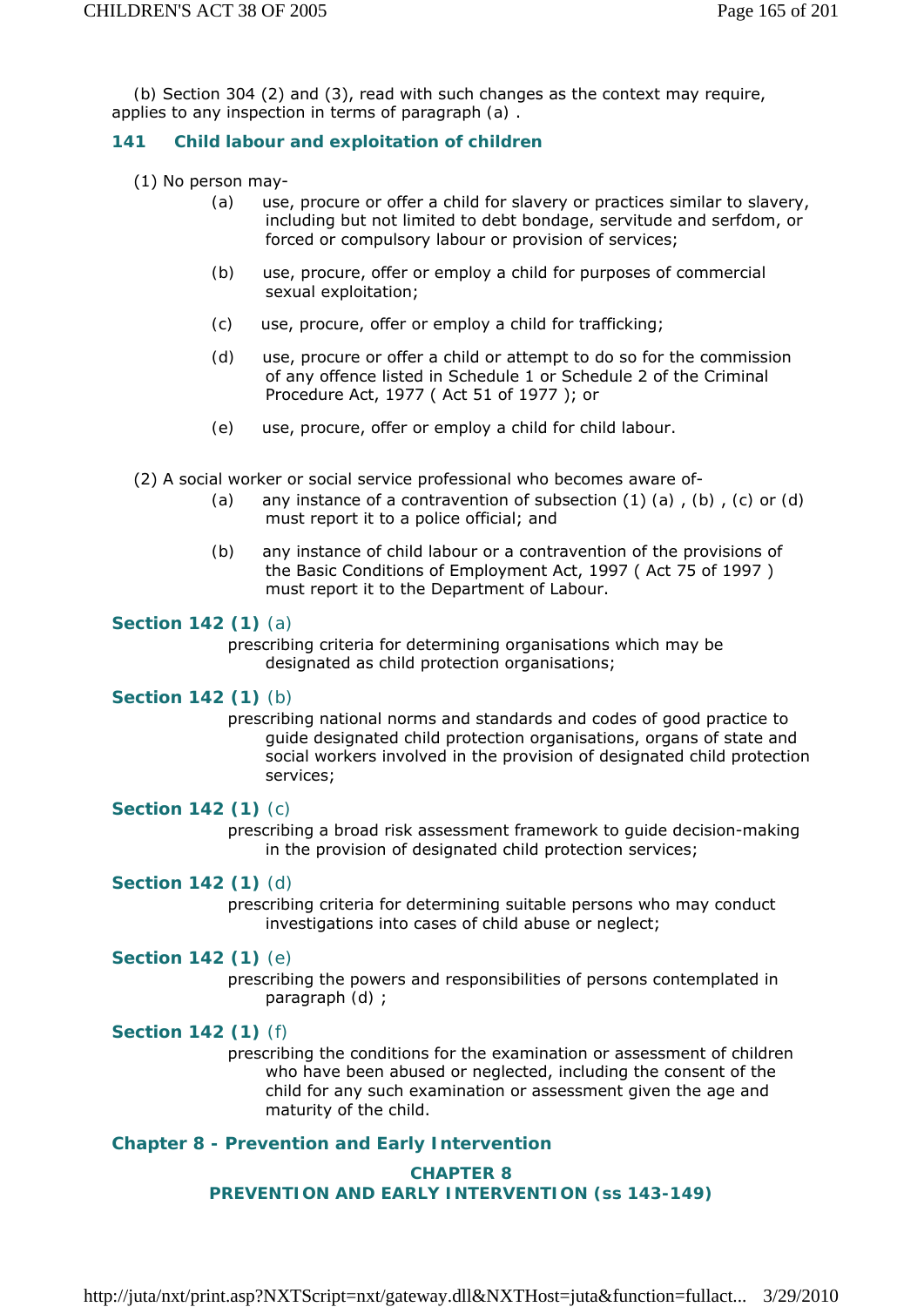(b) Section 304 (2) and (3), read with such changes as the context may require, applies to any inspection in terms of paragraph (a) .

### 141 Child labour and exploitation of children

(1) No person may-

(a) use, procure or offer a child for slavery or practices similar to slavery, including but not limited to debt bondage, servitude and serfdom, or forced or compulsory labour or provision of services;

(b) use, procure, offer or employ a child for purposes of commercial sexual exploitation;

(c) use, procure, offer or employ a child for trafficking;

(d) use, procure or offer a child or attempt to do so for the commission of any offence listed in Schedule 1 or Schedule 2 of the Criminal Procedure Act, 1977 ( Act 51 of 1977 ); or

(e) use, procure, offer or employ a child for child labour.

(2) A social worker or social service professional who becomes aware of-

(a) any instance of a contravention of subsection (1) (a) , (b) , (c) or (d) must report it to a police official; and

(b) any instance of child labour or a contravention of the provisions of the Basic Conditions of Employment Act, 1997 ( Act 75 of 1997 ) must report it to the Department of Labour.

**Section 142 (1)** (a)

prescribing criteria for determining organisations which may be designated as child protection organisations;

**Section 142 (1)** (b)

prescribing national norms and standards and codes of good practice to guide designated child protection organisations, organs of state and social workers involved in the provision of designated child protection services;

**Section 142 (1)** (c)

prescribing a broad risk assessment framework to guide decision-making in the provision of designated child protection services;

**Section 142 (1)** (d)

prescribing criteria for determining suitable persons who may conduct investigations into cases of child abuse or neglect;

**Section 142 (1)** (e)

prescribing the powers and responsibilities of persons contemplated in paragraph (d) ;

**Section 142 (1)** (f)

prescribing the conditions for the examination or assessment of children who have been abused or neglected, including the consent of the child for any such examination or assessment given the age and maturity of the child.

## Chapter 8 - Prevention and Early Intervention

## CHAPTER 8
## PREVENTION AND EARLY INTERVENTION (ss 143-149)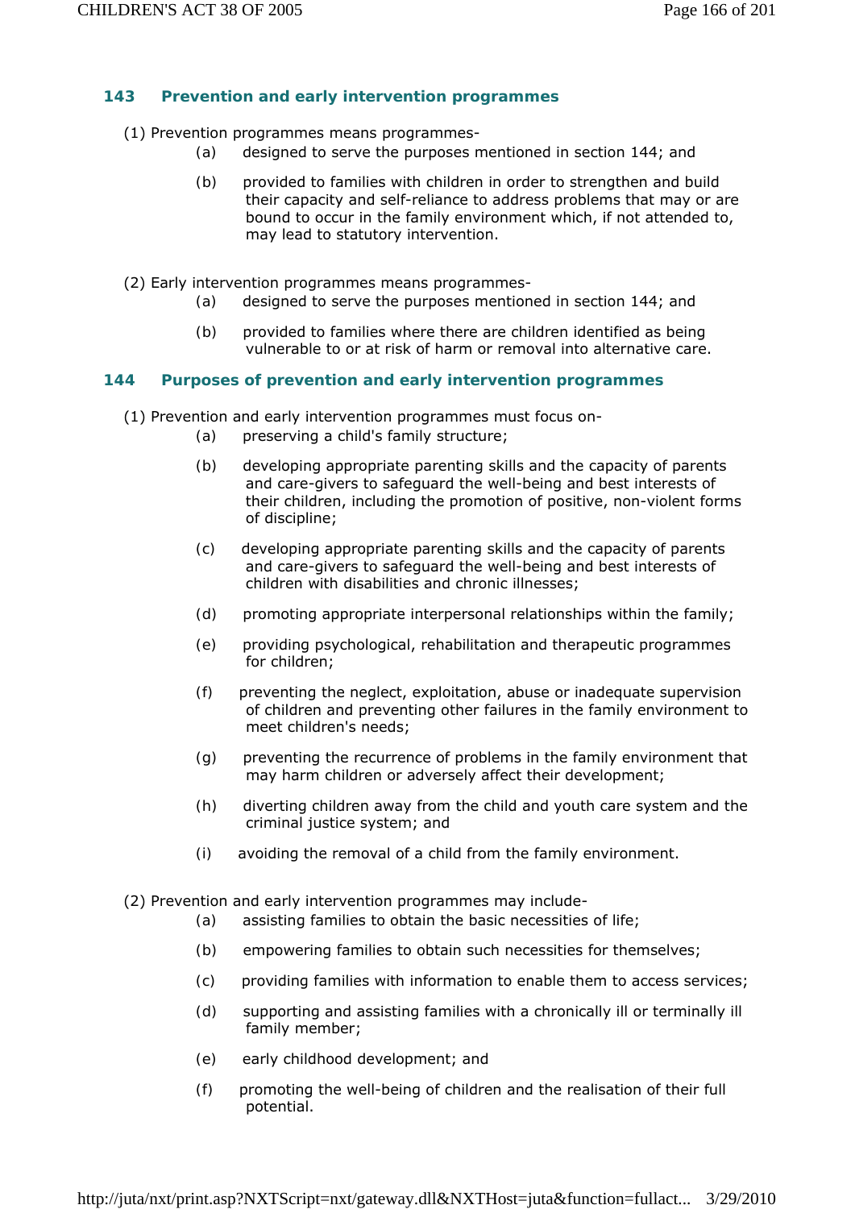### 143 Prevention and early intervention programmes

(1) Prevention programmes means programmes-

- (a) designed to serve the purposes mentioned in section 144; and
- (b) provided to families with children in order to strengthen and build their capacity and self-reliance to address problems that may or are bound to occur in the family environment which, if not attended to, may lead to statutory intervention.

(2) Early intervention programmes means programmes-

- (a) designed to serve the purposes mentioned in section 144; and
- (b) provided to families where there are children identified as being vulnerable to or at risk of harm or removal into alternative care.

### 144 Purposes of prevention and early intervention programmes

(1) Prevention and early intervention programmes must focus on-

- (a) preserving a child's family structure;
- (b) developing appropriate parenting skills and the capacity of parents and care-givers to safeguard the well-being and best interests of their children, including the promotion of positive, non-violent forms of discipline;
- (c) developing appropriate parenting skills and the capacity of parents and care-givers to safeguard the well-being and best interests of children with disabilities and chronic illnesses;
- (d) promoting appropriate interpersonal relationships within the family;
- (e) providing psychological, rehabilitation and therapeutic programmes for children;
- (f) preventing the neglect, exploitation, abuse or inadequate supervision of children and preventing other failures in the family environment to meet children's needs;
- (g) preventing the recurrence of problems in the family environment that may harm children or adversely affect their development;
- (h) diverting children away from the child and youth care system and the criminal justice system; and
- (i) avoiding the removal of a child from the family environment.

(2) Prevention and early intervention programmes may include-

- (a) assisting families to obtain the basic necessities of life;
- (b) empowering families to obtain such necessities for themselves;
- (c) providing families with information to enable them to access services;
- (d) supporting and assisting families with a chronically ill or terminally ill family member;
- (e) early childhood development; and
- (f) promoting the well-being of children and the realisation of their full potential.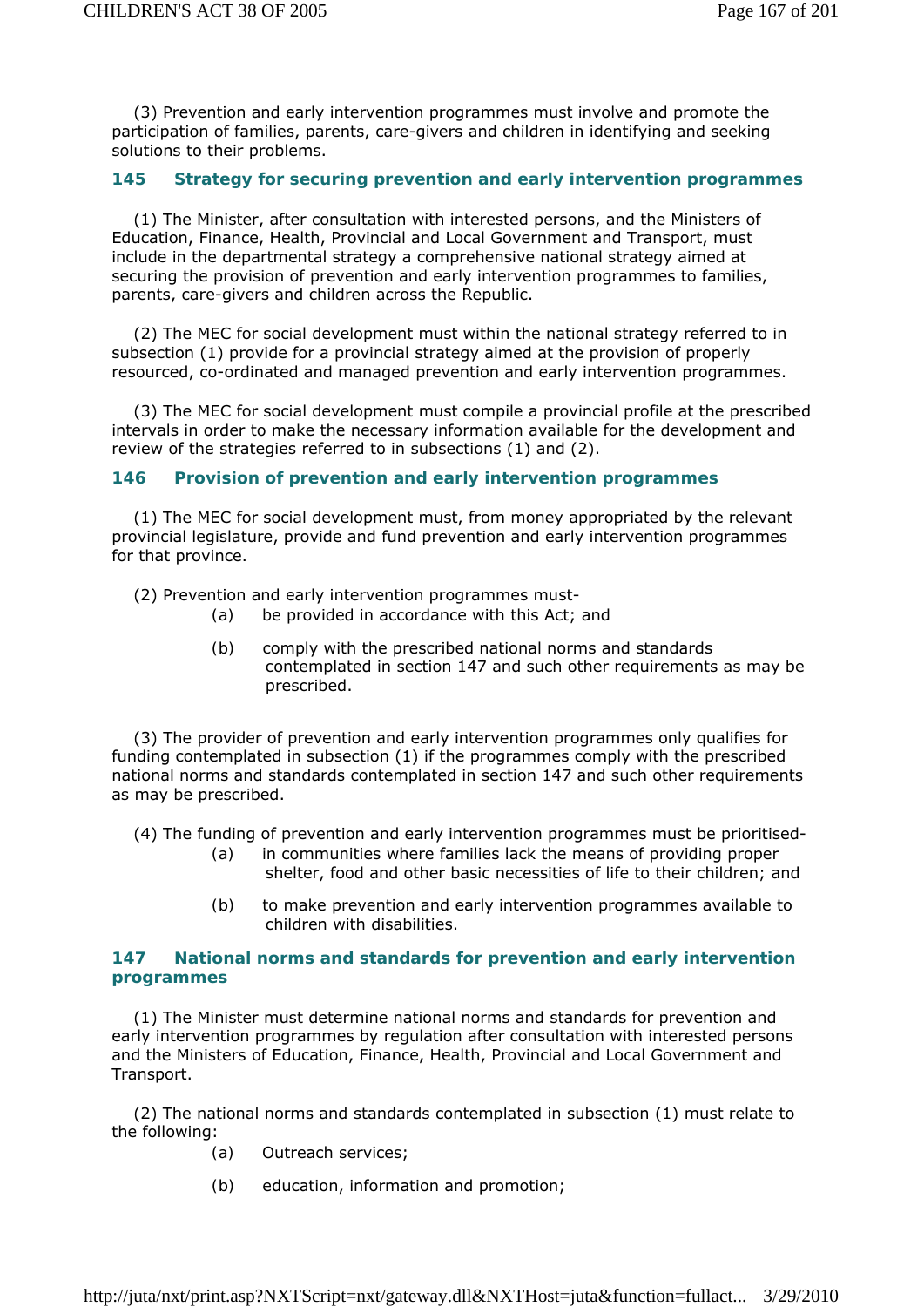(3) Prevention and early intervention programmes must involve and promote the participation of families, parents, care-givers and children in identifying and seeking solutions to their problems.

### 145 Strategy for securing prevention and early intervention programmes

(1) The Minister, after consultation with interested persons, and the Ministers of Education, Finance, Health, Provincial and Local Government and Transport, must include in the departmental strategy a comprehensive national strategy aimed at securing the provision of prevention and early intervention programmes to families, parents, care-givers and children across the Republic.

(2) The MEC for social development must within the national strategy referred to in subsection (1) provide for a provincial strategy aimed at the provision of properly resourced, co-ordinated and managed prevention and early intervention programmes.

(3) The MEC for social development must compile a provincial profile at the prescribed intervals in order to make the necessary information available for the development and review of the strategies referred to in subsections (1) and (2).

### 146 Provision of prevention and early intervention programmes

(1) The MEC for social development must, from money appropriated by the relevant provincial legislature, provide and fund prevention and early intervention programmes for that province.

(2) Prevention and early intervention programmes must-

(a) be provided in accordance with this Act; and

(b) comply with the prescribed national norms and standards contemplated in section 147 and such other requirements as may be prescribed.

(3) The provider of prevention and early intervention programmes only qualifies for funding contemplated in subsection (1) if the programmes comply with the prescribed national norms and standards contemplated in section 147 and such other requirements as may be prescribed.

(4) The funding of prevention and early intervention programmes must be prioritised-

(a) in communities where families lack the means of providing proper shelter, food and other basic necessities of life to their children; and

(b) to make prevention and early intervention programmes available to children with disabilities.

### 147 National norms and standards for prevention and early intervention programmes

(1) The Minister must determine national norms and standards for prevention and early intervention programmes by regulation after consultation with interested persons and the Ministers of Education, Finance, Health, Provincial and Local Government and Transport.

(2) The national norms and standards contemplated in subsection (1) must relate to the following:

(a) Outreach services;

(b) education, information and promotion;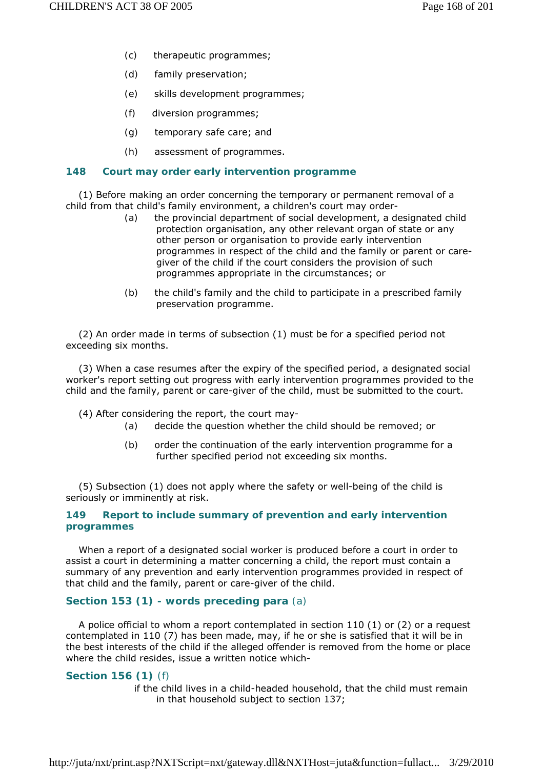(c) therapeutic programmes;

(d) family preservation;

(e) skills development programmes;

(f) diversion programmes;

(g) temporary safe care; and

(h) assessment of programmes.

### 148 Court may order early intervention programme

(1) Before making an order concerning the temporary or permanent removal of a child from that child's family environment, a children's court may order-

(a) the provincial department of social development, a designated child protection organisation, any other relevant organ of state or any other person or organisation to provide early intervention programmes in respect of the child and the family or parent or care-giver of the child if the court considers the provision of such programmes appropriate in the circumstances; or

(b) the child's family and the child to participate in a prescribed family preservation programme.

(2) An order made in terms of subsection (1) must be for a specified period not exceeding six months.

(3) When a case resumes after the expiry of the specified period, a designated social worker's report setting out progress with early intervention programmes provided to the child and the family, parent or care-giver of the child, must be submitted to the court.

(4) After considering the report, the court may-

(a) decide the question whether the child should be removed; or

(b) order the continuation of the early intervention programme for a further specified period not exceeding six months.

(5) Subsection (1) does not apply where the safety or well-being of the child is seriously or imminently at risk.

### 149 Report to include summary of prevention and early intervention programmes

When a report of a designated social worker is produced before a court in order to assist a court in determining a matter concerning a child, the report must contain a summary of any prevention and early intervention programmes provided in respect of that child and the family, parent or care-giver of the child.

### Section 153 (1) - words preceding para (a)

A police official to whom a report contemplated in section 110 (1) or (2) or a request contemplated in 110 (7) has been made, may, if he or she is satisfied that it will be in the best interests of the child if the alleged offender is removed from the home or place where the child resides, issue a written notice which-

### Section 156 (1) (f)

if the child lives in a child-headed household, that the child must remain in that household subject to section 137;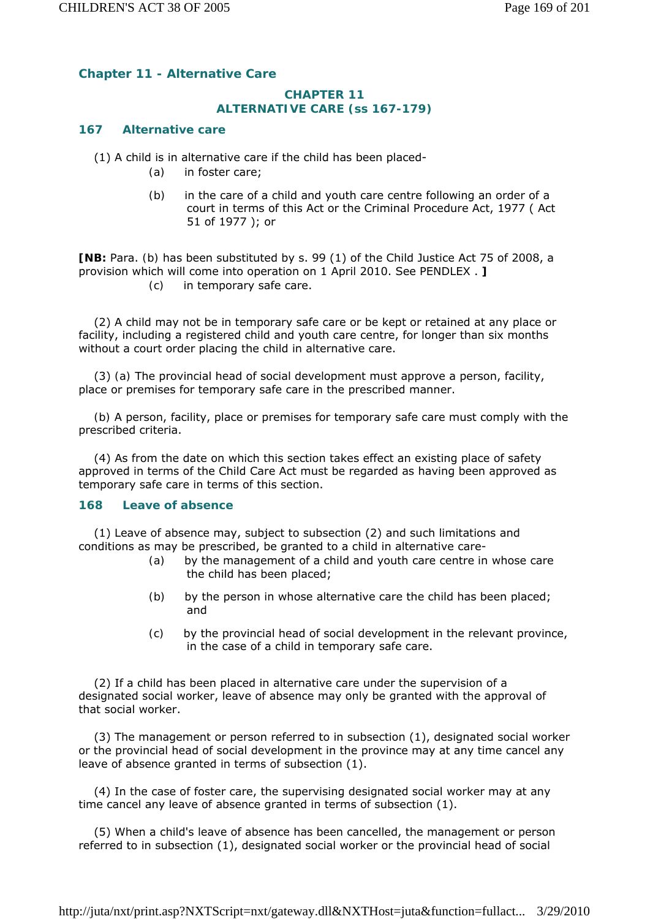## Chapter 11 - Alternative Care

### CHAPTER 11
### ALTERNATIVE CARE (ss 167-179)

### 167 Alternative care

(1) A child is in alternative care if the child has been placed-

(a) in foster care;

(b) in the care of a child and youth care centre following an order of a court in terms of this Act or the Criminal Procedure Act, 1977 ( Act 51 of 1977 ); or

**[NB:** Para. (b) has been substituted by s. 99 (1) of the Child Justice Act 75 of 2008, a provision which will come into operation on 1 April 2010. See PENDLEX . **]**

(c) in temporary safe care.

(2) A child may not be in temporary safe care or be kept or retained at any place or facility, including a registered child and youth care centre, for longer than six months without a court order placing the child in alternative care.

(3) (a) The provincial head of social development must approve a person, facility, place or premises for temporary safe care in the prescribed manner.

(b) A person, facility, place or premises for temporary safe care must comply with the prescribed criteria.

(4) As from the date on which this section takes effect an existing place of safety approved in terms of the Child Care Act must be regarded as having been approved as temporary safe care in terms of this section.

### 168 Leave of absence

(1) Leave of absence may, subject to subsection (2) and such limitations and conditions as may be prescribed, be granted to a child in alternative care-

(a) by the management of a child and youth care centre in whose care the child has been placed;

(b) by the person in whose alternative care the child has been placed; and

(c) by the provincial head of social development in the relevant province, in the case of a child in temporary safe care.

(2) If a child has been placed in alternative care under the supervision of a designated social worker, leave of absence may only be granted with the approval of that social worker.

(3) The management or person referred to in subsection (1), designated social worker or the provincial head of social development in the province may at any time cancel any leave of absence granted in terms of subsection (1).

(4) In the case of foster care, the supervising designated social worker may at any time cancel any leave of absence granted in terms of subsection (1).

(5) When a child's leave of absence has been cancelled, the management or person referred to in subsection (1), designated social worker or the provincial head of social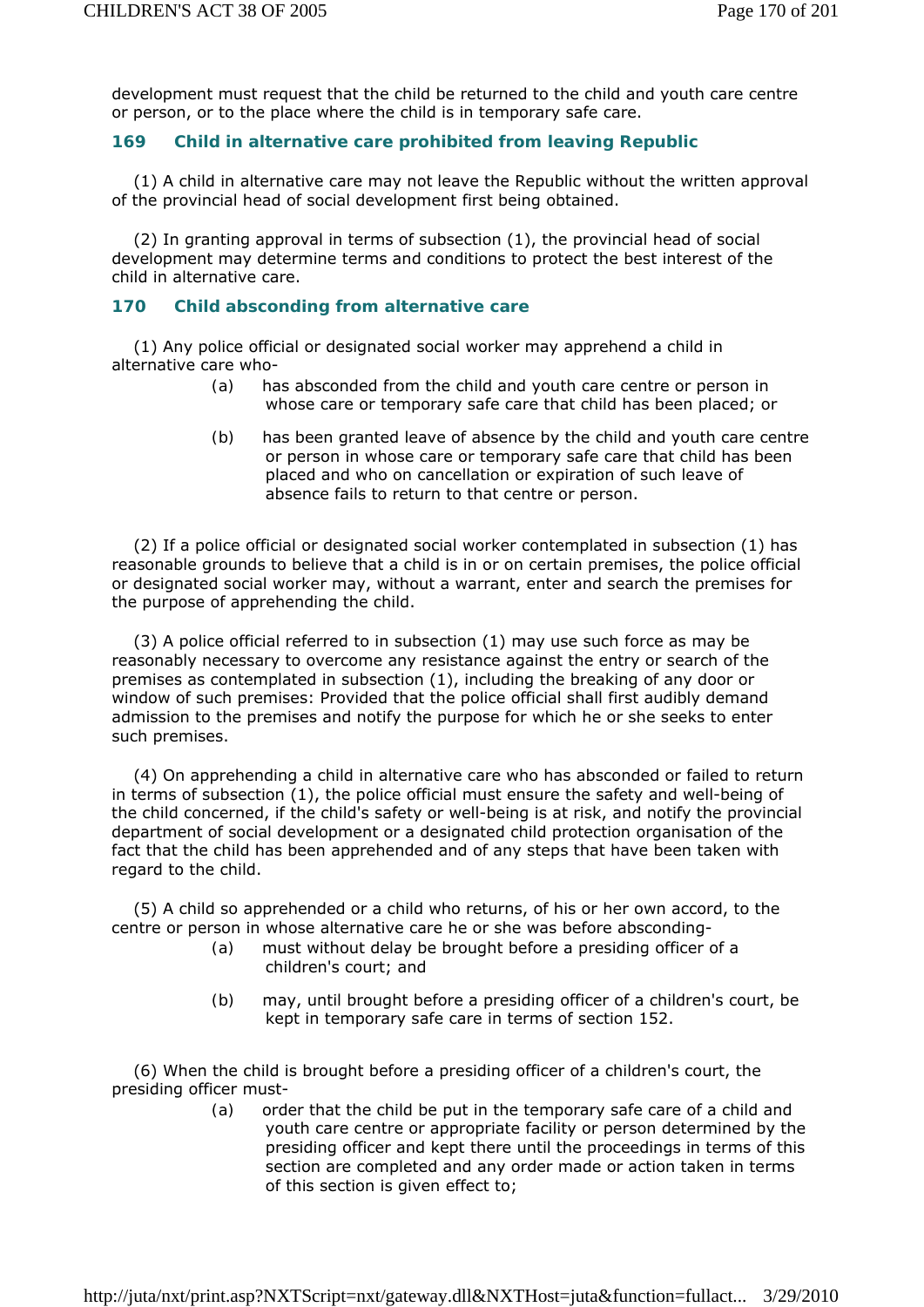development must request that the child be returned to the child and youth care centre or person, or to the place where the child is in temporary safe care.

### 169 Child in alternative care prohibited from leaving Republic

(1) A child in alternative care may not leave the Republic without the written approval of the provincial head of social development first being obtained.

(2) In granting approval in terms of subsection (1), the provincial head of social development may determine terms and conditions to protect the best interest of the child in alternative care.

### 170 Child absconding from alternative care

(1) Any police official or designated social worker may apprehend a child in alternative care who-

(a) has absconded from the child and youth care centre or person in whose care or temporary safe care that child has been placed; or

(b) has been granted leave of absence by the child and youth care centre or person in whose care or temporary safe care that child has been placed and who on cancellation or expiration of such leave of absence fails to return to that centre or person.

(2) If a police official or designated social worker contemplated in subsection (1) has reasonable grounds to believe that a child is in or on certain premises, the police official or designated social worker may, without a warrant, enter and search the premises for the purpose of apprehending the child.

(3) A police official referred to in subsection (1) may use such force as may be reasonably necessary to overcome any resistance against the entry or search of the premises as contemplated in subsection (1), including the breaking of any door or window of such premises: Provided that the police official shall first audibly demand admission to the premises and notify the purpose for which he or she seeks to enter such premises.

(4) On apprehending a child in alternative care who has absconded or failed to return in terms of subsection (1), the police official must ensure the safety and well-being of the child concerned, if the child's safety or well-being is at risk, and notify the provincial department of social development or a designated child protection organisation of the fact that the child has been apprehended and of any steps that have been taken with regard to the child.

(5) A child so apprehended or a child who returns, of his or her own accord, to the centre or person in whose alternative care he or she was before absconding-

(a) must without delay be brought before a presiding officer of a children's court; and

(b) may, until brought before a presiding officer of a children's court, be kept in temporary safe care in terms of section 152.

(6) When the child is brought before a presiding officer of a children's court, the presiding officer must-

(a) order that the child be put in the temporary safe care of a child and youth care centre or appropriate facility or person determined by the presiding officer and kept there until the proceedings in terms of this section are completed and any order made or action taken in terms of this section is given effect to;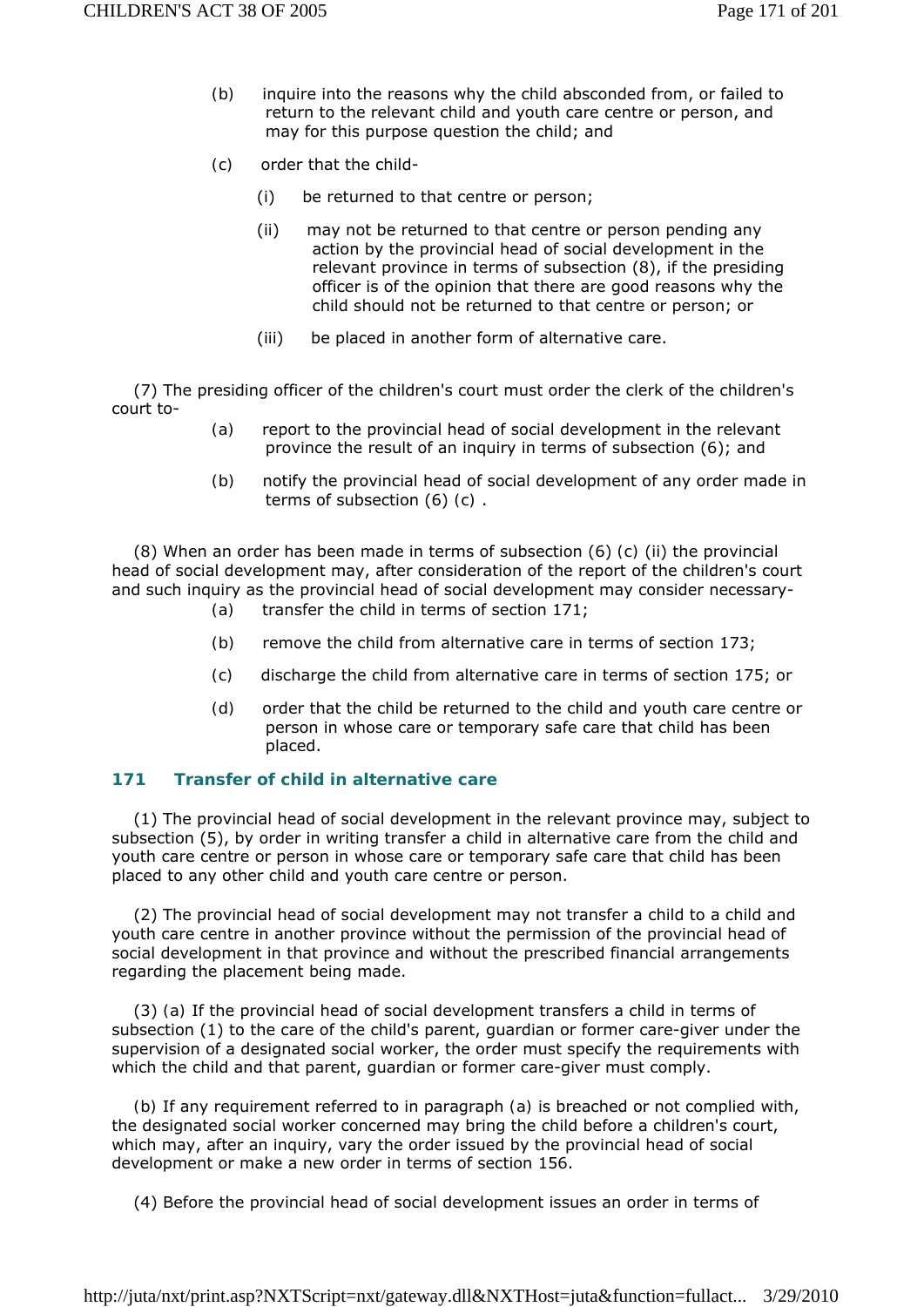(b) inquire into the reasons why the child absconded from, or failed to return to the relevant child and youth care centre or person, and may for this purpose question the child; and

(c) order that the child-

  (i) be returned to that centre or person;

  (ii) may not be returned to that centre or person pending any action by the provincial head of social development in the relevant province in terms of subsection (8), if the presiding officer is of the opinion that there are good reasons why the child should not be returned to that centre or person; or

  (iii) be placed in another form of alternative care.

(7) The presiding officer of the children's court must order the clerk of the children's court to-

(a) report to the provincial head of social development in the relevant province the result of an inquiry in terms of subsection (6); and

(b) notify the provincial head of social development of any order made in terms of subsection (6) (c) .

(8) When an order has been made in terms of subsection (6) (c) (ii) the provincial head of social development may, after consideration of the report of the children's court and such inquiry as the provincial head of social development may consider necessary-

(a) transfer the child in terms of section 171;

(b) remove the child from alternative care in terms of section 173;

(c) discharge the child from alternative care in terms of section 175; or

(d) order that the child be returned to the child and youth care centre or person in whose care or temporary safe care that child has been placed.

### 171 Transfer of child in alternative care

(1) The provincial head of social development in the relevant province may, subject to subsection (5), by order in writing transfer a child in alternative care from the child and youth care centre or person in whose care or temporary safe care that child has been placed to any other child and youth care centre or person.

(2) The provincial head of social development may not transfer a child to a child and youth care centre in another province without the permission of the provincial head of social development in that province and without the prescribed financial arrangements regarding the placement being made.

(3) (a) If the provincial head of social development transfers a child in terms of subsection (1) to the care of the child's parent, guardian or former care-giver under the supervision of a designated social worker, the order must specify the requirements with which the child and that parent, guardian or former care-giver must comply.

(b) If any requirement referred to in paragraph (a) is breached or not complied with, the designated social worker concerned may bring the child before a children's court, which may, after an inquiry, vary the order issued by the provincial head of social development or make a new order in terms of section 156.

(4) Before the provincial head of social development issues an order in terms of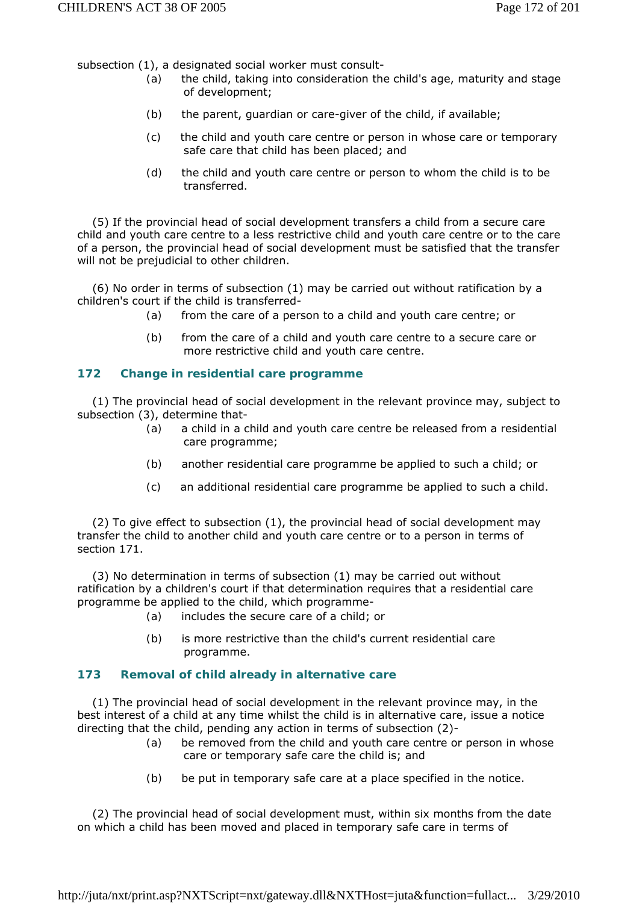subsection (1), a designated social worker must consult-

(a) the child, taking into consideration the child's age, maturity and stage of development;

(b) the parent, guardian or care-giver of the child, if available;

(c) the child and youth care centre or person in whose care or temporary safe care that child has been placed; and

(d) the child and youth care centre or person to whom the child is to be transferred.

(5) If the provincial head of social development transfers a child from a secure care child and youth care centre to a less restrictive child and youth care centre or to the care of a person, the provincial head of social development must be satisfied that the transfer will not be prejudicial to other children.

(6) No order in terms of subsection (1) may be carried out without ratification by a children's court if the child is transferred-

(a) from the care of a person to a child and youth care centre; or

(b) from the care of a child and youth care centre to a secure care or more restrictive child and youth care centre.

### 172 Change in residential care programme

(1) The provincial head of social development in the relevant province may, subject to subsection (3), determine that-

(a) a child in a child and youth care centre be released from a residential care programme;

(b) another residential care programme be applied to such a child; or

(c) an additional residential care programme be applied to such a child.

(2) To give effect to subsection (1), the provincial head of social development may transfer the child to another child and youth care centre or to a person in terms of section 171.

(3) No determination in terms of subsection (1) may be carried out without ratification by a children's court if that determination requires that a residential care programme be applied to the child, which programme-

(a) includes the secure care of a child; or

(b) is more restrictive than the child's current residential care programme.

### 173 Removal of child already in alternative care

(1) The provincial head of social development in the relevant province may, in the best interest of a child at any time whilst the child is in alternative care, issue a notice directing that the child, pending any action in terms of subsection (2)-

(a) be removed from the child and youth care centre or person in whose care or temporary safe care the child is; and

(b) be put in temporary safe care at a place specified in the notice.

(2) The provincial head of social development must, within six months from the date on which a child has been moved and placed in temporary safe care in terms of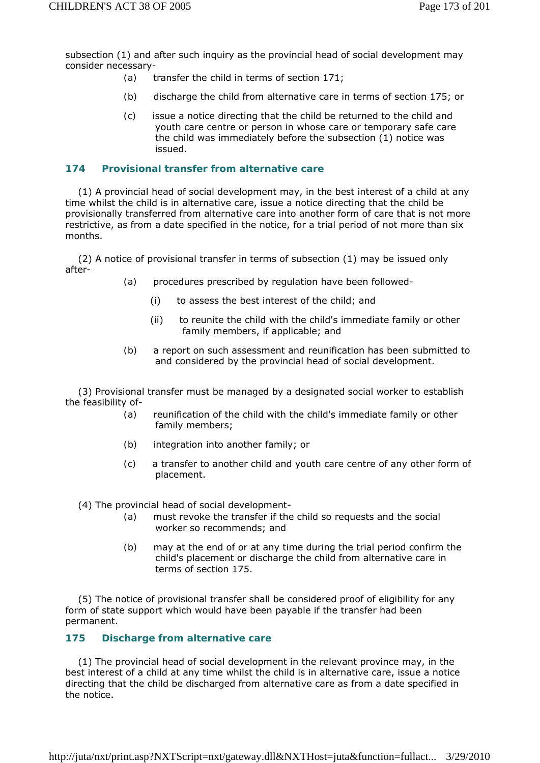subsection (1) and after such inquiry as the provincial head of social development may consider necessary-

(a) transfer the child in terms of section 171;

(b) discharge the child from alternative care in terms of section 175; or

(c) issue a notice directing that the child be returned to the child and youth care centre or person in whose care or temporary safe care the child was immediately before the subsection (1) notice was issued.

### 174 Provisional transfer from alternative care

(1) A provincial head of social development may, in the best interest of a child at any time whilst the child is in alternative care, issue a notice directing that the child be provisionally transferred from alternative care into another form of care that is not more restrictive, as from a date specified in the notice, for a trial period of not more than six months.

(2) A notice of provisional transfer in terms of subsection (1) may be issued only after-

(a) procedures prescribed by regulation have been followed-

(i) to assess the best interest of the child; and

(ii) to reunite the child with the child's immediate family or other family members, if applicable; and

(b) a report on such assessment and reunification has been submitted to and considered by the provincial head of social development.

(3) Provisional transfer must be managed by a designated social worker to establish the feasibility of-

(a) reunification of the child with the child's immediate family or other family members;

(b) integration into another family; or

(c) a transfer to another child and youth care centre of any other form of placement.

(4) The provincial head of social development-

(a) must revoke the transfer if the child so requests and the social worker so recommends; and

(b) may at the end of or at any time during the trial period confirm the child's placement or discharge the child from alternative care in terms of section 175.

(5) The notice of provisional transfer shall be considered proof of eligibility for any form of state support which would have been payable if the transfer had been permanent.

### 175 Discharge from alternative care

(1) The provincial head of social development in the relevant province may, in the best interest of a child at any time whilst the child is in alternative care, issue a notice directing that the child be discharged from alternative care as from a date specified in the notice.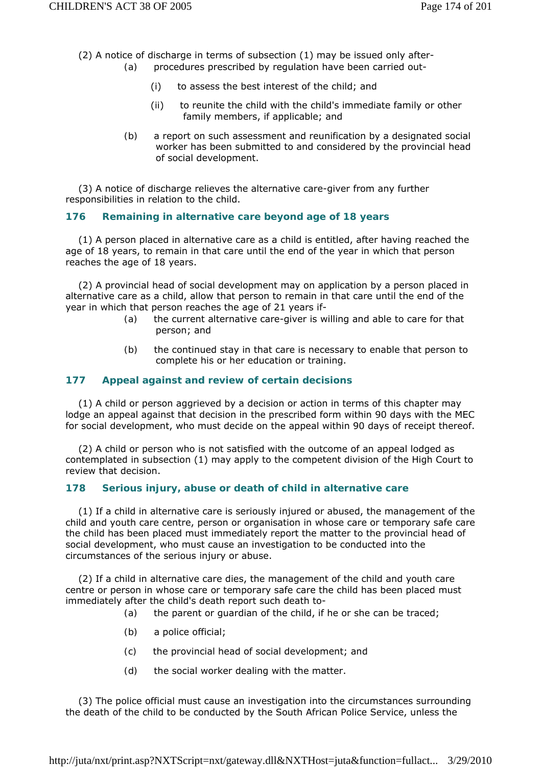(2) A notice of discharge in terms of subsection (1) may be issued only after-

(a) procedures prescribed by regulation have been carried out-

(i) to assess the best interest of the child; and

(ii) to reunite the child with the child's immediate family or other family members, if applicable; and

(b) a report on such assessment and reunification by a designated social worker has been submitted to and considered by the provincial head of social development.

(3) A notice of discharge relieves the alternative care-giver from any further responsibilities in relation to the child.

### 176 Remaining in alternative care beyond age of 18 years

(1) A person placed in alternative care as a child is entitled, after having reached the age of 18 years, to remain in that care until the end of the year in which that person reaches the age of 18 years.

(2) A provincial head of social development may on application by a person placed in alternative care as a child, allow that person to remain in that care until the end of the year in which that person reaches the age of 21 years if-

(a) the current alternative care-giver is willing and able to care for that person; and

(b) the continued stay in that care is necessary to enable that person to complete his or her education or training.

### 177 Appeal against and review of certain decisions

(1) A child or person aggrieved by a decision or action in terms of this chapter may lodge an appeal against that decision in the prescribed form within 90 days with the MEC for social development, who must decide on the appeal within 90 days of receipt thereof.

(2) A child or person who is not satisfied with the outcome of an appeal lodged as contemplated in subsection (1) may apply to the competent division of the High Court to review that decision.

### 178 Serious injury, abuse or death of child in alternative care

(1) If a child in alternative care is seriously injured or abused, the management of the child and youth care centre, person or organisation in whose care or temporary safe care the child has been placed must immediately report the matter to the provincial head of social development, who must cause an investigation to be conducted into the circumstances of the serious injury or abuse.

(2) If a child in alternative care dies, the management of the child and youth care centre or person in whose care or temporary safe care the child has been placed must immediately after the child's death report such death to-

(a) the parent or guardian of the child, if he or she can be traced;

(b) a police official;

(c) the provincial head of social development; and

(d) the social worker dealing with the matter.

(3) The police official must cause an investigation into the circumstances surrounding the death of the child to be conducted by the South African Police Service, unless the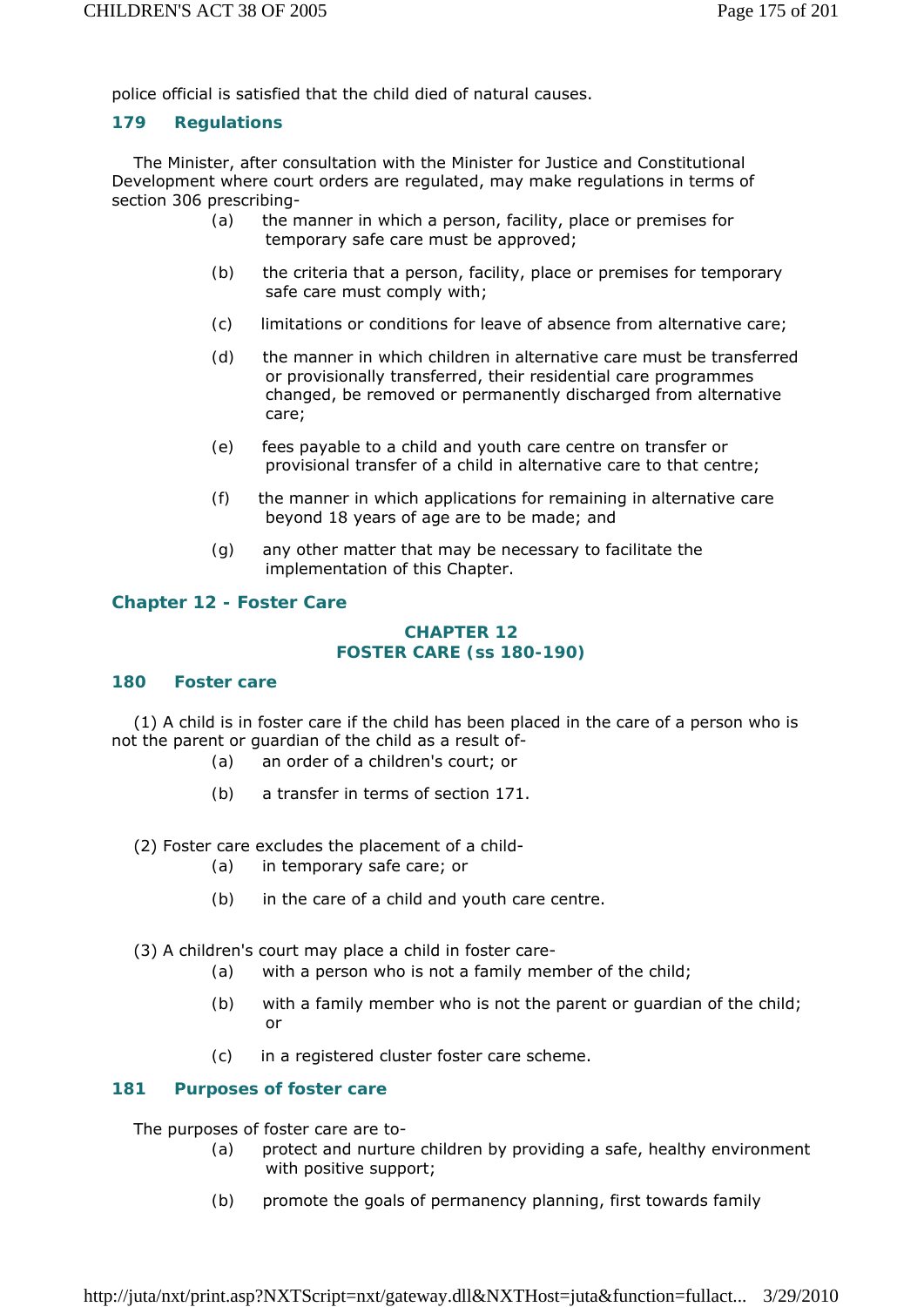police official is satisfied that the child died of natural causes.

### 179 Regulations

The Minister, after consultation with the Minister for Justice and Constitutional Development where court orders are regulated, may make regulations in terms of section 306 prescribing-

(a) the manner in which a person, facility, place or premises for temporary safe care must be approved;

(b) the criteria that a person, facility, place or premises for temporary safe care must comply with;

(c) limitations or conditions for leave of absence from alternative care;

(d) the manner in which children in alternative care must be transferred or provisionally transferred, their residential care programmes changed, be removed or permanently discharged from alternative care;

(e) fees payable to a child and youth care centre on transfer or provisional transfer of a child in alternative care to that centre;

(f) the manner in which applications for remaining in alternative care beyond 18 years of age are to be made; and

(g) any other matter that may be necessary to facilitate the implementation of this Chapter.

## Chapter 12 - Foster Care

## CHAPTER 12
## FOSTER CARE (ss 180-190)

### 180 Foster care

(1) A child is in foster care if the child has been placed in the care of a person who is not the parent or guardian of the child as a result of-

(a) an order of a children's court; or

(b) a transfer in terms of section 171.

(2) Foster care excludes the placement of a child-

(a) in temporary safe care; or

(b) in the care of a child and youth care centre.

(3) A children's court may place a child in foster care-

(a) with a person who is not a family member of the child;

(b) with a family member who is not the parent or guardian of the child; or

(c) in a registered cluster foster care scheme.

### 181 Purposes of foster care

The purposes of foster care are to-

(a) protect and nurture children by providing a safe, healthy environment with positive support;

(b) promote the goals of permanency planning, first towards family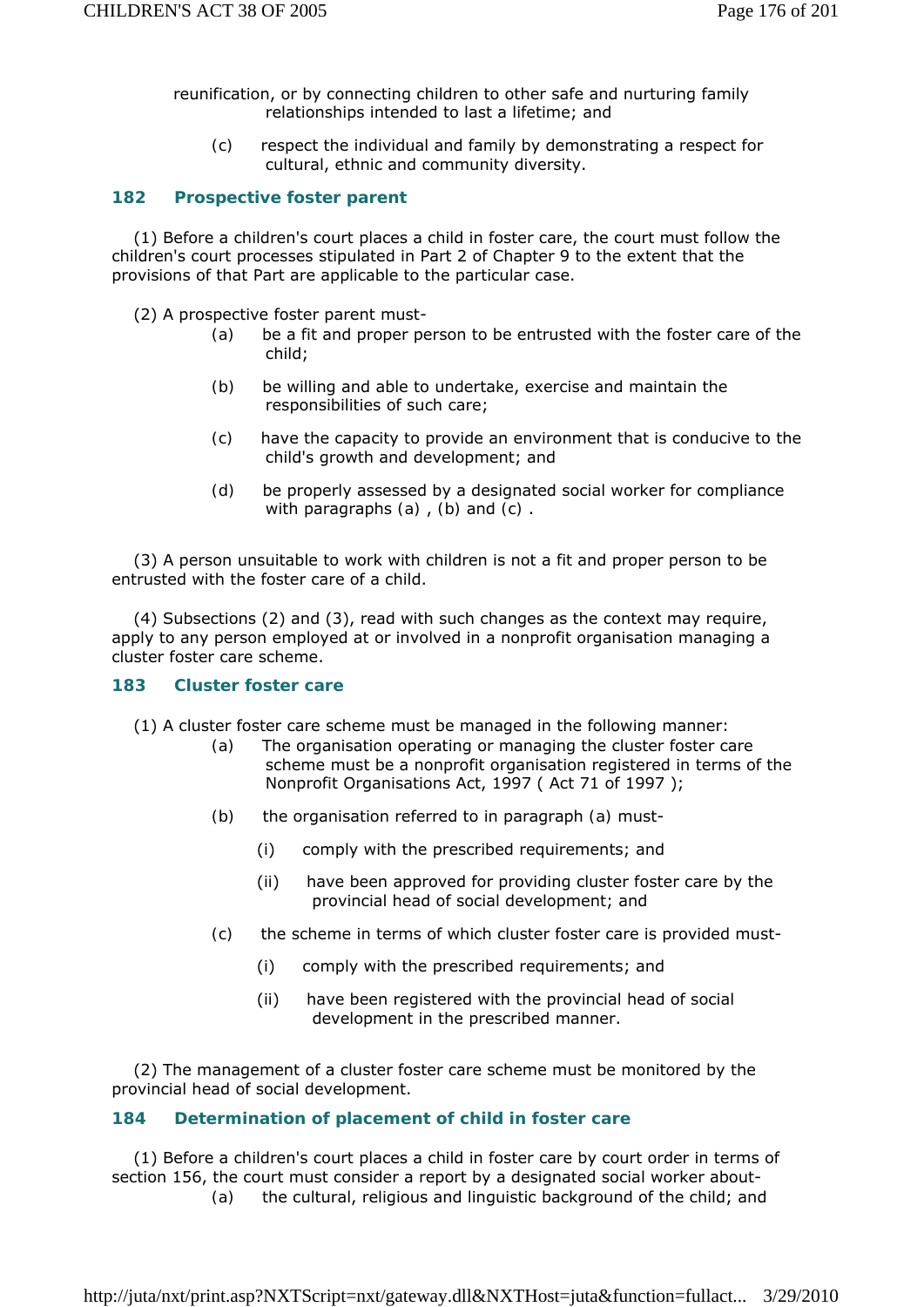reunification, or by connecting children to other safe and nurturing family relationships intended to last a lifetime; and

(c) respect the individual and family by demonstrating a respect for cultural, ethnic and community diversity.

### 182 Prospective foster parent

(1) Before a children's court places a child in foster care, the court must follow the children's court processes stipulated in Part 2 of Chapter 9 to the extent that the provisions of that Part are applicable to the particular case.

(2) A prospective foster parent must-

(a) be a fit and proper person to be entrusted with the foster care of the child;

(b) be willing and able to undertake, exercise and maintain the responsibilities of such care;

(c) have the capacity to provide an environment that is conducive to the child's growth and development; and

(d) be properly assessed by a designated social worker for compliance with paragraphs (a) , (b) and (c) .

(3) A person unsuitable to work with children is not a fit and proper person to be entrusted with the foster care of a child.

(4) Subsections (2) and (3), read with such changes as the context may require, apply to any person employed at or involved in a nonprofit organisation managing a cluster foster care scheme.

### 183 Cluster foster care

(1) A cluster foster care scheme must be managed in the following manner:

(a) The organisation operating or managing the cluster foster care scheme must be a nonprofit organisation registered in terms of the Nonprofit Organisations Act, 1997 ( Act 71 of 1997 );

(b) the organisation referred to in paragraph (a) must-

(i) comply with the prescribed requirements; and

(ii) have been approved for providing cluster foster care by the provincial head of social development; and

(c) the scheme in terms of which cluster foster care is provided must-

(i) comply with the prescribed requirements; and

(ii) have been registered with the provincial head of social development in the prescribed manner.

(2) The management of a cluster foster care scheme must be monitored by the provincial head of social development.

### 184 Determination of placement of child in foster care

(1) Before a children's court places a child in foster care by court order in terms of section 156, the court must consider a report by a designated social worker about-

(a) the cultural, religious and linguistic background of the child; and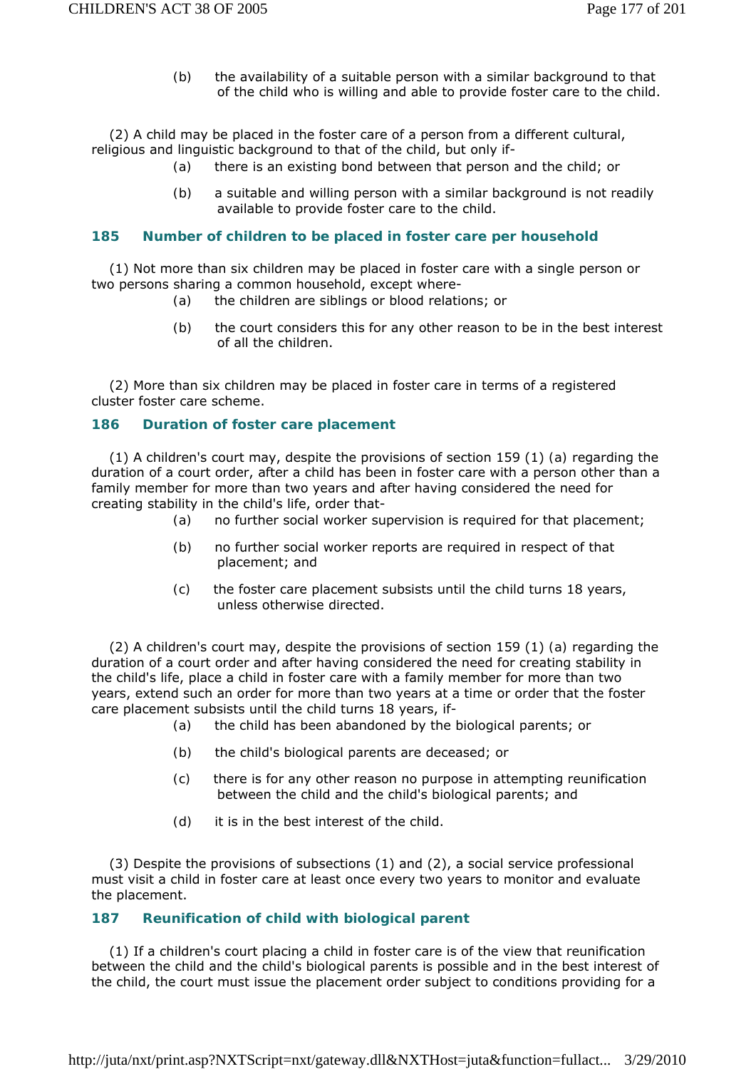(b) the availability of a suitable person with a similar background to that of the child who is willing and able to provide foster care to the child.

(2) A child may be placed in the foster care of a person from a different cultural, religious and linguistic background to that of the child, but only if-

(a) there is an existing bond between that person and the child; or

(b) a suitable and willing person with a similar background is not readily available to provide foster care to the child.

### 185 Number of children to be placed in foster care per household

(1) Not more than six children may be placed in foster care with a single person or two persons sharing a common household, except where-

(a) the children are siblings or blood relations; or

(b) the court considers this for any other reason to be in the best interest of all the children.

(2) More than six children may be placed in foster care in terms of a registered cluster foster care scheme.

### 186 Duration of foster care placement

(1) A children's court may, despite the provisions of section 159 (1) (a) regarding the duration of a court order, after a child has been in foster care with a person other than a family member for more than two years and after having considered the need for creating stability in the child's life, order that-

(a) no further social worker supervision is required for that placement;

(b) no further social worker reports are required in respect of that placement; and

(c) the foster care placement subsists until the child turns 18 years, unless otherwise directed.

(2) A children's court may, despite the provisions of section 159 (1) (a) regarding the duration of a court order and after having considered the need for creating stability in the child's life, place a child in foster care with a family member for more than two years, extend such an order for more than two years at a time or order that the foster care placement subsists until the child turns 18 years, if-

(a) the child has been abandoned by the biological parents; or

(b) the child's biological parents are deceased; or

(c) there is for any other reason no purpose in attempting reunification between the child and the child's biological parents; and

(d) it is in the best interest of the child.

(3) Despite the provisions of subsections (1) and (2), a social service professional must visit a child in foster care at least once every two years to monitor and evaluate the placement.

### 187 Reunification of child with biological parent

(1) If a children's court placing a child in foster care is of the view that reunification between the child and the child's biological parents is possible and in the best interest of the child, the court must issue the placement order subject to conditions providing for a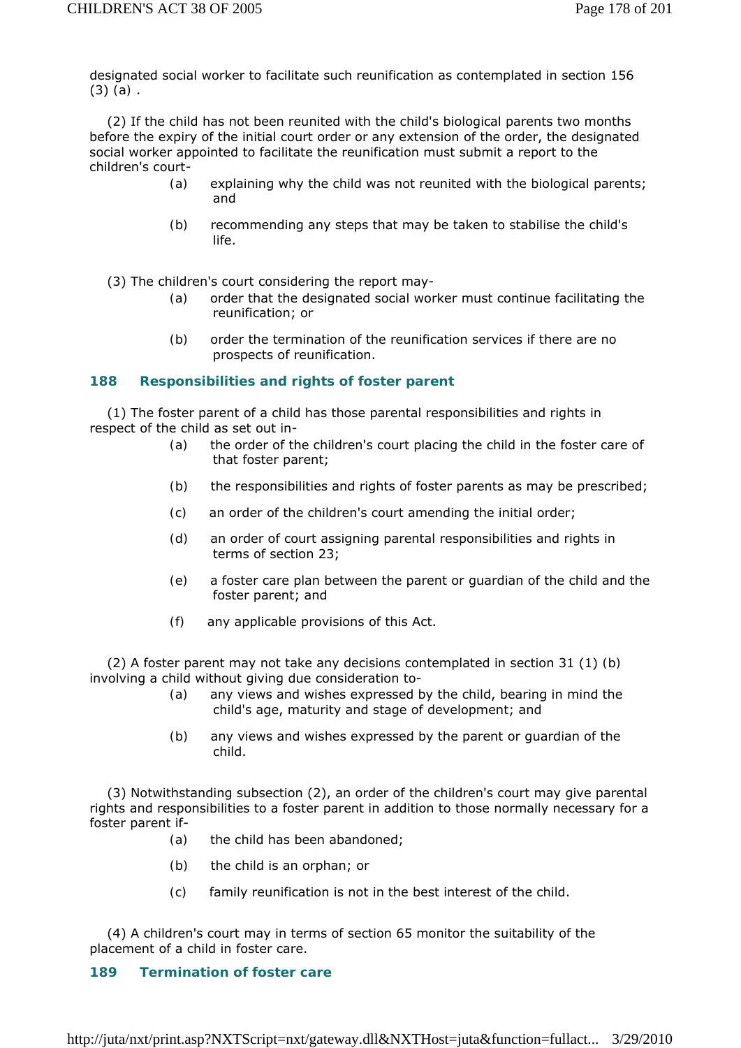designated social worker to facilitate such reunification as contemplated in section 156 (3) (a) .

(2) If the child has not been reunited with the child's biological parents two months before the expiry of the initial court order or any extension of the order, the designated social worker appointed to facilitate the reunification must submit a report to the children's court-

(a) explaining why the child was not reunited with the biological parents; and

(b) recommending any steps that may be taken to stabilise the child's life.

(3) The children's court considering the report may-

(a) order that the designated social worker must continue facilitating the reunification; or

(b) order the termination of the reunification services if there are no prospects of reunification.

### 188 Responsibilities and rights of foster parent

(1) The foster parent of a child has those parental responsibilities and rights in respect of the child as set out in-

(a) the order of the children's court placing the child in the foster care of that foster parent;

(b) the responsibilities and rights of foster parents as may be prescribed;

(c) an order of the children's court amending the initial order;

(d) an order of court assigning parental responsibilities and rights in terms of section 23;

(e) a foster care plan between the parent or guardian of the child and the foster parent; and

(f) any applicable provisions of this Act.

(2) A foster parent may not take any decisions contemplated in section 31 (1) (b) involving a child without giving due consideration to-

(a) any views and wishes expressed by the child, bearing in mind the child's age, maturity and stage of development; and

(b) any views and wishes expressed by the parent or guardian of the child.

(3) Notwithstanding subsection (2), an order of the children's court may give parental rights and responsibilities to a foster parent in addition to those normally necessary for a foster parent if-

(a) the child has been abandoned;

(b) the child is an orphan; or

(c) family reunification is not in the best interest of the child.

(4) A children's court may in terms of section 65 monitor the suitability of the placement of a child in foster care.

### 189 Termination of foster care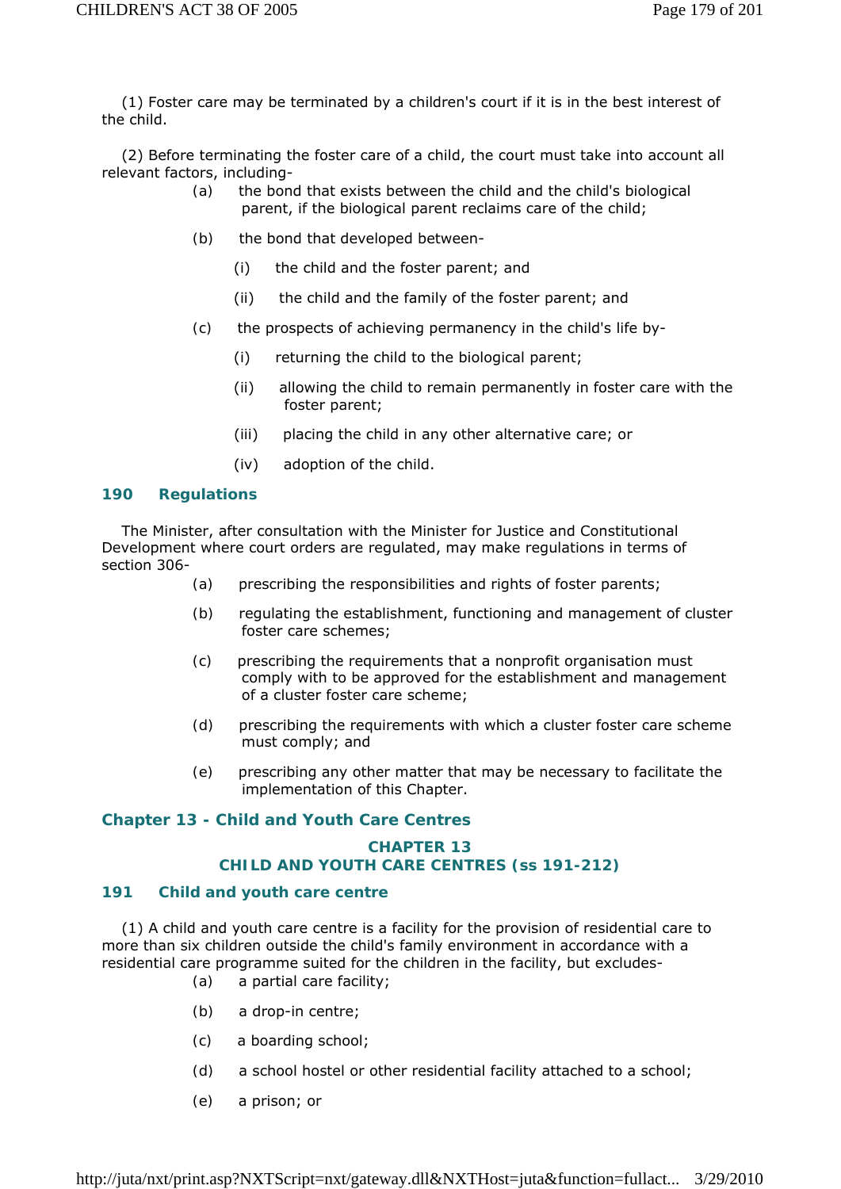(1) Foster care may be terminated by a children's court if it is in the best interest of the child.

(2) Before terminating the foster care of a child, the court must take into account all relevant factors, including-

- (a) the bond that exists between the child and the child's biological parent, if the biological parent reclaims care of the child;
- (b) the bond that developed between-
  - (i) the child and the foster parent; and
  - (ii) the child and the family of the foster parent; and
- (c) the prospects of achieving permanency in the child's life by-
  - (i) returning the child to the biological parent;
  - (ii) allowing the child to remain permanently in foster care with the foster parent;
  - (iii) placing the child in any other alternative care; or
  - (iv) adoption of the child.

### 190 Regulations

The Minister, after consultation with the Minister for Justice and Constitutional Development where court orders are regulated, may make regulations in terms of section 306-

- (a) prescribing the responsibilities and rights of foster parents;
- (b) regulating the establishment, functioning and management of cluster foster care schemes;
- (c) prescribing the requirements that a nonprofit organisation must comply with to be approved for the establishment and management of a cluster foster care scheme;
- (d) prescribing the requirements with which a cluster foster care scheme must comply; and
- (e) prescribing any other matter that may be necessary to facilitate the implementation of this Chapter.

## Chapter 13 - Child and Youth Care Centres

## CHAPTER 13
## CHILD AND YOUTH CARE CENTRES (ss 191-212)

### 191 Child and youth care centre

(1) A child and youth care centre is a facility for the provision of residential care to more than six children outside the child's family environment in accordance with a residential care programme suited for the children in the facility, but excludes-

- (a) a partial care facility;
- (b) a drop-in centre;
- (c) a boarding school;
- (d) a school hostel or other residential facility attached to a school;
- (e) a prison; or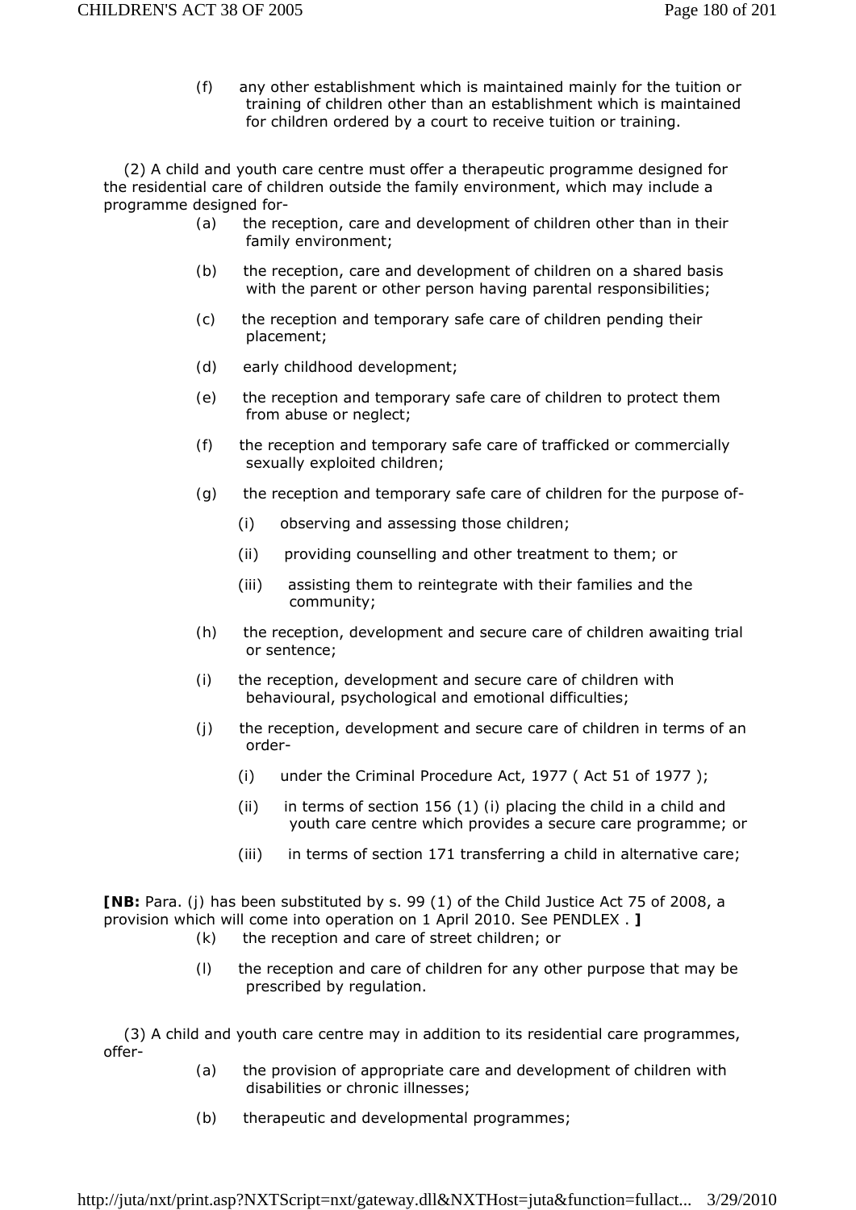(f) any other establishment which is maintained mainly for the tuition or training of children other than an establishment which is maintained for children ordered by a court to receive tuition or training.

(2) A child and youth care centre must offer a therapeutic programme designed for the residential care of children outside the family environment, which may include a programme designed for-

- (a) the reception, care and development of children other than in their family environment;
- (b) the reception, care and development of children on a shared basis with the parent or other person having parental responsibilities;
- (c) the reception and temporary safe care of children pending their placement;
- (d) early childhood development;
- (e) the reception and temporary safe care of children to protect them from abuse or neglect;
- (f) the reception and temporary safe care of trafficked or commercially sexually exploited children;
- (g) the reception and temporary safe care of children for the purpose of-
  - (i) observing and assessing those children;
  - (ii) providing counselling and other treatment to them; or
  - (iii) assisting them to reintegrate with their families and the community;
- (h) the reception, development and secure care of children awaiting trial or sentence;
- (i) the reception, development and secure care of children with behavioural, psychological and emotional difficulties;
- (j) the reception, development and secure care of children in terms of an order-
  - (i) under the Criminal Procedure Act, 1977 ( Act 51 of 1977 );
  - (ii) in terms of section 156 (1) (i) placing the child in a child and youth care centre which provides a secure care programme; or
  - (iii) in terms of section 171 transferring a child in alternative care;

**[NB:** Para. (j) has been substituted by s. 99 (1) of the Child Justice Act 75 of 2008, a provision which will come into operation on 1 April 2010. See PENDLEX . **]**

- (k) the reception and care of street children; or
- (l) the reception and care of children for any other purpose that may be prescribed by regulation.

(3) A child and youth care centre may in addition to its residential care programmes, offer-

- (a) the provision of appropriate care and development of children with disabilities or chronic illnesses;
- (b) therapeutic and developmental programmes;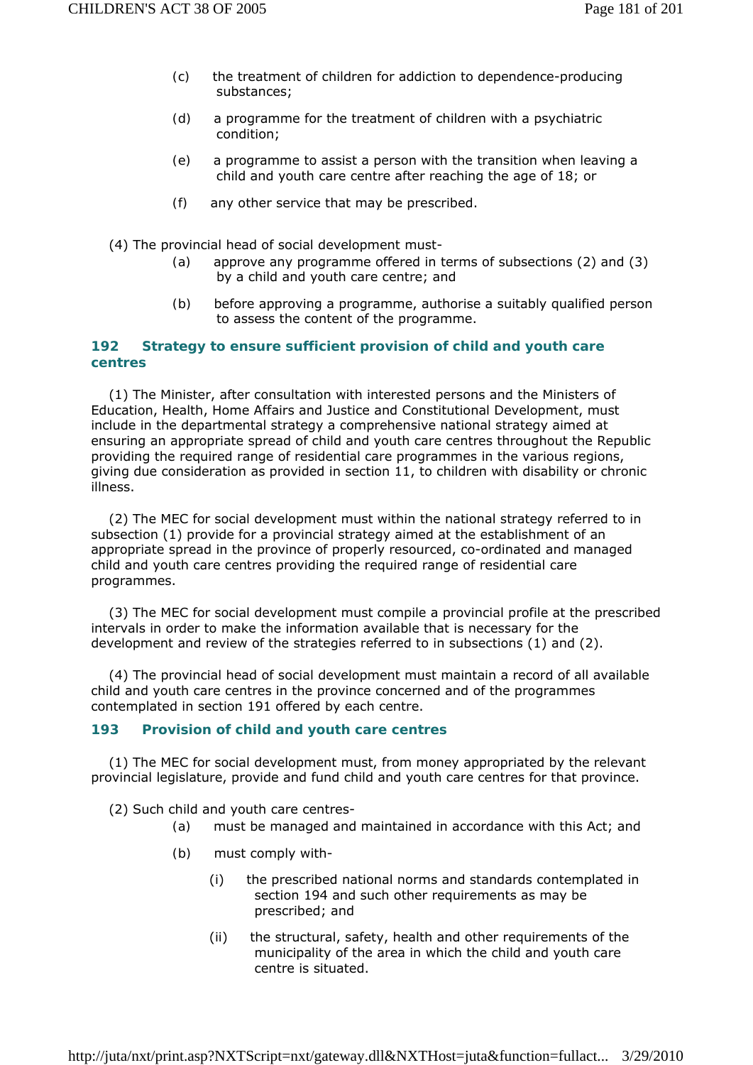(c) the treatment of children for addiction to dependence-producing substances;

(d) a programme for the treatment of children with a psychiatric condition;

(e) a programme to assist a person with the transition when leaving a child and youth care centre after reaching the age of 18; or

(f) any other service that may be prescribed.

(4) The provincial head of social development must-

(a) approve any programme offered in terms of subsections (2) and (3) by a child and youth care centre; and

(b) before approving a programme, authorise a suitably qualified person to assess the content of the programme.

### 192 Strategy to ensure sufficient provision of child and youth care centres

(1) The Minister, after consultation with interested persons and the Ministers of Education, Health, Home Affairs and Justice and Constitutional Development, must include in the departmental strategy a comprehensive national strategy aimed at ensuring an appropriate spread of child and youth care centres throughout the Republic providing the required range of residential care programmes in the various regions, giving due consideration as provided in section 11, to children with disability or chronic illness.

(2) The MEC for social development must within the national strategy referred to in subsection (1) provide for a provincial strategy aimed at the establishment of an appropriate spread in the province of properly resourced, co-ordinated and managed child and youth care centres providing the required range of residential care programmes.

(3) The MEC for social development must compile a provincial profile at the prescribed intervals in order to make the information available that is necessary for the development and review of the strategies referred to in subsections (1) and (2).

(4) The provincial head of social development must maintain a record of all available child and youth care centres in the province concerned and of the programmes contemplated in section 191 offered by each centre.

### 193 Provision of child and youth care centres

(1) The MEC for social development must, from money appropriated by the relevant provincial legislature, provide and fund child and youth care centres for that province.

(2) Such child and youth care centres-

(a) must be managed and maintained in accordance with this Act; and

(b) must comply with-

(i) the prescribed national norms and standards contemplated in section 194 and such other requirements as may be prescribed; and

(ii) the structural, safety, health and other requirements of the municipality of the area in which the child and youth care centre is situated.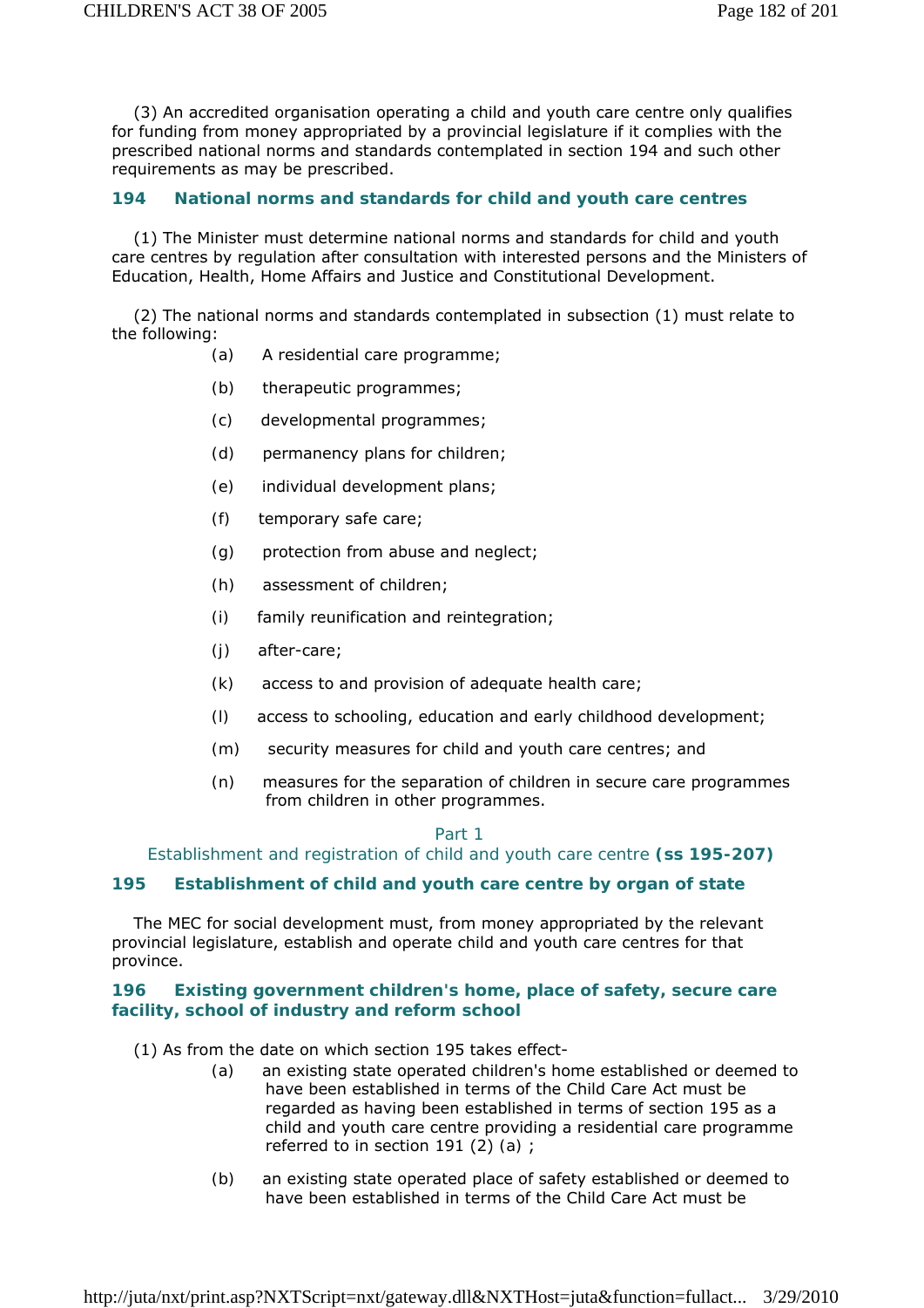(3) An accredited organisation operating a child and youth care centre only qualifies for funding from money appropriated by a provincial legislature if it complies with the prescribed national norms and standards contemplated in section 194 and such other requirements as may be prescribed.

### 194 National norms and standards for child and youth care centres

(1) The Minister must determine national norms and standards for child and youth care centres by regulation after consultation with interested persons and the Ministers of Education, Health, Home Affairs and Justice and Constitutional Development.

(2) The national norms and standards contemplated in subsection (1) must relate to the following:

(a) A residential care programme;

(b) therapeutic programmes;

(c) developmental programmes;

(d) permanency plans for children;

(e) individual development plans;

(f) temporary safe care;

(g) protection from abuse and neglect;

(h) assessment of children;

(i) family reunification and reintegration;

(j) after-care;

(k) access to and provision of adequate health care;

(l) access to schooling, education and early childhood development;

(m) security measures for child and youth care centres; and

(n) measures for the separation of children in secure care programmes from children in other programmes.

## Part 1
## Establishment and registration of child and youth care centre **(ss 195-207)**

### 195 Establishment of child and youth care centre by organ of state

The MEC for social development must, from money appropriated by the relevant provincial legislature, establish and operate child and youth care centres for that province.

### 196 Existing government children's home, place of safety, secure care facility, school of industry and reform school

(1) As from the date on which section 195 takes effect-

(a) an existing state operated children's home established or deemed to have been established in terms of the Child Care Act must be regarded as having been established in terms of section 195 as a child and youth care centre providing a residential care programme referred to in section 191 (2) (a) ;

(b) an existing state operated place of safety established or deemed to have been established in terms of the Child Care Act must be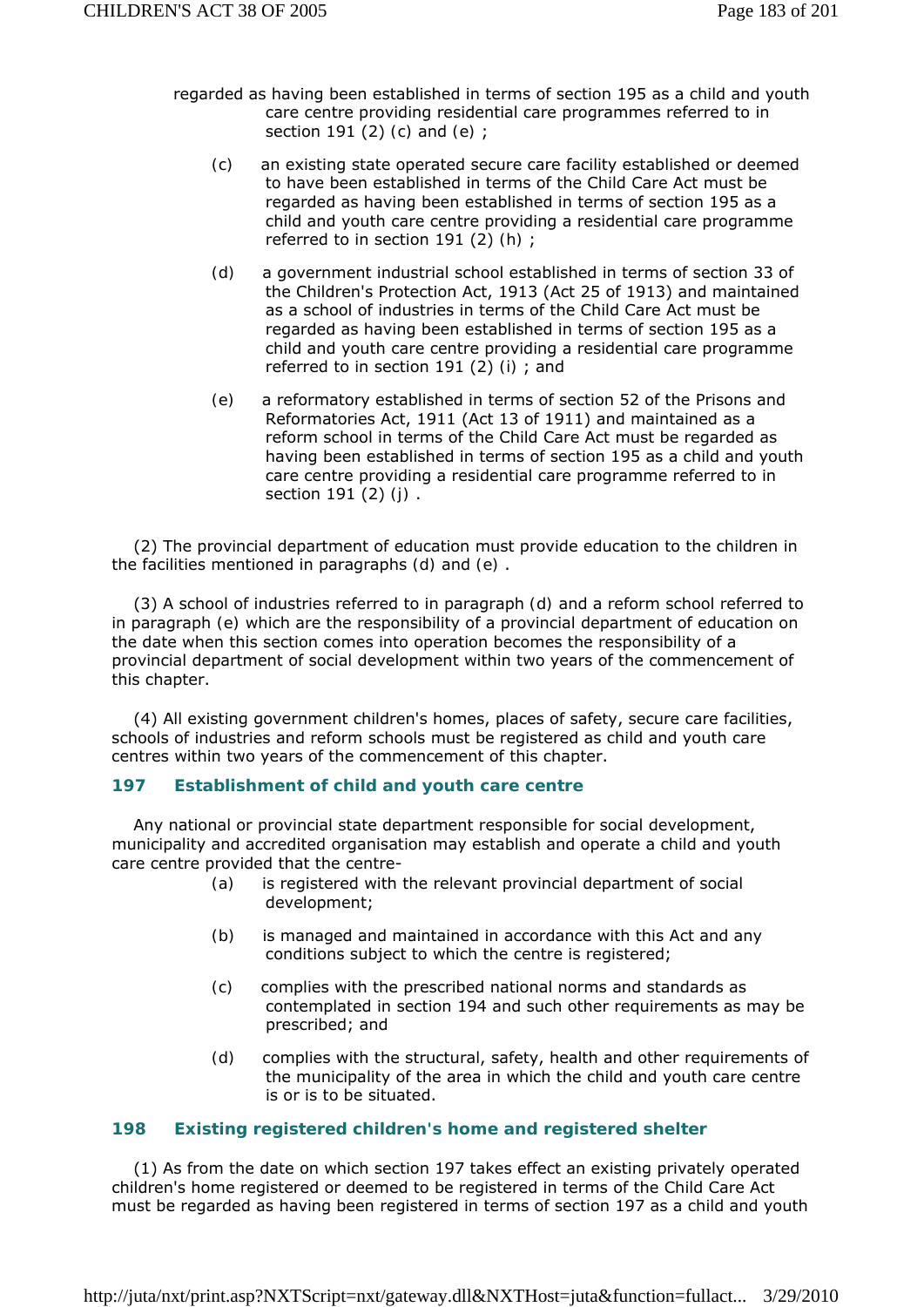regarded as having been established in terms of section 195 as a child and youth care centre providing residential care programmes referred to in section 191 (2) (c) and (e) ;

(c) an existing state operated secure care facility established or deemed to have been established in terms of the Child Care Act must be regarded as having been established in terms of section 195 as a child and youth care centre providing a residential care programme referred to in section 191 (2) (h) ;

(d) a government industrial school established in terms of section 33 of the Children's Protection Act, 1913 (Act 25 of 1913) and maintained as a school of industries in terms of the Child Care Act must be regarded as having been established in terms of section 195 as a child and youth care centre providing a residential care programme referred to in section 191 (2) (i) ; and

(e) a reformatory established in terms of section 52 of the Prisons and Reformatories Act, 1911 (Act 13 of 1911) and maintained as a reform school in terms of the Child Care Act must be regarded as having been established in terms of section 195 as a child and youth care centre providing a residential care programme referred to in section 191 (2) (j) .

(2) The provincial department of education must provide education to the children in the facilities mentioned in paragraphs (d) and (e) .

(3) A school of industries referred to in paragraph (d) and a reform school referred to in paragraph (e) which are the responsibility of a provincial department of education on the date when this section comes into operation becomes the responsibility of a provincial department of social development within two years of the commencement of this chapter.

(4) All existing government children's homes, places of safety, secure care facilities, schools of industries and reform schools must be registered as child and youth care centres within two years of the commencement of this chapter.

### 197 Establishment of child and youth care centre

Any national or provincial state department responsible for social development, municipality and accredited organisation may establish and operate a child and youth care centre provided that the centre-

(a) is registered with the relevant provincial department of social development;

(b) is managed and maintained in accordance with this Act and any conditions subject to which the centre is registered;

(c) complies with the prescribed national norms and standards as contemplated in section 194 and such other requirements as may be prescribed; and

(d) complies with the structural, safety, health and other requirements of the municipality of the area in which the child and youth care centre is or is to be situated.

### 198 Existing registered children's home and registered shelter

(1) As from the date on which section 197 takes effect an existing privately operated children's home registered or deemed to be registered in terms of the Child Care Act must be regarded as having been registered in terms of section 197 as a child and youth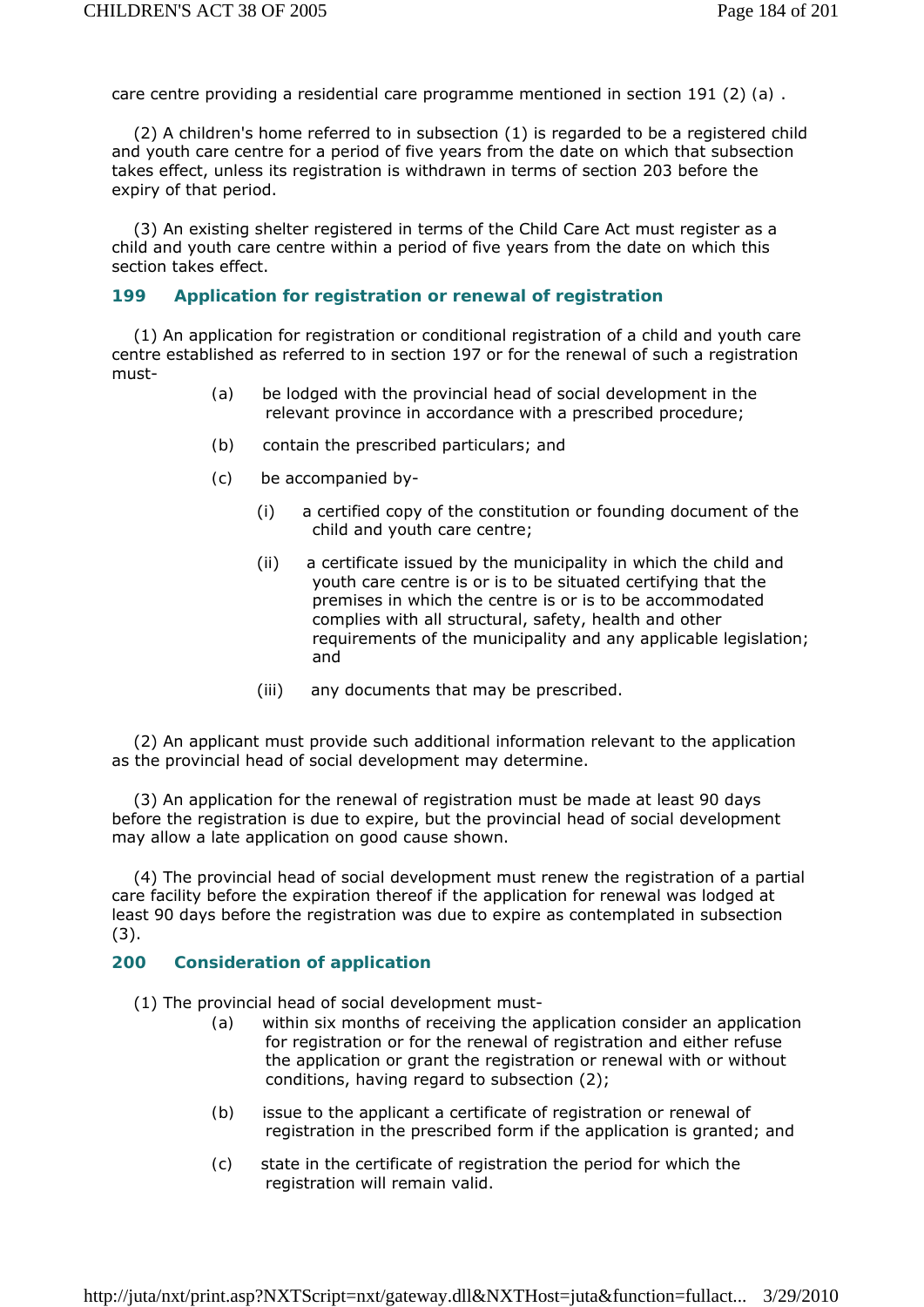care centre providing a residential care programme mentioned in section 191 (2) (a) .

(2) A children's home referred to in subsection (1) is regarded to be a registered child and youth care centre for a period of five years from the date on which that subsection takes effect, unless its registration is withdrawn in terms of section 203 before the expiry of that period.

(3) An existing shelter registered in terms of the Child Care Act must register as a child and youth care centre within a period of five years from the date on which this section takes effect.

### 199 Application for registration or renewal of registration

(1) An application for registration or conditional registration of a child and youth care centre established as referred to in section 197 or for the renewal of such a registration must-

(a) be lodged with the provincial head of social development in the relevant province in accordance with a prescribed procedure;

(b) contain the prescribed particulars; and

(c) be accompanied by-

(i) a certified copy of the constitution or founding document of the child and youth care centre;

(ii) a certificate issued by the municipality in which the child and youth care centre is or is to be situated certifying that the premises in which the centre is or is to be accommodated complies with all structural, safety, health and other requirements of the municipality and any applicable legislation; and

(iii) any documents that may be prescribed.

(2) An applicant must provide such additional information relevant to the application as the provincial head of social development may determine.

(3) An application for the renewal of registration must be made at least 90 days before the registration is due to expire, but the provincial head of social development may allow a late application on good cause shown.

(4) The provincial head of social development must renew the registration of a partial care facility before the expiration thereof if the application for renewal was lodged at least 90 days before the registration was due to expire as contemplated in subsection (3).

### 200 Consideration of application

(1) The provincial head of social development must-

(a) within six months of receiving the application consider an application for registration or for the renewal of registration and either refuse the application or grant the registration or renewal with or without conditions, having regard to subsection (2);

(b) issue to the applicant a certificate of registration or renewal of registration in the prescribed form if the application is granted; and

(c) state in the certificate of registration the period for which the registration will remain valid.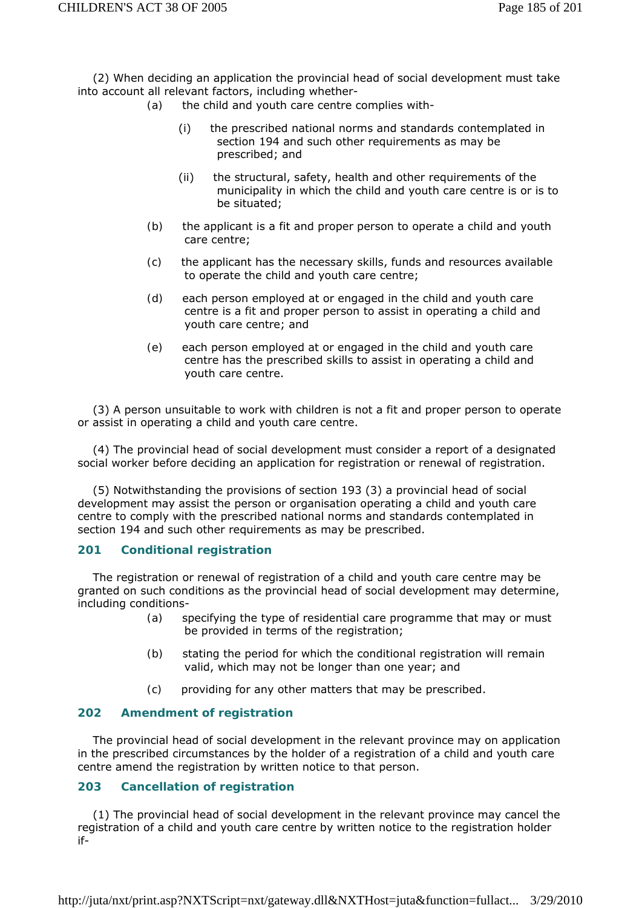(2) When deciding an application the provincial head of social development must take into account all relevant factors, including whether-

(a) the child and youth care centre complies with-

(i) the prescribed national norms and standards contemplated in section 194 and such other requirements as may be prescribed; and

(ii) the structural, safety, health and other requirements of the municipality in which the child and youth care centre is or is to be situated;

(b) the applicant is a fit and proper person to operate a child and youth care centre;

(c) the applicant has the necessary skills, funds and resources available to operate the child and youth care centre;

(d) each person employed at or engaged in the child and youth care centre is a fit and proper person to assist in operating a child and youth care centre; and

(e) each person employed at or engaged in the child and youth care centre has the prescribed skills to assist in operating a child and youth care centre.

(3) A person unsuitable to work with children is not a fit and proper person to operate or assist in operating a child and youth care centre.

(4) The provincial head of social development must consider a report of a designated social worker before deciding an application for registration or renewal of registration.

(5) Notwithstanding the provisions of section 193 (3) a provincial head of social development may assist the person or organisation operating a child and youth care centre to comply with the prescribed national norms and standards contemplated in section 194 and such other requirements as may be prescribed.

## 201 Conditional registration

The registration or renewal of registration of a child and youth care centre may be granted on such conditions as the provincial head of social development may determine, including conditions-

(a) specifying the type of residential care programme that may or must be provided in terms of the registration;

(b) stating the period for which the conditional registration will remain valid, which may not be longer than one year; and

(c) providing for any other matters that may be prescribed.

## 202 Amendment of registration

The provincial head of social development in the relevant province may on application in the prescribed circumstances by the holder of a registration of a child and youth care centre amend the registration by written notice to that person.

## 203 Cancellation of registration

(1) The provincial head of social development in the relevant province may cancel the registration of a child and youth care centre by written notice to the registration holder if-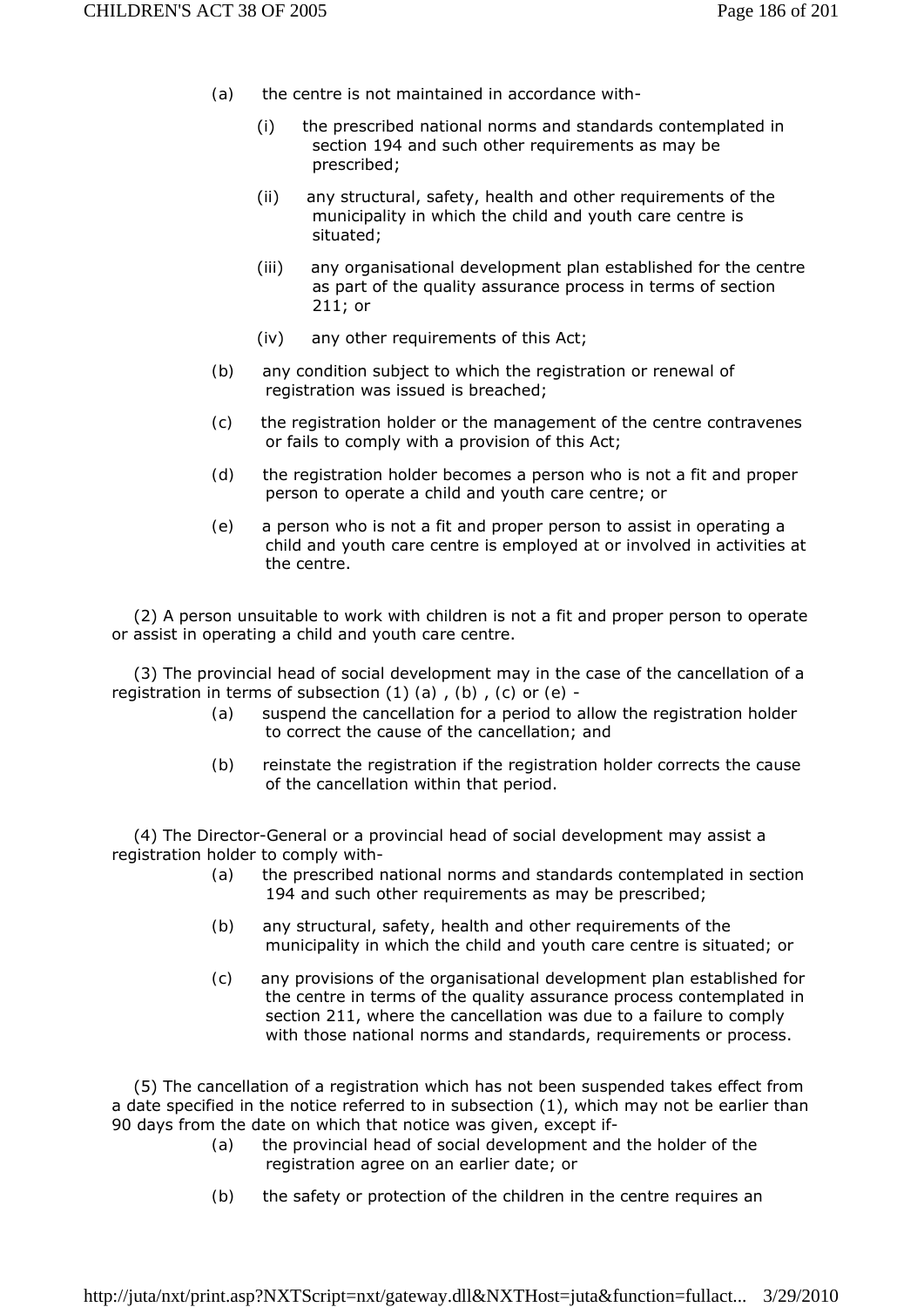(a) the centre is not maintained in accordance with-

  (i) the prescribed national norms and standards contemplated in section 194 and such other requirements as may be prescribed;

  (ii) any structural, safety, health and other requirements of the municipality in which the child and youth care centre is situated;

  (iii) any organisational development plan established for the centre as part of the quality assurance process in terms of section 211; or

  (iv) any other requirements of this Act;

(b) any condition subject to which the registration or renewal of registration was issued is breached;

(c) the registration holder or the management of the centre contravenes or fails to comply with a provision of this Act;

(d) the registration holder becomes a person who is not a fit and proper person to operate a child and youth care centre; or

(e) a person who is not a fit and proper person to assist in operating a child and youth care centre is employed at or involved in activities at the centre.

(2) A person unsuitable to work with children is not a fit and proper person to operate or assist in operating a child and youth care centre.

(3) The provincial head of social development may in the case of the cancellation of a registration in terms of subsection (1) (a) , (b) , (c) or (e) -

(a) suspend the cancellation for a period to allow the registration holder to correct the cause of the cancellation; and

(b) reinstate the registration if the registration holder corrects the cause of the cancellation within that period.

(4) The Director-General or a provincial head of social development may assist a registration holder to comply with-

(a) the prescribed national norms and standards contemplated in section 194 and such other requirements as may be prescribed;

(b) any structural, safety, health and other requirements of the municipality in which the child and youth care centre is situated; or

(c) any provisions of the organisational development plan established for the centre in terms of the quality assurance process contemplated in section 211, where the cancellation was due to a failure to comply with those national norms and standards, requirements or process.

(5) The cancellation of a registration which has not been suspended takes effect from a date specified in the notice referred to in subsection (1), which may not be earlier than 90 days from the date on which that notice was given, except if-

(a) the provincial head of social development and the holder of the registration agree on an earlier date; or

(b) the safety or protection of the children in the centre requires an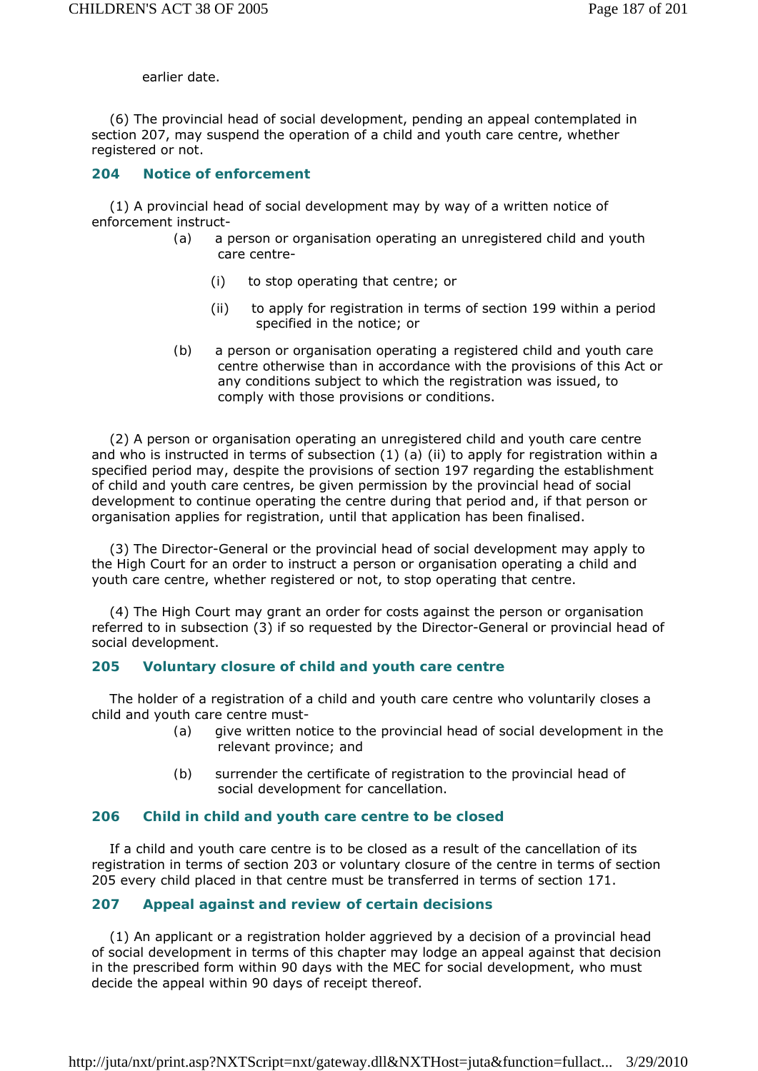earlier date.

(6) The provincial head of social development, pending an appeal contemplated in section 207, may suspend the operation of a child and youth care centre, whether registered or not.

### 204 Notice of enforcement

(1) A provincial head of social development may by way of a written notice of enforcement instruct-

- (a) a person or organisation operating an unregistered child and youth care centre-
  - (i) to stop operating that centre; or
  - (ii) to apply for registration in terms of section 199 within a period specified in the notice; or
- (b) a person or organisation operating a registered child and youth care centre otherwise than in accordance with the provisions of this Act or any conditions subject to which the registration was issued, to comply with those provisions or conditions.

(2) A person or organisation operating an unregistered child and youth care centre and who is instructed in terms of subsection (1) (a) (ii) to apply for registration within a specified period may, despite the provisions of section 197 regarding the establishment of child and youth care centres, be given permission by the provincial head of social development to continue operating the centre during that period and, if that person or organisation applies for registration, until that application has been finalised.

(3) The Director-General or the provincial head of social development may apply to the High Court for an order to instruct a person or organisation operating a child and youth care centre, whether registered or not, to stop operating that centre.

(4) The High Court may grant an order for costs against the person or organisation referred to in subsection (3) if so requested by the Director-General or provincial head of social development.

### 205 Voluntary closure of child and youth care centre

The holder of a registration of a child and youth care centre who voluntarily closes a child and youth care centre must-

- (a) give written notice to the provincial head of social development in the relevant province; and
- (b) surrender the certificate of registration to the provincial head of social development for cancellation.

### 206 Child in child and youth care centre to be closed

If a child and youth care centre is to be closed as a result of the cancellation of its registration in terms of section 203 or voluntary closure of the centre in terms of section 205 every child placed in that centre must be transferred in terms of section 171.

### 207 Appeal against and review of certain decisions

(1) An applicant or a registration holder aggrieved by a decision of a provincial head of social development in terms of this chapter may lodge an appeal against that decision in the prescribed form within 90 days with the MEC for social development, who must decide the appeal within 90 days of receipt thereof.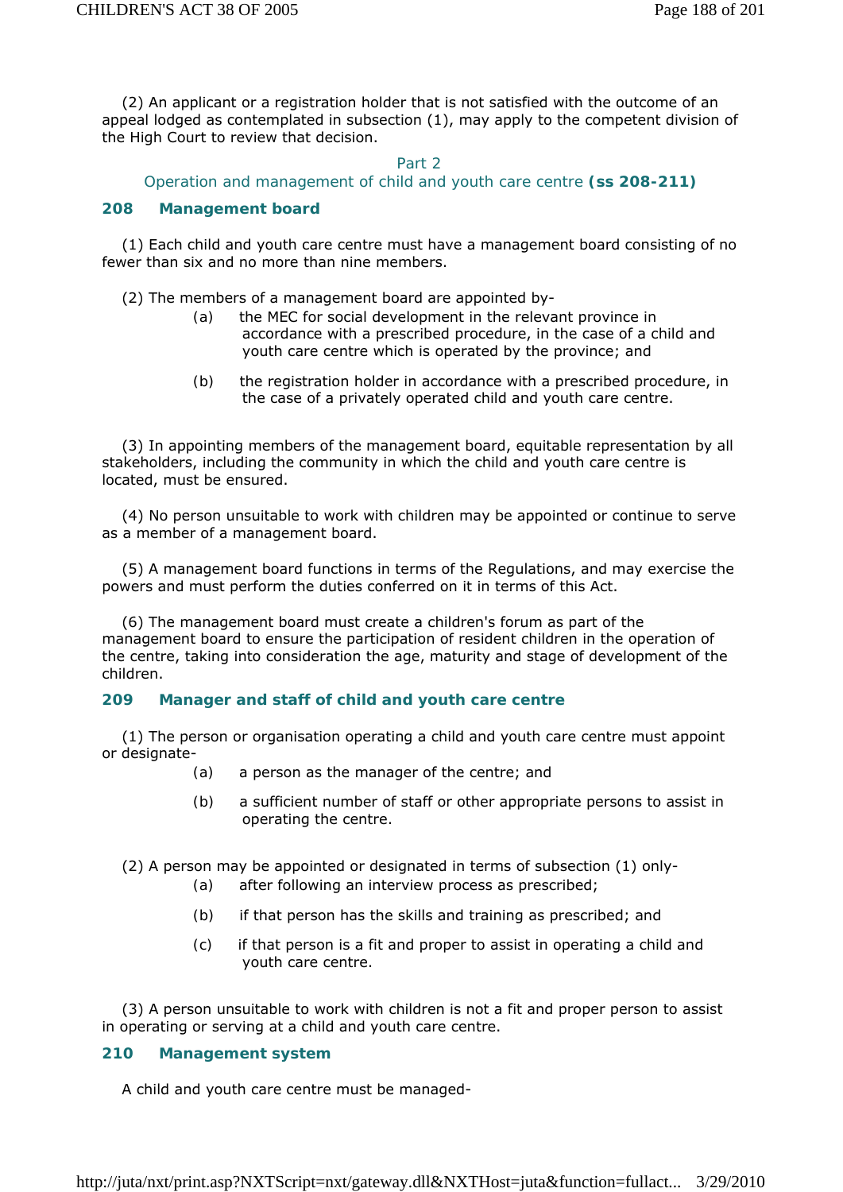(2) An applicant or a registration holder that is not satisfied with the outcome of an appeal lodged as contemplated in subsection (1), may apply to the competent division of the High Court to review that decision.

## Part 2
## Operation and management of child and youth care centre **(ss 208-211)**

### 208 Management board

(1) Each child and youth care centre must have a management board consisting of no fewer than six and no more than nine members.

(2) The members of a management board are appointed by-

(a) the MEC for social development in the relevant province in accordance with a prescribed procedure, in the case of a child and youth care centre which is operated by the province; and

(b) the registration holder in accordance with a prescribed procedure, in the case of a privately operated child and youth care centre.

(3) In appointing members of the management board, equitable representation by all stakeholders, including the community in which the child and youth care centre is located, must be ensured.

(4) No person unsuitable to work with children may be appointed or continue to serve as a member of a management board.

(5) A management board functions in terms of the Regulations, and may exercise the powers and must perform the duties conferred on it in terms of this Act.

(6) The management board must create a children's forum as part of the management board to ensure the participation of resident children in the operation of the centre, taking into consideration the age, maturity and stage of development of the children.

### 209 Manager and staff of child and youth care centre

(1) The person or organisation operating a child and youth care centre must appoint or designate-

(a) a person as the manager of the centre; and

(b) a sufficient number of staff or other appropriate persons to assist in operating the centre.

(2) A person may be appointed or designated in terms of subsection (1) only-

(a) after following an interview process as prescribed;

(b) if that person has the skills and training as prescribed; and

(c) if that person is a fit and proper to assist in operating a child and youth care centre.

(3) A person unsuitable to work with children is not a fit and proper person to assist in operating or serving at a child and youth care centre.

### 210 Management system

A child and youth care centre must be managed-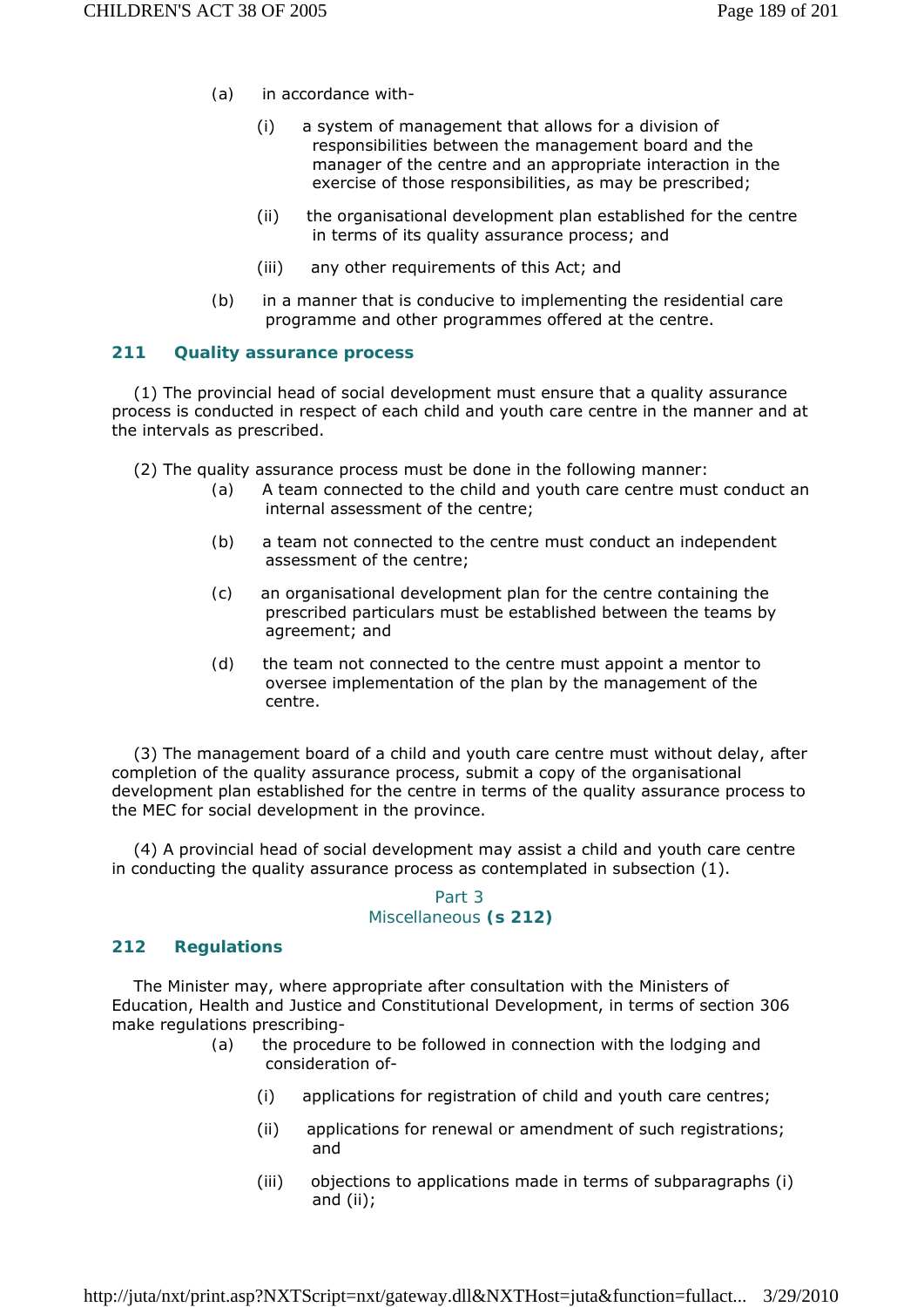(a) in accordance with-

  (i) a system of management that allows for a division of responsibilities between the management board and the manager of the centre and an appropriate interaction in the exercise of those responsibilities, as may be prescribed;

  (ii) the organisational development plan established for the centre in terms of its quality assurance process; and

  (iii) any other requirements of this Act; and

(b) in a manner that is conducive to implementing the residential care programme and other programmes offered at the centre.

## 211 Quality assurance process

(1) The provincial head of social development must ensure that a quality assurance process is conducted in respect of each child and youth care centre in the manner and at the intervals as prescribed.

(2) The quality assurance process must be done in the following manner:

(a) A team connected to the child and youth care centre must conduct an internal assessment of the centre;

(b) a team not connected to the centre must conduct an independent assessment of the centre;

(c) an organisational development plan for the centre containing the prescribed particulars must be established between the teams by agreement; and

(d) the team not connected to the centre must appoint a mentor to oversee implementation of the plan by the management of the centre.

(3) The management board of a child and youth care centre must without delay, after completion of the quality assurance process, submit a copy of the organisational development plan established for the centre in terms of the quality assurance process to the MEC for social development in the province.

(4) A provincial head of social development may assist a child and youth care centre in conducting the quality assurance process as contemplated in subsection (1).

Part 3
Miscellaneous **(s 212)**

## 212 Regulations

The Minister may, where appropriate after consultation with the Ministers of Education, Health and Justice and Constitutional Development, in terms of section 306 make regulations prescribing-

(a) the procedure to be followed in connection with the lodging and consideration of-

  (i) applications for registration of child and youth care centres;

  (ii) applications for renewal or amendment of such registrations; and

  (iii) objections to applications made in terms of subparagraphs (i) and (ii);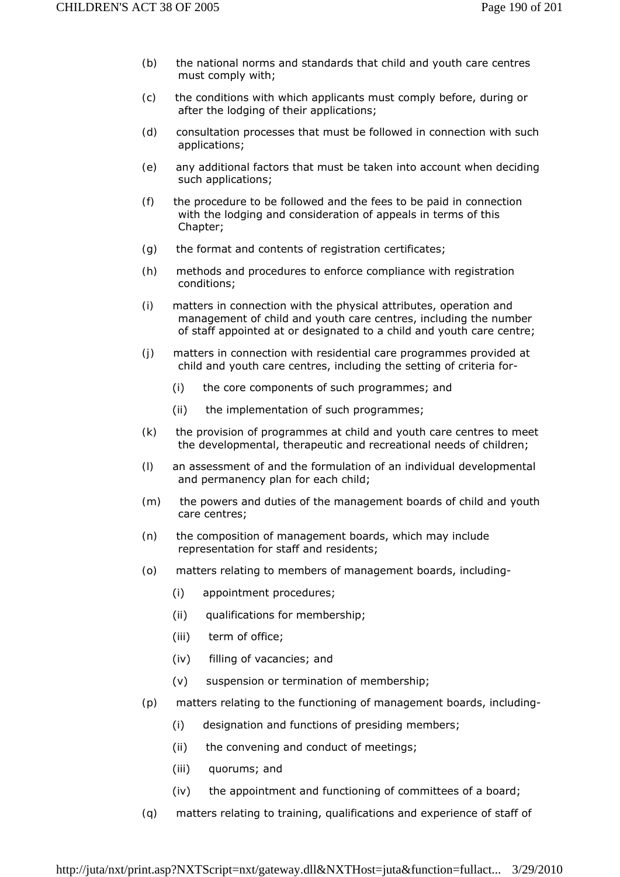(b) the national norms and standards that child and youth care centres must comply with;

(c) the conditions with which applicants must comply before, during or after the lodging of their applications;

(d) consultation processes that must be followed in connection with such applications;

(e) any additional factors that must be taken into account when deciding such applications;

(f) the procedure to be followed and the fees to be paid in connection with the lodging and consideration of appeals in terms of this Chapter;

(g) the format and contents of registration certificates;

(h) methods and procedures to enforce compliance with registration conditions;

(i) matters in connection with the physical attributes, operation and management of child and youth care centres, including the number of staff appointed at or designated to a child and youth care centre;

(j) matters in connection with residential care programmes provided at child and youth care centres, including the setting of criteria for-

   (i) the core components of such programmes; and

   (ii) the implementation of such programmes;

(k) the provision of programmes at child and youth care centres to meet the developmental, therapeutic and recreational needs of children;

(l) an assessment of and the formulation of an individual developmental and permanency plan for each child;

(m) the powers and duties of the management boards of child and youth care centres;

(n) the composition of management boards, which may include representation for staff and residents;

(o) matters relating to members of management boards, including-

   (i) appointment procedures;

   (ii) qualifications for membership;

   (iii) term of office;

   (iv) filling of vacancies; and

   (v) suspension or termination of membership;

(p) matters relating to the functioning of management boards, including-

   (i) designation and functions of presiding members;

   (ii) the convening and conduct of meetings;

   (iii) quorums; and

   (iv) the appointment and functioning of committees of a board;

(q) matters relating to training, qualifications and experience of staff of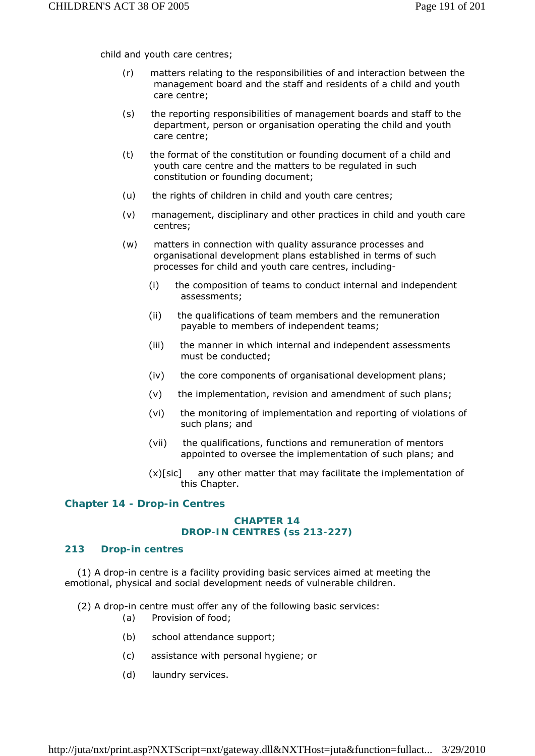child and youth care centres;

(r) matters relating to the responsibilities of and interaction between the management board and the staff and residents of a child and youth care centre;

(s) the reporting responsibilities of management boards and staff to the department, person or organisation operating the child and youth care centre;

(t) the format of the constitution or founding document of a child and youth care centre and the matters to be regulated in such constitution or founding document;

(u) the rights of children in child and youth care centres;

(v) management, disciplinary and other practices in child and youth care centres;

(w) matters in connection with quality assurance processes and organisational development plans established in terms of such processes for child and youth care centres, including-

(i) the composition of teams to conduct internal and independent assessments;

(ii) the qualifications of team members and the remuneration payable to members of independent teams;

(iii) the manner in which internal and independent assessments must be conducted;

(iv) the core components of organisational development plans;

(v) the implementation, revision and amendment of such plans;

(vi) the monitoring of implementation and reporting of violations of such plans; and

(vii) the qualifications, functions and remuneration of mentors appointed to oversee the implementation of such plans; and

(x)[sic] any other matter that may facilitate the implementation of this Chapter.

## Chapter 14 - Drop-in Centres

### CHAPTER 14
### DROP-IN CENTRES (ss 213-227)

### 213 Drop-in centres

(1) A drop-in centre is a facility providing basic services aimed at meeting the emotional, physical and social development needs of vulnerable children.

(2) A drop-in centre must offer any of the following basic services:

(a) Provision of food;

(b) school attendance support;

(c) assistance with personal hygiene; or

(d) laundry services.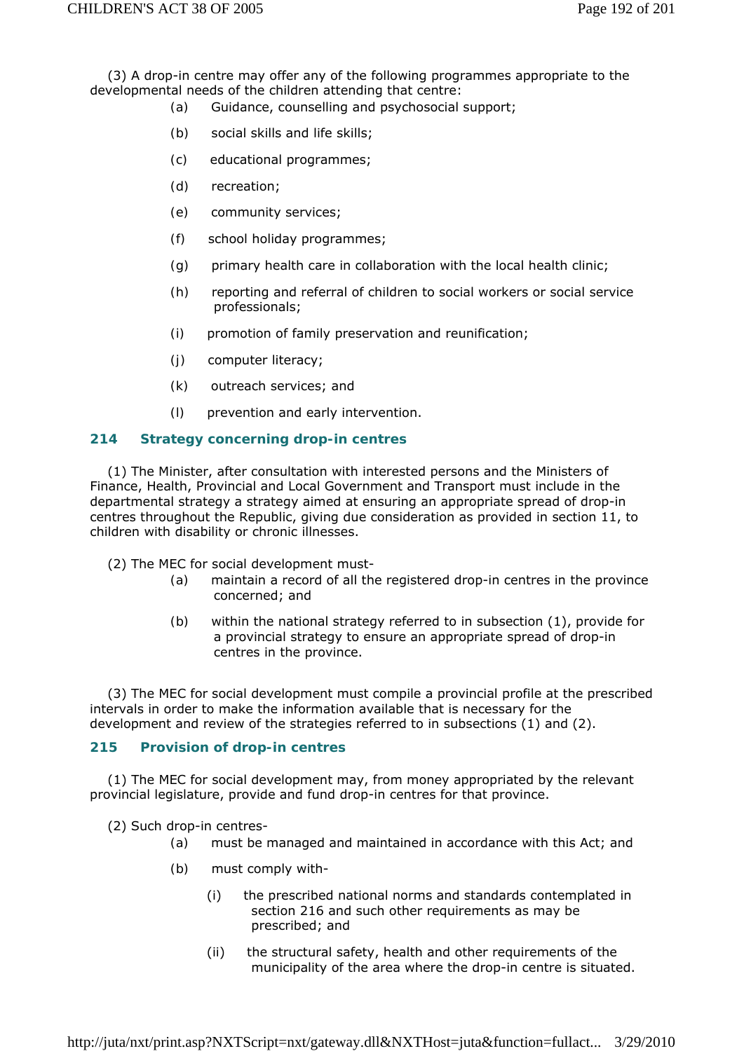(3) A drop-in centre may offer any of the following programmes appropriate to the developmental needs of the children attending that centre:

(a) Guidance, counselling and psychosocial support;

(b) social skills and life skills;

(c) educational programmes;

(d) recreation;

(e) community services;

(f) school holiday programmes;

(g) primary health care in collaboration with the local health clinic;

(h) reporting and referral of children to social workers or social service professionals;

(i) promotion of family preservation and reunification;

(j) computer literacy;

(k) outreach services; and

(l) prevention and early intervention.

### 214 Strategy concerning drop-in centres

(1) The Minister, after consultation with interested persons and the Ministers of Finance, Health, Provincial and Local Government and Transport must include in the departmental strategy a strategy aimed at ensuring an appropriate spread of drop-in centres throughout the Republic, giving due consideration as provided in section 11, to children with disability or chronic illnesses.

(2) The MEC for social development must-

(a) maintain a record of all the registered drop-in centres in the province concerned; and

(b) within the national strategy referred to in subsection (1), provide for a provincial strategy to ensure an appropriate spread of drop-in centres in the province.

(3) The MEC for social development must compile a provincial profile at the prescribed intervals in order to make the information available that is necessary for the development and review of the strategies referred to in subsections (1) and (2).

### 215 Provision of drop-in centres

(1) The MEC for social development may, from money appropriated by the relevant provincial legislature, provide and fund drop-in centres for that province.

(2) Such drop-in centres-

(a) must be managed and maintained in accordance with this Act; and

(b) must comply with-

(i) the prescribed national norms and standards contemplated in section 216 and such other requirements as may be prescribed; and

(ii) the structural safety, health and other requirements of the municipality of the area where the drop-in centre is situated.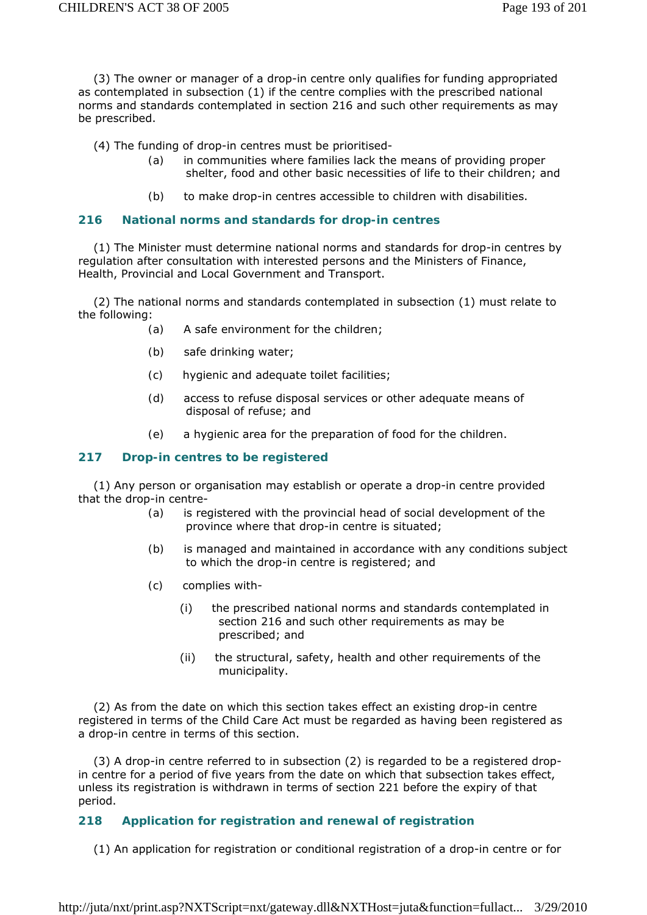(3) The owner or manager of a drop-in centre only qualifies for funding appropriated as contemplated in subsection (1) if the centre complies with the prescribed national norms and standards contemplated in section 216 and such other requirements as may be prescribed.

(4) The funding of drop-in centres must be prioritised-

(a) in communities where families lack the means of providing proper shelter, food and other basic necessities of life to their children; and

(b) to make drop-in centres accessible to children with disabilities.

## 216 National norms and standards for drop-in centres

(1) The Minister must determine national norms and standards for drop-in centres by regulation after consultation with interested persons and the Ministers of Finance, Health, Provincial and Local Government and Transport.

(2) The national norms and standards contemplated in subsection (1) must relate to the following:

(a) A safe environment for the children;

(b) safe drinking water;

(c) hygienic and adequate toilet facilities;

(d) access to refuse disposal services or other adequate means of disposal of refuse; and

(e) a hygienic area for the preparation of food for the children.

## 217 Drop-in centres to be registered

(1) Any person or organisation may establish or operate a drop-in centre provided that the drop-in centre-

(a) is registered with the provincial head of social development of the province where that drop-in centre is situated;

(b) is managed and maintained in accordance with any conditions subject to which the drop-in centre is registered; and

(c) complies with-

(i) the prescribed national norms and standards contemplated in section 216 and such other requirements as may be prescribed; and

(ii) the structural, safety, health and other requirements of the municipality.

(2) As from the date on which this section takes effect an existing drop-in centre registered in terms of the Child Care Act must be regarded as having been registered as a drop-in centre in terms of this section.

(3) A drop-in centre referred to in subsection (2) is regarded to be a registered drop-in centre for a period of five years from the date on which that subsection takes effect, unless its registration is withdrawn in terms of section 221 before the expiry of that period.

## 218 Application for registration and renewal of registration

(1) An application for registration or conditional registration of a drop-in centre or for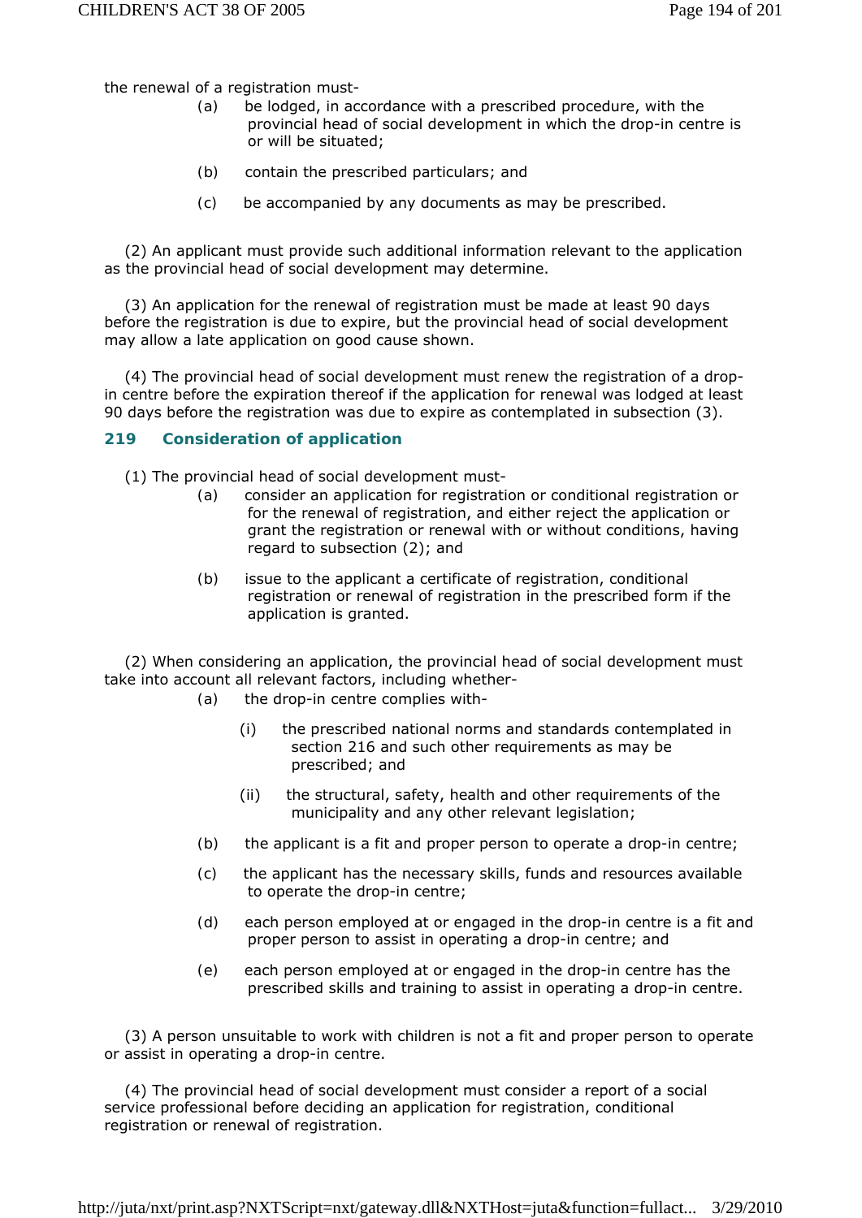the renewal of a registration must-

(a) be lodged, in accordance with a prescribed procedure, with the provincial head of social development in which the drop-in centre is or will be situated;

(b) contain the prescribed particulars; and

(c) be accompanied by any documents as may be prescribed.

(2) An applicant must provide such additional information relevant to the application as the provincial head of social development may determine.

(3) An application for the renewal of registration must be made at least 90 days before the registration is due to expire, but the provincial head of social development may allow a late application on good cause shown.

(4) The provincial head of social development must renew the registration of a drop-in centre before the expiration thereof if the application for renewal was lodged at least 90 days before the registration was due to expire as contemplated in subsection (3).

### 219 Consideration of application

(1) The provincial head of social development must-

(a) consider an application for registration or conditional registration or for the renewal of registration, and either reject the application or grant the registration or renewal with or without conditions, having regard to subsection (2); and

(b) issue to the applicant a certificate of registration, conditional registration or renewal of registration in the prescribed form if the application is granted.

(2) When considering an application, the provincial head of social development must take into account all relevant factors, including whether-

(a) the drop-in centre complies with-

(i) the prescribed national norms and standards contemplated in section 216 and such other requirements as may be prescribed; and

(ii) the structural, safety, health and other requirements of the municipality and any other relevant legislation;

(b) the applicant is a fit and proper person to operate a drop-in centre;

(c) the applicant has the necessary skills, funds and resources available to operate the drop-in centre;

(d) each person employed at or engaged in the drop-in centre is a fit and proper person to assist in operating a drop-in centre; and

(e) each person employed at or engaged in the drop-in centre has the prescribed skills and training to assist in operating a drop-in centre.

(3) A person unsuitable to work with children is not a fit and proper person to operate or assist in operating a drop-in centre.

(4) The provincial head of social development must consider a report of a social service professional before deciding an application for registration, conditional registration or renewal of registration.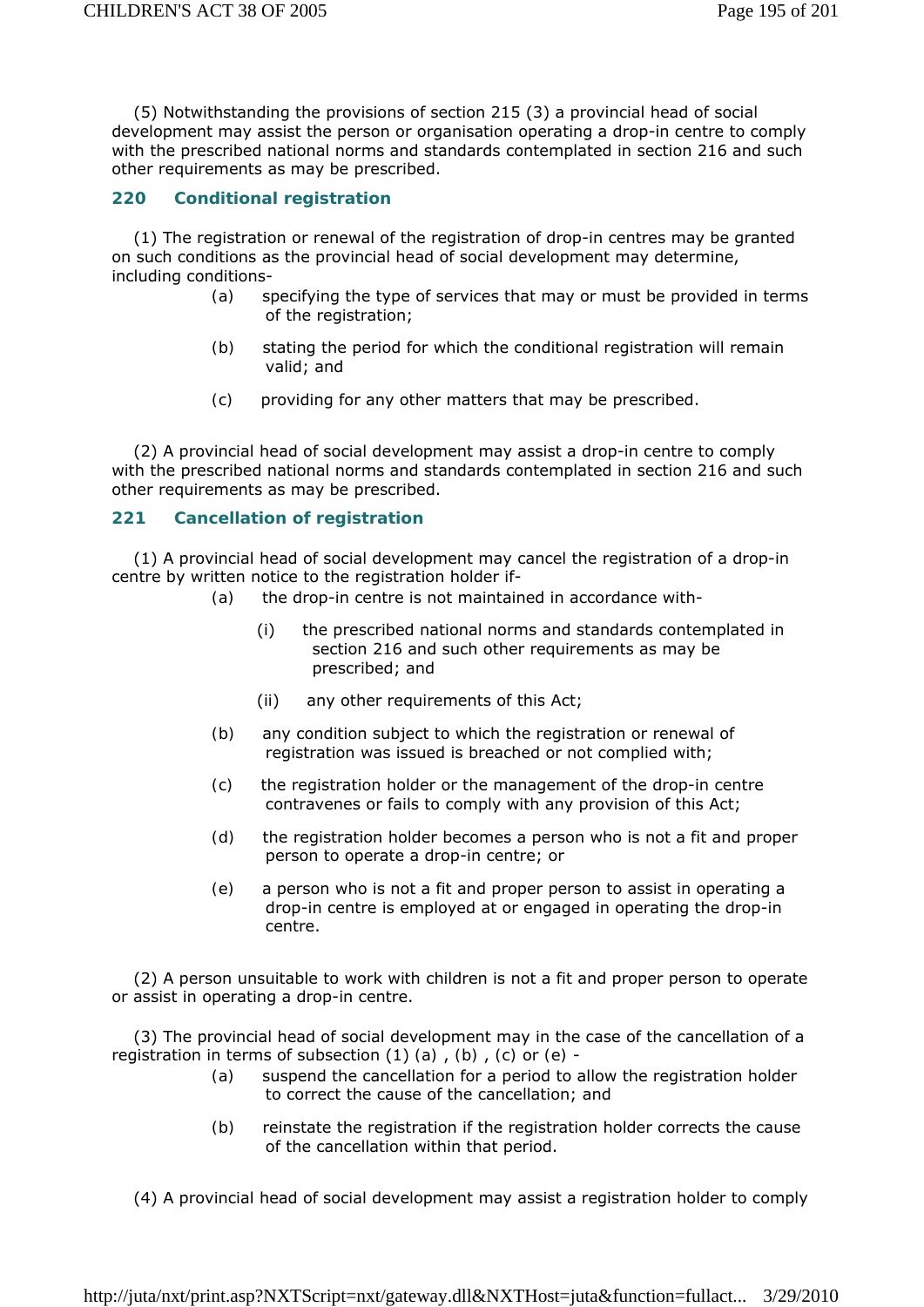(5) Notwithstanding the provisions of section 215 (3) a provincial head of social development may assist the person or organisation operating a drop-in centre to comply with the prescribed national norms and standards contemplated in section 216 and such other requirements as may be prescribed.

### 220 Conditional registration

(1) The registration or renewal of the registration of drop-in centres may be granted on such conditions as the provincial head of social development may determine, including conditions-

(a) specifying the type of services that may or must be provided in terms of the registration;

(b) stating the period for which the conditional registration will remain valid; and

(c) providing for any other matters that may be prescribed.

(2) A provincial head of social development may assist a drop-in centre to comply with the prescribed national norms and standards contemplated in section 216 and such other requirements as may be prescribed.

### 221 Cancellation of registration

(1) A provincial head of social development may cancel the registration of a drop-in centre by written notice to the registration holder if-

(a) the drop-in centre is not maintained in accordance with-

(i) the prescribed national norms and standards contemplated in section 216 and such other requirements as may be prescribed; and

(ii) any other requirements of this Act;

(b) any condition subject to which the registration or renewal of registration was issued is breached or not complied with;

(c) the registration holder or the management of the drop-in centre contravenes or fails to comply with any provision of this Act;

(d) the registration holder becomes a person who is not a fit and proper person to operate a drop-in centre; or

(e) a person who is not a fit and proper person to assist in operating a drop-in centre is employed at or engaged in operating the drop-in centre.

(2) A person unsuitable to work with children is not a fit and proper person to operate or assist in operating a drop-in centre.

(3) The provincial head of social development may in the case of the cancellation of a registration in terms of subsection (1) (a) , (b) , (c) or (e) -

(a) suspend the cancellation for a period to allow the registration holder to correct the cause of the cancellation; and

(b) reinstate the registration if the registration holder corrects the cause of the cancellation within that period.

(4) A provincial head of social development may assist a registration holder to comply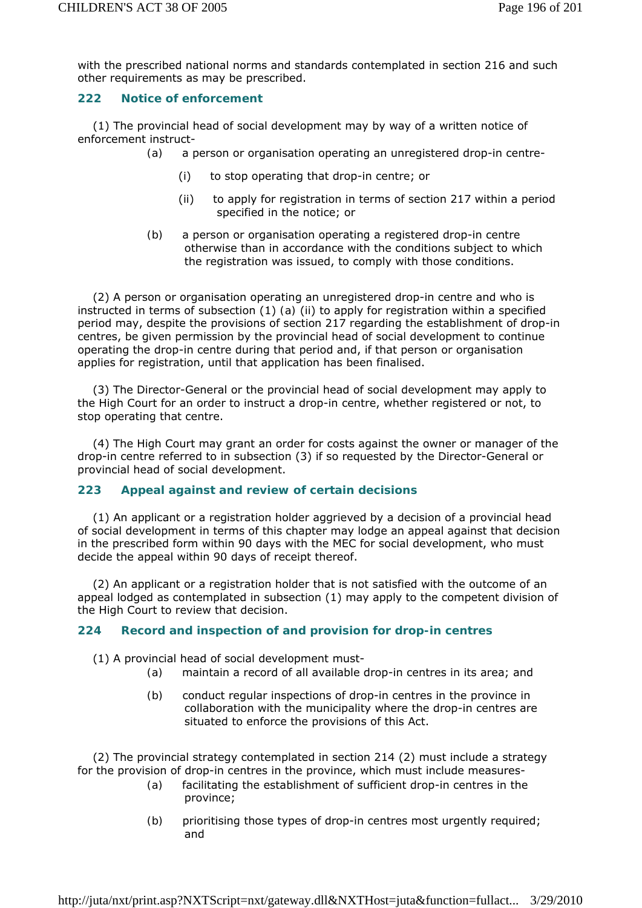with the prescribed national norms and standards contemplated in section 216 and such other requirements as may be prescribed.

### 222 Notice of enforcement

(1) The provincial head of social development may by way of a written notice of enforcement instruct-

(a) a person or organisation operating an unregistered drop-in centre-

(i) to stop operating that drop-in centre; or

(ii) to apply for registration in terms of section 217 within a period specified in the notice; or

(b) a person or organisation operating a registered drop-in centre otherwise than in accordance with the conditions subject to which the registration was issued, to comply with those conditions.

(2) A person or organisation operating an unregistered drop-in centre and who is instructed in terms of subsection (1) (a) (ii) to apply for registration within a specified period may, despite the provisions of section 217 regarding the establishment of drop-in centres, be given permission by the provincial head of social development to continue operating the drop-in centre during that period and, if that person or organisation applies for registration, until that application has been finalised.

(3) The Director-General or the provincial head of social development may apply to the High Court for an order to instruct a drop-in centre, whether registered or not, to stop operating that centre.

(4) The High Court may grant an order for costs against the owner or manager of the drop-in centre referred to in subsection (3) if so requested by the Director-General or provincial head of social development.

### 223 Appeal against and review of certain decisions

(1) An applicant or a registration holder aggrieved by a decision of a provincial head of social development in terms of this chapter may lodge an appeal against that decision in the prescribed form within 90 days with the MEC for social development, who must decide the appeal within 90 days of receipt thereof.

(2) An applicant or a registration holder that is not satisfied with the outcome of an appeal lodged as contemplated in subsection (1) may apply to the competent division of the High Court to review that decision.

### 224 Record and inspection of and provision for drop-in centres

(1) A provincial head of social development must-

(a) maintain a record of all available drop-in centres in its area; and

(b) conduct regular inspections of drop-in centres in the province in collaboration with the municipality where the drop-in centres are situated to enforce the provisions of this Act.

(2) The provincial strategy contemplated in section 214 (2) must include a strategy for the provision of drop-in centres in the province, which must include measures-

(a) facilitating the establishment of sufficient drop-in centres in the province;

(b) prioritising those types of drop-in centres most urgently required; and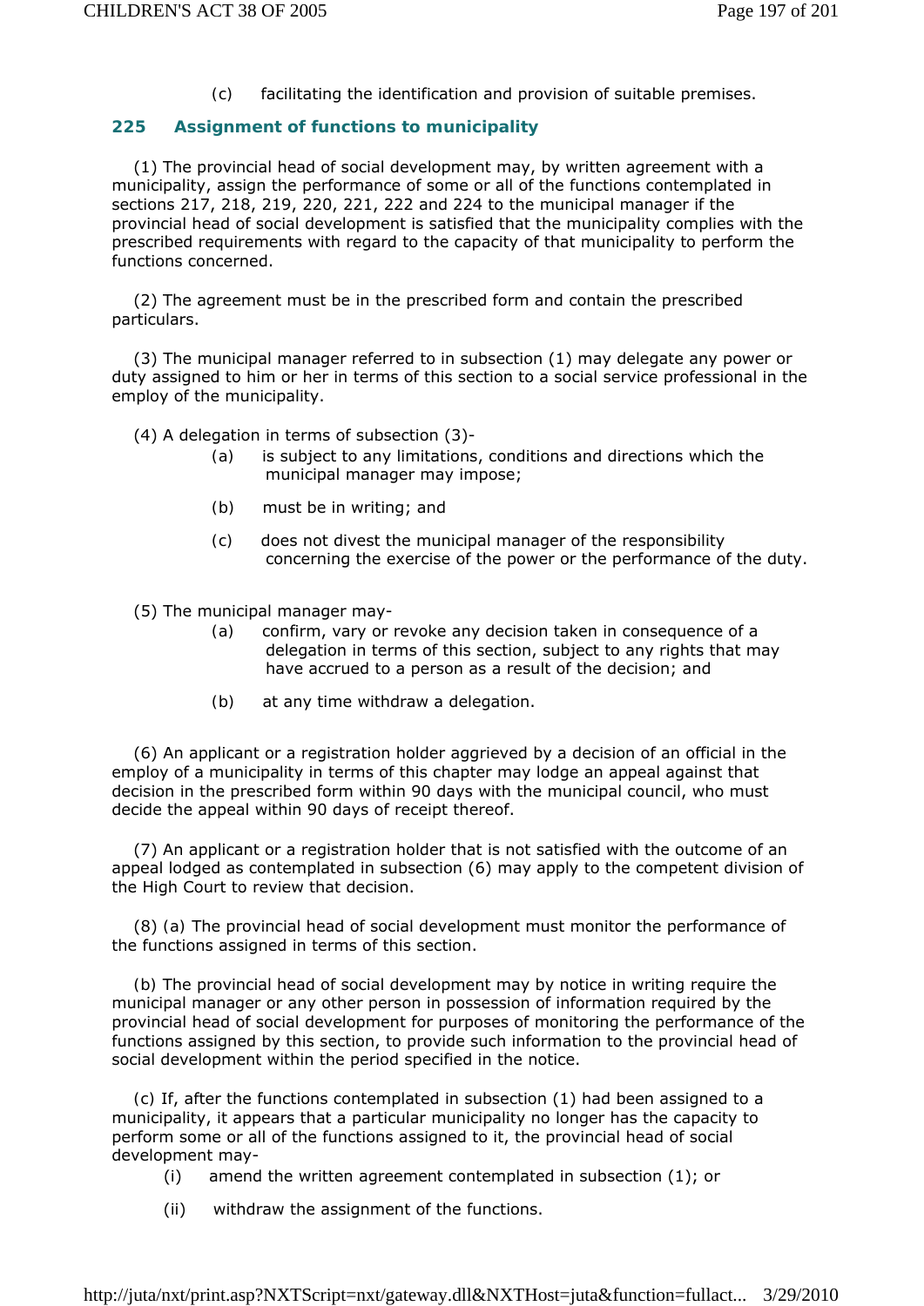(c) facilitating the identification and provision of suitable premises.

### 225 Assignment of functions to municipality

(1) The provincial head of social development may, by written agreement with a municipality, assign the performance of some or all of the functions contemplated in sections 217, 218, 219, 220, 221, 222 and 224 to the municipal manager if the provincial head of social development is satisfied that the municipality complies with the prescribed requirements with regard to the capacity of that municipality to perform the functions concerned.

(2) The agreement must be in the prescribed form and contain the prescribed particulars.

(3) The municipal manager referred to in subsection (1) may delegate any power or duty assigned to him or her in terms of this section to a social service professional in the employ of the municipality.

(4) A delegation in terms of subsection (3)-

- (a) is subject to any limitations, conditions and directions which the municipal manager may impose;
- (b) must be in writing; and
- (c) does not divest the municipal manager of the responsibility concerning the exercise of the power or the performance of the duty.

(5) The municipal manager may-

- (a) confirm, vary or revoke any decision taken in consequence of a delegation in terms of this section, subject to any rights that may have accrued to a person as a result of the decision; and
- (b) at any time withdraw a delegation.

(6) An applicant or a registration holder aggrieved by a decision of an official in the employ of a municipality in terms of this chapter may lodge an appeal against that decision in the prescribed form within 90 days with the municipal council, who must decide the appeal within 90 days of receipt thereof.

(7) An applicant or a registration holder that is not satisfied with the outcome of an appeal lodged as contemplated in subsection (6) may apply to the competent division of the High Court to review that decision.

(8) (a) The provincial head of social development must monitor the performance of the functions assigned in terms of this section.

(b) The provincial head of social development may by notice in writing require the municipal manager or any other person in possession of information required by the provincial head of social development for purposes of monitoring the performance of the functions assigned by this section, to provide such information to the provincial head of social development within the period specified in the notice.

(c) If, after the functions contemplated in subsection (1) had been assigned to a municipality, it appears that a particular municipality no longer has the capacity to perform some or all of the functions assigned to it, the provincial head of social development may-

- (i) amend the written agreement contemplated in subsection (1); or
- (ii) withdraw the assignment of the functions.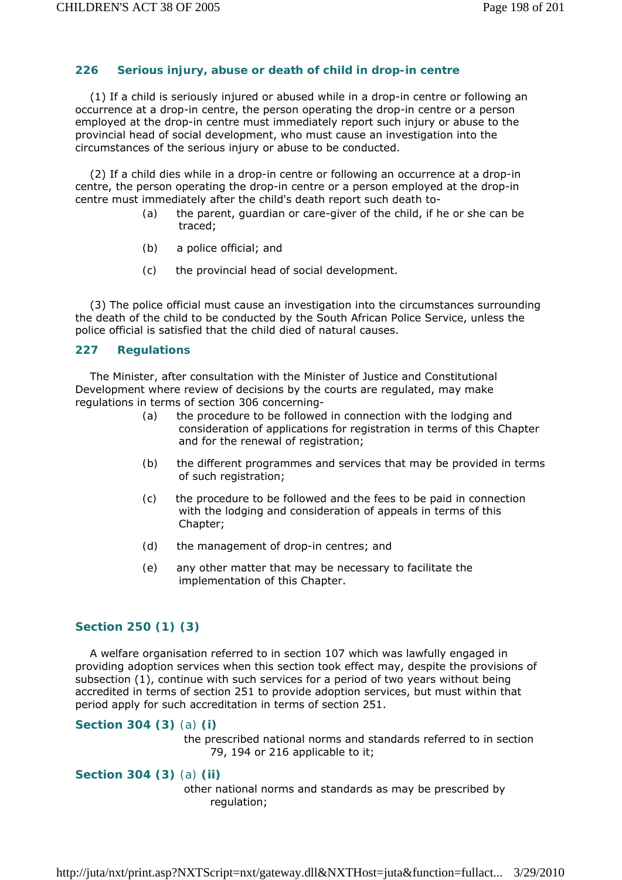### 226 Serious injury, abuse or death of child in drop-in centre

(1) If a child is seriously injured or abused while in a drop-in centre or following an occurrence at a drop-in centre, the person operating the drop-in centre or a person employed at the drop-in centre must immediately report such injury or abuse to the provincial head of social development, who must cause an investigation into the circumstances of the serious injury or abuse to be conducted.

(2) If a child dies while in a drop-in centre or following an occurrence at a drop-in centre, the person operating the drop-in centre or a person employed at the drop-in centre must immediately after the child's death report such death to-

(a) the parent, guardian or care-giver of the child, if he or she can be traced;

(b) a police official; and

(c) the provincial head of social development.

(3) The police official must cause an investigation into the circumstances surrounding the death of the child to be conducted by the South African Police Service, unless the police official is satisfied that the child died of natural causes.

### 227 Regulations

The Minister, after consultation with the Minister of Justice and Constitutional Development where review of decisions by the courts are regulated, may make regulations in terms of section 306 concerning-

(a) the procedure to be followed in connection with the lodging and consideration of applications for registration in terms of this Chapter and for the renewal of registration;

(b) the different programmes and services that may be provided in terms of such registration;

(c) the procedure to be followed and the fees to be paid in connection with the lodging and consideration of appeals in terms of this Chapter;

(d) the management of drop-in centres; and

(e) any other matter that may be necessary to facilitate the implementation of this Chapter.

### Section 250 (1) (3)

A welfare organisation referred to in section 107 which was lawfully engaged in providing adoption services when this section took effect may, despite the provisions of subsection (1), continue with such services for a period of two years without being accredited in terms of section 251 to provide adoption services, but must within that period apply for such accreditation in terms of section 251.

### Section 304 (3) (a) (i)

the prescribed national norms and standards referred to in section 79, 194 or 216 applicable to it;

### Section 304 (3) (a) (ii)

other national norms and standards as may be prescribed by regulation;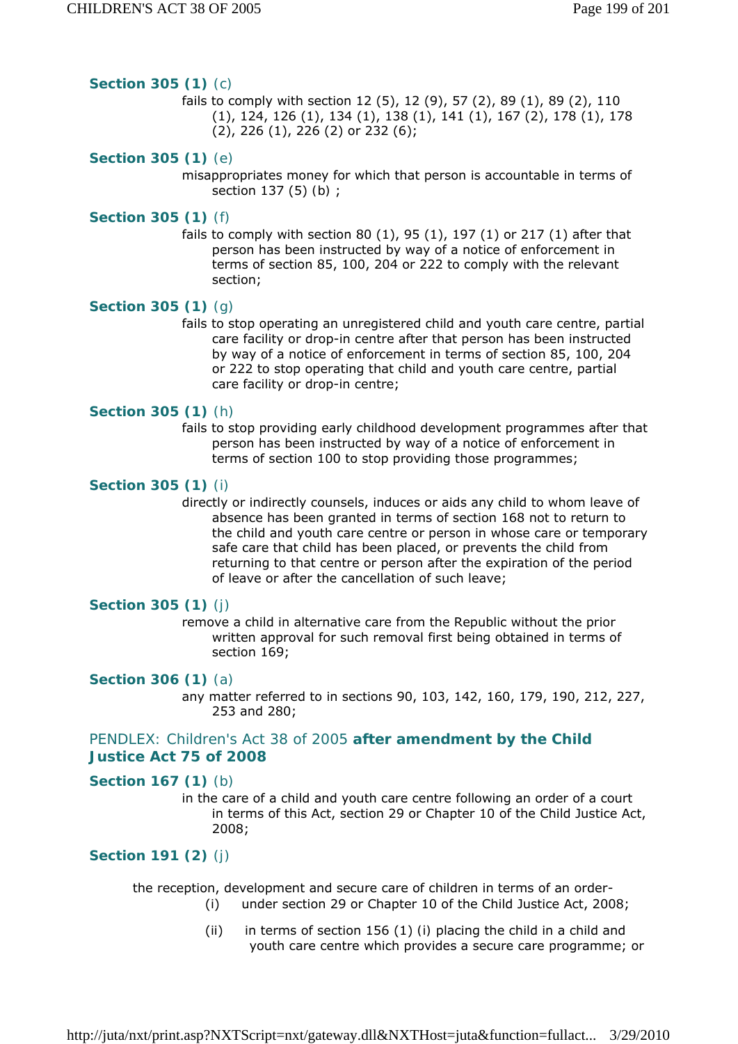**Section 305 (1)** (c)

fails to comply with section 12 (5), 12 (9), 57 (2), 89 (1), 89 (2), 110 (1), 124, 126 (1), 134 (1), 138 (1), 141 (1), 167 (2), 178 (1), 178 (2), 226 (1), 226 (2) or 232 (6);

**Section 305 (1)** (e)

misappropriates money for which that person is accountable in terms of section 137 (5) (b) ;

**Section 305 (1)** (f)

fails to comply with section 80 (1), 95 (1), 197 (1) or 217 (1) after that person has been instructed by way of a notice of enforcement in terms of section 85, 100, 204 or 222 to comply with the relevant section;

**Section 305 (1)** (g)

fails to stop operating an unregistered child and youth care centre, partial care facility or drop-in centre after that person has been instructed by way of a notice of enforcement in terms of section 85, 100, 204 or 222 to stop operating that child and youth care centre, partial care facility or drop-in centre;

**Section 305 (1)** (h)

fails to stop providing early childhood development programmes after that person has been instructed by way of a notice of enforcement in terms of section 100 to stop providing those programmes;

**Section 305 (1)** (i)

directly or indirectly counsels, induces or aids any child to whom leave of absence has been granted in terms of section 168 not to return to the child and youth care centre or person in whose care or temporary safe care that child has been placed, or prevents the child from returning to that centre or person after the expiration of the period of leave or after the cancellation of such leave;

**Section 305 (1)** (j)

remove a child in alternative care from the Republic without the prior written approval for such removal first being obtained in terms of section 169;

**Section 306 (1)** (a)

any matter referred to in sections 90, 103, 142, 160, 179, 190, 212, 227, 253 and 280;

## PENDLEX: Children's Act 38 of 2005 **after amendment by the Child Justice Act 75 of 2008**

**Section 167 (1)** (b)

in the care of a child and youth care centre following an order of a court in terms of this Act, section 29 or Chapter 10 of the Child Justice Act, 2008;

**Section 191 (2)** (j)

the reception, development and secure care of children in terms of an order-

(i) under section 29 or Chapter 10 of the Child Justice Act, 2008;

(ii) in terms of section 156 (1) (i) placing the child in a child and youth care centre which provides a secure care programme; or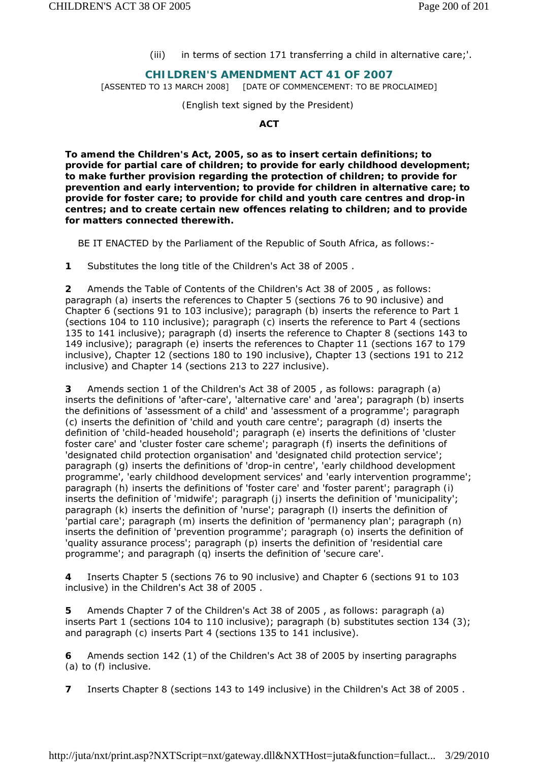(iii) in terms of section 171 transferring a child in alternative care;'.

## CHILDREN'S AMENDMENT ACT 41 OF 2007

[ASSENTED TO 13 MARCH 2008] [DATE OF COMMENCEMENT: TO BE PROCLAIMED]

(English text signed by the President)

**ACT**

**To amend the Children's Act, 2005, so as to insert certain definitions; to provide for partial care of children; to provide for early childhood development; to make further provision regarding the protection of children; to provide for prevention and early intervention; to provide for children in alternative care; to provide for foster care; to provide for child and youth care centres and drop-in centres; and to create certain new offences relating to children; and to provide for matters connected therewith.**

BE IT ENACTED by the Parliament of the Republic of South Africa, as follows:-

**1** Substitutes the long title of the Children's Act 38 of 2005 .

**2** Amends the Table of Contents of the Children's Act 38 of 2005 , as follows: paragraph (a) inserts the references to Chapter 5 (sections 76 to 90 inclusive) and Chapter 6 (sections 91 to 103 inclusive); paragraph (b) inserts the reference to Part 1 (sections 104 to 110 inclusive); paragraph (c) inserts the reference to Part 4 (sections 135 to 141 inclusive); paragraph (d) inserts the reference to Chapter 8 (sections 143 to 149 inclusive); paragraph (e) inserts the references to Chapter 11 (sections 167 to 179 inclusive), Chapter 12 (sections 180 to 190 inclusive), Chapter 13 (sections 191 to 212 inclusive) and Chapter 14 (sections 213 to 227 inclusive).

**3** Amends section 1 of the Children's Act 38 of 2005 , as follows: paragraph (a) inserts the definitions of 'after-care', 'alternative care' and 'area'; paragraph (b) inserts the definitions of 'assessment of a child' and 'assessment of a programme'; paragraph (c) inserts the definition of 'child and youth care centre'; paragraph (d) inserts the definition of 'child-headed household'; paragraph (e) inserts the definitions of 'cluster foster care' and 'cluster foster care scheme'; paragraph (f) inserts the definitions of 'designated child protection organisation' and 'designated child protection service'; paragraph (g) inserts the definitions of 'drop-in centre', 'early childhood development programme', 'early childhood development services' and 'early intervention programme'; paragraph (h) inserts the definitions of 'foster care' and 'foster parent'; paragraph (i) inserts the definition of 'midwife'; paragraph (j) inserts the definition of 'municipality'; paragraph (k) inserts the definition of 'nurse'; paragraph (l) inserts the definition of 'partial care'; paragraph (m) inserts the definition of 'permanency plan'; paragraph (n) inserts the definition of 'prevention programme'; paragraph (o) inserts the definition of 'quality assurance process'; paragraph (p) inserts the definition of 'residential care programme'; and paragraph (q) inserts the definition of 'secure care'.

**4** Inserts Chapter 5 (sections 76 to 90 inclusive) and Chapter 6 (sections 91 to 103 inclusive) in the Children's Act 38 of 2005 .

**5** Amends Chapter 7 of the Children's Act 38 of 2005 , as follows: paragraph (a) inserts Part 1 (sections 104 to 110 inclusive); paragraph (b) substitutes section 134 (3); and paragraph (c) inserts Part 4 (sections 135 to 141 inclusive).

**6** Amends section 142 (1) of the Children's Act 38 of 2005 by inserting paragraphs (a) to (f) inclusive.

**7** Inserts Chapter 8 (sections 143 to 149 inclusive) in the Children's Act 38 of 2005 .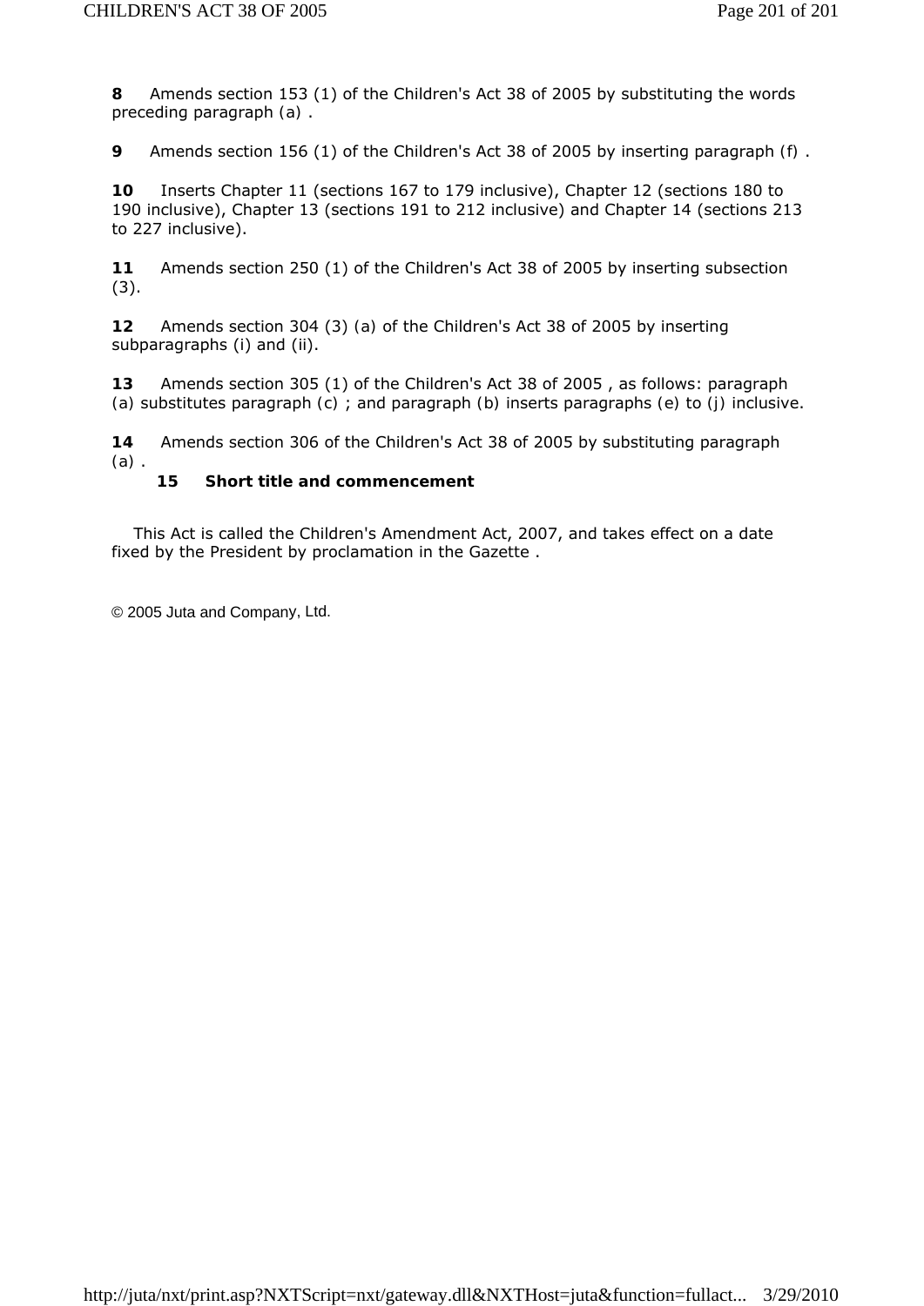**8** Amends section 153 (1) of the Children's Act 38 of 2005 by substituting the words preceding paragraph (a) .

**9** Amends section 156 (1) of the Children's Act 38 of 2005 by inserting paragraph (f) .

**10** Inserts Chapter 11 (sections 167 to 179 inclusive), Chapter 12 (sections 180 to 190 inclusive), Chapter 13 (sections 191 to 212 inclusive) and Chapter 14 (sections 213 to 227 inclusive).

**11** Amends section 250 (1) of the Children's Act 38 of 2005 by inserting subsection (3).

**12** Amends section 304 (3) (a) of the Children's Act 38 of 2005 by inserting subparagraphs (i) and (ii).

**13** Amends section 305 (1) of the Children's Act 38 of 2005 , as follows: paragraph (a) substitutes paragraph (c) ; and paragraph (b) inserts paragraphs (e) to (j) inclusive.

**14** Amends section 306 of the Children's Act 38 of 2005 by substituting paragraph (a) .

**15 Short title and commencement**

This Act is called the Children's Amendment Act, 2007, and takes effect on a date fixed by the President by proclamation in the Gazette .

© 2005 Juta and Company, Ltd.